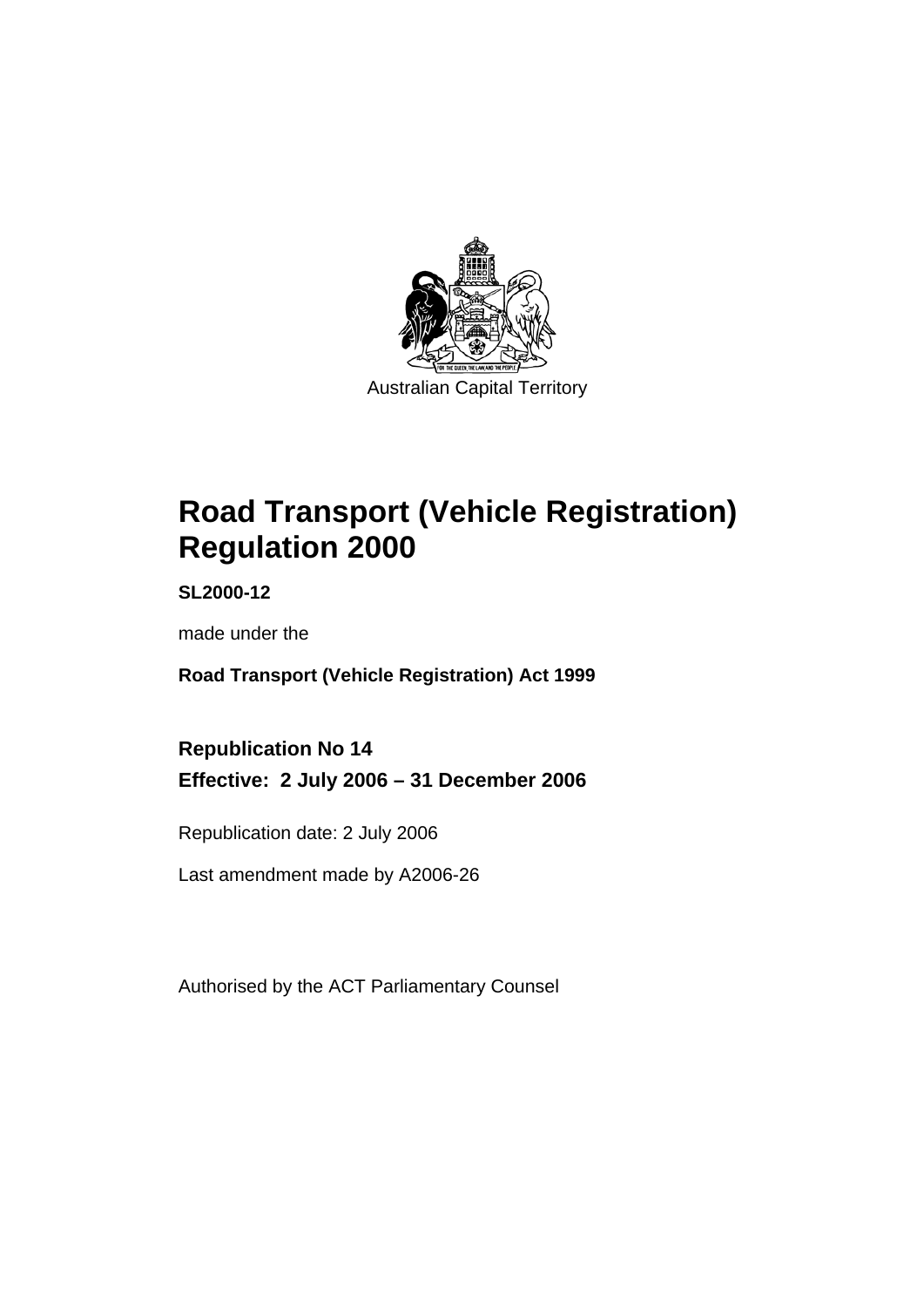Australian Capital Territory

# Road Transport (Vehicle Registration) Regulation 2000

**SL2000-12**

made under the

**Road Transport (Vehicle Registration) Act 1999**

## Republication No 14
## Effective: 2 July 2006 – 31 December 2006

Republication date: 2 July 2006

Last amendment made by A2006-26

Authorised by the ACT Parliamentary Counsel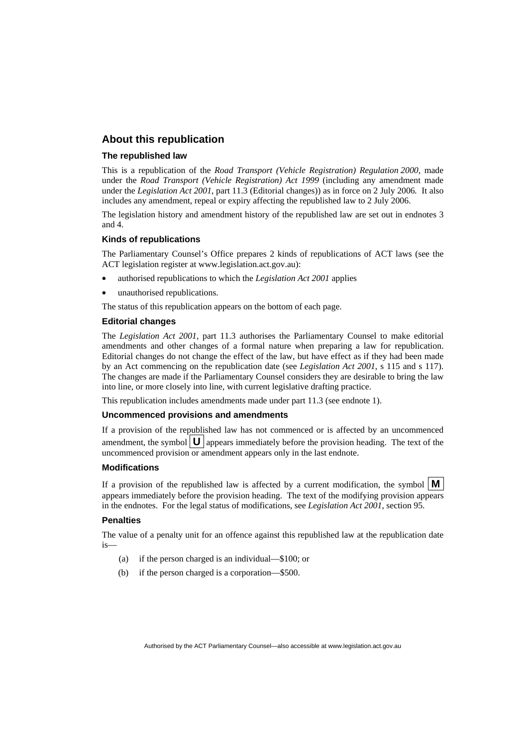## About this republication

### The republished law

This is a republication of the *Road Transport (Vehicle Registration) Regulation 2000*, made under the *Road Transport (Vehicle Registration) Act 1999* (including any amendment made under the *Legislation Act 2001*, part 11.3 (Editorial changes)) as in force on 2 July 2006*.* It also includes any amendment, repeal or expiry affecting the republished law to 2 July 2006.

The legislation history and amendment history of the republished law are set out in endnotes 3 and 4.

### Kinds of republications

The Parliamentary Counsel's Office prepares 2 kinds of republications of ACT laws (see the ACT legislation register at www.legislation.act.gov.au):

- authorised republications to which the *Legislation Act 2001* applies
- unauthorised republications.

The status of this republication appears on the bottom of each page.

### Editorial changes

The *Legislation Act 2001*, part 11.3 authorises the Parliamentary Counsel to make editorial amendments and other changes of a formal nature when preparing a law for republication. Editorial changes do not change the effect of the law, but have effect as if they had been made by an Act commencing on the republication date (see *Legislation Act 2001*, s 115 and s 117). The changes are made if the Parliamentary Counsel considers they are desirable to bring the law into line, or more closely into line, with current legislative drafting practice.

This republication includes amendments made under part 11.3 (see endnote 1).

### Uncommenced provisions and amendments

If a provision of the republished law has not commenced or is affected by an uncommenced amendment, the symbol **U** appears immediately before the provision heading. The text of the uncommenced provision or amendment appears only in the last endnote.

### Modifications

If a provision of the republished law is affected by a current modification, the symbol **M** appears immediately before the provision heading. The text of the modifying provision appears in the endnotes. For the legal status of modifications, see *Legislation Act 2001*, section 95.

### Penalties

The value of a penalty unit for an offence against this republished law at the republication date is—

(a) if the person charged is an individual—$100; or

(b) if the person charged is a corporation—$500.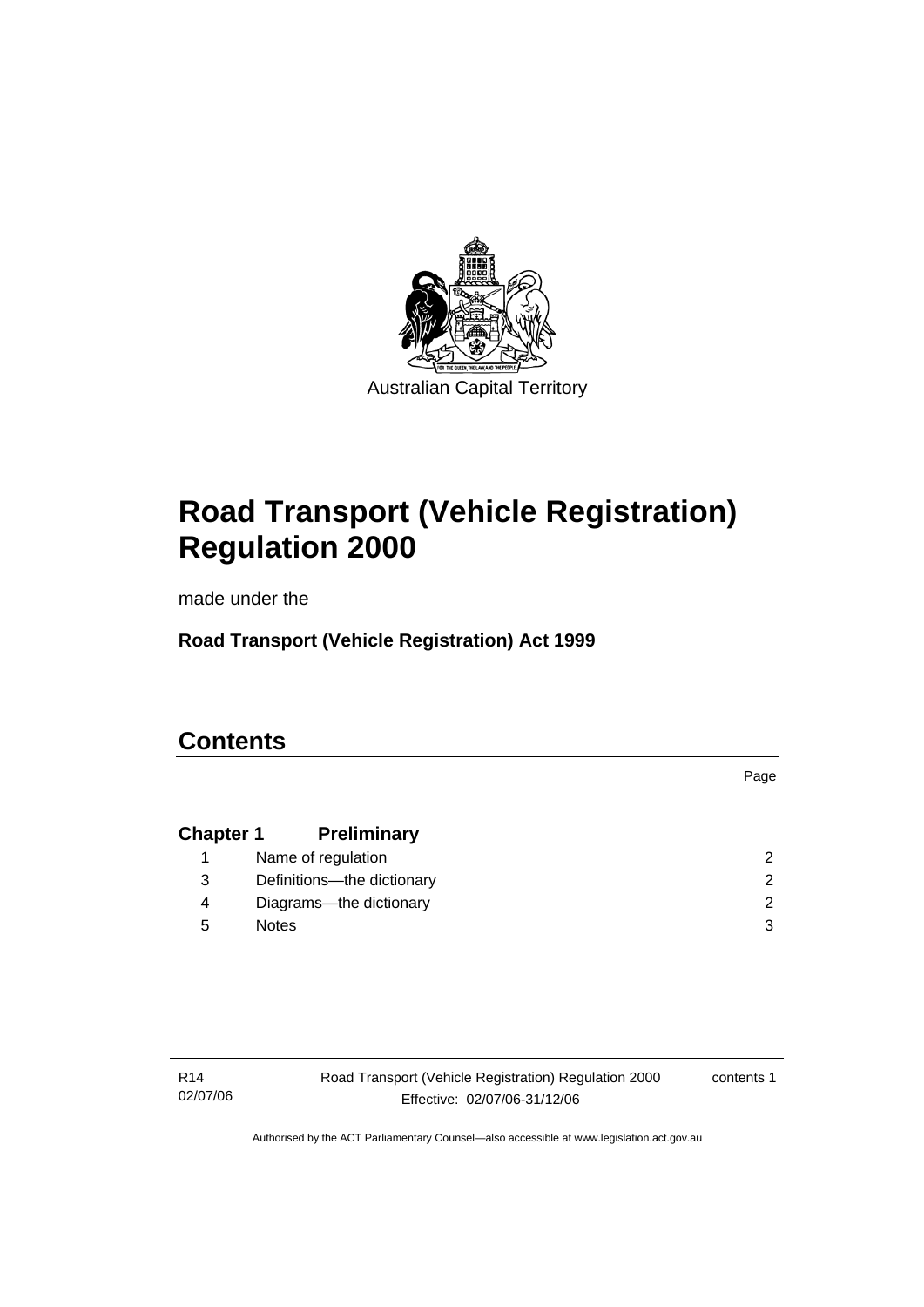Australian Capital Territory

# Road Transport (Vehicle Registration) Regulation 2000

made under the

**Road Transport (Vehicle Registration) Act 1999**

## Contents

| | | Page |
|---|---|---|
| **Chapter 1** | **Preliminary** | |
| 1 | Name of regulation | 2 |
| 3 | Definitions—the dictionary | 2 |
| 4 | Diagrams—the dictionary | 2 |
| 5 | Notes | 3 |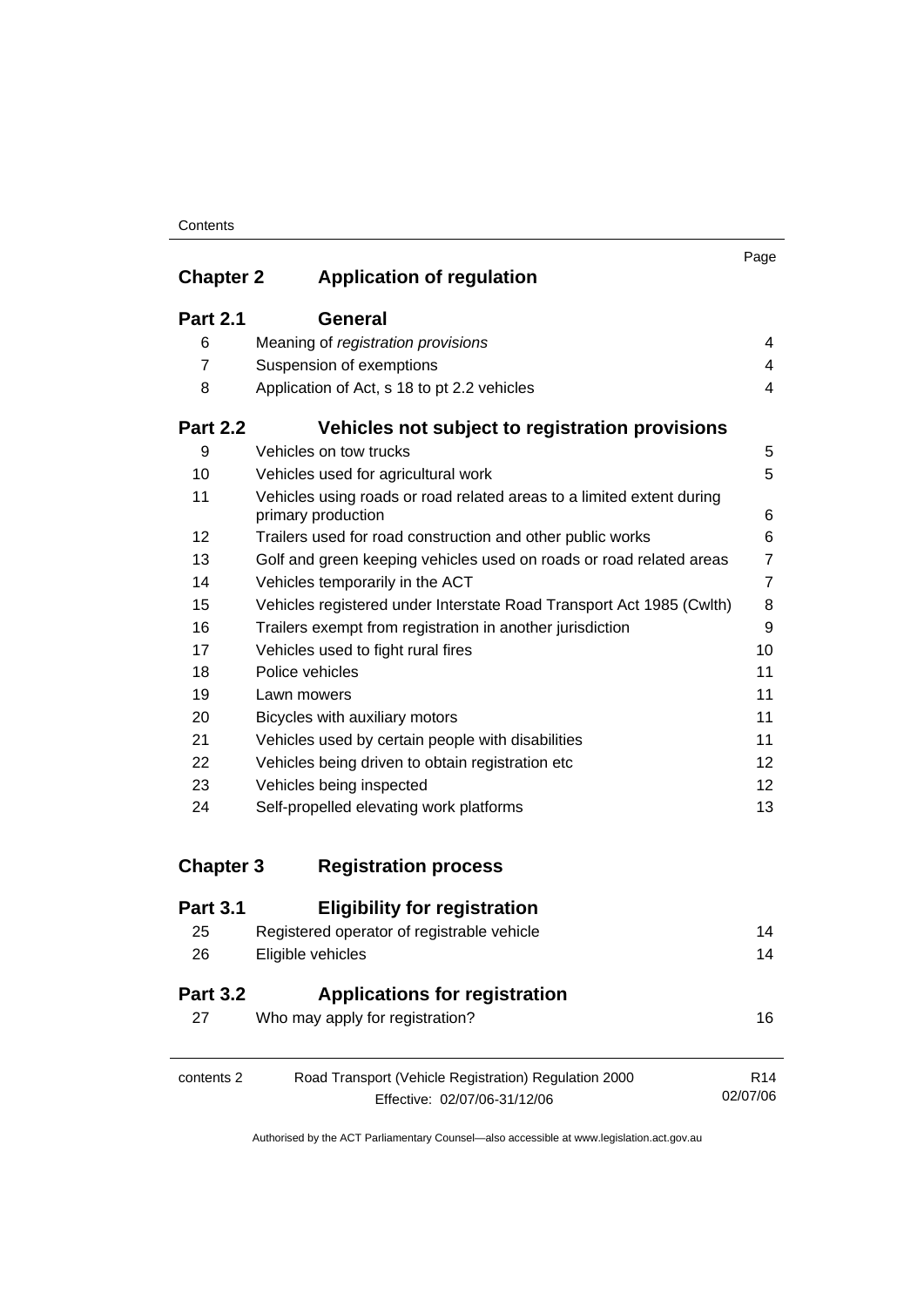| | | Page |
|---|---|---|
| **Chapter 2** | **Application of regulation** | |
| **Part 2.1** | **General** | |
| 6 | Meaning of *registration provisions* | 4 |
| 7 | Suspension of exemptions | 4 |
| 8 | Application of Act, s 18 to pt 2.2 vehicles | 4 |
| **Part 2.2** | **Vehicles not subject to registration provisions** | |
| 9 | Vehicles on tow trucks | 5 |
| 10 | Vehicles used for agricultural work | 5 |
| 11 | Vehicles using roads or road related areas to a limited extent during primary production | 6 |
| 12 | Trailers used for road construction and other public works | 6 |
| 13 | Golf and green keeping vehicles used on roads or road related areas | 7 |
| 14 | Vehicles temporarily in the ACT | 7 |
| 15 | Vehicles registered under Interstate Road Transport Act 1985 (Cwlth) | 8 |
| 16 | Trailers exempt from registration in another jurisdiction | 9 |
| 17 | Vehicles used to fight rural fires | 10 |
| 18 | Police vehicles | 11 |
| 19 | Lawn mowers | 11 |
| 20 | Bicycles with auxiliary motors | 11 |
| 21 | Vehicles used by certain people with disabilities | 11 |
| 22 | Vehicles being driven to obtain registration etc | 12 |
| 23 | Vehicles being inspected | 12 |
| 24 | Self-propelled elevating work platforms | 13 |
| **Chapter 3** | **Registration process** | |
| **Part 3.1** | **Eligibility for registration** | |
| 25 | Registered operator of registrable vehicle | 14 |
| 26 | Eligible vehicles | 14 |
| **Part 3.2** | **Applications for registration** | |
| 27 | Who may apply for registration? | 16 |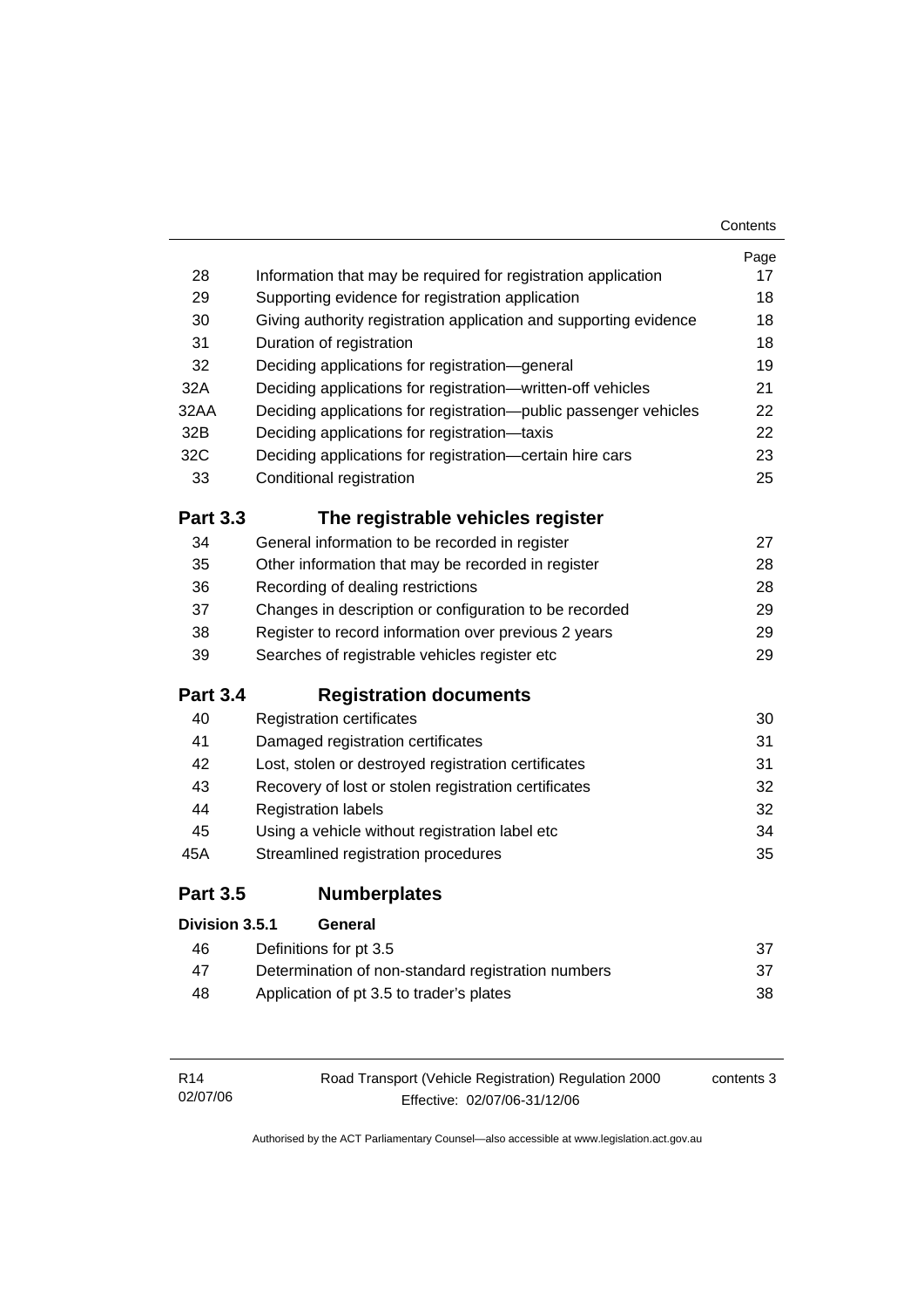| | | Page |
|---|---|---|
| 28 | Information that may be required for registration application | 17 |
| 29 | Supporting evidence for registration application | 18 |
| 30 | Giving authority registration application and supporting evidence | 18 |
| 31 | Duration of registration | 18 |
| 32 | Deciding applications for registration—general | 19 |
| 32A | Deciding applications for registration—written-off vehicles | 21 |
| 32AA | Deciding applications for registration—public passenger vehicles | 22 |
| 32B | Deciding applications for registration—taxis | 22 |
| 32C | Deciding applications for registration—certain hire cars | 23 |
| 33 | Conditional registration | 25 |

## Part 3.3 The registrable vehicles register

| | | |
|---|---|---|
| 34 | General information to be recorded in register | 27 |
| 35 | Other information that may be recorded in register | 28 |
| 36 | Recording of dealing restrictions | 28 |
| 37 | Changes in description or configuration to be recorded | 29 |
| 38 | Register to record information over previous 2 years | 29 |
| 39 | Searches of registrable vehicles register etc | 29 |

## Part 3.4 Registration documents

| | | |
|---|---|---|
| 40 | Registration certificates | 30 |
| 41 | Damaged registration certificates | 31 |
| 42 | Lost, stolen or destroyed registration certificates | 31 |
| 43 | Recovery of lost or stolen registration certificates | 32 |
| 44 | Registration labels | 32 |
| 45 | Using a vehicle without registration label etc | 34 |
| 45A | Streamlined registration procedures | 35 |

## Part 3.5 Numberplates

### Division 3.5.1 General

| | | |
|---|---|---|
| 46 | Definitions for pt 3.5 | 37 |
| 47 | Determination of non-standard registration numbers | 37 |
| 48 | Application of pt 3.5 to trader's plates | 38 |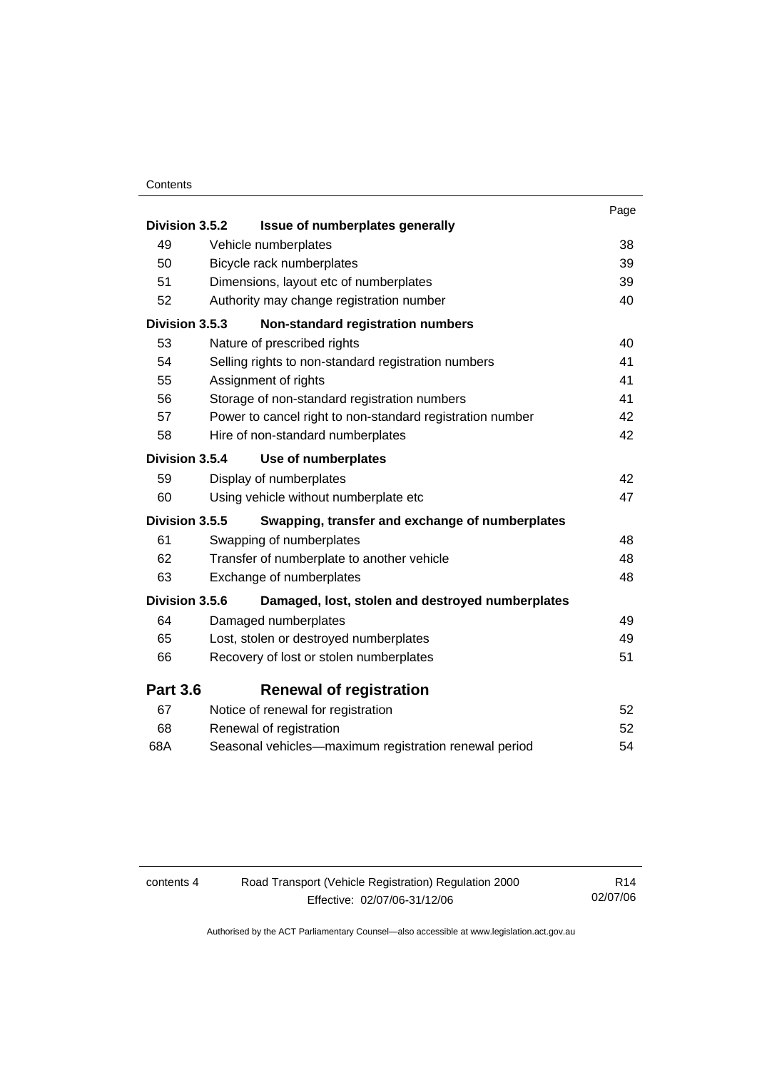| | | Page |
|---|---|---|
| **Division 3.5.2** | **Issue of numberplates generally** | |
| 49 | Vehicle numberplates | 38 |
| 50 | Bicycle rack numberplates | 39 |
| 51 | Dimensions, layout etc of numberplates | 39 |
| 52 | Authority may change registration number | 40 |
| **Division 3.5.3** | **Non-standard registration numbers** | |
| 53 | Nature of prescribed rights | 40 |
| 54 | Selling rights to non-standard registration numbers | 41 |
| 55 | Assignment of rights | 41 |
| 56 | Storage of non-standard registration numbers | 41 |
| 57 | Power to cancel right to non-standard registration number | 42 |
| 58 | Hire of non-standard numberplates | 42 |
| **Division 3.5.4** | **Use of numberplates** | |
| 59 | Display of numberplates | 42 |
| 60 | Using vehicle without numberplate etc | 47 |
| **Division 3.5.5** | **Swapping, transfer and exchange of numberplates** | |
| 61 | Swapping of numberplates | 48 |
| 62 | Transfer of numberplate to another vehicle | 48 |
| 63 | Exchange of numberplates | 48 |
| **Division 3.5.6** | **Damaged, lost, stolen and destroyed numberplates** | |
| 64 | Damaged numberplates | 49 |
| 65 | Lost, stolen or destroyed numberplates | 49 |
| 66 | Recovery of lost or stolen numberplates | 51 |
| **Part 3.6** | **Renewal of registration** | |
| 67 | Notice of renewal for registration | 52 |
| 68 | Renewal of registration | 52 |
| 68A | Seasonal vehicles—maximum registration renewal period | 54 |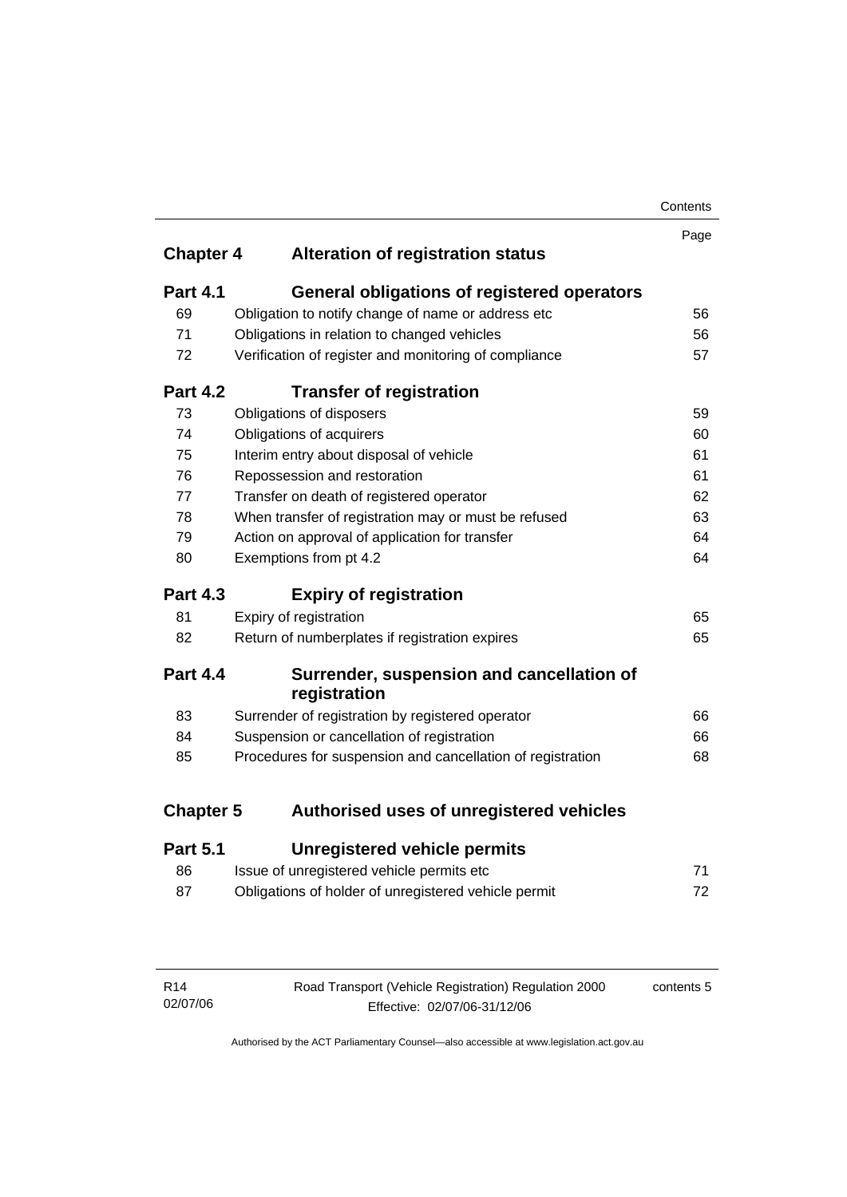| | | Page |
|---|---|---|
| **Chapter 4** | **Alteration of registration status** | |
| **Part 4.1** | **General obligations of registered operators** | |
| 69 | Obligation to notify change of name or address etc | 56 |
| 71 | Obligations in relation to changed vehicles | 56 |
| 72 | Verification of register and monitoring of compliance | 57 |
| **Part 4.2** | **Transfer of registration** | |
| 73 | Obligations of disposers | 59 |
| 74 | Obligations of acquirers | 60 |
| 75 | Interim entry about disposal of vehicle | 61 |
| 76 | Repossession and restoration | 61 |
| 77 | Transfer on death of registered operator | 62 |
| 78 | When transfer of registration may or must be refused | 63 |
| 79 | Action on approval of application for transfer | 64 |
| 80 | Exemptions from pt 4.2 | 64 |
| **Part 4.3** | **Expiry of registration** | |
| 81 | Expiry of registration | 65 |
| 82 | Return of numberplates if registration expires | 65 |
| **Part 4.4** | **Surrender, suspension and cancellation of registration** | |
| 83 | Surrender of registration by registered operator | 66 |
| 84 | Suspension or cancellation of registration | 66 |
| 85 | Procedures for suspension and cancellation of registration | 68 |
| **Chapter 5** | **Authorised uses of unregistered vehicles** | |
| **Part 5.1** | **Unregistered vehicle permits** | |
| 86 | Issue of unregistered vehicle permits etc | 71 |
| 87 | Obligations of holder of unregistered vehicle permit | 72 |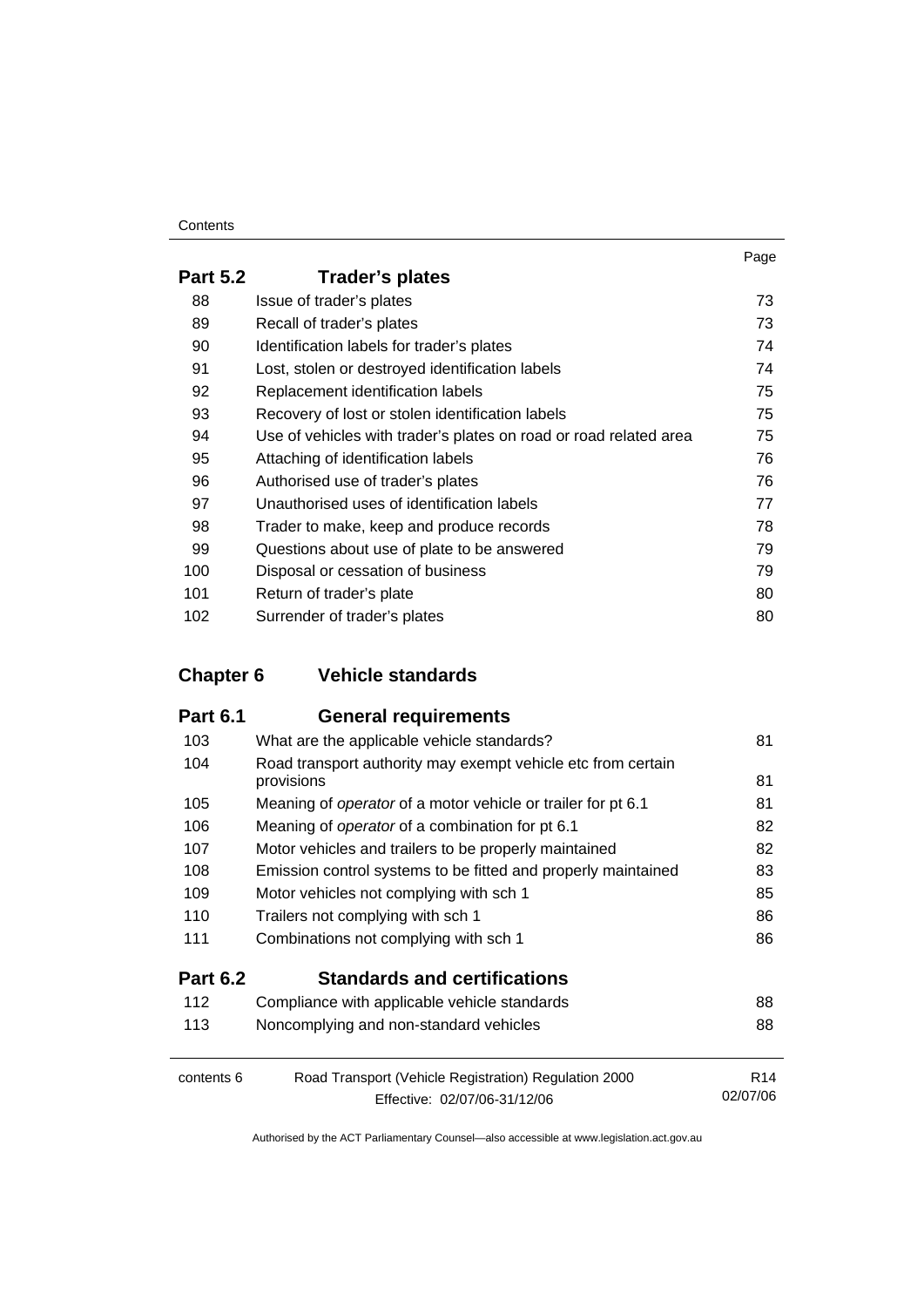| | | Page |
|---|---|---|
| **Part 5.2** | **Trader's plates** | |
| 88 | Issue of trader's plates | 73 |
| 89 | Recall of trader's plates | 73 |
| 90 | Identification labels for trader's plates | 74 |
| 91 | Lost, stolen or destroyed identification labels | 74 |
| 92 | Replacement identification labels | 75 |
| 93 | Recovery of lost or stolen identification labels | 75 |
| 94 | Use of vehicles with trader's plates on road or road related area | 75 |
| 95 | Attaching of identification labels | 76 |
| 96 | Authorised use of trader's plates | 76 |
| 97 | Unauthorised uses of identification labels | 77 |
| 98 | Trader to make, keep and produce records | 78 |
| 99 | Questions about use of plate to be answered | 79 |
| 100 | Disposal or cessation of business | 79 |
| 101 | Return of trader's plate | 80 |
| 102 | Surrender of trader's plates | 80 |
| **Chapter 6** | **Vehicle standards** | |
| **Part 6.1** | **General requirements** | |
| 103 | What are the applicable vehicle standards? | 81 |
| 104 | Road transport authority may exempt vehicle etc from certain provisions | 81 |
| 105 | Meaning of *operator* of a motor vehicle or trailer for pt 6.1 | 81 |
| 106 | Meaning of *operator* of a combination for pt 6.1 | 82 |
| 107 | Motor vehicles and trailers to be properly maintained | 82 |
| 108 | Emission control systems to be fitted and properly maintained | 83 |
| 109 | Motor vehicles not complying with sch 1 | 85 |
| 110 | Trailers not complying with sch 1 | 86 |
| 111 | Combinations not complying with sch 1 | 86 |
| **Part 6.2** | **Standards and certifications** | |
| 112 | Compliance with applicable vehicle standards | 88 |
| 113 | Noncomplying and non-standard vehicles | 88 |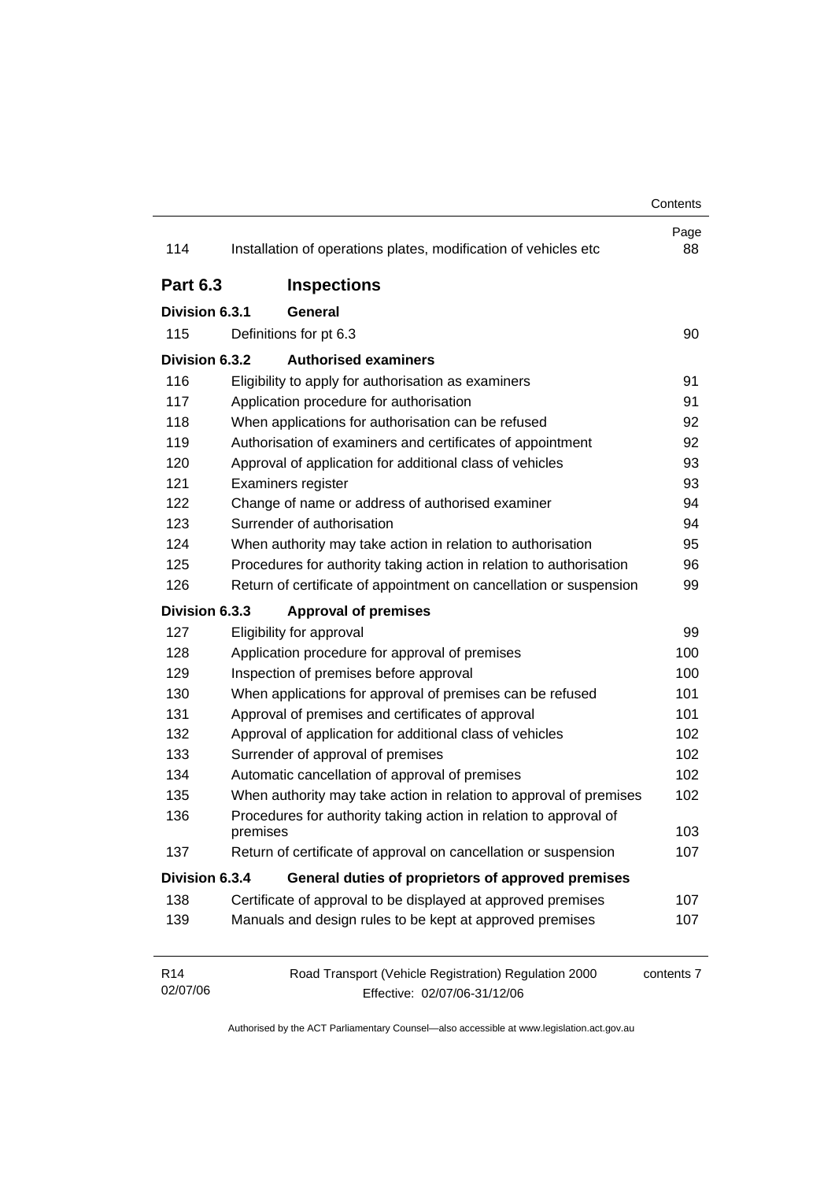| | | Page |
|---|---|---|
| 114 | Installation of operations plates, modification of vehicles etc | 88 |
| **Part 6.3** | **Inspections** | |
| **Division 6.3.1** | **General** | |
| 115 | Definitions for pt 6.3 | 90 |
| **Division 6.3.2** | **Authorised examiners** | |
| 116 | Eligibility to apply for authorisation as examiners | 91 |
| 117 | Application procedure for authorisation | 91 |
| 118 | When applications for authorisation can be refused | 92 |
| 119 | Authorisation of examiners and certificates of appointment | 92 |
| 120 | Approval of application for additional class of vehicles | 93 |
| 121 | Examiners register | 93 |
| 122 | Change of name or address of authorised examiner | 94 |
| 123 | Surrender of authorisation | 94 |
| 124 | When authority may take action in relation to authorisation | 95 |
| 125 | Procedures for authority taking action in relation to authorisation | 96 |
| 126 | Return of certificate of appointment on cancellation or suspension | 99 |
| **Division 6.3.3** | **Approval of premises** | |
| 127 | Eligibility for approval | 99 |
| 128 | Application procedure for approval of premises | 100 |
| 129 | Inspection of premises before approval | 100 |
| 130 | When applications for approval of premises can be refused | 101 |
| 131 | Approval of premises and certificates of approval | 101 |
| 132 | Approval of application for additional class of vehicles | 102 |
| 133 | Surrender of approval of premises | 102 |
| 134 | Automatic cancellation of approval of premises | 102 |
| 135 | When authority may take action in relation to approval of premises | 102 |
| 136 | Procedures for authority taking action in relation to approval of premises | 103 |
| 137 | Return of certificate of approval on cancellation or suspension | 107 |
| **Division 6.3.4** | **General duties of proprietors of approved premises** | |
| 138 | Certificate of approval to be displayed at approved premises | 107 |
| 139 | Manuals and design rules to be kept at approved premises | 107 |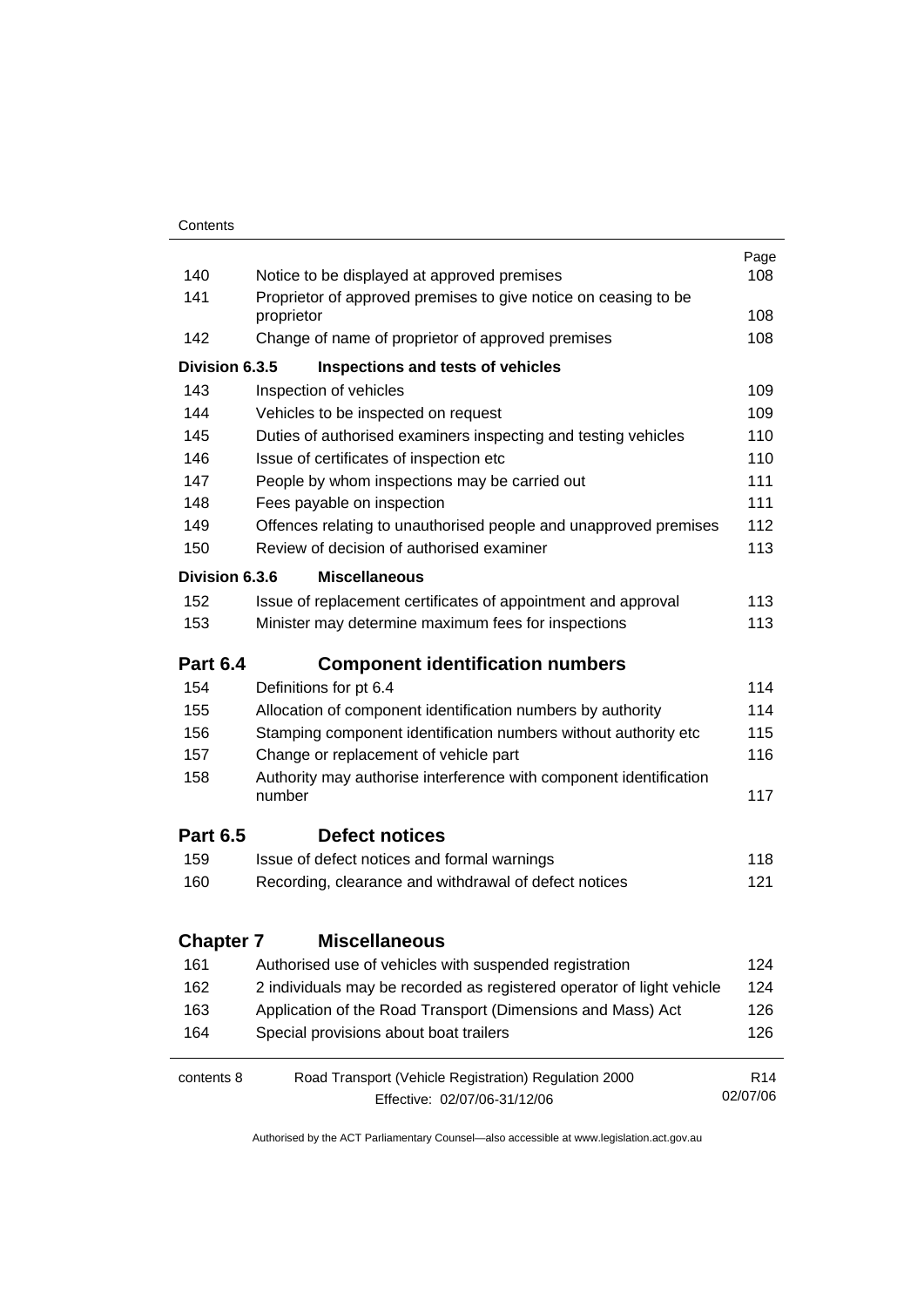| | | Page |
|---|---|---|
| 140 | Notice to be displayed at approved premises | 108 |
| 141 | Proprietor of approved premises to give notice on ceasing to be proprietor | 108 |
| 142 | Change of name of proprietor of approved premises | 108 |
| **Division 6.3.5** | **Inspections and tests of vehicles** | |
| 143 | Inspection of vehicles | 109 |
| 144 | Vehicles to be inspected on request | 109 |
| 145 | Duties of authorised examiners inspecting and testing vehicles | 110 |
| 146 | Issue of certificates of inspection etc | 110 |
| 147 | People by whom inspections may be carried out | 111 |
| 148 | Fees payable on inspection | 111 |
| 149 | Offences relating to unauthorised people and unapproved premises | 112 |
| 150 | Review of decision of authorised examiner | 113 |
| **Division 6.3.6** | **Miscellaneous** | |
| 152 | Issue of replacement certificates of appointment and approval | 113 |
| 153 | Minister may determine maximum fees for inspections | 113 |
| **Part 6.4** | **Component identification numbers** | |
| 154 | Definitions for pt 6.4 | 114 |
| 155 | Allocation of component identification numbers by authority | 114 |
| 156 | Stamping component identification numbers without authority etc | 115 |
| 157 | Change or replacement of vehicle part | 116 |
| 158 | Authority may authorise interference with component identification number | 117 |
| **Part 6.5** | **Defect notices** | |
| 159 | Issue of defect notices and formal warnings | 118 |
| 160 | Recording, clearance and withdrawal of defect notices | 121 |
| **Chapter 7** | **Miscellaneous** | |
| 161 | Authorised use of vehicles with suspended registration | 124 |
| 162 | 2 individuals may be recorded as registered operator of light vehicle | 124 |
| 163 | Application of the Road Transport (Dimensions and Mass) Act | 126 |
| 164 | Special provisions about boat trailers | 126 |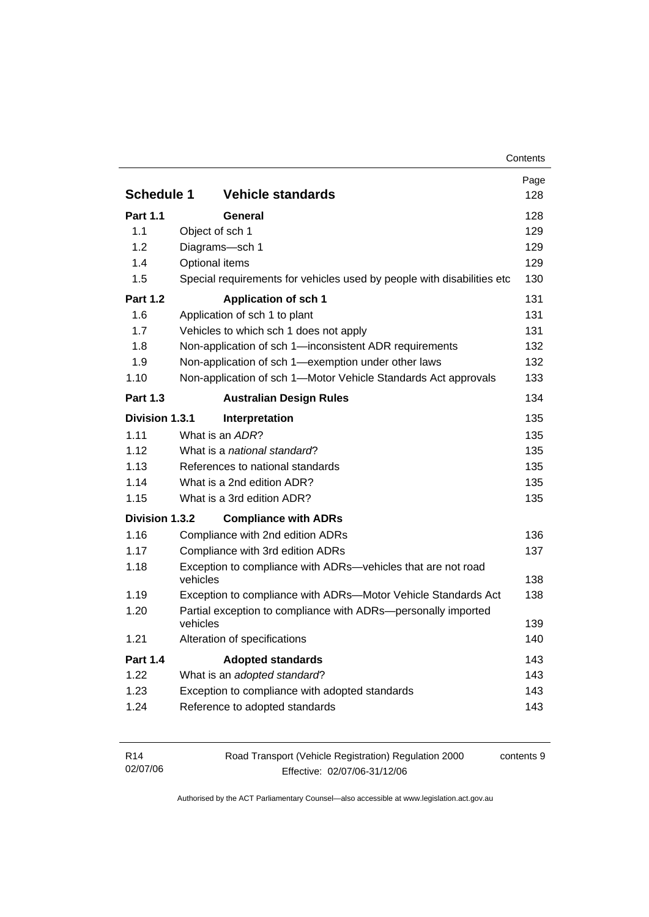| | | Page |
|---|---|---|
| **Schedule 1** | **Vehicle standards** | 128 |
| **Part 1.1** | **General** | 128 |
| 1.1 | Object of sch 1 | 129 |
| 1.2 | Diagrams—sch 1 | 129 |
| 1.4 | Optional items | 129 |
| 1.5 | Special requirements for vehicles used by people with disabilities etc | 130 |
| **Part 1.2** | **Application of sch 1** | 131 |
| 1.6 | Application of sch 1 to plant | 131 |
| 1.7 | Vehicles to which sch 1 does not apply | 131 |
| 1.8 | Non-application of sch 1—inconsistent ADR requirements | 132 |
| 1.9 | Non-application of sch 1—exemption under other laws | 132 |
| 1.10 | Non-application of sch 1—Motor Vehicle Standards Act approvals | 133 |
| **Part 1.3** | **Australian Design Rules** | 134 |
| **Division 1.3.1** | **Interpretation** | 135 |
| 1.11 | What is an *ADR*? | 135 |
| 1.12 | What is a *national standard*? | 135 |
| 1.13 | References to national standards | 135 |
| 1.14 | What is a 2nd edition ADR? | 135 |
| 1.15 | What is a 3rd edition ADR? | 135 |
| **Division 1.3.2** | **Compliance with ADRs** | |
| 1.16 | Compliance with 2nd edition ADRs | 136 |
| 1.17 | Compliance with 3rd edition ADRs | 137 |
| 1.18 | Exception to compliance with ADRs—vehicles that are not road vehicles | 138 |
| 1.19 | Exception to compliance with ADRs—Motor Vehicle Standards Act | 138 |
| 1.20 | Partial exception to compliance with ADRs—personally imported vehicles | 139 |
| 1.21 | Alteration of specifications | 140 |
| **Part 1.4** | **Adopted standards** | 143 |
| 1.22 | What is an *adopted standard*? | 143 |
| 1.23 | Exception to compliance with adopted standards | 143 |
| 1.24 | Reference to adopted standards | 143 |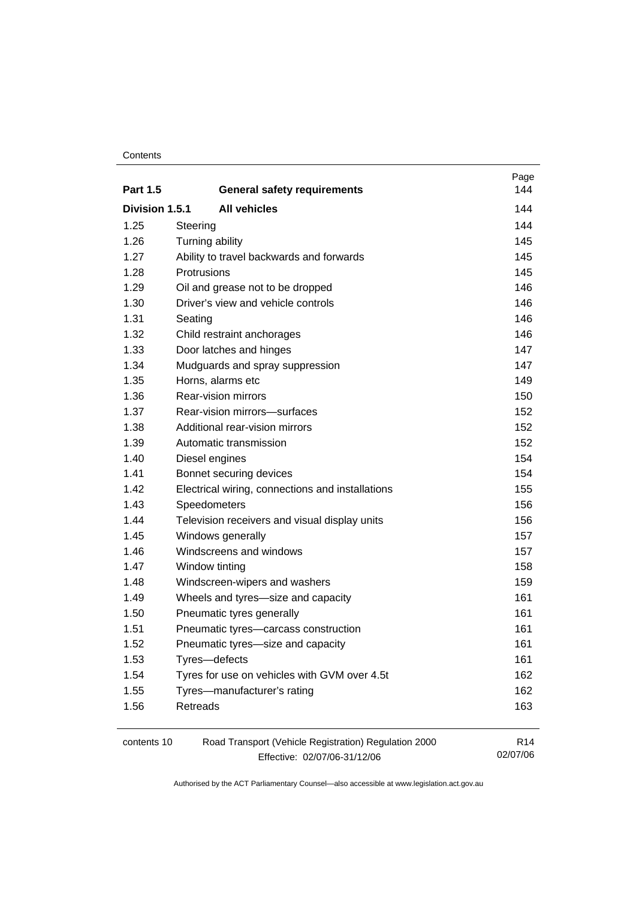| | | Page |
|---|---|---|
| **Part 1.5** | **General safety requirements** | 144 |
| **Division 1.5.1** | **All vehicles** | 144 |
| 1.25 | Steering | 144 |
| 1.26 | Turning ability | 145 |
| 1.27 | Ability to travel backwards and forwards | 145 |
| 1.28 | Protrusions | 145 |
| 1.29 | Oil and grease not to be dropped | 146 |
| 1.30 | Driver's view and vehicle controls | 146 |
| 1.31 | Seating | 146 |
| 1.32 | Child restraint anchorages | 146 |
| 1.33 | Door latches and hinges | 147 |
| 1.34 | Mudguards and spray suppression | 147 |
| 1.35 | Horns, alarms etc | 149 |
| 1.36 | Rear-vision mirrors | 150 |
| 1.37 | Rear-vision mirrors—surfaces | 152 |
| 1.38 | Additional rear-vision mirrors | 152 |
| 1.39 | Automatic transmission | 152 |
| 1.40 | Diesel engines | 154 |
| 1.41 | Bonnet securing devices | 154 |
| 1.42 | Electrical wiring, connections and installations | 155 |
| 1.43 | Speedometers | 156 |
| 1.44 | Television receivers and visual display units | 156 |
| 1.45 | Windows generally | 157 |
| 1.46 | Windscreens and windows | 157 |
| 1.47 | Window tinting | 158 |
| 1.48 | Windscreen-wipers and washers | 159 |
| 1.49 | Wheels and tyres—size and capacity | 161 |
| 1.50 | Pneumatic tyres generally | 161 |
| 1.51 | Pneumatic tyres—carcass construction | 161 |
| 1.52 | Pneumatic tyres—size and capacity | 161 |
| 1.53 | Tyres—defects | 161 |
| 1.54 | Tyres for use on vehicles with GVM over 4.5t | 162 |
| 1.55 | Tyres—manufacturer's rating | 162 |
| 1.56 | Retreads | 163 |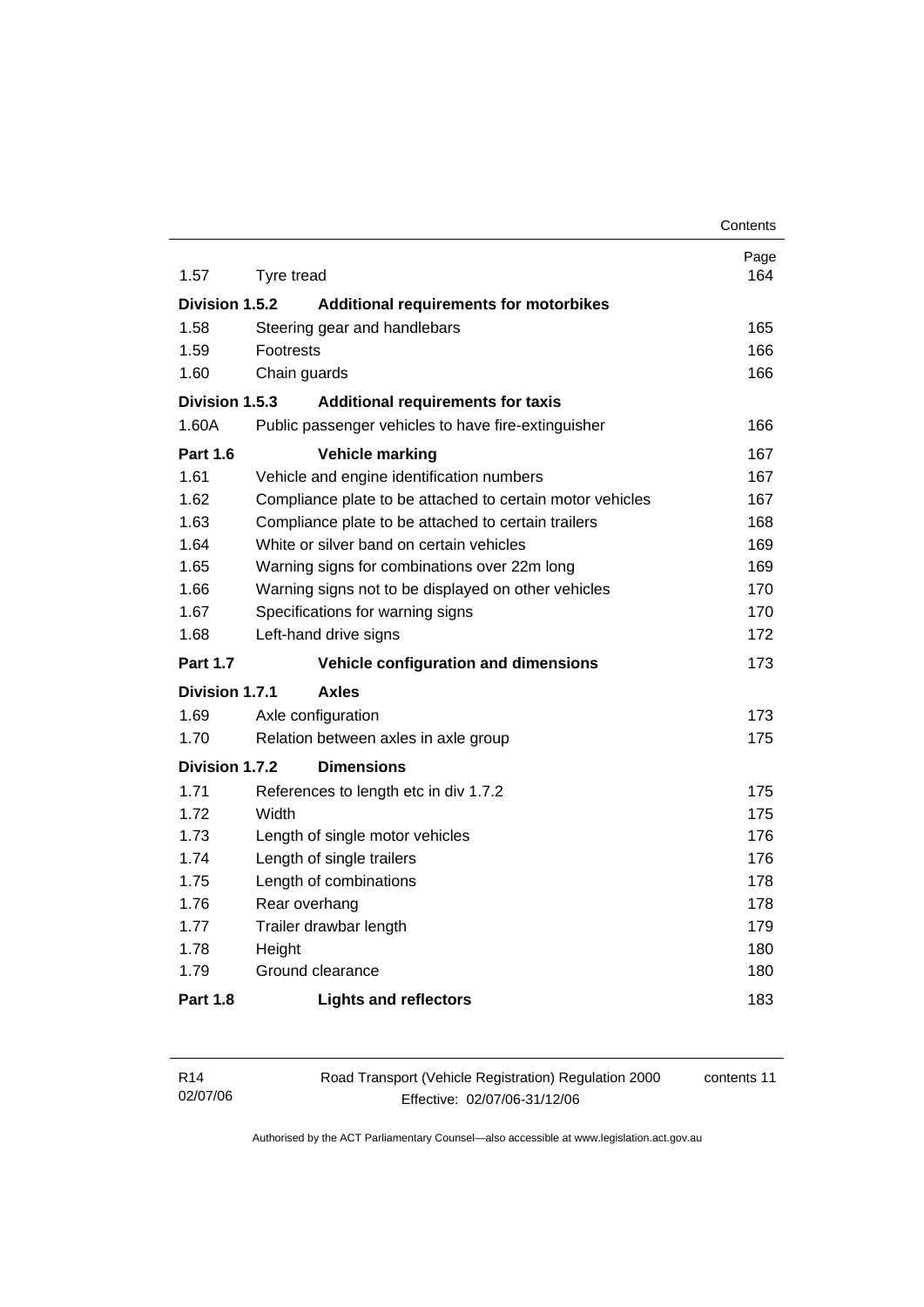| | | Page |
|---|---|---|
| 1.57 | Tyre tread | 164 |
| **Division 1.5.2** | **Additional requirements for motorbikes** | |
| 1.58 | Steering gear and handlebars | 165 |
| 1.59 | Footrests | 166 |
| 1.60 | Chain guards | 166 |
| **Division 1.5.3** | **Additional requirements for taxis** | |
| 1.60A | Public passenger vehicles to have fire-extinguisher | 166 |
| **Part 1.6** | **Vehicle marking** | 167 |
| 1.61 | Vehicle and engine identification numbers | 167 |
| 1.62 | Compliance plate to be attached to certain motor vehicles | 167 |
| 1.63 | Compliance plate to be attached to certain trailers | 168 |
| 1.64 | White or silver band on certain vehicles | 169 |
| 1.65 | Warning signs for combinations over 22m long | 169 |
| 1.66 | Warning signs not to be displayed on other vehicles | 170 |
| 1.67 | Specifications for warning signs | 170 |
| 1.68 | Left-hand drive signs | 172 |
| **Part 1.7** | **Vehicle configuration and dimensions** | 173 |
| **Division 1.7.1** | **Axles** | |
| 1.69 | Axle configuration | 173 |
| 1.70 | Relation between axles in axle group | 175 |
| **Division 1.7.2** | **Dimensions** | |
| 1.71 | References to length etc in div 1.7.2 | 175 |
| 1.72 | Width | 175 |
| 1.73 | Length of single motor vehicles | 176 |
| 1.74 | Length of single trailers | 176 |
| 1.75 | Length of combinations | 178 |
| 1.76 | Rear overhang | 178 |
| 1.77 | Trailer drawbar length | 179 |
| 1.78 | Height | 180 |
| 1.79 | Ground clearance | 180 |
| **Part 1.8** | **Lights and reflectors** | 183 |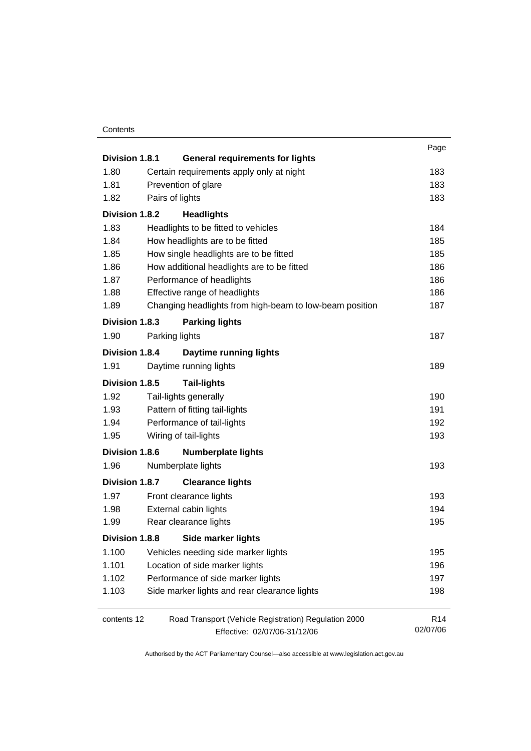| | | Page |
|---|---|---|
| **Division 1.8.1** | **General requirements for lights** | |
| 1.80 | Certain requirements apply only at night | 183 |
| 1.81 | Prevention of glare | 183 |
| 1.82 | Pairs of lights | 183 |
| **Division 1.8.2** | **Headlights** | |
| 1.83 | Headlights to be fitted to vehicles | 184 |
| 1.84 | How headlights are to be fitted | 185 |
| 1.85 | How single headlights are to be fitted | 185 |
| 1.86 | How additional headlights are to be fitted | 186 |
| 1.87 | Performance of headlights | 186 |
| 1.88 | Effective range of headlights | 186 |
| 1.89 | Changing headlights from high-beam to low-beam position | 187 |
| **Division 1.8.3** | **Parking lights** | |
| 1.90 | Parking lights | 187 |
| **Division 1.8.4** | **Daytime running lights** | |
| 1.91 | Daytime running lights | 189 |
| **Division 1.8.5** | **Tail-lights** | |
| 1.92 | Tail-lights generally | 190 |
| 1.93 | Pattern of fitting tail-lights | 191 |
| 1.94 | Performance of tail-lights | 192 |
| 1.95 | Wiring of tail-lights | 193 |
| **Division 1.8.6** | **Numberplate lights** | |
| 1.96 | Numberplate lights | 193 |
| **Division 1.8.7** | **Clearance lights** | |
| 1.97 | Front clearance lights | 193 |
| 1.98 | External cabin lights | 194 |
| 1.99 | Rear clearance lights | 195 |
| **Division 1.8.8** | **Side marker lights** | |
| 1.100 | Vehicles needing side marker lights | 195 |
| 1.101 | Location of side marker lights | 196 |
| 1.102 | Performance of side marker lights | 197 |
| 1.103 | Side marker lights and rear clearance lights | 198 |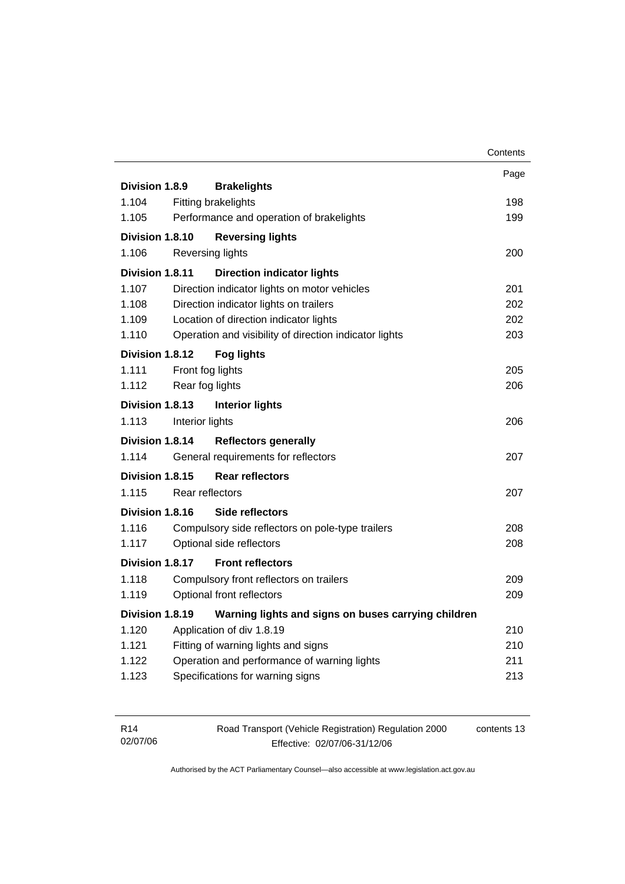| | | Page |
|---|---|---|
| **Division 1.8.9** | **Brakelights** | |
| 1.104 | Fitting brakelights | 198 |
| 1.105 | Performance and operation of brakelights | 199 |
| **Division 1.8.10** | **Reversing lights** | |
| 1.106 | Reversing lights | 200 |
| **Division 1.8.11** | **Direction indicator lights** | |
| 1.107 | Direction indicator lights on motor vehicles | 201 |
| 1.108 | Direction indicator lights on trailers | 202 |
| 1.109 | Location of direction indicator lights | 202 |
| 1.110 | Operation and visibility of direction indicator lights | 203 |
| **Division 1.8.12** | **Fog lights** | |
| 1.111 | Front fog lights | 205 |
| 1.112 | Rear fog lights | 206 |
| **Division 1.8.13** | **Interior lights** | |
| 1.113 | Interior lights | 206 |
| **Division 1.8.14** | **Reflectors generally** | |
| 1.114 | General requirements for reflectors | 207 |
| **Division 1.8.15** | **Rear reflectors** | |
| 1.115 | Rear reflectors | 207 |
| **Division 1.8.16** | **Side reflectors** | |
| 1.116 | Compulsory side reflectors on pole-type trailers | 208 |
| 1.117 | Optional side reflectors | 208 |
| **Division 1.8.17** | **Front reflectors** | |
| 1.118 | Compulsory front reflectors on trailers | 209 |
| 1.119 | Optional front reflectors | 209 |
| **Division 1.8.19** | **Warning lights and signs on buses carrying children** | |
| 1.120 | Application of div 1.8.19 | 210 |
| 1.121 | Fitting of warning lights and signs | 210 |
| 1.122 | Operation and performance of warning lights | 211 |
| 1.123 | Specifications for warning signs | 213 |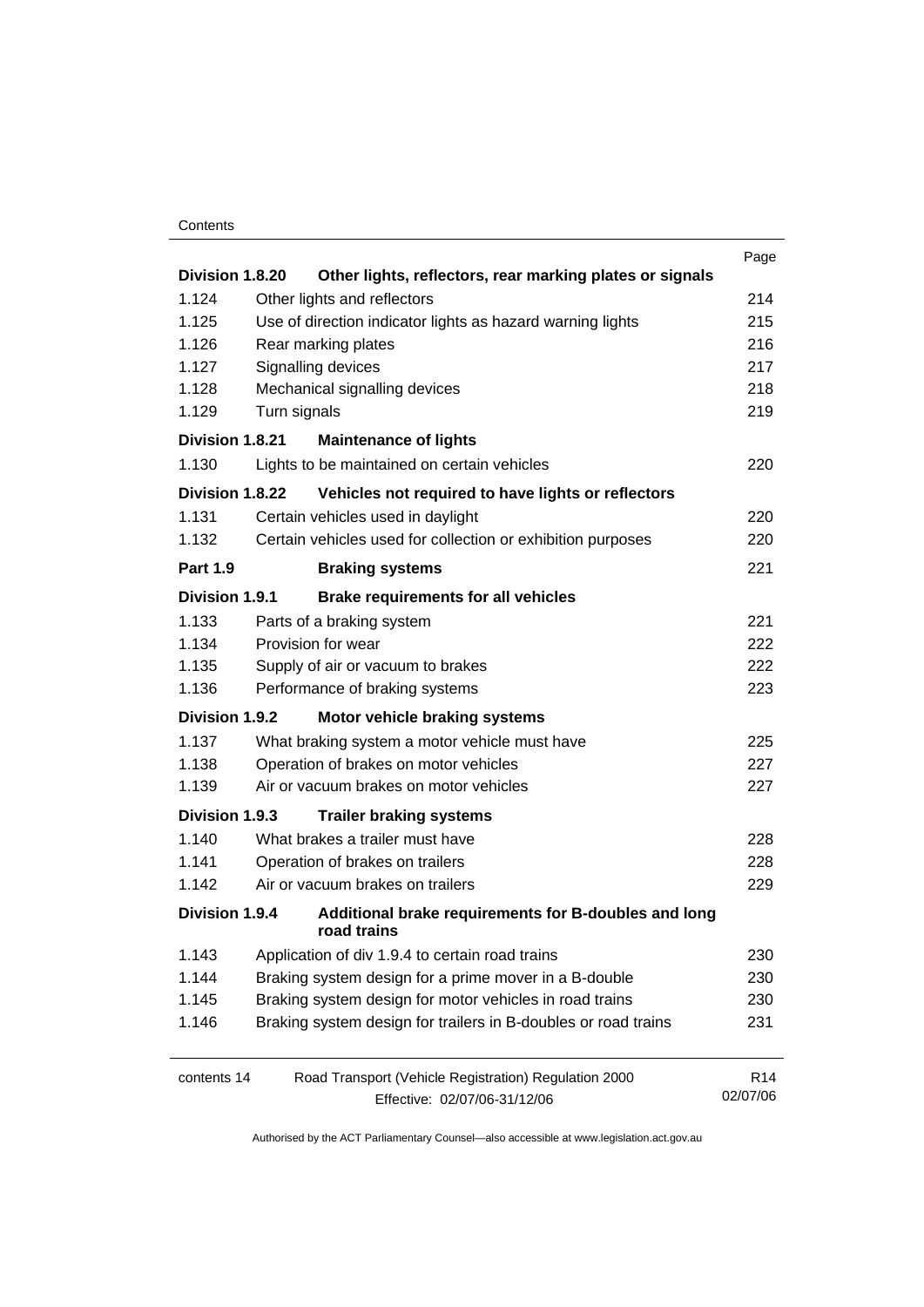| | | Page |
|---|---|---|
| **Division 1.8.20** | **Other lights, reflectors, rear marking plates or signals** | |
| 1.124 | Other lights and reflectors | 214 |
| 1.125 | Use of direction indicator lights as hazard warning lights | 215 |
| 1.126 | Rear marking plates | 216 |
| 1.127 | Signalling devices | 217 |
| 1.128 | Mechanical signalling devices | 218 |
| 1.129 | Turn signals | 219 |
| **Division 1.8.21** | **Maintenance of lights** | |
| 1.130 | Lights to be maintained on certain vehicles | 220 |
| **Division 1.8.22** | **Vehicles not required to have lights or reflectors** | |
| 1.131 | Certain vehicles used in daylight | 220 |
| 1.132 | Certain vehicles used for collection or exhibition purposes | 220 |
| **Part 1.9** | **Braking systems** | 221 |
| **Division 1.9.1** | **Brake requirements for all vehicles** | |
| 1.133 | Parts of a braking system | 221 |
| 1.134 | Provision for wear | 222 |
| 1.135 | Supply of air or vacuum to brakes | 222 |
| 1.136 | Performance of braking systems | 223 |
| **Division 1.9.2** | **Motor vehicle braking systems** | |
| 1.137 | What braking system a motor vehicle must have | 225 |
| 1.138 | Operation of brakes on motor vehicles | 227 |
| 1.139 | Air or vacuum brakes on motor vehicles | 227 |
| **Division 1.9.3** | **Trailer braking systems** | |
| 1.140 | What brakes a trailer must have | 228 |
| 1.141 | Operation of brakes on trailers | 228 |
| 1.142 | Air or vacuum brakes on trailers | 229 |
| **Division 1.9.4** | **Additional brake requirements for B-doubles and long road trains** | |
| 1.143 | Application of div 1.9.4 to certain road trains | 230 |
| 1.144 | Braking system design for a prime mover in a B-double | 230 |
| 1.145 | Braking system design for motor vehicles in road trains | 230 |
| 1.146 | Braking system design for trailers in B-doubles or road trains | 231 |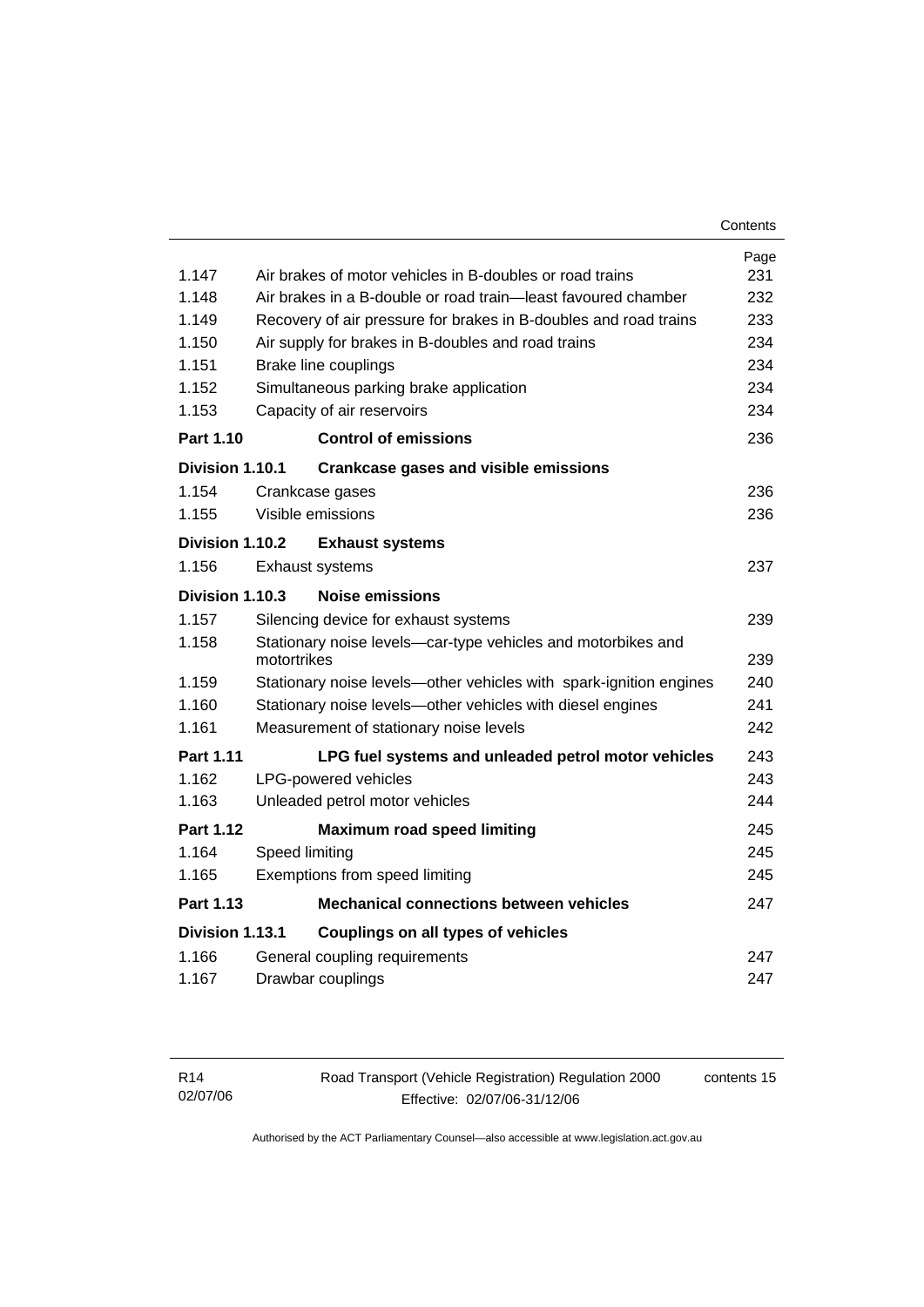| | | Page |
|---|---|---|
| 1.147 | Air brakes of motor vehicles in B-doubles or road trains | 231 |
| 1.148 | Air brakes in a B-double or road train—least favoured chamber | 232 |
| 1.149 | Recovery of air pressure for brakes in B-doubles and road trains | 233 |
| 1.150 | Air supply for brakes in B-doubles and road trains | 234 |
| 1.151 | Brake line couplings | 234 |
| 1.152 | Simultaneous parking brake application | 234 |
| 1.153 | Capacity of air reservoirs | 234 |
| **Part 1.10** | **Control of emissions** | 236 |
| **Division 1.10.1** | **Crankcase gases and visible emissions** | |
| 1.154 | Crankcase gases | 236 |
| 1.155 | Visible emissions | 236 |
| **Division 1.10.2** | **Exhaust systems** | |
| 1.156 | Exhaust systems | 237 |
| **Division 1.10.3** | **Noise emissions** | |
| 1.157 | Silencing device for exhaust systems | 239 |
| 1.158 | Stationary noise levels—car-type vehicles and motorbikes and motortrikes | 239 |
| 1.159 | Stationary noise levels—other vehicles with spark-ignition engines | 240 |
| 1.160 | Stationary noise levels—other vehicles with diesel engines | 241 |
| 1.161 | Measurement of stationary noise levels | 242 |
| **Part 1.11** | **LPG fuel systems and unleaded petrol motor vehicles** | 243 |
| 1.162 | LPG-powered vehicles | 243 |
| 1.163 | Unleaded petrol motor vehicles | 244 |
| **Part 1.12** | **Maximum road speed limiting** | 245 |
| 1.164 | Speed limiting | 245 |
| 1.165 | Exemptions from speed limiting | 245 |
| **Part 1.13** | **Mechanical connections between vehicles** | 247 |
| **Division 1.13.1** | **Couplings on all types of vehicles** | |
| 1.166 | General coupling requirements | 247 |
| 1.167 | Drawbar couplings | 247 |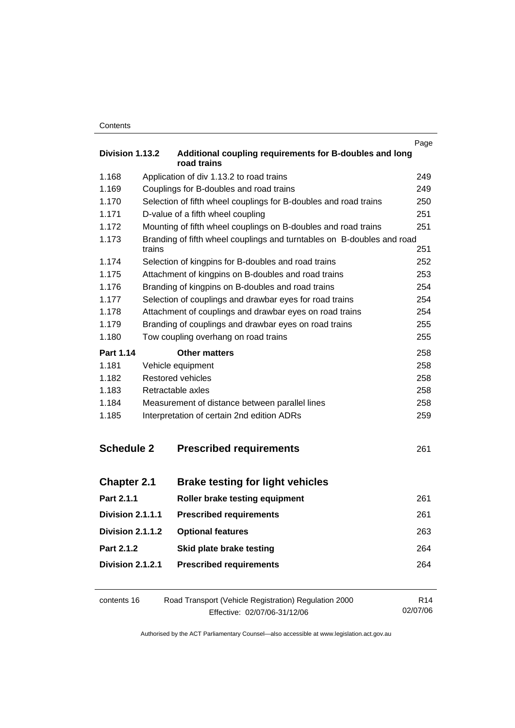| | | Page |
|---|---|---|
| **Division 1.13.2** | **Additional coupling requirements for B-doubles and long road trains** | |
| 1.168 | Application of div 1.13.2 to road trains | 249 |
| 1.169 | Couplings for B-doubles and road trains | 249 |
| 1.170 | Selection of fifth wheel couplings for B-doubles and road trains | 250 |
| 1.171 | D-value of a fifth wheel coupling | 251 |
| 1.172 | Mounting of fifth wheel couplings on B-doubles and road trains | 251 |
| 1.173 | Branding of fifth wheel couplings and turntables on B-doubles and road trains | 251 |
| 1.174 | Selection of kingpins for B-doubles and road trains | 252 |
| 1.175 | Attachment of kingpins on B-doubles and road trains | 253 |
| 1.176 | Branding of kingpins on B-doubles and road trains | 254 |
| 1.177 | Selection of couplings and drawbar eyes for road trains | 254 |
| 1.178 | Attachment of couplings and drawbar eyes on road trains | 254 |
| 1.179 | Branding of couplings and drawbar eyes on road trains | 255 |
| 1.180 | Tow coupling overhang on road trains | 255 |
| **Part 1.14** | **Other matters** | 258 |
| 1.181 | Vehicle equipment | 258 |
| 1.182 | Restored vehicles | 258 |
| 1.183 | Retractable axles | 258 |
| 1.184 | Measurement of distance between parallel lines | 258 |
| 1.185 | Interpretation of certain 2nd edition ADRs | 259 |
| **Schedule 2** | **Prescribed requirements** | 261 |
| **Chapter 2.1** | **Brake testing for light vehicles** | |
| **Part 2.1.1** | **Roller brake testing equipment** | 261 |
| **Division 2.1.1.1** | **Prescribed requirements** | 261 |
| **Division 2.1.1.2** | **Optional features** | 263 |
| **Part 2.1.2** | **Skid plate brake testing** | 264 |
| **Division 2.1.2.1** | **Prescribed requirements** | 264 |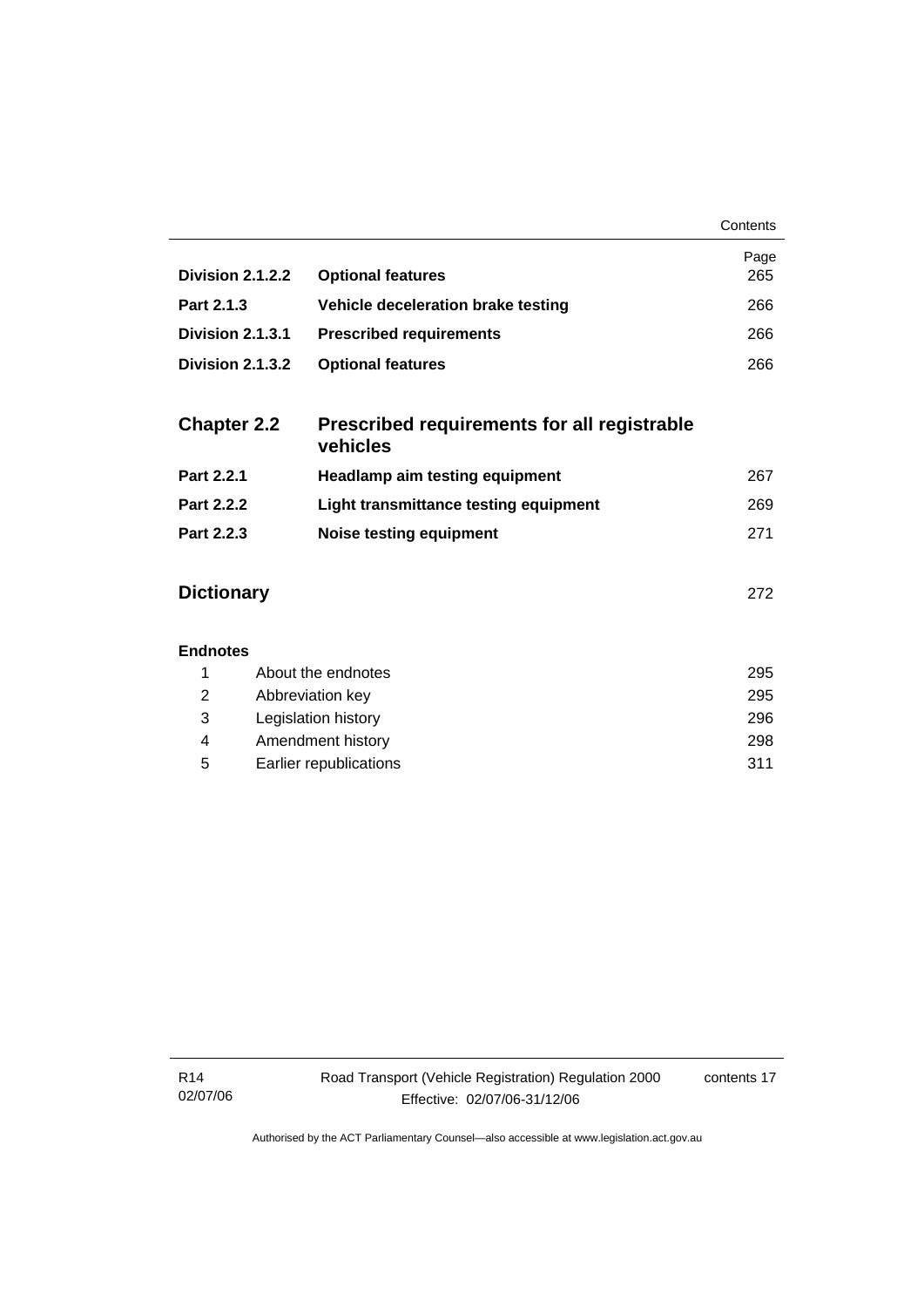| | | Page |
|---|---|---|
| **Division 2.1.2.2** | **Optional features** | 265 |
| **Part 2.1.3** | **Vehicle deceleration brake testing** | 266 |
| **Division 2.1.3.1** | **Prescribed requirements** | 266 |
| **Division 2.1.3.2** | **Optional features** | 266 |

| | | |
|---|---|---|
| **Chapter 2.2** | **Prescribed requirements for all registrable vehicles** | |
| **Part 2.2.1** | **Headlamp aim testing equipment** | 267 |
| **Part 2.2.2** | **Light transmittance testing equipment** | 269 |
| **Part 2.2.3** | **Noise testing equipment** | 271 |

| | |
|---|---|
| **Dictionary** | 272 |

**Endnotes**

| | | |
|---|---|---|
| 1 | About the endnotes | 295 |
| 2 | Abbreviation key | 295 |
| 3 | Legislation history | 296 |
| 4 | Amendment history | 298 |
| 5 | Earlier republications | 311 |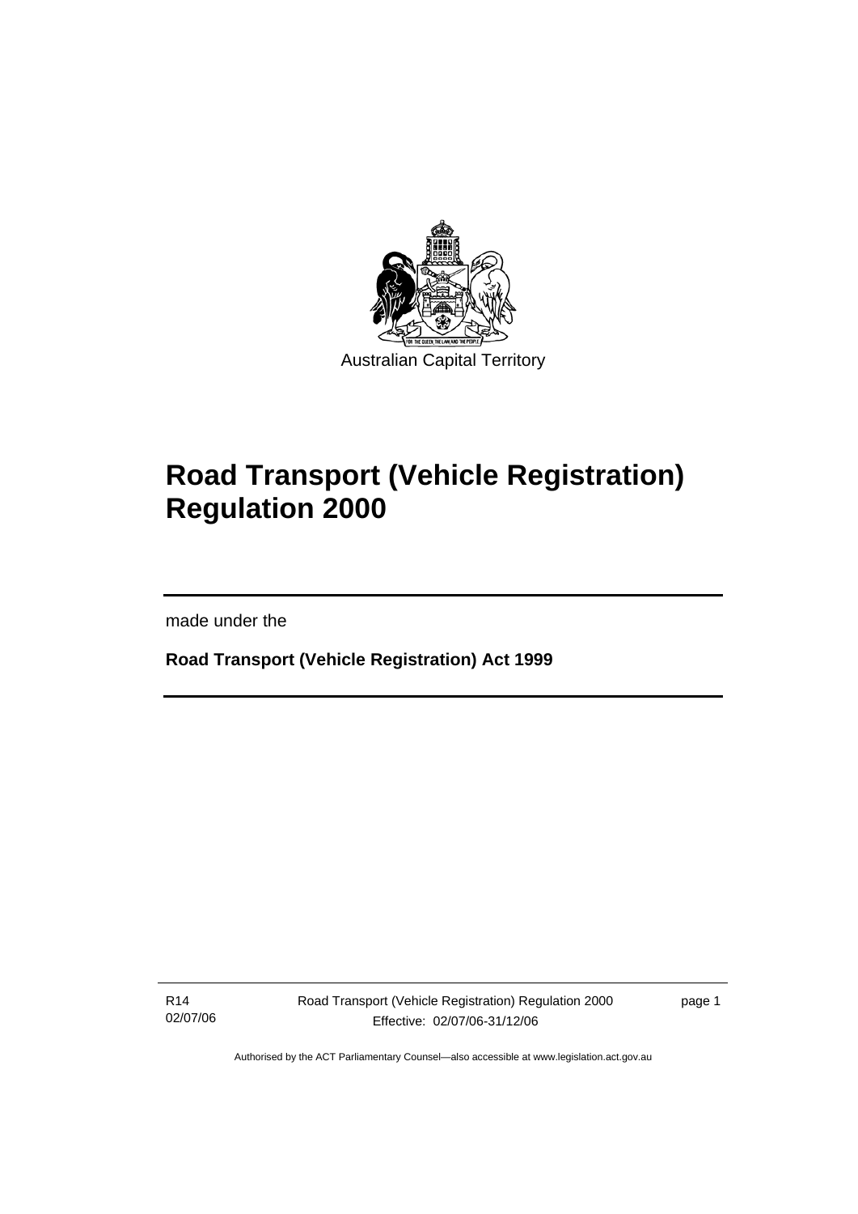Australian Capital Territory

# Road Transport (Vehicle Registration) Regulation 2000

made under the

**Road Transport (Vehicle Registration) Act 1999**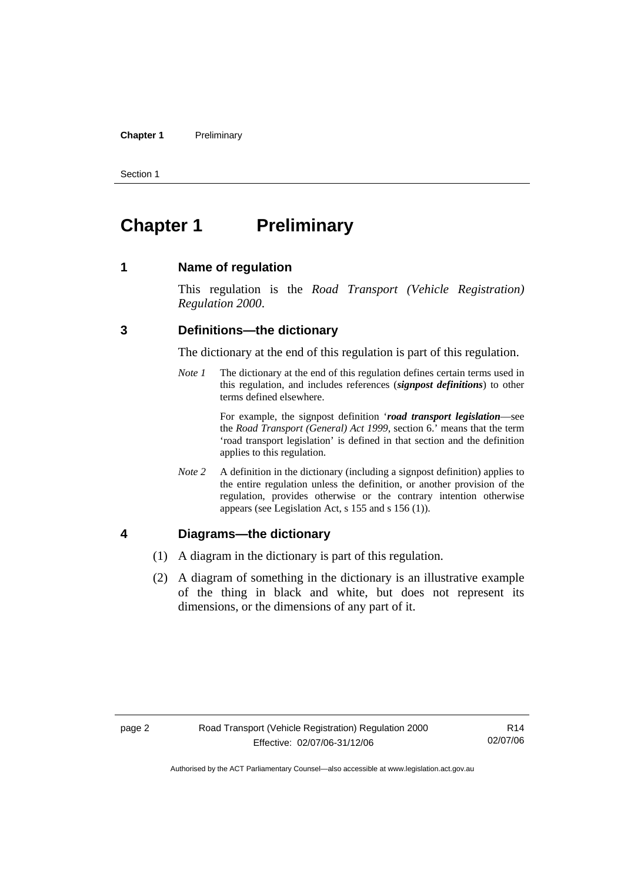# Chapter 1 Preliminary

## 1 Name of regulation

This regulation is the *Road Transport (Vehicle Registration) Regulation 2000*.

## 3 Definitions—the dictionary

The dictionary at the end of this regulation is part of this regulation.

*Note 1* The dictionary at the end of this regulation defines certain terms used in this regulation, and includes references (***signpost definitions***) to other terms defined elsewhere.

For example, the signpost definition '***road transport legislation***—see the *Road Transport (General) Act 1999*, section 6.' means that the term 'road transport legislation' is defined in that section and the definition applies to this regulation.

*Note 2* A definition in the dictionary (including a signpost definition) applies to the entire regulation unless the definition, or another provision of the regulation, provides otherwise or the contrary intention otherwise appears (see Legislation Act, s 155 and s 156 (1)).

## 4 Diagrams—the dictionary

(1) A diagram in the dictionary is part of this regulation.

(2) A diagram of something in the dictionary is an illustrative example of the thing in black and white, but does not represent its dimensions, or the dimensions of any part of it.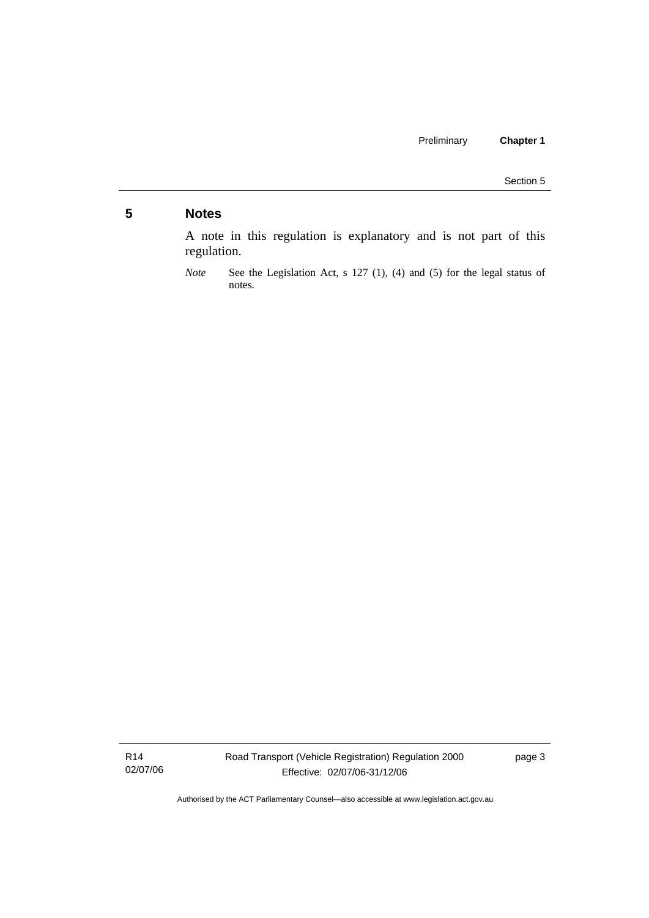## 5 Notes

A note in this regulation is explanatory and is not part of this regulation.

*Note* See the Legislation Act, s 127 (1), (4) and (5) for the legal status of notes.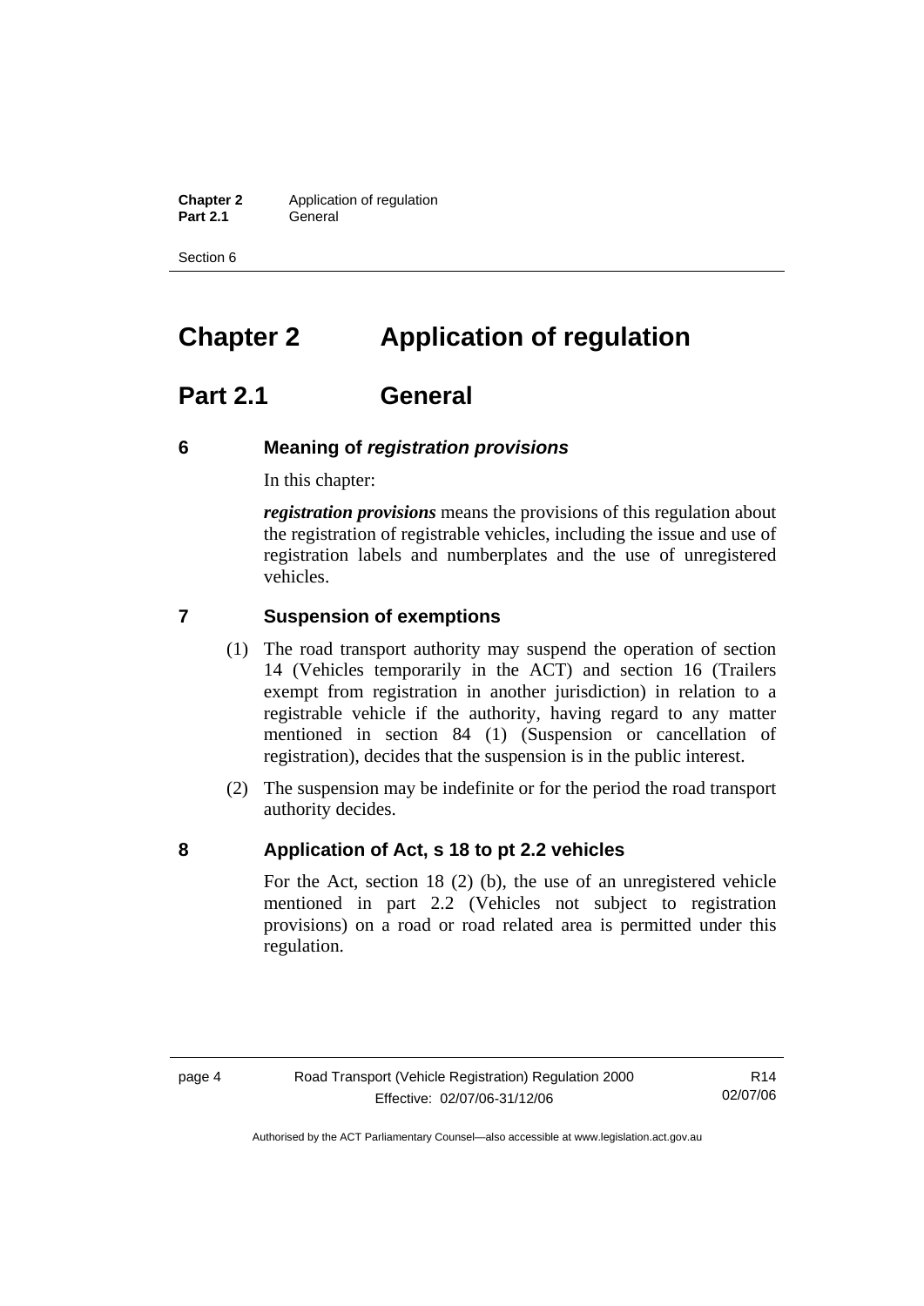# Chapter 2 Application of regulation

## Part 2.1 General

### 6 Meaning of *registration provisions*

In this chapter:

***registration provisions*** means the provisions of this regulation about the registration of registrable vehicles, including the issue and use of registration labels and numberplates and the use of unregistered vehicles.

### 7 Suspension of exemptions

(1) The road transport authority may suspend the operation of section 14 (Vehicles temporarily in the ACT) and section 16 (Trailers exempt from registration in another jurisdiction) in relation to a registrable vehicle if the authority, having regard to any matter mentioned in section 84 (1) (Suspension or cancellation of registration), decides that the suspension is in the public interest.

(2) The suspension may be indefinite or for the period the road transport authority decides.

### 8 Application of Act, s 18 to pt 2.2 vehicles

For the Act, section 18 (2) (b), the use of an unregistered vehicle mentioned in part 2.2 (Vehicles not subject to registration provisions) on a road or road related area is permitted under this regulation.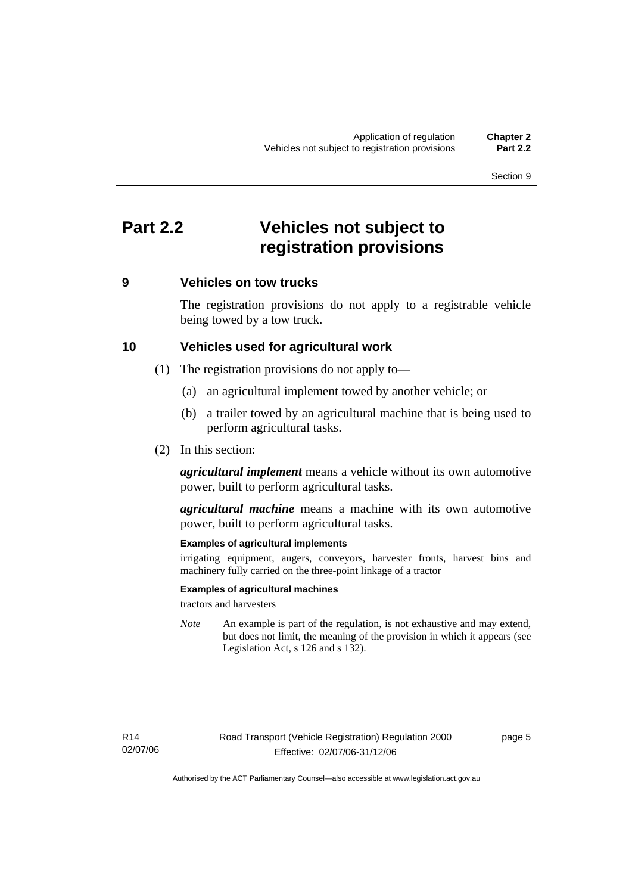# Part 2.2 Vehicles not subject to registration provisions

## 9 Vehicles on tow trucks

The registration provisions do not apply to a registrable vehicle being towed by a tow truck.

## 10 Vehicles used for agricultural work

(1) The registration provisions do not apply to—

(a) an agricultural implement towed by another vehicle; or

(b) a trailer towed by an agricultural machine that is being used to perform agricultural tasks.

(2) In this section:

***agricultural implement*** means a vehicle without its own automotive power, built to perform agricultural tasks.

***agricultural machine*** means a machine with its own automotive power, built to perform agricultural tasks.

**Examples of agricultural implements**

irrigating equipment, augers, conveyors, harvester fronts, harvest bins and machinery fully carried on the three-point linkage of a tractor

**Examples of agricultural machines**

tractors and harvesters

*Note* An example is part of the regulation, is not exhaustive and may extend, but does not limit, the meaning of the provision in which it appears (see Legislation Act, s 126 and s 132).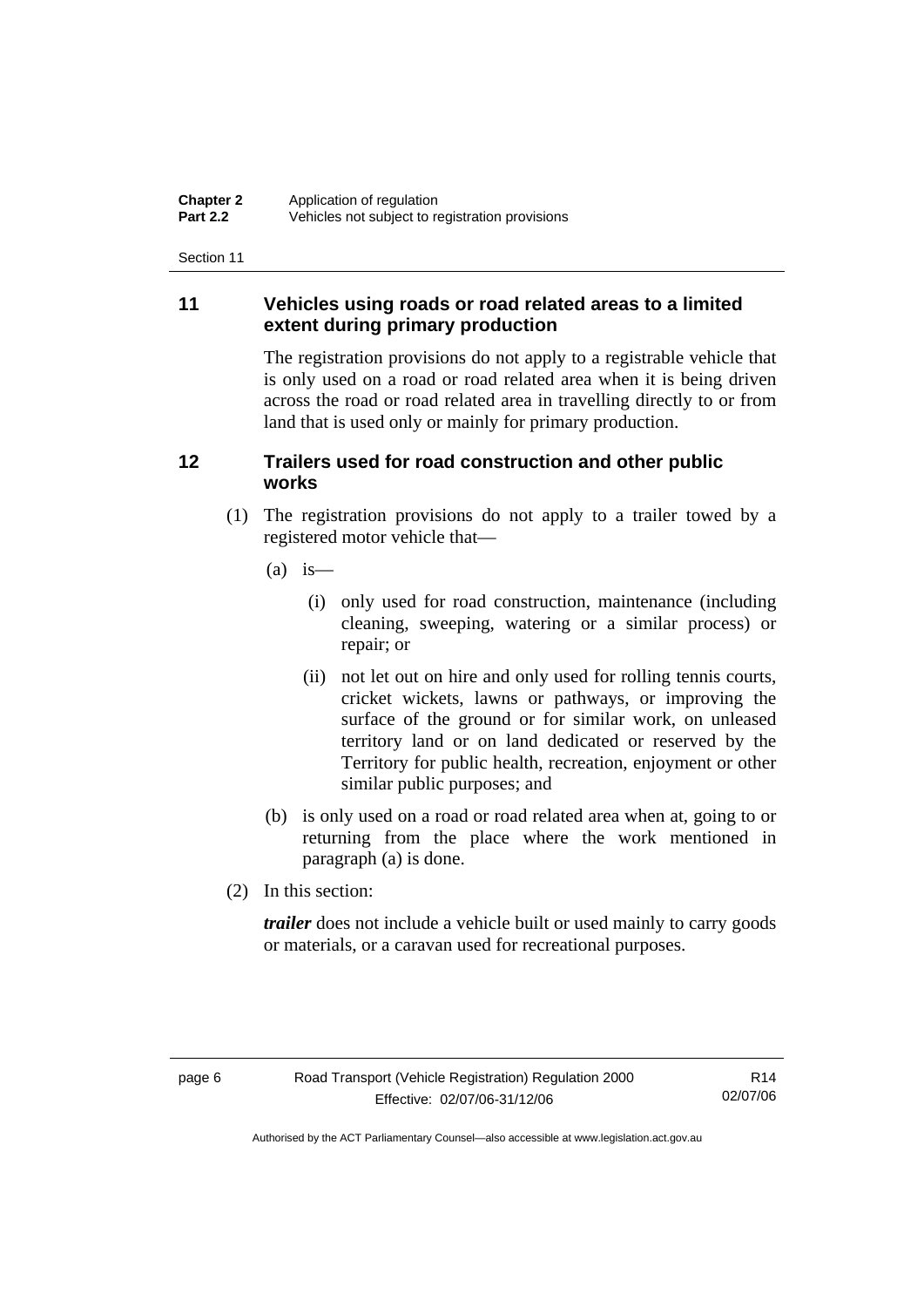## 11 Vehicles using roads or road related areas to a limited extent during primary production

The registration provisions do not apply to a registrable vehicle that is only used on a road or road related area when it is being driven across the road or road related area in travelling directly to or from land that is used only or mainly for primary production.

## 12 Trailers used for road construction and other public works

(1) The registration provisions do not apply to a trailer towed by a registered motor vehicle that—

(a) is—

(i) only used for road construction, maintenance (including cleaning, sweeping, watering or a similar process) or repair; or

(ii) not let out on hire and only used for rolling tennis courts, cricket wickets, lawns or pathways, or improving the surface of the ground or for similar work, on unleased territory land or on land dedicated or reserved by the Territory for public health, recreation, enjoyment or other similar public purposes; and

(b) is only used on a road or road related area when at, going to or returning from the place where the work mentioned in paragraph (a) is done.

(2) In this section:

***trailer*** does not include a vehicle built or used mainly to carry goods or materials, or a caravan used for recreational purposes.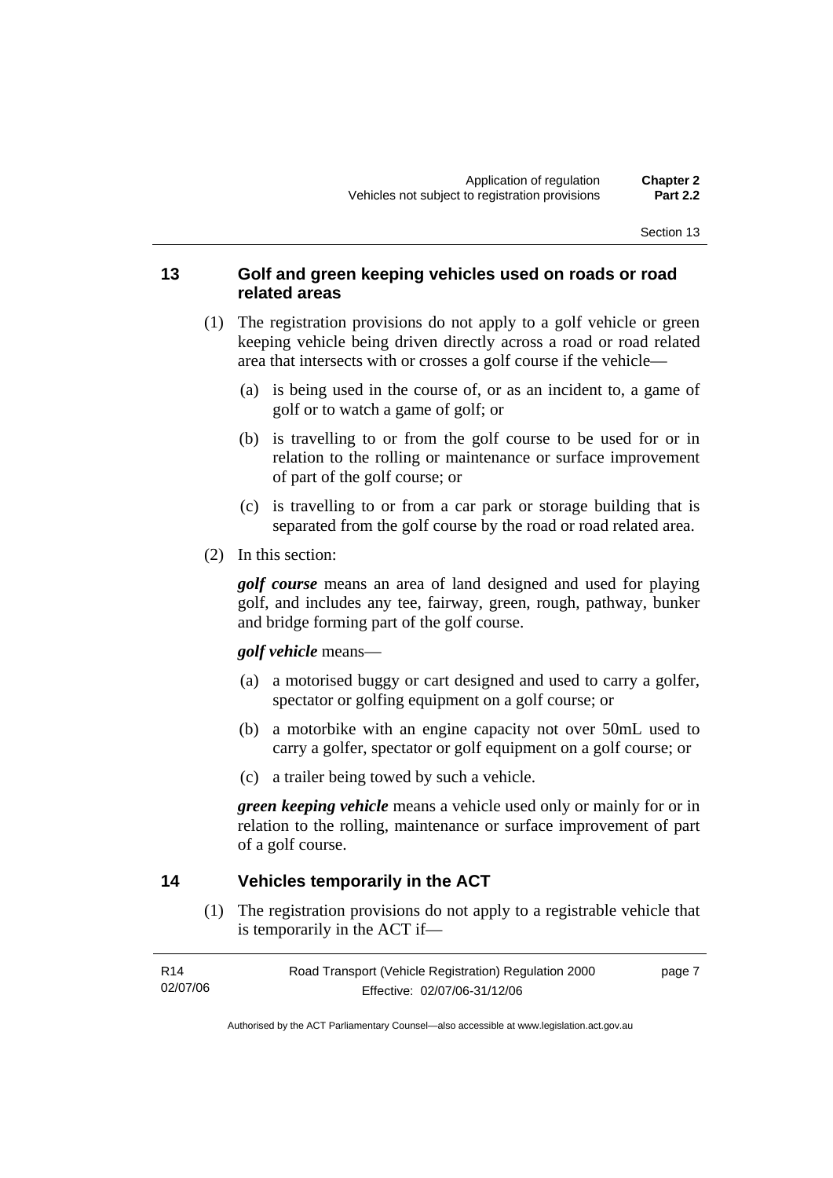## 13 Golf and green keeping vehicles used on roads or road related areas

(1) The registration provisions do not apply to a golf vehicle or green keeping vehicle being driven directly across a road or road related area that intersects with or crosses a golf course if the vehicle—

(a) is being used in the course of, or as an incident to, a game of golf or to watch a game of golf; or

(b) is travelling to or from the golf course to be used for or in relation to the rolling or maintenance or surface improvement of part of the golf course; or

(c) is travelling to or from a car park or storage building that is separated from the golf course by the road or road related area.

(2) In this section:

***golf course*** means an area of land designed and used for playing golf, and includes any tee, fairway, green, rough, pathway, bunker and bridge forming part of the golf course.

***golf vehicle*** means—

(a) a motorised buggy or cart designed and used to carry a golfer, spectator or golfing equipment on a golf course; or

(b) a motorbike with an engine capacity not over 50mL used to carry a golfer, spectator or golf equipment on a golf course; or

(c) a trailer being towed by such a vehicle.

***green keeping vehicle*** means a vehicle used only or mainly for or in relation to the rolling, maintenance or surface improvement of part of a golf course.

## 14 Vehicles temporarily in the ACT

(1) The registration provisions do not apply to a registrable vehicle that is temporarily in the ACT if—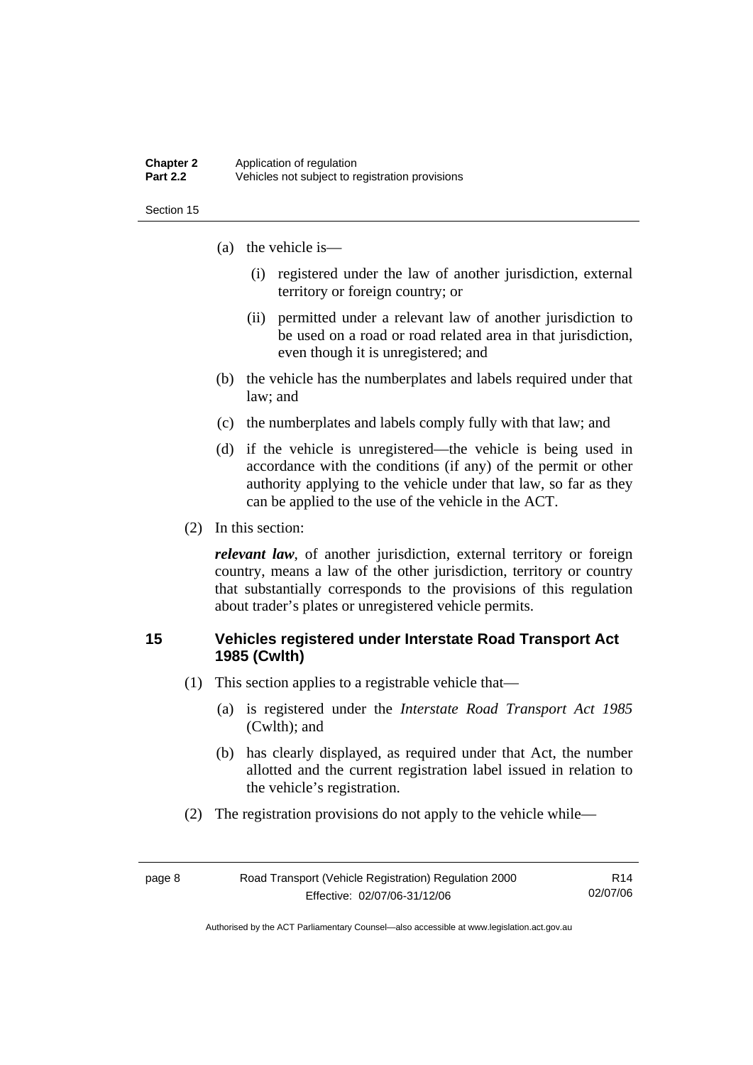(a) the vehicle is—

(i) registered under the law of another jurisdiction, external territory or foreign country; or

(ii) permitted under a relevant law of another jurisdiction to be used on a road or road related area in that jurisdiction, even though it is unregistered; and

(b) the vehicle has the numberplates and labels required under that law; and

(c) the numberplates and labels comply fully with that law; and

(d) if the vehicle is unregistered—the vehicle is being used in accordance with the conditions (if any) of the permit or other authority applying to the vehicle under that law, so far as they can be applied to the use of the vehicle in the ACT.

(2) In this section:

***relevant law***, of another jurisdiction, external territory or foreign country, means a law of the other jurisdiction, territory or country that substantially corresponds to the provisions of this regulation about trader's plates or unregistered vehicle permits.

## 15 Vehicles registered under Interstate Road Transport Act 1985 (Cwlth)

(1) This section applies to a registrable vehicle that—

(a) is registered under the *Interstate Road Transport Act 1985* (Cwlth); and

(b) has clearly displayed, as required under that Act, the number allotted and the current registration label issued in relation to the vehicle's registration.

(2) The registration provisions do not apply to the vehicle while—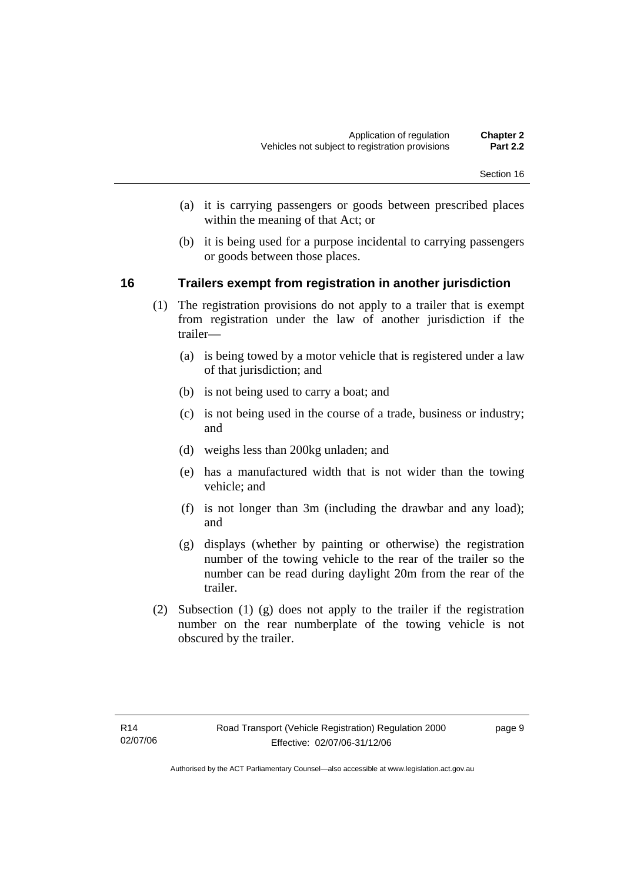(a) it is carrying passengers or goods between prescribed places within the meaning of that Act; or

(b) it is being used for a purpose incidental to carrying passengers or goods between those places.

## 16 Trailers exempt from registration in another jurisdiction

(1) The registration provisions do not apply to a trailer that is exempt from registration under the law of another jurisdiction if the trailer—

(a) is being towed by a motor vehicle that is registered under a law of that jurisdiction; and

(b) is not being used to carry a boat; and

(c) is not being used in the course of a trade, business or industry; and

(d) weighs less than 200kg unladen; and

(e) has a manufactured width that is not wider than the towing vehicle; and

(f) is not longer than 3m (including the drawbar and any load); and

(g) displays (whether by painting or otherwise) the registration number of the towing vehicle to the rear of the trailer so the number can be read during daylight 20m from the rear of the trailer.

(2) Subsection (1) (g) does not apply to the trailer if the registration number on the rear numberplate of the towing vehicle is not obscured by the trailer.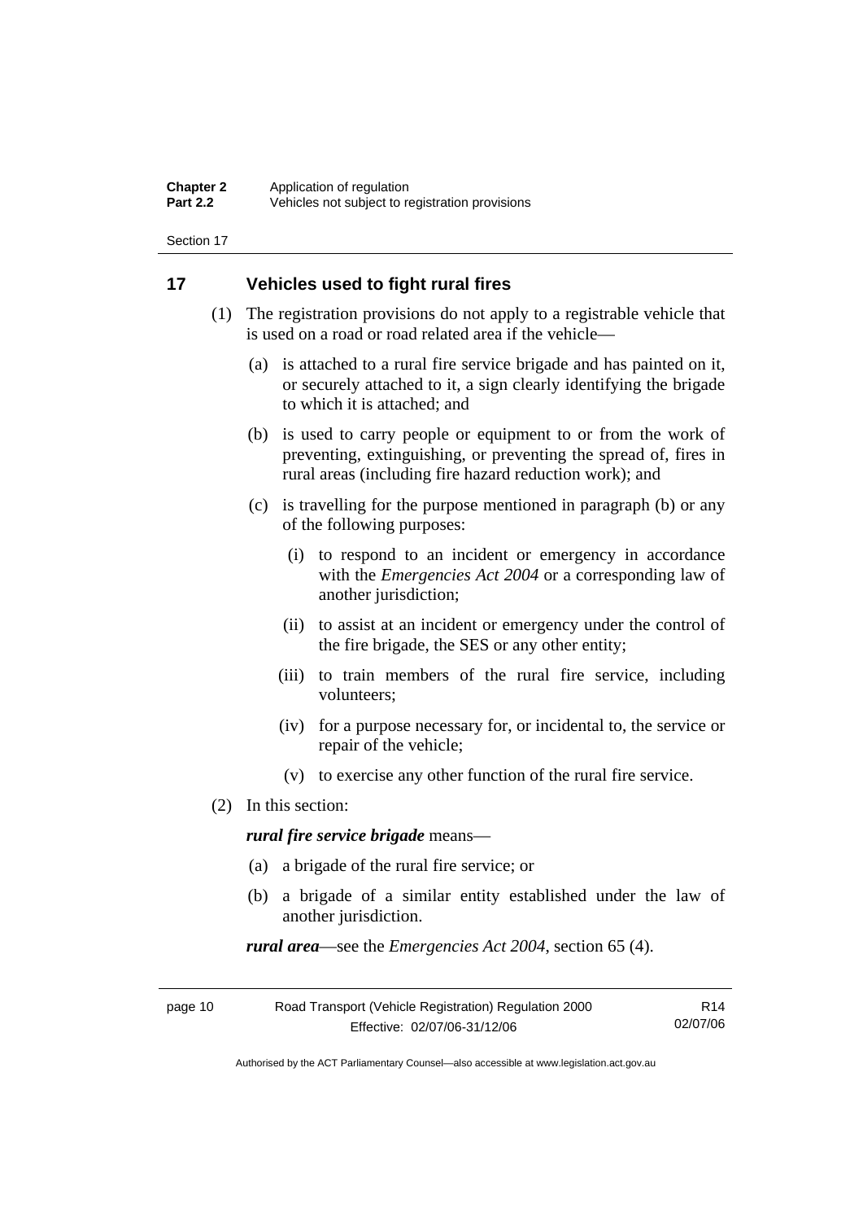## 17 Vehicles used to fight rural fires

(1) The registration provisions do not apply to a registrable vehicle that is used on a road or road related area if the vehicle—

(a) is attached to a rural fire service brigade and has painted on it, or securely attached to it, a sign clearly identifying the brigade to which it is attached; and

(b) is used to carry people or equipment to or from the work of preventing, extinguishing, or preventing the spread of, fires in rural areas (including fire hazard reduction work); and

(c) is travelling for the purpose mentioned in paragraph (b) or any of the following purposes:

(i) to respond to an incident or emergency in accordance with the *Emergencies Act 2004* or a corresponding law of another jurisdiction;

(ii) to assist at an incident or emergency under the control of the fire brigade, the SES or any other entity;

(iii) to train members of the rural fire service, including volunteers;

(iv) for a purpose necessary for, or incidental to, the service or repair of the vehicle;

(v) to exercise any other function of the rural fire service.

(2) In this section:

***rural fire service brigade*** means—

(a) a brigade of the rural fire service; or

(b) a brigade of a similar entity established under the law of another jurisdiction.

***rural area***—see the *Emergencies Act 2004*, section 65 (4).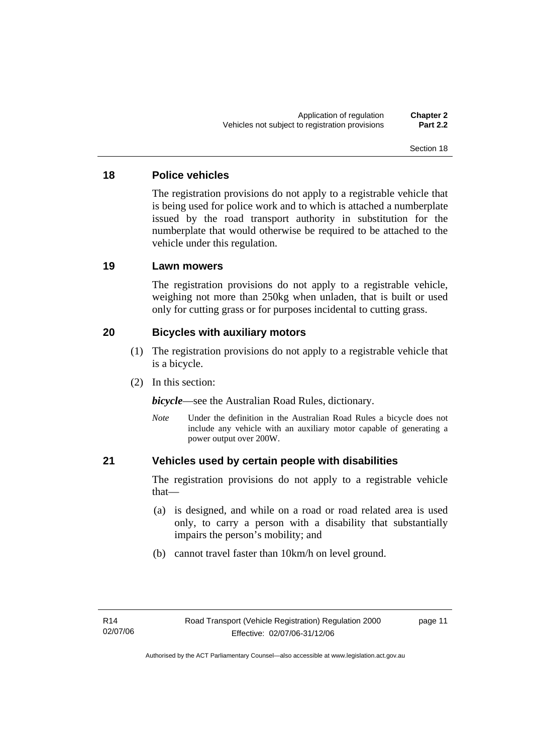## 18 Police vehicles

The registration provisions do not apply to a registrable vehicle that is being used for police work and to which is attached a numberplate issued by the road transport authority in substitution for the numberplate that would otherwise be required to be attached to the vehicle under this regulation.

## 19 Lawn mowers

The registration provisions do not apply to a registrable vehicle, weighing not more than 250kg when unladen, that is built or used only for cutting grass or for purposes incidental to cutting grass.

## 20 Bicycles with auxiliary motors

(1) The registration provisions do not apply to a registrable vehicle that is a bicycle.

(2) In this section:

***bicycle***—see the Australian Road Rules, dictionary.

*Note* Under the definition in the Australian Road Rules a bicycle does not include any vehicle with an auxiliary motor capable of generating a power output over 200W.

## 21 Vehicles used by certain people with disabilities

The registration provisions do not apply to a registrable vehicle that—

(a) is designed, and while on a road or road related area is used only, to carry a person with a disability that substantially impairs the person's mobility; and

(b) cannot travel faster than 10km/h on level ground.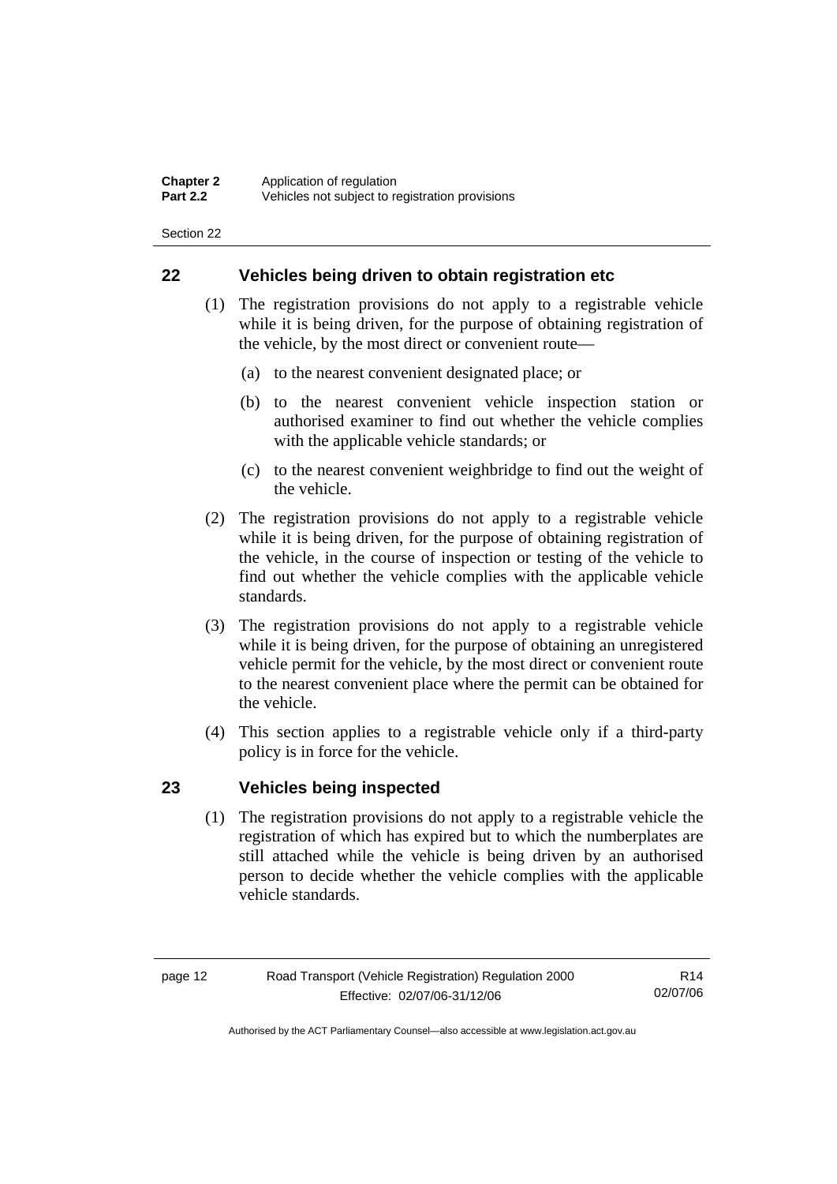## 22 Vehicles being driven to obtain registration etc

(1) The registration provisions do not apply to a registrable vehicle while it is being driven, for the purpose of obtaining registration of the vehicle, by the most direct or convenient route—

(a) to the nearest convenient designated place; or

(b) to the nearest convenient vehicle inspection station or authorised examiner to find out whether the vehicle complies with the applicable vehicle standards; or

(c) to the nearest convenient weighbridge to find out the weight of the vehicle.

(2) The registration provisions do not apply to a registrable vehicle while it is being driven, for the purpose of obtaining registration of the vehicle, in the course of inspection or testing of the vehicle to find out whether the vehicle complies with the applicable vehicle standards.

(3) The registration provisions do not apply to a registrable vehicle while it is being driven, for the purpose of obtaining an unregistered vehicle permit for the vehicle, by the most direct or convenient route to the nearest convenient place where the permit can be obtained for the vehicle.

(4) This section applies to a registrable vehicle only if a third-party policy is in force for the vehicle.

## 23 Vehicles being inspected

(1) The registration provisions do not apply to a registrable vehicle the registration of which has expired but to which the numberplates are still attached while the vehicle is being driven by an authorised person to decide whether the vehicle complies with the applicable vehicle standards.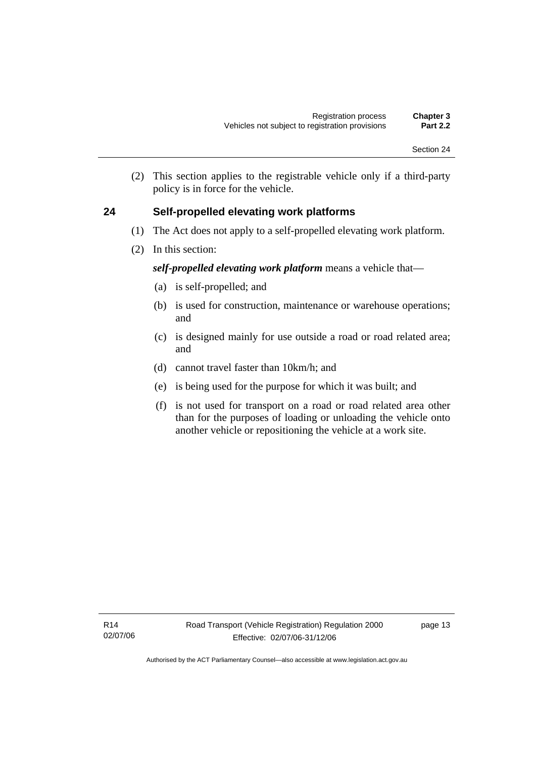(2) This section applies to the registrable vehicle only if a third-party policy is in force for the vehicle.

## 24 Self-propelled elevating work platforms

(1) The Act does not apply to a self-propelled elevating work platform.

(2) In this section:

***self-propelled elevating work platform*** means a vehicle that—

(a) is self-propelled; and

(b) is used for construction, maintenance or warehouse operations; and

(c) is designed mainly for use outside a road or road related area; and

(d) cannot travel faster than 10km/h; and

(e) is being used for the purpose for which it was built; and

(f) is not used for transport on a road or road related area other than for the purposes of loading or unloading the vehicle onto another vehicle or repositioning the vehicle at a work site.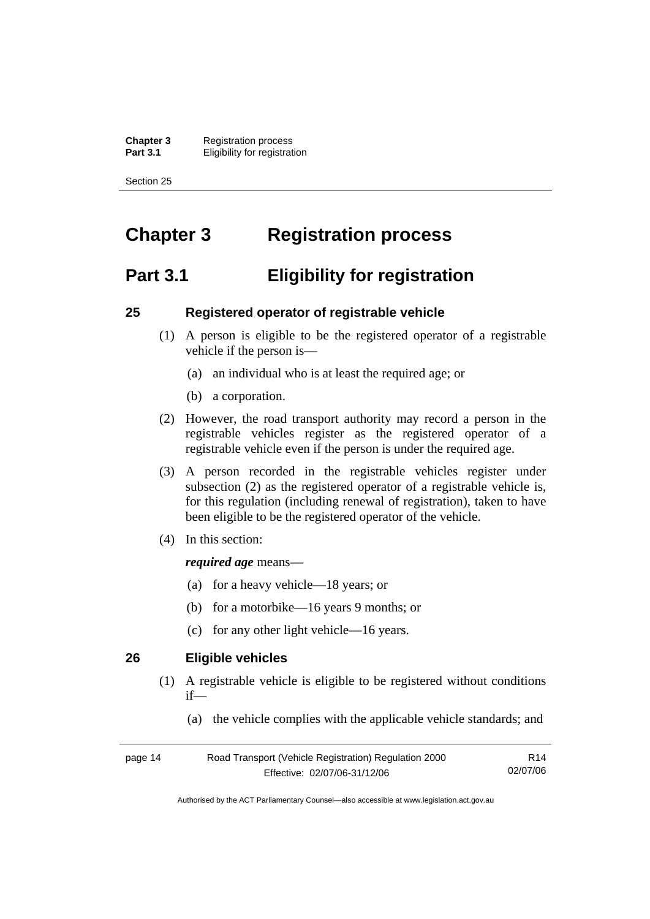# Chapter 3 Registration process

## Part 3.1 Eligibility for registration

### 25 Registered operator of registrable vehicle

(1) A person is eligible to be the registered operator of a registrable vehicle if the person is—

(a) an individual who is at least the required age; or

(b) a corporation.

(2) However, the road transport authority may record a person in the registrable vehicles register as the registered operator of a registrable vehicle even if the person is under the required age.

(3) A person recorded in the registrable vehicles register under subsection (2) as the registered operator of a registrable vehicle is, for this regulation (including renewal of registration), taken to have been eligible to be the registered operator of the vehicle.

(4) In this section:

***required age*** means—

(a) for a heavy vehicle—18 years; or

(b) for a motorbike—16 years 9 months; or

(c) for any other light vehicle—16 years.

### 26 Eligible vehicles

(1) A registrable vehicle is eligible to be registered without conditions if—

(a) the vehicle complies with the applicable vehicle standards; and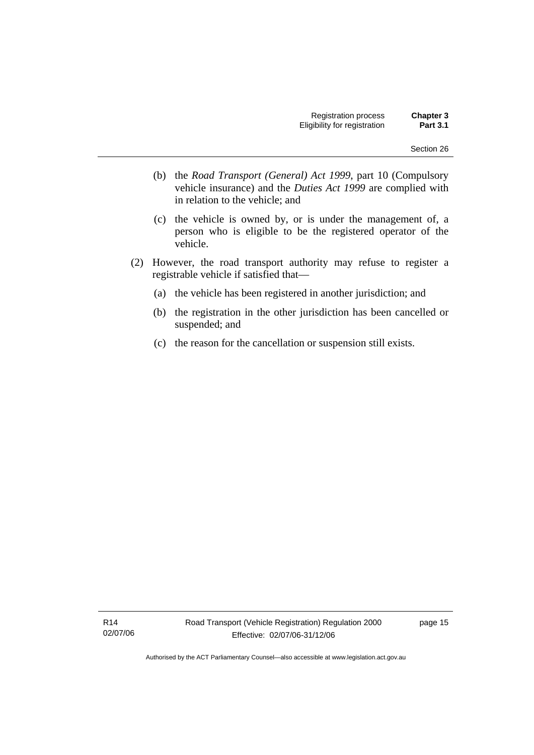(b) the *Road Transport (General) Act 1999*, part 10 (Compulsory vehicle insurance) and the *Duties Act 1999* are complied with in relation to the vehicle; and

(c) the vehicle is owned by, or is under the management of, a person who is eligible to be the registered operator of the vehicle.

(2) However, the road transport authority may refuse to register a registrable vehicle if satisfied that—

(a) the vehicle has been registered in another jurisdiction; and

(b) the registration in the other jurisdiction has been cancelled or suspended; and

(c) the reason for the cancellation or suspension still exists.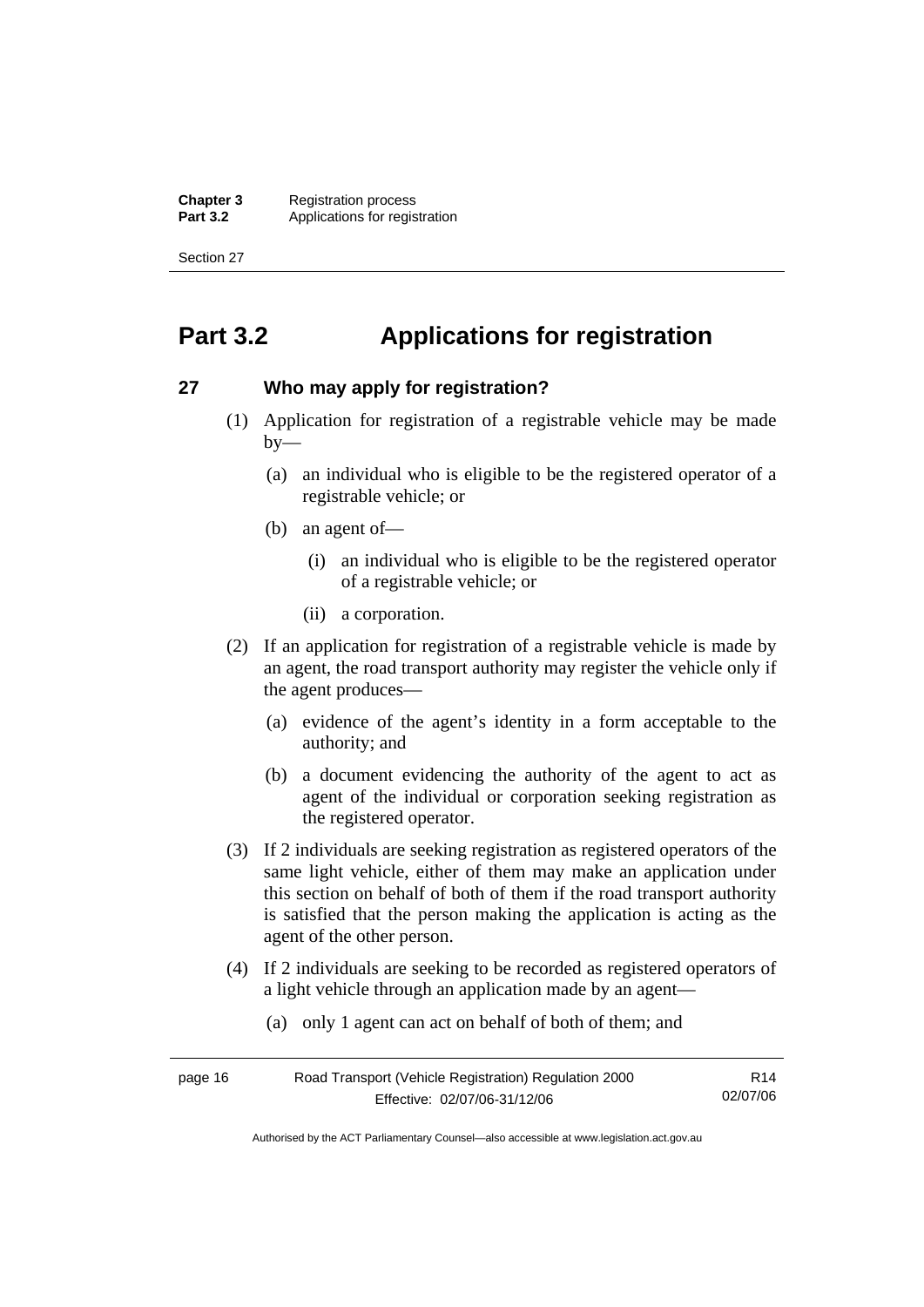# Part 3.2 Applications for registration

## 27 Who may apply for registration?

(1) Application for registration of a registrable vehicle may be made by—

(a) an individual who is eligible to be the registered operator of a registrable vehicle; or

(b) an agent of—

(i) an individual who is eligible to be the registered operator of a registrable vehicle; or

(ii) a corporation.

(2) If an application for registration of a registrable vehicle is made by an agent, the road transport authority may register the vehicle only if the agent produces—

(a) evidence of the agent's identity in a form acceptable to the authority; and

(b) a document evidencing the authority of the agent to act as agent of the individual or corporation seeking registration as the registered operator.

(3) If 2 individuals are seeking registration as registered operators of the same light vehicle, either of them may make an application under this section on behalf of both of them if the road transport authority is satisfied that the person making the application is acting as the agent of the other person.

(4) If 2 individuals are seeking to be recorded as registered operators of a light vehicle through an application made by an agent—

(a) only 1 agent can act on behalf of both of them; and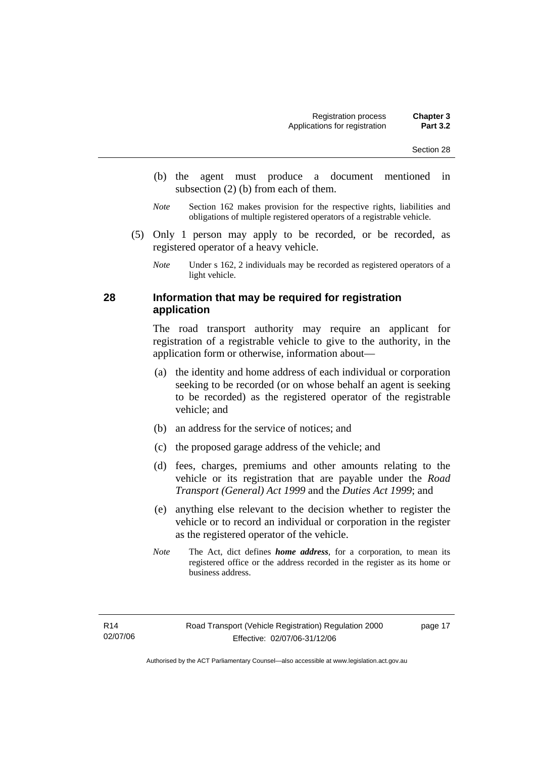(b) the agent must produce a document mentioned in subsection (2) (b) from each of them.

*Note* Section 162 makes provision for the respective rights, liabilities and obligations of multiple registered operators of a registrable vehicle.

(5) Only 1 person may apply to be recorded, or be recorded, as registered operator of a heavy vehicle.

*Note* Under s 162, 2 individuals may be recorded as registered operators of a light vehicle.

## 28 Information that may be required for registration application

The road transport authority may require an applicant for registration of a registrable vehicle to give to the authority, in the application form or otherwise, information about—

(a) the identity and home address of each individual or corporation seeking to be recorded (or on whose behalf an agent is seeking to be recorded) as the registered operator of the registrable vehicle; and

(b) an address for the service of notices; and

(c) the proposed garage address of the vehicle; and

(d) fees, charges, premiums and other amounts relating to the vehicle or its registration that are payable under the *Road Transport (General) Act 1999* and the *Duties Act 1999*; and

(e) anything else relevant to the decision whether to register the vehicle or to record an individual or corporation in the register as the registered operator of the vehicle.

*Note* The Act, dict defines ***home address***, for a corporation, to mean its registered office or the address recorded in the register as its home or business address.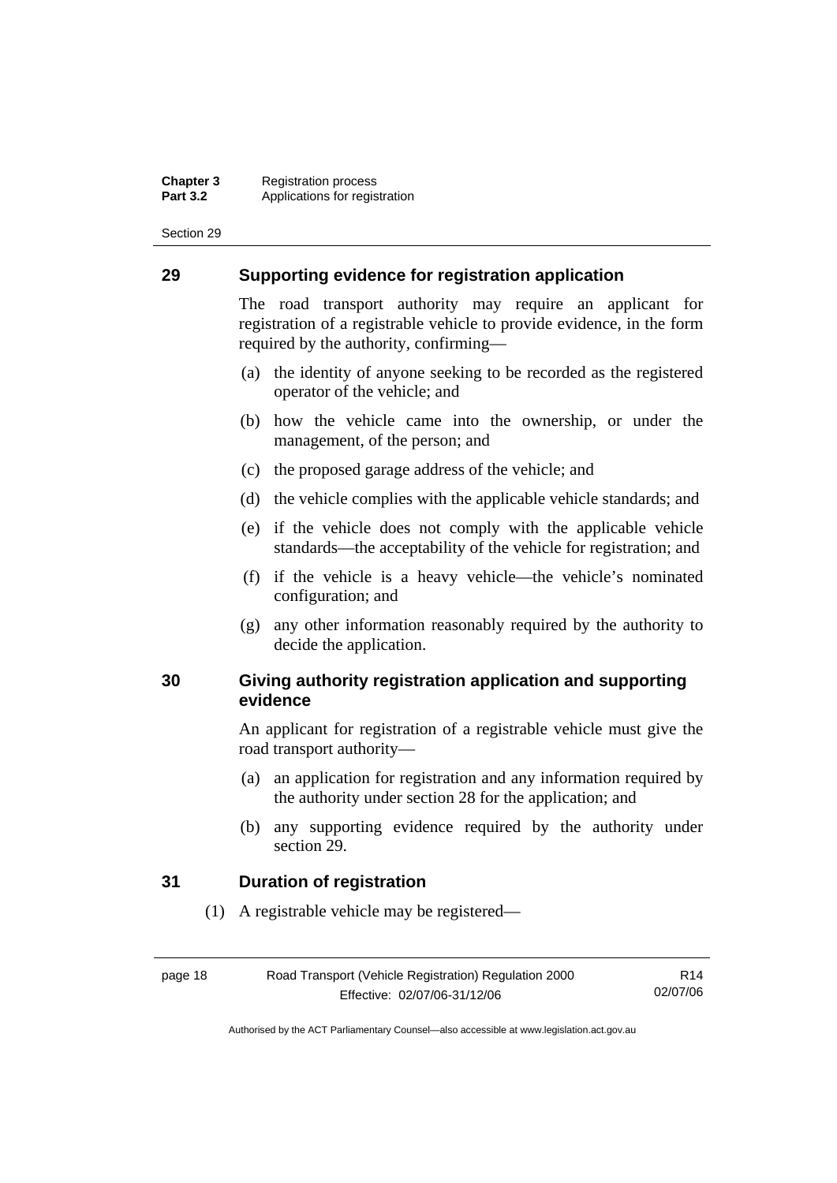## 29 Supporting evidence for registration application

The road transport authority may require an applicant for registration of a registrable vehicle to provide evidence, in the form required by the authority, confirming—

(a) the identity of anyone seeking to be recorded as the registered operator of the vehicle; and

(b) how the vehicle came into the ownership, or under the management, of the person; and

(c) the proposed garage address of the vehicle; and

(d) the vehicle complies with the applicable vehicle standards; and

(e) if the vehicle does not comply with the applicable vehicle standards—the acceptability of the vehicle for registration; and

(f) if the vehicle is a heavy vehicle—the vehicle's nominated configuration; and

(g) any other information reasonably required by the authority to decide the application.

## 30 Giving authority registration application and supporting evidence

An applicant for registration of a registrable vehicle must give the road transport authority—

(a) an application for registration and any information required by the authority under section 28 for the application; and

(b) any supporting evidence required by the authority under section 29.

## 31 Duration of registration

(1) A registrable vehicle may be registered—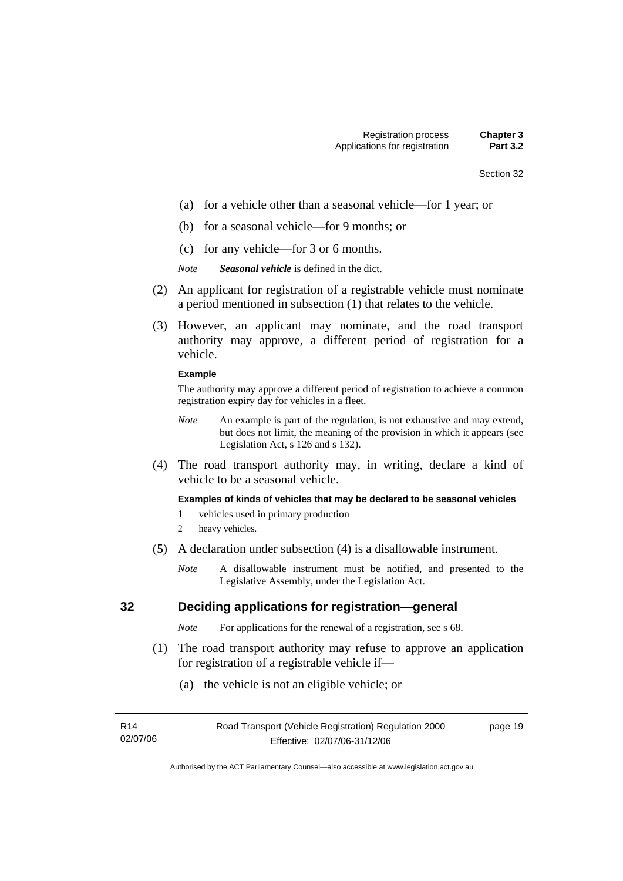(a) for a vehicle other than a seasonal vehicle—for 1 year; or

(b) for a seasonal vehicle—for 9 months; or

(c) for any vehicle—for 3 or 6 months.

*Note* ***Seasonal vehicle*** is defined in the dict.

(2) An applicant for registration of a registrable vehicle must nominate a period mentioned in subsection (1) that relates to the vehicle.

(3) However, an applicant may nominate, and the road transport authority may approve, a different period of registration for a vehicle.

**Example**

The authority may approve a different period of registration to achieve a common registration expiry day for vehicles in a fleet.

*Note* An example is part of the regulation, is not exhaustive and may extend, but does not limit, the meaning of the provision in which it appears (see Legislation Act, s 126 and s 132).

(4) The road transport authority may, in writing, declare a kind of vehicle to be a seasonal vehicle.

**Examples of kinds of vehicles that may be declared to be seasonal vehicles**

1 vehicles used in primary production

2 heavy vehicles.

(5) A declaration under subsection (4) is a disallowable instrument.

*Note* A disallowable instrument must be notified, and presented to the Legislative Assembly, under the Legislation Act.

## 32 Deciding applications for registration—general

*Note* For applications for the renewal of a registration, see s 68.

(1) The road transport authority may refuse to approve an application for registration of a registrable vehicle if—

(a) the vehicle is not an eligible vehicle; or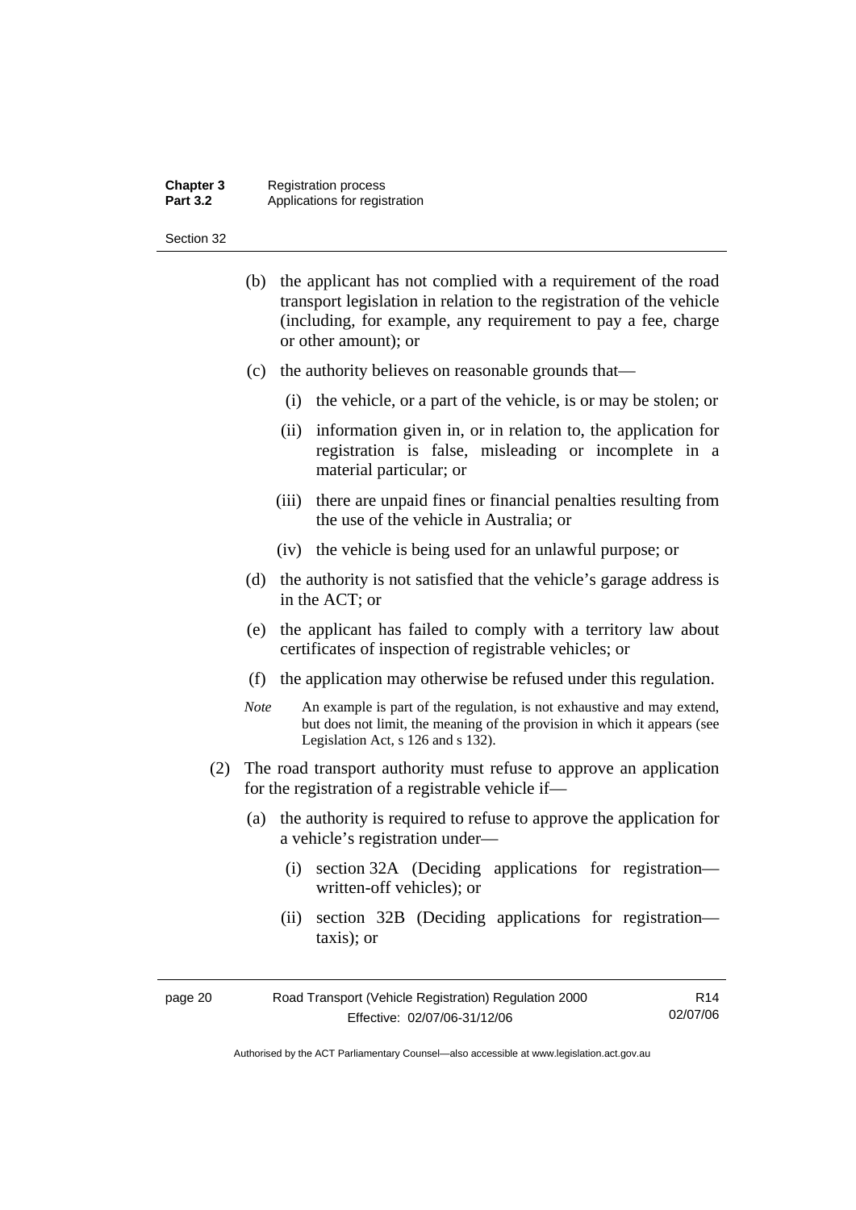(b) the applicant has not complied with a requirement of the road transport legislation in relation to the registration of the vehicle (including, for example, any requirement to pay a fee, charge or other amount); or

(c) the authority believes on reasonable grounds that—

(i) the vehicle, or a part of the vehicle, is or may be stolen; or

(ii) information given in, or in relation to, the application for registration is false, misleading or incomplete in a material particular; or

(iii) there are unpaid fines or financial penalties resulting from the use of the vehicle in Australia; or

(iv) the vehicle is being used for an unlawful purpose; or

(d) the authority is not satisfied that the vehicle's garage address is in the ACT; or

(e) the applicant has failed to comply with a territory law about certificates of inspection of registrable vehicles; or

(f) the application may otherwise be refused under this regulation.

*Note* An example is part of the regulation, is not exhaustive and may extend, but does not limit, the meaning of the provision in which it appears (see Legislation Act, s 126 and s 132).

(2) The road transport authority must refuse to approve an application for the registration of a registrable vehicle if—

(a) the authority is required to refuse to approve the application for a vehicle's registration under—

(i) section 32A (Deciding applications for registration—written-off vehicles); or

(ii) section 32B (Deciding applications for registration—taxis); or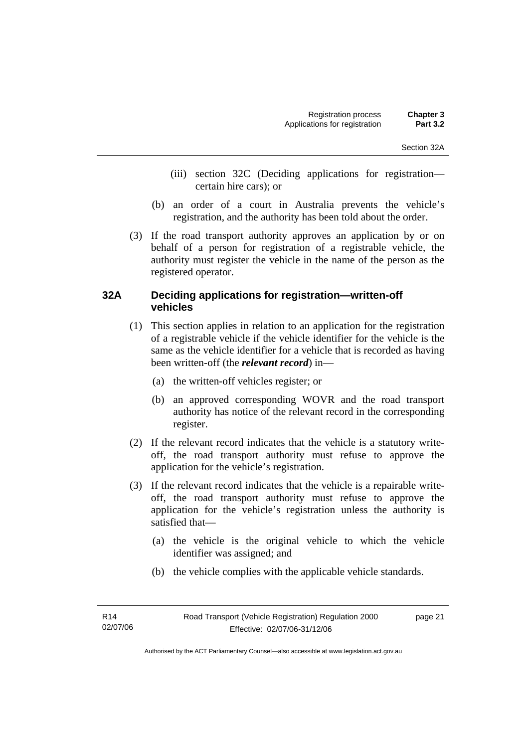(iii) section 32C (Deciding applications for registration—certain hire cars); or

(b) an order of a court in Australia prevents the vehicle's registration, and the authority has been told about the order.

(3) If the road transport authority approves an application by or on behalf of a person for registration of a registrable vehicle, the authority must register the vehicle in the name of the person as the registered operator.

### 32A Deciding applications for registration—written-off vehicles

(1) This section applies in relation to an application for the registration of a registrable vehicle if the vehicle identifier for the vehicle is the same as the vehicle identifier for a vehicle that is recorded as having been written-off (the ***relevant record***) in—

(a) the written-off vehicles register; or

(b) an approved corresponding WOVR and the road transport authority has notice of the relevant record in the corresponding register.

(2) If the relevant record indicates that the vehicle is a statutory write-off, the road transport authority must refuse to approve the application for the vehicle's registration.

(3) If the relevant record indicates that the vehicle is a repairable write-off, the road transport authority must refuse to approve the application for the vehicle's registration unless the authority is satisfied that—

(a) the vehicle is the original vehicle to which the vehicle identifier was assigned; and

(b) the vehicle complies with the applicable vehicle standards.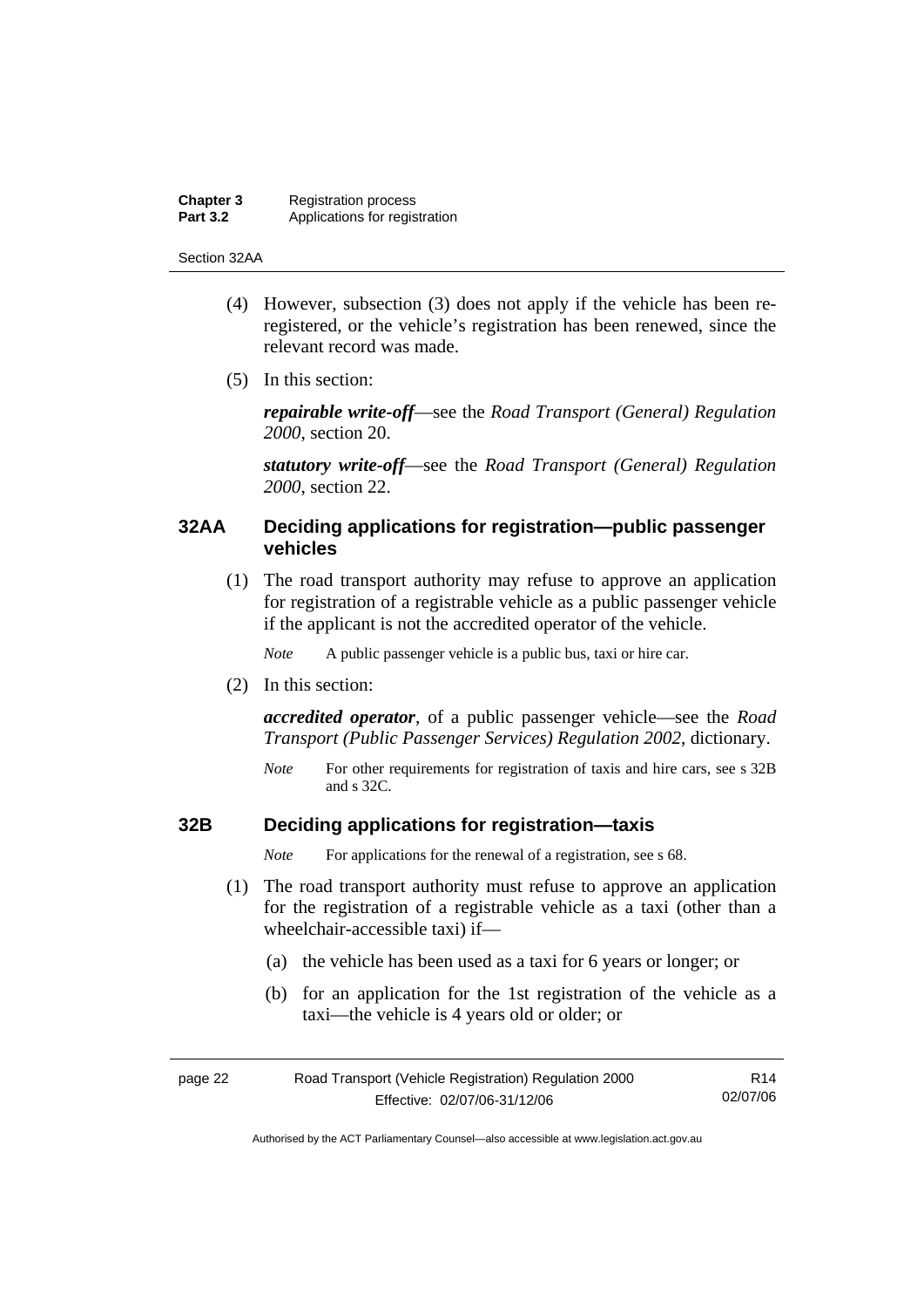(4) However, subsection (3) does not apply if the vehicle has been re-registered, or the vehicle's registration has been renewed, since the relevant record was made.

(5) In this section:

***repairable write-off***—see the *Road Transport (General) Regulation 2000*, section 20.

***statutory write-off***—see the *Road Transport (General) Regulation 2000*, section 22.

### 32AA Deciding applications for registration—public passenger vehicles

(1) The road transport authority may refuse to approve an application for registration of a registrable vehicle as a public passenger vehicle if the applicant is not the accredited operator of the vehicle.

*Note* A public passenger vehicle is a public bus, taxi or hire car.

(2) In this section:

***accredited operator***, of a public passenger vehicle—see the *Road Transport (Public Passenger Services) Regulation 2002*, dictionary.

*Note* For other requirements for registration of taxis and hire cars, see s 32B and s 32C.

### 32B Deciding applications for registration—taxis

*Note* For applications for the renewal of a registration, see s 68.

(1) The road transport authority must refuse to approve an application for the registration of a registrable vehicle as a taxi (other than a wheelchair-accessible taxi) if—

(a) the vehicle has been used as a taxi for 6 years or longer; or

(b) for an application for the 1st registration of the vehicle as a taxi—the vehicle is 4 years old or older; or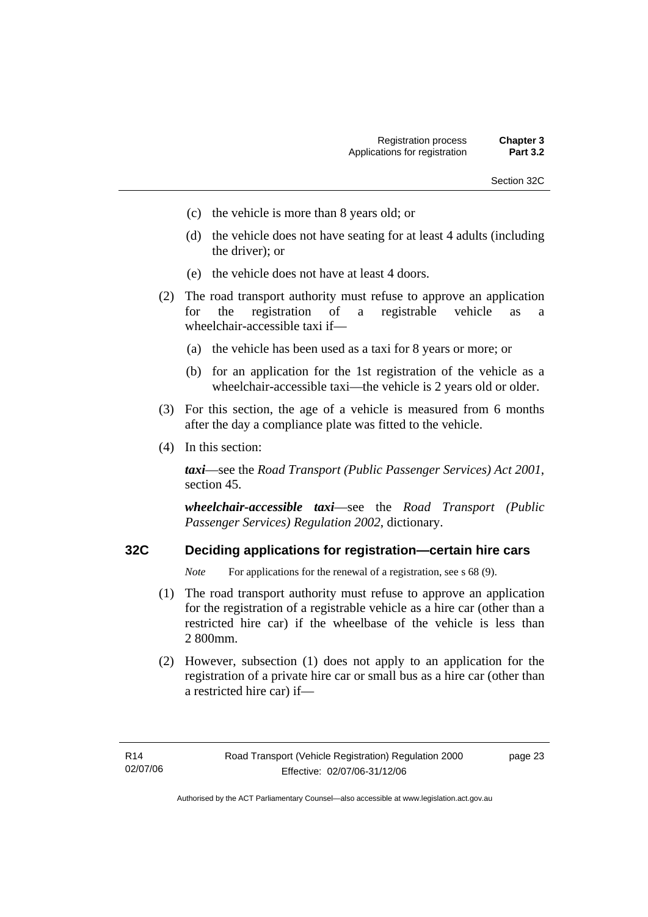(c) the vehicle is more than 8 years old; or

(d) the vehicle does not have seating for at least 4 adults (including the driver); or

(e) the vehicle does not have at least 4 doors.

(2) The road transport authority must refuse to approve an application for the registration of a registrable vehicle as a wheelchair-accessible taxi if—

(a) the vehicle has been used as a taxi for 8 years or more; or

(b) for an application for the 1st registration of the vehicle as a wheelchair-accessible taxi—the vehicle is 2 years old or older.

(3) For this section, the age of a vehicle is measured from 6 months after the day a compliance plate was fitted to the vehicle.

(4) In this section:

***taxi***—see the *Road Transport (Public Passenger Services) Act 2001*, section 45.

***wheelchair-accessible taxi***—see the *Road Transport (Public Passenger Services) Regulation 2002*, dictionary.

## 32C Deciding applications for registration—certain hire cars

*Note* For applications for the renewal of a registration, see s 68 (9).

(1) The road transport authority must refuse to approve an application for the registration of a registrable vehicle as a hire car (other than a restricted hire car) if the wheelbase of the vehicle is less than 2 800mm.

(2) However, subsection (1) does not apply to an application for the registration of a private hire car or small bus as a hire car (other than a restricted hire car) if—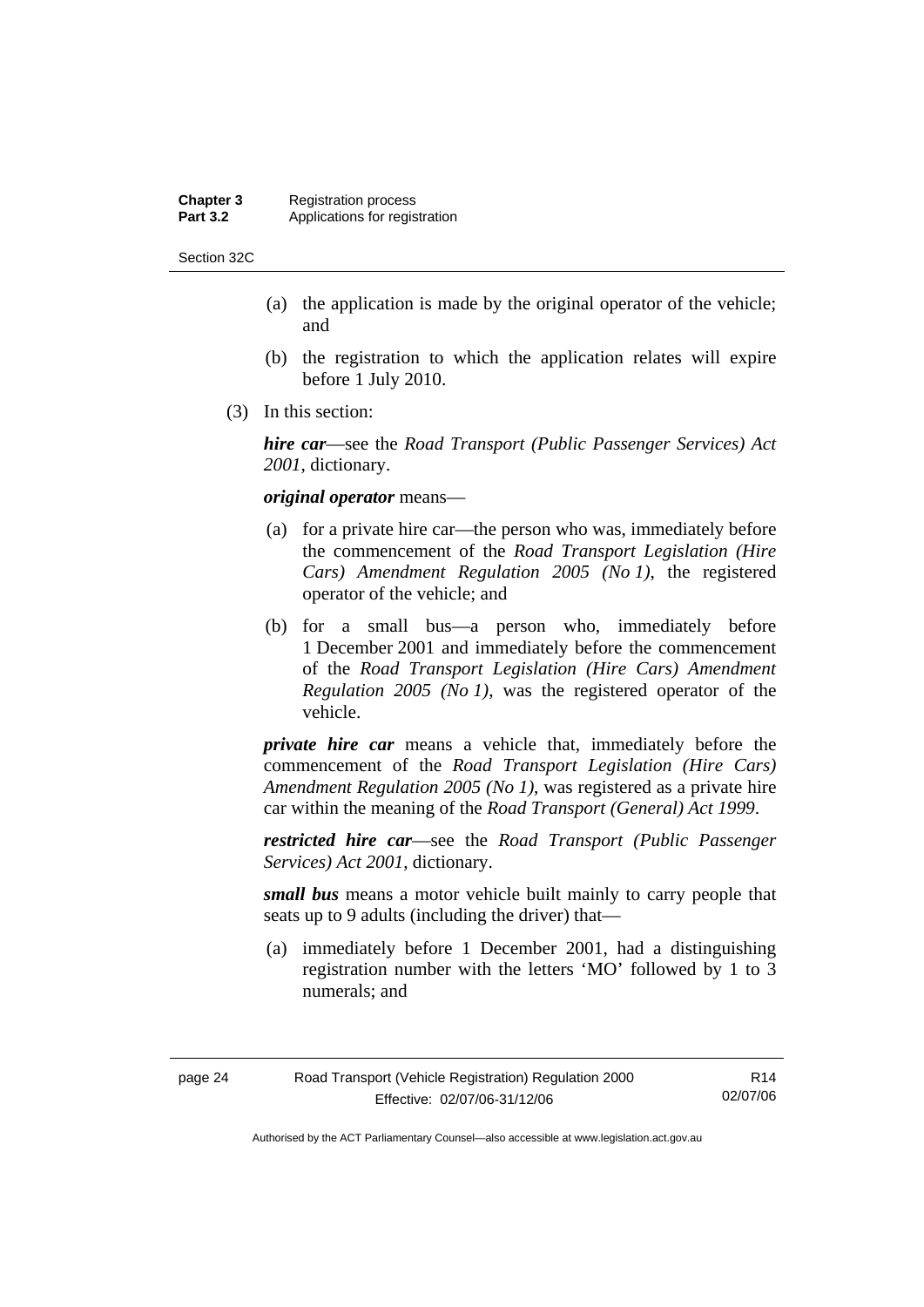(a) the application is made by the original operator of the vehicle; and

(b) the registration to which the application relates will expire before 1 July 2010.

(3) In this section:

***hire car***—see the *Road Transport (Public Passenger Services) Act 2001*, dictionary.

***original operator*** means—

(a) for a private hire car—the person who was, immediately before the commencement of the *Road Transport Legislation (Hire Cars) Amendment Regulation 2005 (No 1)*, the registered operator of the vehicle; and

(b) for a small bus—a person who, immediately before 1 December 2001 and immediately before the commencement of the *Road Transport Legislation (Hire Cars) Amendment Regulation 2005 (No 1)*, was the registered operator of the vehicle.

***private hire car*** means a vehicle that, immediately before the commencement of the *Road Transport Legislation (Hire Cars) Amendment Regulation 2005 (No 1)*, was registered as a private hire car within the meaning of the *Road Transport (General) Act 1999*.

***restricted hire car***—see the *Road Transport (Public Passenger Services) Act 2001*, dictionary.

***small bus*** means a motor vehicle built mainly to carry people that seats up to 9 adults (including the driver) that—

(a) immediately before 1 December 2001, had a distinguishing registration number with the letters 'MO' followed by 1 to 3 numerals; and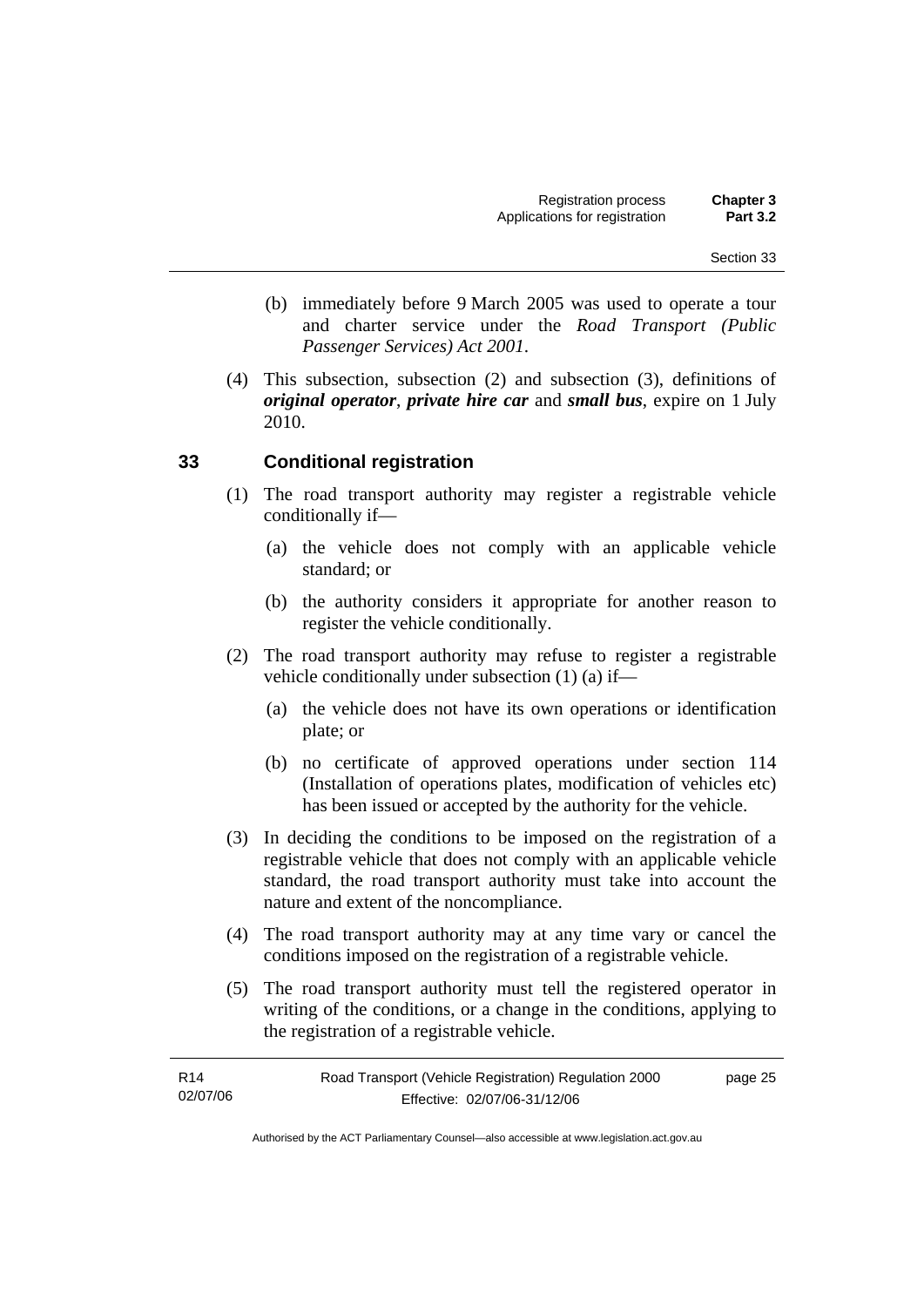(b) immediately before 9 March 2005 was used to operate a tour and charter service under the *Road Transport (Public Passenger Services) Act 2001*.

(4) This subsection, subsection (2) and subsection (3), definitions of ***original operator***, ***private hire car*** and ***small bus***, expire on 1 July 2010.

## 33 Conditional registration

(1) The road transport authority may register a registrable vehicle conditionally if—

(a) the vehicle does not comply with an applicable vehicle standard; or

(b) the authority considers it appropriate for another reason to register the vehicle conditionally.

(2) The road transport authority may refuse to register a registrable vehicle conditionally under subsection (1) (a) if—

(a) the vehicle does not have its own operations or identification plate; or

(b) no certificate of approved operations under section 114 (Installation of operations plates, modification of vehicles etc) has been issued or accepted by the authority for the vehicle.

(3) In deciding the conditions to be imposed on the registration of a registrable vehicle that does not comply with an applicable vehicle standard, the road transport authority must take into account the nature and extent of the noncompliance.

(4) The road transport authority may at any time vary or cancel the conditions imposed on the registration of a registrable vehicle.

(5) The road transport authority must tell the registered operator in writing of the conditions, or a change in the conditions, applying to the registration of a registrable vehicle.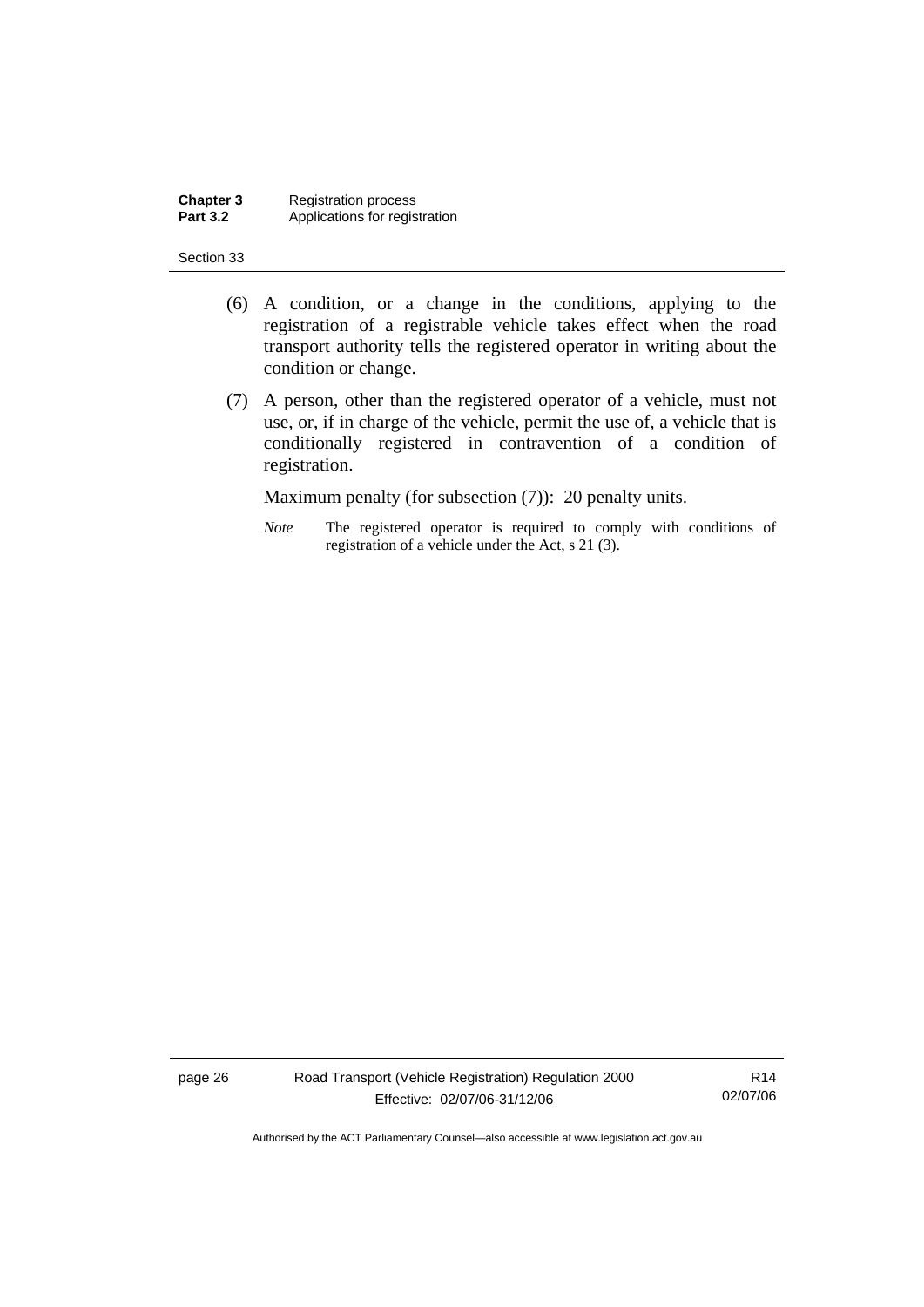(6) A condition, or a change in the conditions, applying to the registration of a registrable vehicle takes effect when the road transport authority tells the registered operator in writing about the condition or change.

(7) A person, other than the registered operator of a vehicle, must not use, or, if in charge of the vehicle, permit the use of, a vehicle that is conditionally registered in contravention of a condition of registration.

Maximum penalty (for subsection (7)): 20 penalty units.

*Note* The registered operator is required to comply with conditions of registration of a vehicle under the Act, s 21 (3).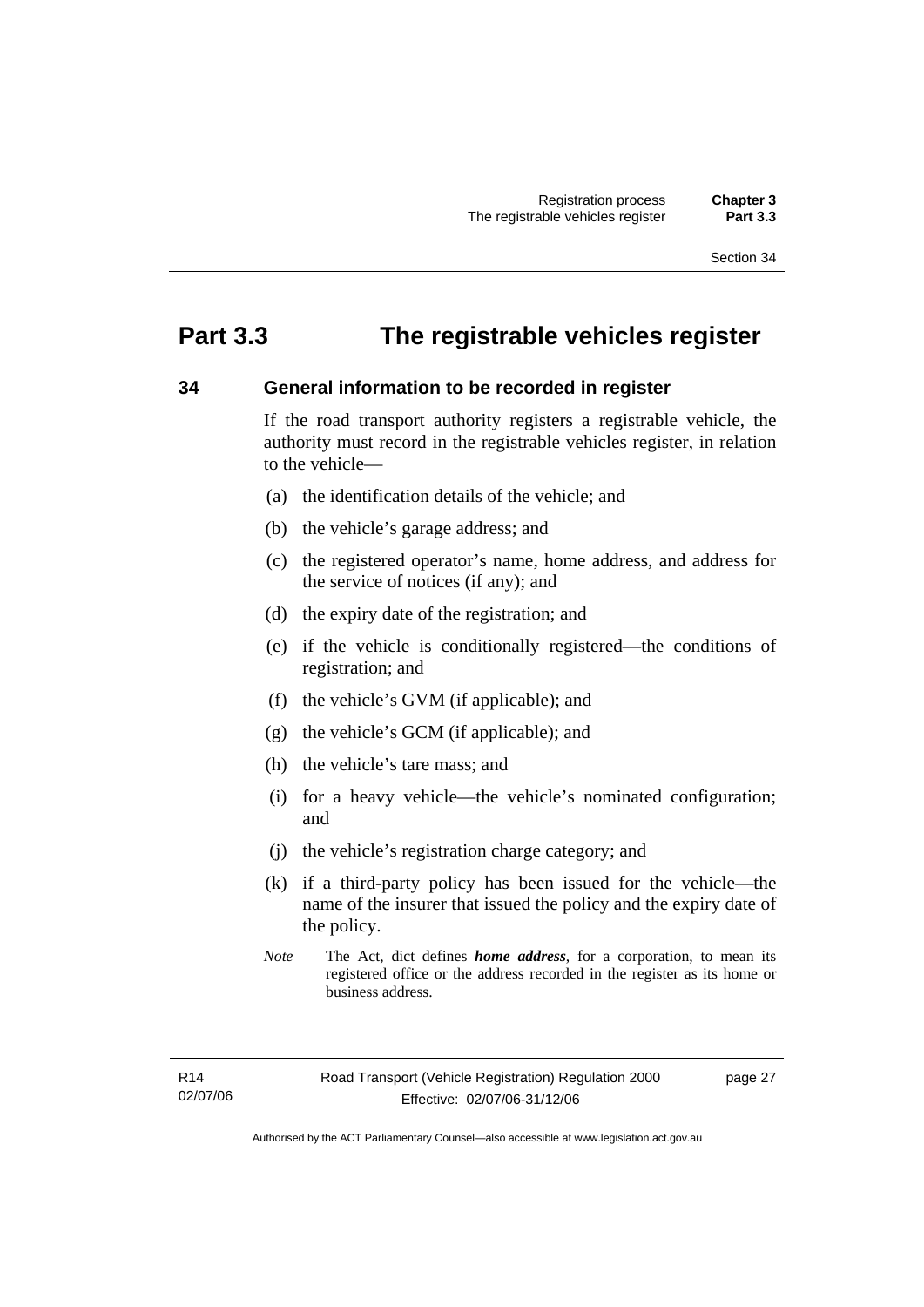# Part 3.3 The registrable vehicles register

## 34 General information to be recorded in register

If the road transport authority registers a registrable vehicle, the authority must record in the registrable vehicles register, in relation to the vehicle—

(a) the identification details of the vehicle; and

(b) the vehicle's garage address; and

(c) the registered operator's name, home address, and address for the service of notices (if any); and

(d) the expiry date of the registration; and

(e) if the vehicle is conditionally registered—the conditions of registration; and

(f) the vehicle's GVM (if applicable); and

(g) the vehicle's GCM (if applicable); and

(h) the vehicle's tare mass; and

(i) for a heavy vehicle—the vehicle's nominated configuration; and

(j) the vehicle's registration charge category; and

(k) if a third-party policy has been issued for the vehicle—the name of the insurer that issued the policy and the expiry date of the policy.

*Note* The Act, dict defines ***home address***, for a corporation, to mean its registered office or the address recorded in the register as its home or business address.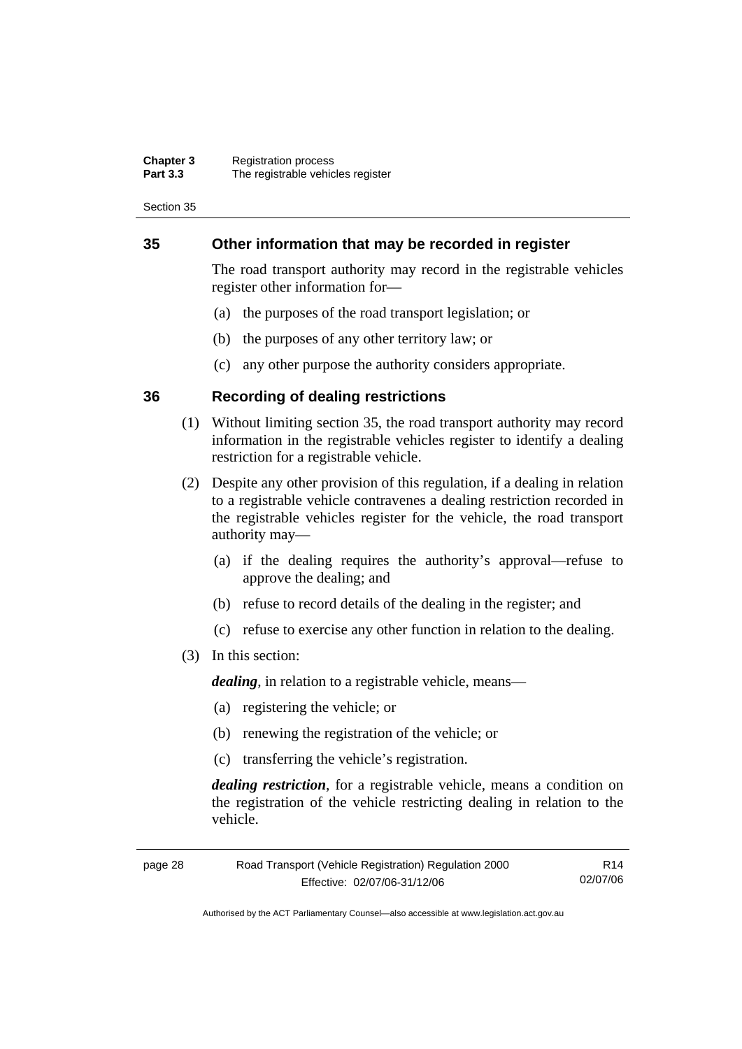## 35 Other information that may be recorded in register

The road transport authority may record in the registrable vehicles register other information for—

(a) the purposes of the road transport legislation; or

(b) the purposes of any other territory law; or

(c) any other purpose the authority considers appropriate.

## 36 Recording of dealing restrictions

(1) Without limiting section 35, the road transport authority may record information in the registrable vehicles register to identify a dealing restriction for a registrable vehicle.

(2) Despite any other provision of this regulation, if a dealing in relation to a registrable vehicle contravenes a dealing restriction recorded in the registrable vehicles register for the vehicle, the road transport authority may—

(a) if the dealing requires the authority's approval—refuse to approve the dealing; and

(b) refuse to record details of the dealing in the register; and

(c) refuse to exercise any other function in relation to the dealing.

(3) In this section:

***dealing***, in relation to a registrable vehicle, means—

(a) registering the vehicle; or

(b) renewing the registration of the vehicle; or

(c) transferring the vehicle's registration.

***dealing restriction***, for a registrable vehicle, means a condition on the registration of the vehicle restricting dealing in relation to the vehicle.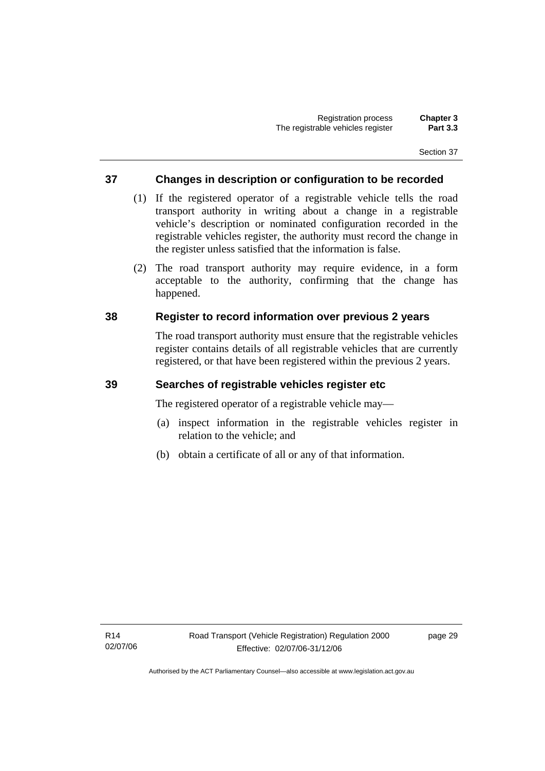## 37 Changes in description or configuration to be recorded

(1) If the registered operator of a registrable vehicle tells the road transport authority in writing about a change in a registrable vehicle's description or nominated configuration recorded in the registrable vehicles register, the authority must record the change in the register unless satisfied that the information is false.

(2) The road transport authority may require evidence, in a form acceptable to the authority, confirming that the change has happened.

## 38 Register to record information over previous 2 years

The road transport authority must ensure that the registrable vehicles register contains details of all registrable vehicles that are currently registered, or that have been registered within the previous 2 years.

## 39 Searches of registrable vehicles register etc

The registered operator of a registrable vehicle may—

(a) inspect information in the registrable vehicles register in relation to the vehicle; and

(b) obtain a certificate of all or any of that information.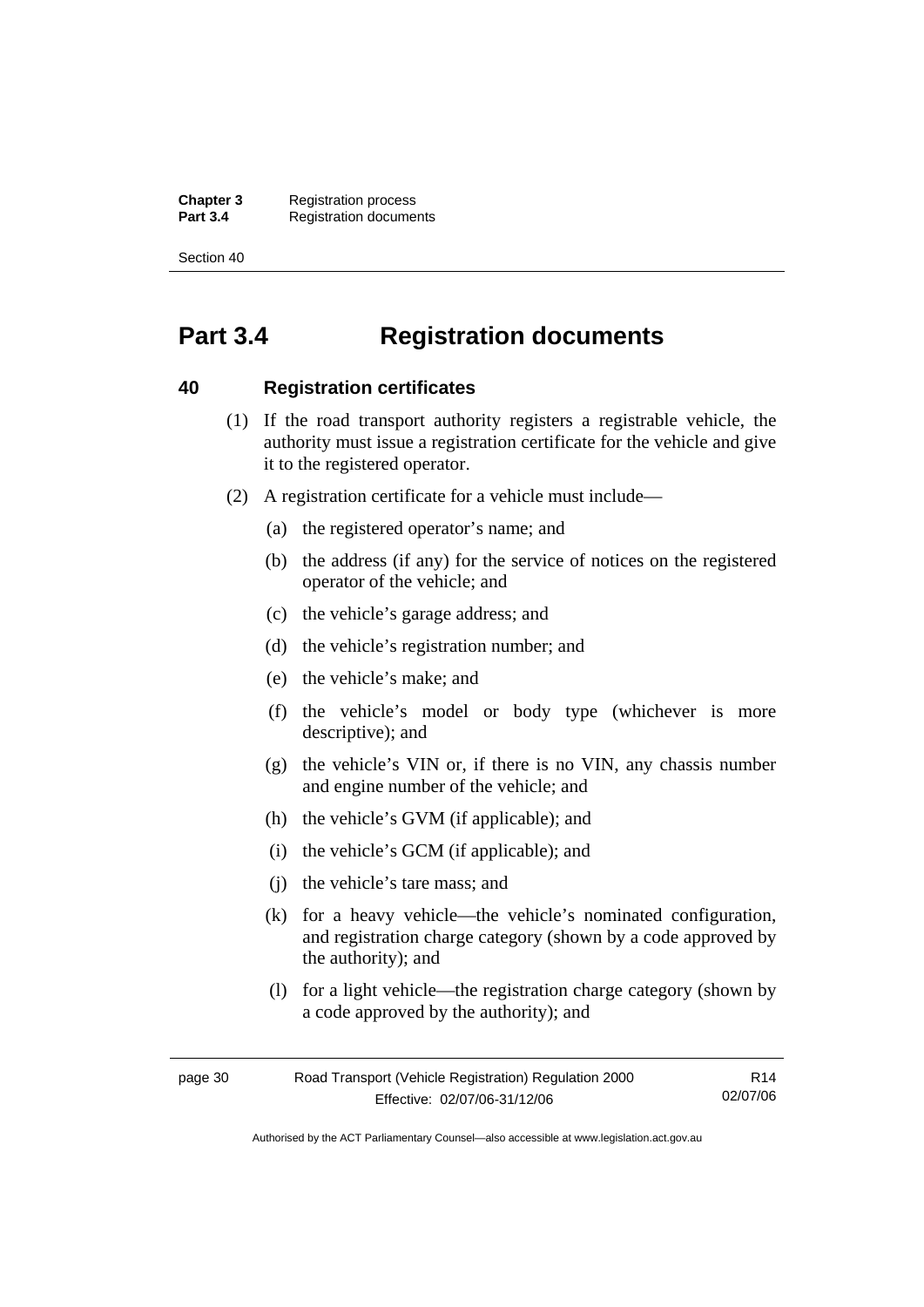# Part 3.4 Registration documents

## 40 Registration certificates

(1) If the road transport authority registers a registrable vehicle, the authority must issue a registration certificate for the vehicle and give it to the registered operator.

(2) A registration certificate for a vehicle must include—

(a) the registered operator's name; and

(b) the address (if any) for the service of notices on the registered operator of the vehicle; and

(c) the vehicle's garage address; and

(d) the vehicle's registration number; and

(e) the vehicle's make; and

(f) the vehicle's model or body type (whichever is more descriptive); and

(g) the vehicle's VIN or, if there is no VIN, any chassis number and engine number of the vehicle; and

(h) the vehicle's GVM (if applicable); and

(i) the vehicle's GCM (if applicable); and

(j) the vehicle's tare mass; and

(k) for a heavy vehicle—the vehicle's nominated configuration, and registration charge category (shown by a code approved by the authority); and

(l) for a light vehicle—the registration charge category (shown by a code approved by the authority); and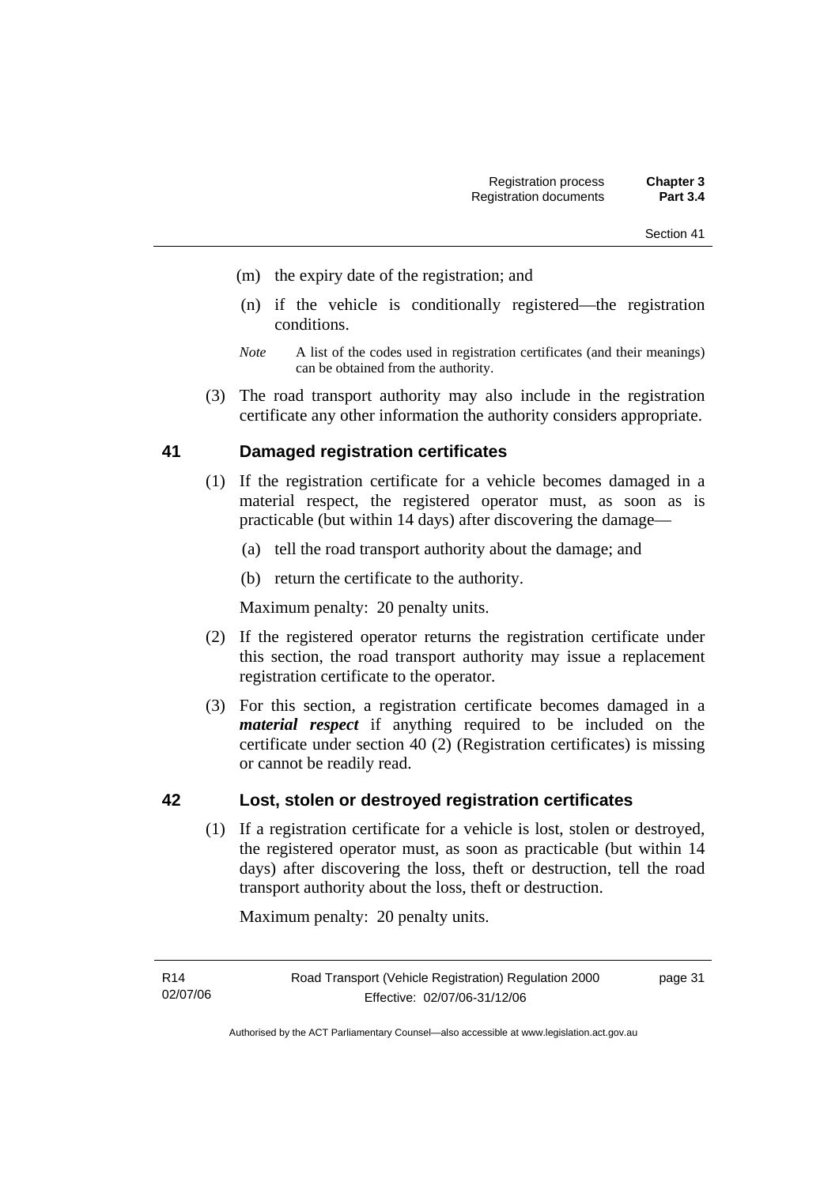(m) the expiry date of the registration; and

(n) if the vehicle is conditionally registered—the registration conditions.

*Note* A list of the codes used in registration certificates (and their meanings) can be obtained from the authority.

(3) The road transport authority may also include in the registration certificate any other information the authority considers appropriate.

## 41 Damaged registration certificates

(1) If the registration certificate for a vehicle becomes damaged in a material respect, the registered operator must, as soon as is practicable (but within 14 days) after discovering the damage—

(a) tell the road transport authority about the damage; and

(b) return the certificate to the authority.

Maximum penalty: 20 penalty units.

(2) If the registered operator returns the registration certificate under this section, the road transport authority may issue a replacement registration certificate to the operator.

(3) For this section, a registration certificate becomes damaged in a ***material respect*** if anything required to be included on the certificate under section 40 (2) (Registration certificates) is missing or cannot be readily read.

## 42 Lost, stolen or destroyed registration certificates

(1) If a registration certificate for a vehicle is lost, stolen or destroyed, the registered operator must, as soon as practicable (but within 14 days) after discovering the loss, theft or destruction, tell the road transport authority about the loss, theft or destruction.

Maximum penalty: 20 penalty units.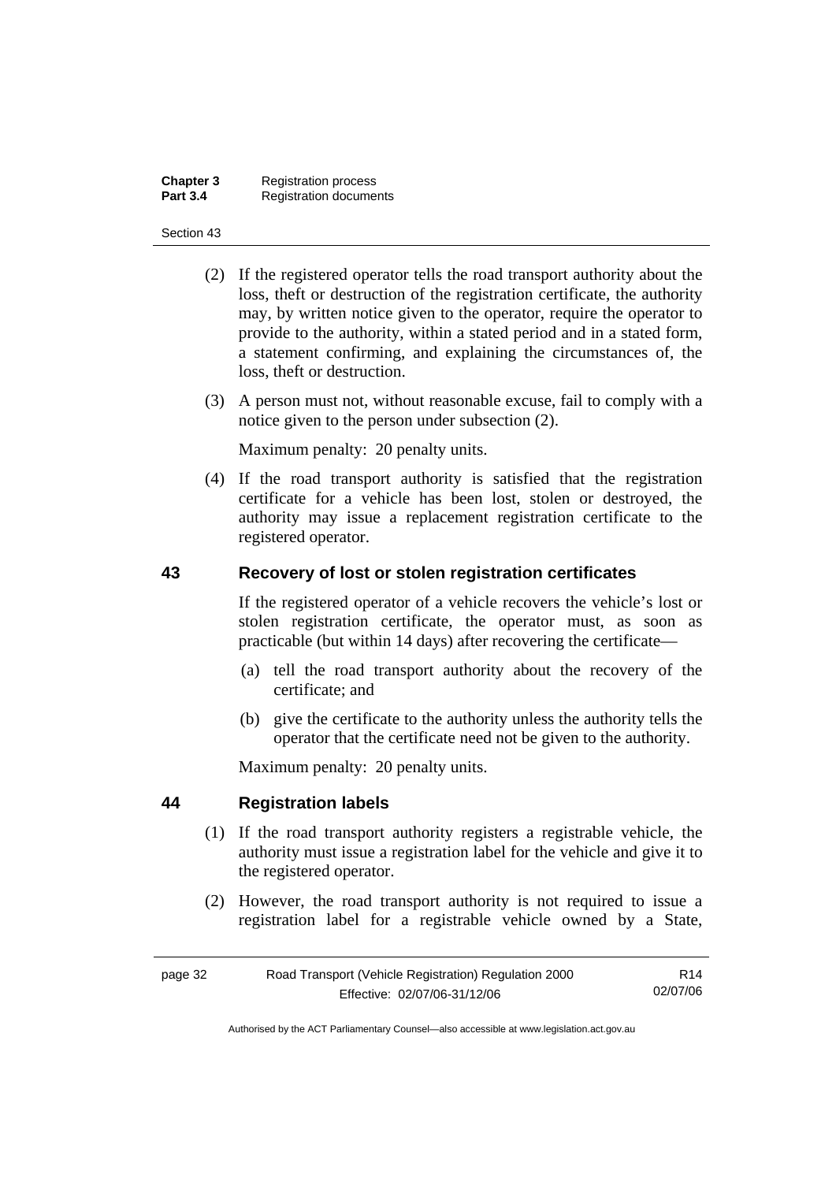(2) If the registered operator tells the road transport authority about the loss, theft or destruction of the registration certificate, the authority may, by written notice given to the operator, require the operator to provide to the authority, within a stated period and in a stated form, a statement confirming, and explaining the circumstances of, the loss, theft or destruction.

(3) A person must not, without reasonable excuse, fail to comply with a notice given to the person under subsection (2).

Maximum penalty: 20 penalty units.

(4) If the road transport authority is satisfied that the registration certificate for a vehicle has been lost, stolen or destroyed, the authority may issue a replacement registration certificate to the registered operator.

## 43 Recovery of lost or stolen registration certificates

If the registered operator of a vehicle recovers the vehicle's lost or stolen registration certificate, the operator must, as soon as practicable (but within 14 days) after recovering the certificate—

(a) tell the road transport authority about the recovery of the certificate; and

(b) give the certificate to the authority unless the authority tells the operator that the certificate need not be given to the authority.

Maximum penalty: 20 penalty units.

## 44 Registration labels

(1) If the road transport authority registers a registrable vehicle, the authority must issue a registration label for the vehicle and give it to the registered operator.

(2) However, the road transport authority is not required to issue a registration label for a registrable vehicle owned by a State,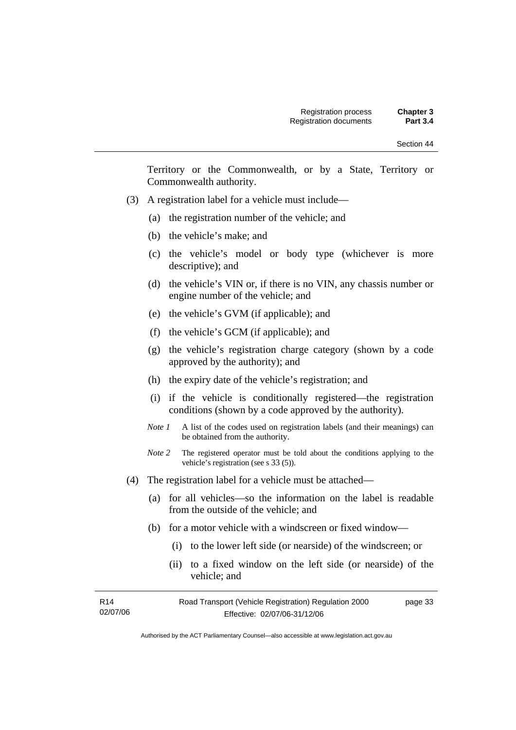Territory or the Commonwealth, or by a State, Territory or Commonwealth authority.

(3) A registration label for a vehicle must include—

(a) the registration number of the vehicle; and

(b) the vehicle's make; and

(c) the vehicle's model or body type (whichever is more descriptive); and

(d) the vehicle's VIN or, if there is no VIN, any chassis number or engine number of the vehicle; and

(e) the vehicle's GVM (if applicable); and

(f) the vehicle's GCM (if applicable); and

(g) the vehicle's registration charge category (shown by a code approved by the authority); and

(h) the expiry date of the vehicle's registration; and

(i) if the vehicle is conditionally registered—the registration conditions (shown by a code approved by the authority).

*Note 1* A list of the codes used on registration labels (and their meanings) can be obtained from the authority.

*Note 2* The registered operator must be told about the conditions applying to the vehicle's registration (see s 33 (5)).

(4) The registration label for a vehicle must be attached—

(a) for all vehicles—so the information on the label is readable from the outside of the vehicle; and

(b) for a motor vehicle with a windscreen or fixed window—

(i) to the lower left side (or nearside) of the windscreen; or

(ii) to a fixed window on the left side (or nearside) of the vehicle; and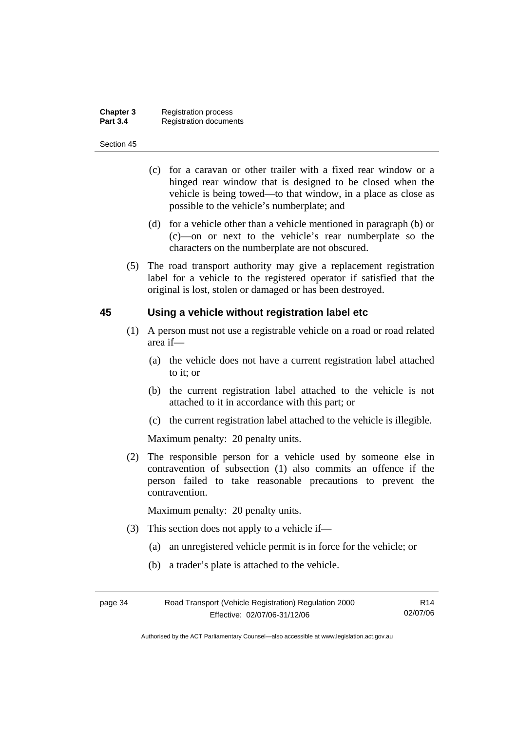(c) for a caravan or other trailer with a fixed rear window or a hinged rear window that is designed to be closed when the vehicle is being towed—to that window, in a place as close as possible to the vehicle's numberplate; and

(d) for a vehicle other than a vehicle mentioned in paragraph (b) or (c)—on or next to the vehicle's rear numberplate so the characters on the numberplate are not obscured.

(5) The road transport authority may give a replacement registration label for a vehicle to the registered operator if satisfied that the original is lost, stolen or damaged or has been destroyed.

## 45 Using a vehicle without registration label etc

(1) A person must not use a registrable vehicle on a road or road related area if—

(a) the vehicle does not have a current registration label attached to it; or

(b) the current registration label attached to the vehicle is not attached to it in accordance with this part; or

(c) the current registration label attached to the vehicle is illegible.

Maximum penalty: 20 penalty units.

(2) The responsible person for a vehicle used by someone else in contravention of subsection (1) also commits an offence if the person failed to take reasonable precautions to prevent the contravention.

Maximum penalty: 20 penalty units.

(3) This section does not apply to a vehicle if—

(a) an unregistered vehicle permit is in force for the vehicle; or

(b) a trader's plate is attached to the vehicle.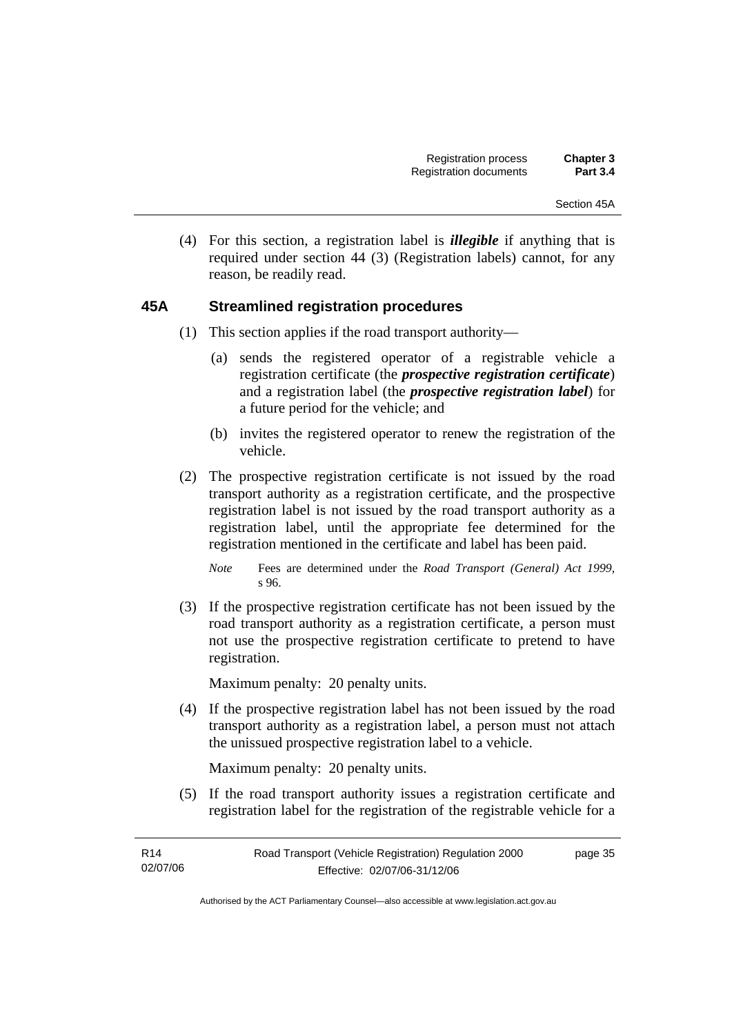(4) For this section, a registration label is ***illegible*** if anything that is required under section 44 (3) (Registration labels) cannot, for any reason, be readily read.

### 45A Streamlined registration procedures

(1) This section applies if the road transport authority—

(a) sends the registered operator of a registrable vehicle a registration certificate (the ***prospective registration certificate***) and a registration label (the ***prospective registration label***) for a future period for the vehicle; and

(b) invites the registered operator to renew the registration of the vehicle.

(2) The prospective registration certificate is not issued by the road transport authority as a registration certificate, and the prospective registration label is not issued by the road transport authority as a registration label, until the appropriate fee determined for the registration mentioned in the certificate and label has been paid.

*Note* Fees are determined under the *Road Transport (General) Act 1999*, s 96.

(3) If the prospective registration certificate has not been issued by the road transport authority as a registration certificate, a person must not use the prospective registration certificate to pretend to have registration.

Maximum penalty: 20 penalty units.

(4) If the prospective registration label has not been issued by the road transport authority as a registration label, a person must not attach the unissued prospective registration label to a vehicle.

Maximum penalty: 20 penalty units.

(5) If the road transport authority issues a registration certificate and registration label for the registration of the registrable vehicle for a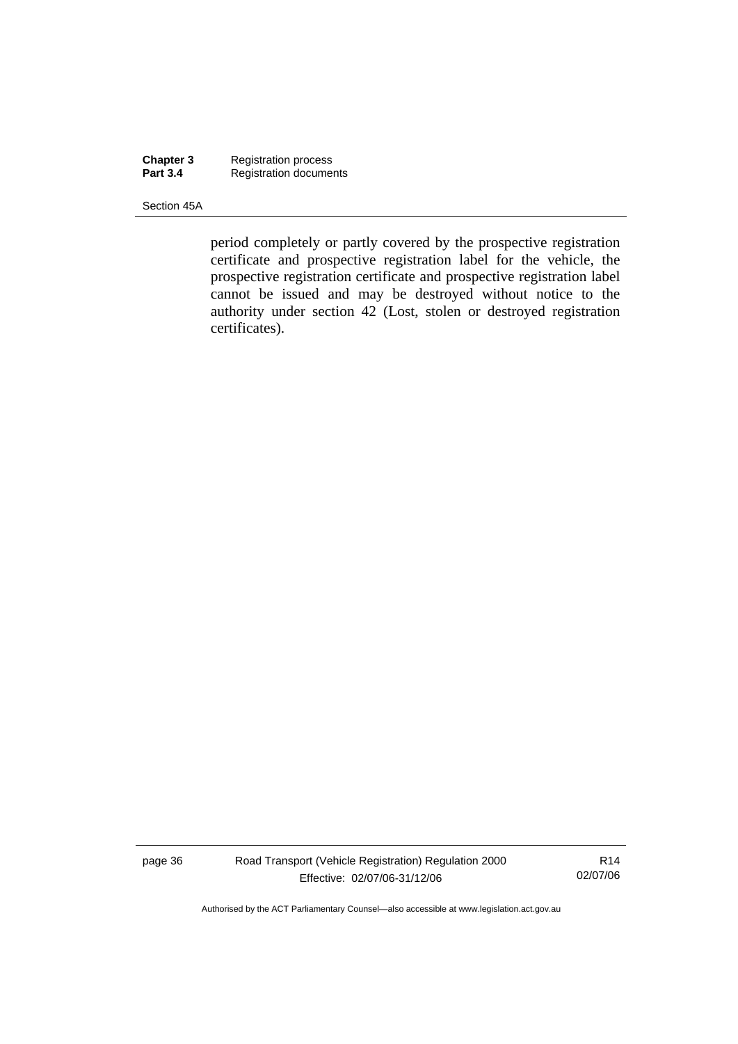period completely or partly covered by the prospective registration certificate and prospective registration label for the vehicle, the prospective registration certificate and prospective registration label cannot be issued and may be destroyed without notice to the authority under section 42 (Lost, stolen or destroyed registration certificates).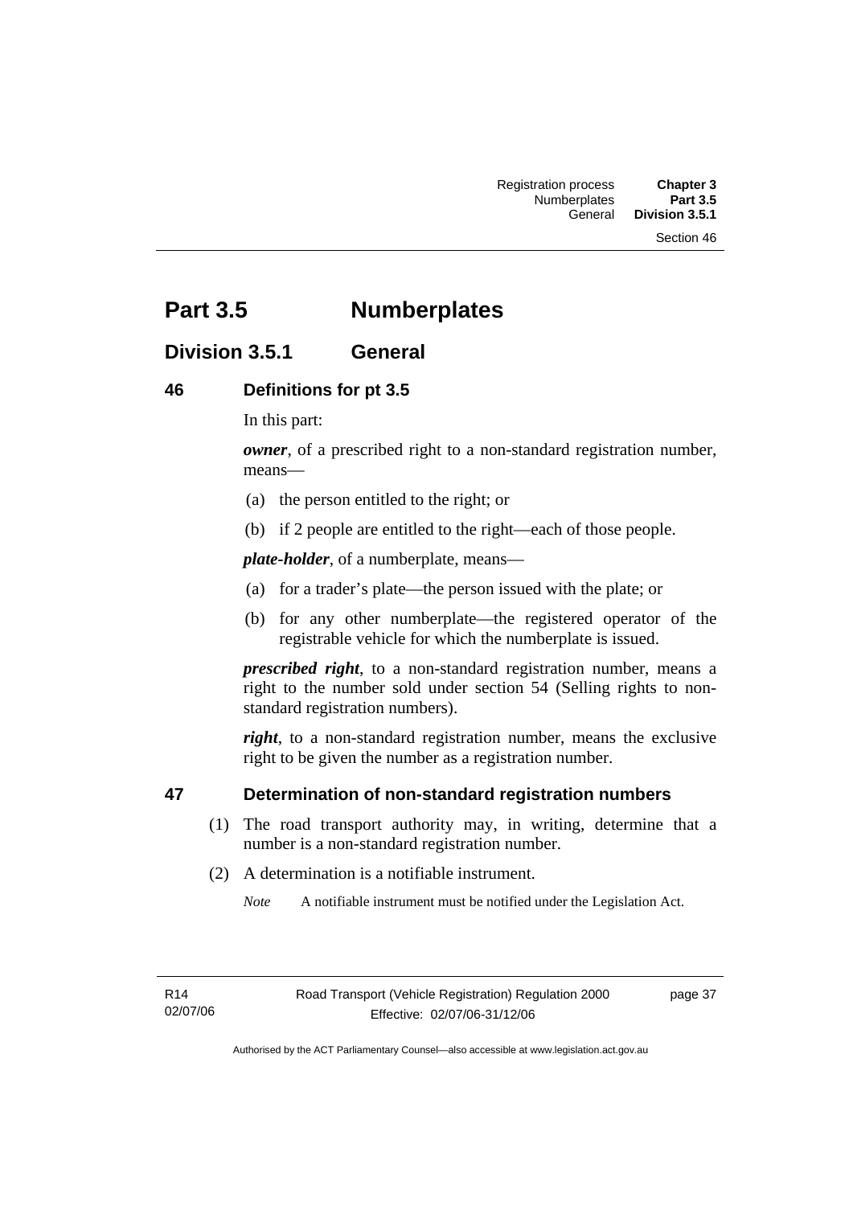# Part 3.5 Numberplates

## Division 3.5.1 General

### 46 Definitions for pt 3.5

In this part:

***owner***, of a prescribed right to a non-standard registration number, means—

(a) the person entitled to the right; or

(b) if 2 people are entitled to the right—each of those people.

***plate-holder***, of a numberplate, means—

(a) for a trader's plate—the person issued with the plate; or

(b) for any other numberplate—the registered operator of the registrable vehicle for which the numberplate is issued.

***prescribed right***, to a non-standard registration number, means a right to the number sold under section 54 (Selling rights to non-standard registration numbers).

***right***, to a non-standard registration number, means the exclusive right to be given the number as a registration number.

### 47 Determination of non-standard registration numbers

(1) The road transport authority may, in writing, determine that a number is a non-standard registration number.

(2) A determination is a notifiable instrument.

*Note* A notifiable instrument must be notified under the Legislation Act.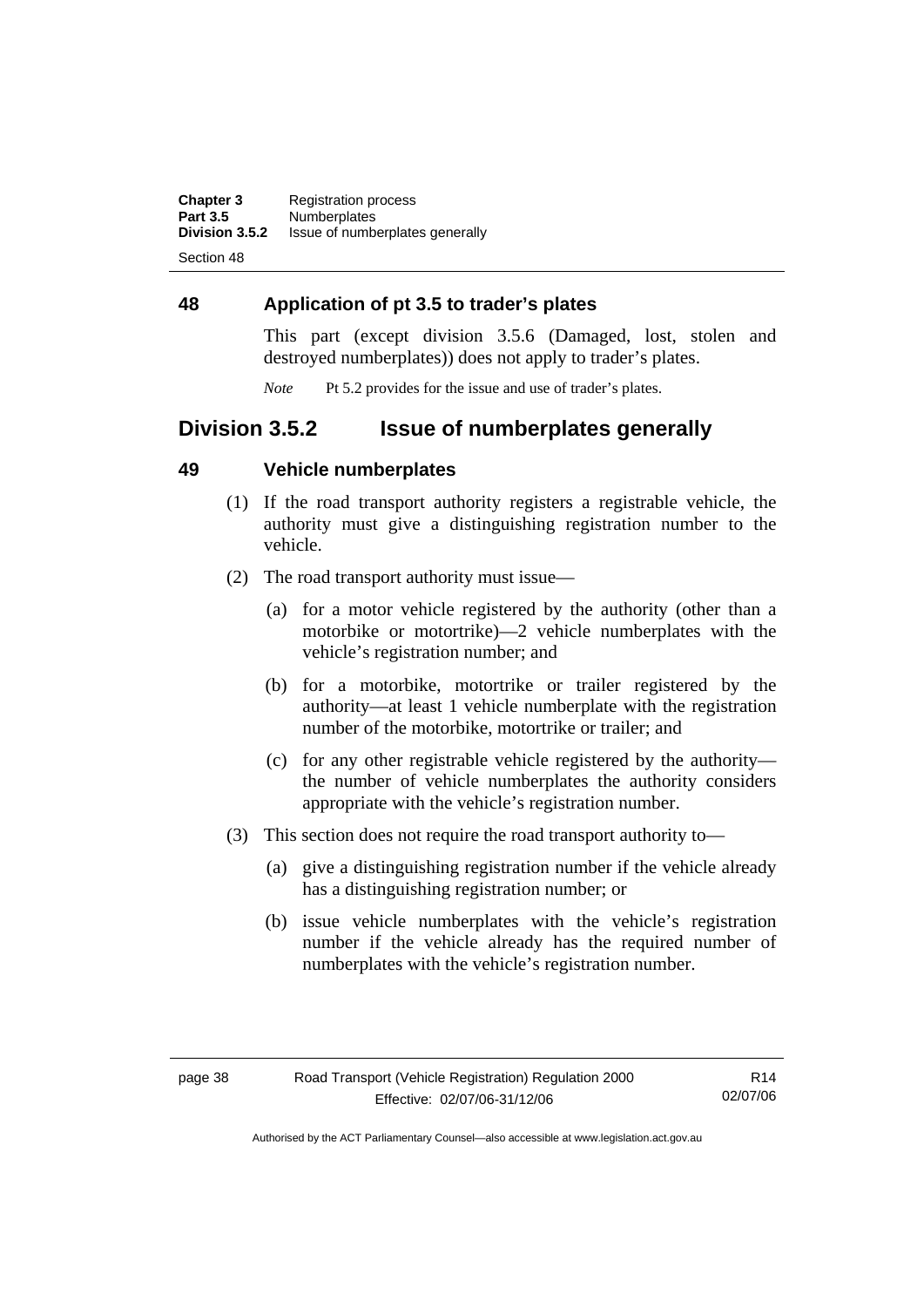### 48 Application of pt 3.5 to trader's plates

This part (except division 3.5.6 (Damaged, lost, stolen and destroyed numberplates)) does not apply to trader's plates.

*Note* Pt 5.2 provides for the issue and use of trader's plates.

## Division 3.5.2 Issue of numberplates generally

### 49 Vehicle numberplates

(1) If the road transport authority registers a registrable vehicle, the authority must give a distinguishing registration number to the vehicle.

(2) The road transport authority must issue—

(a) for a motor vehicle registered by the authority (other than a motorbike or motortrike)—2 vehicle numberplates with the vehicle's registration number; and

(b) for a motorbike, motortrike or trailer registered by the authority—at least 1 vehicle numberplate with the registration number of the motorbike, motortrike or trailer; and

(c) for any other registrable vehicle registered by the authority—the number of vehicle numberplates the authority considers appropriate with the vehicle's registration number.

(3) This section does not require the road transport authority to—

(a) give a distinguishing registration number if the vehicle already has a distinguishing registration number; or

(b) issue vehicle numberplates with the vehicle's registration number if the vehicle already has the required number of numberplates with the vehicle's registration number.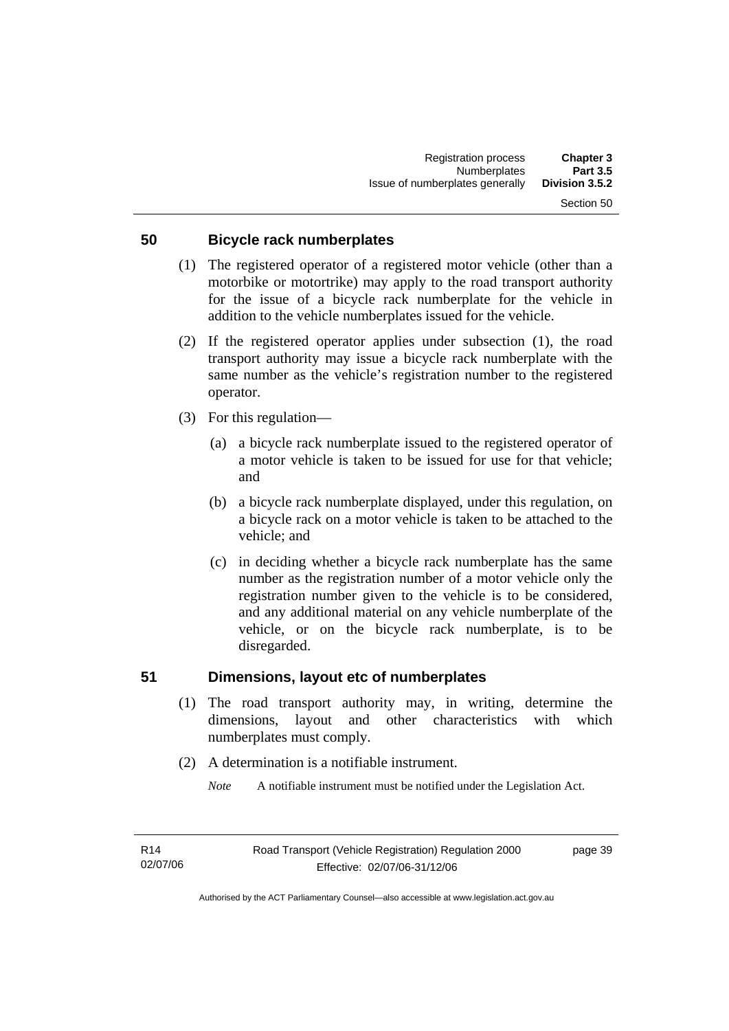## 50 Bicycle rack numberplates

(1) The registered operator of a registered motor vehicle (other than a motorbike or motortrike) may apply to the road transport authority for the issue of a bicycle rack numberplate for the vehicle in addition to the vehicle numberplates issued for the vehicle.

(2) If the registered operator applies under subsection (1), the road transport authority may issue a bicycle rack numberplate with the same number as the vehicle's registration number to the registered operator.

(3) For this regulation—

(a) a bicycle rack numberplate issued to the registered operator of a motor vehicle is taken to be issued for use for that vehicle; and

(b) a bicycle rack numberplate displayed, under this regulation, on a bicycle rack on a motor vehicle is taken to be attached to the vehicle; and

(c) in deciding whether a bicycle rack numberplate has the same number as the registration number of a motor vehicle only the registration number given to the vehicle is to be considered, and any additional material on any vehicle numberplate of the vehicle, or on the bicycle rack numberplate, is to be disregarded.

## 51 Dimensions, layout etc of numberplates

(1) The road transport authority may, in writing, determine the dimensions, layout and other characteristics with which numberplates must comply.

(2) A determination is a notifiable instrument.

*Note* A notifiable instrument must be notified under the Legislation Act.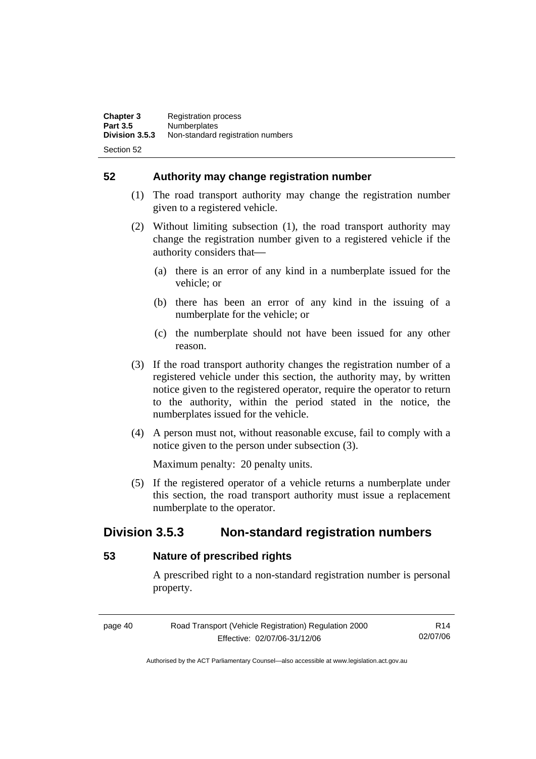## 52 Authority may change registration number

(1) The road transport authority may change the registration number given to a registered vehicle.

(2) Without limiting subsection (1), the road transport authority may change the registration number given to a registered vehicle if the authority considers that—

(a) there is an error of any kind in a numberplate issued for the vehicle; or

(b) there has been an error of any kind in the issuing of a numberplate for the vehicle; or

(c) the numberplate should not have been issued for any other reason.

(3) If the road transport authority changes the registration number of a registered vehicle under this section, the authority may, by written notice given to the registered operator, require the operator to return to the authority, within the period stated in the notice, the numberplates issued for the vehicle.

(4) A person must not, without reasonable excuse, fail to comply with a notice given to the person under subsection (3).

Maximum penalty: 20 penalty units.

(5) If the registered operator of a vehicle returns a numberplate under this section, the road transport authority must issue a replacement numberplate to the operator.

# Division 3.5.3 Non-standard registration numbers

## 53 Nature of prescribed rights

A prescribed right to a non-standard registration number is personal property.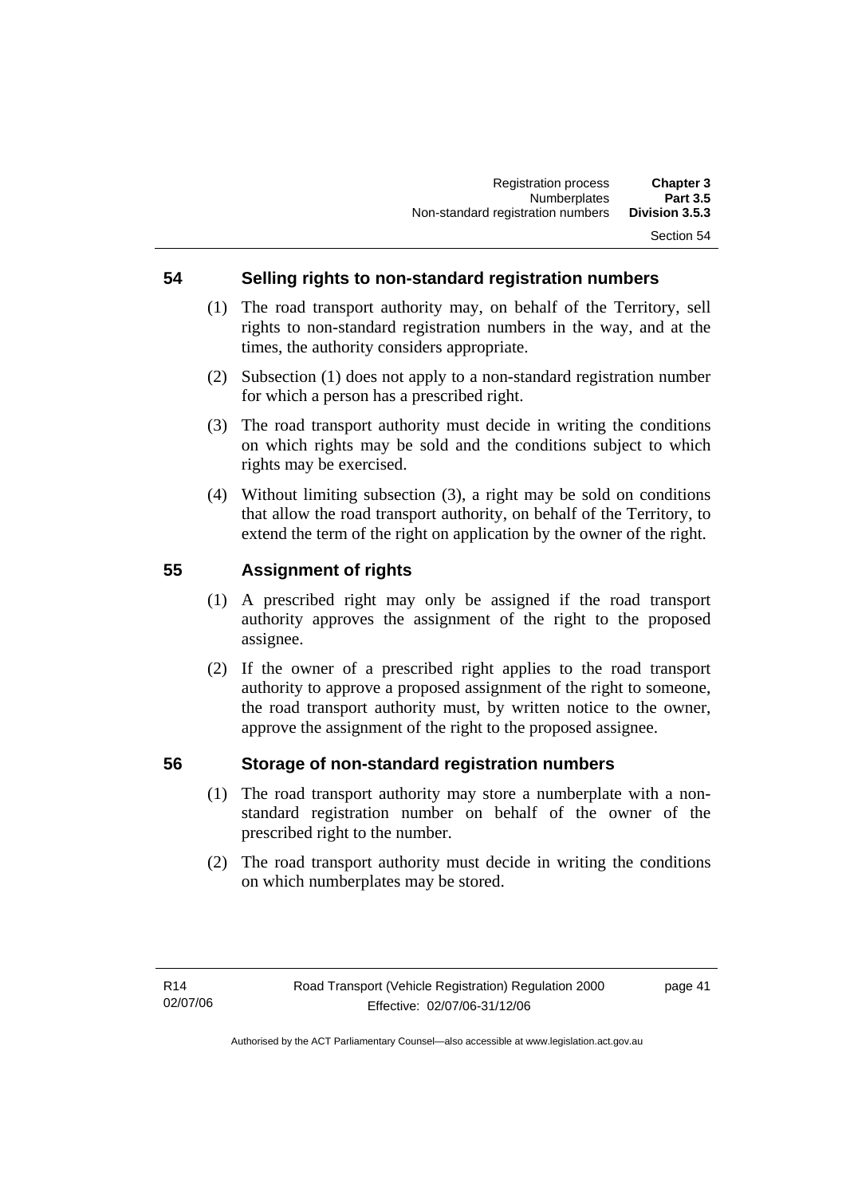## 54 Selling rights to non-standard registration numbers

(1) The road transport authority may, on behalf of the Territory, sell rights to non-standard registration numbers in the way, and at the times, the authority considers appropriate.

(2) Subsection (1) does not apply to a non-standard registration number for which a person has a prescribed right.

(3) The road transport authority must decide in writing the conditions on which rights may be sold and the conditions subject to which rights may be exercised.

(4) Without limiting subsection (3), a right may be sold on conditions that allow the road transport authority, on behalf of the Territory, to extend the term of the right on application by the owner of the right.

## 55 Assignment of rights

(1) A prescribed right may only be assigned if the road transport authority approves the assignment of the right to the proposed assignee.

(2) If the owner of a prescribed right applies to the road transport authority to approve a proposed assignment of the right to someone, the road transport authority must, by written notice to the owner, approve the assignment of the right to the proposed assignee.

## 56 Storage of non-standard registration numbers

(1) The road transport authority may store a numberplate with a non-standard registration number on behalf of the owner of the prescribed right to the number.

(2) The road transport authority must decide in writing the conditions on which numberplates may be stored.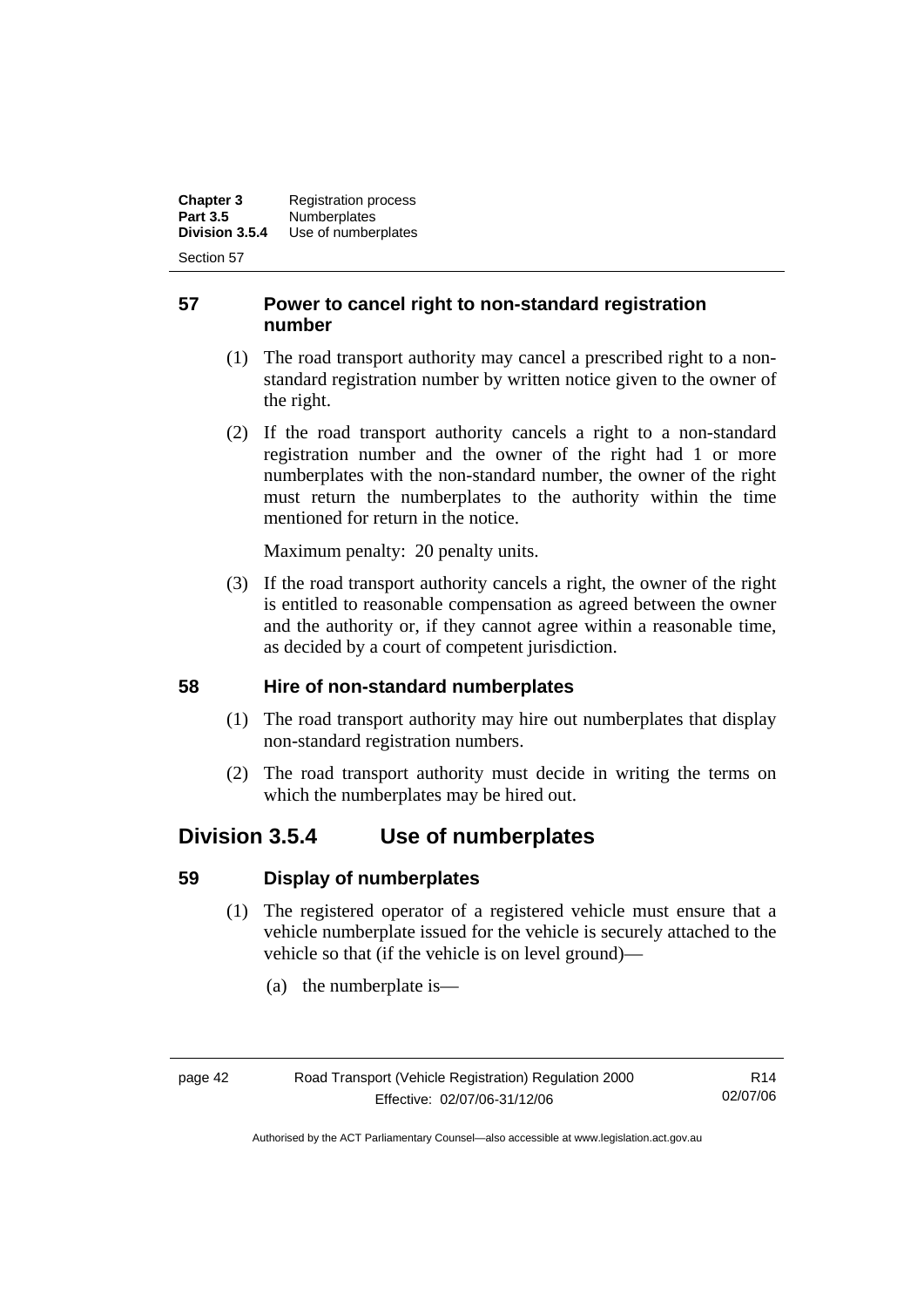## 57 Power to cancel right to non-standard registration number

(1) The road transport authority may cancel a prescribed right to a non-standard registration number by written notice given to the owner of the right.

(2) If the road transport authority cancels a right to a non-standard registration number and the owner of the right had 1 or more numberplates with the non-standard number, the owner of the right must return the numberplates to the authority within the time mentioned for return in the notice.

Maximum penalty: 20 penalty units.

(3) If the road transport authority cancels a right, the owner of the right is entitled to reasonable compensation as agreed between the owner and the authority or, if they cannot agree within a reasonable time, as decided by a court of competent jurisdiction.

## 58 Hire of non-standard numberplates

(1) The road transport authority may hire out numberplates that display non-standard registration numbers.

(2) The road transport authority must decide in writing the terms on which the numberplates may be hired out.

# Division 3.5.4 Use of numberplates

## 59 Display of numberplates

(1) The registered operator of a registered vehicle must ensure that a vehicle numberplate issued for the vehicle is securely attached to the vehicle so that (if the vehicle is on level ground)—

(a) the numberplate is—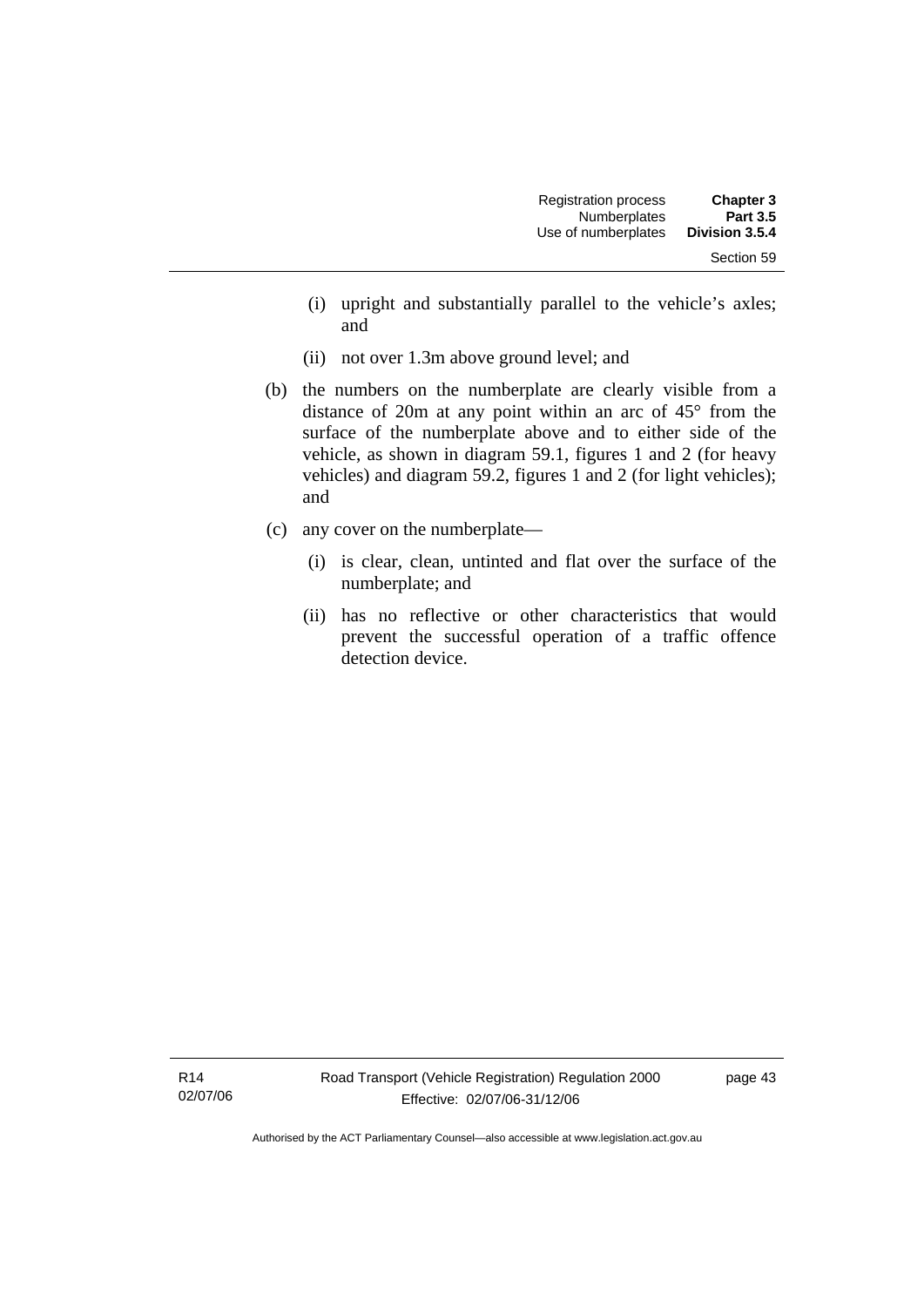(i) upright and substantially parallel to the vehicle's axles; and

(ii) not over 1.3m above ground level; and

(b) the numbers on the numberplate are clearly visible from a distance of 20m at any point within an arc of 45° from the surface of the numberplate above and to either side of the vehicle, as shown in diagram 59.1, figures 1 and 2 (for heavy vehicles) and diagram 59.2, figures 1 and 2 (for light vehicles); and

(c) any cover on the numberplate—

(i) is clear, clean, untinted and flat over the surface of the numberplate; and

(ii) has no reflective or other characteristics that would prevent the successful operation of a traffic offence detection device.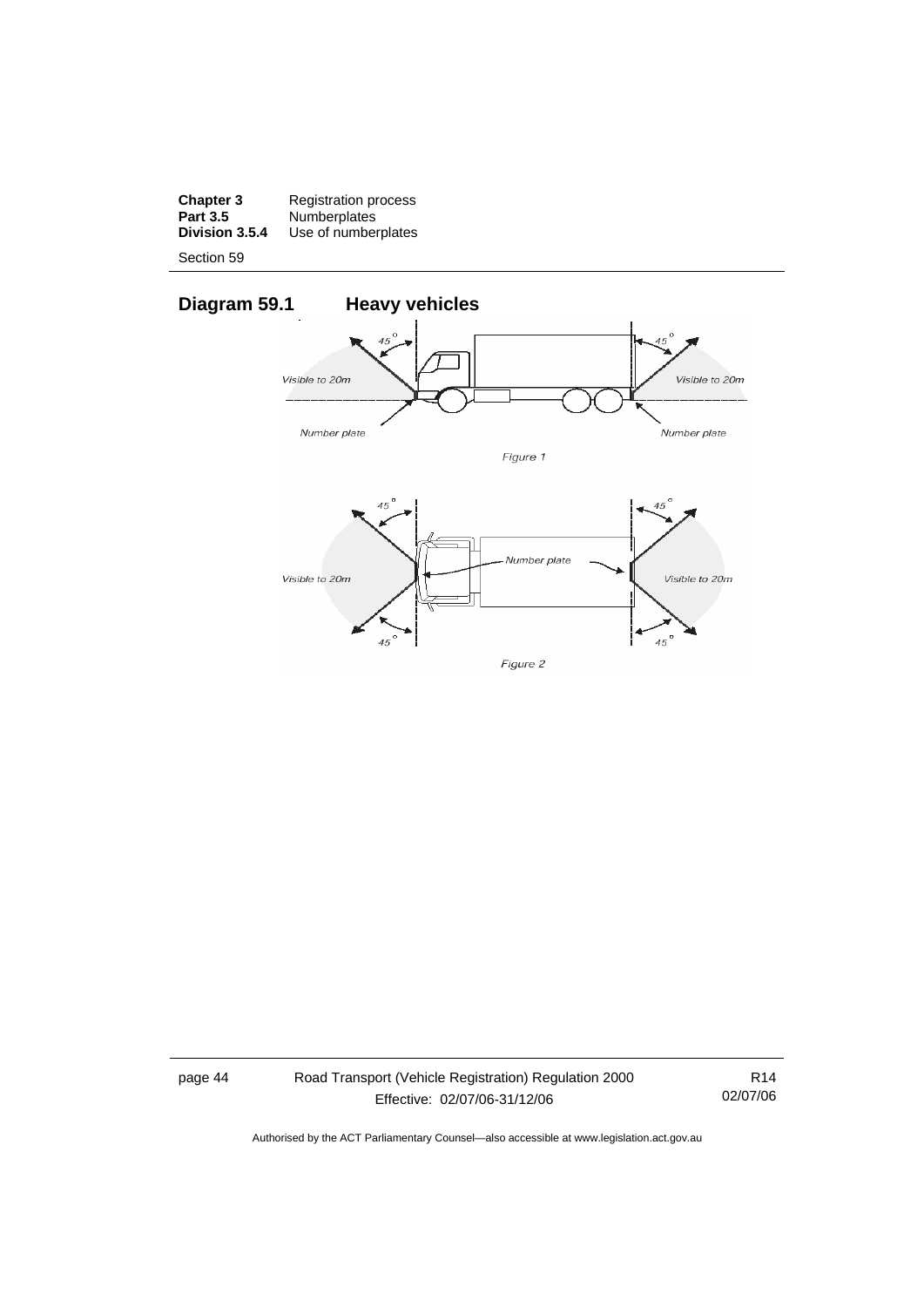## Diagram 59.1 Heavy vehicles

45°

Visible to 20m

Number plate

Figure 1

45°

Visible to 20m

Number plate

Figure 2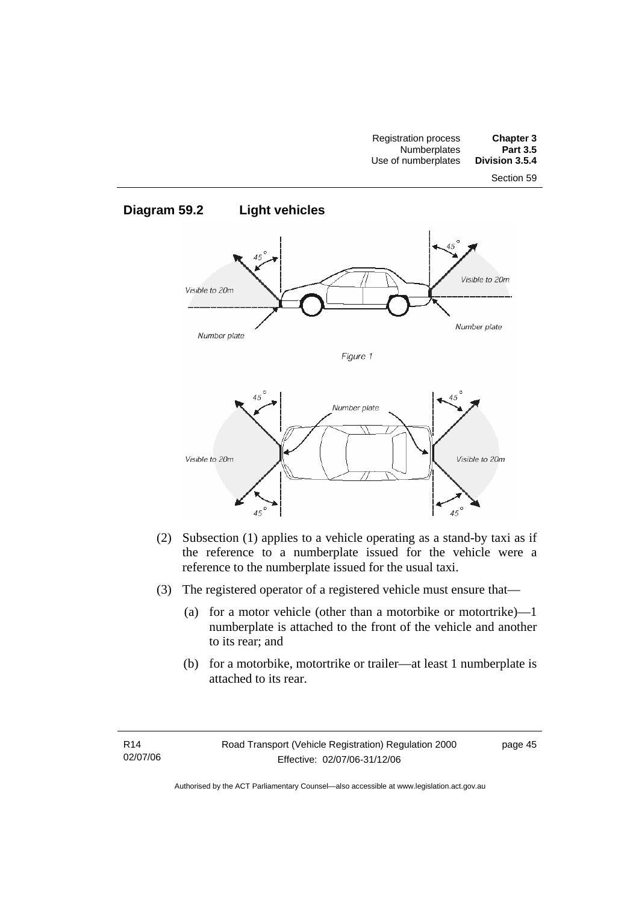## Diagram 59.2 Light vehicles

Figure 1

(2) Subsection (1) applies to a vehicle operating as a stand-by taxi as if the reference to a numberplate issued for the vehicle were a reference to the numberplate issued for the usual taxi.

(3) The registered operator of a registered vehicle must ensure that—

(a) for a motor vehicle (other than a motorbike or motortrike)—1 numberplate is attached to the front of the vehicle and another to its rear; and

(b) for a motorbike, motortrike or trailer—at least 1 numberplate is attached to its rear.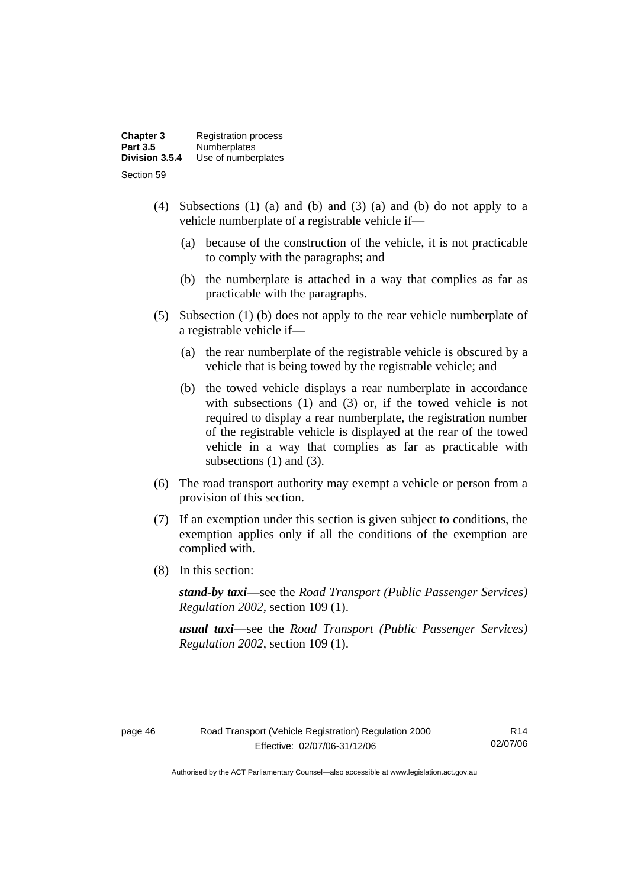(4) Subsections (1) (a) and (b) and (3) (a) and (b) do not apply to a vehicle numberplate of a registrable vehicle if—

(a) because of the construction of the vehicle, it is not practicable to comply with the paragraphs; and

(b) the numberplate is attached in a way that complies as far as practicable with the paragraphs.

(5) Subsection (1) (b) does not apply to the rear vehicle numberplate of a registrable vehicle if—

(a) the rear numberplate of the registrable vehicle is obscured by a vehicle that is being towed by the registrable vehicle; and

(b) the towed vehicle displays a rear numberplate in accordance with subsections (1) and (3) or, if the towed vehicle is not required to display a rear numberplate, the registration number of the registrable vehicle is displayed at the rear of the towed vehicle in a way that complies as far as practicable with subsections (1) and (3).

(6) The road transport authority may exempt a vehicle or person from a provision of this section.

(7) If an exemption under this section is given subject to conditions, the exemption applies only if all the conditions of the exemption are complied with.

(8) In this section:

***stand-by taxi***—see the *Road Transport (Public Passenger Services) Regulation 2002*, section 109 (1).

***usual taxi***—see the *Road Transport (Public Passenger Services) Regulation 2002*, section 109 (1).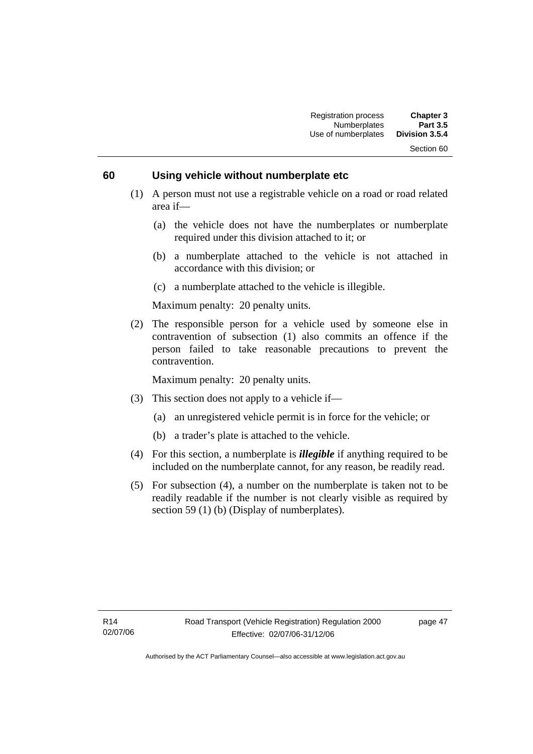## 60 Using vehicle without numberplate etc

(1) A person must not use a registrable vehicle on a road or road related area if—

(a) the vehicle does not have the numberplates or numberplate required under this division attached to it; or

(b) a numberplate attached to the vehicle is not attached in accordance with this division; or

(c) a numberplate attached to the vehicle is illegible.

Maximum penalty: 20 penalty units.

(2) The responsible person for a vehicle used by someone else in contravention of subsection (1) also commits an offence if the person failed to take reasonable precautions to prevent the contravention.

Maximum penalty: 20 penalty units.

(3) This section does not apply to a vehicle if—

(a) an unregistered vehicle permit is in force for the vehicle; or

(b) a trader's plate is attached to the vehicle.

(4) For this section, a numberplate is ***illegible*** if anything required to be included on the numberplate cannot, for any reason, be readily read.

(5) For subsection (4), a number on the numberplate is taken not to be readily readable if the number is not clearly visible as required by section 59 (1) (b) (Display of numberplates).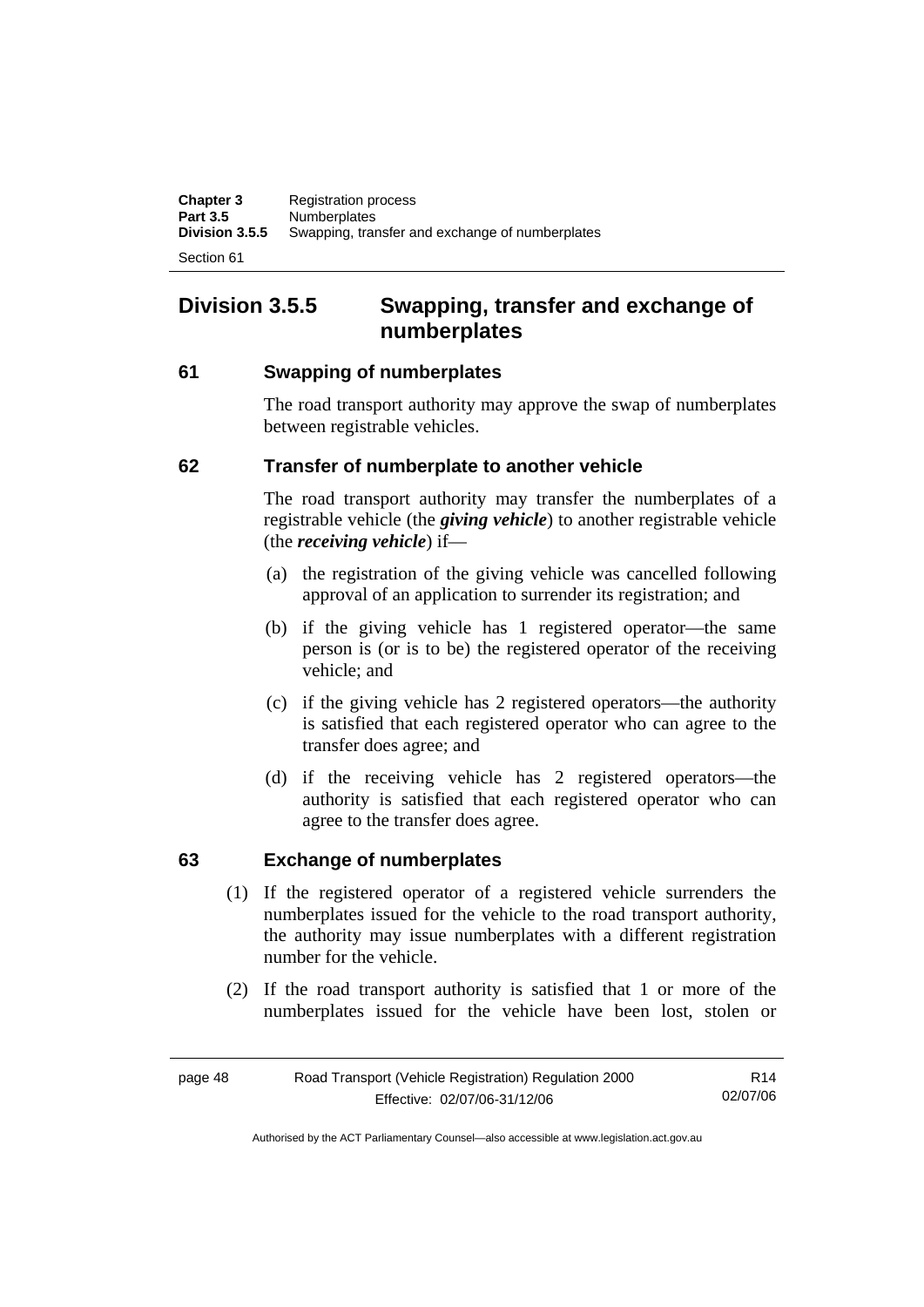## Division 3.5.5 Swapping, transfer and exchange of numberplates

### 61 Swapping of numberplates

The road transport authority may approve the swap of numberplates between registrable vehicles.

### 62 Transfer of numberplate to another vehicle

The road transport authority may transfer the numberplates of a registrable vehicle (the ***giving vehicle***) to another registrable vehicle (the ***receiving vehicle***) if—

(a) the registration of the giving vehicle was cancelled following approval of an application to surrender its registration; and

(b) if the giving vehicle has 1 registered operator—the same person is (or is to be) the registered operator of the receiving vehicle; and

(c) if the giving vehicle has 2 registered operators—the authority is satisfied that each registered operator who can agree to the transfer does agree; and

(d) if the receiving vehicle has 2 registered operators—the authority is satisfied that each registered operator who can agree to the transfer does agree.

### 63 Exchange of numberplates

(1) If the registered operator of a registered vehicle surrenders the numberplates issued for the vehicle to the road transport authority, the authority may issue numberplates with a different registration number for the vehicle.

(2) If the road transport authority is satisfied that 1 or more of the numberplates issued for the vehicle have been lost, stolen or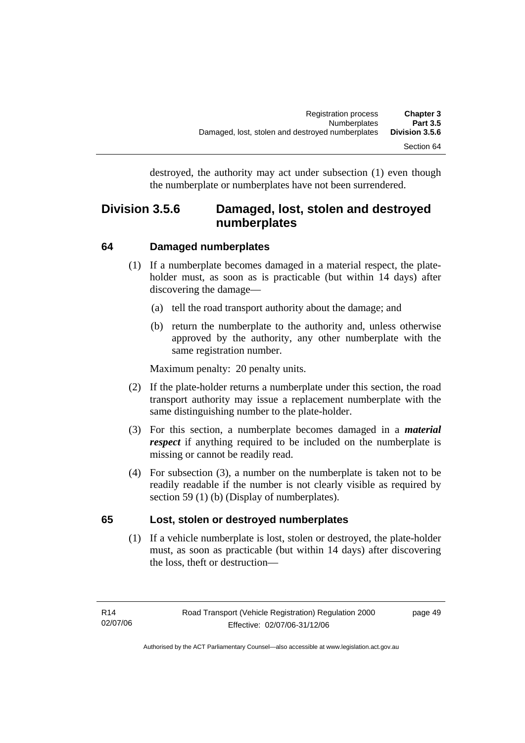destroyed, the authority may act under subsection (1) even though the numberplate or numberplates have not been surrendered.

## Division 3.5.6 Damaged, lost, stolen and destroyed numberplates

### 64 Damaged numberplates

(1) If a numberplate becomes damaged in a material respect, the plate-holder must, as soon as is practicable (but within 14 days) after discovering the damage—

(a) tell the road transport authority about the damage; and

(b) return the numberplate to the authority and, unless otherwise approved by the authority, any other numberplate with the same registration number.

Maximum penalty: 20 penalty units.

(2) If the plate-holder returns a numberplate under this section, the road transport authority may issue a replacement numberplate with the same distinguishing number to the plate-holder.

(3) For this section, a numberplate becomes damaged in a ***material respect*** if anything required to be included on the numberplate is missing or cannot be readily read.

(4) For subsection (3), a number on the numberplate is taken not to be readily readable if the number is not clearly visible as required by section 59 (1) (b) (Display of numberplates).

### 65 Lost, stolen or destroyed numberplates

(1) If a vehicle numberplate is lost, stolen or destroyed, the plate-holder must, as soon as practicable (but within 14 days) after discovering the loss, theft or destruction—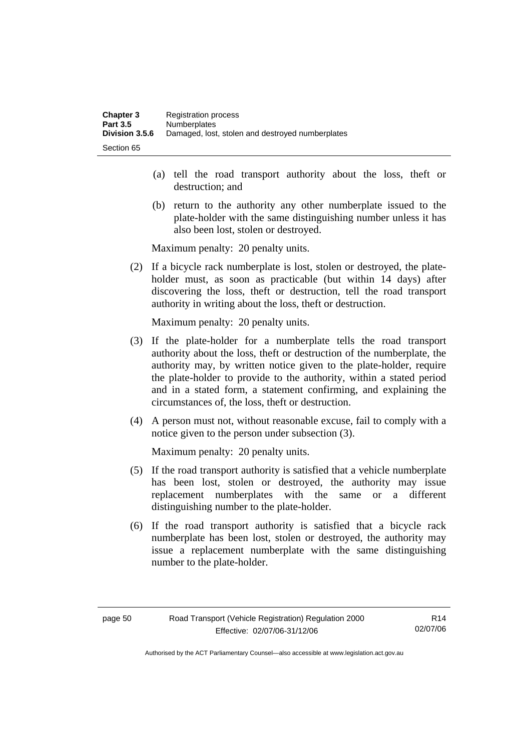(a) tell the road transport authority about the loss, theft or destruction; and

(b) return to the authority any other numberplate issued to the plate-holder with the same distinguishing number unless it has also been lost, stolen or destroyed.

Maximum penalty: 20 penalty units.

(2) If a bicycle rack numberplate is lost, stolen or destroyed, the plate-holder must, as soon as practicable (but within 14 days) after discovering the loss, theft or destruction, tell the road transport authority in writing about the loss, theft or destruction.

Maximum penalty: 20 penalty units.

(3) If the plate-holder for a numberplate tells the road transport authority about the loss, theft or destruction of the numberplate, the authority may, by written notice given to the plate-holder, require the plate-holder to provide to the authority, within a stated period and in a stated form, a statement confirming, and explaining the circumstances of, the loss, theft or destruction.

(4) A person must not, without reasonable excuse, fail to comply with a notice given to the person under subsection (3).

Maximum penalty: 20 penalty units.

(5) If the road transport authority is satisfied that a vehicle numberplate has been lost, stolen or destroyed, the authority may issue replacement numberplates with the same or a different distinguishing number to the plate-holder.

(6) If the road transport authority is satisfied that a bicycle rack numberplate has been lost, stolen or destroyed, the authority may issue a replacement numberplate with the same distinguishing number to the plate-holder.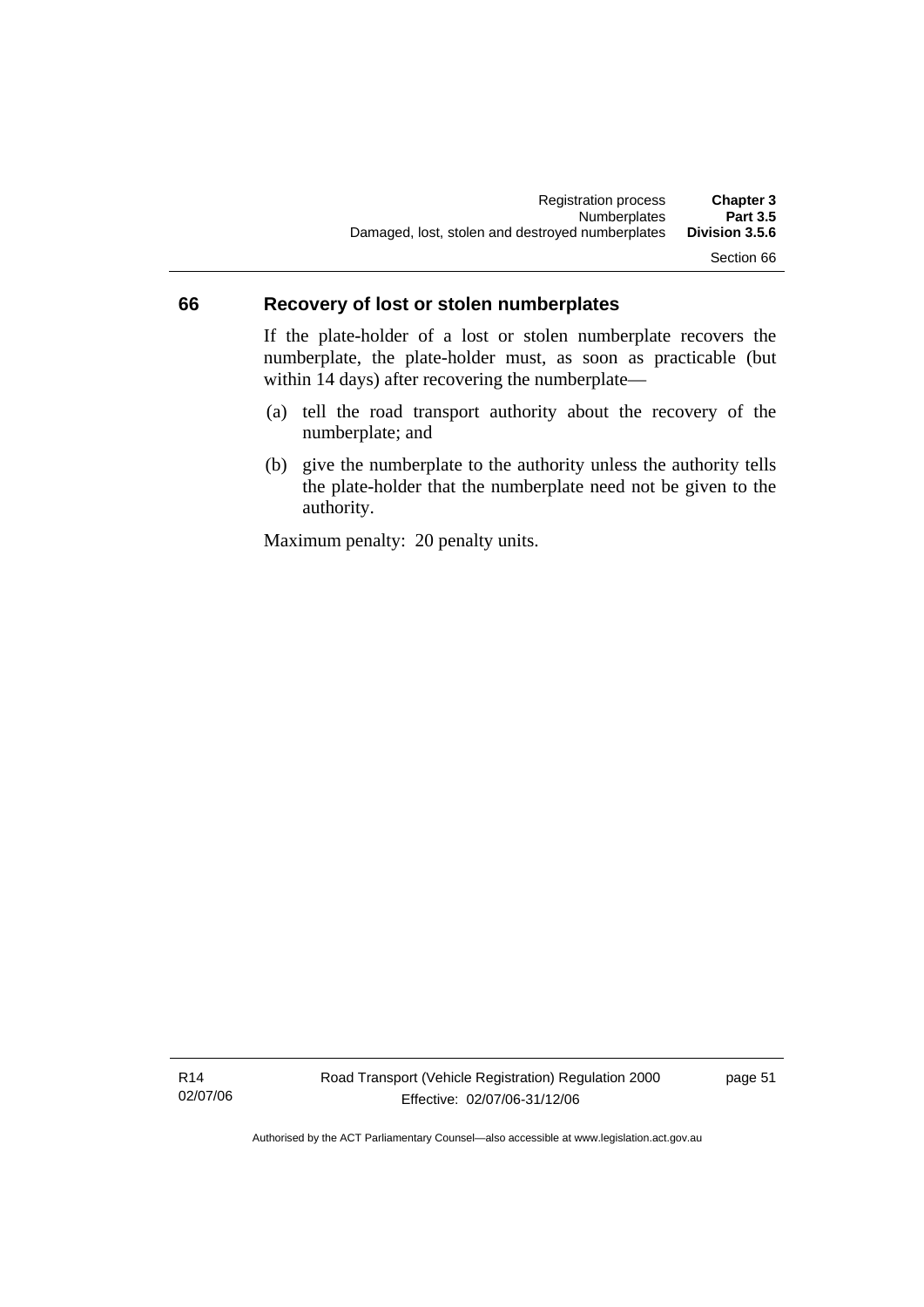### 66 Recovery of lost or stolen numberplates

If the plate-holder of a lost or stolen numberplate recovers the numberplate, the plate-holder must, as soon as practicable (but within 14 days) after recovering the numberplate—

(a) tell the road transport authority about the recovery of the numberplate; and

(b) give the numberplate to the authority unless the authority tells the plate-holder that the numberplate need not be given to the authority.

Maximum penalty: 20 penalty units.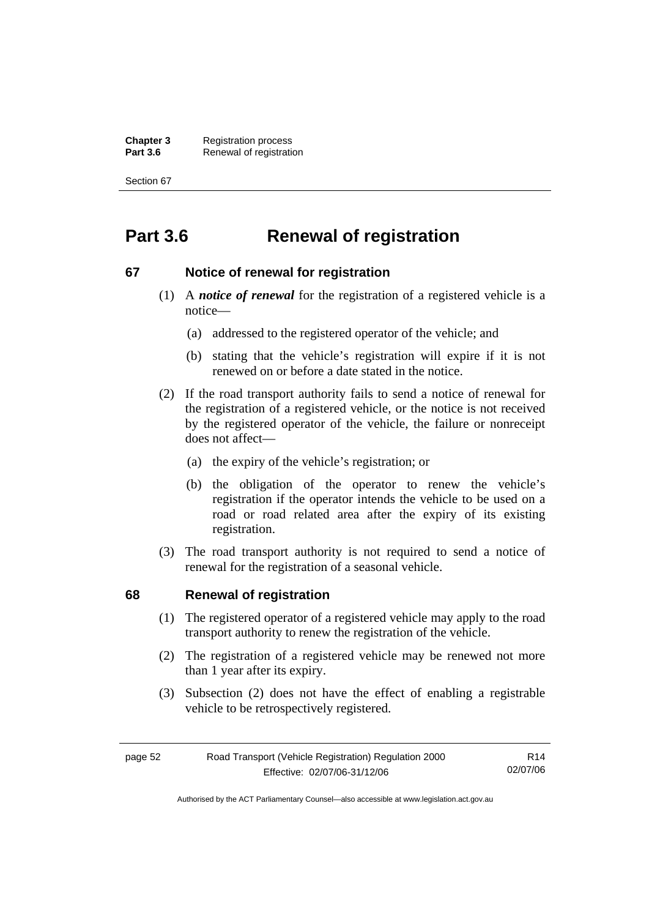# Part 3.6 Renewal of registration

## 67 Notice of renewal for registration

(1) A ***notice of renewal*** for the registration of a registered vehicle is a notice—

(a) addressed to the registered operator of the vehicle; and

(b) stating that the vehicle's registration will expire if it is not renewed on or before a date stated in the notice.

(2) If the road transport authority fails to send a notice of renewal for the registration of a registered vehicle, or the notice is not received by the registered operator of the vehicle, the failure or nonreceipt does not affect—

(a) the expiry of the vehicle's registration; or

(b) the obligation of the operator to renew the vehicle's registration if the operator intends the vehicle to be used on a road or road related area after the expiry of its existing registration.

(3) The road transport authority is not required to send a notice of renewal for the registration of a seasonal vehicle.

## 68 Renewal of registration

(1) The registered operator of a registered vehicle may apply to the road transport authority to renew the registration of the vehicle.

(2) The registration of a registered vehicle may be renewed not more than 1 year after its expiry.

(3) Subsection (2) does not have the effect of enabling a registrable vehicle to be retrospectively registered.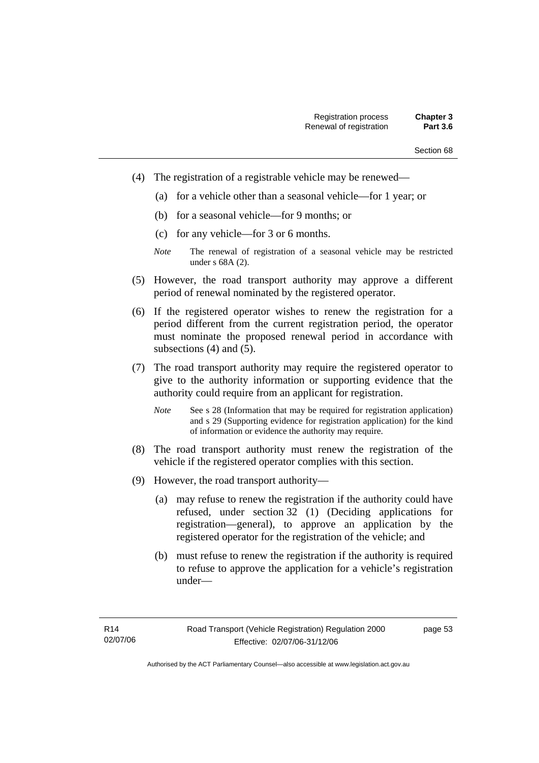(4) The registration of a registrable vehicle may be renewed—

(a) for a vehicle other than a seasonal vehicle—for 1 year; or

(b) for a seasonal vehicle—for 9 months; or

(c) for any vehicle—for 3 or 6 months.

*Note* The renewal of registration of a seasonal vehicle may be restricted under s 68A (2).

(5) However, the road transport authority may approve a different period of renewal nominated by the registered operator.

(6) If the registered operator wishes to renew the registration for a period different from the current registration period, the operator must nominate the proposed renewal period in accordance with subsections (4) and (5).

(7) The road transport authority may require the registered operator to give to the authority information or supporting evidence that the authority could require from an applicant for registration.

*Note* See s 28 (Information that may be required for registration application) and s 29 (Supporting evidence for registration application) for the kind of information or evidence the authority may require.

(8) The road transport authority must renew the registration of the vehicle if the registered operator complies with this section.

(9) However, the road transport authority—

(a) may refuse to renew the registration if the authority could have refused, under section 32 (1) (Deciding applications for registration—general), to approve an application by the registered operator for the registration of the vehicle; and

(b) must refuse to renew the registration if the authority is required to refuse to approve the application for a vehicle's registration under—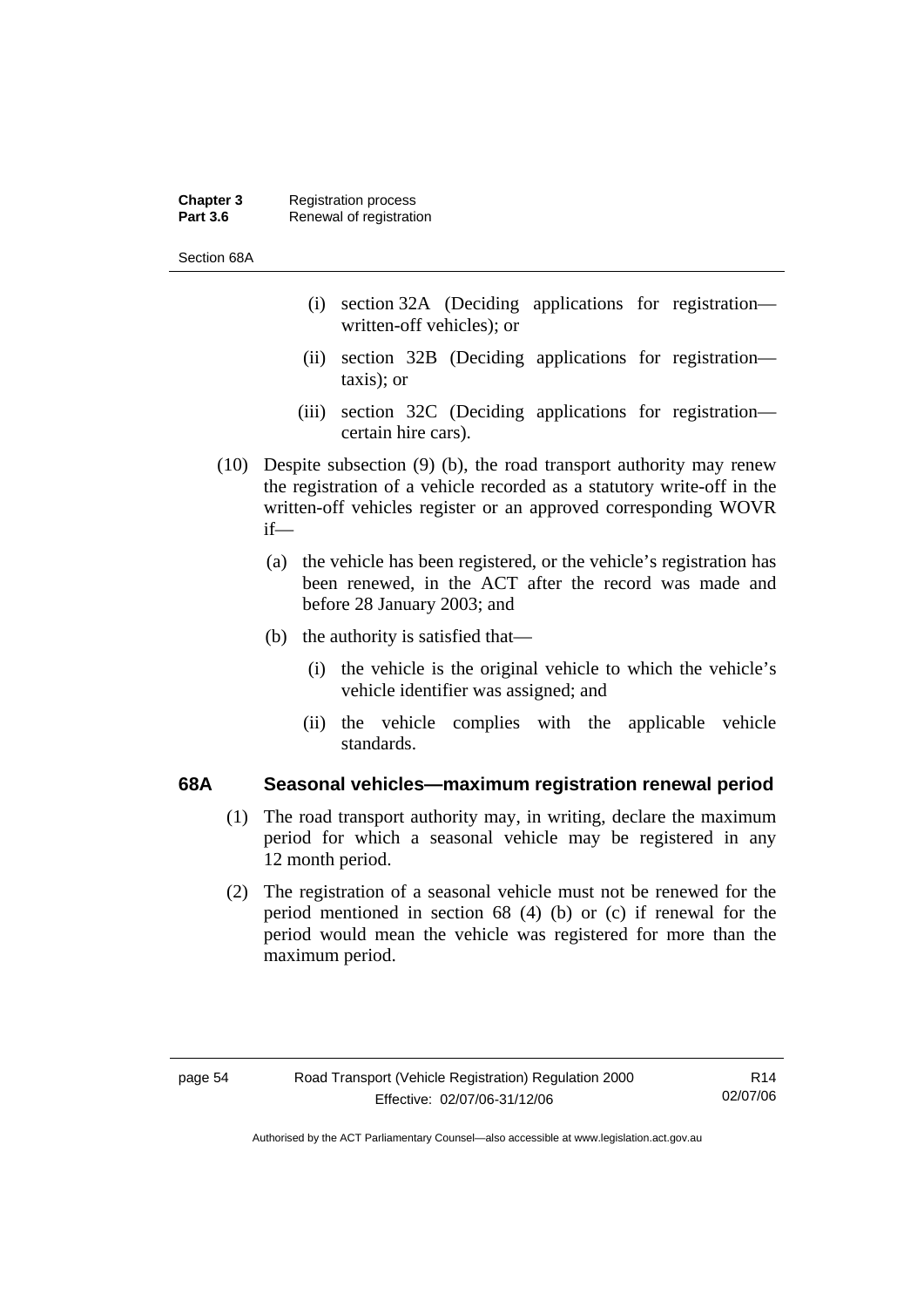(i) section 32A (Deciding applications for registration—written-off vehicles); or

(ii) section 32B (Deciding applications for registration—taxis); or

(iii) section 32C (Deciding applications for registration—certain hire cars).

(10) Despite subsection (9) (b), the road transport authority may renew the registration of a vehicle recorded as a statutory write-off in the written-off vehicles register or an approved corresponding WOVR if—

(a) the vehicle has been registered, or the vehicle's registration has been renewed, in the ACT after the record was made and before 28 January 2003; and

(b) the authority is satisfied that—

(i) the vehicle is the original vehicle to which the vehicle's vehicle identifier was assigned; and

(ii) the vehicle complies with the applicable vehicle standards.

### 68A Seasonal vehicles—maximum registration renewal period

(1) The road transport authority may, in writing, declare the maximum period for which a seasonal vehicle may be registered in any 12 month period.

(2) The registration of a seasonal vehicle must not be renewed for the period mentioned in section 68 (4) (b) or (c) if renewal for the period would mean the vehicle was registered for more than the maximum period.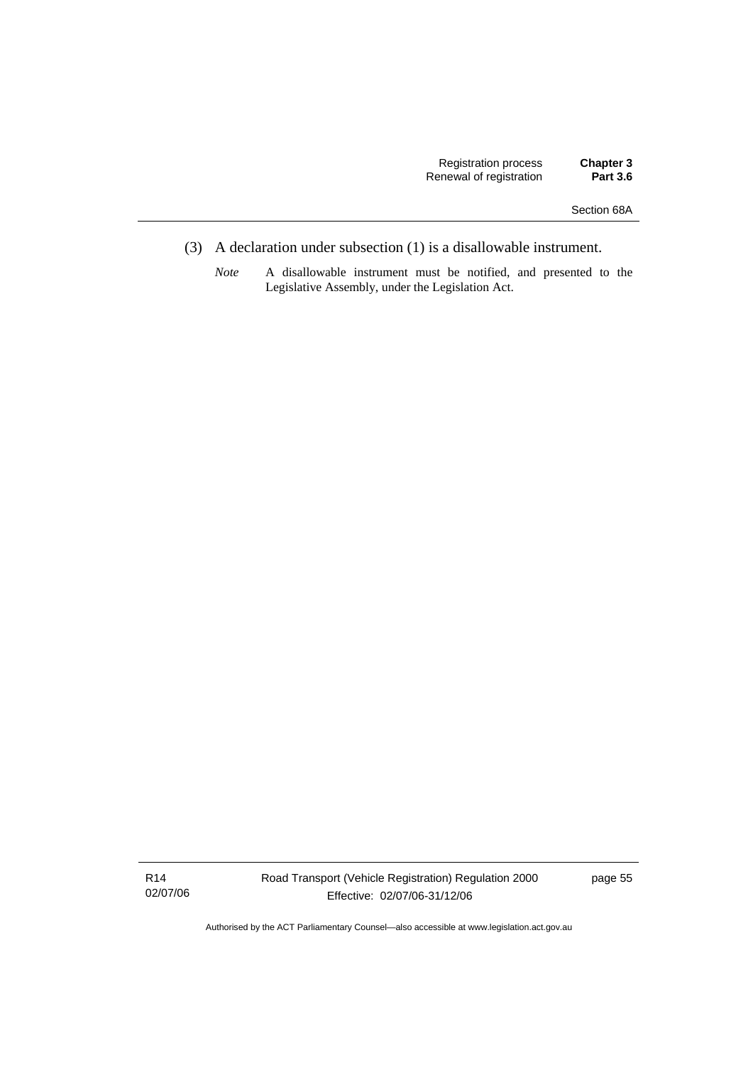(3) A declaration under subsection (1) is a disallowable instrument.

*Note* A disallowable instrument must be notified, and presented to the Legislative Assembly, under the Legislation Act.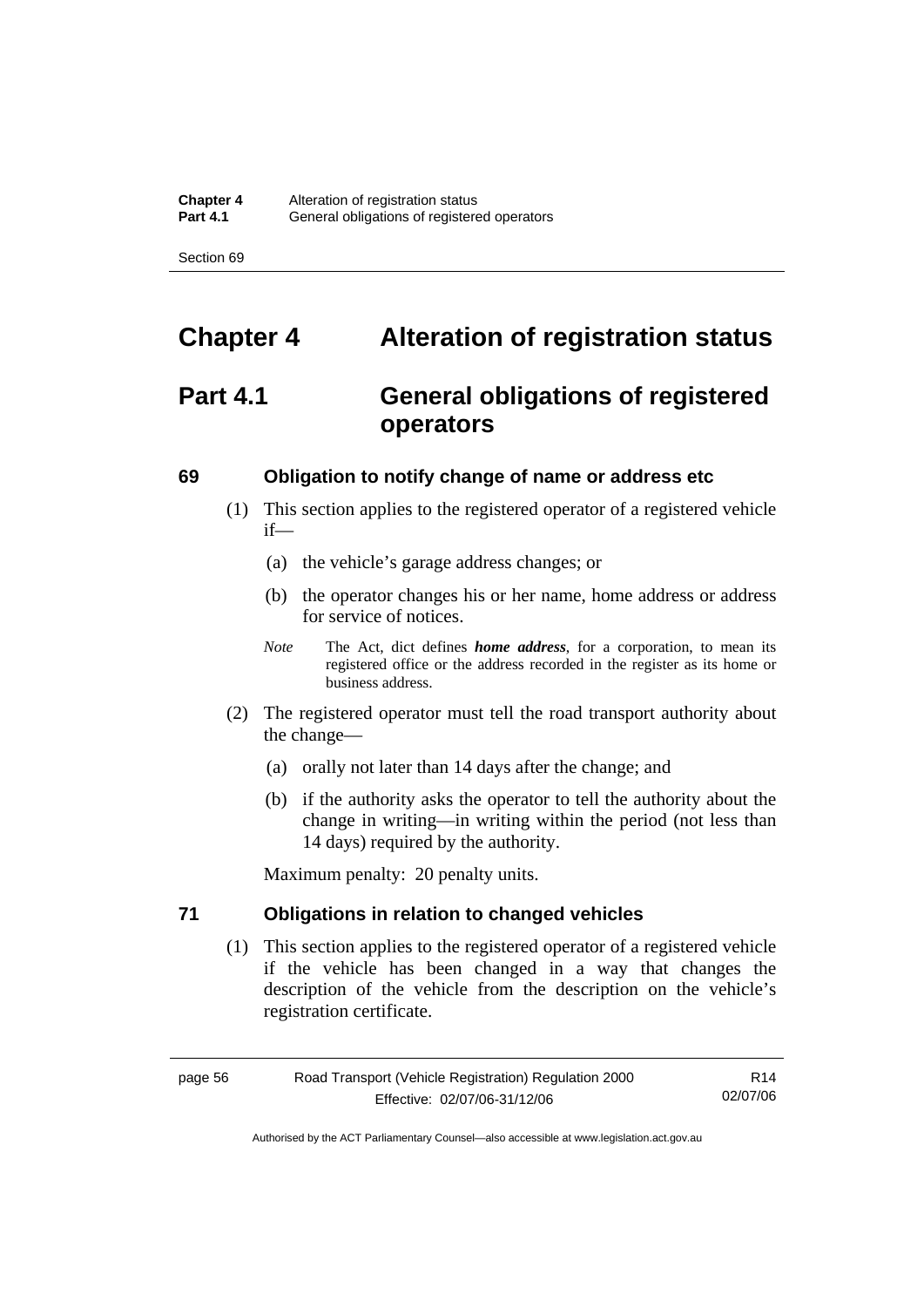# Chapter 4 Alteration of registration status

## Part 4.1 General obligations of registered operators

### 69 Obligation to notify change of name or address etc

(1) This section applies to the registered operator of a registered vehicle if—

(a) the vehicle's garage address changes; or

(b) the operator changes his or her name, home address or address for service of notices.

*Note* The Act, dict defines ***home address***, for a corporation, to mean its registered office or the address recorded in the register as its home or business address.

(2) The registered operator must tell the road transport authority about the change—

(a) orally not later than 14 days after the change; and

(b) if the authority asks the operator to tell the authority about the change in writing—in writing within the period (not less than 14 days) required by the authority.

Maximum penalty: 20 penalty units.

### 71 Obligations in relation to changed vehicles

(1) This section applies to the registered operator of a registered vehicle if the vehicle has been changed in a way that changes the description of the vehicle from the description on the vehicle's registration certificate.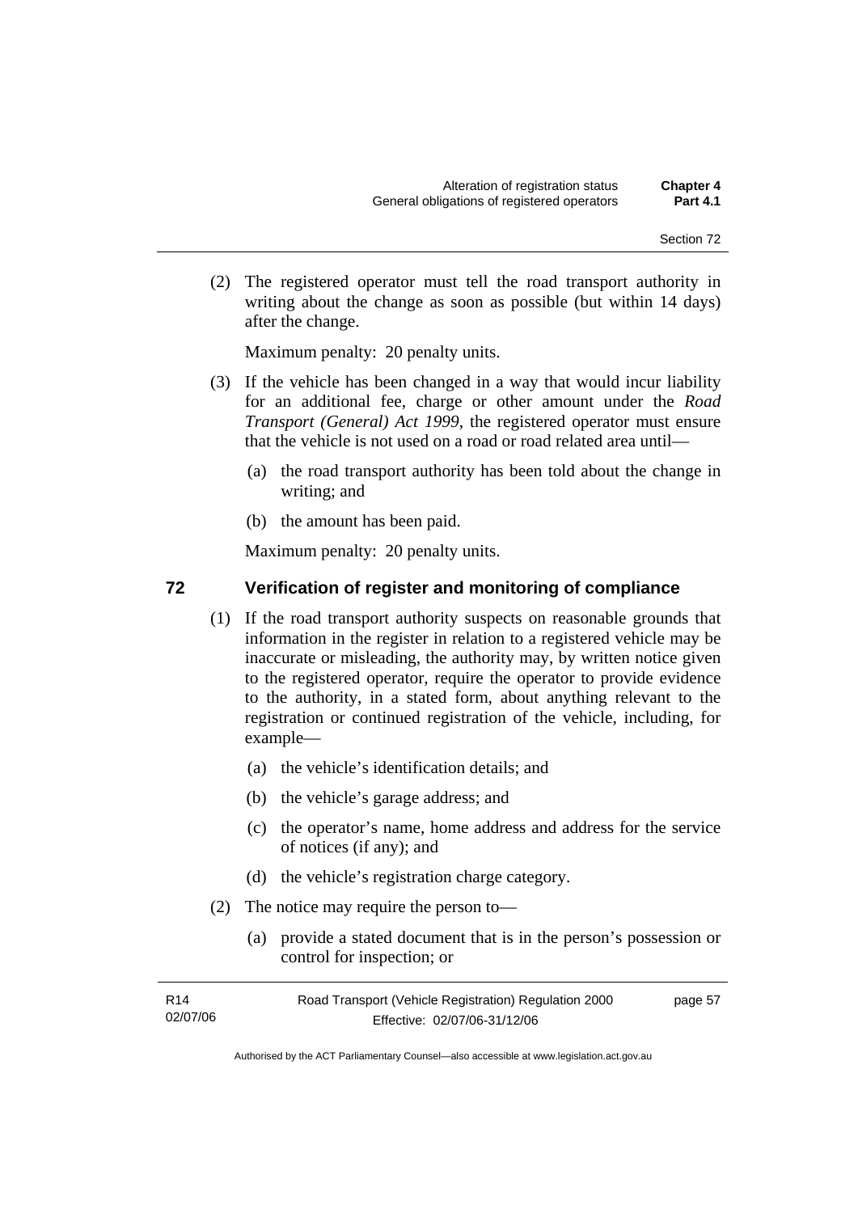(2) The registered operator must tell the road transport authority in writing about the change as soon as possible (but within 14 days) after the change.

Maximum penalty: 20 penalty units.

(3) If the vehicle has been changed in a way that would incur liability for an additional fee, charge or other amount under the *Road Transport (General) Act 1999*, the registered operator must ensure that the vehicle is not used on a road or road related area until—

(a) the road transport authority has been told about the change in writing; and

(b) the amount has been paid.

Maximum penalty: 20 penalty units.

## 72 Verification of register and monitoring of compliance

(1) If the road transport authority suspects on reasonable grounds that information in the register in relation to a registered vehicle may be inaccurate or misleading, the authority may, by written notice given to the registered operator, require the operator to provide evidence to the authority, in a stated form, about anything relevant to the registration or continued registration of the vehicle, including, for example—

(a) the vehicle's identification details; and

(b) the vehicle's garage address; and

(c) the operator's name, home address and address for the service of notices (if any); and

(d) the vehicle's registration charge category.

(2) The notice may require the person to—

(a) provide a stated document that is in the person's possession or control for inspection; or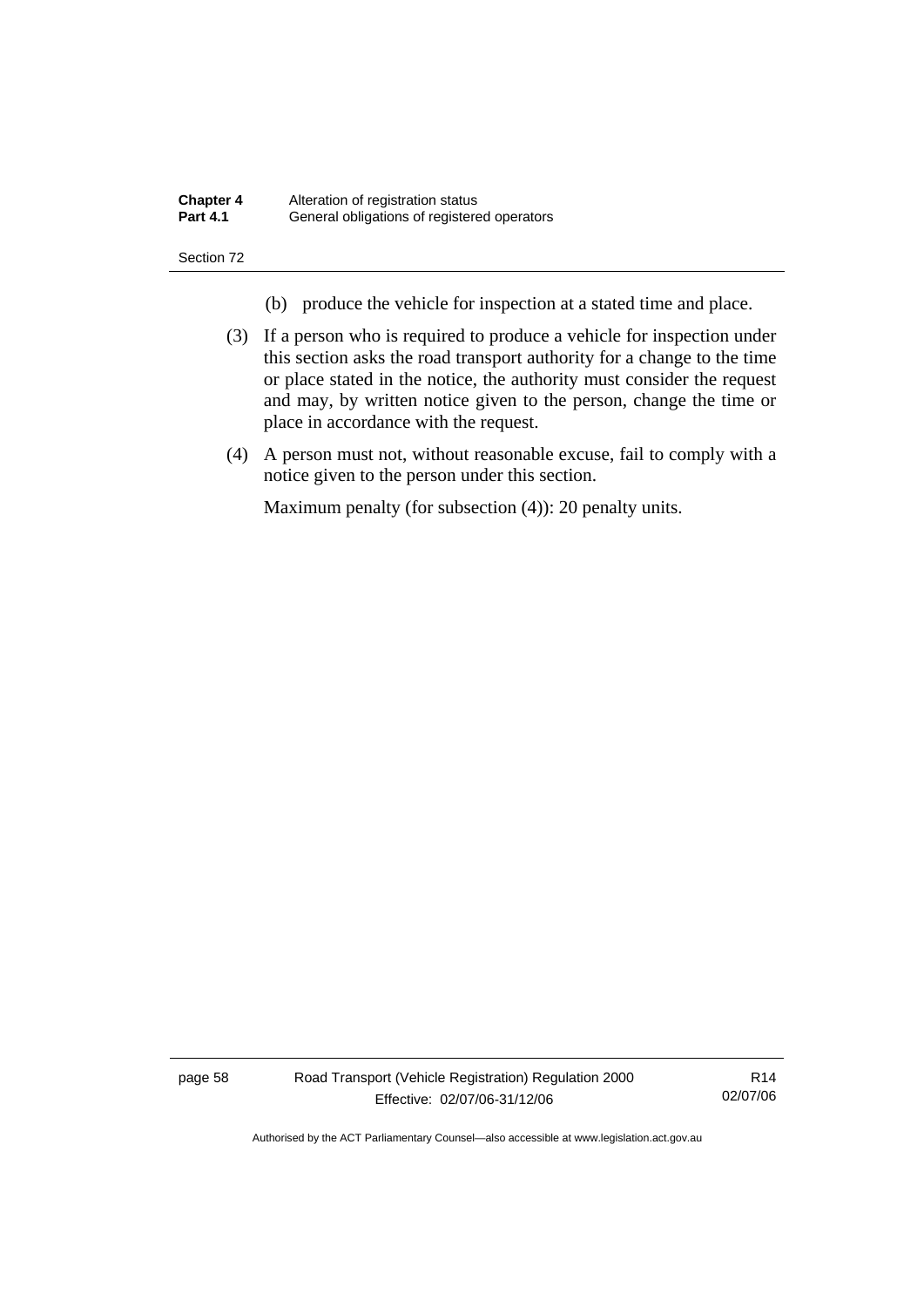(b) produce the vehicle for inspection at a stated time and place.

(3) If a person who is required to produce a vehicle for inspection under this section asks the road transport authority for a change to the time or place stated in the notice, the authority must consider the request and may, by written notice given to the person, change the time or place in accordance with the request.

(4) A person must not, without reasonable excuse, fail to comply with a notice given to the person under this section.

Maximum penalty (for subsection (4)): 20 penalty units.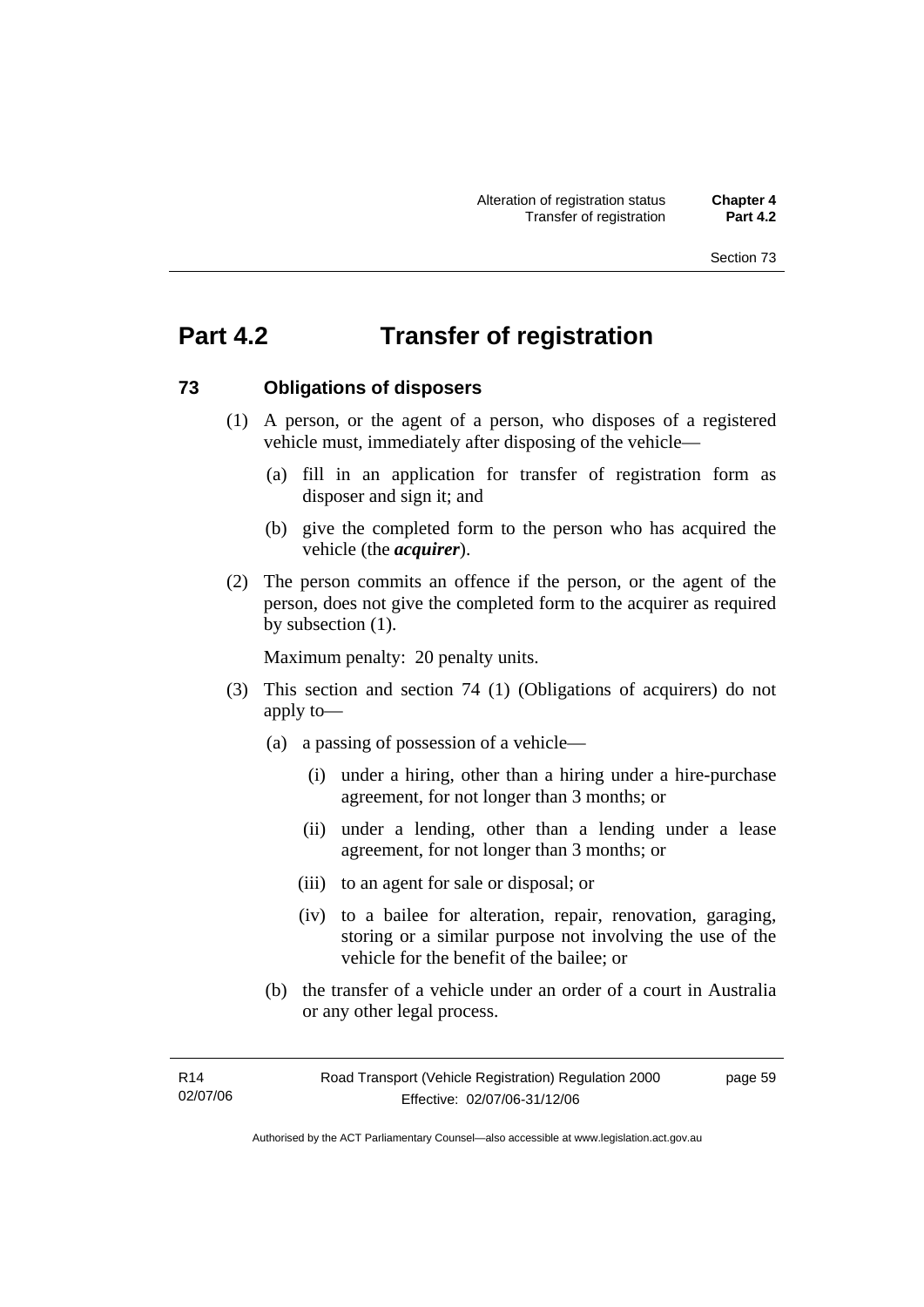# Part 4.2 Transfer of registration

## 73 Obligations of disposers

(1) A person, or the agent of a person, who disposes of a registered vehicle must, immediately after disposing of the vehicle—

(a) fill in an application for transfer of registration form as disposer and sign it; and

(b) give the completed form to the person who has acquired the vehicle (the ***acquirer***).

(2) The person commits an offence if the person, or the agent of the person, does not give the completed form to the acquirer as required by subsection (1).

Maximum penalty: 20 penalty units.

(3) This section and section 74 (1) (Obligations of acquirers) do not apply to—

(a) a passing of possession of a vehicle—

(i) under a hiring, other than a hiring under a hire-purchase agreement, for not longer than 3 months; or

(ii) under a lending, other than a lending under a lease agreement, for not longer than 3 months; or

(iii) to an agent for sale or disposal; or

(iv) to a bailee for alteration, repair, renovation, garaging, storing or a similar purpose not involving the use of the vehicle for the benefit of the bailee; or

(b) the transfer of a vehicle under an order of a court in Australia or any other legal process.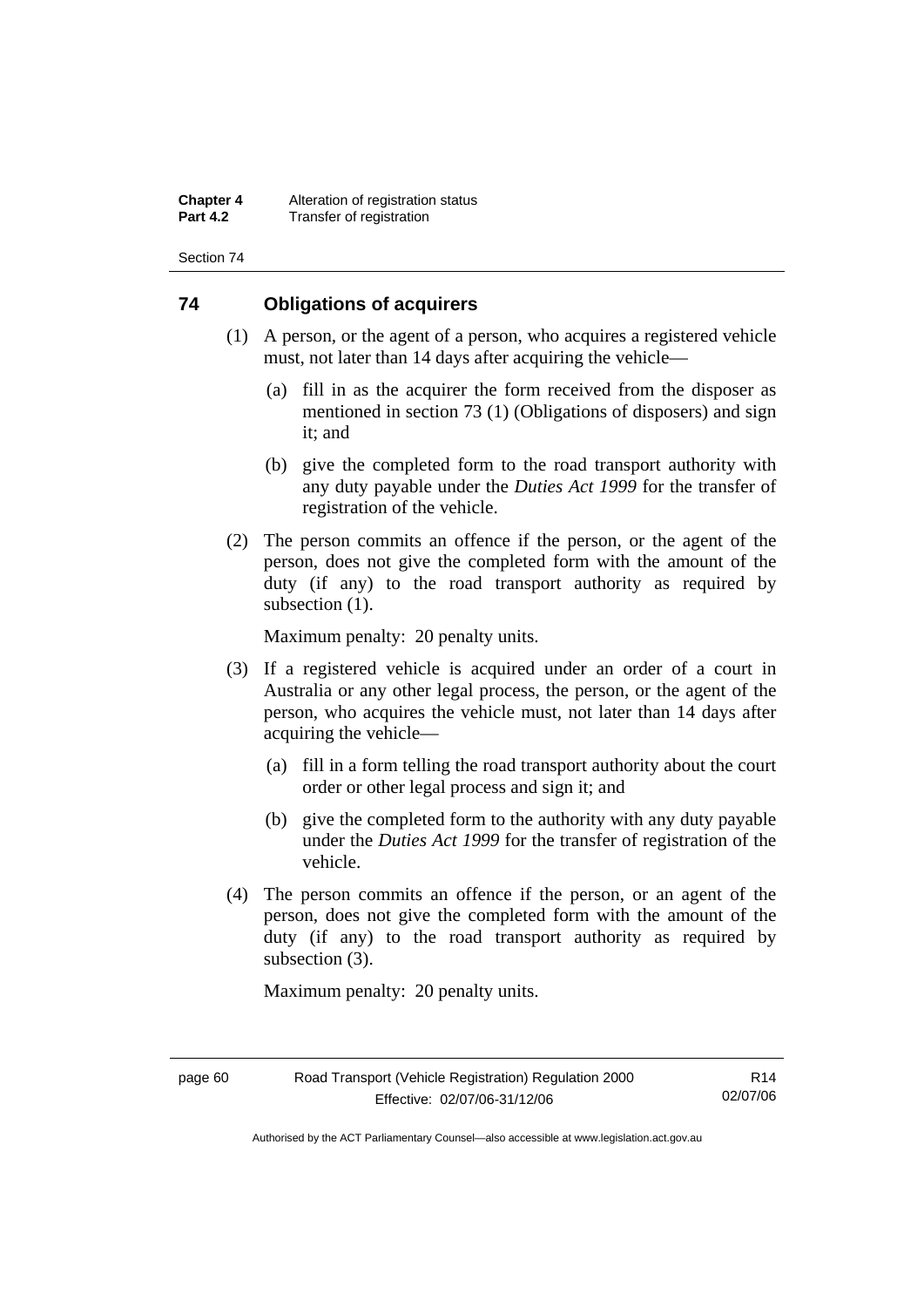## 74 Obligations of acquirers

(1) A person, or the agent of a person, who acquires a registered vehicle must, not later than 14 days after acquiring the vehicle—

(a) fill in as the acquirer the form received from the disposer as mentioned in section 73 (1) (Obligations of disposers) and sign it; and

(b) give the completed form to the road transport authority with any duty payable under the *Duties Act 1999* for the transfer of registration of the vehicle.

(2) The person commits an offence if the person, or the agent of the person, does not give the completed form with the amount of the duty (if any) to the road transport authority as required by subsection (1).

Maximum penalty: 20 penalty units.

(3) If a registered vehicle is acquired under an order of a court in Australia or any other legal process, the person, or the agent of the person, who acquires the vehicle must, not later than 14 days after acquiring the vehicle—

(a) fill in a form telling the road transport authority about the court order or other legal process and sign it; and

(b) give the completed form to the authority with any duty payable under the *Duties Act 1999* for the transfer of registration of the vehicle.

(4) The person commits an offence if the person, or an agent of the person, does not give the completed form with the amount of the duty (if any) to the road transport authority as required by subsection (3).

Maximum penalty: 20 penalty units.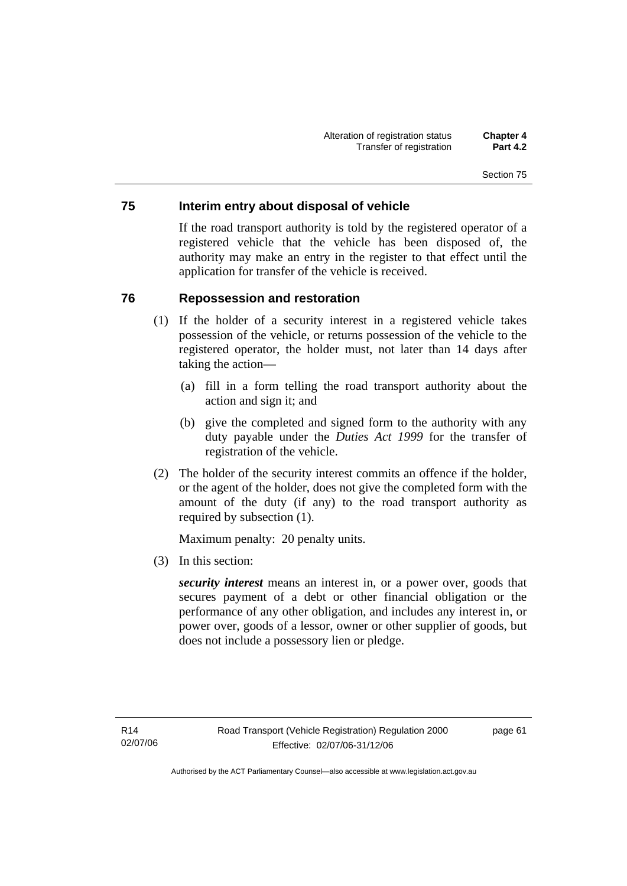## 75 Interim entry about disposal of vehicle

If the road transport authority is told by the registered operator of a registered vehicle that the vehicle has been disposed of, the authority may make an entry in the register to that effect until the application for transfer of the vehicle is received.

## 76 Repossession and restoration

(1) If the holder of a security interest in a registered vehicle takes possession of the vehicle, or returns possession of the vehicle to the registered operator, the holder must, not later than 14 days after taking the action—

(a) fill in a form telling the road transport authority about the action and sign it; and

(b) give the completed and signed form to the authority with any duty payable under the *Duties Act 1999* for the transfer of registration of the vehicle.

(2) The holder of the security interest commits an offence if the holder, or the agent of the holder, does not give the completed form with the amount of the duty (if any) to the road transport authority as required by subsection (1).

Maximum penalty: 20 penalty units.

(3) In this section:

***security interest*** means an interest in, or a power over, goods that secures payment of a debt or other financial obligation or the performance of any other obligation, and includes any interest in, or power over, goods of a lessor, owner or other supplier of goods, but does not include a possessory lien or pledge.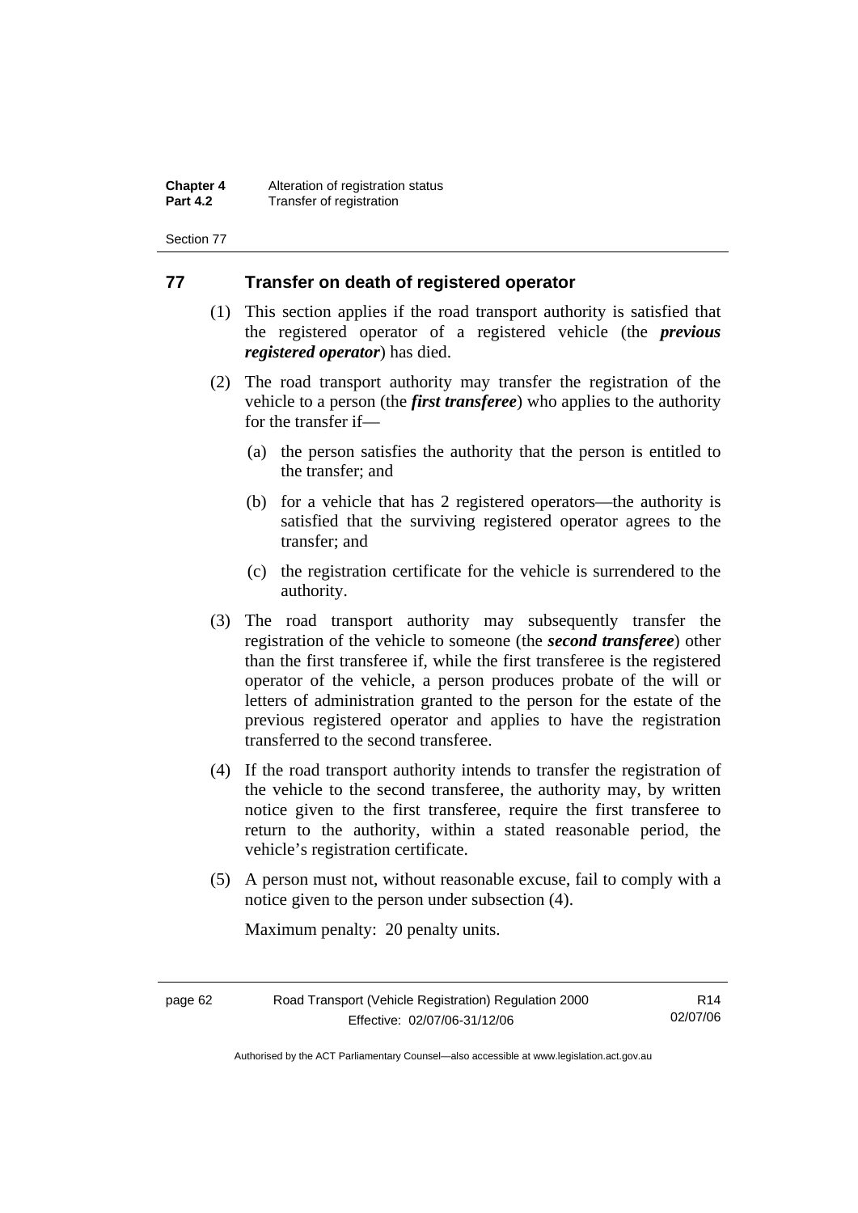## 77 Transfer on death of registered operator

(1) This section applies if the road transport authority is satisfied that the registered operator of a registered vehicle (the ***previous registered operator***) has died.

(2) The road transport authority may transfer the registration of the vehicle to a person (the ***first transferee***) who applies to the authority for the transfer if—

(a) the person satisfies the authority that the person is entitled to the transfer; and

(b) for a vehicle that has 2 registered operators—the authority is satisfied that the surviving registered operator agrees to the transfer; and

(c) the registration certificate for the vehicle is surrendered to the authority.

(3) The road transport authority may subsequently transfer the registration of the vehicle to someone (the ***second transferee***) other than the first transferee if, while the first transferee is the registered operator of the vehicle, a person produces probate of the will or letters of administration granted to the person for the estate of the previous registered operator and applies to have the registration transferred to the second transferee.

(4) If the road transport authority intends to transfer the registration of the vehicle to the second transferee, the authority may, by written notice given to the first transferee, require the first transferee to return to the authority, within a stated reasonable period, the vehicle's registration certificate.

(5) A person must not, without reasonable excuse, fail to comply with a notice given to the person under subsection (4).

Maximum penalty: 20 penalty units.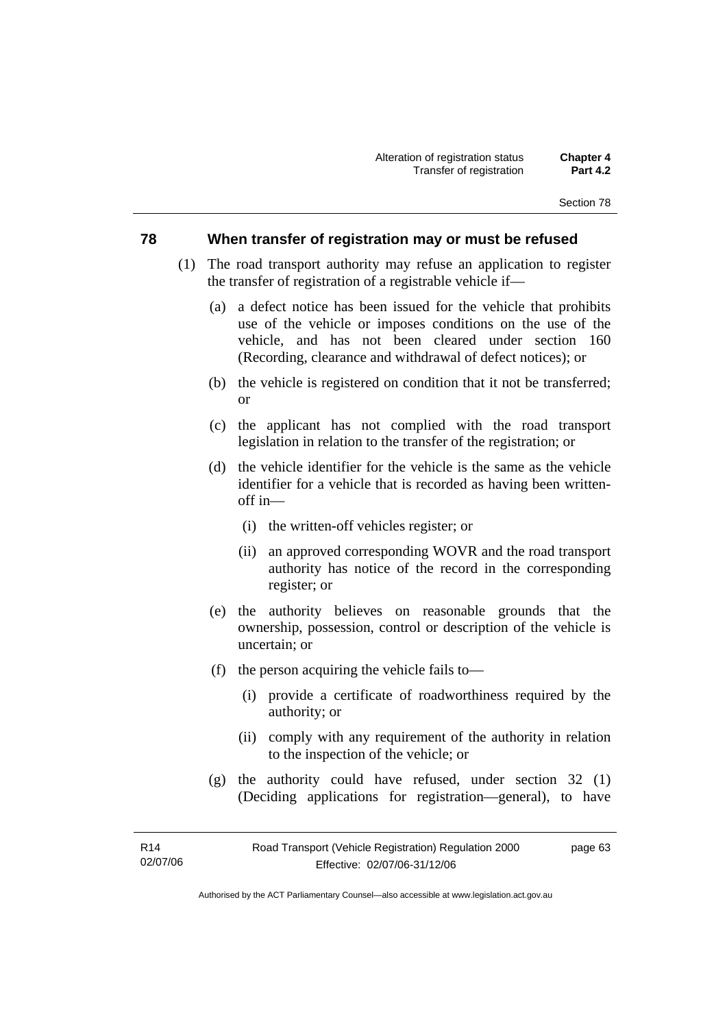## 78 When transfer of registration may or must be refused

(1) The road transport authority may refuse an application to register the transfer of registration of a registrable vehicle if—

(a) a defect notice has been issued for the vehicle that prohibits use of the vehicle or imposes conditions on the use of the vehicle, and has not been cleared under section 160 (Recording, clearance and withdrawal of defect notices); or

(b) the vehicle is registered on condition that it not be transferred; or

(c) the applicant has not complied with the road transport legislation in relation to the transfer of the registration; or

(d) the vehicle identifier for the vehicle is the same as the vehicle identifier for a vehicle that is recorded as having been written-off in—

(i) the written-off vehicles register; or

(ii) an approved corresponding WOVR and the road transport authority has notice of the record in the corresponding register; or

(e) the authority believes on reasonable grounds that the ownership, possession, control or description of the vehicle is uncertain; or

(f) the person acquiring the vehicle fails to—

(i) provide a certificate of roadworthiness required by the authority; or

(ii) comply with any requirement of the authority in relation to the inspection of the vehicle; or

(g) the authority could have refused, under section 32 (1) (Deciding applications for registration—general), to have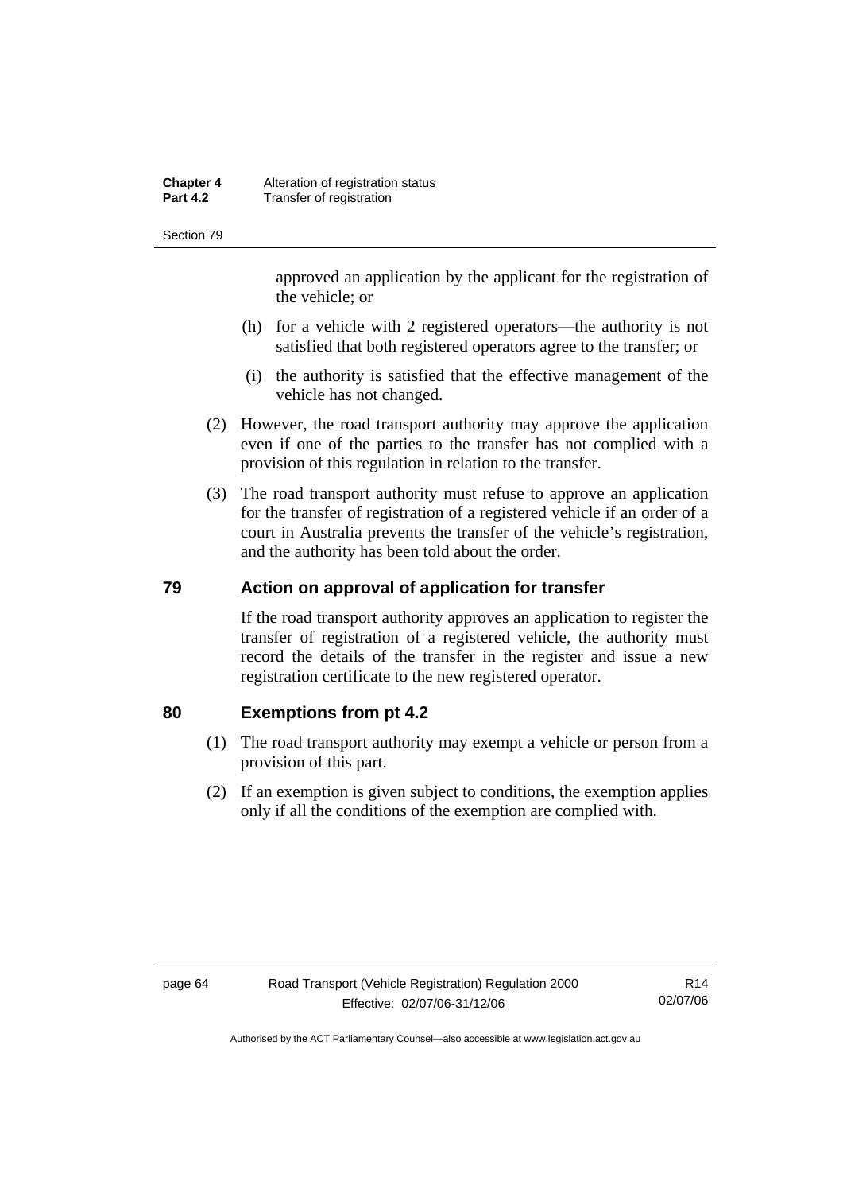approved an application by the applicant for the registration of the vehicle; or

(h) for a vehicle with 2 registered operators—the authority is not satisfied that both registered operators agree to the transfer; or

(i) the authority is satisfied that the effective management of the vehicle has not changed.

(2) However, the road transport authority may approve the application even if one of the parties to the transfer has not complied with a provision of this regulation in relation to the transfer.

(3) The road transport authority must refuse to approve an application for the transfer of registration of a registered vehicle if an order of a court in Australia prevents the transfer of the vehicle's registration, and the authority has been told about the order.

## 79 Action on approval of application for transfer

If the road transport authority approves an application to register the transfer of registration of a registered vehicle, the authority must record the details of the transfer in the register and issue a new registration certificate to the new registered operator.

## 80 Exemptions from pt 4.2

(1) The road transport authority may exempt a vehicle or person from a provision of this part.

(2) If an exemption is given subject to conditions, the exemption applies only if all the conditions of the exemption are complied with.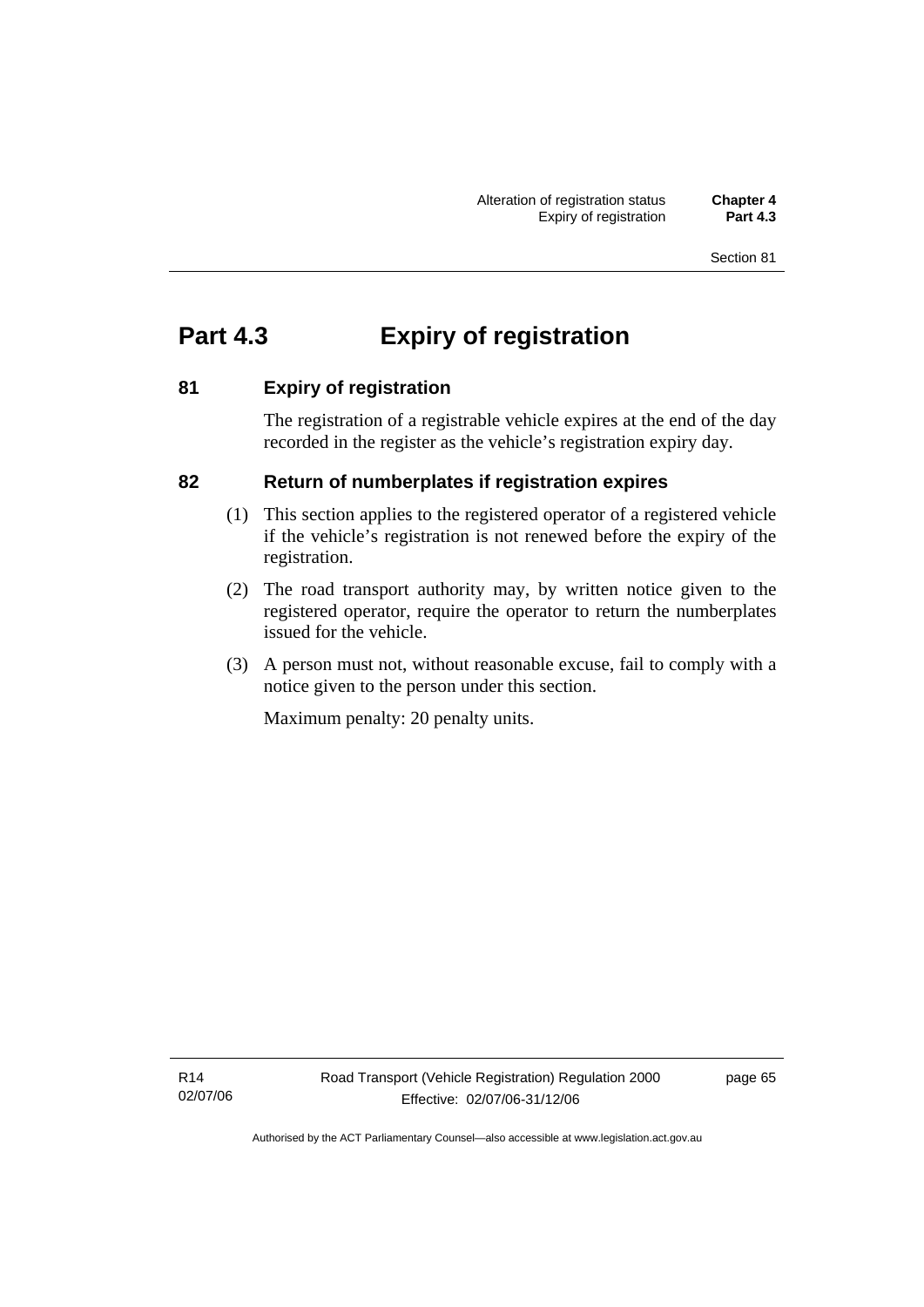# Part 4.3 Expiry of registration

## 81 Expiry of registration

The registration of a registrable vehicle expires at the end of the day recorded in the register as the vehicle's registration expiry day.

## 82 Return of numberplates if registration expires

(1) This section applies to the registered operator of a registered vehicle if the vehicle's registration is not renewed before the expiry of the registration.

(2) The road transport authority may, by written notice given to the registered operator, require the operator to return the numberplates issued for the vehicle.

(3) A person must not, without reasonable excuse, fail to comply with a notice given to the person under this section.

Maximum penalty: 20 penalty units.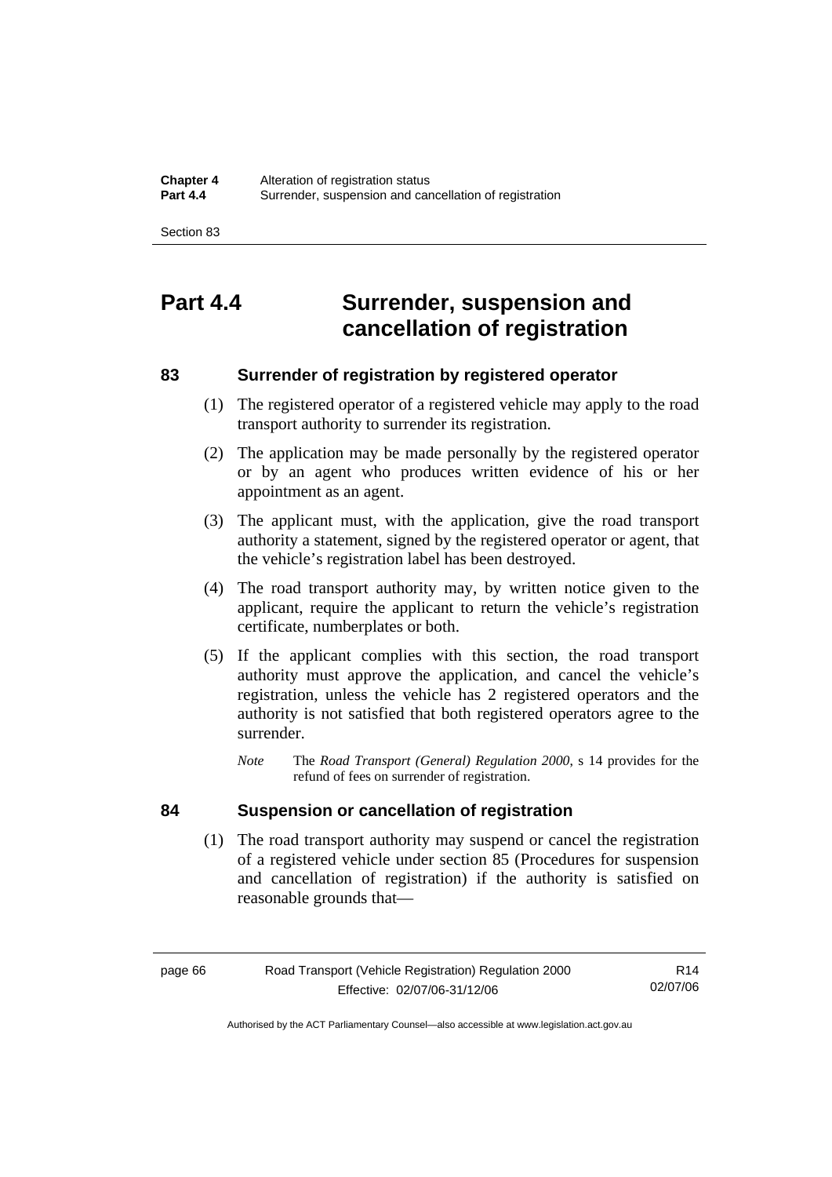# Part 4.4 Surrender, suspension and cancellation of registration

## 83 Surrender of registration by registered operator

(1) The registered operator of a registered vehicle may apply to the road transport authority to surrender its registration.

(2) The application may be made personally by the registered operator or by an agent who produces written evidence of his or her appointment as an agent.

(3) The applicant must, with the application, give the road transport authority a statement, signed by the registered operator or agent, that the vehicle's registration label has been destroyed.

(4) The road transport authority may, by written notice given to the applicant, require the applicant to return the vehicle's registration certificate, numberplates or both.

(5) If the applicant complies with this section, the road transport authority must approve the application, and cancel the vehicle's registration, unless the vehicle has 2 registered operators and the authority is not satisfied that both registered operators agree to the surrender.

*Note* The *Road Transport (General) Regulation 2000*, s 14 provides for the refund of fees on surrender of registration.

## 84 Suspension or cancellation of registration

(1) The road transport authority may suspend or cancel the registration of a registered vehicle under section 85 (Procedures for suspension and cancellation of registration) if the authority is satisfied on reasonable grounds that—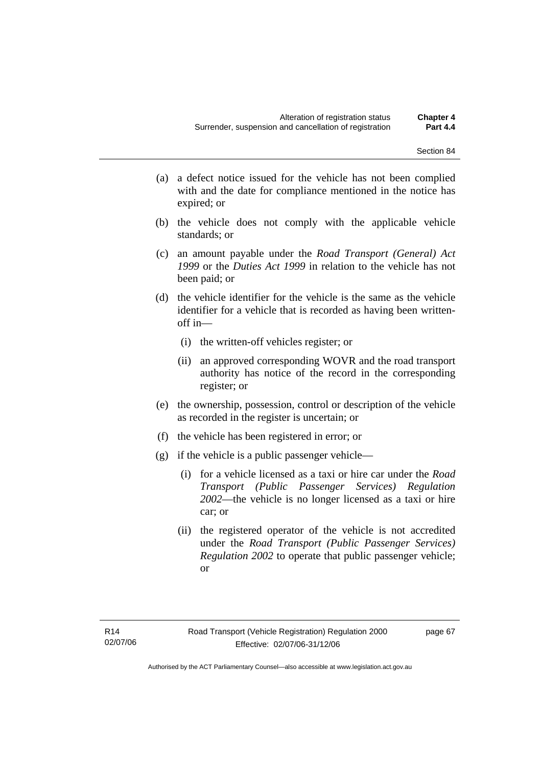(a) a defect notice issued for the vehicle has not been complied with and the date for compliance mentioned in the notice has expired; or

(b) the vehicle does not comply with the applicable vehicle standards; or

(c) an amount payable under the *Road Transport (General) Act 1999* or the *Duties Act 1999* in relation to the vehicle has not been paid; or

(d) the vehicle identifier for the vehicle is the same as the vehicle identifier for a vehicle that is recorded as having been written-off in—

  (i) the written-off vehicles register; or

  (ii) an approved corresponding WOVR and the road transport authority has notice of the record in the corresponding register; or

(e) the ownership, possession, control or description of the vehicle as recorded in the register is uncertain; or

(f) the vehicle has been registered in error; or

(g) if the vehicle is a public passenger vehicle—

  (i) for a vehicle licensed as a taxi or hire car under the *Road Transport (Public Passenger Services) Regulation 2002*—the vehicle is no longer licensed as a taxi or hire car; or

  (ii) the registered operator of the vehicle is not accredited under the *Road Transport (Public Passenger Services) Regulation 2002* to operate that public passenger vehicle; or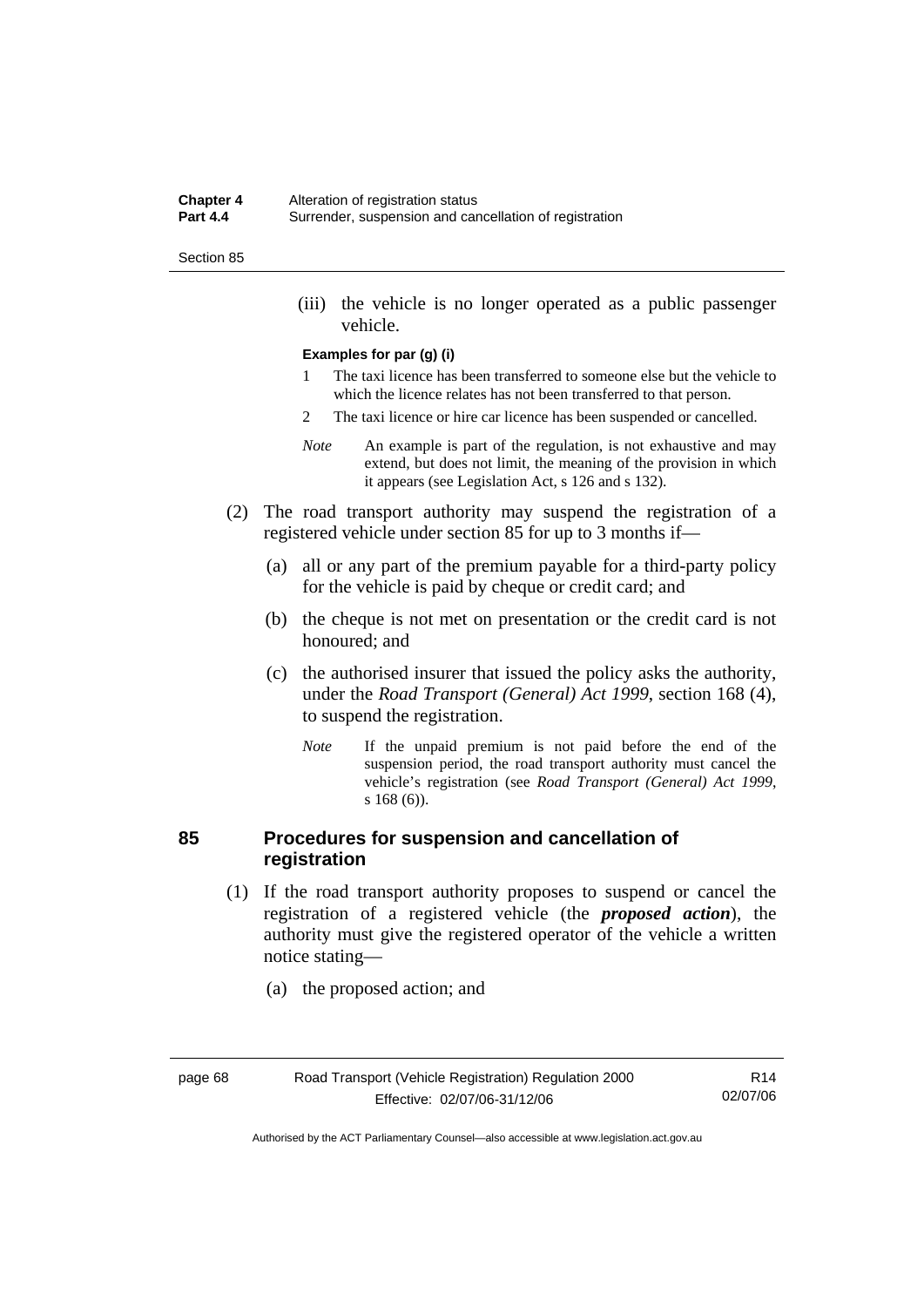(iii) the vehicle is no longer operated as a public passenger vehicle.

**Examples for par (g) (i)**

1 The taxi licence has been transferred to someone else but the vehicle to which the licence relates has not been transferred to that person.

2 The taxi licence or hire car licence has been suspended or cancelled.

*Note* An example is part of the regulation, is not exhaustive and may extend, but does not limit, the meaning of the provision in which it appears (see Legislation Act, s 126 and s 132).

(2) The road transport authority may suspend the registration of a registered vehicle under section 85 for up to 3 months if—

(a) all or any part of the premium payable for a third-party policy for the vehicle is paid by cheque or credit card; and

(b) the cheque is not met on presentation or the credit card is not honoured; and

(c) the authorised insurer that issued the policy asks the authority, under the *Road Transport (General) Act 1999*, section 168 (4), to suspend the registration.

*Note* If the unpaid premium is not paid before the end of the suspension period, the road transport authority must cancel the vehicle's registration (see *Road Transport (General) Act 1999*, s 168 (6)).

## 85 Procedures for suspension and cancellation of registration

(1) If the road transport authority proposes to suspend or cancel the registration of a registered vehicle (the ***proposed action***), the authority must give the registered operator of the vehicle a written notice stating—

(a) the proposed action; and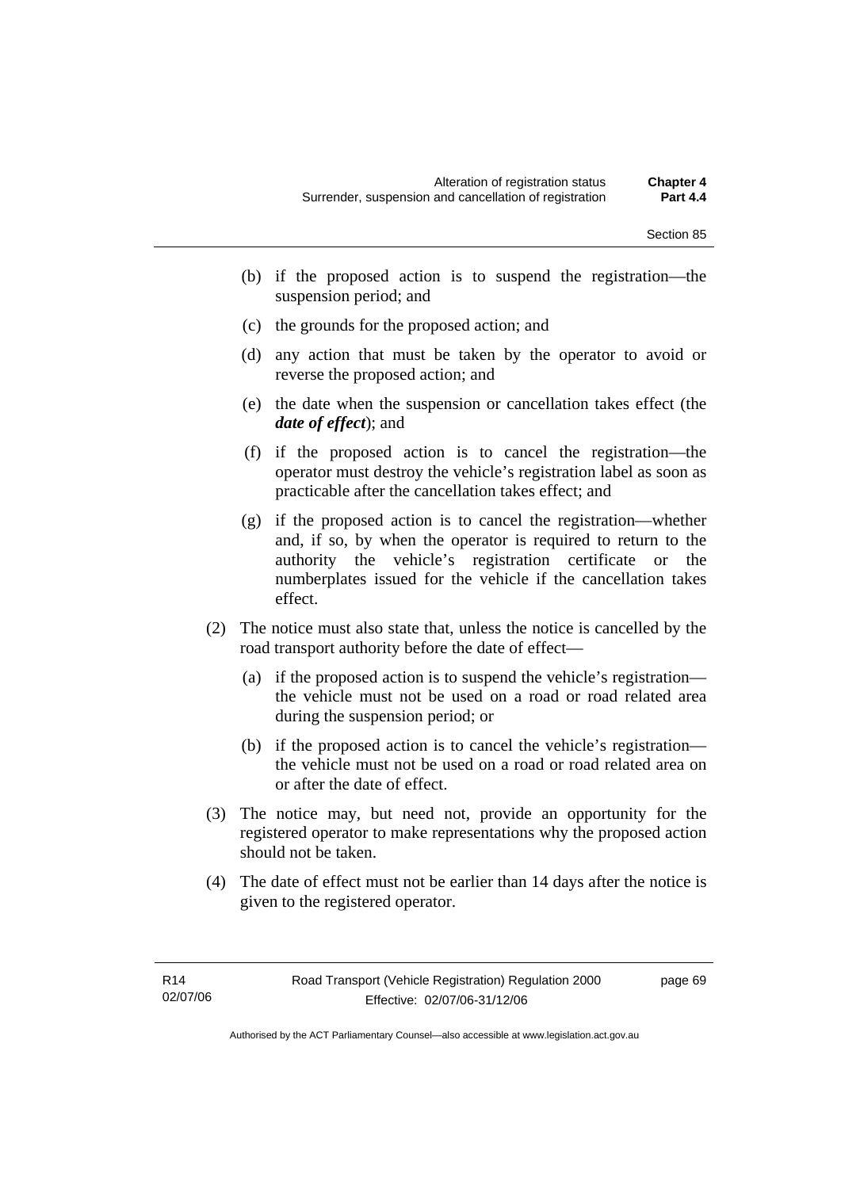(b) if the proposed action is to suspend the registration—the suspension period; and

(c) the grounds for the proposed action; and

(d) any action that must be taken by the operator to avoid or reverse the proposed action; and

(e) the date when the suspension or cancellation takes effect (the ***date of effect***); and

(f) if the proposed action is to cancel the registration—the operator must destroy the vehicle's registration label as soon as practicable after the cancellation takes effect; and

(g) if the proposed action is to cancel the registration—whether and, if so, by when the operator is required to return to the authority the vehicle's registration certificate or the numberplates issued for the vehicle if the cancellation takes effect.

(2) The notice must also state that, unless the notice is cancelled by the road transport authority before the date of effect—

(a) if the proposed action is to suspend the vehicle's registration—the vehicle must not be used on a road or road related area during the suspension period; or

(b) if the proposed action is to cancel the vehicle's registration—the vehicle must not be used on a road or road related area on or after the date of effect.

(3) The notice may, but need not, provide an opportunity for the registered operator to make representations why the proposed action should not be taken.

(4) The date of effect must not be earlier than 14 days after the notice is given to the registered operator.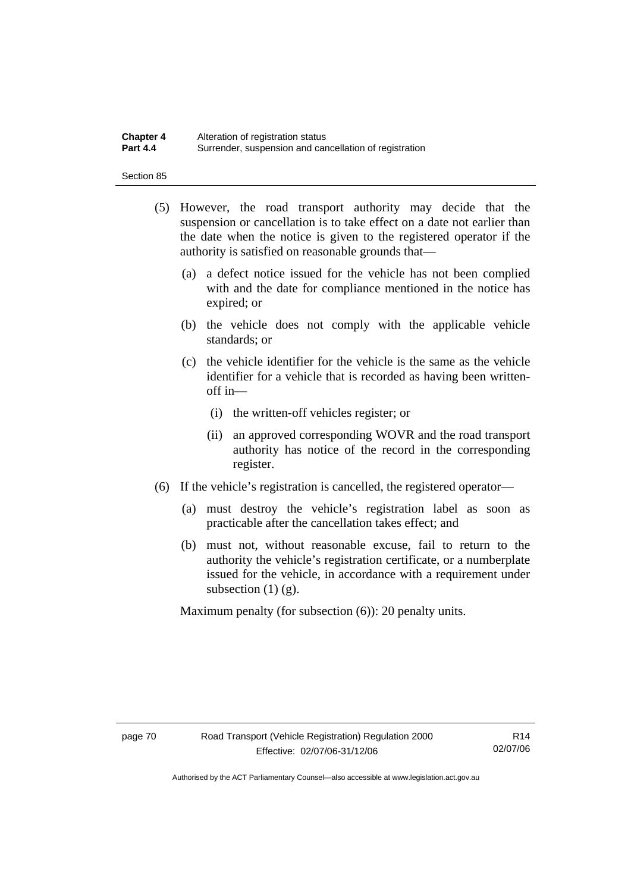(5) However, the road transport authority may decide that the suspension or cancellation is to take effect on a date not earlier than the date when the notice is given to the registered operator if the authority is satisfied on reasonable grounds that—

   (a) a defect notice issued for the vehicle has not been complied with and the date for compliance mentioned in the notice has expired; or

   (b) the vehicle does not comply with the applicable vehicle standards; or

   (c) the vehicle identifier for the vehicle is the same as the vehicle identifier for a vehicle that is recorded as having been written-off in—

      (i) the written-off vehicles register; or

      (ii) an approved corresponding WOVR and the road transport authority has notice of the record in the corresponding register.

(6) If the vehicle's registration is cancelled, the registered operator—

   (a) must destroy the vehicle's registration label as soon as practicable after the cancellation takes effect; and

   (b) must not, without reasonable excuse, fail to return to the authority the vehicle's registration certificate, or a numberplate issued for the vehicle, in accordance with a requirement under subsection (1) (g).

Maximum penalty (for subsection (6)): 20 penalty units.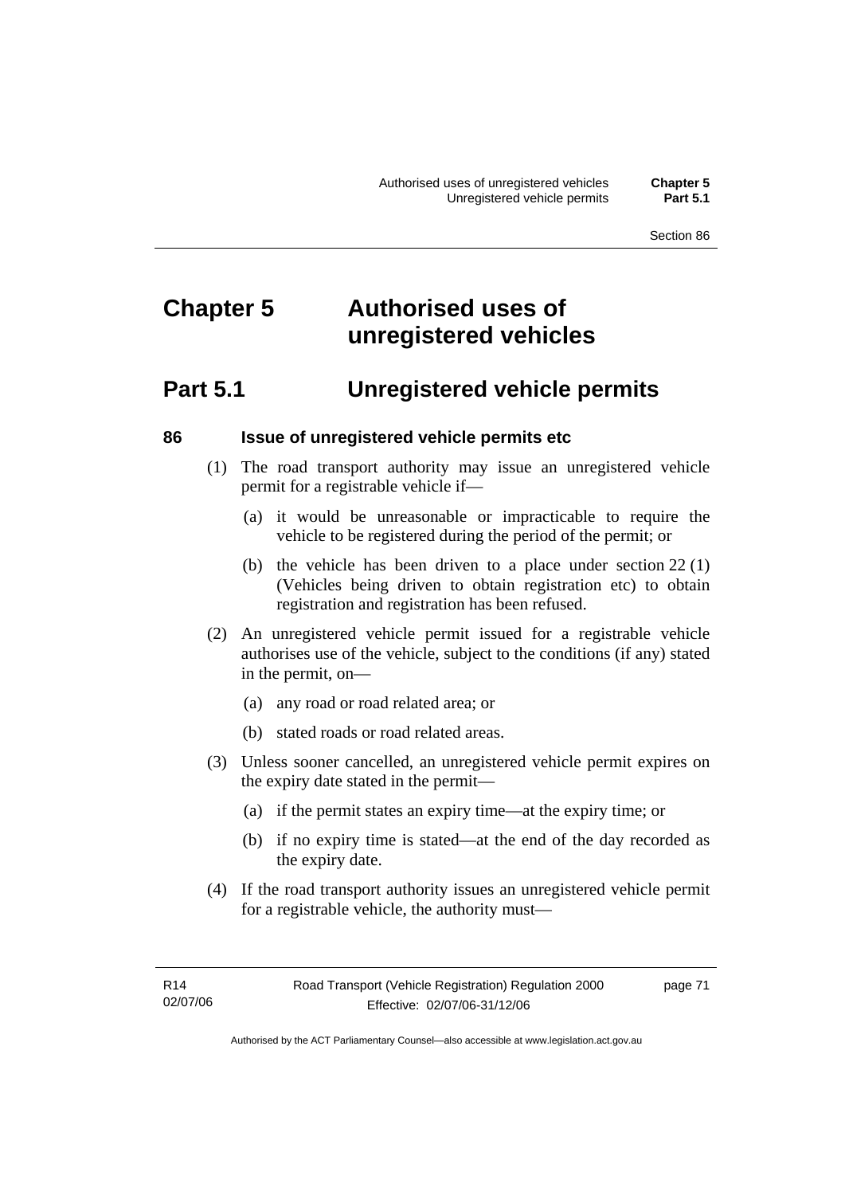# Chapter 5 Authorised uses of unregistered vehicles

## Part 5.1 Unregistered vehicle permits

### 86 Issue of unregistered vehicle permits etc

(1) The road transport authority may issue an unregistered vehicle permit for a registrable vehicle if—

(a) it would be unreasonable or impracticable to require the vehicle to be registered during the period of the permit; or

(b) the vehicle has been driven to a place under section 22 (1) (Vehicles being driven to obtain registration etc) to obtain registration and registration has been refused.

(2) An unregistered vehicle permit issued for a registrable vehicle authorises use of the vehicle, subject to the conditions (if any) stated in the permit, on—

(a) any road or road related area; or

(b) stated roads or road related areas.

(3) Unless sooner cancelled, an unregistered vehicle permit expires on the expiry date stated in the permit—

(a) if the permit states an expiry time—at the expiry time; or

(b) if no expiry time is stated—at the end of the day recorded as the expiry date.

(4) If the road transport authority issues an unregistered vehicle permit for a registrable vehicle, the authority must—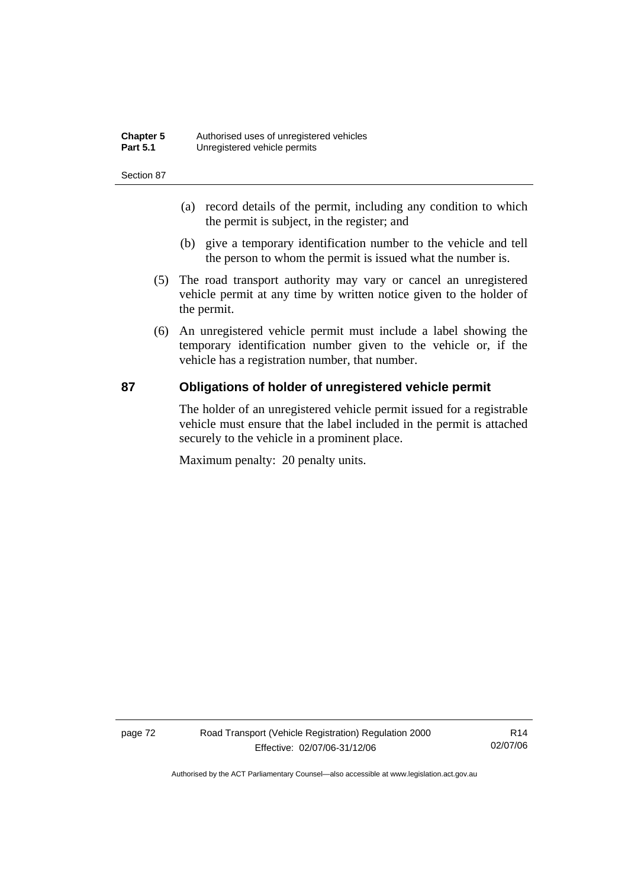(a) record details of the permit, including any condition to which the permit is subject, in the register; and

(b) give a temporary identification number to the vehicle and tell the person to whom the permit is issued what the number is.

(5) The road transport authority may vary or cancel an unregistered vehicle permit at any time by written notice given to the holder of the permit.

(6) An unregistered vehicle permit must include a label showing the temporary identification number given to the vehicle or, if the vehicle has a registration number, that number.

## 87 Obligations of holder of unregistered vehicle permit

The holder of an unregistered vehicle permit issued for a registrable vehicle must ensure that the label included in the permit is attached securely to the vehicle in a prominent place.

Maximum penalty: 20 penalty units.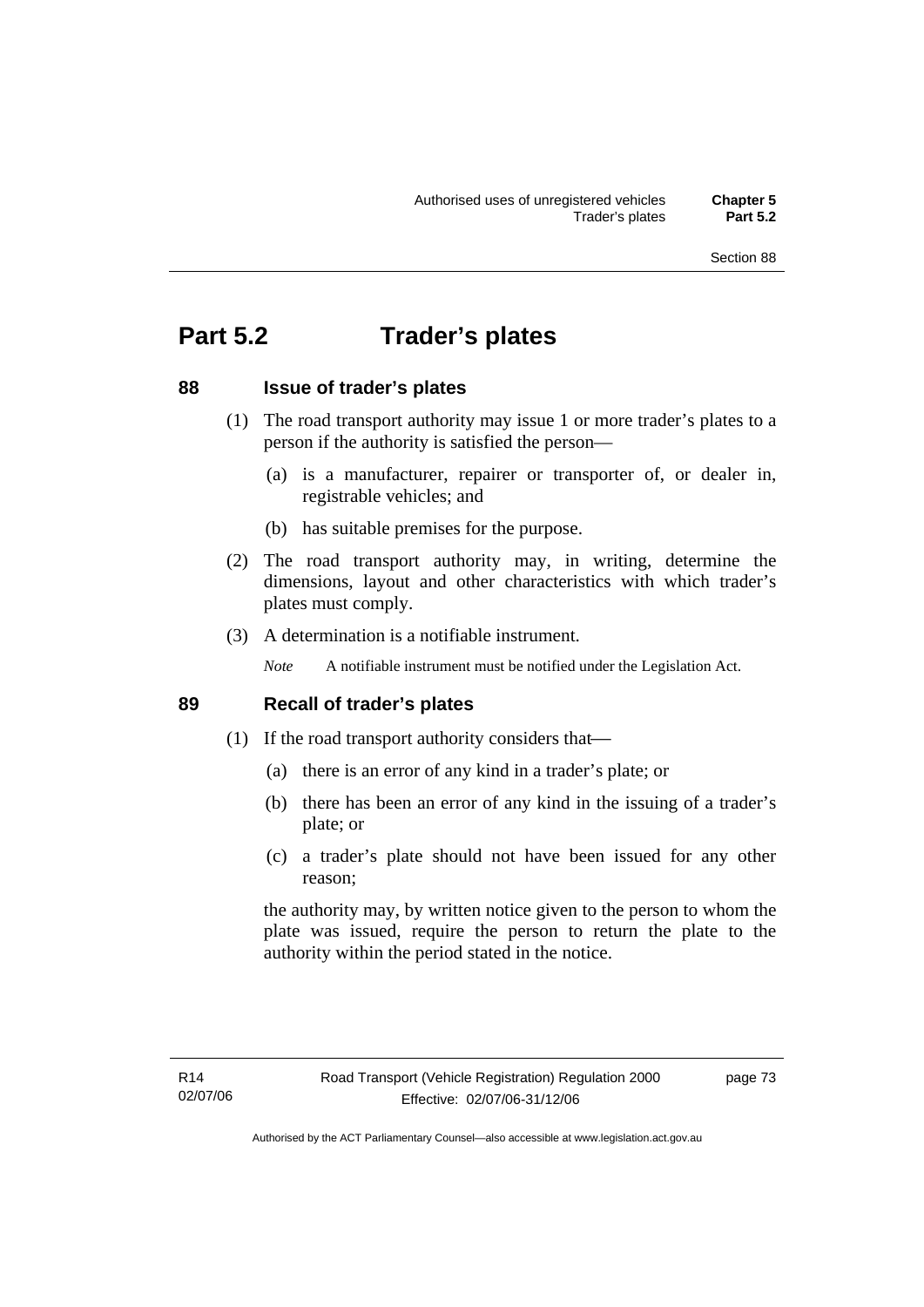# Part 5.2 Trader's plates

## 88 Issue of trader's plates

(1) The road transport authority may issue 1 or more trader's plates to a person if the authority is satisfied the person—

(a) is a manufacturer, repairer or transporter of, or dealer in, registrable vehicles; and

(b) has suitable premises for the purpose.

(2) The road transport authority may, in writing, determine the dimensions, layout and other characteristics with which trader's plates must comply.

(3) A determination is a notifiable instrument.

*Note* A notifiable instrument must be notified under the Legislation Act.

## 89 Recall of trader's plates

(1) If the road transport authority considers that—

(a) there is an error of any kind in a trader's plate; or

(b) there has been an error of any kind in the issuing of a trader's plate; or

(c) a trader's plate should not have been issued for any other reason;

the authority may, by written notice given to the person to whom the plate was issued, require the person to return the plate to the authority within the period stated in the notice.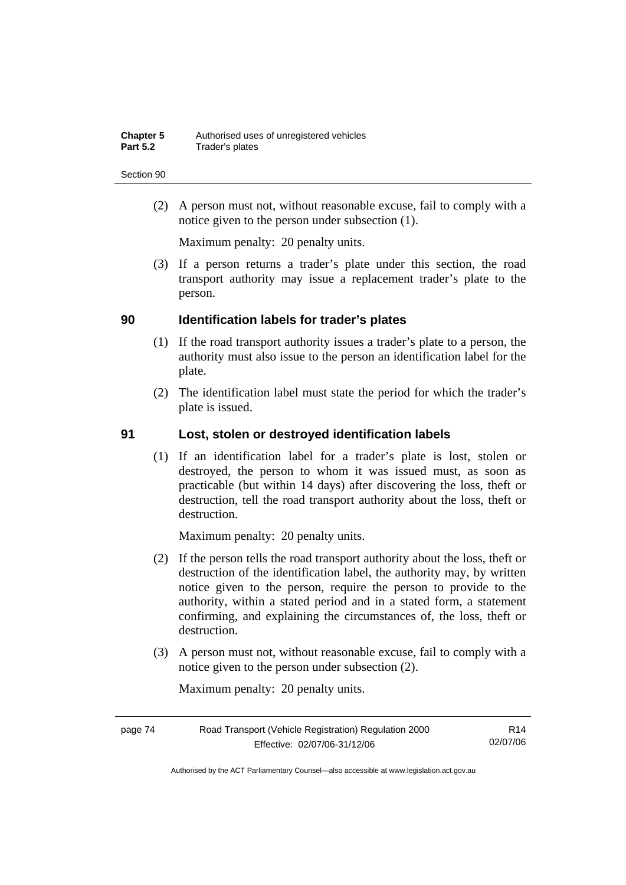(2) A person must not, without reasonable excuse, fail to comply with a notice given to the person under subsection (1).

Maximum penalty: 20 penalty units.

(3) If a person returns a trader's plate under this section, the road transport authority may issue a replacement trader's plate to the person.

## 90 Identification labels for trader's plates

(1) If the road transport authority issues a trader's plate to a person, the authority must also issue to the person an identification label for the plate.

(2) The identification label must state the period for which the trader's plate is issued.

## 91 Lost, stolen or destroyed identification labels

(1) If an identification label for a trader's plate is lost, stolen or destroyed, the person to whom it was issued must, as soon as practicable (but within 14 days) after discovering the loss, theft or destruction, tell the road transport authority about the loss, theft or destruction.

Maximum penalty: 20 penalty units.

(2) If the person tells the road transport authority about the loss, theft or destruction of the identification label, the authority may, by written notice given to the person, require the person to provide to the authority, within a stated period and in a stated form, a statement confirming, and explaining the circumstances of, the loss, theft or destruction.

(3) A person must not, without reasonable excuse, fail to comply with a notice given to the person under subsection (2).

Maximum penalty: 20 penalty units.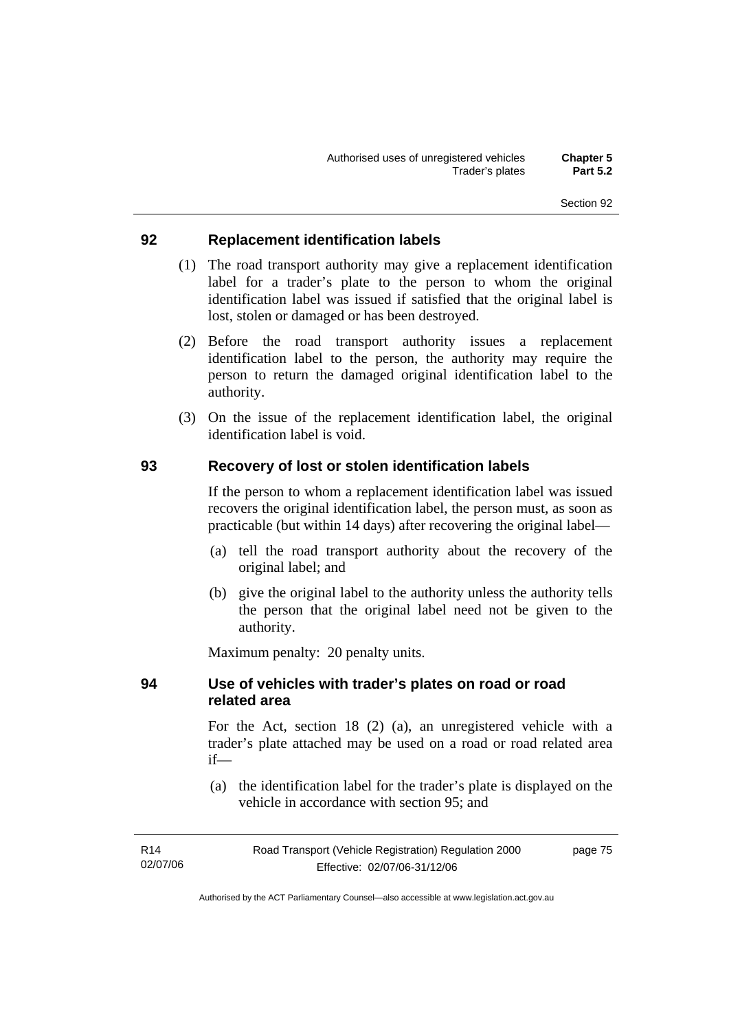## 92 Replacement identification labels

(1) The road transport authority may give a replacement identification label for a trader's plate to the person to whom the original identification label was issued if satisfied that the original label is lost, stolen or damaged or has been destroyed.

(2) Before the road transport authority issues a replacement identification label to the person, the authority may require the person to return the damaged original identification label to the authority.

(3) On the issue of the replacement identification label, the original identification label is void.

## 93 Recovery of lost or stolen identification labels

If the person to whom a replacement identification label was issued recovers the original identification label, the person must, as soon as practicable (but within 14 days) after recovering the original label—

(a) tell the road transport authority about the recovery of the original label; and

(b) give the original label to the authority unless the authority tells the person that the original label need not be given to the authority.

Maximum penalty: 20 penalty units.

## 94 Use of vehicles with trader's plates on road or road related area

For the Act, section 18 (2) (a), an unregistered vehicle with a trader's plate attached may be used on a road or road related area if—

(a) the identification label for the trader's plate is displayed on the vehicle in accordance with section 95; and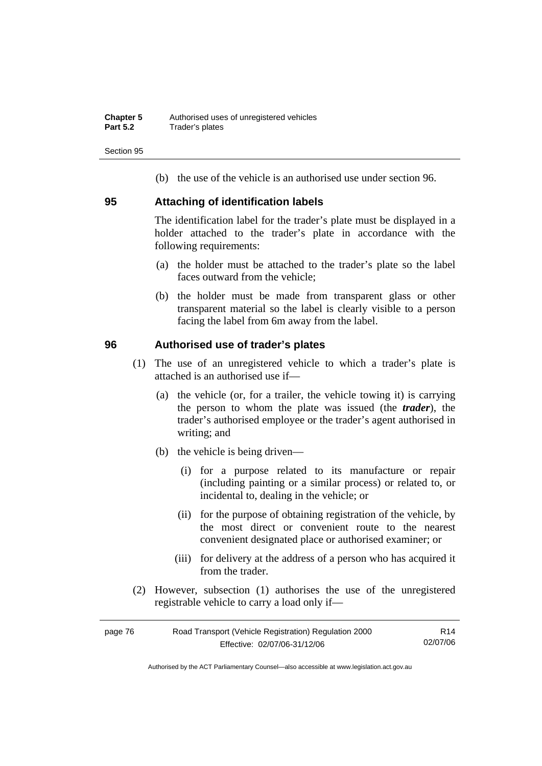(b) the use of the vehicle is an authorised use under section 96.

## 95 Attaching of identification labels

The identification label for the trader's plate must be displayed in a holder attached to the trader's plate in accordance with the following requirements:

(a) the holder must be attached to the trader's plate so the label faces outward from the vehicle;

(b) the holder must be made from transparent glass or other transparent material so the label is clearly visible to a person facing the label from 6m away from the label.

## 96 Authorised use of trader's plates

(1) The use of an unregistered vehicle to which a trader's plate is attached is an authorised use if—

(a) the vehicle (or, for a trailer, the vehicle towing it) is carrying the person to whom the plate was issued (the ***trader***), the trader's authorised employee or the trader's agent authorised in writing; and

(b) the vehicle is being driven—

(i) for a purpose related to its manufacture or repair (including painting or a similar process) or related to, or incidental to, dealing in the vehicle; or

(ii) for the purpose of obtaining registration of the vehicle, by the most direct or convenient route to the nearest convenient designated place or authorised examiner; or

(iii) for delivery at the address of a person who has acquired it from the trader.

(2) However, subsection (1) authorises the use of the unregistered registrable vehicle to carry a load only if—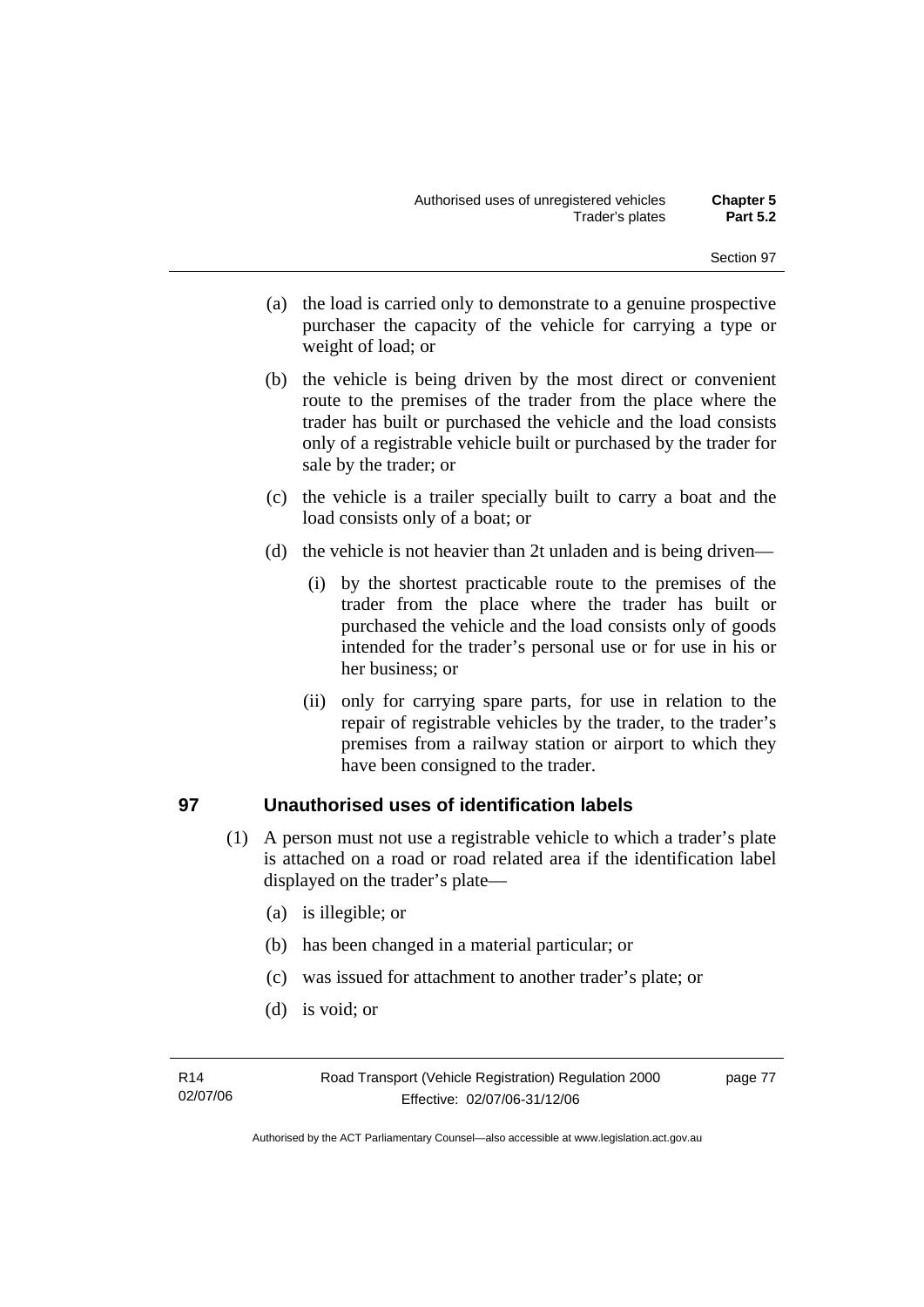(a) the load is carried only to demonstrate to a genuine prospective purchaser the capacity of the vehicle for carrying a type or weight of load; or

(b) the vehicle is being driven by the most direct or convenient route to the premises of the trader from the place where the trader has built or purchased the vehicle and the load consists only of a registrable vehicle built or purchased by the trader for sale by the trader; or

(c) the vehicle is a trailer specially built to carry a boat and the load consists only of a boat; or

(d) the vehicle is not heavier than 2t unladen and is being driven—

(i) by the shortest practicable route to the premises of the trader from the place where the trader has built or purchased the vehicle and the load consists only of goods intended for the trader's personal use or for use in his or her business; or

(ii) only for carrying spare parts, for use in relation to the repair of registrable vehicles by the trader, to the trader's premises from a railway station or airport to which they have been consigned to the trader.

## 97 Unauthorised uses of identification labels

(1) A person must not use a registrable vehicle to which a trader's plate is attached on a road or road related area if the identification label displayed on the trader's plate—

(a) is illegible; or

(b) has been changed in a material particular; or

(c) was issued for attachment to another trader's plate; or

(d) is void; or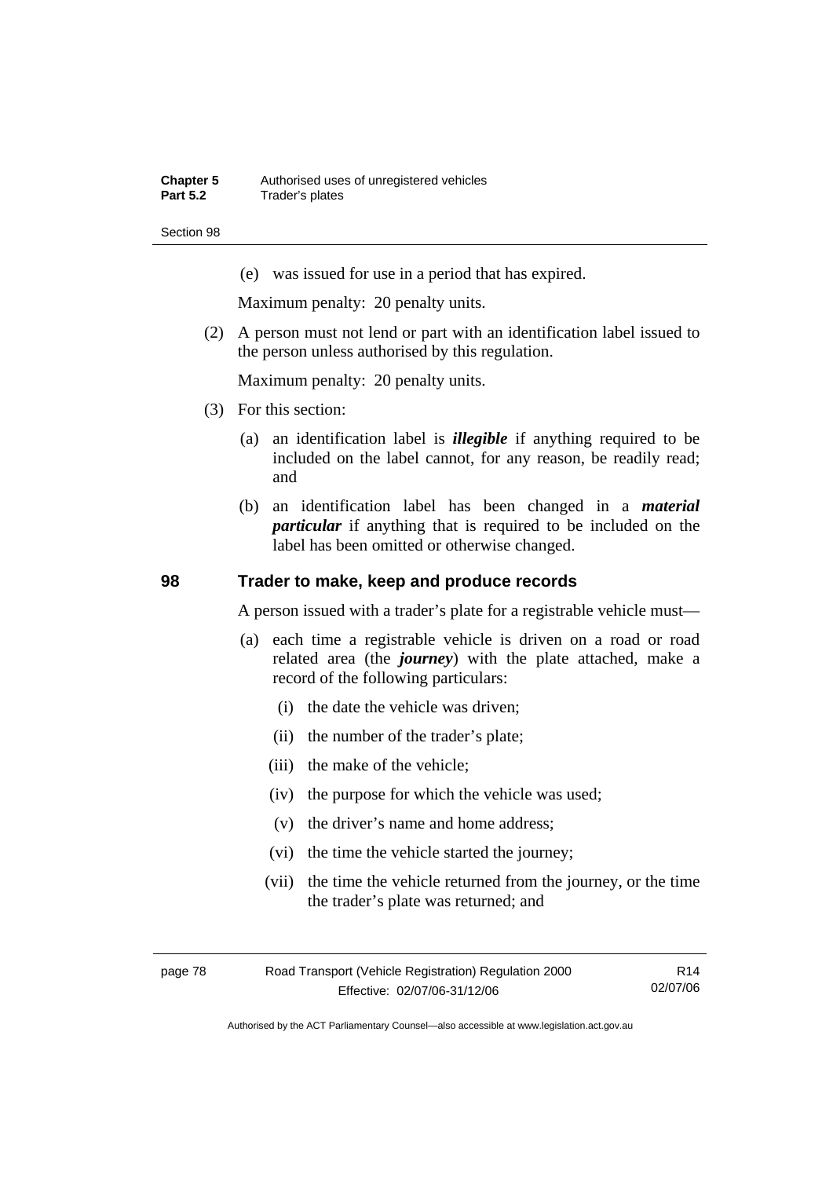(e) was issued for use in a period that has expired.

Maximum penalty: 20 penalty units.

(2) A person must not lend or part with an identification label issued to the person unless authorised by this regulation.

Maximum penalty: 20 penalty units.

(3) For this section:

(a) an identification label is ***illegible*** if anything required to be included on the label cannot, for any reason, be readily read; and

(b) an identification label has been changed in a ***material particular*** if anything that is required to be included on the label has been omitted or otherwise changed.

## 98 Trader to make, keep and produce records

A person issued with a trader's plate for a registrable vehicle must—

(a) each time a registrable vehicle is driven on a road or road related area (the ***journey***) with the plate attached, make a record of the following particulars:

(i) the date the vehicle was driven;

(ii) the number of the trader's plate;

(iii) the make of the vehicle;

(iv) the purpose for which the vehicle was used;

(v) the driver's name and home address;

(vi) the time the vehicle started the journey;

(vii) the time the vehicle returned from the journey, or the time the trader's plate was returned; and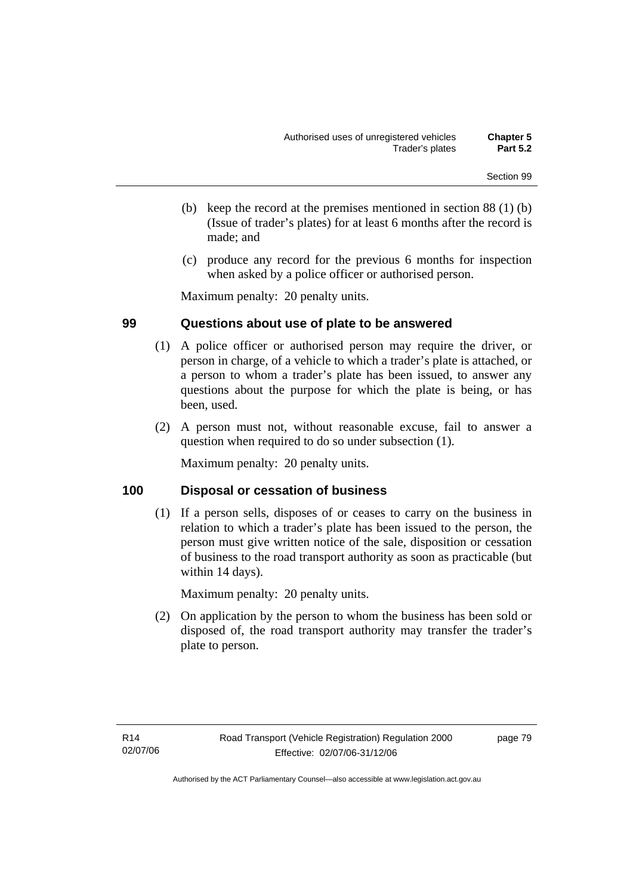(b) keep the record at the premises mentioned in section 88 (1) (b) (Issue of trader's plates) for at least 6 months after the record is made; and

(c) produce any record for the previous 6 months for inspection when asked by a police officer or authorised person.

Maximum penalty: 20 penalty units.

## 99 Questions about use of plate to be answered

(1) A police officer or authorised person may require the driver, or person in charge, of a vehicle to which a trader's plate is attached, or a person to whom a trader's plate has been issued, to answer any questions about the purpose for which the plate is being, or has been, used.

(2) A person must not, without reasonable excuse, fail to answer a question when required to do so under subsection (1).

Maximum penalty: 20 penalty units.

## 100 Disposal or cessation of business

(1) If a person sells, disposes of or ceases to carry on the business in relation to which a trader's plate has been issued to the person, the person must give written notice of the sale, disposition or cessation of business to the road transport authority as soon as practicable (but within 14 days).

Maximum penalty: 20 penalty units.

(2) On application by the person to whom the business has been sold or disposed of, the road transport authority may transfer the trader's plate to person.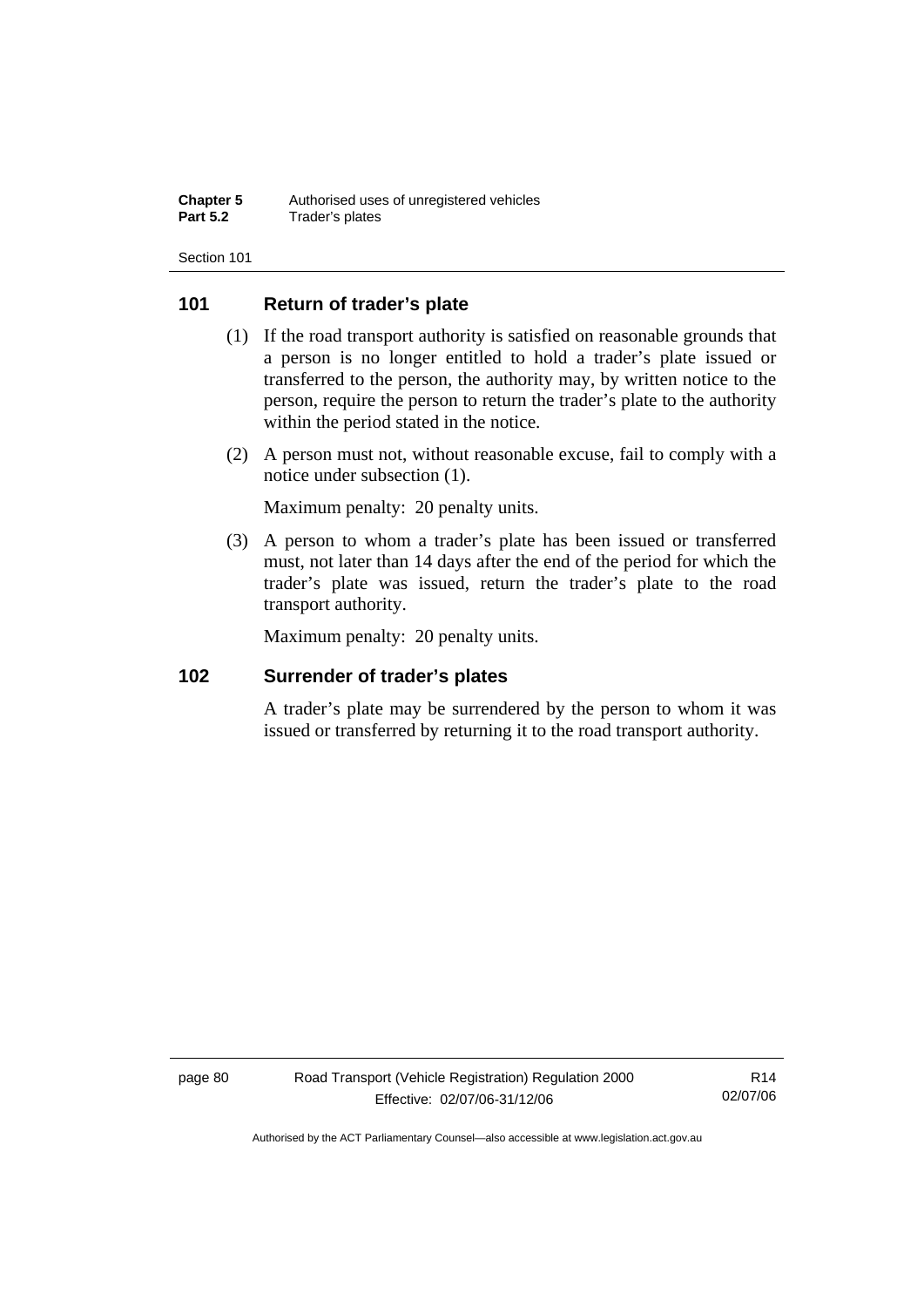## 101 Return of trader's plate

(1) If the road transport authority is satisfied on reasonable grounds that a person is no longer entitled to hold a trader's plate issued or transferred to the person, the authority may, by written notice to the person, require the person to return the trader's plate to the authority within the period stated in the notice.

(2) A person must not, without reasonable excuse, fail to comply with a notice under subsection (1).

Maximum penalty: 20 penalty units.

(3) A person to whom a trader's plate has been issued or transferred must, not later than 14 days after the end of the period for which the trader's plate was issued, return the trader's plate to the road transport authority.

Maximum penalty: 20 penalty units.

## 102 Surrender of trader's plates

A trader's plate may be surrendered by the person to whom it was issued or transferred by returning it to the road transport authority.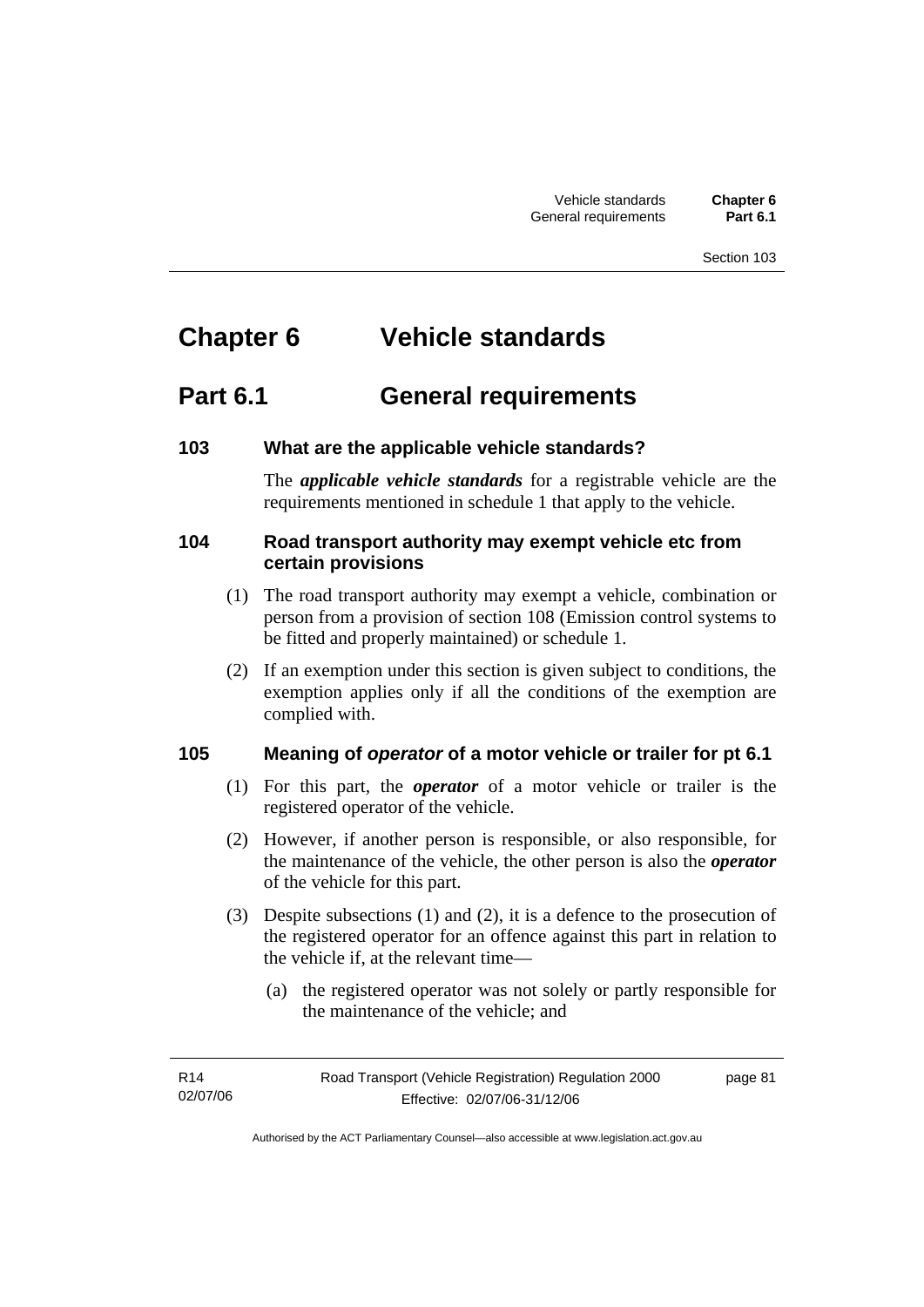# Chapter 6 Vehicle standards

## Part 6.1 General requirements

### 103 What are the applicable vehicle standards?

The ***applicable vehicle standards*** for a registrable vehicle are the requirements mentioned in schedule 1 that apply to the vehicle.

### 104 Road transport authority may exempt vehicle etc from certain provisions

(1) The road transport authority may exempt a vehicle, combination or person from a provision of section 108 (Emission control systems to be fitted and properly maintained) or schedule 1.

(2) If an exemption under this section is given subject to conditions, the exemption applies only if all the conditions of the exemption are complied with.

### 105 Meaning of *operator* of a motor vehicle or trailer for pt 6.1

(1) For this part, the ***operator*** of a motor vehicle or trailer is the registered operator of the vehicle.

(2) However, if another person is responsible, or also responsible, for the maintenance of the vehicle, the other person is also the ***operator*** of the vehicle for this part.

(3) Despite subsections (1) and (2), it is a defence to the prosecution of the registered operator for an offence against this part in relation to the vehicle if, at the relevant time—

(a) the registered operator was not solely or partly responsible for the maintenance of the vehicle; and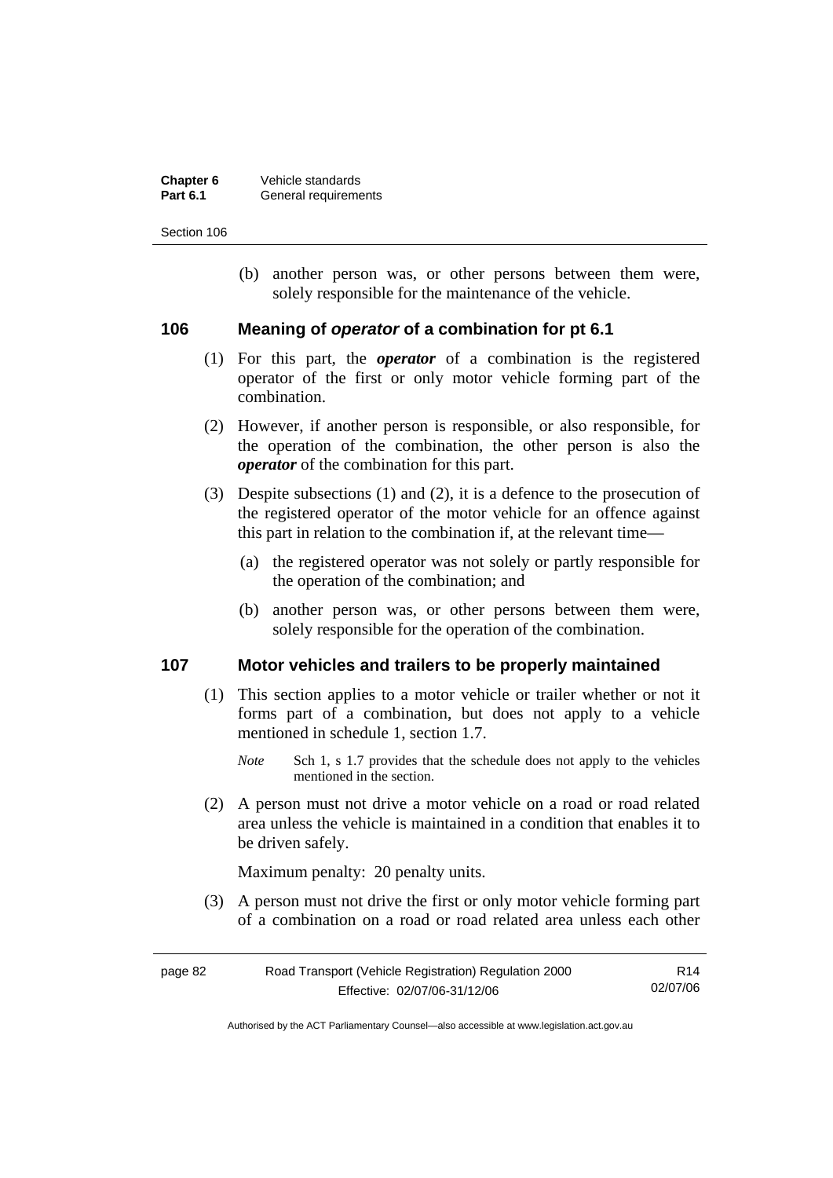(b) another person was, or other persons between them were, solely responsible for the maintenance of the vehicle.

## 106 Meaning of *operator* of a combination for pt 6.1

(1) For this part, the ***operator*** of a combination is the registered operator of the first or only motor vehicle forming part of the combination.

(2) However, if another person is responsible, or also responsible, for the operation of the combination, the other person is also the ***operator*** of the combination for this part.

(3) Despite subsections (1) and (2), it is a defence to the prosecution of the registered operator of the motor vehicle for an offence against this part in relation to the combination if, at the relevant time—

(a) the registered operator was not solely or partly responsible for the operation of the combination; and

(b) another person was, or other persons between them were, solely responsible for the operation of the combination.

## 107 Motor vehicles and trailers to be properly maintained

(1) This section applies to a motor vehicle or trailer whether or not it forms part of a combination, but does not apply to a vehicle mentioned in schedule 1, section 1.7.

*Note* Sch 1, s 1.7 provides that the schedule does not apply to the vehicles mentioned in the section.

(2) A person must not drive a motor vehicle on a road or road related area unless the vehicle is maintained in a condition that enables it to be driven safely.

Maximum penalty: 20 penalty units.

(3) A person must not drive the first or only motor vehicle forming part of a combination on a road or road related area unless each other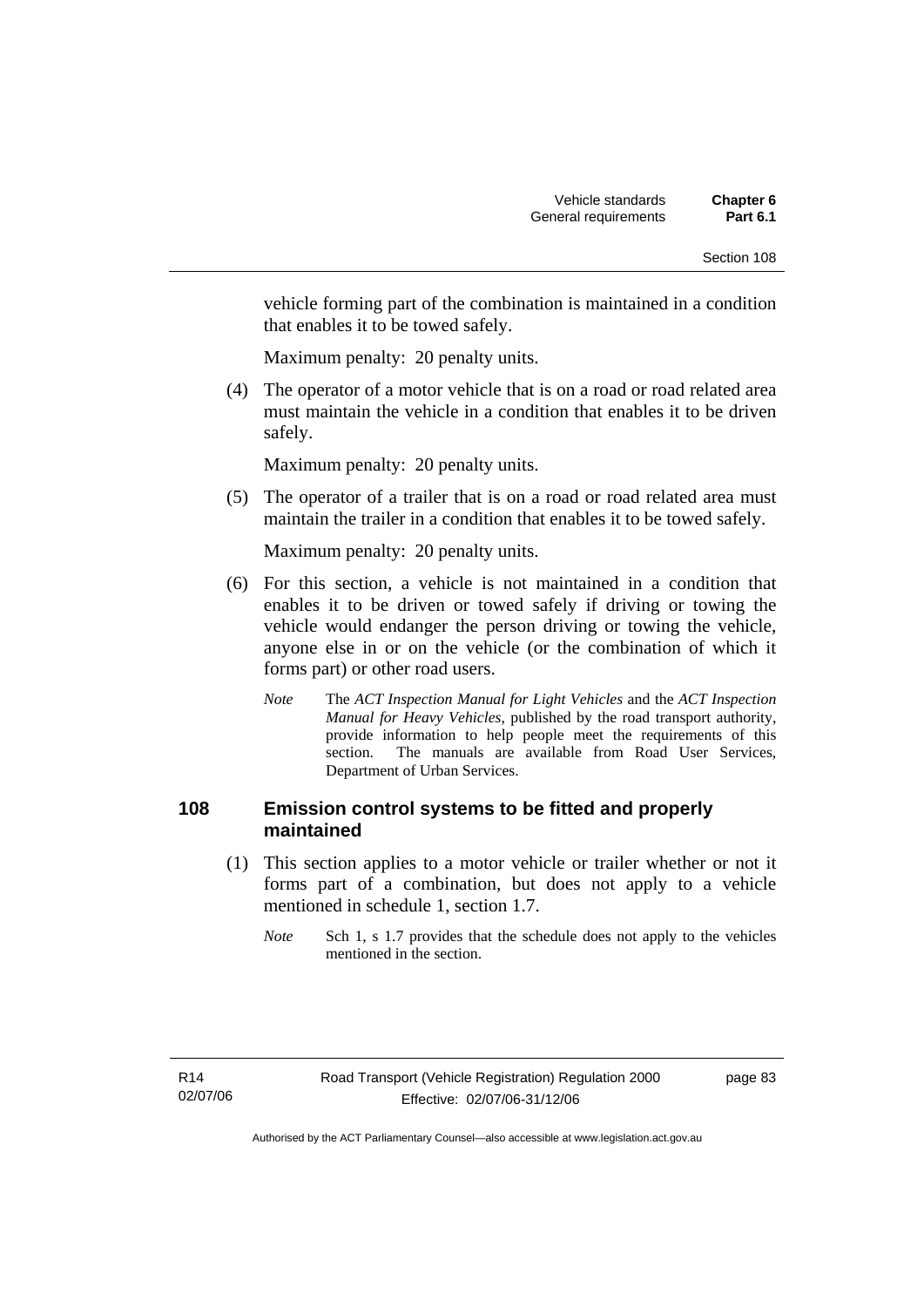vehicle forming part of the combination is maintained in a condition that enables it to be towed safely.

Maximum penalty: 20 penalty units.

(4) The operator of a motor vehicle that is on a road or road related area must maintain the vehicle in a condition that enables it to be driven safely.

Maximum penalty: 20 penalty units.

(5) The operator of a trailer that is on a road or road related area must maintain the trailer in a condition that enables it to be towed safely.

Maximum penalty: 20 penalty units.

(6) For this section, a vehicle is not maintained in a condition that enables it to be driven or towed safely if driving or towing the vehicle would endanger the person driving or towing the vehicle, anyone else in or on the vehicle (or the combination of which it forms part) or other road users.

*Note* The *ACT Inspection Manual for Light Vehicles* and the *ACT Inspection Manual for Heavy Vehicles*, published by the road transport authority, provide information to help people meet the requirements of this section. The manuals are available from Road User Services, Department of Urban Services.

## 108 Emission control systems to be fitted and properly maintained

(1) This section applies to a motor vehicle or trailer whether or not it forms part of a combination, but does not apply to a vehicle mentioned in schedule 1, section 1.7.

*Note* Sch 1, s 1.7 provides that the schedule does not apply to the vehicles mentioned in the section.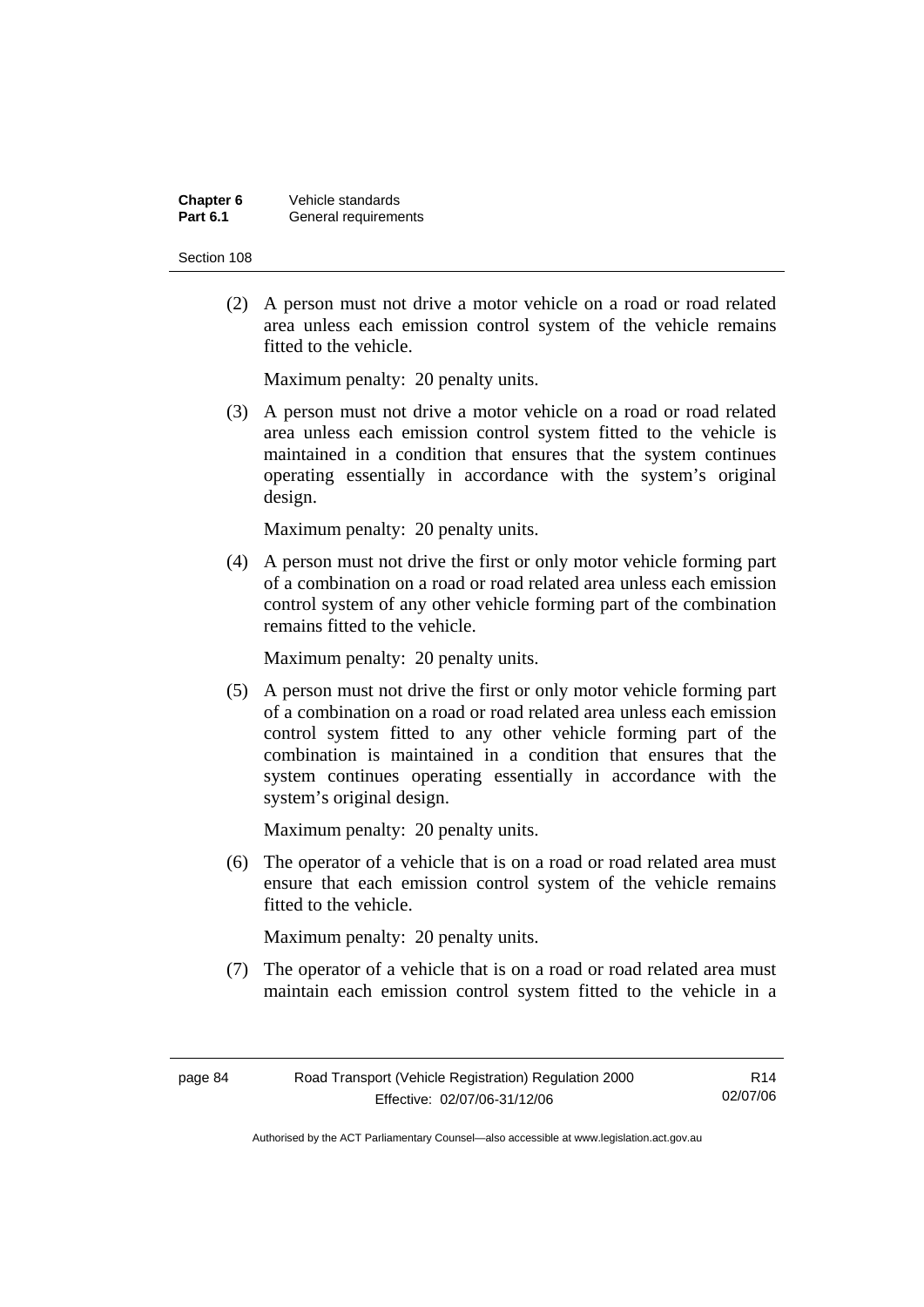(2) A person must not drive a motor vehicle on a road or road related area unless each emission control system of the vehicle remains fitted to the vehicle.

Maximum penalty: 20 penalty units.

(3) A person must not drive a motor vehicle on a road or road related area unless each emission control system fitted to the vehicle is maintained in a condition that ensures that the system continues operating essentially in accordance with the system's original design.

Maximum penalty: 20 penalty units.

(4) A person must not drive the first or only motor vehicle forming part of a combination on a road or road related area unless each emission control system of any other vehicle forming part of the combination remains fitted to the vehicle.

Maximum penalty: 20 penalty units.

(5) A person must not drive the first or only motor vehicle forming part of a combination on a road or road related area unless each emission control system fitted to any other vehicle forming part of the combination is maintained in a condition that ensures that the system continues operating essentially in accordance with the system's original design.

Maximum penalty: 20 penalty units.

(6) The operator of a vehicle that is on a road or road related area must ensure that each emission control system of the vehicle remains fitted to the vehicle.

Maximum penalty: 20 penalty units.

(7) The operator of a vehicle that is on a road or road related area must maintain each emission control system fitted to the vehicle in a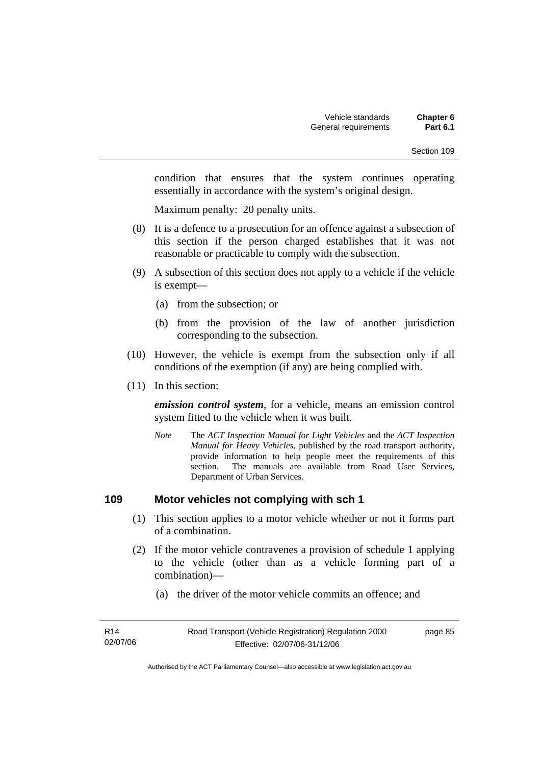condition that ensures that the system continues operating essentially in accordance with the system's original design.

Maximum penalty: 20 penalty units.

(8) It is a defence to a prosecution for an offence against a subsection of this section if the person charged establishes that it was not reasonable or practicable to comply with the subsection.

(9) A subsection of this section does not apply to a vehicle if the vehicle is exempt—

(a) from the subsection; or

(b) from the provision of the law of another jurisdiction corresponding to the subsection.

(10) However, the vehicle is exempt from the subsection only if all conditions of the exemption (if any) are being complied with.

(11) In this section:

***emission control system***, for a vehicle, means an emission control system fitted to the vehicle when it was built.

*Note* The *ACT Inspection Manual for Light Vehicles* and the *ACT Inspection Manual for Heavy Vehicles*, published by the road transport authority, provide information to help people meet the requirements of this section. The manuals are available from Road User Services, Department of Urban Services.

## 109 Motor vehicles not complying with sch 1

(1) This section applies to a motor vehicle whether or not it forms part of a combination.

(2) If the motor vehicle contravenes a provision of schedule 1 applying to the vehicle (other than as a vehicle forming part of a combination)—

(a) the driver of the motor vehicle commits an offence; and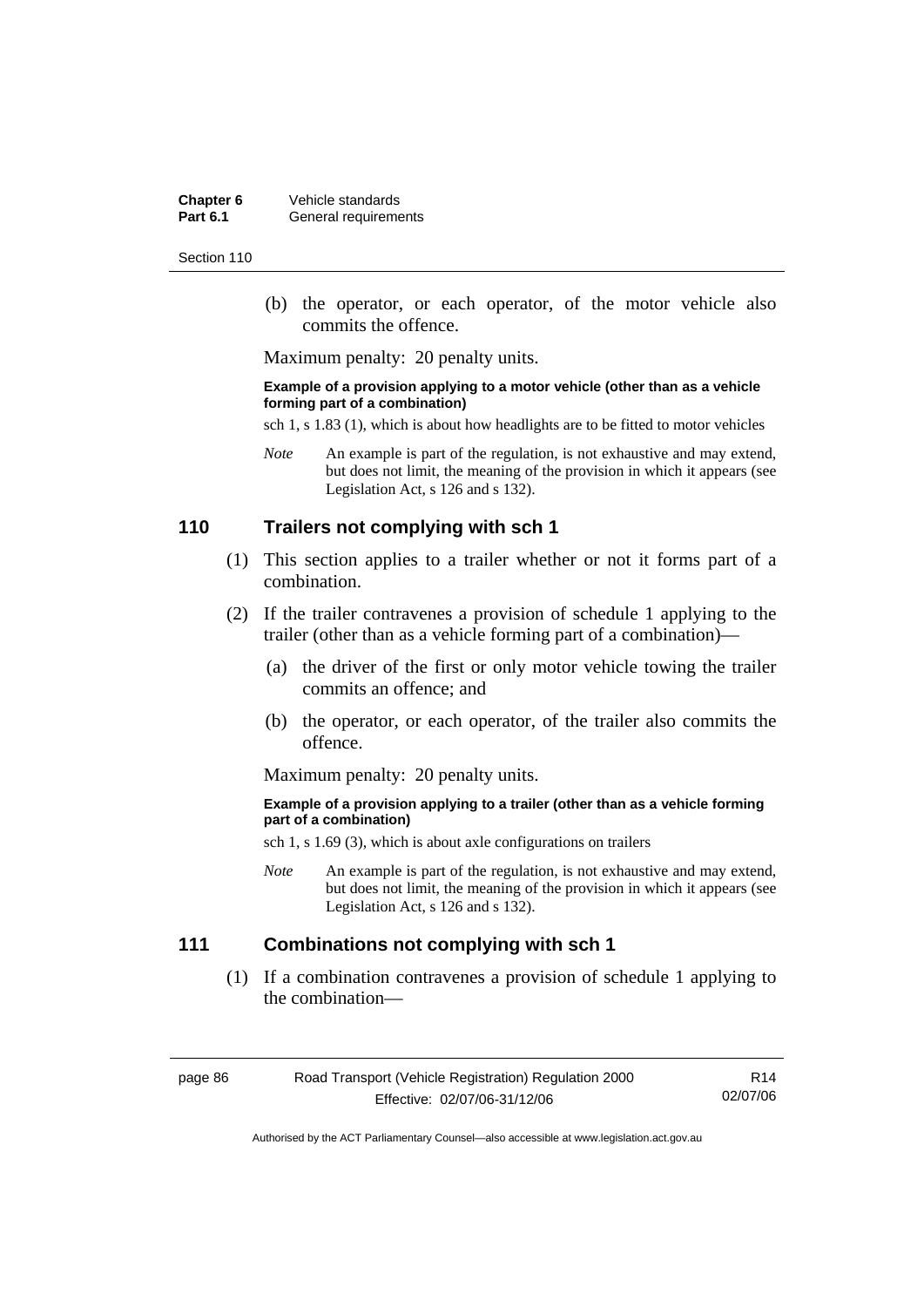(b) the operator, or each operator, of the motor vehicle also commits the offence.

Maximum penalty: 20 penalty units.

**Example of a provision applying to a motor vehicle (other than as a vehicle forming part of a combination)**

sch 1, s 1.83 (1), which is about how headlights are to be fitted to motor vehicles

*Note* An example is part of the regulation, is not exhaustive and may extend, but does not limit, the meaning of the provision in which it appears (see Legislation Act, s 126 and s 132).

## 110 Trailers not complying with sch 1

(1) This section applies to a trailer whether or not it forms part of a combination.

(2) If the trailer contravenes a provision of schedule 1 applying to the trailer (other than as a vehicle forming part of a combination)—

(a) the driver of the first or only motor vehicle towing the trailer commits an offence; and

(b) the operator, or each operator, of the trailer also commits the offence.

Maximum penalty: 20 penalty units.

**Example of a provision applying to a trailer (other than as a vehicle forming part of a combination)**

sch 1, s 1.69 (3), which is about axle configurations on trailers

*Note* An example is part of the regulation, is not exhaustive and may extend, but does not limit, the meaning of the provision in which it appears (see Legislation Act, s 126 and s 132).

## 111 Combinations not complying with sch 1

(1) If a combination contravenes a provision of schedule 1 applying to the combination—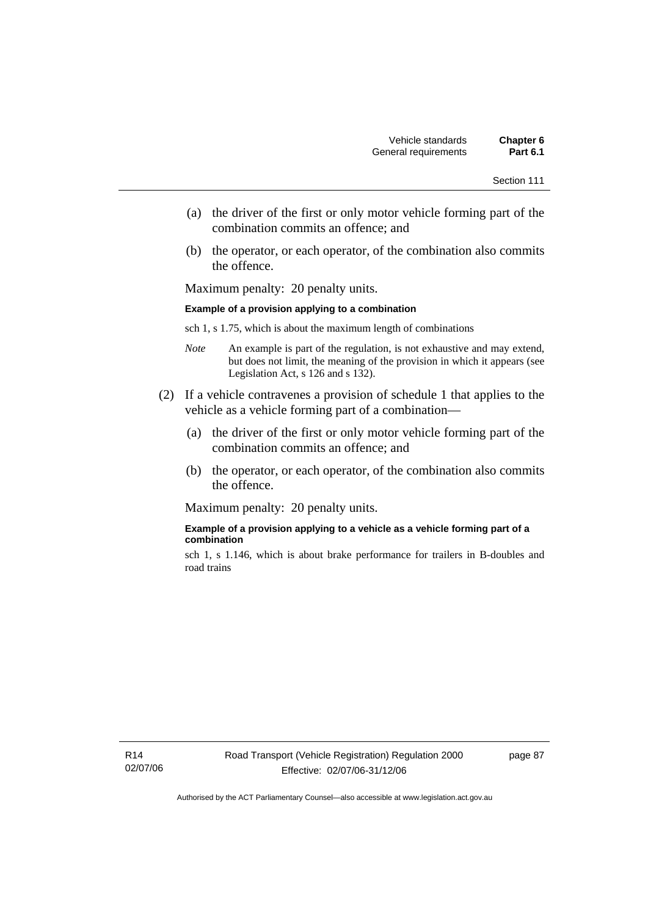(a) the driver of the first or only motor vehicle forming part of the combination commits an offence; and

(b) the operator, or each operator, of the combination also commits the offence.

Maximum penalty: 20 penalty units.

**Example of a provision applying to a combination**

sch 1, s 1.75, which is about the maximum length of combinations

*Note* An example is part of the regulation, is not exhaustive and may extend, but does not limit, the meaning of the provision in which it appears (see Legislation Act, s 126 and s 132).

(2) If a vehicle contravenes a provision of schedule 1 that applies to the vehicle as a vehicle forming part of a combination—

(a) the driver of the first or only motor vehicle forming part of the combination commits an offence; and

(b) the operator, or each operator, of the combination also commits the offence.

Maximum penalty: 20 penalty units.

**Example of a provision applying to a vehicle as a vehicle forming part of a combination**

sch 1, s 1.146, which is about brake performance for trailers in B-doubles and road trains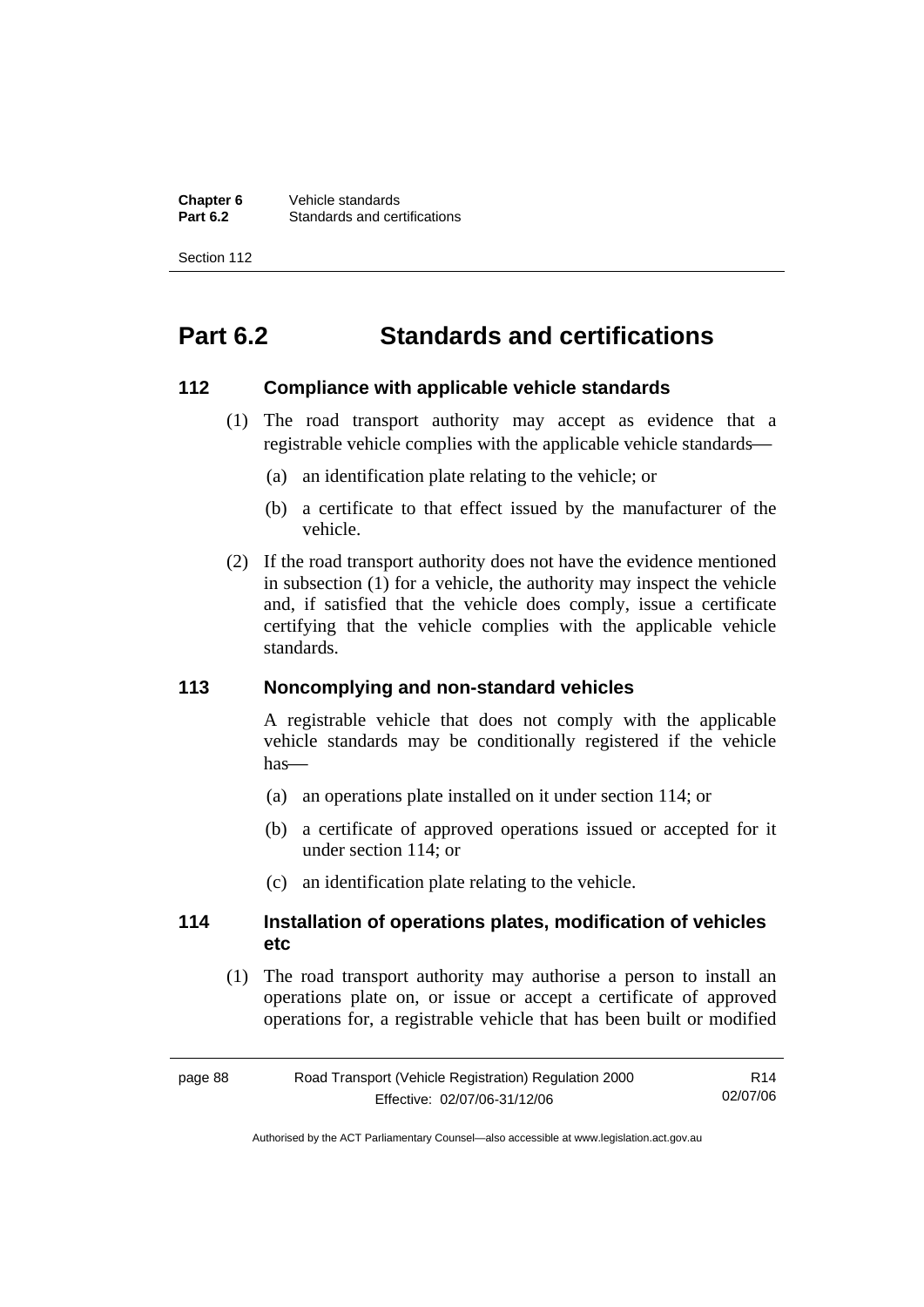# Part 6.2 Standards and certifications

## 112 Compliance with applicable vehicle standards

(1) The road transport authority may accept as evidence that a registrable vehicle complies with the applicable vehicle standards—

(a) an identification plate relating to the vehicle; or

(b) a certificate to that effect issued by the manufacturer of the vehicle.

(2) If the road transport authority does not have the evidence mentioned in subsection (1) for a vehicle, the authority may inspect the vehicle and, if satisfied that the vehicle does comply, issue a certificate certifying that the vehicle complies with the applicable vehicle standards.

## 113 Noncomplying and non-standard vehicles

A registrable vehicle that does not comply with the applicable vehicle standards may be conditionally registered if the vehicle has—

(a) an operations plate installed on it under section 114; or

(b) a certificate of approved operations issued or accepted for it under section 114; or

(c) an identification plate relating to the vehicle.

## 114 Installation of operations plates, modification of vehicles etc

(1) The road transport authority may authorise a person to install an operations plate on, or issue or accept a certificate of approved operations for, a registrable vehicle that has been built or modified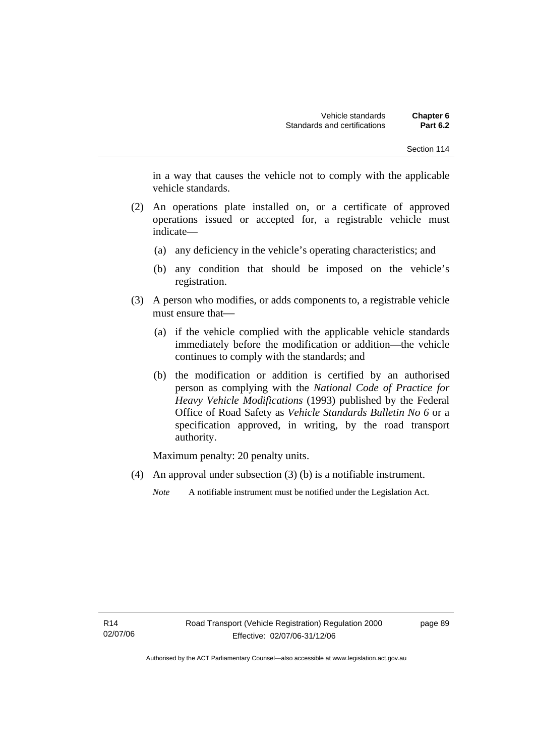in a way that causes the vehicle not to comply with the applicable vehicle standards.

(2) An operations plate installed on, or a certificate of approved operations issued or accepted for, a registrable vehicle must indicate—

(a) any deficiency in the vehicle's operating characteristics; and

(b) any condition that should be imposed on the vehicle's registration.

(3) A person who modifies, or adds components to, a registrable vehicle must ensure that—

(a) if the vehicle complied with the applicable vehicle standards immediately before the modification or addition—the vehicle continues to comply with the standards; and

(b) the modification or addition is certified by an authorised person as complying with the *National Code of Practice for Heavy Vehicle Modifications* (1993) published by the Federal Office of Road Safety as *Vehicle Standards Bulletin No 6* or a specification approved, in writing, by the road transport authority.

Maximum penalty: 20 penalty units.

(4) An approval under subsection (3) (b) is a notifiable instrument.

*Note* A notifiable instrument must be notified under the Legislation Act.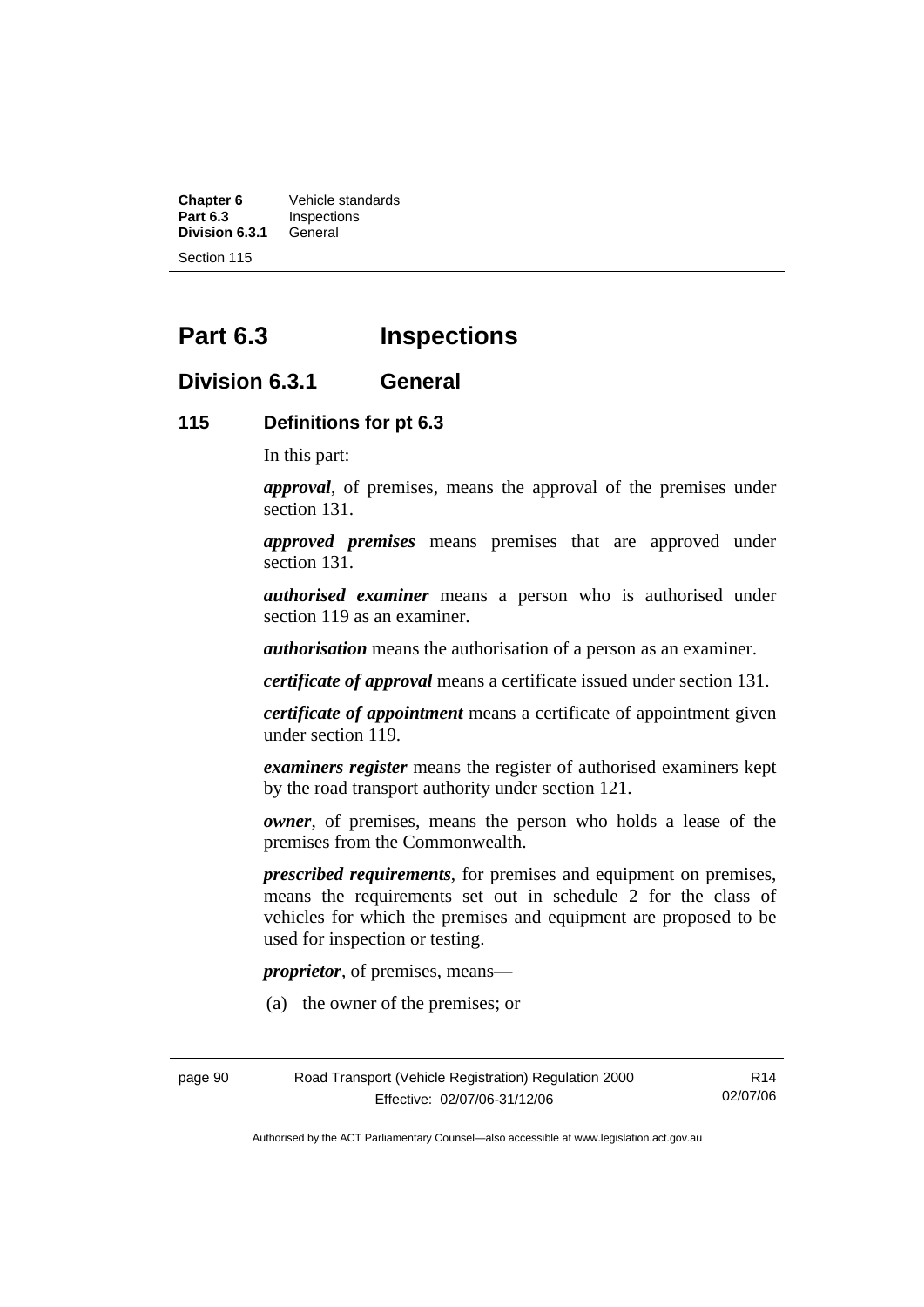# Part 6.3 Inspections

## Division 6.3.1 General

### 115 Definitions for pt 6.3

In this part:

***approval***, of premises, means the approval of the premises under section 131.

***approved premises*** means premises that are approved under section 131.

***authorised examiner*** means a person who is authorised under section 119 as an examiner.

***authorisation*** means the authorisation of a person as an examiner.

***certificate of approval*** means a certificate issued under section 131.

***certificate of appointment*** means a certificate of appointment given under section 119.

***examiners register*** means the register of authorised examiners kept by the road transport authority under section 121.

***owner***, of premises, means the person who holds a lease of the premises from the Commonwealth.

***prescribed requirements***, for premises and equipment on premises, means the requirements set out in schedule 2 for the class of vehicles for which the premises and equipment are proposed to be used for inspection or testing.

***proprietor***, of premises, means—

(a) the owner of the premises; or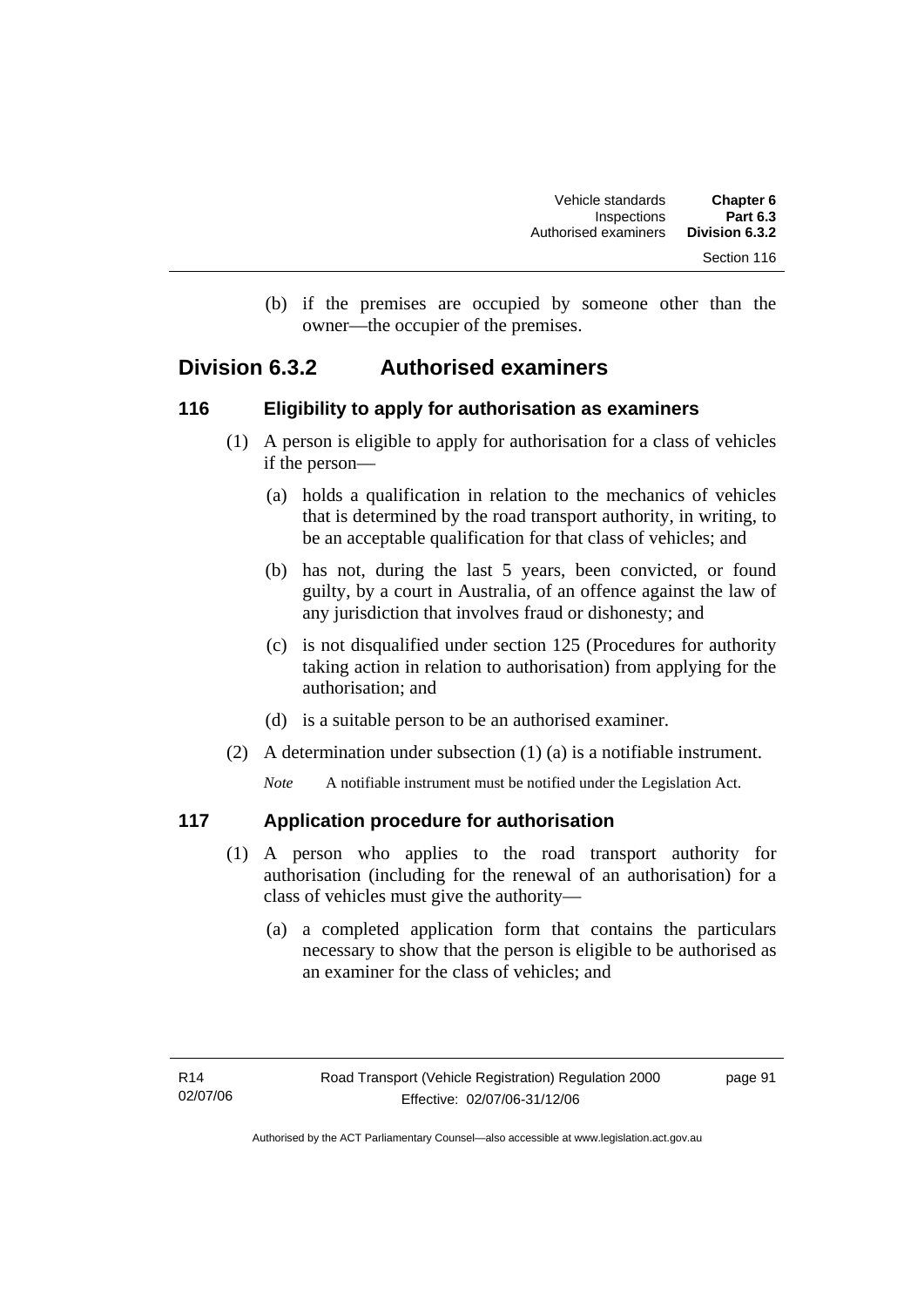(b) if the premises are occupied by someone other than the owner—the occupier of the premises.

## Division 6.3.2 Authorised examiners

### 116 Eligibility to apply for authorisation as examiners

(1) A person is eligible to apply for authorisation for a class of vehicles if the person—

(a) holds a qualification in relation to the mechanics of vehicles that is determined by the road transport authority, in writing, to be an acceptable qualification for that class of vehicles; and

(b) has not, during the last 5 years, been convicted, or found guilty, by a court in Australia, of an offence against the law of any jurisdiction that involves fraud or dishonesty; and

(c) is not disqualified under section 125 (Procedures for authority taking action in relation to authorisation) from applying for the authorisation; and

(d) is a suitable person to be an authorised examiner.

(2) A determination under subsection (1) (a) is a notifiable instrument.

*Note* A notifiable instrument must be notified under the Legislation Act.

### 117 Application procedure for authorisation

(1) A person who applies to the road transport authority for authorisation (including for the renewal of an authorisation) for a class of vehicles must give the authority—

(a) a completed application form that contains the particulars necessary to show that the person is eligible to be authorised as an examiner for the class of vehicles; and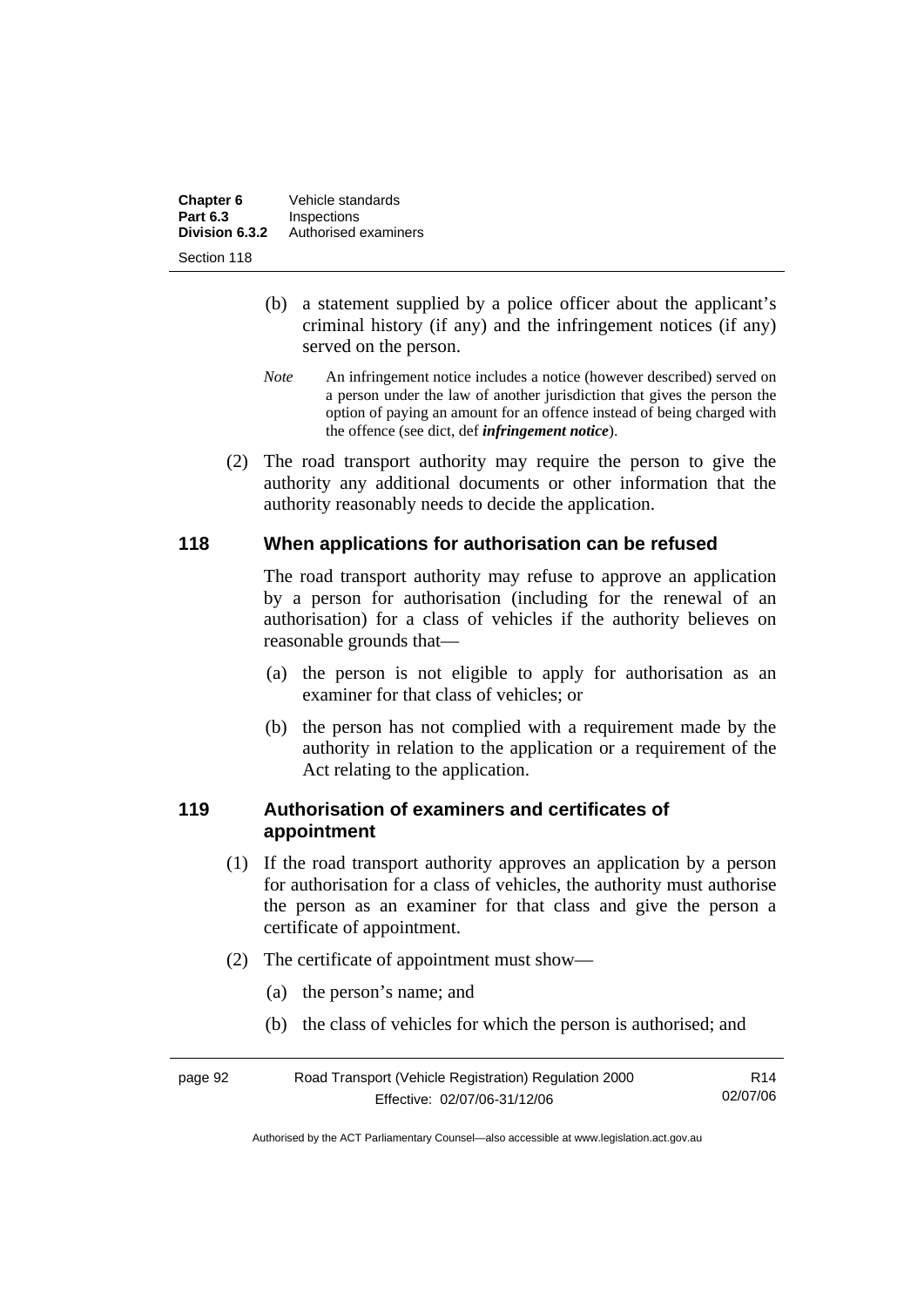(b) a statement supplied by a police officer about the applicant's criminal history (if any) and the infringement notices (if any) served on the person.

*Note* An infringement notice includes a notice (however described) served on a person under the law of another jurisdiction that gives the person the option of paying an amount for an offence instead of being charged with the offence (see dict, def ***infringement notice***).

(2) The road transport authority may require the person to give the authority any additional documents or other information that the authority reasonably needs to decide the application.

## 118 When applications for authorisation can be refused

The road transport authority may refuse to approve an application by a person for authorisation (including for the renewal of an authorisation) for a class of vehicles if the authority believes on reasonable grounds that—

(a) the person is not eligible to apply for authorisation as an examiner for that class of vehicles; or

(b) the person has not complied with a requirement made by the authority in relation to the application or a requirement of the Act relating to the application.

## 119 Authorisation of examiners and certificates of appointment

(1) If the road transport authority approves an application by a person for authorisation for a class of vehicles, the authority must authorise the person as an examiner for that class and give the person a certificate of appointment.

(2) The certificate of appointment must show—

(a) the person's name; and

(b) the class of vehicles for which the person is authorised; and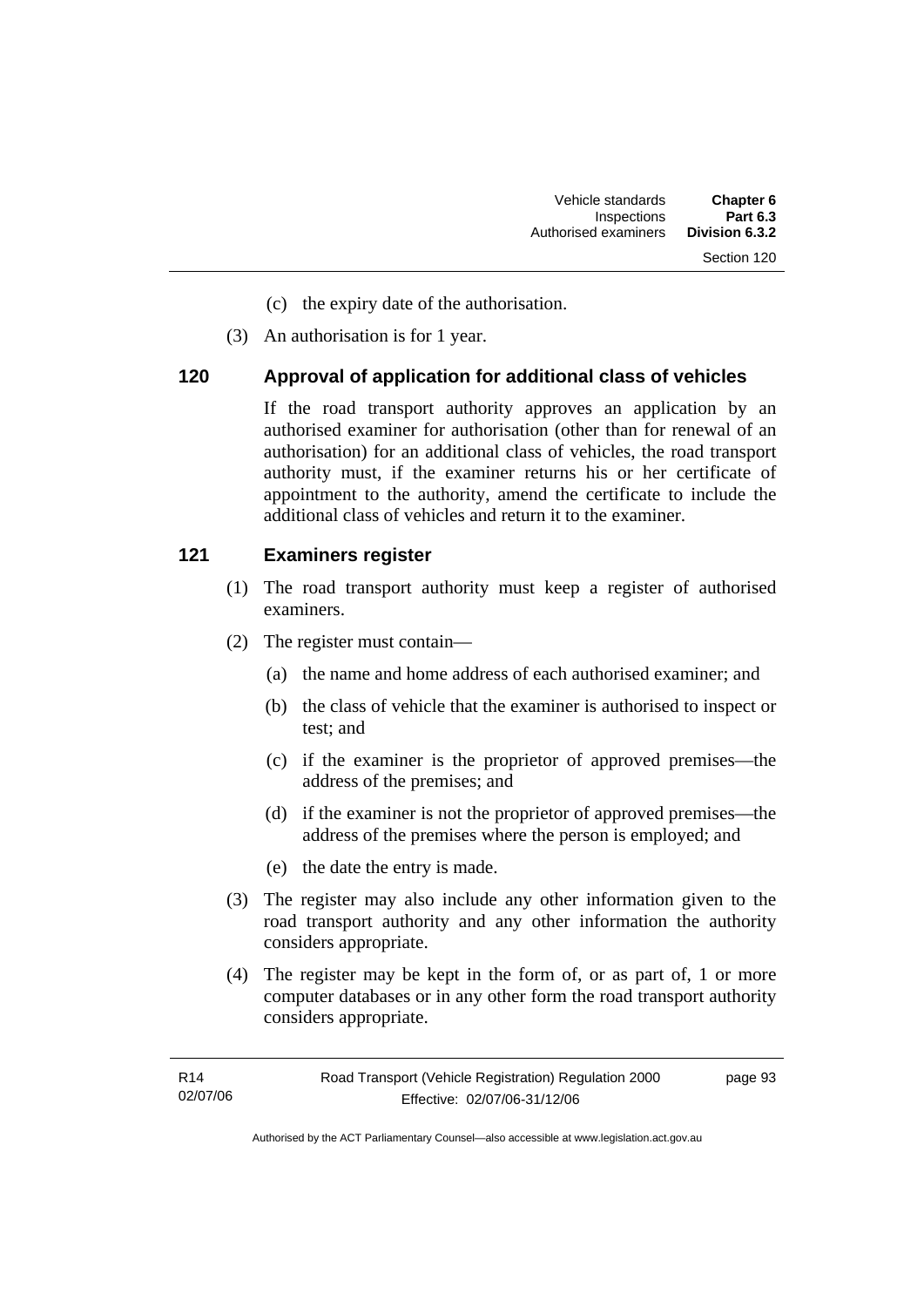(c) the expiry date of the authorisation.

(3) An authorisation is for 1 year.

## 120 Approval of application for additional class of vehicles

If the road transport authority approves an application by an authorised examiner for authorisation (other than for renewal of an authorisation) for an additional class of vehicles, the road transport authority must, if the examiner returns his or her certificate of appointment to the authority, amend the certificate to include the additional class of vehicles and return it to the examiner.

## 121 Examiners register

(1) The road transport authority must keep a register of authorised examiners.

(2) The register must contain—

(a) the name and home address of each authorised examiner; and

(b) the class of vehicle that the examiner is authorised to inspect or test; and

(c) if the examiner is the proprietor of approved premises—the address of the premises; and

(d) if the examiner is not the proprietor of approved premises—the address of the premises where the person is employed; and

(e) the date the entry is made.

(3) The register may also include any other information given to the road transport authority and any other information the authority considers appropriate.

(4) The register may be kept in the form of, or as part of, 1 or more computer databases or in any other form the road transport authority considers appropriate.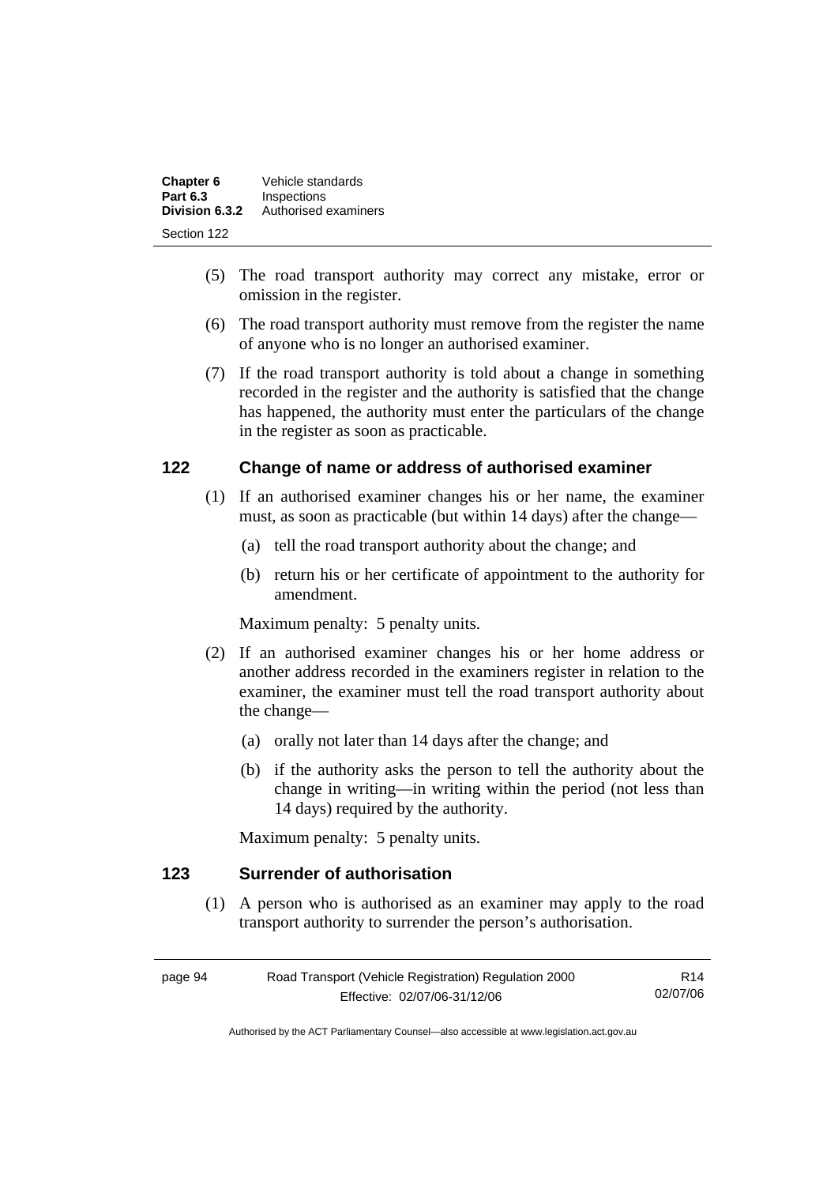(5) The road transport authority may correct any mistake, error or omission in the register.

(6) The road transport authority must remove from the register the name of anyone who is no longer an authorised examiner.

(7) If the road transport authority is told about a change in something recorded in the register and the authority is satisfied that the change has happened, the authority must enter the particulars of the change in the register as soon as practicable.

## 122 Change of name or address of authorised examiner

(1) If an authorised examiner changes his or her name, the examiner must, as soon as practicable (but within 14 days) after the change—

(a) tell the road transport authority about the change; and

(b) return his or her certificate of appointment to the authority for amendment.

Maximum penalty: 5 penalty units.

(2) If an authorised examiner changes his or her home address or another address recorded in the examiners register in relation to the examiner, the examiner must tell the road transport authority about the change—

(a) orally not later than 14 days after the change; and

(b) if the authority asks the person to tell the authority about the change in writing—in writing within the period (not less than 14 days) required by the authority.

Maximum penalty: 5 penalty units.

## 123 Surrender of authorisation

(1) A person who is authorised as an examiner may apply to the road transport authority to surrender the person's authorisation.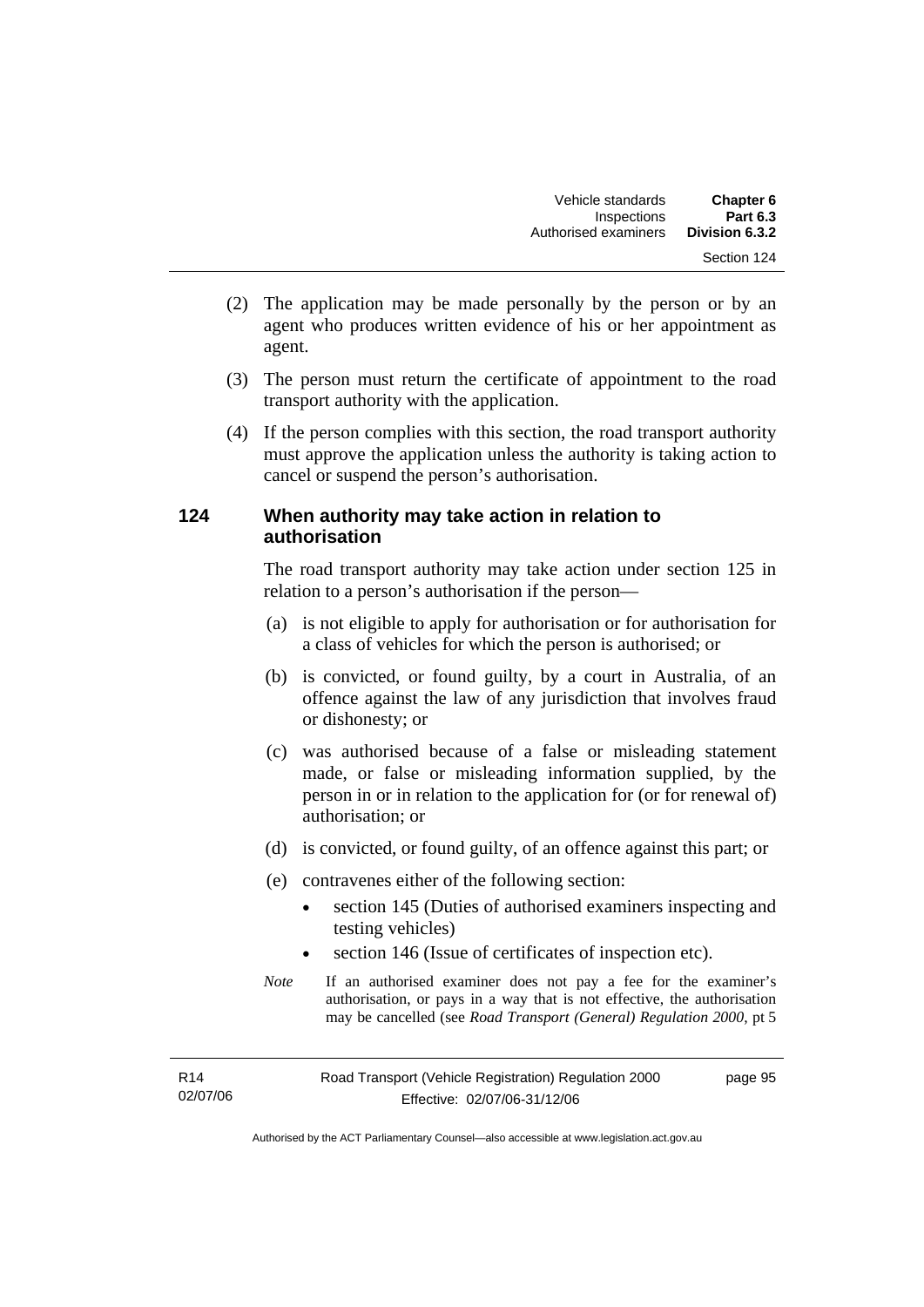(2) The application may be made personally by the person or by an agent who produces written evidence of his or her appointment as agent.

(3) The person must return the certificate of appointment to the road transport authority with the application.

(4) If the person complies with this section, the road transport authority must approve the application unless the authority is taking action to cancel or suspend the person's authorisation.

## 124 When authority may take action in relation to authorisation

The road transport authority may take action under section 125 in relation to a person's authorisation if the person—

(a) is not eligible to apply for authorisation or for authorisation for a class of vehicles for which the person is authorised; or

(b) is convicted, or found guilty, by a court in Australia, of an offence against the law of any jurisdiction that involves fraud or dishonesty; or

(c) was authorised because of a false or misleading statement made, or false or misleading information supplied, by the person in or in relation to the application for (or for renewal of) authorisation; or

(d) is convicted, or found guilty, of an offence against this part; or

(e) contravenes either of the following section:

- section 145 (Duties of authorised examiners inspecting and testing vehicles)
- section 146 (Issue of certificates of inspection etc).

*Note* If an authorised examiner does not pay a fee for the examiner's authorisation, or pays in a way that is not effective, the authorisation may be cancelled (see *Road Transport (General) Regulation 2000*, pt 5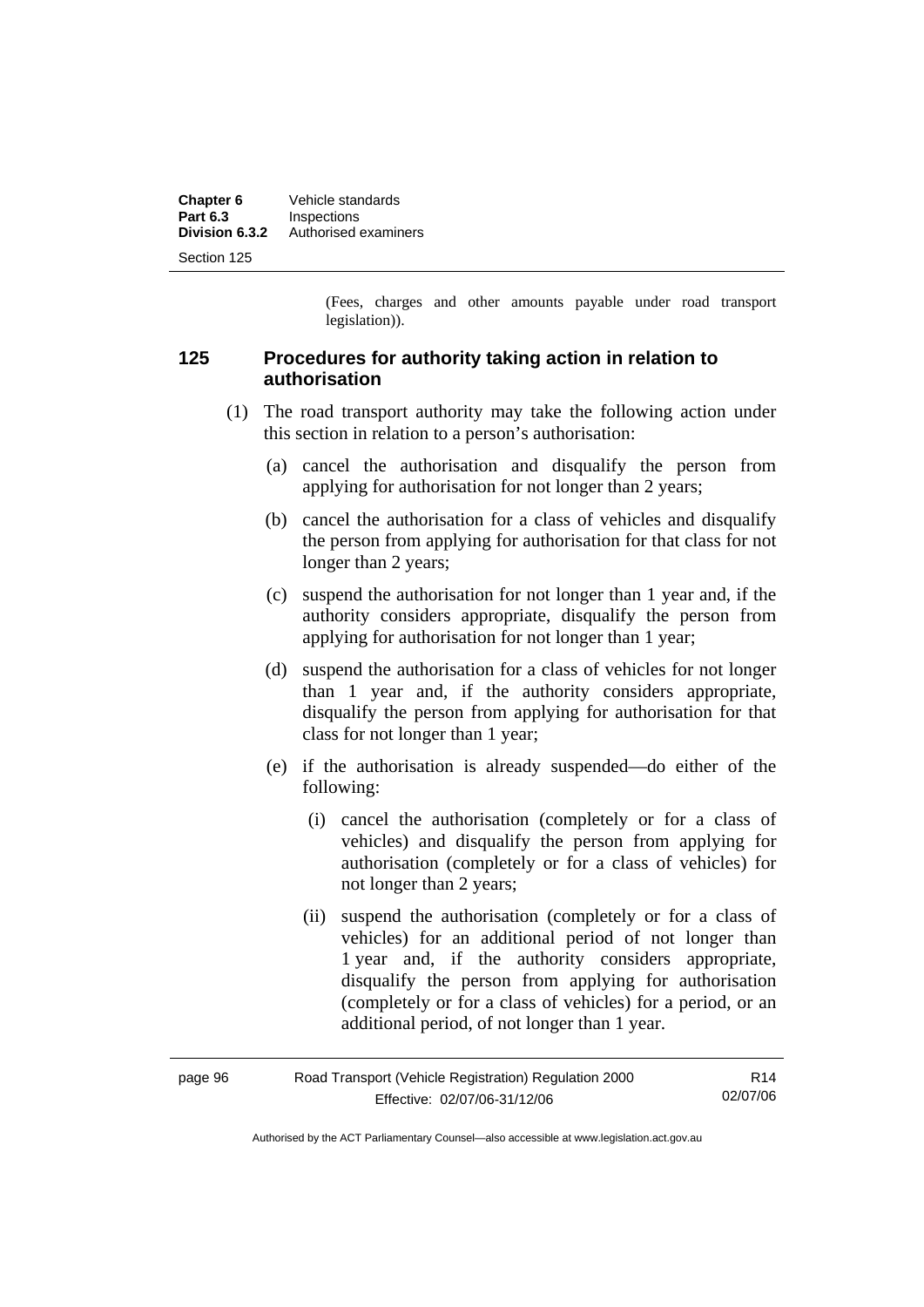(Fees, charges and other amounts payable under road transport legislation)).

## 125 Procedures for authority taking action in relation to authorisation

(1) The road transport authority may take the following action under this section in relation to a person's authorisation:

(a) cancel the authorisation and disqualify the person from applying for authorisation for not longer than 2 years;

(b) cancel the authorisation for a class of vehicles and disqualify the person from applying for authorisation for that class for not longer than 2 years;

(c) suspend the authorisation for not longer than 1 year and, if the authority considers appropriate, disqualify the person from applying for authorisation for not longer than 1 year;

(d) suspend the authorisation for a class of vehicles for not longer than 1 year and, if the authority considers appropriate, disqualify the person from applying for authorisation for that class for not longer than 1 year;

(e) if the authorisation is already suspended—do either of the following:

(i) cancel the authorisation (completely or for a class of vehicles) and disqualify the person from applying for authorisation (completely or for a class of vehicles) for not longer than 2 years;

(ii) suspend the authorisation (completely or for a class of vehicles) for an additional period of not longer than 1 year and, if the authority considers appropriate, disqualify the person from applying for authorisation (completely or for a class of vehicles) for a period, or an additional period, of not longer than 1 year.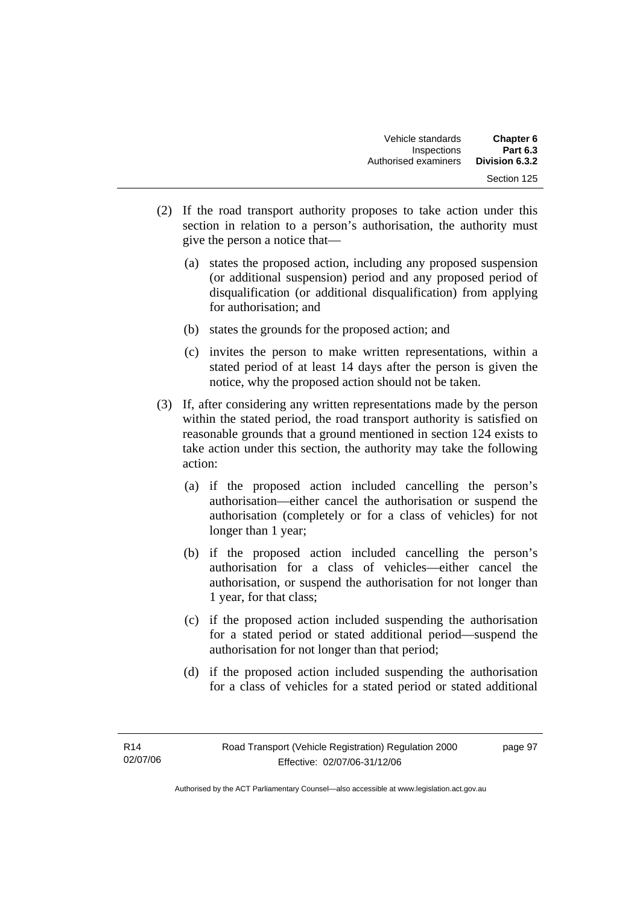(2) If the road transport authority proposes to take action under this section in relation to a person's authorisation, the authority must give the person a notice that—

(a) states the proposed action, including any proposed suspension (or additional suspension) period and any proposed period of disqualification (or additional disqualification) from applying for authorisation; and

(b) states the grounds for the proposed action; and

(c) invites the person to make written representations, within a stated period of at least 14 days after the person is given the notice, why the proposed action should not be taken.

(3) If, after considering any written representations made by the person within the stated period, the road transport authority is satisfied on reasonable grounds that a ground mentioned in section 124 exists to take action under this section, the authority may take the following action:

(a) if the proposed action included cancelling the person's authorisation—either cancel the authorisation or suspend the authorisation (completely or for a class of vehicles) for not longer than 1 year;

(b) if the proposed action included cancelling the person's authorisation for a class of vehicles—either cancel the authorisation, or suspend the authorisation for not longer than 1 year, for that class;

(c) if the proposed action included suspending the authorisation for a stated period or stated additional period—suspend the authorisation for not longer than that period;

(d) if the proposed action included suspending the authorisation for a class of vehicles for a stated period or stated additional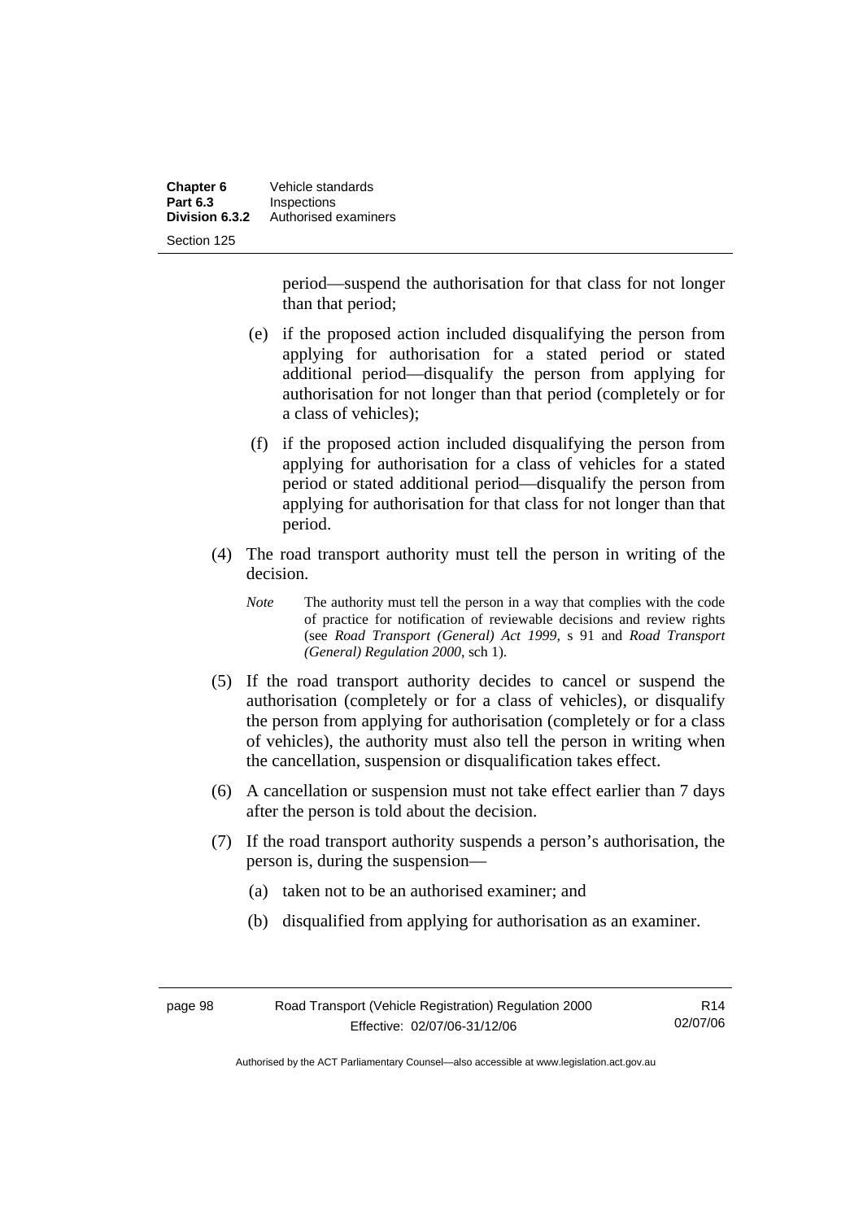period—suspend the authorisation for that class for not longer than that period;

(e) if the proposed action included disqualifying the person from applying for authorisation for a stated period or stated additional period—disqualify the person from applying for authorisation for not longer than that period (completely or for a class of vehicles);

(f) if the proposed action included disqualifying the person from applying for authorisation for a class of vehicles for a stated period or stated additional period—disqualify the person from applying for authorisation for that class for not longer than that period.

(4) The road transport authority must tell the person in writing of the decision.

*Note* The authority must tell the person in a way that complies with the code of practice for notification of reviewable decisions and review rights (see *Road Transport (General) Act 1999*, s 91 and *Road Transport (General) Regulation 2000*, sch 1).

(5) If the road transport authority decides to cancel or suspend the authorisation (completely or for a class of vehicles), or disqualify the person from applying for authorisation (completely or for a class of vehicles), the authority must also tell the person in writing when the cancellation, suspension or disqualification takes effect.

(6) A cancellation or suspension must not take effect earlier than 7 days after the person is told about the decision.

(7) If the road transport authority suspends a person's authorisation, the person is, during the suspension—

(a) taken not to be an authorised examiner; and

(b) disqualified from applying for authorisation as an examiner.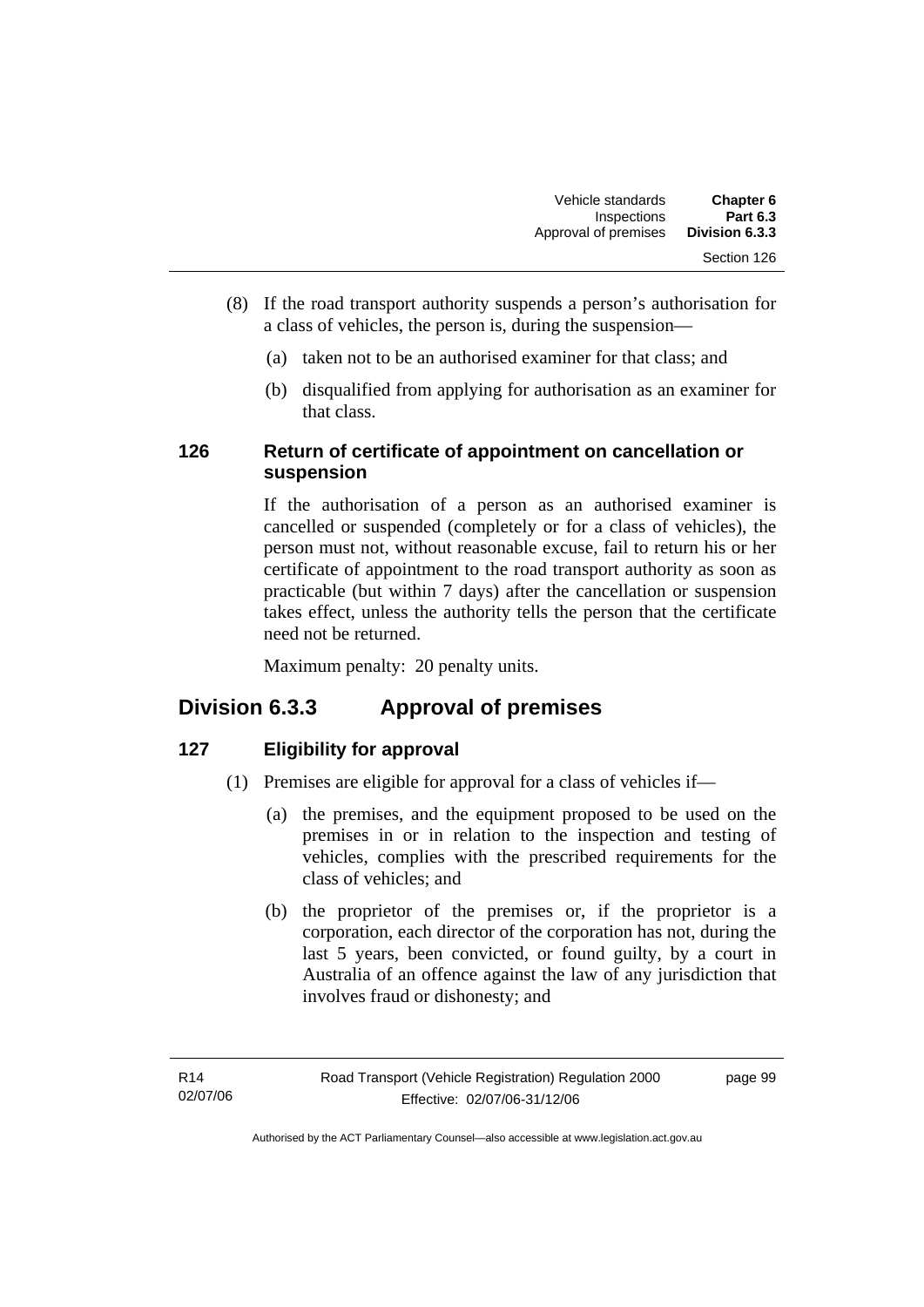(8) If the road transport authority suspends a person's authorisation for a class of vehicles, the person is, during the suspension—

(a) taken not to be an authorised examiner for that class; and

(b) disqualified from applying for authorisation as an examiner for that class.

### 126 Return of certificate of appointment on cancellation or suspension

If the authorisation of a person as an authorised examiner is cancelled or suspended (completely or for a class of vehicles), the person must not, without reasonable excuse, fail to return his or her certificate of appointment to the road transport authority as soon as practicable (but within 7 days) after the cancellation or suspension takes effect, unless the authority tells the person that the certificate need not be returned.

Maximum penalty: 20 penalty units.

## Division 6.3.3 Approval of premises

### 127 Eligibility for approval

(1) Premises are eligible for approval for a class of vehicles if—

(a) the premises, and the equipment proposed to be used on the premises in or in relation to the inspection and testing of vehicles, complies with the prescribed requirements for the class of vehicles; and

(b) the proprietor of the premises or, if the proprietor is a corporation, each director of the corporation has not, during the last 5 years, been convicted, or found guilty, by a court in Australia of an offence against the law of any jurisdiction that involves fraud or dishonesty; and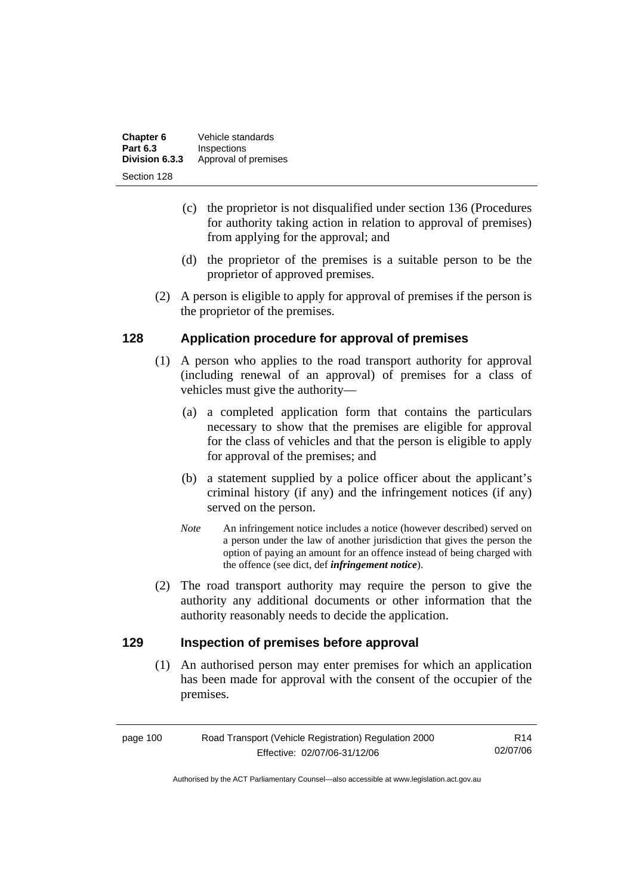(c) the proprietor is not disqualified under section 136 (Procedures for authority taking action in relation to approval of premises) from applying for the approval; and

(d) the proprietor of the premises is a suitable person to be the proprietor of approved premises.

(2) A person is eligible to apply for approval of premises if the person is the proprietor of the premises.

## 128 Application procedure for approval of premises

(1) A person who applies to the road transport authority for approval (including renewal of an approval) of premises for a class of vehicles must give the authority—

(a) a completed application form that contains the particulars necessary to show that the premises are eligible for approval for the class of vehicles and that the person is eligible to apply for approval of the premises; and

(b) a statement supplied by a police officer about the applicant's criminal history (if any) and the infringement notices (if any) served on the person.

*Note* An infringement notice includes a notice (however described) served on a person under the law of another jurisdiction that gives the person the option of paying an amount for an offence instead of being charged with the offence (see dict, def ***infringement notice***).

(2) The road transport authority may require the person to give the authority any additional documents or other information that the authority reasonably needs to decide the application.

## 129 Inspection of premises before approval

(1) An authorised person may enter premises for which an application has been made for approval with the consent of the occupier of the premises.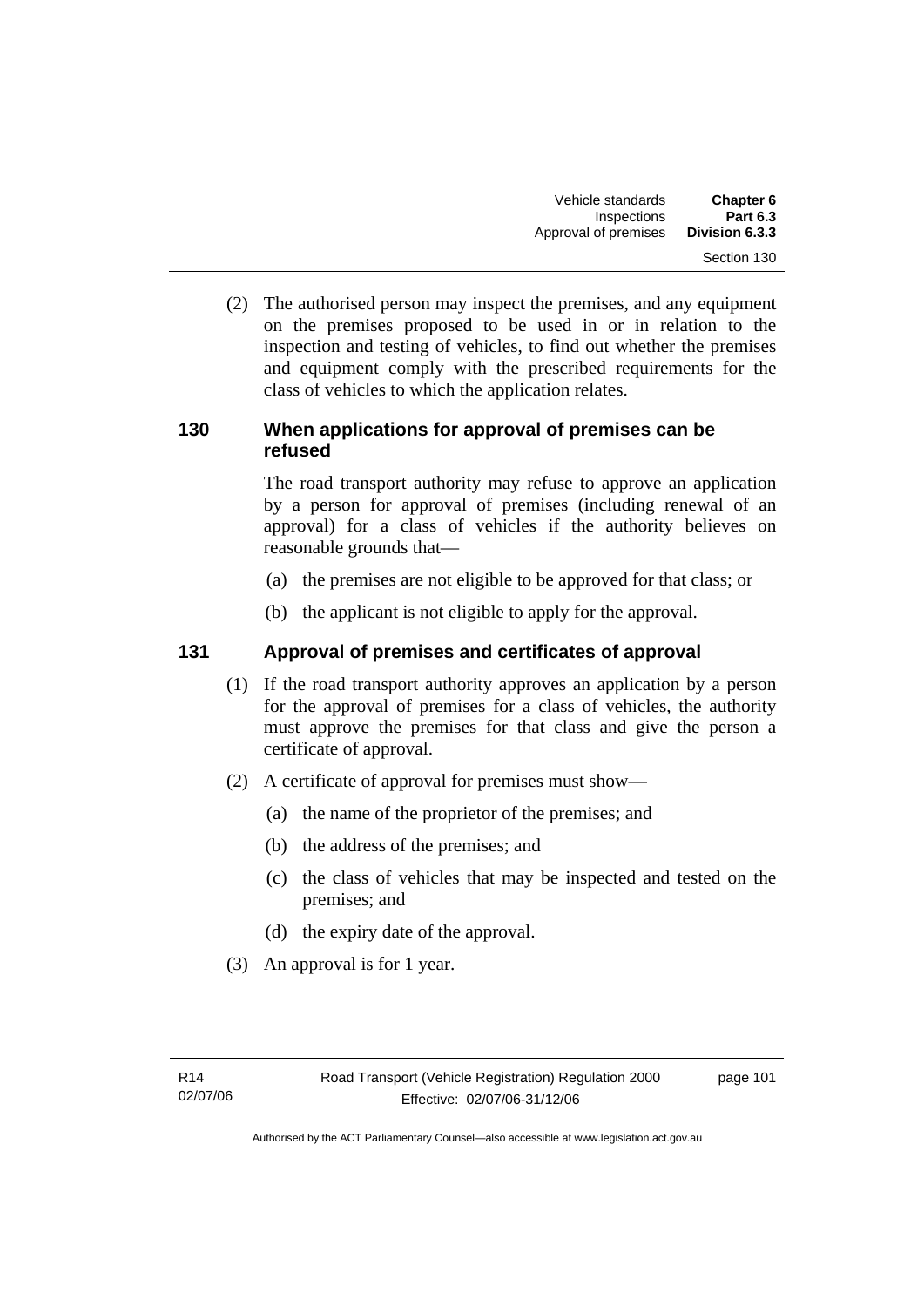(2) The authorised person may inspect the premises, and any equipment on the premises proposed to be used in or in relation to the inspection and testing of vehicles, to find out whether the premises and equipment comply with the prescribed requirements for the class of vehicles to which the application relates.

### 130 When applications for approval of premises can be refused

The road transport authority may refuse to approve an application by a person for approval of premises (including renewal of an approval) for a class of vehicles if the authority believes on reasonable grounds that—

(a) the premises are not eligible to be approved for that class; or

(b) the applicant is not eligible to apply for the approval.

### 131 Approval of premises and certificates of approval

(1) If the road transport authority approves an application by a person for the approval of premises for a class of vehicles, the authority must approve the premises for that class and give the person a certificate of approval.

(2) A certificate of approval for premises must show—

(a) the name of the proprietor of the premises; and

(b) the address of the premises; and

(c) the class of vehicles that may be inspected and tested on the premises; and

(d) the expiry date of the approval.

(3) An approval is for 1 year.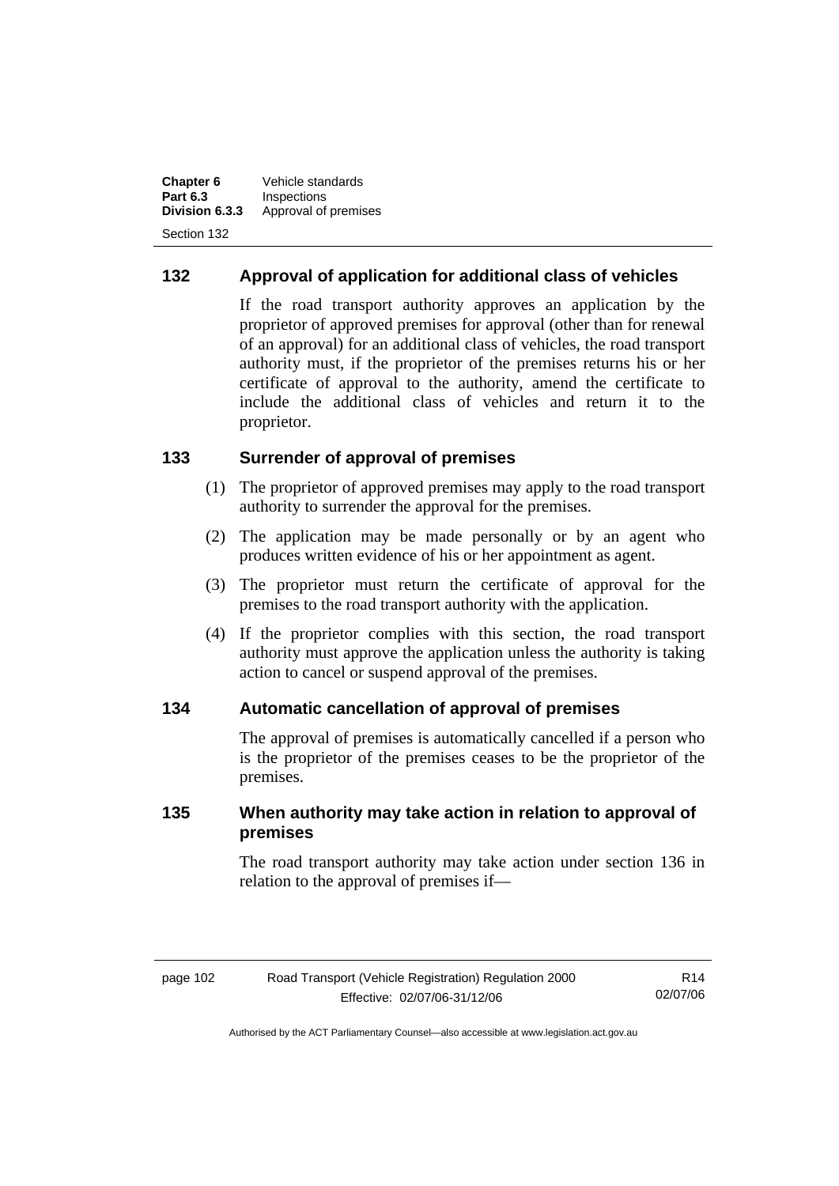## 132 Approval of application for additional class of vehicles

If the road transport authority approves an application by the proprietor of approved premises for approval (other than for renewal of an approval) for an additional class of vehicles, the road transport authority must, if the proprietor of the premises returns his or her certificate of approval to the authority, amend the certificate to include the additional class of vehicles and return it to the proprietor.

## 133 Surrender of approval of premises

(1) The proprietor of approved premises may apply to the road transport authority to surrender the approval for the premises.

(2) The application may be made personally or by an agent who produces written evidence of his or her appointment as agent.

(3) The proprietor must return the certificate of approval for the premises to the road transport authority with the application.

(4) If the proprietor complies with this section, the road transport authority must approve the application unless the authority is taking action to cancel or suspend approval of the premises.

## 134 Automatic cancellation of approval of premises

The approval of premises is automatically cancelled if a person who is the proprietor of the premises ceases to be the proprietor of the premises.

## 135 When authority may take action in relation to approval of premises

The road transport authority may take action under section 136 in relation to the approval of premises if—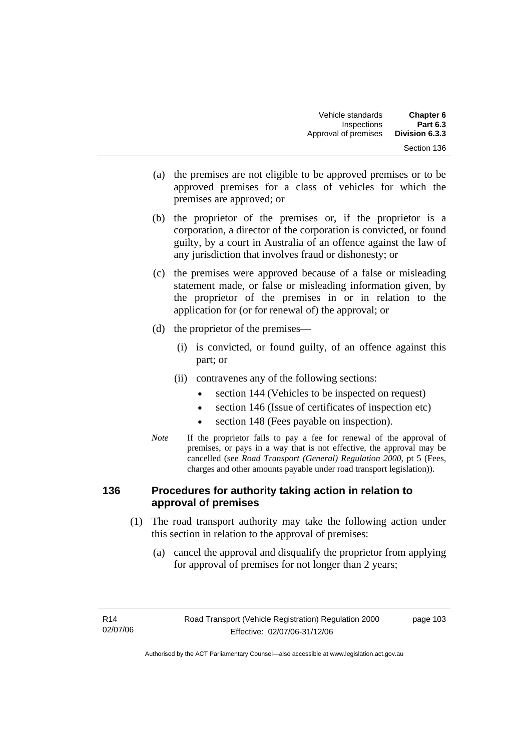(a) the premises are not eligible to be approved premises or to be approved premises for a class of vehicles for which the premises are approved; or

(b) the proprietor of the premises or, if the proprietor is a corporation, a director of the corporation is convicted, or found guilty, by a court in Australia of an offence against the law of any jurisdiction that involves fraud or dishonesty; or

(c) the premises were approved because of a false or misleading statement made, or false or misleading information given, by the proprietor of the premises in or in relation to the application for (or for renewal of) the approval; or

(d) the proprietor of the premises—

(i) is convicted, or found guilty, of an offence against this part; or

(ii) contravenes any of the following sections:

- section 144 (Vehicles to be inspected on request)
- section 146 (Issue of certificates of inspection etc)
- section 148 (Fees payable on inspection).

*Note* If the proprietor fails to pay a fee for renewal of the approval of premises, or pays in a way that is not effective, the approval may be cancelled (see *Road Transport (General) Regulation 2000*, pt 5 (Fees, charges and other amounts payable under road transport legislation)).

## 136 Procedures for authority taking action in relation to approval of premises

(1) The road transport authority may take the following action under this section in relation to the approval of premises:

(a) cancel the approval and disqualify the proprietor from applying for approval of premises for not longer than 2 years;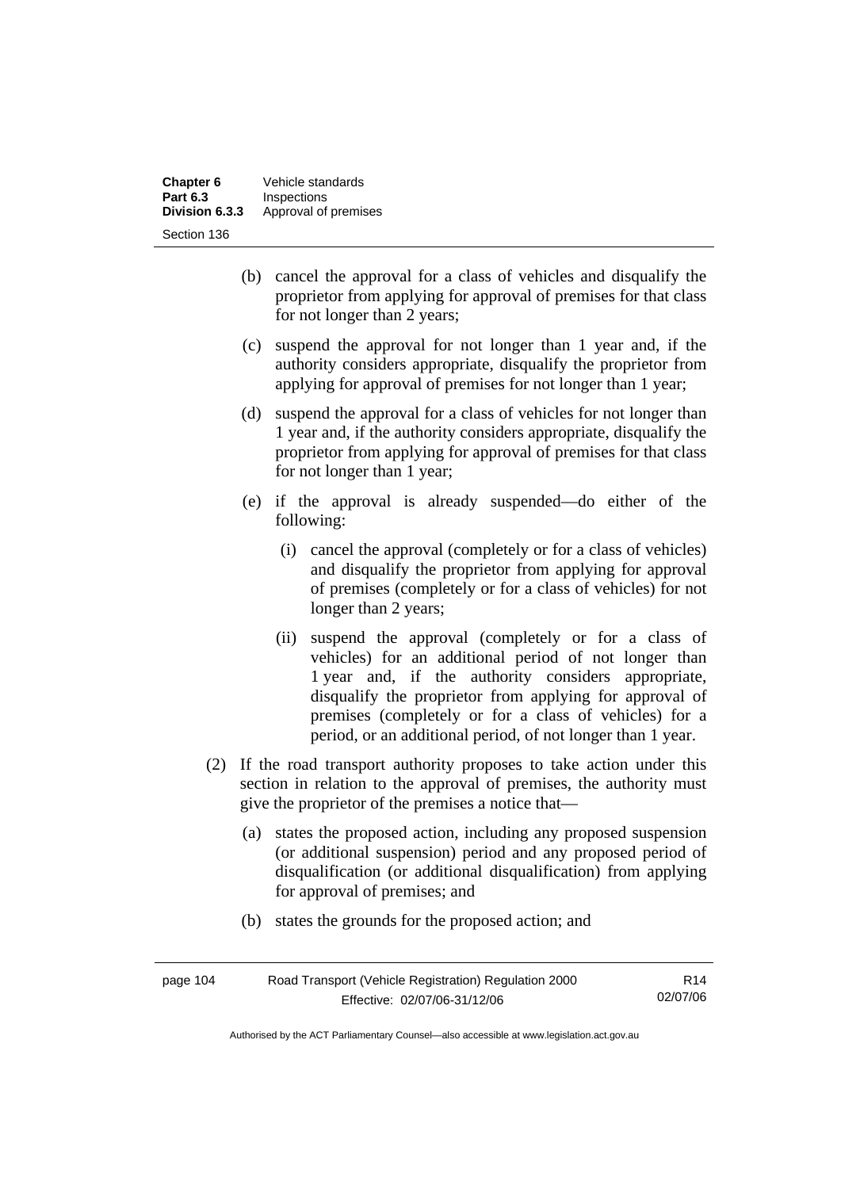(b) cancel the approval for a class of vehicles and disqualify the proprietor from applying for approval of premises for that class for not longer than 2 years;

(c) suspend the approval for not longer than 1 year and, if the authority considers appropriate, disqualify the proprietor from applying for approval of premises for not longer than 1 year;

(d) suspend the approval for a class of vehicles for not longer than 1 year and, if the authority considers appropriate, disqualify the proprietor from applying for approval of premises for that class for not longer than 1 year;

(e) if the approval is already suspended—do either of the following:

(i) cancel the approval (completely or for a class of vehicles) and disqualify the proprietor from applying for approval of premises (completely or for a class of vehicles) for not longer than 2 years;

(ii) suspend the approval (completely or for a class of vehicles) for an additional period of not longer than 1 year and, if the authority considers appropriate, disqualify the proprietor from applying for approval of premises (completely or for a class of vehicles) for a period, or an additional period, of not longer than 1 year.

(2) If the road transport authority proposes to take action under this section in relation to the approval of premises, the authority must give the proprietor of the premises a notice that—

(a) states the proposed action, including any proposed suspension (or additional suspension) period and any proposed period of disqualification (or additional disqualification) from applying for approval of premises; and

(b) states the grounds for the proposed action; and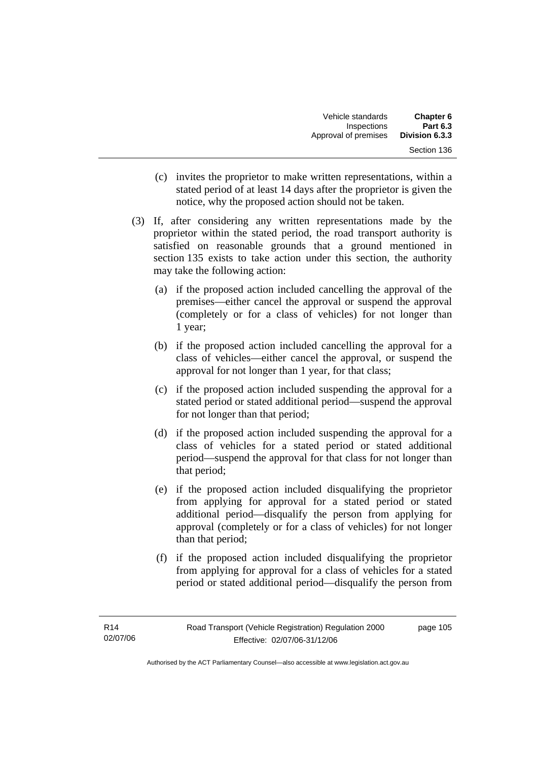(c) invites the proprietor to make written representations, within a stated period of at least 14 days after the proprietor is given the notice, why the proposed action should not be taken.

(3) If, after considering any written representations made by the proprietor within the stated period, the road transport authority is satisfied on reasonable grounds that a ground mentioned in section 135 exists to take action under this section, the authority may take the following action:

(a) if the proposed action included cancelling the approval of the premises—either cancel the approval or suspend the approval (completely or for a class of vehicles) for not longer than 1 year;

(b) if the proposed action included cancelling the approval for a class of vehicles—either cancel the approval, or suspend the approval for not longer than 1 year, for that class;

(c) if the proposed action included suspending the approval for a stated period or stated additional period—suspend the approval for not longer than that period;

(d) if the proposed action included suspending the approval for a class of vehicles for a stated period or stated additional period—suspend the approval for that class for not longer than that period;

(e) if the proposed action included disqualifying the proprietor from applying for approval for a stated period or stated additional period—disqualify the person from applying for approval (completely or for a class of vehicles) for not longer than that period;

(f) if the proposed action included disqualifying the proprietor from applying for approval for a class of vehicles for a stated period or stated additional period—disqualify the person from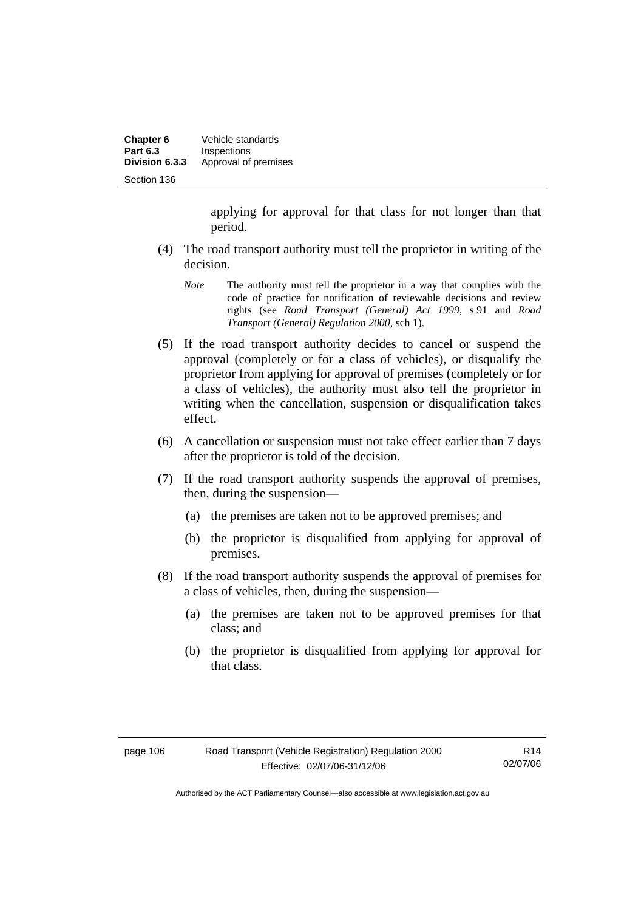applying for approval for that class for not longer than that period.

(4) The road transport authority must tell the proprietor in writing of the decision.

*Note* The authority must tell the proprietor in a way that complies with the code of practice for notification of reviewable decisions and review rights (see *Road Transport (General) Act 1999*, s 91 and *Road Transport (General) Regulation 2000*, sch 1).

(5) If the road transport authority decides to cancel or suspend the approval (completely or for a class of vehicles), or disqualify the proprietor from applying for approval of premises (completely or for a class of vehicles), the authority must also tell the proprietor in writing when the cancellation, suspension or disqualification takes effect.

(6) A cancellation or suspension must not take effect earlier than 7 days after the proprietor is told of the decision.

(7) If the road transport authority suspends the approval of premises, then, during the suspension—

(a) the premises are taken not to be approved premises; and

(b) the proprietor is disqualified from applying for approval of premises.

(8) If the road transport authority suspends the approval of premises for a class of vehicles, then, during the suspension—

(a) the premises are taken not to be approved premises for that class; and

(b) the proprietor is disqualified from applying for approval for that class.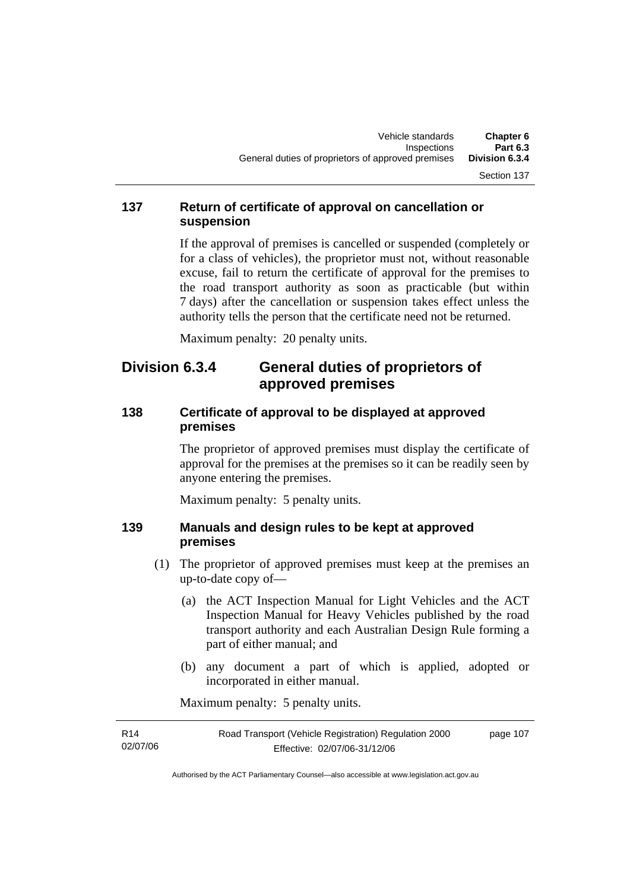### 137 Return of certificate of approval on cancellation or suspension

If the approval of premises is cancelled or suspended (completely or for a class of vehicles), the proprietor must not, without reasonable excuse, fail to return the certificate of approval for the premises to the road transport authority as soon as practicable (but within 7 days) after the cancellation or suspension takes effect unless the authority tells the person that the certificate need not be returned.

Maximum penalty: 20 penalty units.

## Division 6.3.4 General duties of proprietors of approved premises

### 138 Certificate of approval to be displayed at approved premises

The proprietor of approved premises must display the certificate of approval for the premises at the premises so it can be readily seen by anyone entering the premises.

Maximum penalty: 5 penalty units.

### 139 Manuals and design rules to be kept at approved premises

(1) The proprietor of approved premises must keep at the premises an up-to-date copy of—

(a) the ACT Inspection Manual for Light Vehicles and the ACT Inspection Manual for Heavy Vehicles published by the road transport authority and each Australian Design Rule forming a part of either manual; and

(b) any document a part of which is applied, adopted or incorporated in either manual.

Maximum penalty: 5 penalty units.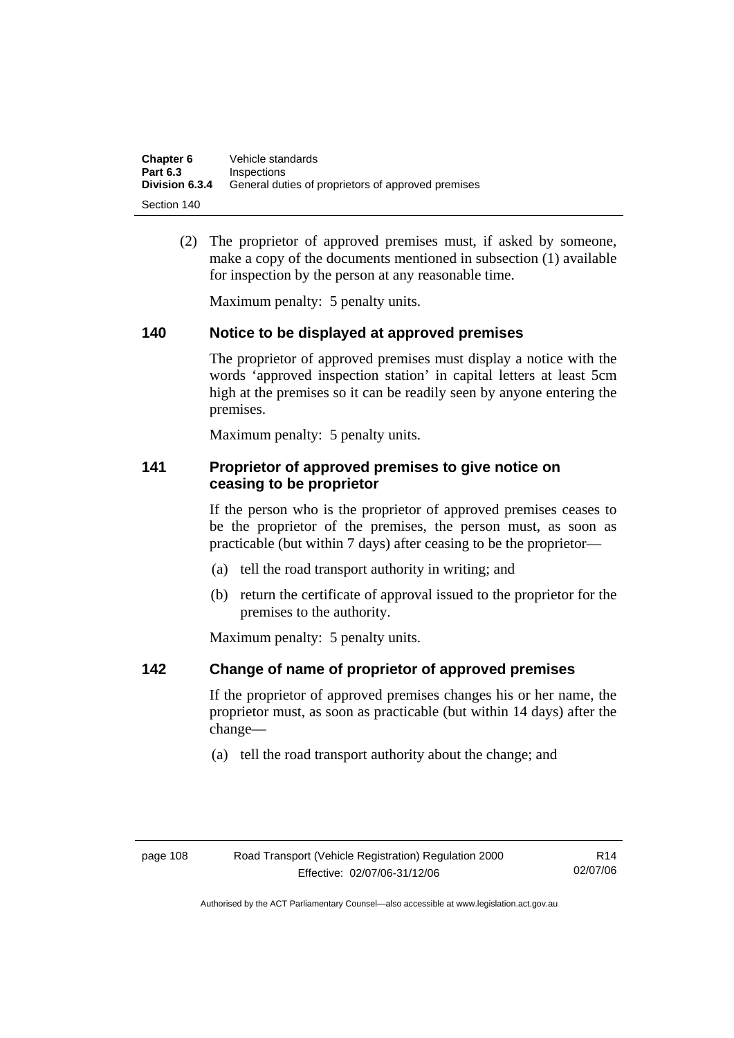(2) The proprietor of approved premises must, if asked by someone, make a copy of the documents mentioned in subsection (1) available for inspection by the person at any reasonable time.

Maximum penalty: 5 penalty units.

## 140 Notice to be displayed at approved premises

The proprietor of approved premises must display a notice with the words 'approved inspection station' in capital letters at least 5cm high at the premises so it can be readily seen by anyone entering the premises.

Maximum penalty: 5 penalty units.

## 141 Proprietor of approved premises to give notice on ceasing to be proprietor

If the person who is the proprietor of approved premises ceases to be the proprietor of the premises, the person must, as soon as practicable (but within 7 days) after ceasing to be the proprietor—

(a) tell the road transport authority in writing; and

(b) return the certificate of approval issued to the proprietor for the premises to the authority.

Maximum penalty: 5 penalty units.

## 142 Change of name of proprietor of approved premises

If the proprietor of approved premises changes his or her name, the proprietor must, as soon as practicable (but within 14 days) after the change—

(a) tell the road transport authority about the change; and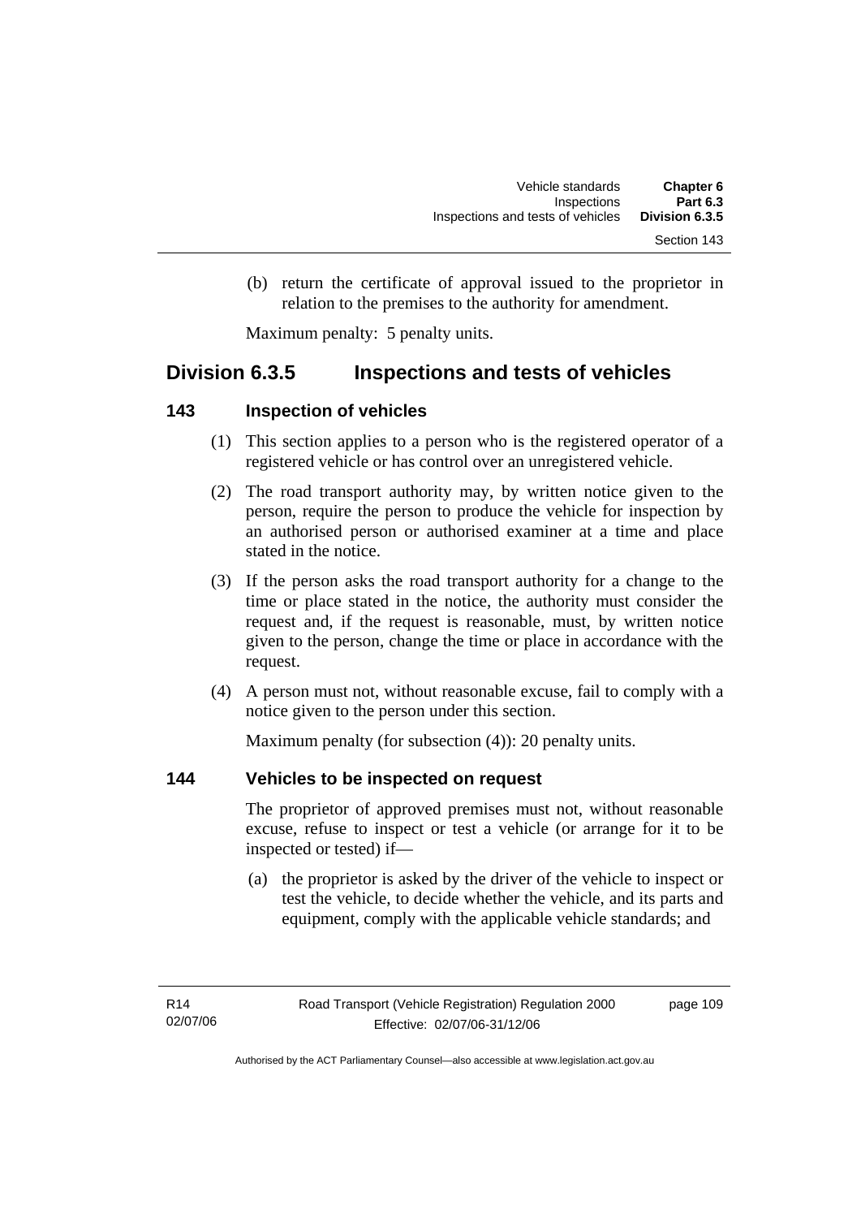(b) return the certificate of approval issued to the proprietor in relation to the premises to the authority for amendment.

Maximum penalty: 5 penalty units.

## Division 6.3.5 Inspections and tests of vehicles

### 143 Inspection of vehicles

(1) This section applies to a person who is the registered operator of a registered vehicle or has control over an unregistered vehicle.

(2) The road transport authority may, by written notice given to the person, require the person to produce the vehicle for inspection by an authorised person or authorised examiner at a time and place stated in the notice.

(3) If the person asks the road transport authority for a change to the time or place stated in the notice, the authority must consider the request and, if the request is reasonable, must, by written notice given to the person, change the time or place in accordance with the request.

(4) A person must not, without reasonable excuse, fail to comply with a notice given to the person under this section.

Maximum penalty (for subsection (4)): 20 penalty units.

### 144 Vehicles to be inspected on request

The proprietor of approved premises must not, without reasonable excuse, refuse to inspect or test a vehicle (or arrange for it to be inspected or tested) if—

(a) the proprietor is asked by the driver of the vehicle to inspect or test the vehicle, to decide whether the vehicle, and its parts and equipment, comply with the applicable vehicle standards; and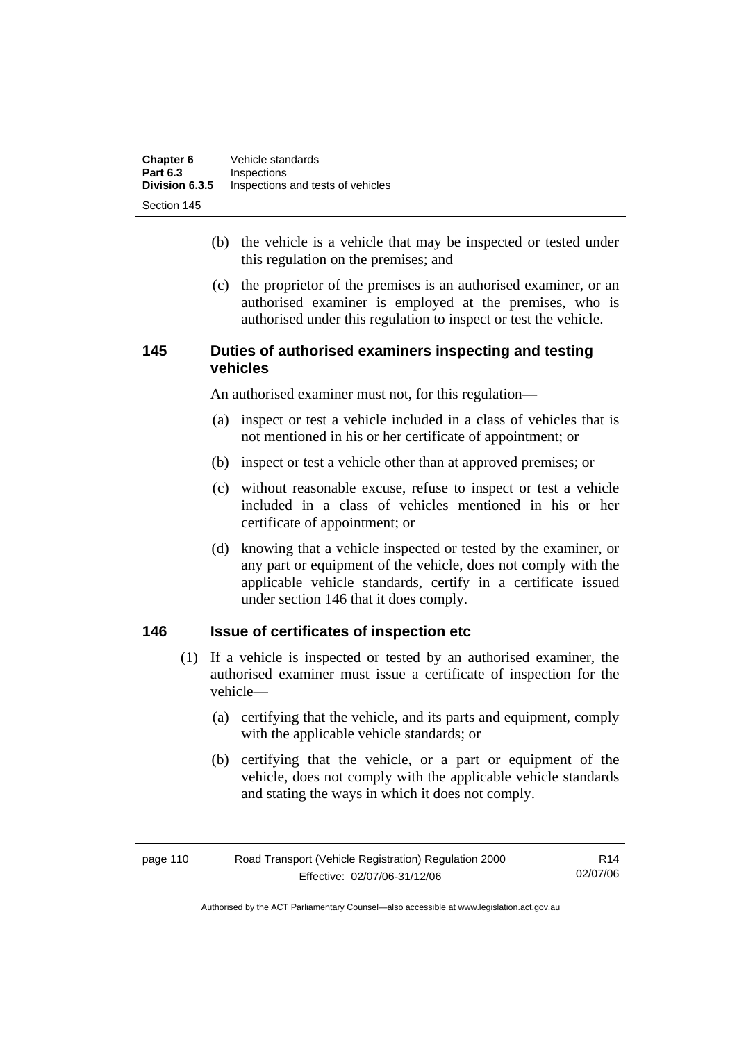(b) the vehicle is a vehicle that may be inspected or tested under this regulation on the premises; and

(c) the proprietor of the premises is an authorised examiner, or an authorised examiner is employed at the premises, who is authorised under this regulation to inspect or test the vehicle.

## 145 Duties of authorised examiners inspecting and testing vehicles

An authorised examiner must not, for this regulation—

(a) inspect or test a vehicle included in a class of vehicles that is not mentioned in his or her certificate of appointment; or

(b) inspect or test a vehicle other than at approved premises; or

(c) without reasonable excuse, refuse to inspect or test a vehicle included in a class of vehicles mentioned in his or her certificate of appointment; or

(d) knowing that a vehicle inspected or tested by the examiner, or any part or equipment of the vehicle, does not comply with the applicable vehicle standards, certify in a certificate issued under section 146 that it does comply.

## 146 Issue of certificates of inspection etc

(1) If a vehicle is inspected or tested by an authorised examiner, the authorised examiner must issue a certificate of inspection for the vehicle—

(a) certifying that the vehicle, and its parts and equipment, comply with the applicable vehicle standards; or

(b) certifying that the vehicle, or a part or equipment of the vehicle, does not comply with the applicable vehicle standards and stating the ways in which it does not comply.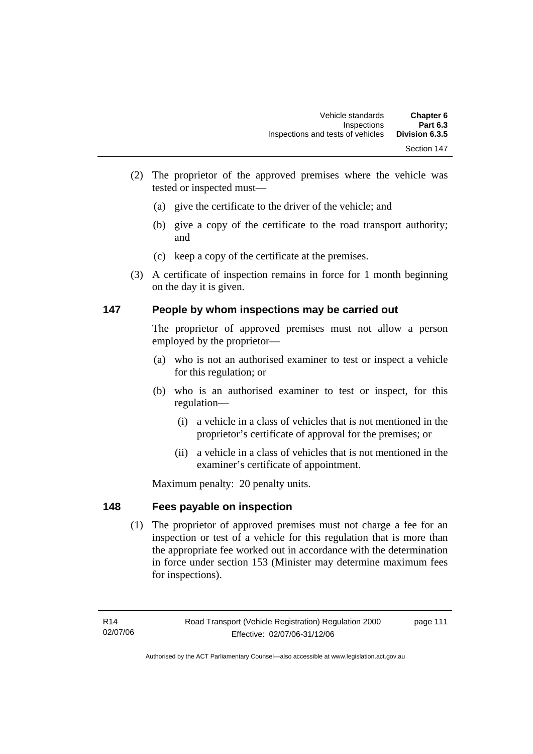(2) The proprietor of the approved premises where the vehicle was tested or inspected must—

(a) give the certificate to the driver of the vehicle; and

(b) give a copy of the certificate to the road transport authority; and

(c) keep a copy of the certificate at the premises.

(3) A certificate of inspection remains in force for 1 month beginning on the day it is given.

## 147 People by whom inspections may be carried out

The proprietor of approved premises must not allow a person employed by the proprietor—

(a) who is not an authorised examiner to test or inspect a vehicle for this regulation; or

(b) who is an authorised examiner to test or inspect, for this regulation—

(i) a vehicle in a class of vehicles that is not mentioned in the proprietor's certificate of approval for the premises; or

(ii) a vehicle in a class of vehicles that is not mentioned in the examiner's certificate of appointment.

Maximum penalty: 20 penalty units.

## 148 Fees payable on inspection

(1) The proprietor of approved premises must not charge a fee for an inspection or test of a vehicle for this regulation that is more than the appropriate fee worked out in accordance with the determination in force under section 153 (Minister may determine maximum fees for inspections).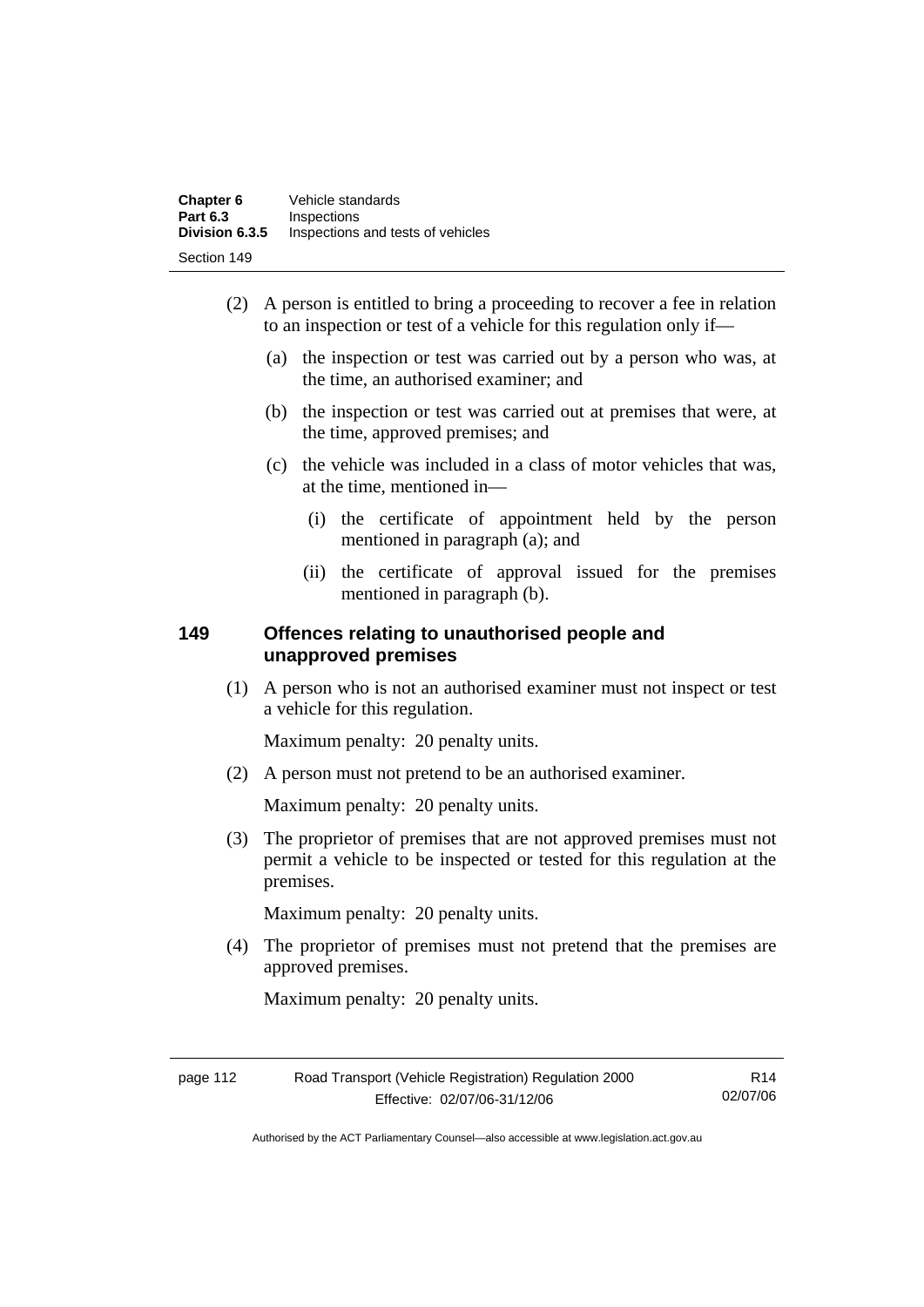(2) A person is entitled to bring a proceeding to recover a fee in relation to an inspection or test of a vehicle for this regulation only if—

   (a) the inspection or test was carried out by a person who was, at the time, an authorised examiner; and

   (b) the inspection or test was carried out at premises that were, at the time, approved premises; and

   (c) the vehicle was included in a class of motor vehicles that was, at the time, mentioned in—

      (i) the certificate of appointment held by the person mentioned in paragraph (a); and

      (ii) the certificate of approval issued for the premises mentioned in paragraph (b).

## 149 Offences relating to unauthorised people and unapproved premises

(1) A person who is not an authorised examiner must not inspect or test a vehicle for this regulation.

Maximum penalty: 20 penalty units.

(2) A person must not pretend to be an authorised examiner.

Maximum penalty: 20 penalty units.

(3) The proprietor of premises that are not approved premises must not permit a vehicle to be inspected or tested for this regulation at the premises.

Maximum penalty: 20 penalty units.

(4) The proprietor of premises must not pretend that the premises are approved premises.

Maximum penalty: 20 penalty units.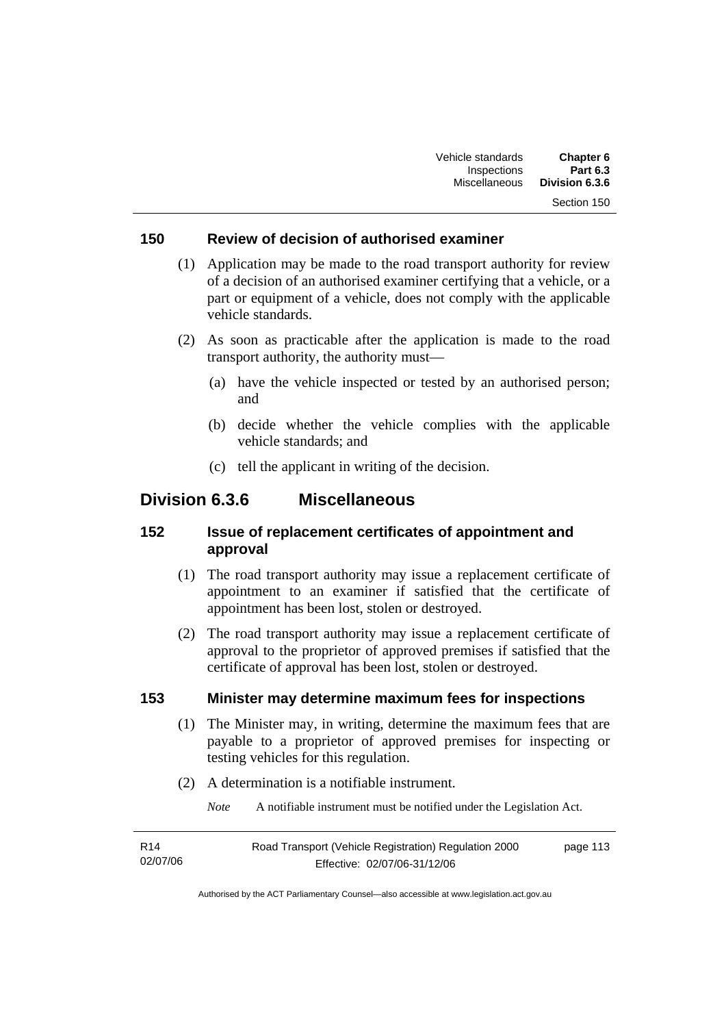### 150 Review of decision of authorised examiner

(1) Application may be made to the road transport authority for review of a decision of an authorised examiner certifying that a vehicle, or a part or equipment of a vehicle, does not comply with the applicable vehicle standards.

(2) As soon as practicable after the application is made to the road transport authority, the authority must—

(a) have the vehicle inspected or tested by an authorised person; and

(b) decide whether the vehicle complies with the applicable vehicle standards; and

(c) tell the applicant in writing of the decision.

## Division 6.3.6 Miscellaneous

### 152 Issue of replacement certificates of appointment and approval

(1) The road transport authority may issue a replacement certificate of appointment to an examiner if satisfied that the certificate of appointment has been lost, stolen or destroyed.

(2) The road transport authority may issue a replacement certificate of approval to the proprietor of approved premises if satisfied that the certificate of approval has been lost, stolen or destroyed.

### 153 Minister may determine maximum fees for inspections

(1) The Minister may, in writing, determine the maximum fees that are payable to a proprietor of approved premises for inspecting or testing vehicles for this regulation.

(2) A determination is a notifiable instrument.

*Note* A notifiable instrument must be notified under the Legislation Act.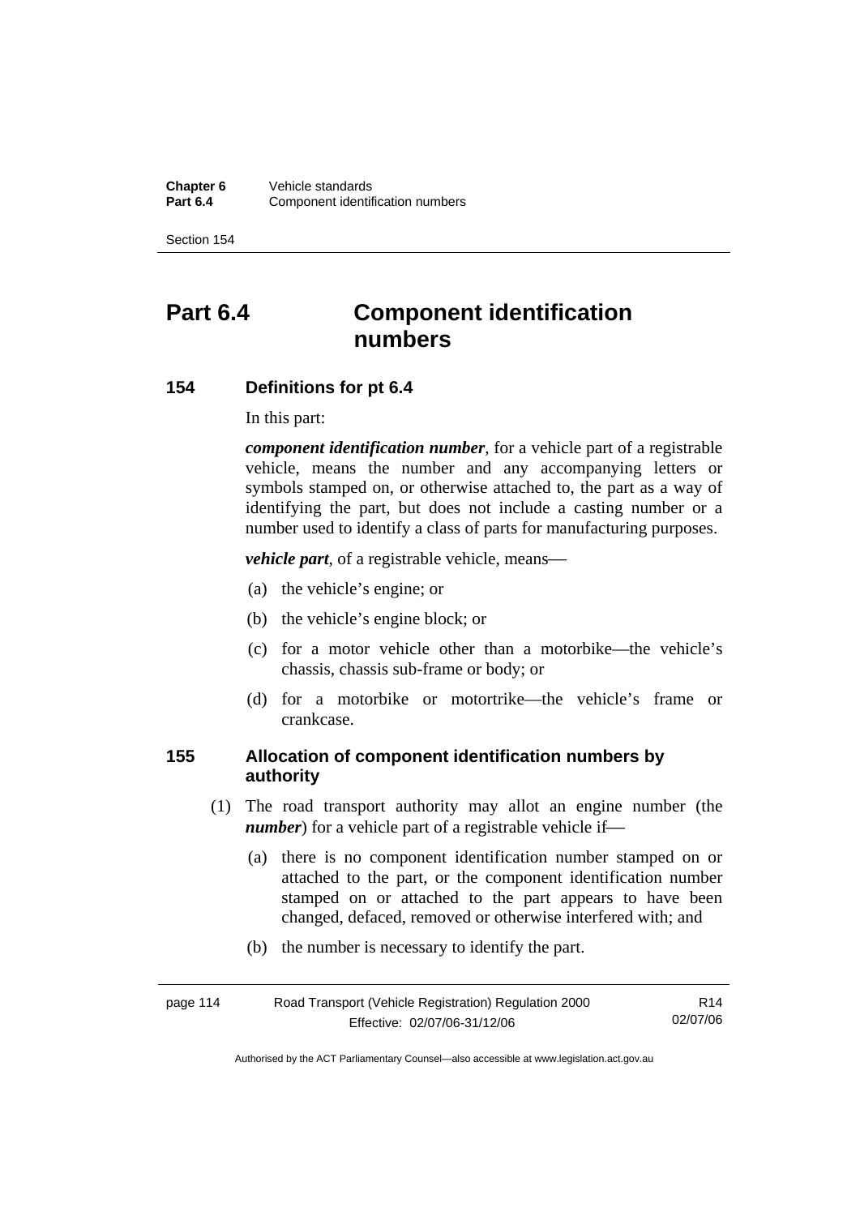# Part 6.4 Component identification numbers

## 154 Definitions for pt 6.4

In this part:

***component identification number***, for a vehicle part of a registrable vehicle, means the number and any accompanying letters or symbols stamped on, or otherwise attached to, the part as a way of identifying the part, but does not include a casting number or a number used to identify a class of parts for manufacturing purposes.

***vehicle part***, of a registrable vehicle, means—

(a) the vehicle's engine; or

(b) the vehicle's engine block; or

(c) for a motor vehicle other than a motorbike—the vehicle's chassis, chassis sub-frame or body; or

(d) for a motorbike or motortrike—the vehicle's frame or crankcase.

## 155 Allocation of component identification numbers by authority

(1) The road transport authority may allot an engine number (the ***number***) for a vehicle part of a registrable vehicle if—

(a) there is no component identification number stamped on or attached to the part, or the component identification number stamped on or attached to the part appears to have been changed, defaced, removed or otherwise interfered with; and

(b) the number is necessary to identify the part.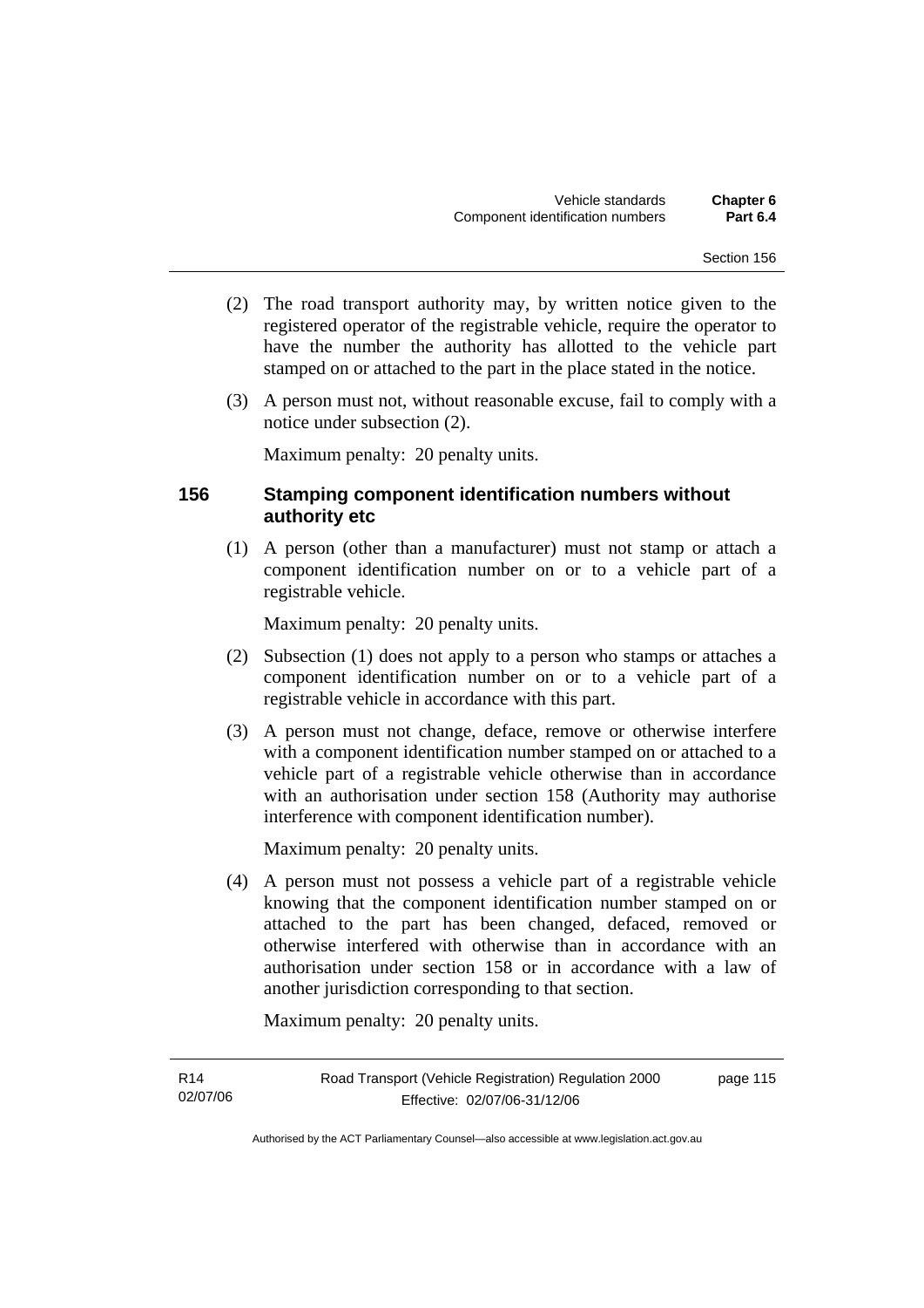(2) The road transport authority may, by written notice given to the registered operator of the registrable vehicle, require the operator to have the number the authority has allotted to the vehicle part stamped on or attached to the part in the place stated in the notice.

(3) A person must not, without reasonable excuse, fail to comply with a notice under subsection (2).

Maximum penalty: 20 penalty units.

### 156 Stamping component identification numbers without authority etc

(1) A person (other than a manufacturer) must not stamp or attach a component identification number on or to a vehicle part of a registrable vehicle.

Maximum penalty: 20 penalty units.

(2) Subsection (1) does not apply to a person who stamps or attaches a component identification number on or to a vehicle part of a registrable vehicle in accordance with this part.

(3) A person must not change, deface, remove or otherwise interfere with a component identification number stamped on or attached to a vehicle part of a registrable vehicle otherwise than in accordance with an authorisation under section 158 (Authority may authorise interference with component identification number).

Maximum penalty: 20 penalty units.

(4) A person must not possess a vehicle part of a registrable vehicle knowing that the component identification number stamped on or attached to the part has been changed, defaced, removed or otherwise interfered with otherwise than in accordance with an authorisation under section 158 or in accordance with a law of another jurisdiction corresponding to that section.

Maximum penalty: 20 penalty units.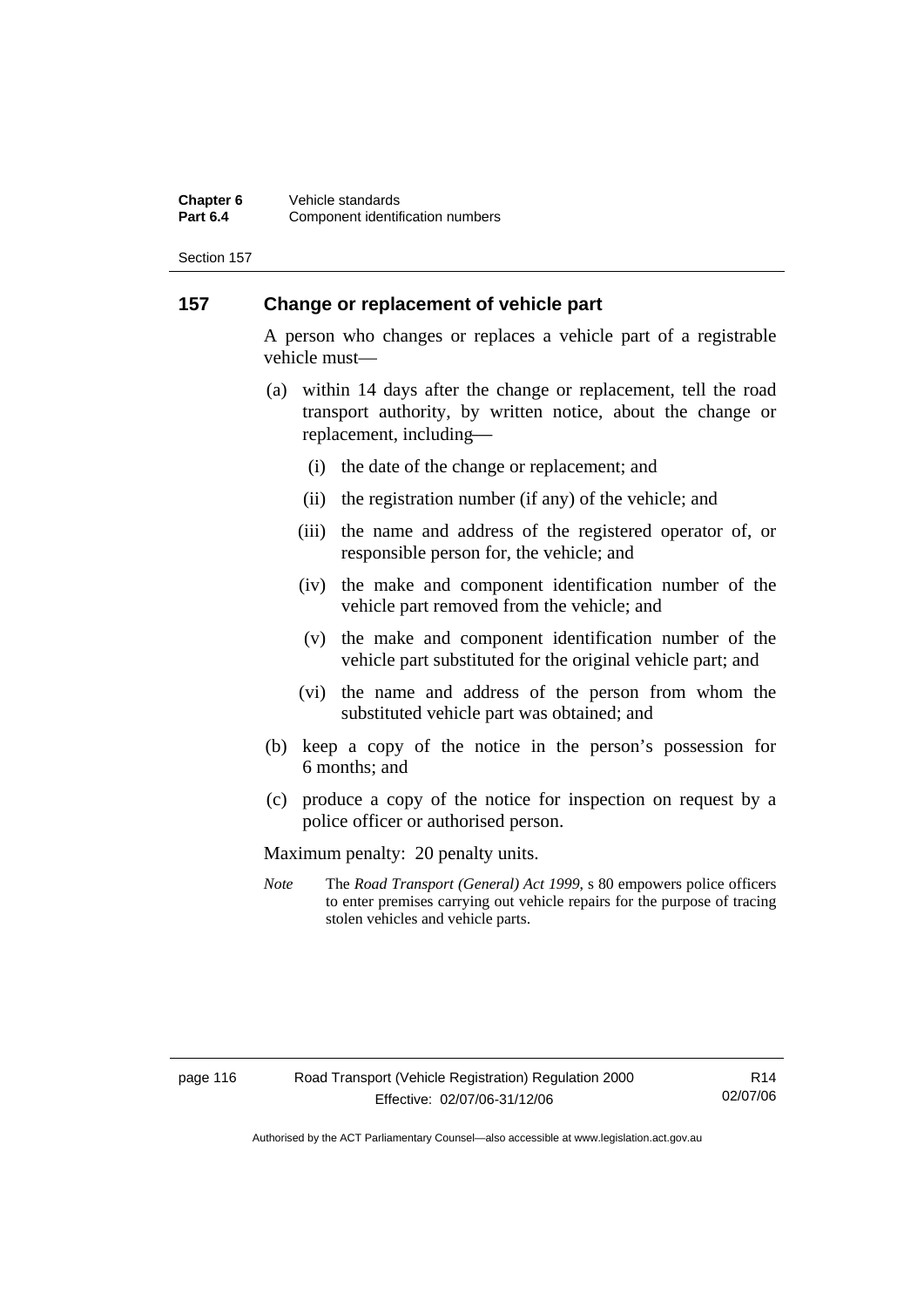## 157 Change or replacement of vehicle part

A person who changes or replaces a vehicle part of a registrable vehicle must—

(a) within 14 days after the change or replacement, tell the road transport authority, by written notice, about the change or replacement, including—

  (i) the date of the change or replacement; and

  (ii) the registration number (if any) of the vehicle; and

  (iii) the name and address of the registered operator of, or responsible person for, the vehicle; and

  (iv) the make and component identification number of the vehicle part removed from the vehicle; and

  (v) the make and component identification number of the vehicle part substituted for the original vehicle part; and

  (vi) the name and address of the person from whom the substituted vehicle part was obtained; and

(b) keep a copy of the notice in the person's possession for 6 months; and

(c) produce a copy of the notice for inspection on request by a police officer or authorised person.

Maximum penalty: 20 penalty units.

*Note* The *Road Transport (General) Act 1999*, s 80 empowers police officers to enter premises carrying out vehicle repairs for the purpose of tracing stolen vehicles and vehicle parts.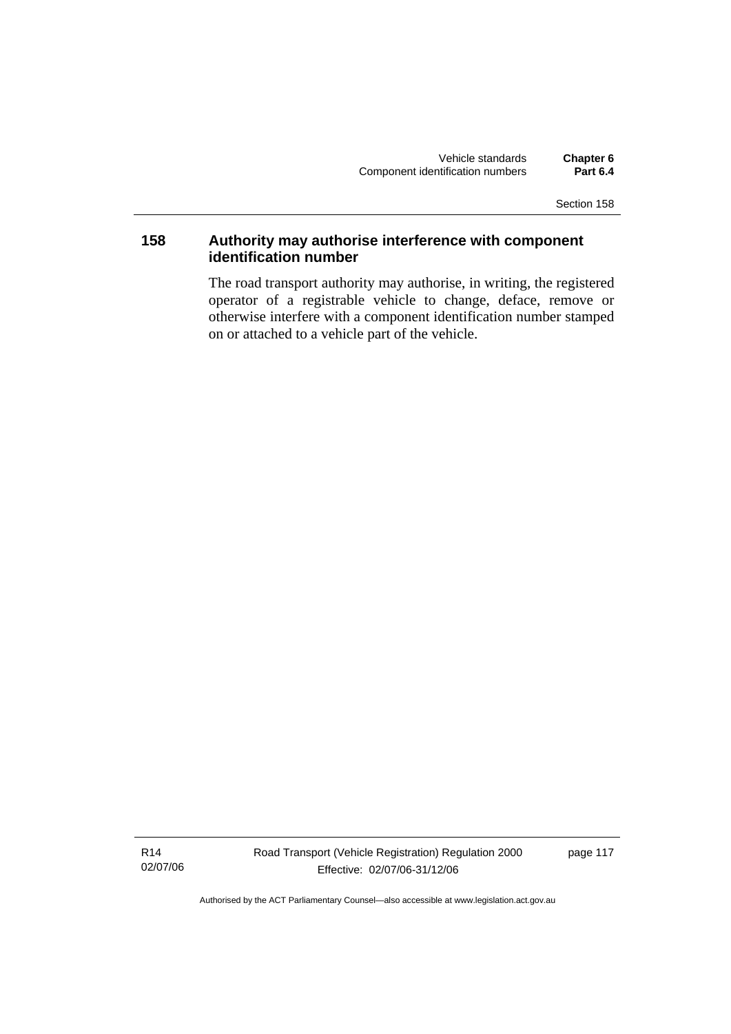## 158 Authority may authorise interference with component identification number

The road transport authority may authorise, in writing, the registered operator of a registrable vehicle to change, deface, remove or otherwise interfere with a component identification number stamped on or attached to a vehicle part of the vehicle.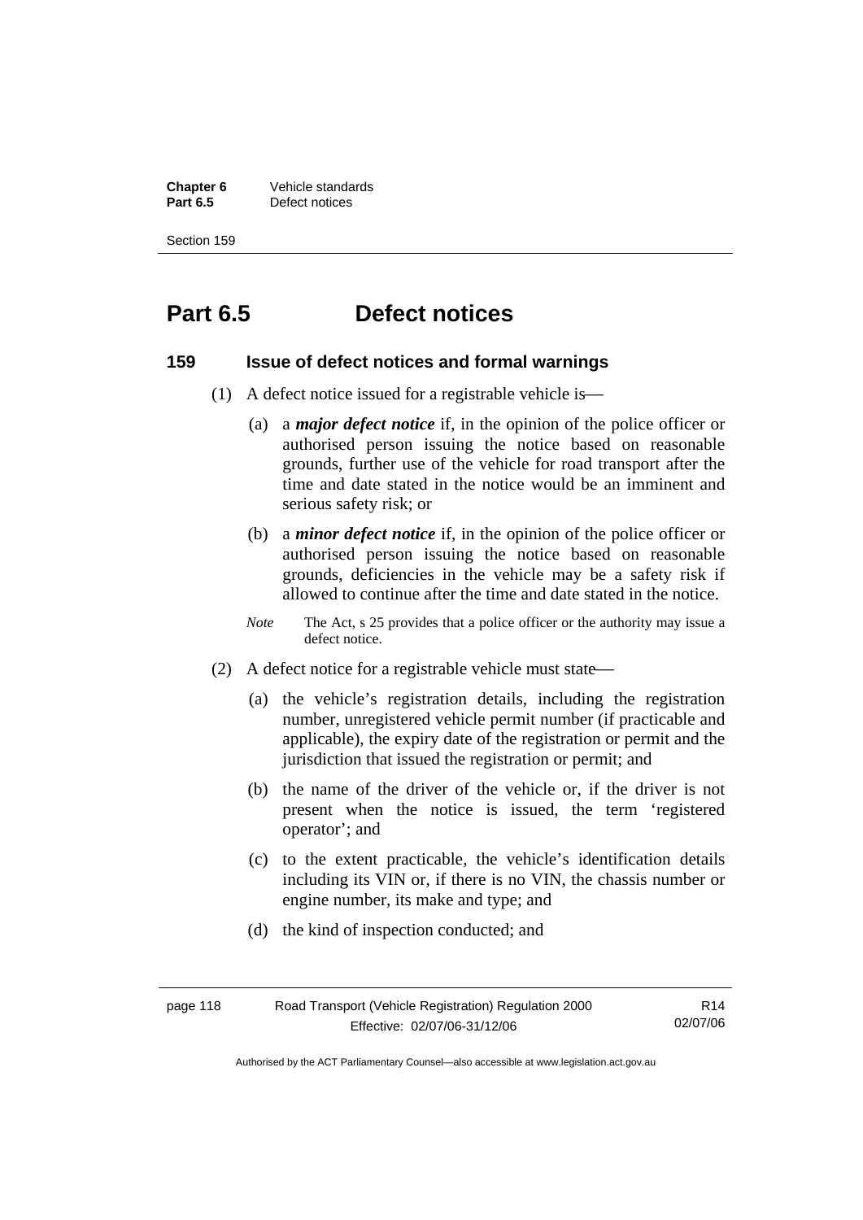# Part 6.5 Defect notices

## 159 Issue of defect notices and formal warnings

(1) A defect notice issued for a registrable vehicle is—

(a) a ***major defect notice*** if, in the opinion of the police officer or authorised person issuing the notice based on reasonable grounds, further use of the vehicle for road transport after the time and date stated in the notice would be an imminent and serious safety risk; or

(b) a ***minor defect notice*** if, in the opinion of the police officer or authorised person issuing the notice based on reasonable grounds, deficiencies in the vehicle may be a safety risk if allowed to continue after the time and date stated in the notice.

*Note* The Act, s 25 provides that a police officer or the authority may issue a defect notice.

(2) A defect notice for a registrable vehicle must state—

(a) the vehicle's registration details, including the registration number, unregistered vehicle permit number (if practicable and applicable), the expiry date of the registration or permit and the jurisdiction that issued the registration or permit; and

(b) the name of the driver of the vehicle or, if the driver is not present when the notice is issued, the term 'registered operator'; and

(c) to the extent practicable, the vehicle's identification details including its VIN or, if there is no VIN, the chassis number or engine number, its make and type; and

(d) the kind of inspection conducted; and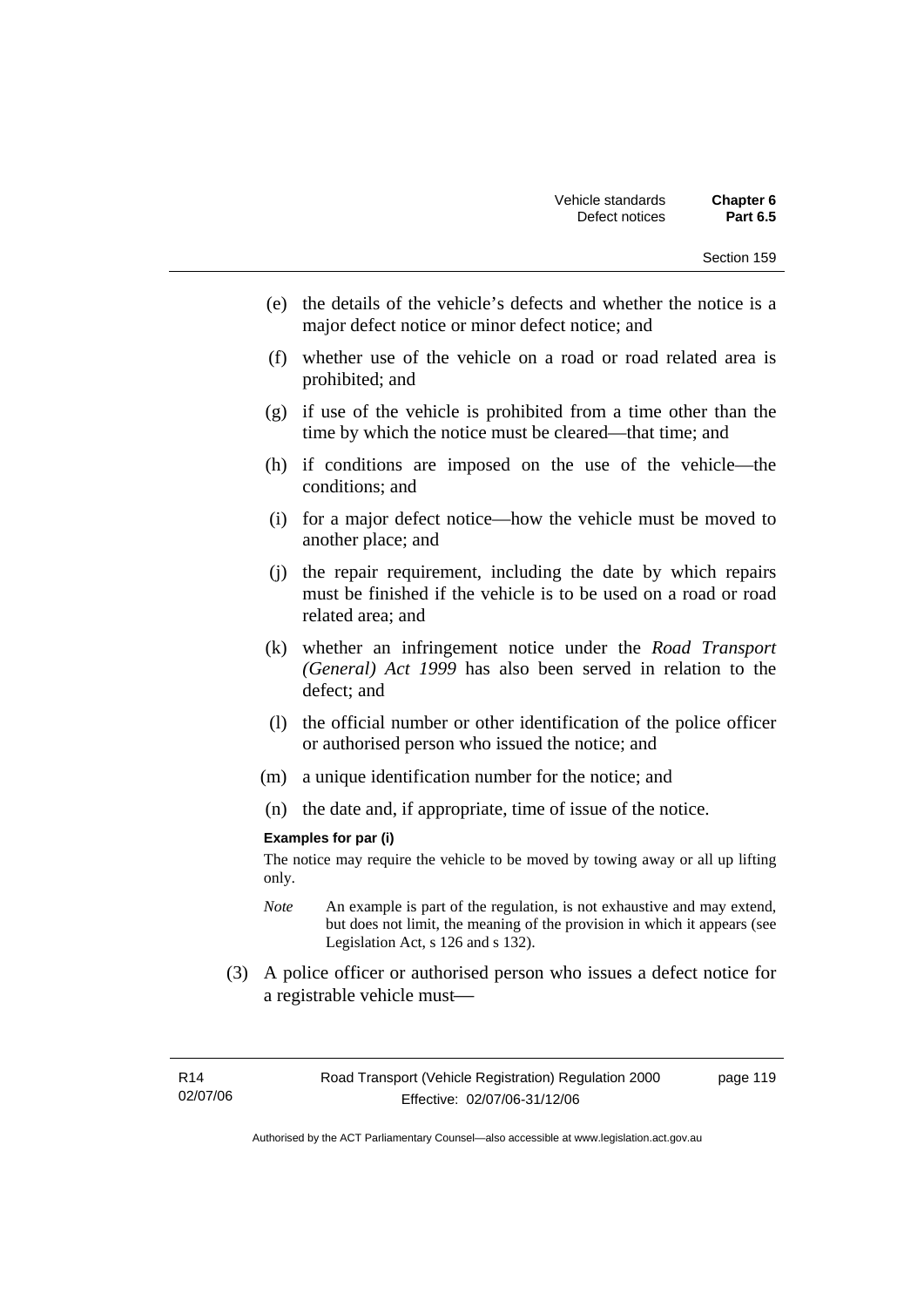(e) the details of the vehicle's defects and whether the notice is a major defect notice or minor defect notice; and

(f) whether use of the vehicle on a road or road related area is prohibited; and

(g) if use of the vehicle is prohibited from a time other than the time by which the notice must be cleared—that time; and

(h) if conditions are imposed on the use of the vehicle—the conditions; and

(i) for a major defect notice—how the vehicle must be moved to another place; and

(j) the repair requirement, including the date by which repairs must be finished if the vehicle is to be used on a road or road related area; and

(k) whether an infringement notice under the *Road Transport (General) Act 1999* has also been served in relation to the defect; and

(l) the official number or other identification of the police officer or authorised person who issued the notice; and

(m) a unique identification number for the notice; and

(n) the date and, if appropriate, time of issue of the notice.

**Examples for par (i)**

The notice may require the vehicle to be moved by towing away or all up lifting only.

*Note* An example is part of the regulation, is not exhaustive and may extend, but does not limit, the meaning of the provision in which it appears (see Legislation Act, s 126 and s 132).

(3) A police officer or authorised person who issues a defect notice for a registrable vehicle must—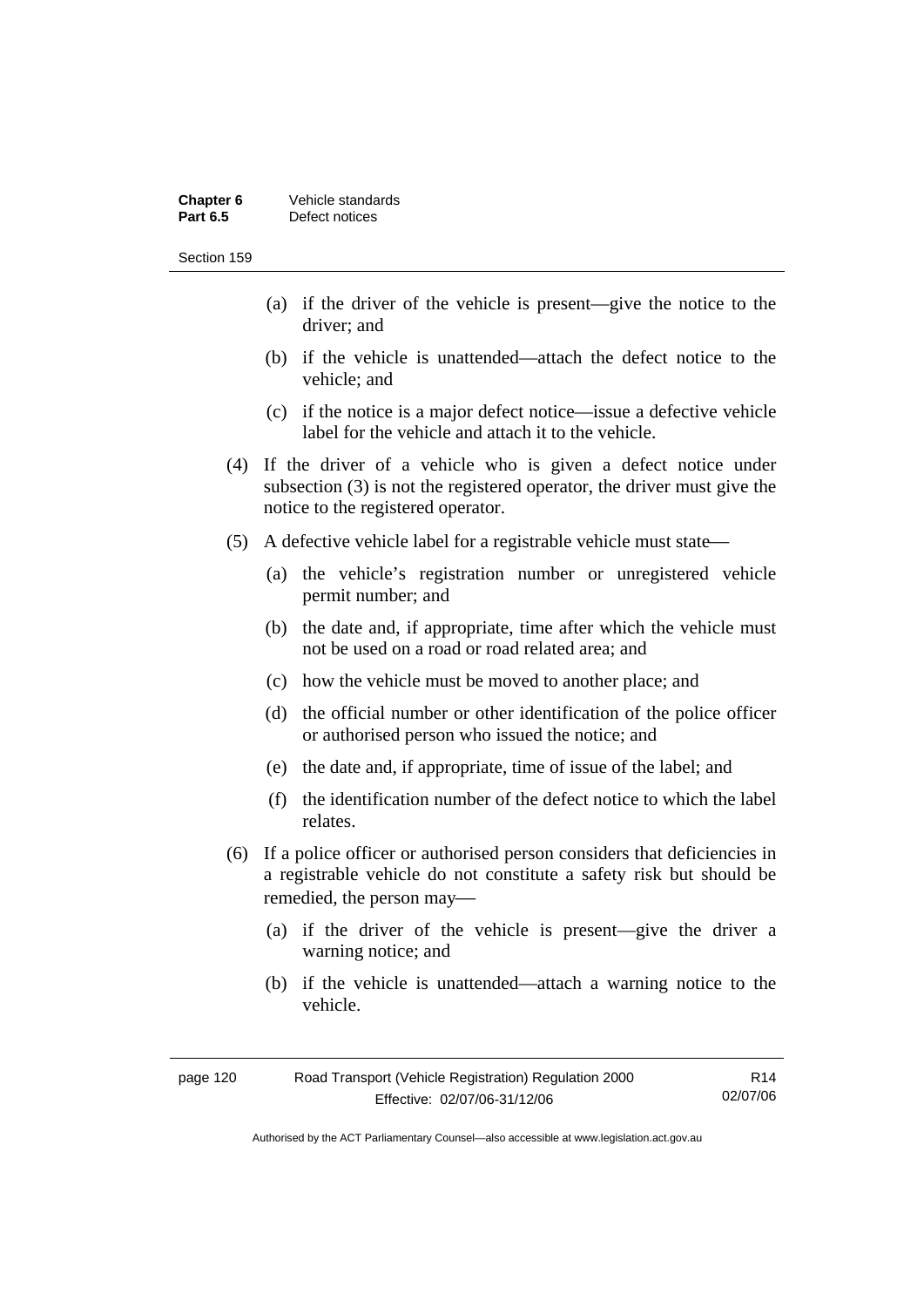(a) if the driver of the vehicle is present—give the notice to the driver; and

(b) if the vehicle is unattended—attach the defect notice to the vehicle; and

(c) if the notice is a major defect notice—issue a defective vehicle label for the vehicle and attach it to the vehicle.

(4) If the driver of a vehicle who is given a defect notice under subsection (3) is not the registered operator, the driver must give the notice to the registered operator.

(5) A defective vehicle label for a registrable vehicle must state—

(a) the vehicle's registration number or unregistered vehicle permit number; and

(b) the date and, if appropriate, time after which the vehicle must not be used on a road or road related area; and

(c) how the vehicle must be moved to another place; and

(d) the official number or other identification of the police officer or authorised person who issued the notice; and

(e) the date and, if appropriate, time of issue of the label; and

(f) the identification number of the defect notice to which the label relates.

(6) If a police officer or authorised person considers that deficiencies in a registrable vehicle do not constitute a safety risk but should be remedied, the person may—

(a) if the driver of the vehicle is present—give the driver a warning notice; and

(b) if the vehicle is unattended—attach a warning notice to the vehicle.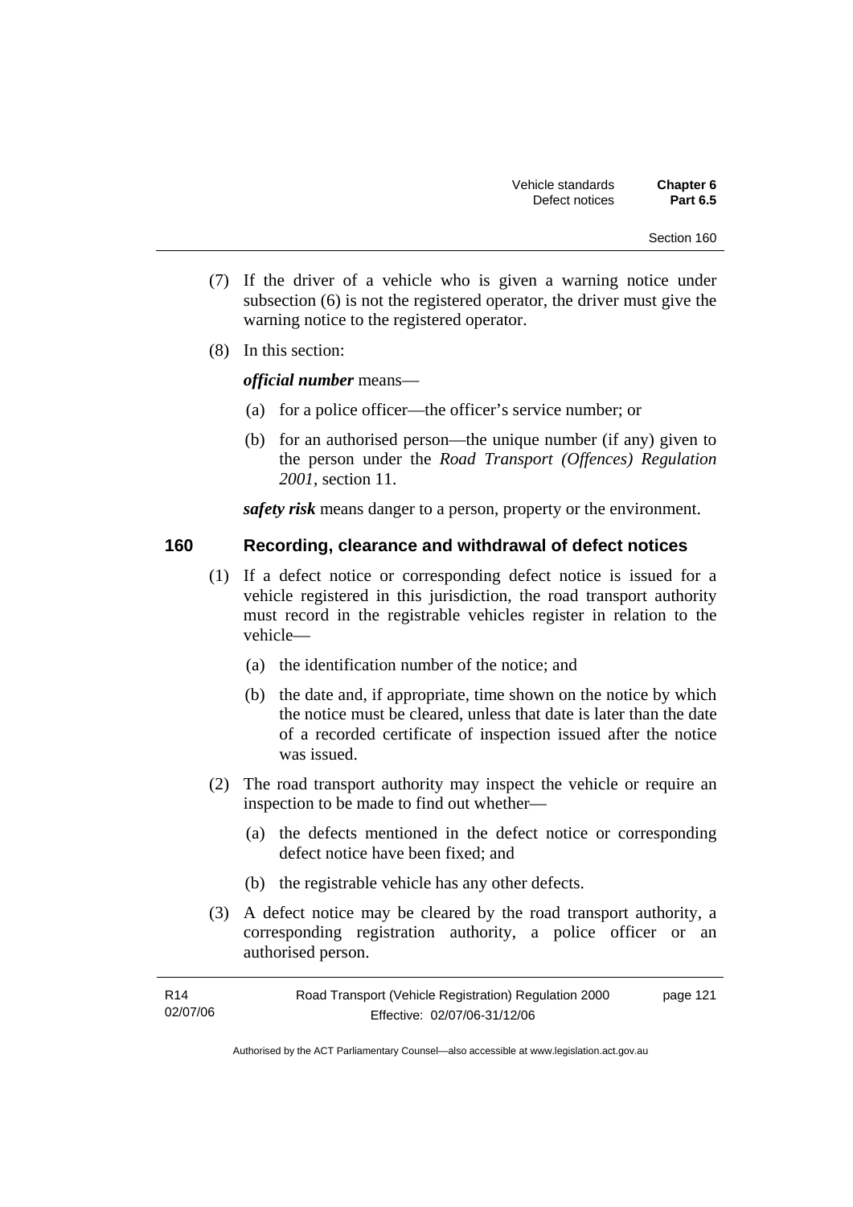(7) If the driver of a vehicle who is given a warning notice under subsection (6) is not the registered operator, the driver must give the warning notice to the registered operator.

(8) In this section:

***official number*** means—

(a) for a police officer—the officer's service number; or

(b) for an authorised person—the unique number (if any) given to the person under the *Road Transport (Offences) Regulation 2001*, section 11.

***safety risk*** means danger to a person, property or the environment.

## 160 Recording, clearance and withdrawal of defect notices

(1) If a defect notice or corresponding defect notice is issued for a vehicle registered in this jurisdiction, the road transport authority must record in the registrable vehicles register in relation to the vehicle—

(a) the identification number of the notice; and

(b) the date and, if appropriate, time shown on the notice by which the notice must be cleared, unless that date is later than the date of a recorded certificate of inspection issued after the notice was issued.

(2) The road transport authority may inspect the vehicle or require an inspection to be made to find out whether—

(a) the defects mentioned in the defect notice or corresponding defect notice have been fixed; and

(b) the registrable vehicle has any other defects.

(3) A defect notice may be cleared by the road transport authority, a corresponding registration authority, a police officer or an authorised person.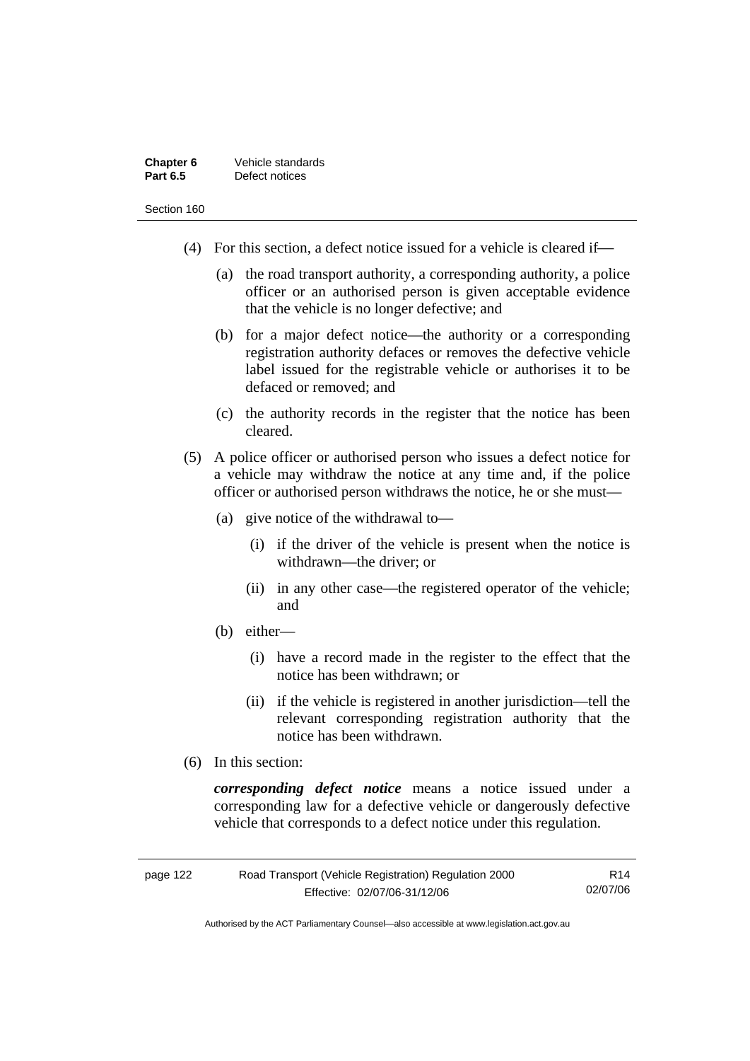(4) For this section, a defect notice issued for a vehicle is cleared if—

(a) the road transport authority, a corresponding authority, a police officer or an authorised person is given acceptable evidence that the vehicle is no longer defective; and

(b) for a major defect notice—the authority or a corresponding registration authority defaces or removes the defective vehicle label issued for the registrable vehicle or authorises it to be defaced or removed; and

(c) the authority records in the register that the notice has been cleared.

(5) A police officer or authorised person who issues a defect notice for a vehicle may withdraw the notice at any time and, if the police officer or authorised person withdraws the notice, he or she must—

(a) give notice of the withdrawal to—

(i) if the driver of the vehicle is present when the notice is withdrawn—the driver; or

(ii) in any other case—the registered operator of the vehicle; and

(b) either—

(i) have a record made in the register to the effect that the notice has been withdrawn; or

(ii) if the vehicle is registered in another jurisdiction—tell the relevant corresponding registration authority that the notice has been withdrawn.

(6) In this section:

***corresponding defect notice*** means a notice issued under a corresponding law for a defective vehicle or dangerously defective vehicle that corresponds to a defect notice under this regulation.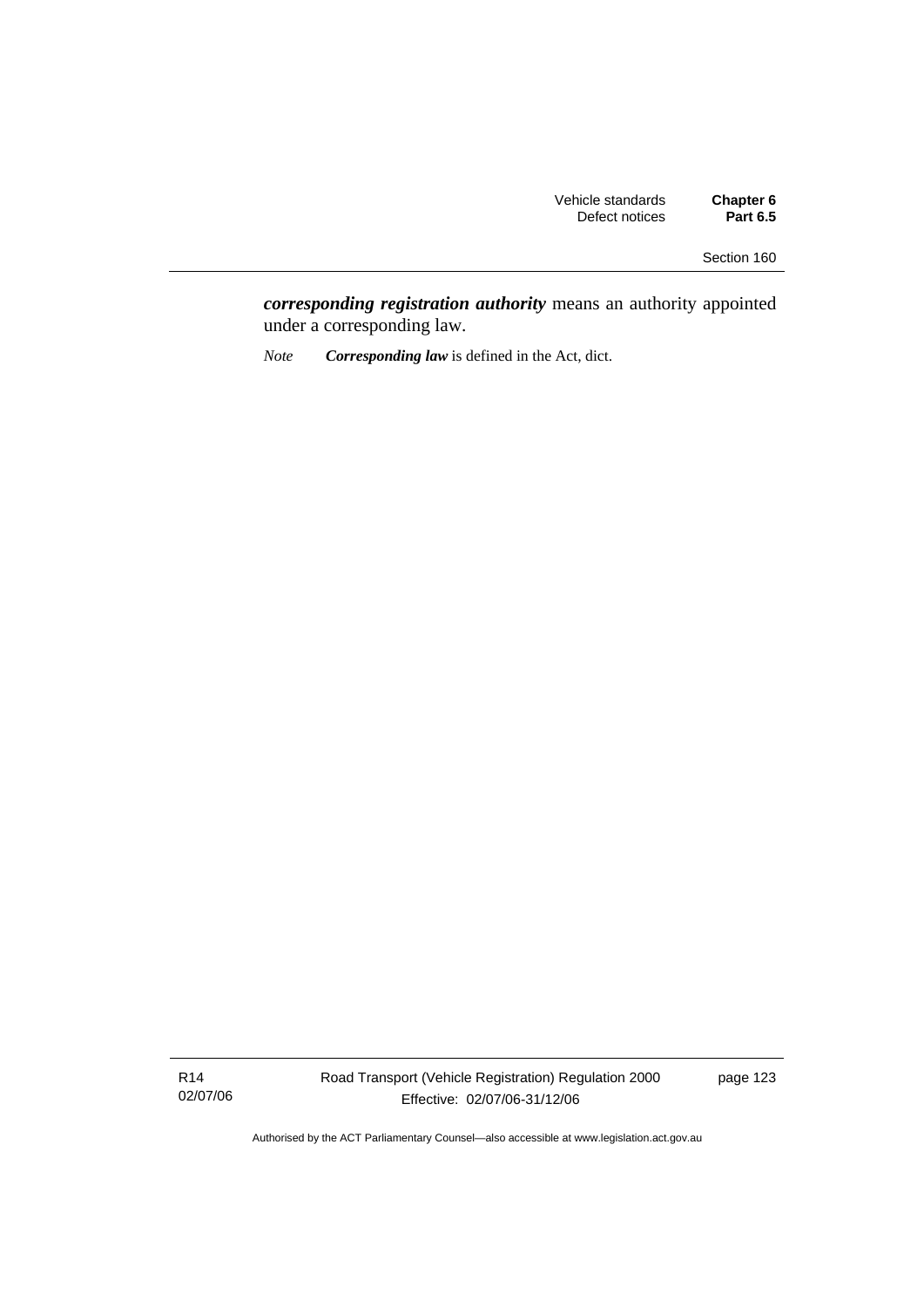***corresponding registration authority*** means an authority appointed under a corresponding law.

*Note* ***Corresponding law*** is defined in the Act, dict.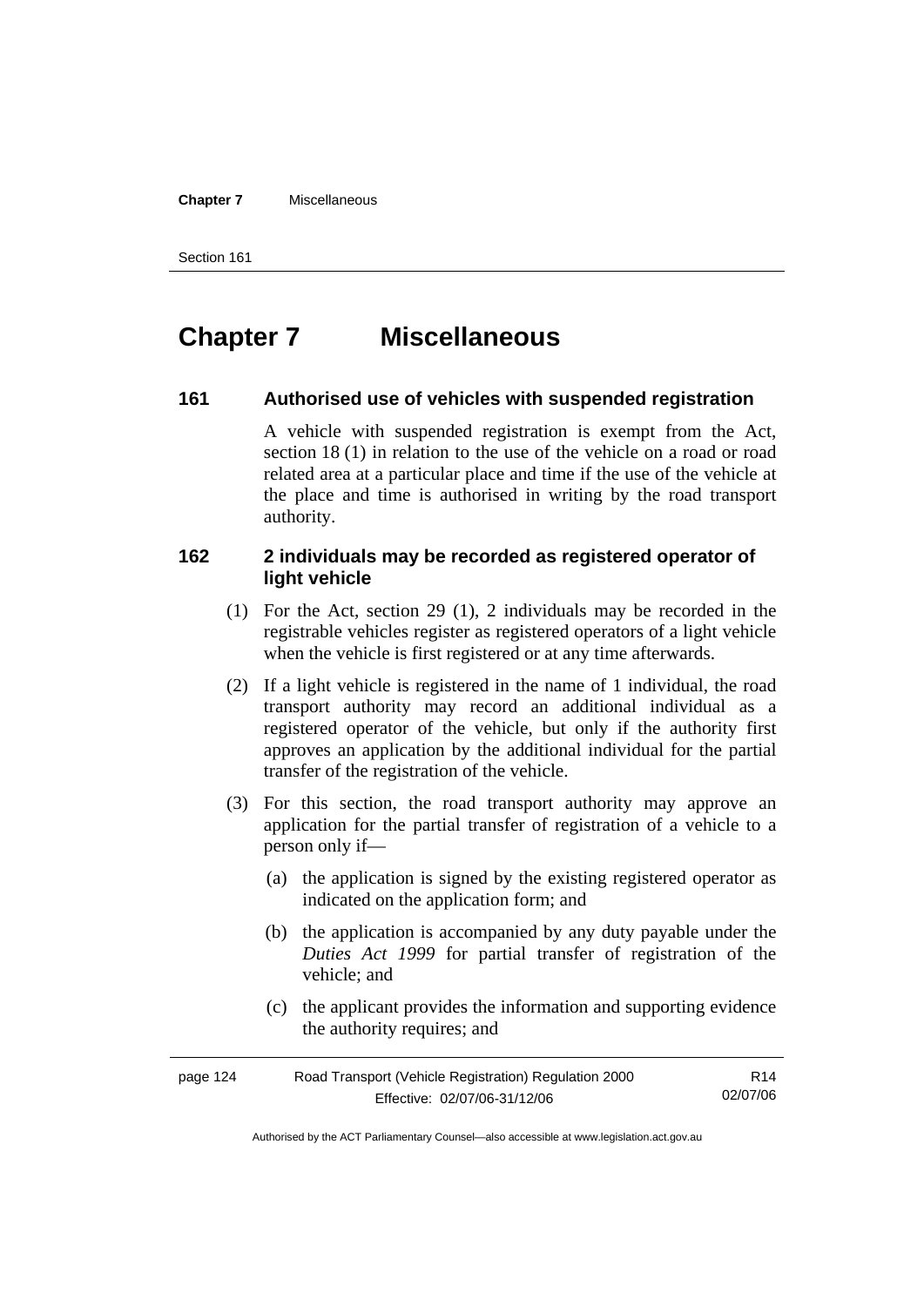# Chapter 7 Miscellaneous

## 161 Authorised use of vehicles with suspended registration

A vehicle with suspended registration is exempt from the Act, section 18 (1) in relation to the use of the vehicle on a road or road related area at a particular place and time if the use of the vehicle at the place and time is authorised in writing by the road transport authority.

## 162 2 individuals may be recorded as registered operator of light vehicle

(1) For the Act, section 29 (1), 2 individuals may be recorded in the registrable vehicles register as registered operators of a light vehicle when the vehicle is first registered or at any time afterwards.

(2) If a light vehicle is registered in the name of 1 individual, the road transport authority may record an additional individual as a registered operator of the vehicle, but only if the authority first approves an application by the additional individual for the partial transfer of the registration of the vehicle.

(3) For this section, the road transport authority may approve an application for the partial transfer of registration of a vehicle to a person only if—

(a) the application is signed by the existing registered operator as indicated on the application form; and

(b) the application is accompanied by any duty payable under the *Duties Act 1999* for partial transfer of registration of the vehicle; and

(c) the applicant provides the information and supporting evidence the authority requires; and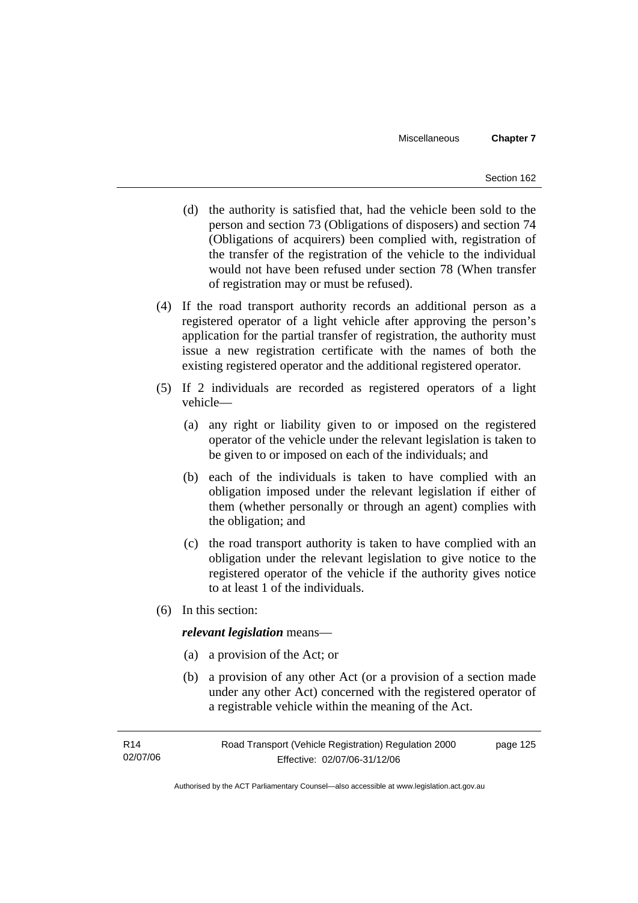(d) the authority is satisfied that, had the vehicle been sold to the person and section 73 (Obligations of disposers) and section 74 (Obligations of acquirers) been complied with, registration of the transfer of the registration of the vehicle to the individual would not have been refused under section 78 (When transfer of registration may or must be refused).

(4) If the road transport authority records an additional person as a registered operator of a light vehicle after approving the person's application for the partial transfer of registration, the authority must issue a new registration certificate with the names of both the existing registered operator and the additional registered operator.

(5) If 2 individuals are recorded as registered operators of a light vehicle—

(a) any right or liability given to or imposed on the registered operator of the vehicle under the relevant legislation is taken to be given to or imposed on each of the individuals; and

(b) each of the individuals is taken to have complied with an obligation imposed under the relevant legislation if either of them (whether personally or through an agent) complies with the obligation; and

(c) the road transport authority is taken to have complied with an obligation under the relevant legislation to give notice to the registered operator of the vehicle if the authority gives notice to at least 1 of the individuals.

(6) In this section:

***relevant legislation*** means—

(a) a provision of the Act; or

(b) a provision of any other Act (or a provision of a section made under any other Act) concerned with the registered operator of a registrable vehicle within the meaning of the Act.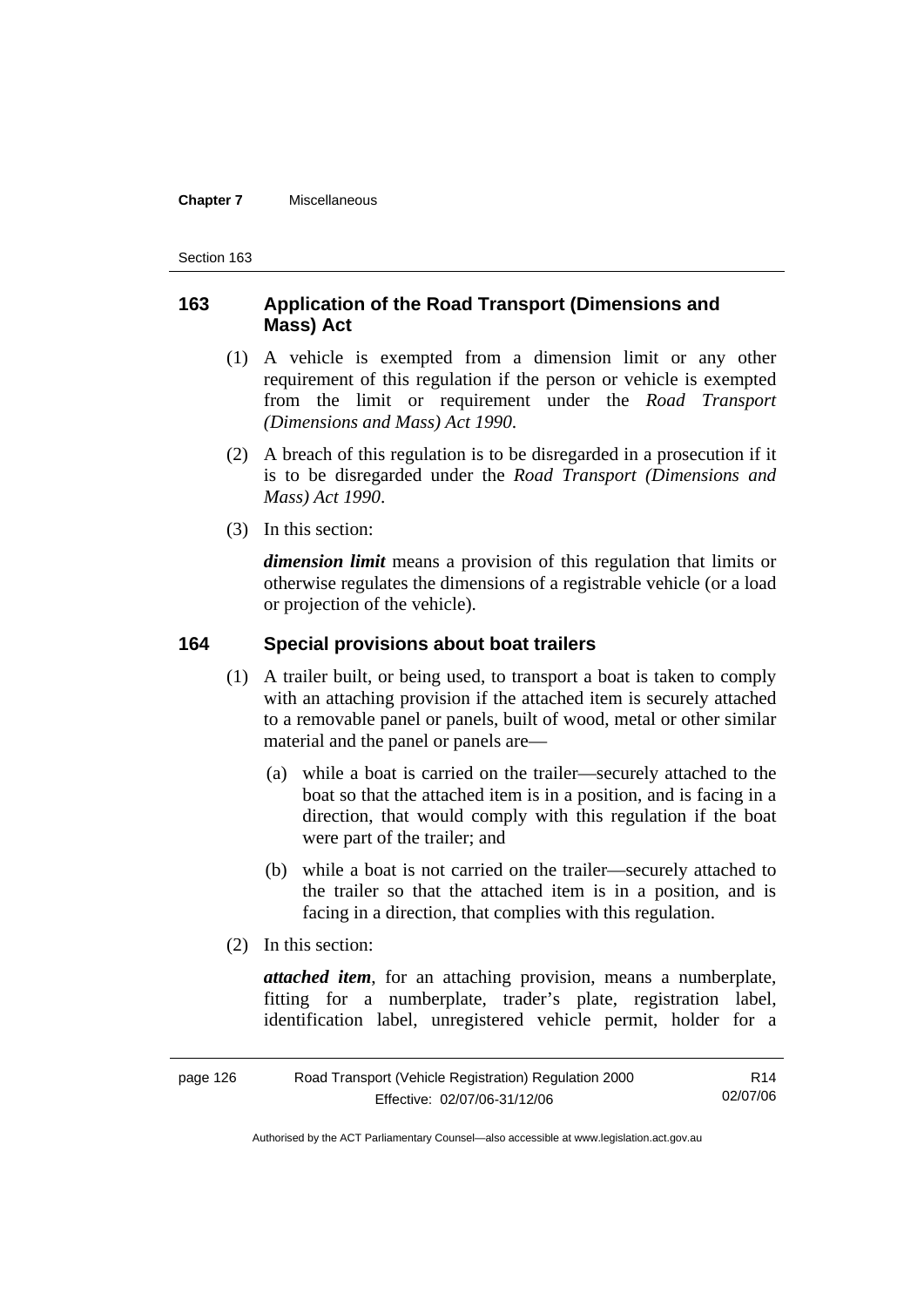## 163 Application of the Road Transport (Dimensions and Mass) Act

(1) A vehicle is exempted from a dimension limit or any other requirement of this regulation if the person or vehicle is exempted from the limit or requirement under the *Road Transport (Dimensions and Mass) Act 1990*.

(2) A breach of this regulation is to be disregarded in a prosecution if it is to be disregarded under the *Road Transport (Dimensions and Mass) Act 1990*.

(3) In this section:

***dimension limit*** means a provision of this regulation that limits or otherwise regulates the dimensions of a registrable vehicle (or a load or projection of the vehicle).

## 164 Special provisions about boat trailers

(1) A trailer built, or being used, to transport a boat is taken to comply with an attaching provision if the attached item is securely attached to a removable panel or panels, built of wood, metal or other similar material and the panel or panels are—

(a) while a boat is carried on the trailer—securely attached to the boat so that the attached item is in a position, and is facing in a direction, that would comply with this regulation if the boat were part of the trailer; and

(b) while a boat is not carried on the trailer—securely attached to the trailer so that the attached item is in a position, and is facing in a direction, that complies with this regulation.

(2) In this section:

***attached item***, for an attaching provision, means a numberplate, fitting for a numberplate, trader's plate, registration label, identification label, unregistered vehicle permit, holder for a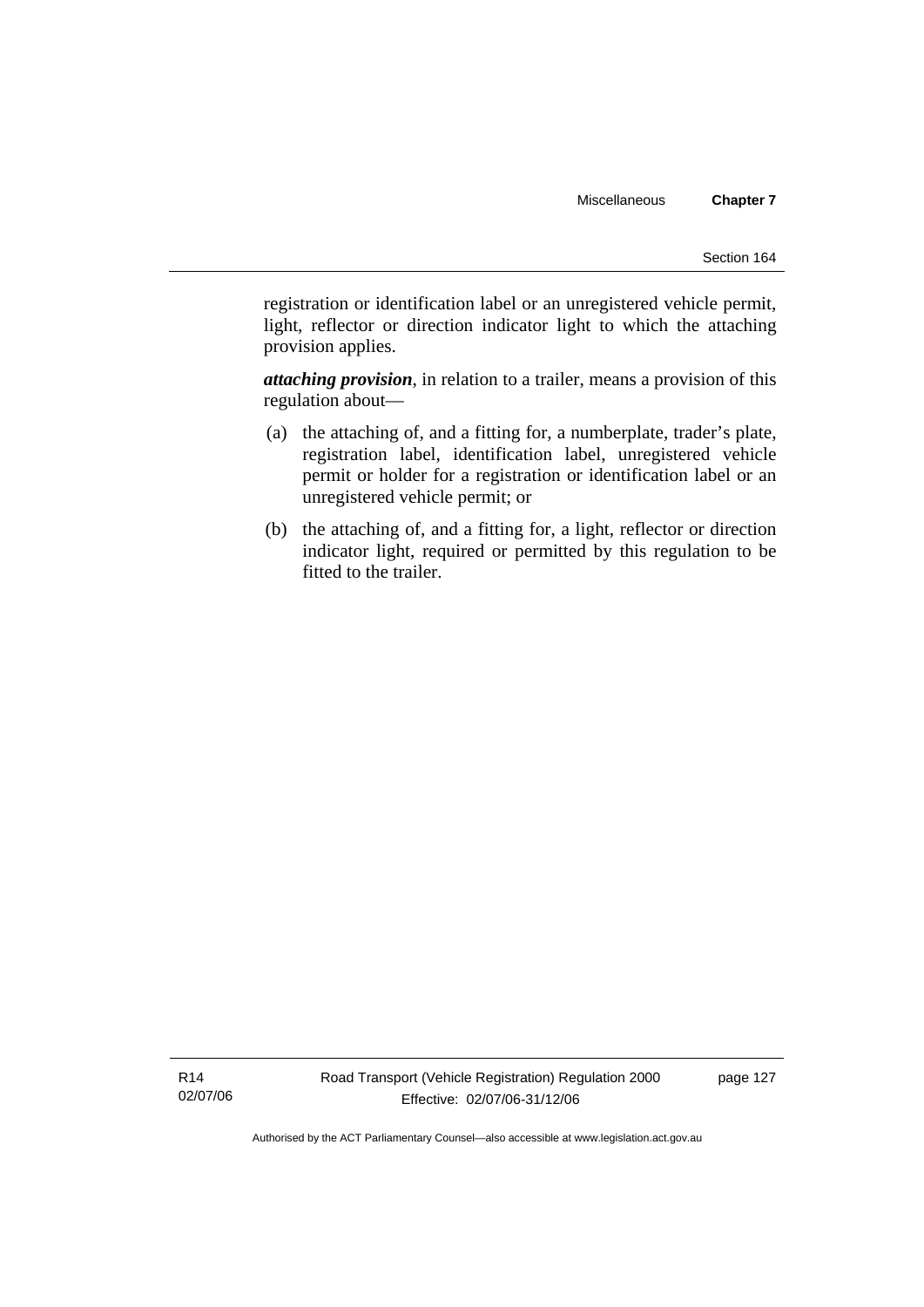registration or identification label or an unregistered vehicle permit, light, reflector or direction indicator light to which the attaching provision applies.

***attaching provision***, in relation to a trailer, means a provision of this regulation about—

(a) the attaching of, and a fitting for, a numberplate, trader's plate, registration label, identification label, unregistered vehicle permit or holder for a registration or identification label or an unregistered vehicle permit; or

(b) the attaching of, and a fitting for, a light, reflector or direction indicator light, required or permitted by this regulation to be fitted to the trailer.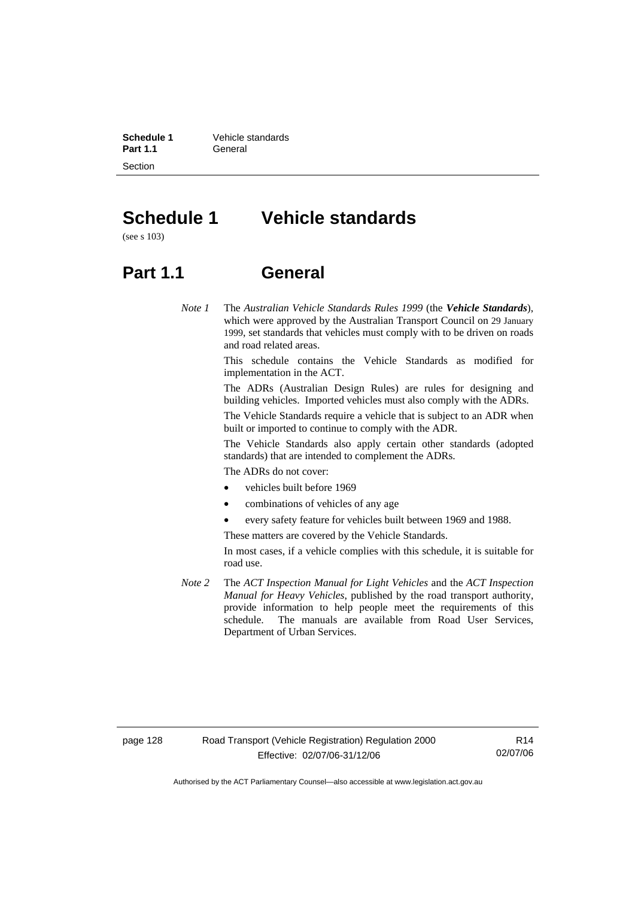# Schedule 1 Vehicle standards

(see s 103)

## Part 1.1 General

*Note 1* The *Australian Vehicle Standards Rules 1999* (the ***Vehicle Standards***), which were approved by the Australian Transport Council on 29 January 1999, set standards that vehicles must comply with to be driven on roads and road related areas.

This schedule contains the Vehicle Standards as modified for implementation in the ACT.

The ADRs (Australian Design Rules) are rules for designing and building vehicles. Imported vehicles must also comply with the ADRs.

The Vehicle Standards require a vehicle that is subject to an ADR when built or imported to continue to comply with the ADR.

The Vehicle Standards also apply certain other standards (adopted standards) that are intended to complement the ADRs.

The ADRs do not cover:

- vehicles built before 1969
- combinations of vehicles of any age
- every safety feature for vehicles built between 1969 and 1988.

These matters are covered by the Vehicle Standards.

In most cases, if a vehicle complies with this schedule, it is suitable for road use.

*Note 2* The *ACT Inspection Manual for Light Vehicles* and the *ACT Inspection Manual for Heavy Vehicles*, published by the road transport authority, provide information to help people meet the requirements of this schedule. The manuals are available from Road User Services, Department of Urban Services.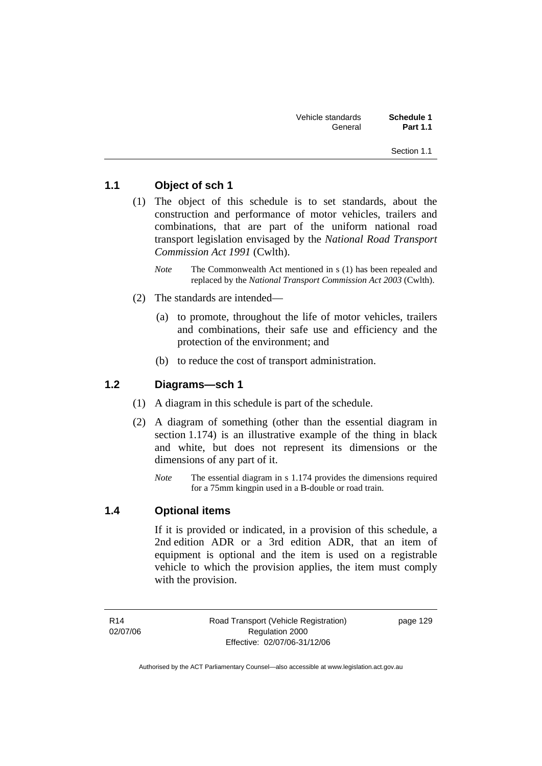## 1.1 Object of sch 1

(1) The object of this schedule is to set standards, about the construction and performance of motor vehicles, trailers and combinations, that are part of the uniform national road transport legislation envisaged by the *National Road Transport Commission Act 1991* (Cwlth).

*Note* The Commonwealth Act mentioned in s (1) has been repealed and replaced by the *National Transport Commission Act 2003* (Cwlth).

(2) The standards are intended—

(a) to promote, throughout the life of motor vehicles, trailers and combinations, their safe use and efficiency and the protection of the environment; and

(b) to reduce the cost of transport administration.

## 1.2 Diagrams—sch 1

(1) A diagram in this schedule is part of the schedule.

(2) A diagram of something (other than the essential diagram in section 1.174) is an illustrative example of the thing in black and white, but does not represent its dimensions or the dimensions of any part of it.

*Note* The essential diagram in s 1.174 provides the dimensions required for a 75mm kingpin used in a B-double or road train.

## 1.4 Optional items

If it is provided or indicated, in a provision of this schedule, a 2nd edition ADR or a 3rd edition ADR, that an item of equipment is optional and the item is used on a registrable vehicle to which the provision applies, the item must comply with the provision.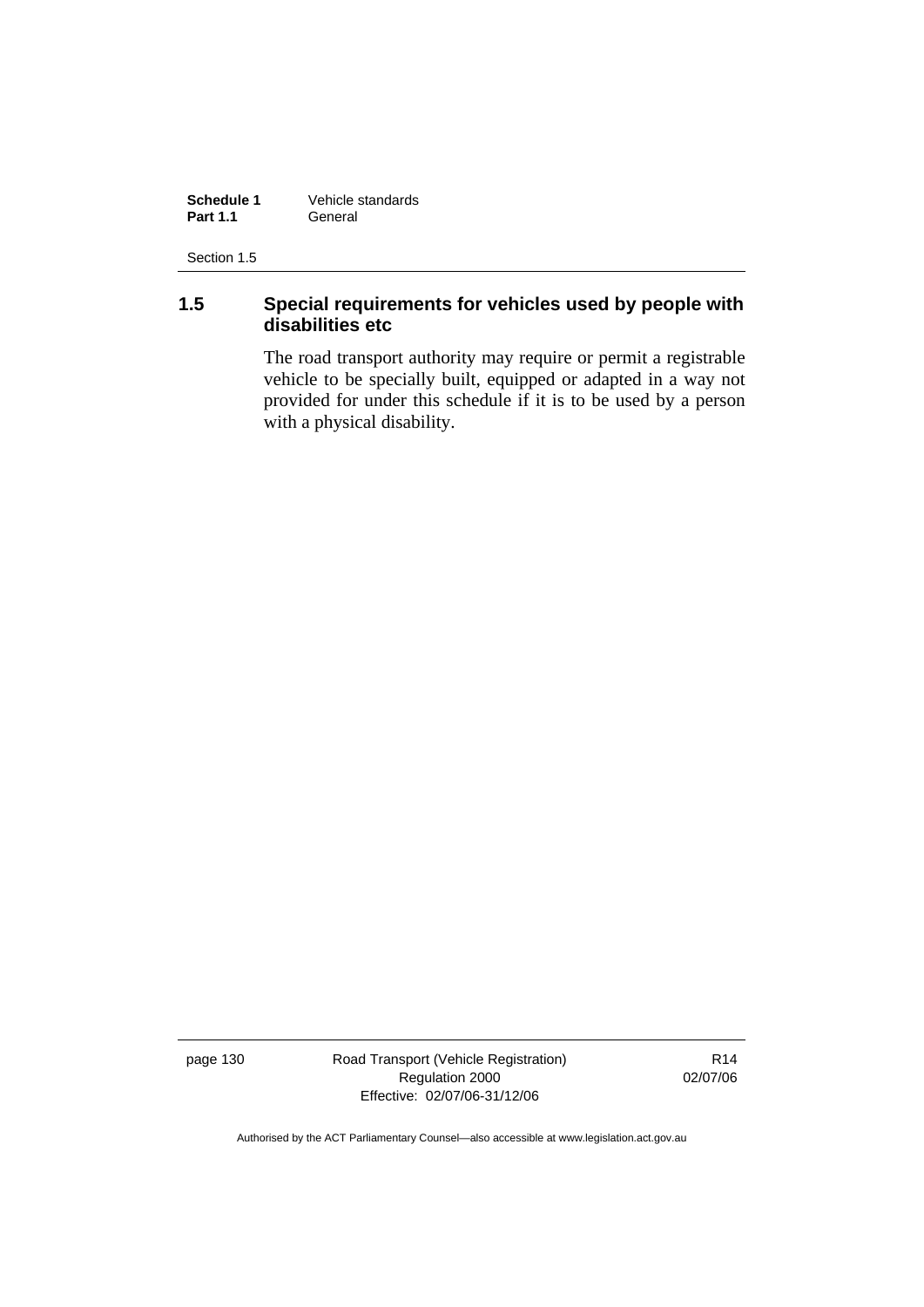## 1.5 Special requirements for vehicles used by people with disabilities etc

The road transport authority may require or permit a registrable vehicle to be specially built, equipped or adapted in a way not provided for under this schedule if it is to be used by a person with a physical disability.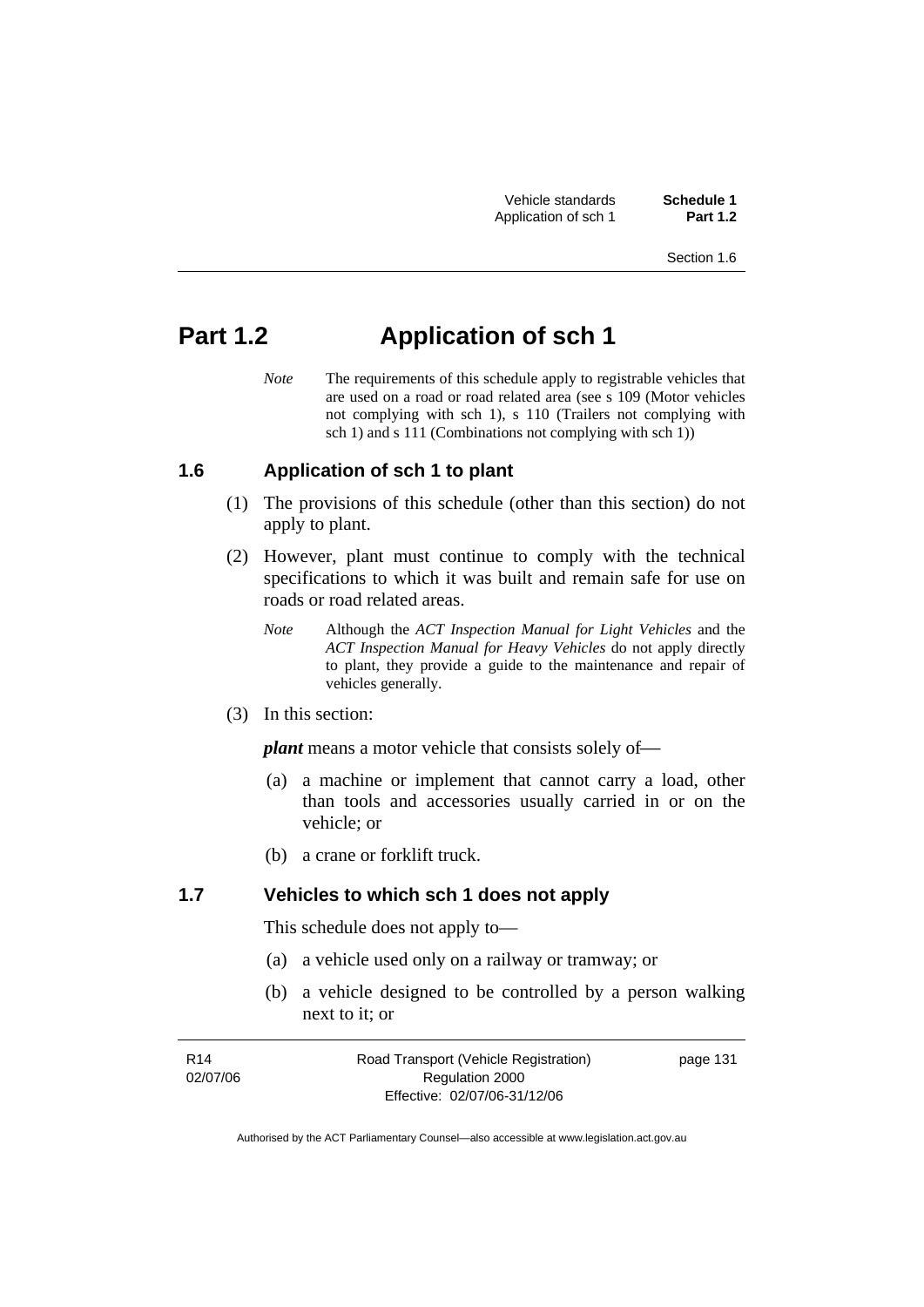# Part 1.2 Application of sch 1

*Note* The requirements of this schedule apply to registrable vehicles that are used on a road or road related area (see s 109 (Motor vehicles not complying with sch 1), s 110 (Trailers not complying with sch 1) and s 111 (Combinations not complying with sch 1))

## 1.6 Application of sch 1 to plant

(1) The provisions of this schedule (other than this section) do not apply to plant.

(2) However, plant must continue to comply with the technical specifications to which it was built and remain safe for use on roads or road related areas.

*Note* Although the *ACT Inspection Manual for Light Vehicles* and the *ACT Inspection Manual for Heavy Vehicles* do not apply directly to plant, they provide a guide to the maintenance and repair of vehicles generally.

(3) In this section:

***plant*** means a motor vehicle that consists solely of—

(a) a machine or implement that cannot carry a load, other than tools and accessories usually carried in or on the vehicle; or

(b) a crane or forklift truck.

## 1.7 Vehicles to which sch 1 does not apply

This schedule does not apply to—

(a) a vehicle used only on a railway or tramway; or

(b) a vehicle designed to be controlled by a person walking next to it; or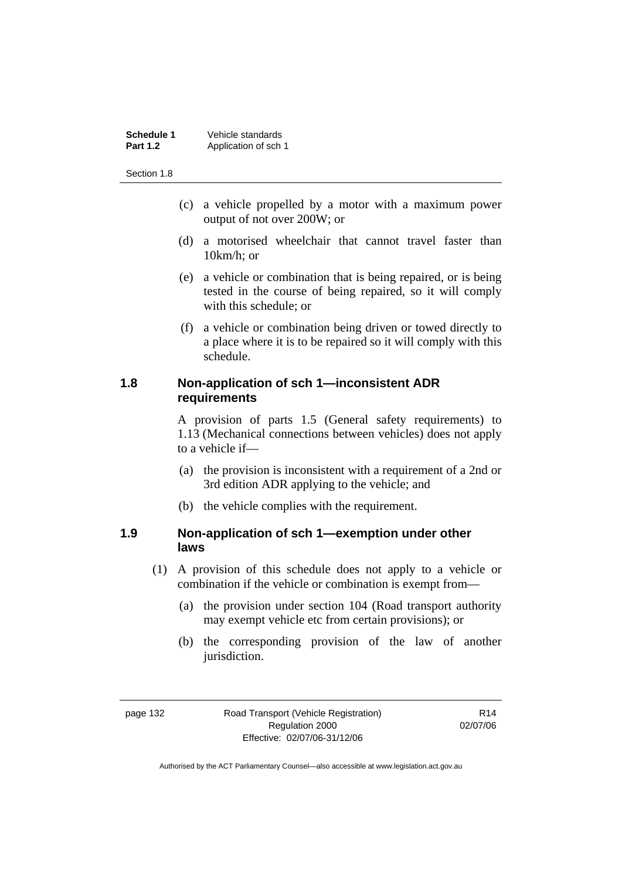(c) a vehicle propelled by a motor with a maximum power output of not over 200W; or

(d) a motorised wheelchair that cannot travel faster than 10km/h; or

(e) a vehicle or combination that is being repaired, or is being tested in the course of being repaired, so it will comply with this schedule; or

(f) a vehicle or combination being driven or towed directly to a place where it is to be repaired so it will comply with this schedule.

## 1.8 Non-application of sch 1—inconsistent ADR requirements

A provision of parts 1.5 (General safety requirements) to 1.13 (Mechanical connections between vehicles) does not apply to a vehicle if—

(a) the provision is inconsistent with a requirement of a 2nd or 3rd edition ADR applying to the vehicle; and

(b) the vehicle complies with the requirement.

## 1.9 Non-application of sch 1—exemption under other laws

(1) A provision of this schedule does not apply to a vehicle or combination if the vehicle or combination is exempt from—

(a) the provision under section 104 (Road transport authority may exempt vehicle etc from certain provisions); or

(b) the corresponding provision of the law of another jurisdiction.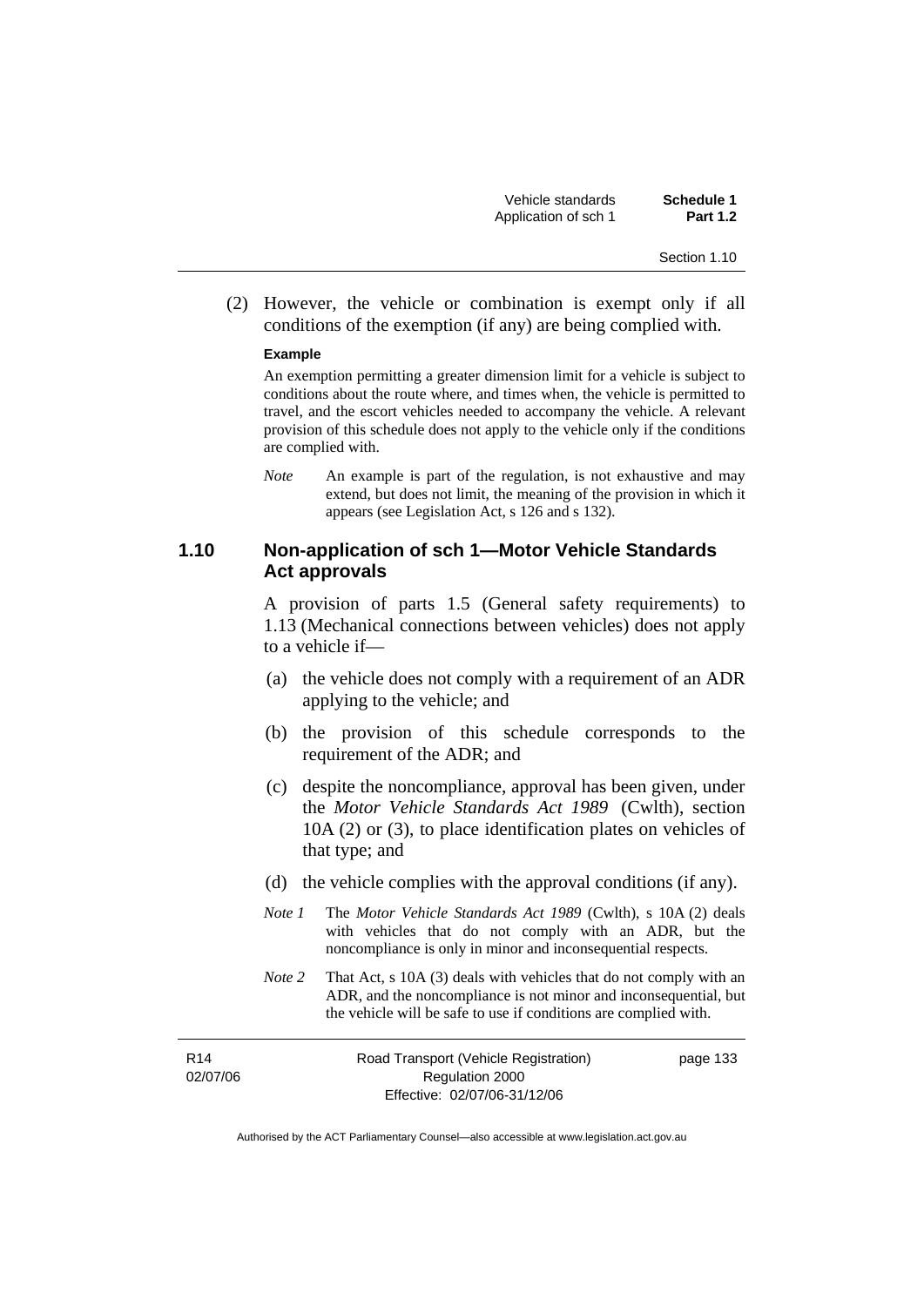(2) However, the vehicle or combination is exempt only if all conditions of the exemption (if any) are being complied with.

**Example**

An exemption permitting a greater dimension limit for a vehicle is subject to conditions about the route where, and times when, the vehicle is permitted to travel, and the escort vehicles needed to accompany the vehicle. A relevant provision of this schedule does not apply to the vehicle only if the conditions are complied with.

*Note* An example is part of the regulation, is not exhaustive and may extend, but does not limit, the meaning of the provision in which it appears (see Legislation Act, s 126 and s 132).

## 1.10 Non-application of sch 1—Motor Vehicle Standards Act approvals

A provision of parts 1.5 (General safety requirements) to 1.13 (Mechanical connections between vehicles) does not apply to a vehicle if—

(a) the vehicle does not comply with a requirement of an ADR applying to the vehicle; and

(b) the provision of this schedule corresponds to the requirement of the ADR; and

(c) despite the noncompliance, approval has been given, under the *Motor Vehicle Standards Act 1989* (Cwlth), section 10A (2) or (3), to place identification plates on vehicles of that type; and

(d) the vehicle complies with the approval conditions (if any).

*Note 1* The *Motor Vehicle Standards Act 1989* (Cwlth), s 10A (2) deals with vehicles that do not comply with an ADR, but the noncompliance is only in minor and inconsequential respects.

*Note 2* That Act, s 10A (3) deals with vehicles that do not comply with an ADR, and the noncompliance is not minor and inconsequential, but the vehicle will be safe to use if conditions are complied with.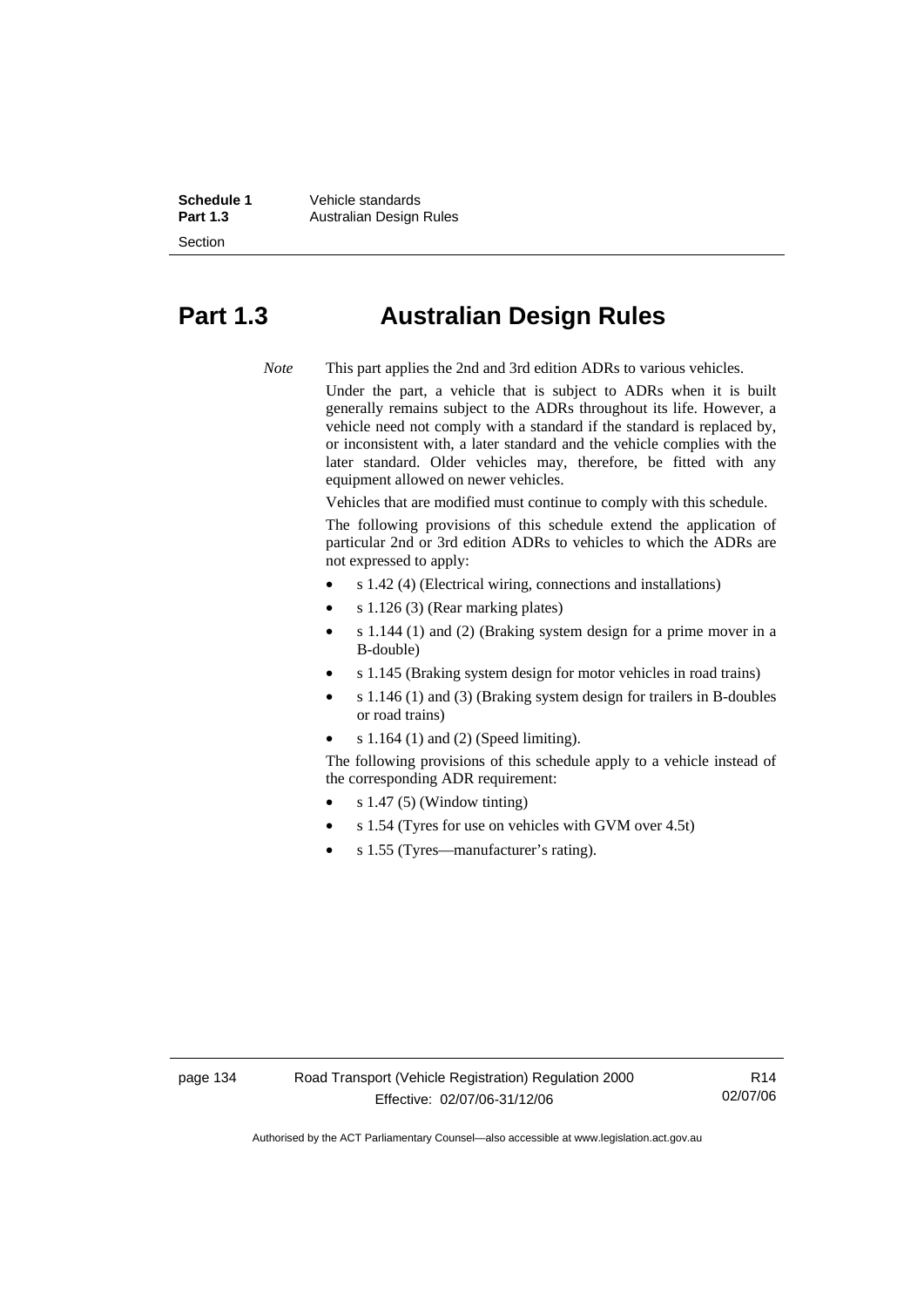# Part 1.3 Australian Design Rules

*Note* This part applies the 2nd and 3rd edition ADRs to various vehicles.

Under the part, a vehicle that is subject to ADRs when it is built generally remains subject to the ADRs throughout its life. However, a vehicle need not comply with a standard if the standard is replaced by, or inconsistent with, a later standard and the vehicle complies with the later standard. Older vehicles may, therefore, be fitted with any equipment allowed on newer vehicles.

Vehicles that are modified must continue to comply with this schedule.

The following provisions of this schedule extend the application of particular 2nd or 3rd edition ADRs to vehicles to which the ADRs are not expressed to apply:

- s 1.42 (4) (Electrical wiring, connections and installations)
- s 1.126 (3) (Rear marking plates)
- s 1.144 (1) and (2) (Braking system design for a prime mover in a B-double)
- s 1.145 (Braking system design for motor vehicles in road trains)
- s 1.146 (1) and (3) (Braking system design for trailers in B-doubles or road trains)
- s 1.164 (1) and (2) (Speed limiting).

The following provisions of this schedule apply to a vehicle instead of the corresponding ADR requirement:

- s 1.47 (5) (Window tinting)
- s 1.54 (Tyres for use on vehicles with GVM over 4.5t)
- s 1.55 (Tyres—manufacturer's rating).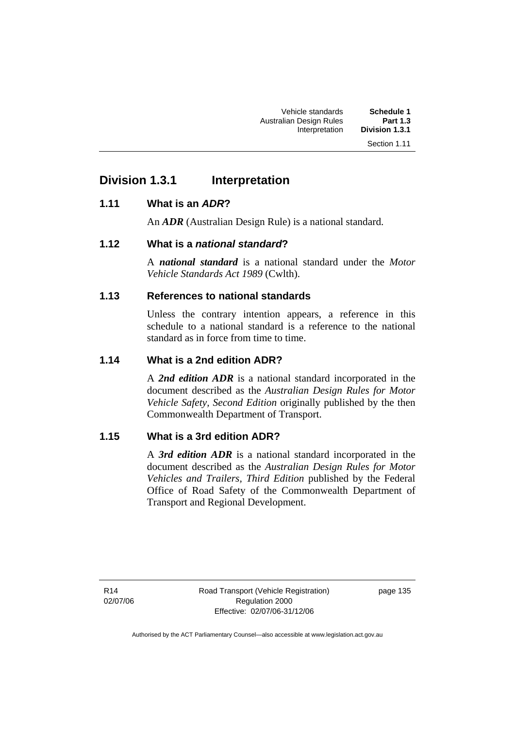## Division 1.3.1 Interpretation

### 1.11 What is an *ADR*?

An ***ADR*** (Australian Design Rule) is a national standard.

### 1.12 What is a *national standard*?

A ***national standard*** is a national standard under the *Motor Vehicle Standards Act 1989* (Cwlth).

### 1.13 References to national standards

Unless the contrary intention appears, a reference in this schedule to a national standard is a reference to the national standard as in force from time to time.

### 1.14 What is a 2nd edition ADR?

A ***2nd edition ADR*** is a national standard incorporated in the document described as the *Australian Design Rules for Motor Vehicle Safety, Second Edition* originally published by the then Commonwealth Department of Transport.

### 1.15 What is a 3rd edition ADR?

A ***3rd edition ADR*** is a national standard incorporated in the document described as the *Australian Design Rules for Motor Vehicles and Trailers*, *Third Edition* published by the Federal Office of Road Safety of the Commonwealth Department of Transport and Regional Development.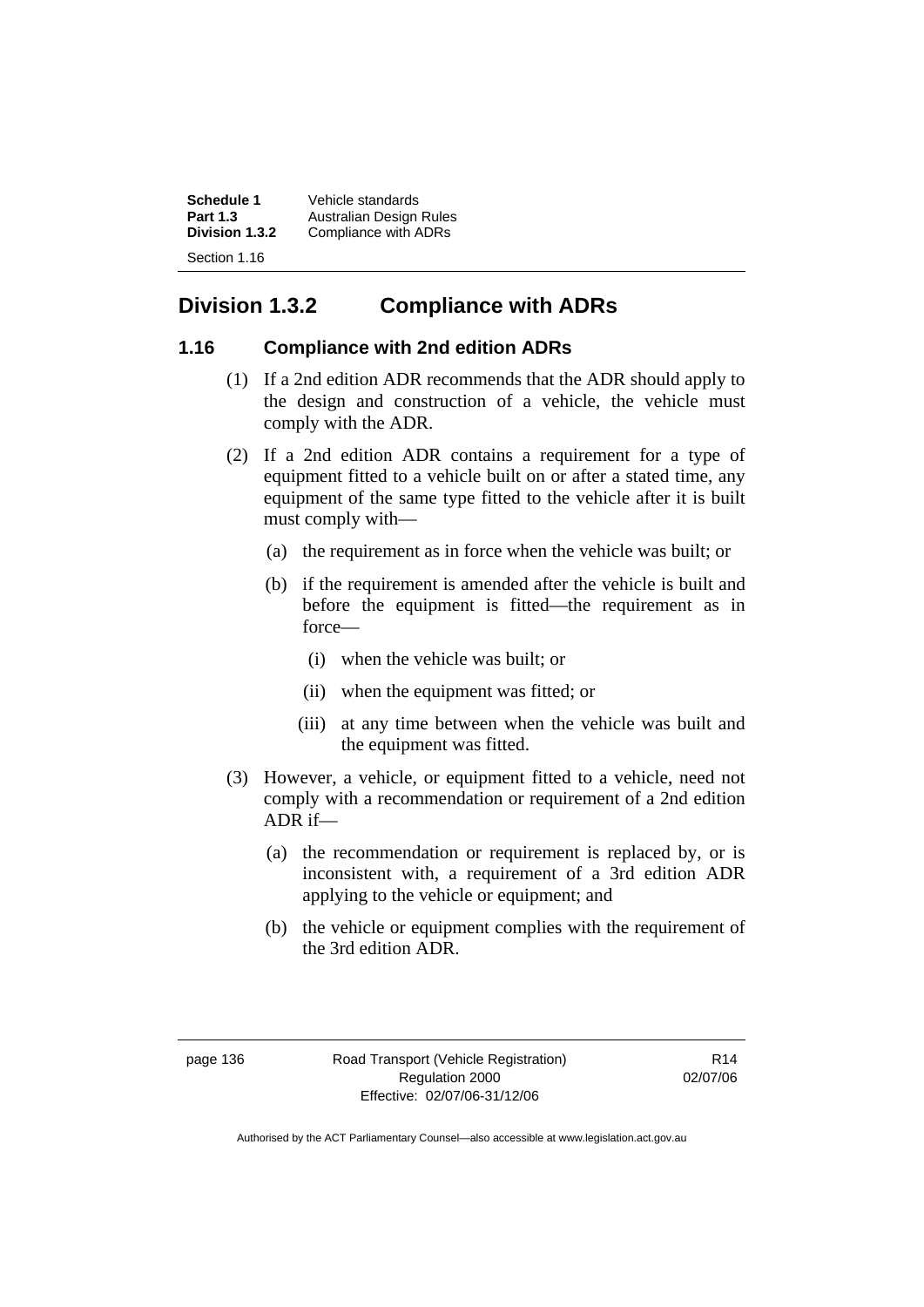## Division 1.3.2 Compliance with ADRs

### 1.16 Compliance with 2nd edition ADRs

(1) If a 2nd edition ADR recommends that the ADR should apply to the design and construction of a vehicle, the vehicle must comply with the ADR.

(2) If a 2nd edition ADR contains a requirement for a type of equipment fitted to a vehicle built on or after a stated time, any equipment of the same type fitted to the vehicle after it is built must comply with—

- (a) the requirement as in force when the vehicle was built; or
- (b) if the requirement is amended after the vehicle is built and before the equipment is fitted—the requirement as in force—
  - (i) when the vehicle was built; or
  - (ii) when the equipment was fitted; or
  - (iii) at any time between when the vehicle was built and the equipment was fitted.

(3) However, a vehicle, or equipment fitted to a vehicle, need not comply with a recommendation or requirement of a 2nd edition ADR if—

- (a) the recommendation or requirement is replaced by, or is inconsistent with, a requirement of a 3rd edition ADR applying to the vehicle or equipment; and
- (b) the vehicle or equipment complies with the requirement of the 3rd edition ADR.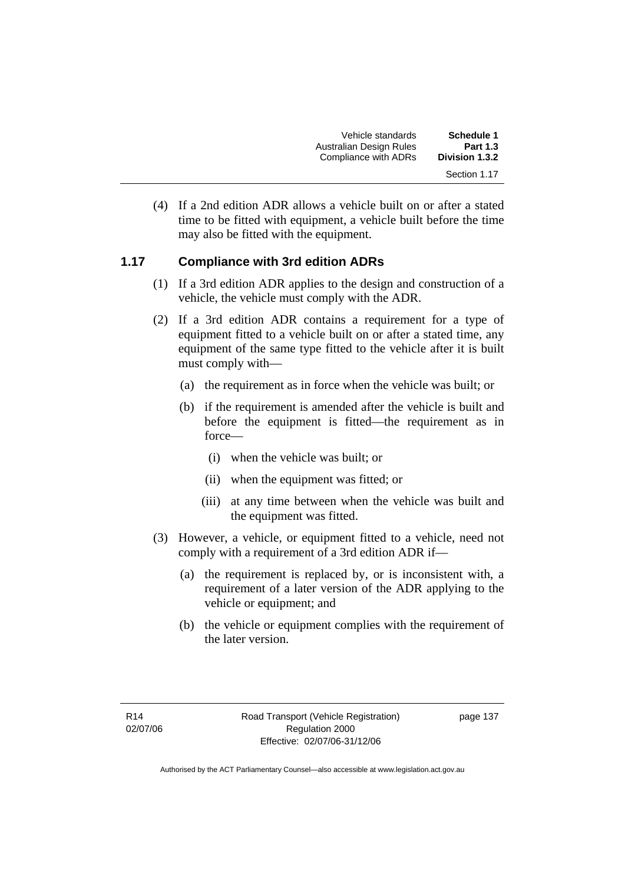(4) If a 2nd edition ADR allows a vehicle built on or after a stated time to be fitted with equipment, a vehicle built before the time may also be fitted with the equipment.

### 1.17 Compliance with 3rd edition ADRs

(1) If a 3rd edition ADR applies to the design and construction of a vehicle, the vehicle must comply with the ADR.

(2) If a 3rd edition ADR contains a requirement for a type of equipment fitted to a vehicle built on or after a stated time, any equipment of the same type fitted to the vehicle after it is built must comply with—

  (a) the requirement as in force when the vehicle was built; or

  (b) if the requirement is amended after the vehicle is built and before the equipment is fitted—the requirement as in force—

    (i) when the vehicle was built; or

    (ii) when the equipment was fitted; or

    (iii) at any time between when the vehicle was built and the equipment was fitted.

(3) However, a vehicle, or equipment fitted to a vehicle, need not comply with a requirement of a 3rd edition ADR if—

  (a) the requirement is replaced by, or is inconsistent with, a requirement of a later version of the ADR applying to the vehicle or equipment; and

  (b) the vehicle or equipment complies with the requirement of the later version.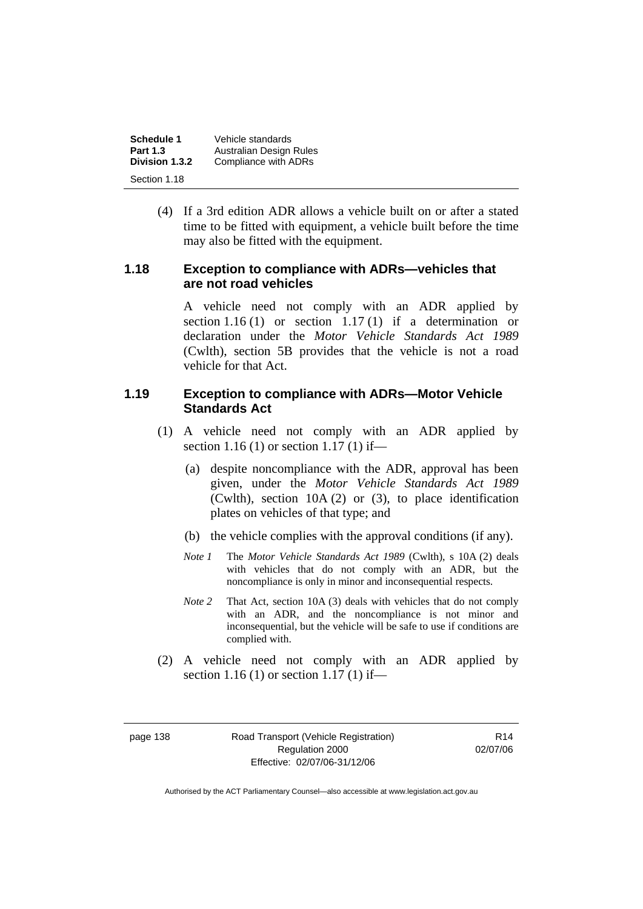(4) If a 3rd edition ADR allows a vehicle built on or after a stated time to be fitted with equipment, a vehicle built before the time may also be fitted with the equipment.

### 1.18 Exception to compliance with ADRs—vehicles that are not road vehicles

A vehicle need not comply with an ADR applied by section 1.16 (1) or section 1.17 (1) if a determination or declaration under the *Motor Vehicle Standards Act 1989* (Cwlth), section 5B provides that the vehicle is not a road vehicle for that Act.

### 1.19 Exception to compliance with ADRs—Motor Vehicle Standards Act

(1) A vehicle need not comply with an ADR applied by section 1.16 (1) or section 1.17 (1) if—

(a) despite noncompliance with the ADR, approval has been given, under the *Motor Vehicle Standards Act 1989* (Cwlth), section 10A (2) or (3), to place identification plates on vehicles of that type; and

(b) the vehicle complies with the approval conditions (if any).

*Note 1* The *Motor Vehicle Standards Act 1989* (Cwlth), s 10A (2) deals with vehicles that do not comply with an ADR, but the noncompliance is only in minor and inconsequential respects.

*Note 2* That Act, section 10A (3) deals with vehicles that do not comply with an ADR, and the noncompliance is not minor and inconsequential, but the vehicle will be safe to use if conditions are complied with.

(2) A vehicle need not comply with an ADR applied by section 1.16 (1) or section 1.17 (1) if—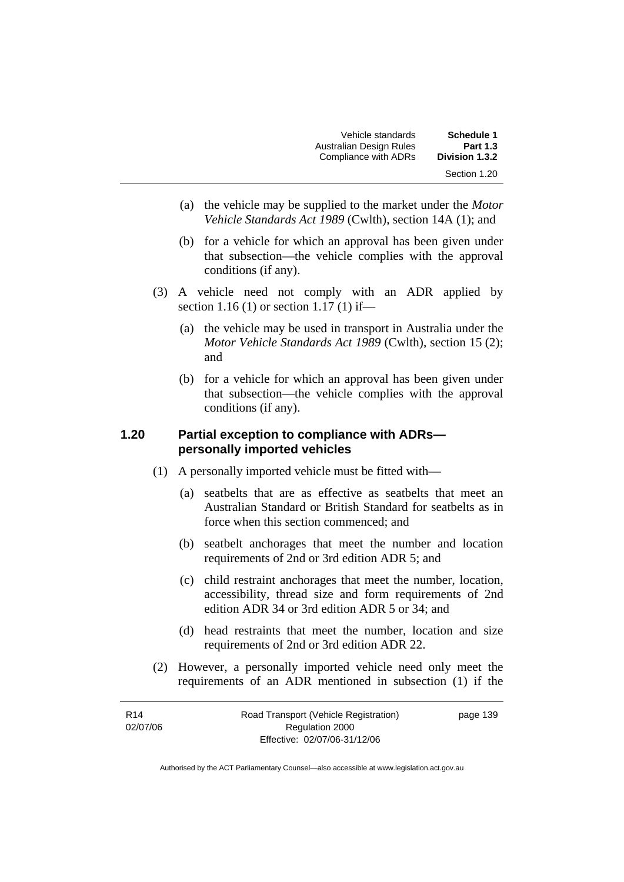(a) the vehicle may be supplied to the market under the *Motor Vehicle Standards Act 1989* (Cwlth), section 14A (1); and

(b) for a vehicle for which an approval has been given under that subsection—the vehicle complies with the approval conditions (if any).

(3) A vehicle need not comply with an ADR applied by section 1.16 (1) or section 1.17 (1) if—

(a) the vehicle may be used in transport in Australia under the *Motor Vehicle Standards Act 1989* (Cwlth), section 15 (2); and

(b) for a vehicle for which an approval has been given under that subsection—the vehicle complies with the approval conditions (if any).

### 1.20 Partial exception to compliance with ADRs—personally imported vehicles

(1) A personally imported vehicle must be fitted with—

(a) seatbelts that are as effective as seatbelts that meet an Australian Standard or British Standard for seatbelts as in force when this section commenced; and

(b) seatbelt anchorages that meet the number and location requirements of 2nd or 3rd edition ADR 5; and

(c) child restraint anchorages that meet the number, location, accessibility, thread size and form requirements of 2nd edition ADR 34 or 3rd edition ADR 5 or 34; and

(d) head restraints that meet the number, location and size requirements of 2nd or 3rd edition ADR 22.

(2) However, a personally imported vehicle need only meet the requirements of an ADR mentioned in subsection (1) if the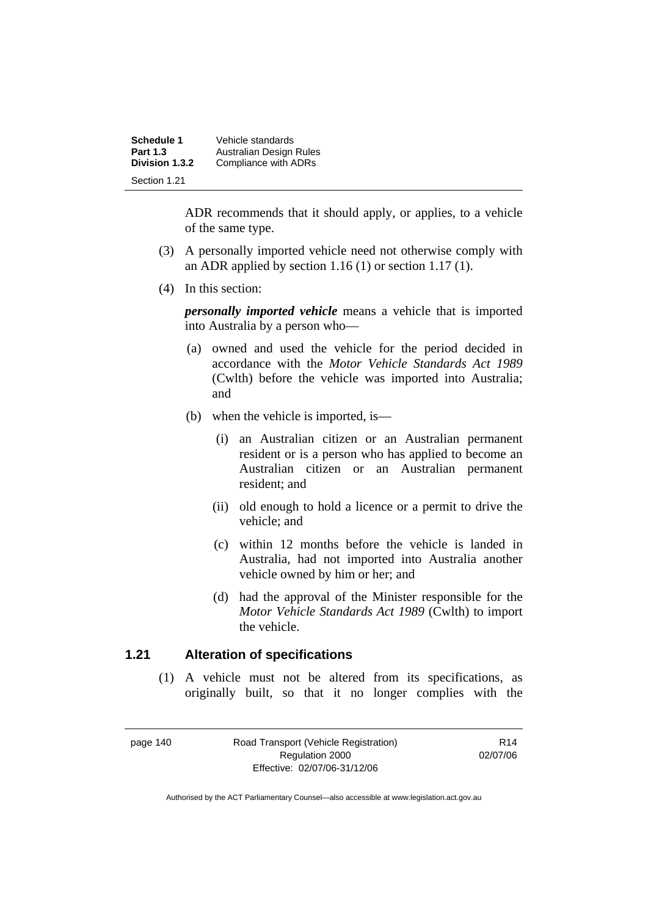ADR recommends that it should apply, or applies, to a vehicle of the same type.

(3) A personally imported vehicle need not otherwise comply with an ADR applied by section 1.16 (1) or section 1.17 (1).

(4) In this section:

***personally imported vehicle*** means a vehicle that is imported into Australia by a person who—

(a) owned and used the vehicle for the period decided in accordance with the *Motor Vehicle Standards Act 1989* (Cwlth) before the vehicle was imported into Australia; and

(b) when the vehicle is imported, is—

(i) an Australian citizen or an Australian permanent resident or is a person who has applied to become an Australian citizen or an Australian permanent resident; and

(ii) old enough to hold a licence or a permit to drive the vehicle; and

(c) within 12 months before the vehicle is landed in Australia, had not imported into Australia another vehicle owned by him or her; and

(d) had the approval of the Minister responsible for the *Motor Vehicle Standards Act 1989* (Cwlth) to import the vehicle.

## 1.21 Alteration of specifications

(1) A vehicle must not be altered from its specifications, as originally built, so that it no longer complies with the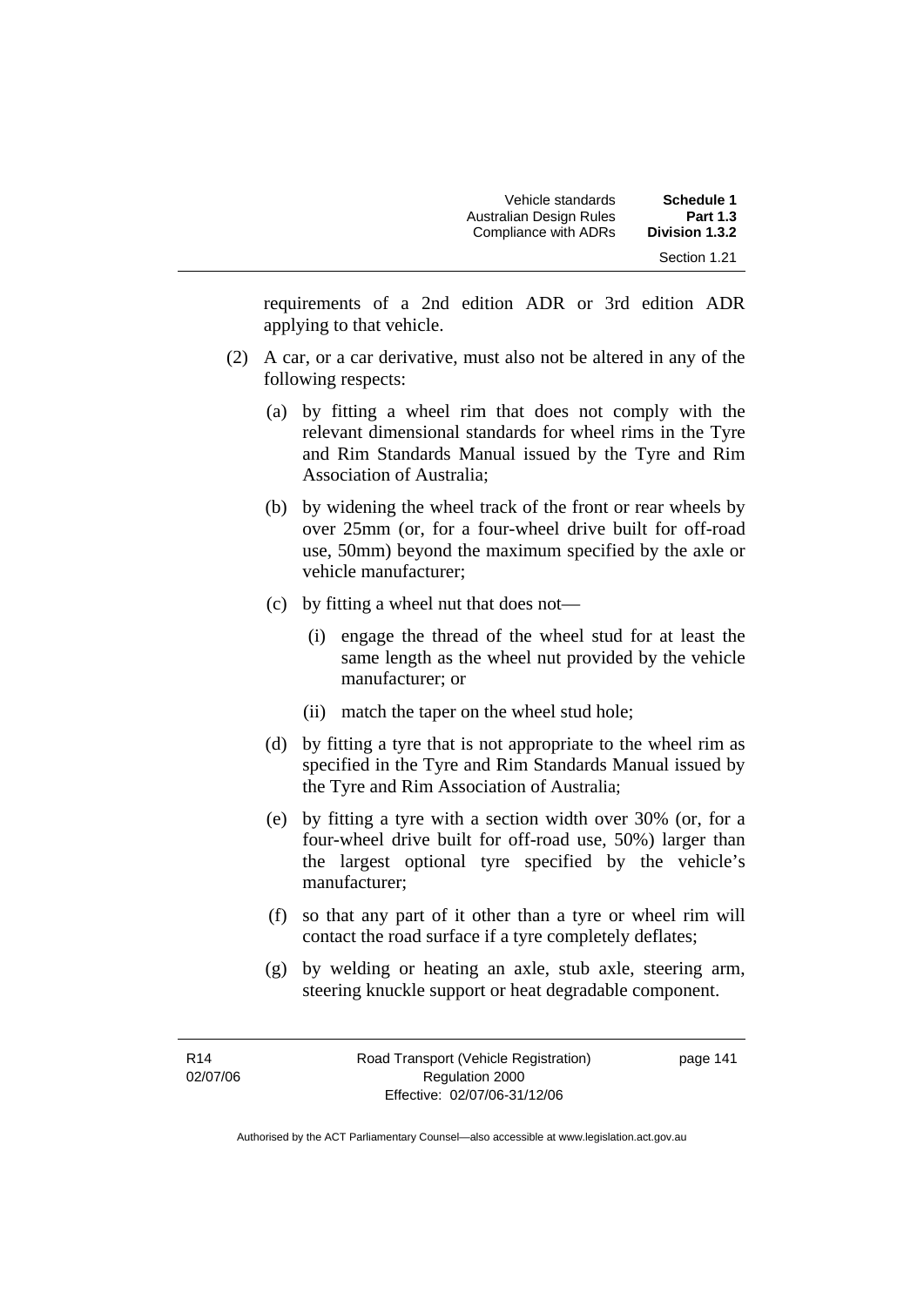requirements of a 2nd edition ADR or 3rd edition ADR applying to that vehicle.

(2) A car, or a car derivative, must also not be altered in any of the following respects:

(a) by fitting a wheel rim that does not comply with the relevant dimensional standards for wheel rims in the Tyre and Rim Standards Manual issued by the Tyre and Rim Association of Australia;

(b) by widening the wheel track of the front or rear wheels by over 25mm (or, for a four-wheel drive built for off-road use, 50mm) beyond the maximum specified by the axle or vehicle manufacturer;

(c) by fitting a wheel nut that does not—

(i) engage the thread of the wheel stud for at least the same length as the wheel nut provided by the vehicle manufacturer; or

(ii) match the taper on the wheel stud hole;

(d) by fitting a tyre that is not appropriate to the wheel rim as specified in the Tyre and Rim Standards Manual issued by the Tyre and Rim Association of Australia;

(e) by fitting a tyre with a section width over 30% (or, for a four-wheel drive built for off-road use, 50%) larger than the largest optional tyre specified by the vehicle's manufacturer;

(f) so that any part of it other than a tyre or wheel rim will contact the road surface if a tyre completely deflates;

(g) by welding or heating an axle, stub axle, steering arm, steering knuckle support or heat degradable component.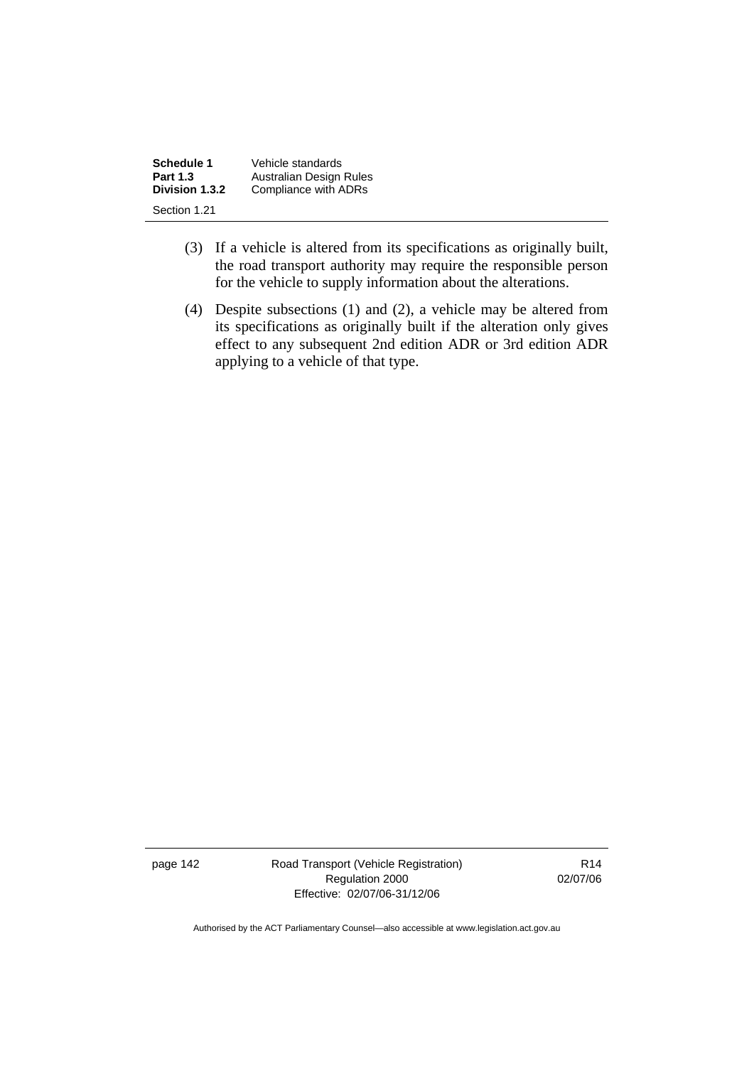(3) If a vehicle is altered from its specifications as originally built, the road transport authority may require the responsible person for the vehicle to supply information about the alterations.

(4) Despite subsections (1) and (2), a vehicle may be altered from its specifications as originally built if the alteration only gives effect to any subsequent 2nd edition ADR or 3rd edition ADR applying to a vehicle of that type.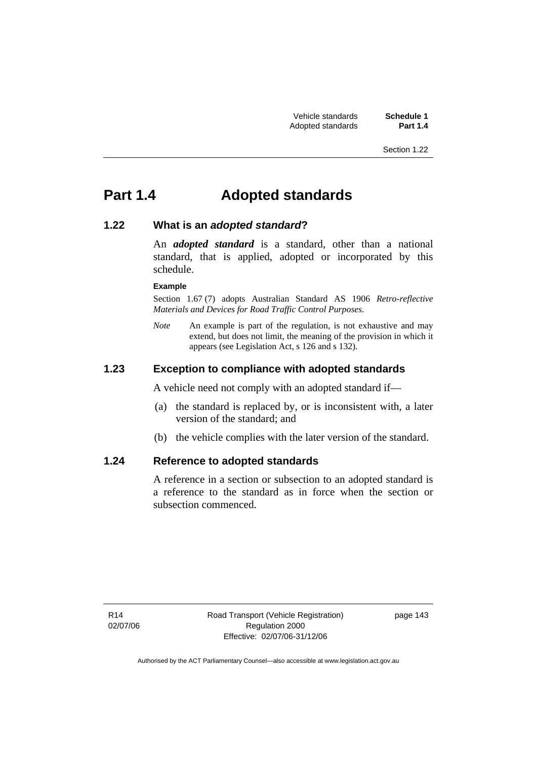# Part 1.4 Adopted standards

## 1.22 What is an *adopted standard*?

An ***adopted standard*** is a standard, other than a national standard, that is applied, adopted or incorporated by this schedule.

**Example**

Section 1.67 (7) adopts Australian Standard AS 1906 *Retro-reflective Materials and Devices for Road Traffic Control Purposes*.

*Note* An example is part of the regulation, is not exhaustive and may extend, but does not limit, the meaning of the provision in which it appears (see Legislation Act, s 126 and s 132).

## 1.23 Exception to compliance with adopted standards

A vehicle need not comply with an adopted standard if—

(a) the standard is replaced by, or is inconsistent with, a later version of the standard; and

(b) the vehicle complies with the later version of the standard.

## 1.24 Reference to adopted standards

A reference in a section or subsection to an adopted standard is a reference to the standard as in force when the section or subsection commenced.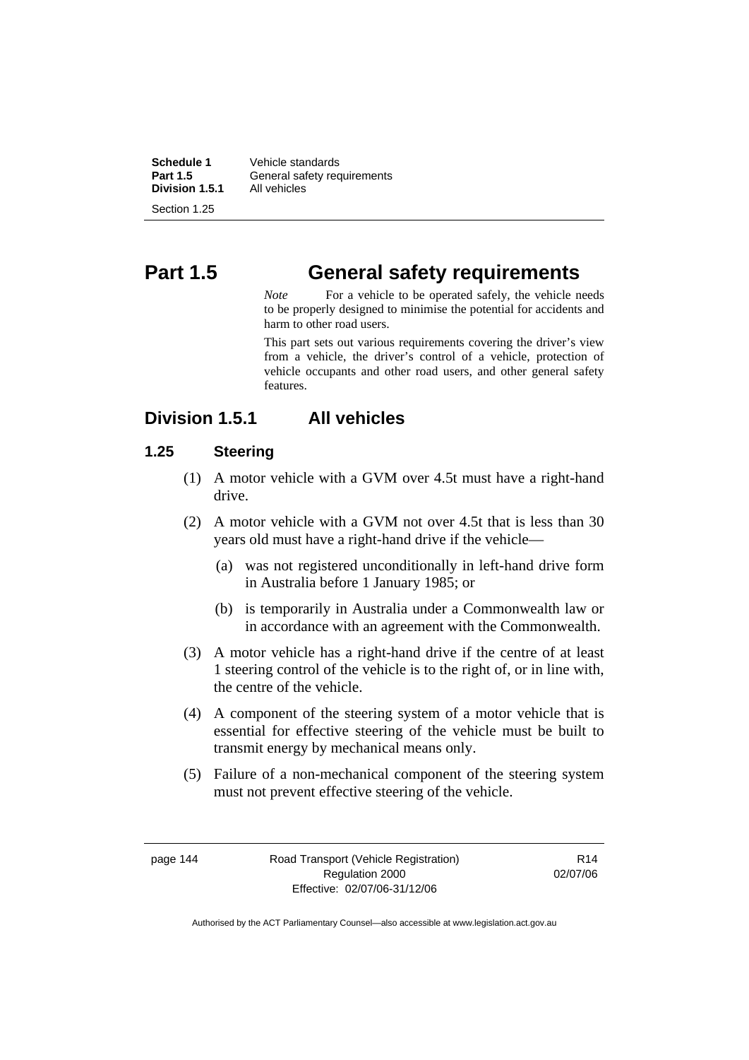# Part 1.5 General safety requirements

*Note* For a vehicle to be operated safely, the vehicle needs to be properly designed to minimise the potential for accidents and harm to other road users.

This part sets out various requirements covering the driver's view from a vehicle, the driver's control of a vehicle, protection of vehicle occupants and other road users, and other general safety features.

## Division 1.5.1 All vehicles

### 1.25 Steering

(1) A motor vehicle with a GVM over 4.5t must have a right-hand drive.

(2) A motor vehicle with a GVM not over 4.5t that is less than 30 years old must have a right-hand drive if the vehicle—

(a) was not registered unconditionally in left-hand drive form in Australia before 1 January 1985; or

(b) is temporarily in Australia under a Commonwealth law or in accordance with an agreement with the Commonwealth.

(3) A motor vehicle has a right-hand drive if the centre of at least 1 steering control of the vehicle is to the right of, or in line with, the centre of the vehicle.

(4) A component of the steering system of a motor vehicle that is essential for effective steering of the vehicle must be built to transmit energy by mechanical means only.

(5) Failure of a non-mechanical component of the steering system must not prevent effective steering of the vehicle.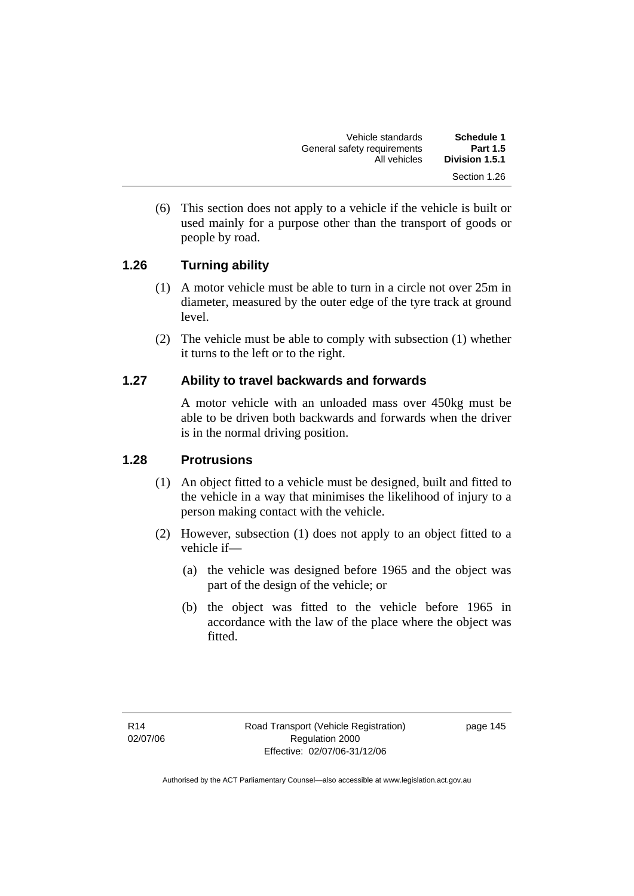(6) This section does not apply to a vehicle if the vehicle is built or used mainly for a purpose other than the transport of goods or people by road.

### 1.26 Turning ability

(1) A motor vehicle must be able to turn in a circle not over 25m in diameter, measured by the outer edge of the tyre track at ground level.

(2) The vehicle must be able to comply with subsection (1) whether it turns to the left or to the right.

### 1.27 Ability to travel backwards and forwards

A motor vehicle with an unloaded mass over 450kg must be able to be driven both backwards and forwards when the driver is in the normal driving position.

### 1.28 Protrusions

(1) An object fitted to a vehicle must be designed, built and fitted to the vehicle in a way that minimises the likelihood of injury to a person making contact with the vehicle.

(2) However, subsection (1) does not apply to an object fitted to a vehicle if—

(a) the vehicle was designed before 1965 and the object was part of the design of the vehicle; or

(b) the object was fitted to the vehicle before 1965 in accordance with the law of the place where the object was fitted.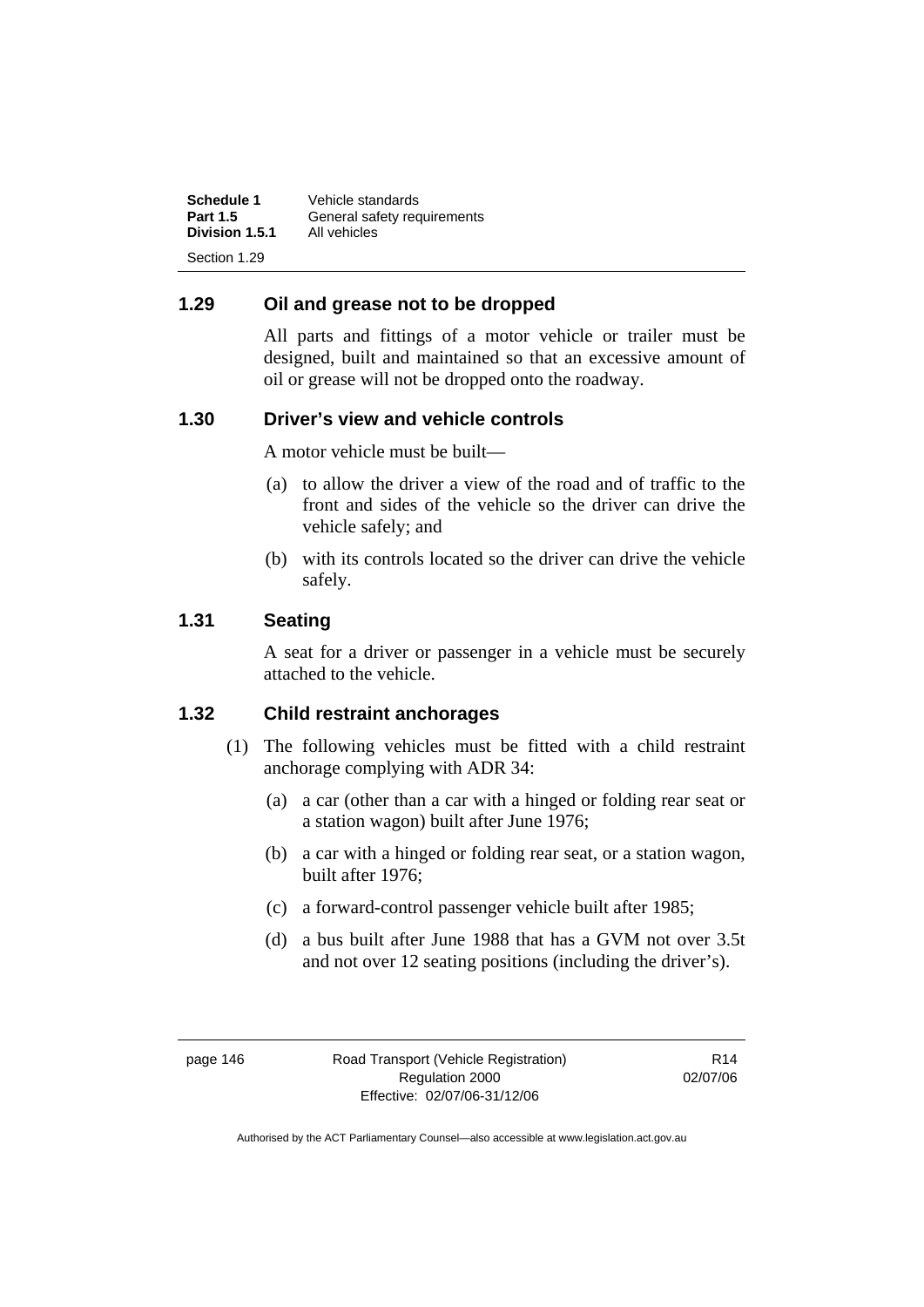## 1.29 Oil and grease not to be dropped

All parts and fittings of a motor vehicle or trailer must be designed, built and maintained so that an excessive amount of oil or grease will not be dropped onto the roadway.

## 1.30 Driver's view and vehicle controls

A motor vehicle must be built—

(a) to allow the driver a view of the road and of traffic to the front and sides of the vehicle so the driver can drive the vehicle safely; and

(b) with its controls located so the driver can drive the vehicle safely.

## 1.31 Seating

A seat for a driver or passenger in a vehicle must be securely attached to the vehicle.

## 1.32 Child restraint anchorages

(1) The following vehicles must be fitted with a child restraint anchorage complying with ADR 34:

(a) a car (other than a car with a hinged or folding rear seat or a station wagon) built after June 1976;

(b) a car with a hinged or folding rear seat, or a station wagon, built after 1976;

(c) a forward-control passenger vehicle built after 1985;

(d) a bus built after June 1988 that has a GVM not over 3.5t and not over 12 seating positions (including the driver's).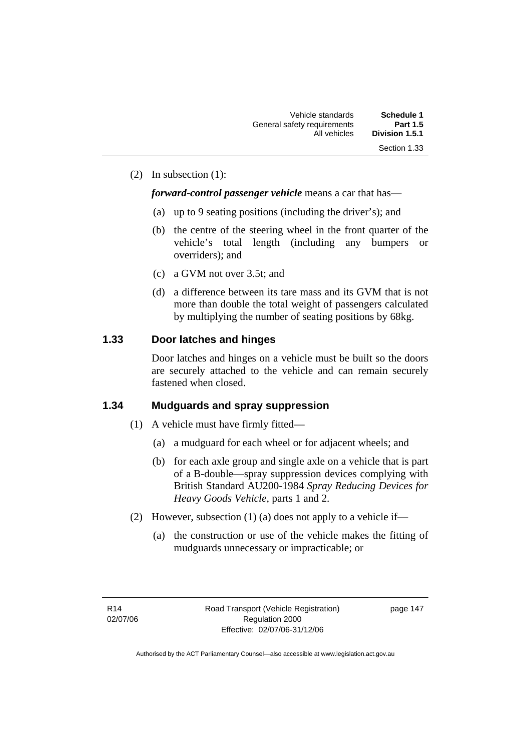(2) In subsection (1):

***forward-control passenger vehicle*** means a car that has—

(a) up to 9 seating positions (including the driver's); and

(b) the centre of the steering wheel in the front quarter of the vehicle's total length (including any bumpers or overriders); and

(c) a GVM not over 3.5t; and

(d) a difference between its tare mass and its GVM that is not more than double the total weight of passengers calculated by multiplying the number of seating positions by 68kg.

## 1.33 Door latches and hinges

Door latches and hinges on a vehicle must be built so the doors are securely attached to the vehicle and can remain securely fastened when closed.

## 1.34 Mudguards and spray suppression

(1) A vehicle must have firmly fitted—

(a) a mudguard for each wheel or for adjacent wheels; and

(b) for each axle group and single axle on a vehicle that is part of a B-double—spray suppression devices complying with British Standard AU200-1984 *Spray Reducing Devices for Heavy Goods Vehicle*, parts 1 and 2.

(2) However, subsection (1) (a) does not apply to a vehicle if—

(a) the construction or use of the vehicle makes the fitting of mudguards unnecessary or impracticable; or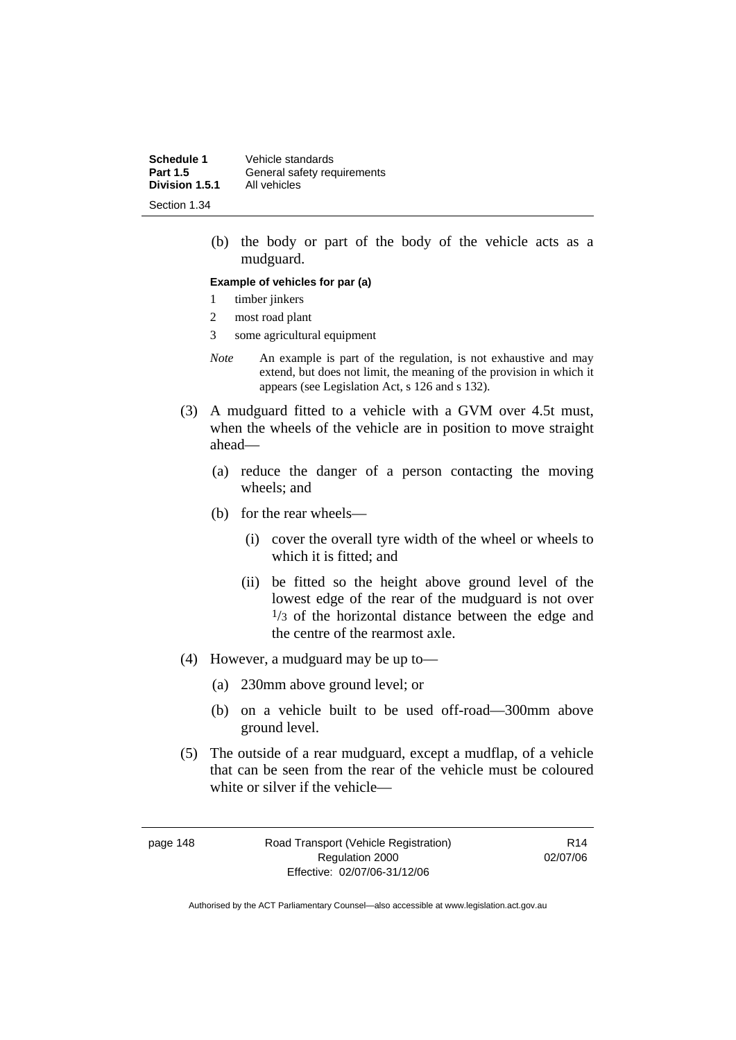(b) the body or part of the body of the vehicle acts as a mudguard.

**Example of vehicles for par (a)**

1 timber jinkers

2 most road plant

3 some agricultural equipment

*Note* An example is part of the regulation, is not exhaustive and may extend, but does not limit, the meaning of the provision in which it appears (see Legislation Act, s 126 and s 132).

(3) A mudguard fitted to a vehicle with a GVM over 4.5t must, when the wheels of the vehicle are in position to move straight ahead—

(a) reduce the danger of a person contacting the moving wheels; and

(b) for the rear wheels—

(i) cover the overall tyre width of the wheel or wheels to which it is fitted; and

(ii) be fitted so the height above ground level of the lowest edge of the rear of the mudguard is not over $1/3$ of the horizontal distance between the edge and the centre of the rearmost axle.

(4) However, a mudguard may be up to—

(a) 230mm above ground level; or

(b) on a vehicle built to be used off-road—300mm above ground level.

(5) The outside of a rear mudguard, except a mudflap, of a vehicle that can be seen from the rear of the vehicle must be coloured white or silver if the vehicle—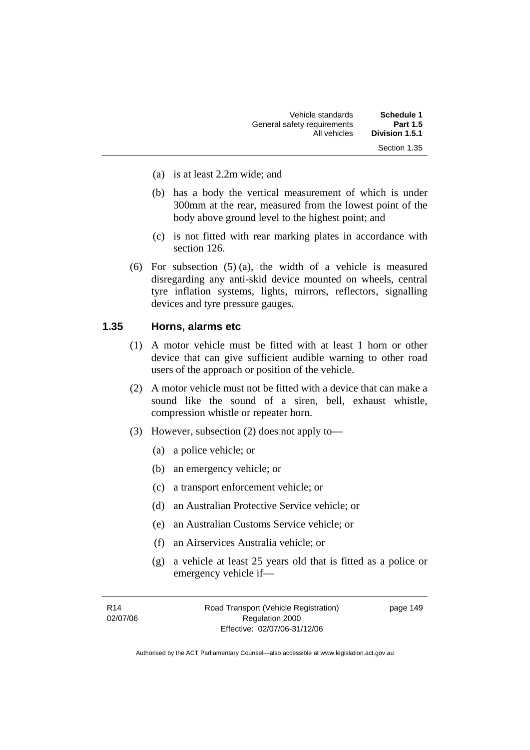(a) is at least 2.2m wide; and

(b) has a body the vertical measurement of which is under 300mm at the rear, measured from the lowest point of the body above ground level to the highest point; and

(c) is not fitted with rear marking plates in accordance with section 126.

(6) For subsection (5) (a), the width of a vehicle is measured disregarding any anti-skid device mounted on wheels, central tyre inflation systems, lights, mirrors, reflectors, signalling devices and tyre pressure gauges.

### 1.35 Horns, alarms etc

(1) A motor vehicle must be fitted with at least 1 horn or other device that can give sufficient audible warning to other road users of the approach or position of the vehicle.

(2) A motor vehicle must not be fitted with a device that can make a sound like the sound of a siren, bell, exhaust whistle, compression whistle or repeater horn.

(3) However, subsection (2) does not apply to—

(a) a police vehicle; or

(b) an emergency vehicle; or

(c) a transport enforcement vehicle; or

(d) an Australian Protective Service vehicle; or

(e) an Australian Customs Service vehicle; or

(f) an Airservices Australia vehicle; or

(g) a vehicle at least 25 years old that is fitted as a police or emergency vehicle if—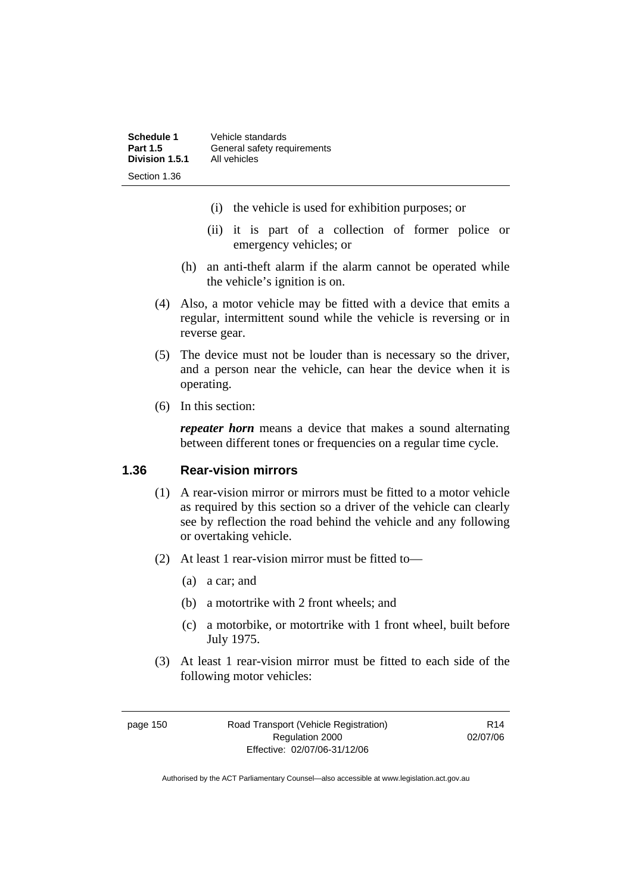(i) the vehicle is used for exhibition purposes; or

(ii) it is part of a collection of former police or emergency vehicles; or

(h) an anti-theft alarm if the alarm cannot be operated while the vehicle's ignition is on.

(4) Also, a motor vehicle may be fitted with a device that emits a regular, intermittent sound while the vehicle is reversing or in reverse gear.

(5) The device must not be louder than is necessary so the driver, and a person near the vehicle, can hear the device when it is operating.

(6) In this section:

***repeater horn*** means a device that makes a sound alternating between different tones or frequencies on a regular time cycle.

### 1.36 Rear-vision mirrors

(1) A rear-vision mirror or mirrors must be fitted to a motor vehicle as required by this section so a driver of the vehicle can clearly see by reflection the road behind the vehicle and any following or overtaking vehicle.

(2) At least 1 rear-vision mirror must be fitted to—

(a) a car; and

(b) a motortrike with 2 front wheels; and

(c) a motorbike, or motortrike with 1 front wheel, built before July 1975.

(3) At least 1 rear-vision mirror must be fitted to each side of the following motor vehicles: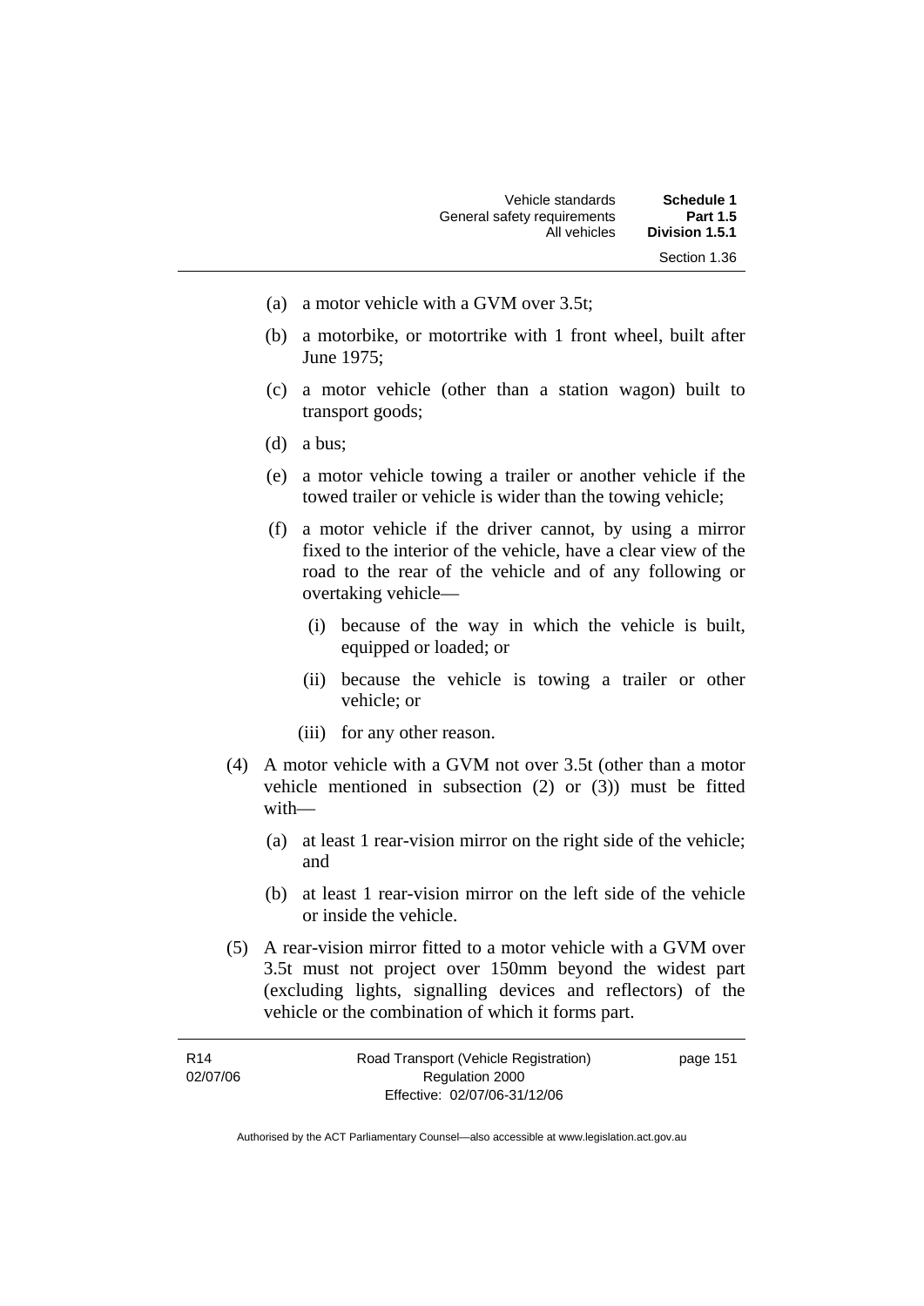(a) a motor vehicle with a GVM over 3.5t;

(b) a motorbike, or motortrike with 1 front wheel, built after June 1975;

(c) a motor vehicle (other than a station wagon) built to transport goods;

(d) a bus;

(e) a motor vehicle towing a trailer or another vehicle if the towed trailer or vehicle is wider than the towing vehicle;

(f) a motor vehicle if the driver cannot, by using a mirror fixed to the interior of the vehicle, have a clear view of the road to the rear of the vehicle and of any following or overtaking vehicle—

  (i) because of the way in which the vehicle is built, equipped or loaded; or

  (ii) because the vehicle is towing a trailer or other vehicle; or

  (iii) for any other reason.

(4) A motor vehicle with a GVM not over 3.5t (other than a motor vehicle mentioned in subsection (2) or (3)) must be fitted with—

(a) at least 1 rear-vision mirror on the right side of the vehicle; and

(b) at least 1 rear-vision mirror on the left side of the vehicle or inside the vehicle.

(5) A rear-vision mirror fitted to a motor vehicle with a GVM over 3.5t must not project over 150mm beyond the widest part (excluding lights, signalling devices and reflectors) of the vehicle or the combination of which it forms part.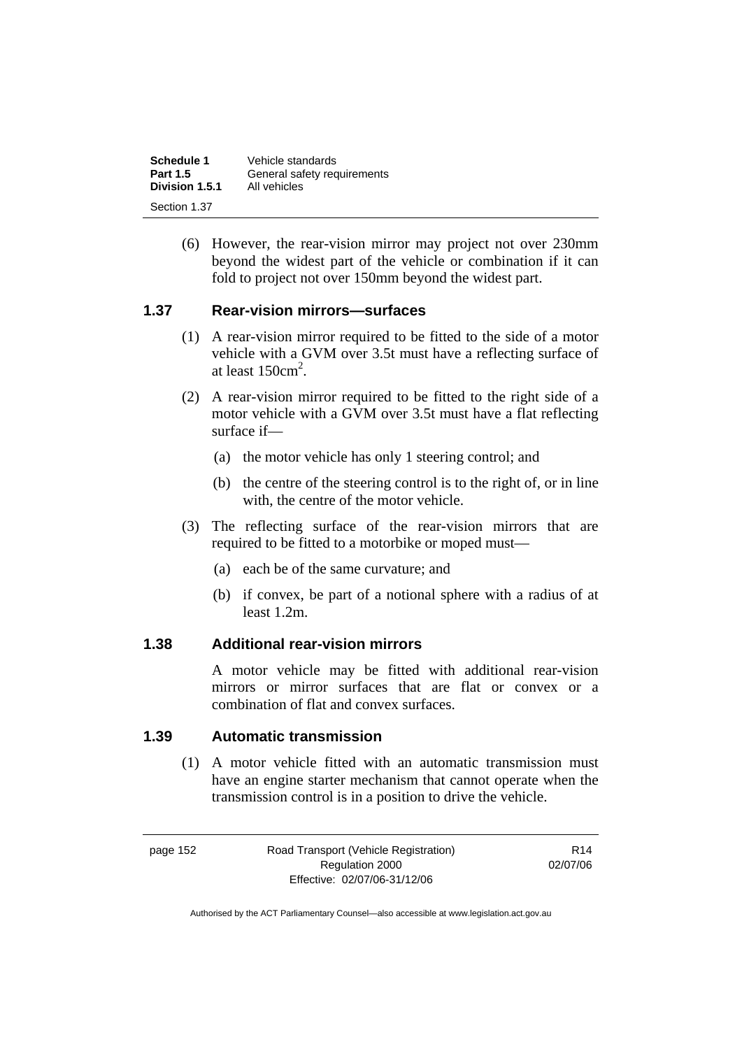(6) However, the rear-vision mirror may project not over 230mm beyond the widest part of the vehicle or combination if it can fold to project not over 150mm beyond the widest part.

## 1.37 Rear-vision mirrors—surfaces

(1) A rear-vision mirror required to be fitted to the side of a motor vehicle with a GVM over 3.5t must have a reflecting surface of at least $150cm^2$.

(2) A rear-vision mirror required to be fitted to the right side of a motor vehicle with a GVM over 3.5t must have a flat reflecting surface if—

- (a) the motor vehicle has only 1 steering control; and
- (b) the centre of the steering control is to the right of, or in line with, the centre of the motor vehicle.

(3) The reflecting surface of the rear-vision mirrors that are required to be fitted to a motorbike or moped must—

- (a) each be of the same curvature; and
- (b) if convex, be part of a notional sphere with a radius of at least 1.2m.

## 1.38 Additional rear-vision mirrors

A motor vehicle may be fitted with additional rear-vision mirrors or mirror surfaces that are flat or convex or a combination of flat and convex surfaces.

## 1.39 Automatic transmission

(1) A motor vehicle fitted with an automatic transmission must have an engine starter mechanism that cannot operate when the transmission control is in a position to drive the vehicle.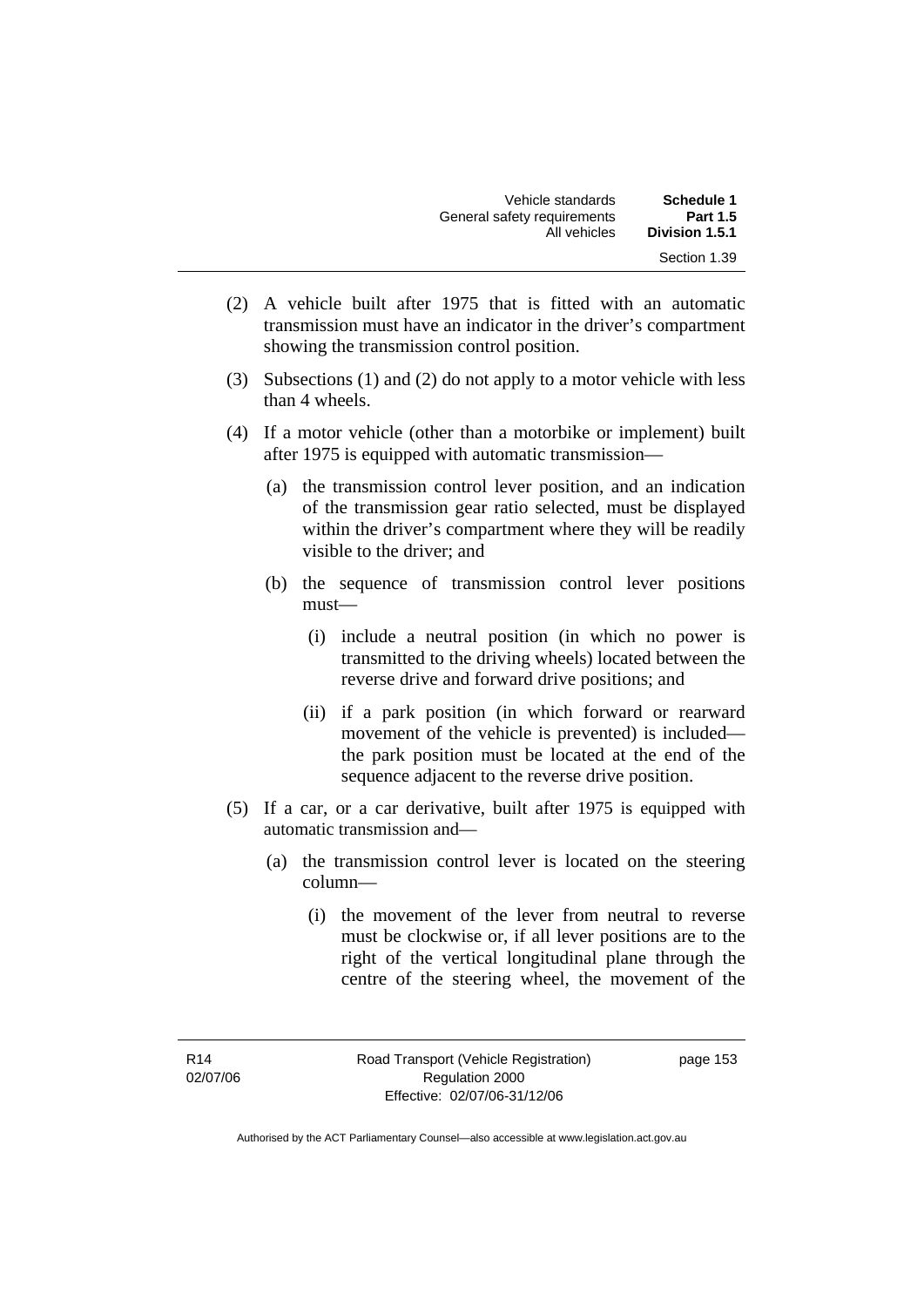(2) A vehicle built after 1975 that is fitted with an automatic transmission must have an indicator in the driver's compartment showing the transmission control position.

(3) Subsections (1) and (2) do not apply to a motor vehicle with less than 4 wheels.

(4) If a motor vehicle (other than a motorbike or implement) built after 1975 is equipped with automatic transmission—

   (a) the transmission control lever position, and an indication of the transmission gear ratio selected, must be displayed within the driver's compartment where they will be readily visible to the driver; and

   (b) the sequence of transmission control lever positions must—

      (i) include a neutral position (in which no power is transmitted to the driving wheels) located between the reverse drive and forward drive positions; and

      (ii) if a park position (in which forward or rearward movement of the vehicle is prevented) is included—the park position must be located at the end of the sequence adjacent to the reverse drive position.

(5) If a car, or a car derivative, built after 1975 is equipped with automatic transmission and—

   (a) the transmission control lever is located on the steering column—

      (i) the movement of the lever from neutral to reverse must be clockwise or, if all lever positions are to the right of the vertical longitudinal plane through the centre of the steering wheel, the movement of the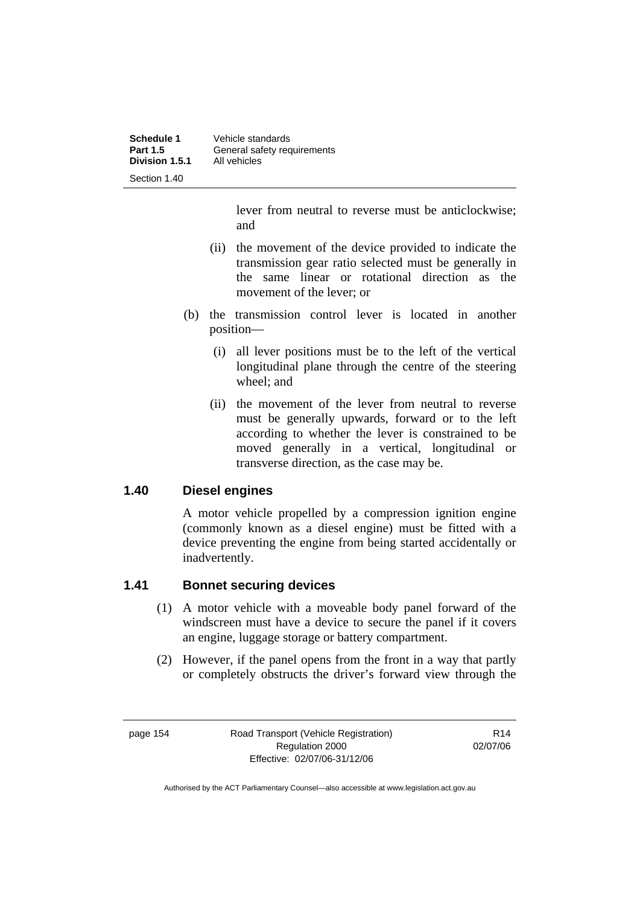lever from neutral to reverse must be anticlockwise; and

(ii) the movement of the device provided to indicate the transmission gear ratio selected must be generally in the same linear or rotational direction as the movement of the lever; or

(b) the transmission control lever is located in another position—

(i) all lever positions must be to the left of the vertical longitudinal plane through the centre of the steering wheel; and

(ii) the movement of the lever from neutral to reverse must be generally upwards, forward or to the left according to whether the lever is constrained to be moved generally in a vertical, longitudinal or transverse direction, as the case may be.

### 1.40 Diesel engines

A motor vehicle propelled by a compression ignition engine (commonly known as a diesel engine) must be fitted with a device preventing the engine from being started accidentally or inadvertently.

### 1.41 Bonnet securing devices

(1) A motor vehicle with a moveable body panel forward of the windscreen must have a device to secure the panel if it covers an engine, luggage storage or battery compartment.

(2) However, if the panel opens from the front in a way that partly or completely obstructs the driver's forward view through the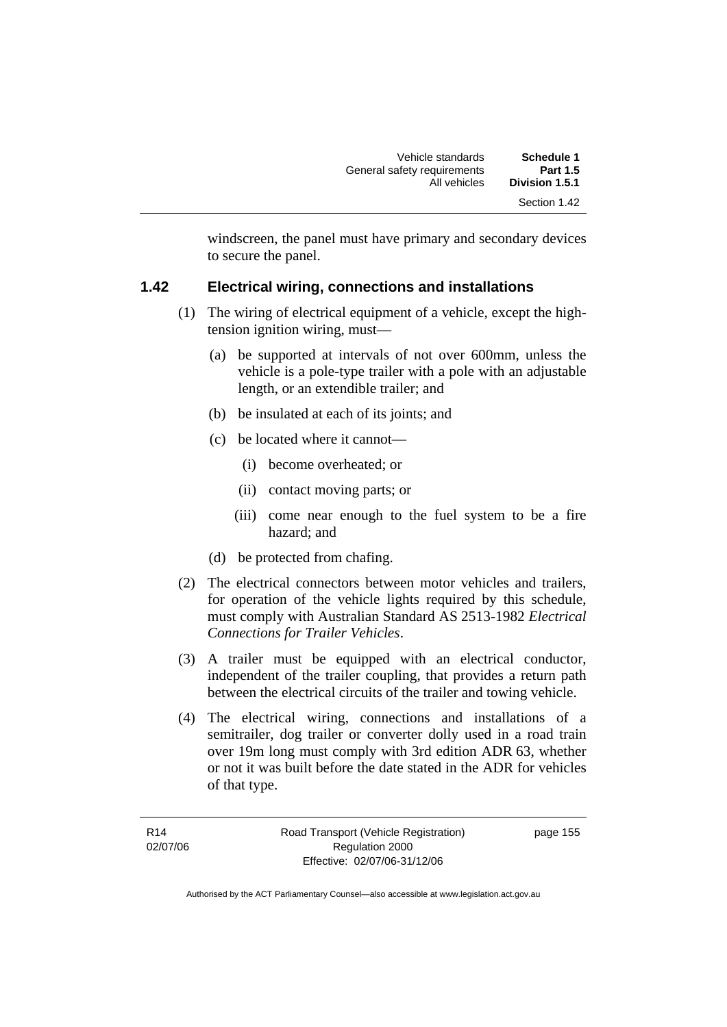windscreen, the panel must have primary and secondary devices to secure the panel.

### 1.42 Electrical wiring, connections and installations

(1) The wiring of electrical equipment of a vehicle, except the high-tension ignition wiring, must—

(a) be supported at intervals of not over 600mm, unless the vehicle is a pole-type trailer with a pole with an adjustable length, or an extendible trailer; and

(b) be insulated at each of its joints; and

(c) be located where it cannot—

(i) become overheated; or

(ii) contact moving parts; or

(iii) come near enough to the fuel system to be a fire hazard; and

(d) be protected from chafing.

(2) The electrical connectors between motor vehicles and trailers, for operation of the vehicle lights required by this schedule, must comply with Australian Standard AS 2513-1982 *Electrical Connections for Trailer Vehicles*.

(3) A trailer must be equipped with an electrical conductor, independent of the trailer coupling, that provides a return path between the electrical circuits of the trailer and towing vehicle.

(4) The electrical wiring, connections and installations of a semitrailer, dog trailer or converter dolly used in a road train over 19m long must comply with 3rd edition ADR 63, whether or not it was built before the date stated in the ADR for vehicles of that type.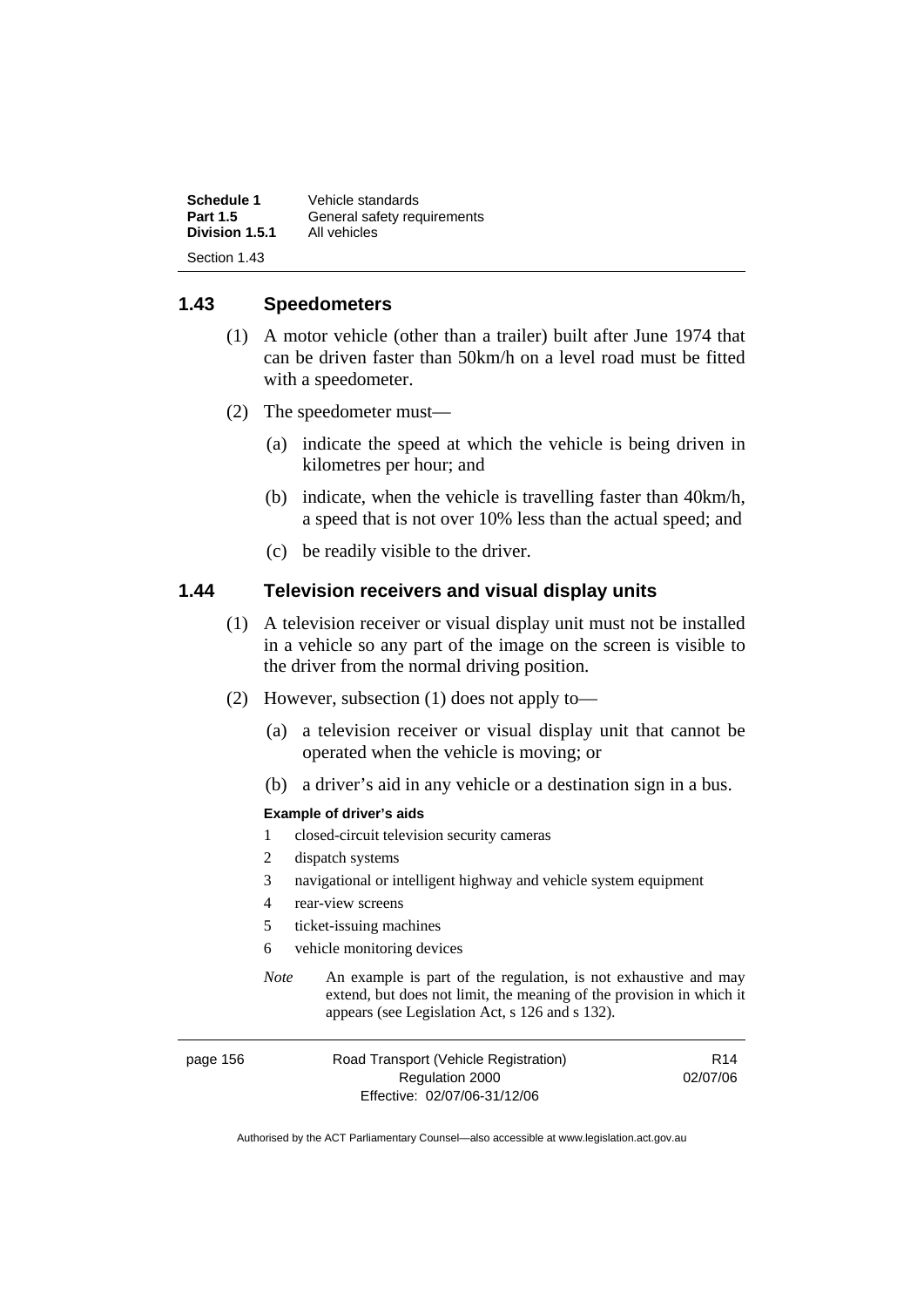## 1.43 Speedometers

(1) A motor vehicle (other than a trailer) built after June 1974 that can be driven faster than 50km/h on a level road must be fitted with a speedometer.

(2) The speedometer must—

(a) indicate the speed at which the vehicle is being driven in kilometres per hour; and

(b) indicate, when the vehicle is travelling faster than 40km/h, a speed that is not over 10% less than the actual speed; and

(c) be readily visible to the driver.

## 1.44 Television receivers and visual display units

(1) A television receiver or visual display unit must not be installed in a vehicle so any part of the image on the screen is visible to the driver from the normal driving position.

(2) However, subsection (1) does not apply to—

(a) a television receiver or visual display unit that cannot be operated when the vehicle is moving; or

(b) a driver's aid in any vehicle or a destination sign in a bus.

**Example of driver's aids**

1 closed-circuit television security cameras
2 dispatch systems
3 navigational or intelligent highway and vehicle system equipment
4 rear-view screens
5 ticket-issuing machines
6 vehicle monitoring devices

*Note* An example is part of the regulation, is not exhaustive and may extend, but does not limit, the meaning of the provision in which it appears (see Legislation Act, s 126 and s 132).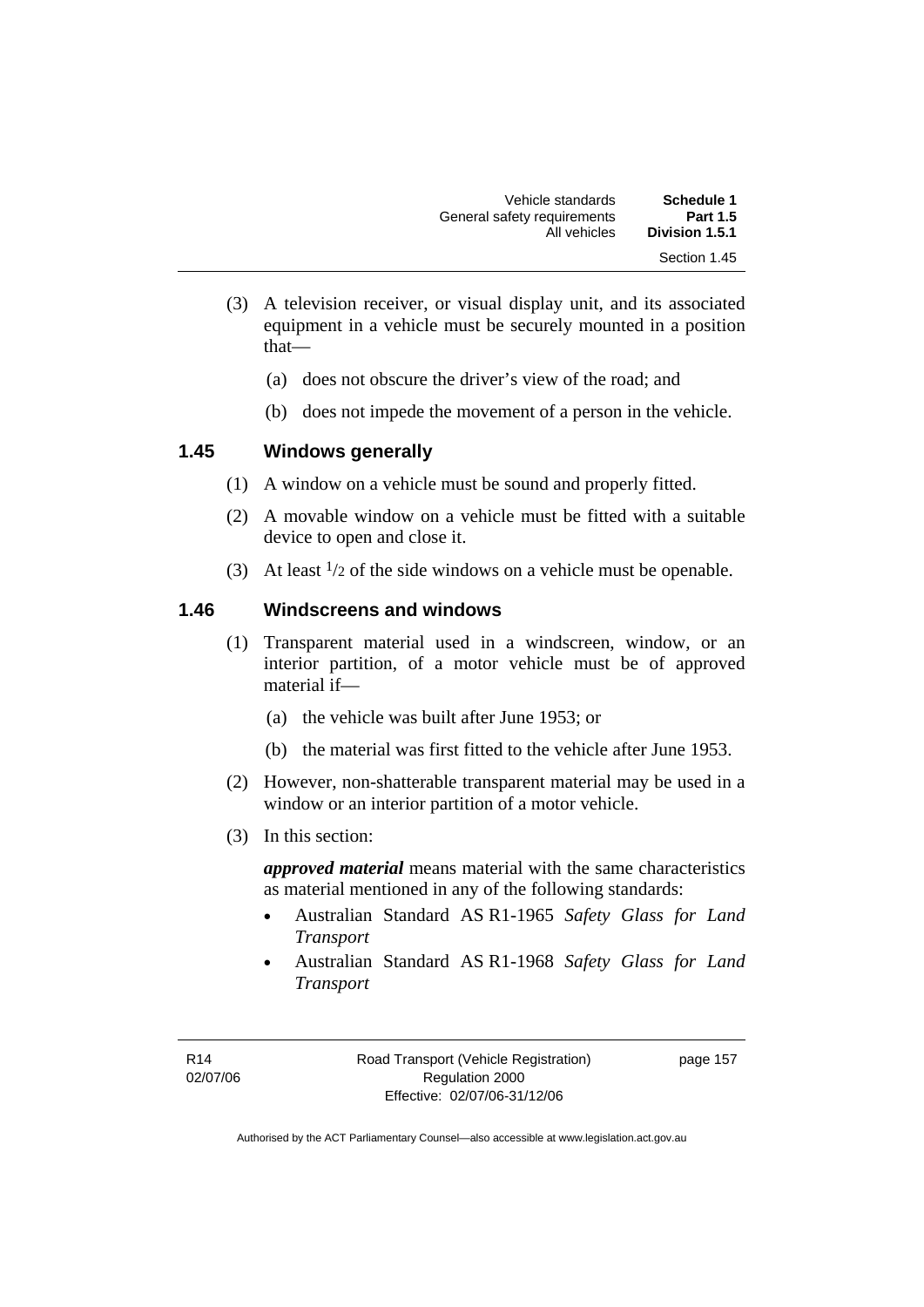(3) A television receiver, or visual display unit, and its associated equipment in a vehicle must be securely mounted in a position that—

(a) does not obscure the driver's view of the road; and

(b) does not impede the movement of a person in the vehicle.

## 1.45 Windows generally

(1) A window on a vehicle must be sound and properly fitted.

(2) A movable window on a vehicle must be fitted with a suitable device to open and close it.

(3) At least $^{1}/_{2}$ of the side windows on a vehicle must be openable.

## 1.46 Windscreens and windows

(1) Transparent material used in a windscreen, window, or an interior partition, of a motor vehicle must be of approved material if—

(a) the vehicle was built after June 1953; or

(b) the material was first fitted to the vehicle after June 1953.

(2) However, non-shatterable transparent material may be used in a window or an interior partition of a motor vehicle.

(3) In this section:

***approved material*** means material with the same characteristics as material mentioned in any of the following standards:

- Australian Standard AS R1-1965 *Safety Glass for Land Transport*
- Australian Standard AS R1-1968 *Safety Glass for Land Transport*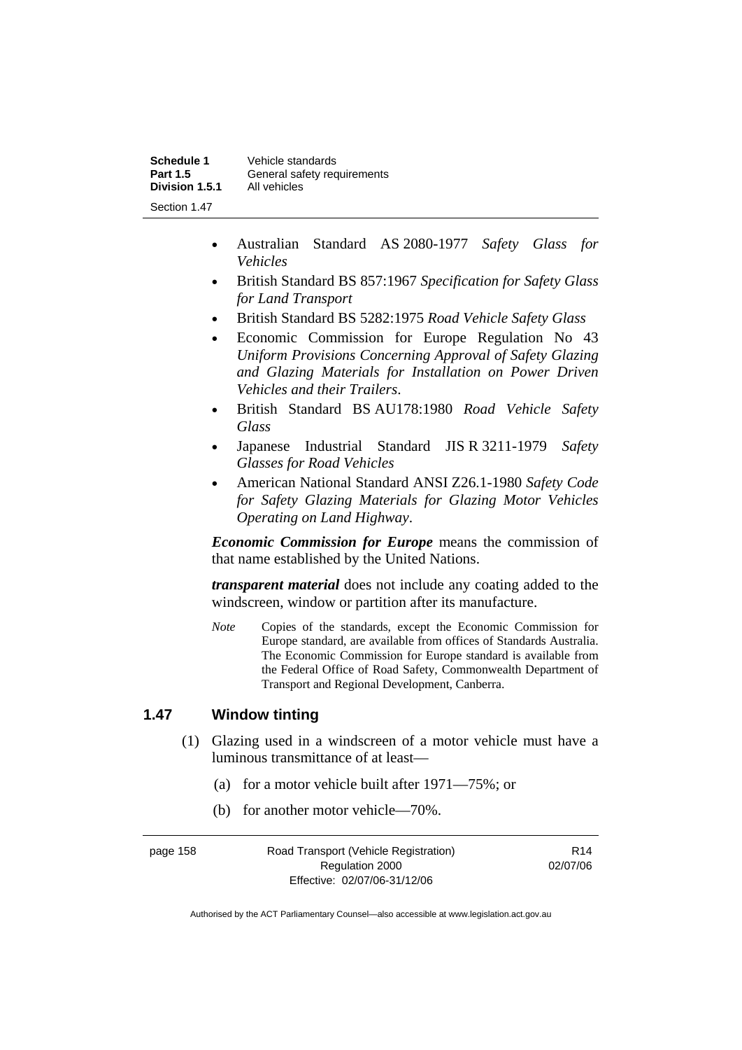- Australian Standard AS 2080-1977 *Safety Glass for Vehicles*
- British Standard BS 857:1967 *Specification for Safety Glass for Land Transport*
- British Standard BS 5282:1975 *Road Vehicle Safety Glass*
- Economic Commission for Europe Regulation No 43 *Uniform Provisions Concerning Approval of Safety Glazing and Glazing Materials for Installation on Power Driven Vehicles and their Trailers*.
- British Standard BS AU178:1980 *Road Vehicle Safety Glass*
- Japanese Industrial Standard JIS R 3211-1979 *Safety Glasses for Road Vehicles*
- American National Standard ANSI Z26.1-1980 *Safety Code for Safety Glazing Materials for Glazing Motor Vehicles Operating on Land Highway*.

***Economic Commission for Europe*** means the commission of that name established by the United Nations.

***transparent material*** does not include any coating added to the windscreen, window or partition after its manufacture.

*Note* Copies of the standards, except the Economic Commission for Europe standard, are available from offices of Standards Australia. The Economic Commission for Europe standard is available from the Federal Office of Road Safety, Commonwealth Department of Transport and Regional Development, Canberra.

## 1.47 Window tinting

(1) Glazing used in a windscreen of a motor vehicle must have a luminous transmittance of at least—

(a) for a motor vehicle built after 1971—75%; or

(b) for another motor vehicle—70%.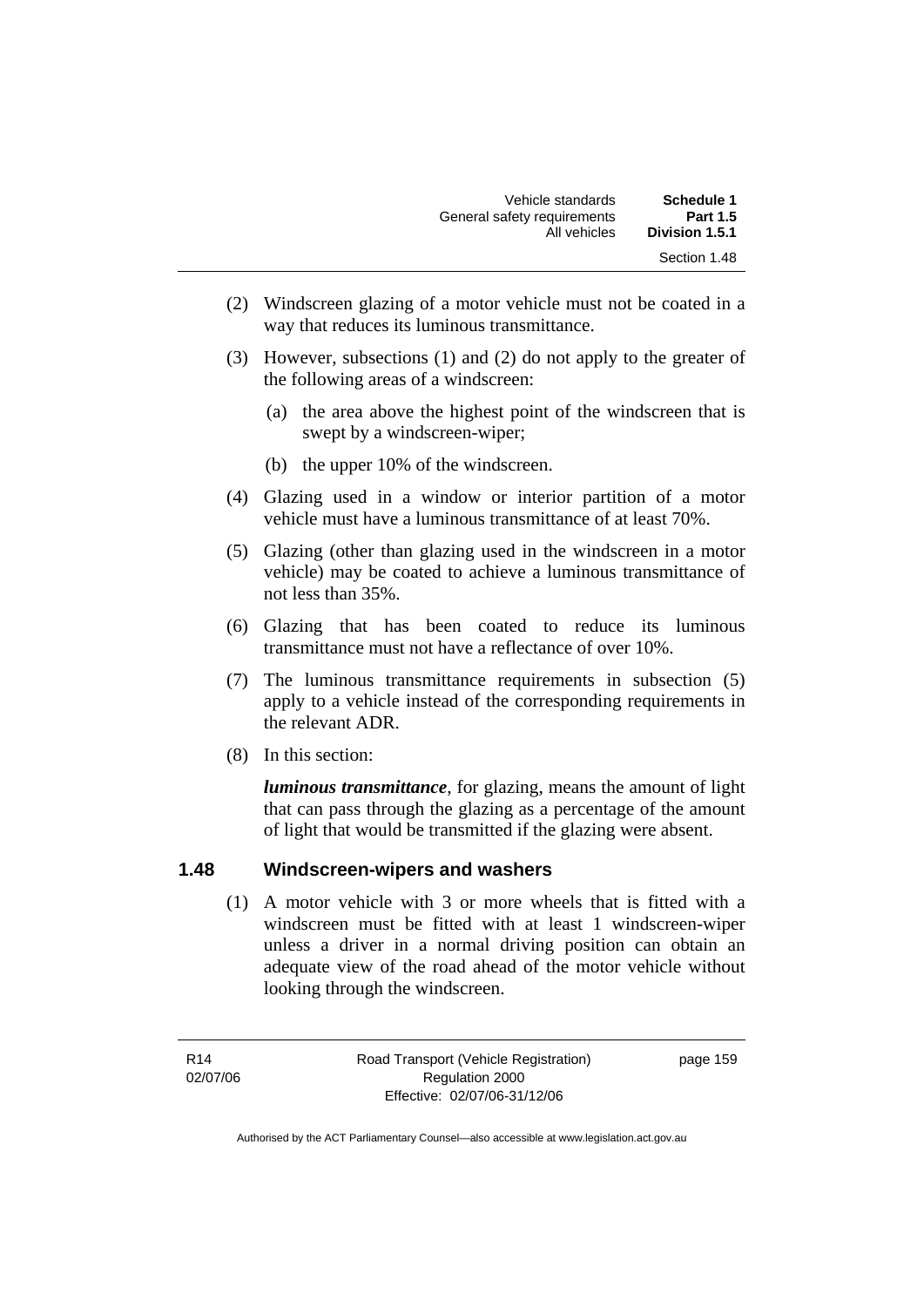(2) Windscreen glazing of a motor vehicle must not be coated in a way that reduces its luminous transmittance.

(3) However, subsections (1) and (2) do not apply to the greater of the following areas of a windscreen:

(a) the area above the highest point of the windscreen that is swept by a windscreen-wiper;

(b) the upper 10% of the windscreen.

(4) Glazing used in a window or interior partition of a motor vehicle must have a luminous transmittance of at least 70%.

(5) Glazing (other than glazing used in the windscreen in a motor vehicle) may be coated to achieve a luminous transmittance of not less than 35%.

(6) Glazing that has been coated to reduce its luminous transmittance must not have a reflectance of over 10%.

(7) The luminous transmittance requirements in subsection (5) apply to a vehicle instead of the corresponding requirements in the relevant ADR.

(8) In this section:

***luminous transmittance***, for glazing, means the amount of light that can pass through the glazing as a percentage of the amount of light that would be transmitted if the glazing were absent.

### 1.48 Windscreen-wipers and washers

(1) A motor vehicle with 3 or more wheels that is fitted with a windscreen must be fitted with at least 1 windscreen-wiper unless a driver in a normal driving position can obtain an adequate view of the road ahead of the motor vehicle without looking through the windscreen.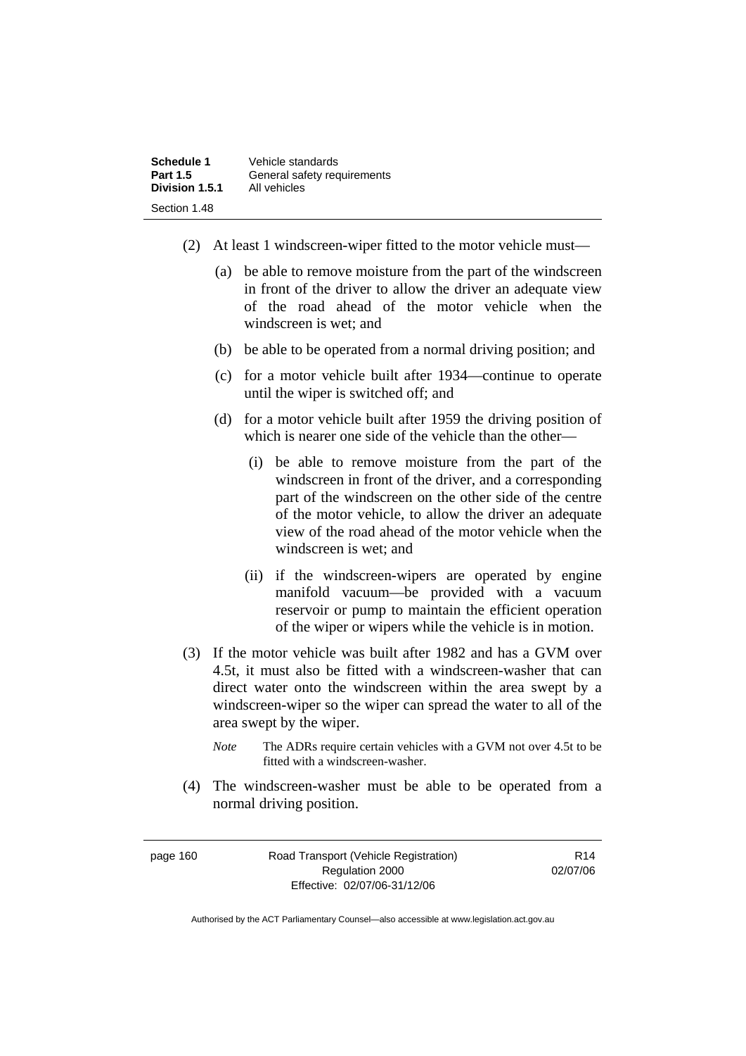(2) At least 1 windscreen-wiper fitted to the motor vehicle must—

(a) be able to remove moisture from the part of the windscreen in front of the driver to allow the driver an adequate view of the road ahead of the motor vehicle when the windscreen is wet; and

(b) be able to be operated from a normal driving position; and

(c) for a motor vehicle built after 1934—continue to operate until the wiper is switched off; and

(d) for a motor vehicle built after 1959 the driving position of which is nearer one side of the vehicle than the other—

(i) be able to remove moisture from the part of the windscreen in front of the driver, and a corresponding part of the windscreen on the other side of the centre of the motor vehicle, to allow the driver an adequate view of the road ahead of the motor vehicle when the windscreen is wet; and

(ii) if the windscreen-wipers are operated by engine manifold vacuum—be provided with a vacuum reservoir or pump to maintain the efficient operation of the wiper or wipers while the vehicle is in motion.

(3) If the motor vehicle was built after 1982 and has a GVM over 4.5t, it must also be fitted with a windscreen-washer that can direct water onto the windscreen within the area swept by a windscreen-wiper so the wiper can spread the water to all of the area swept by the wiper.

*Note* The ADRs require certain vehicles with a GVM not over 4.5t to be fitted with a windscreen-washer.

(4) The windscreen-washer must be able to be operated from a normal driving position.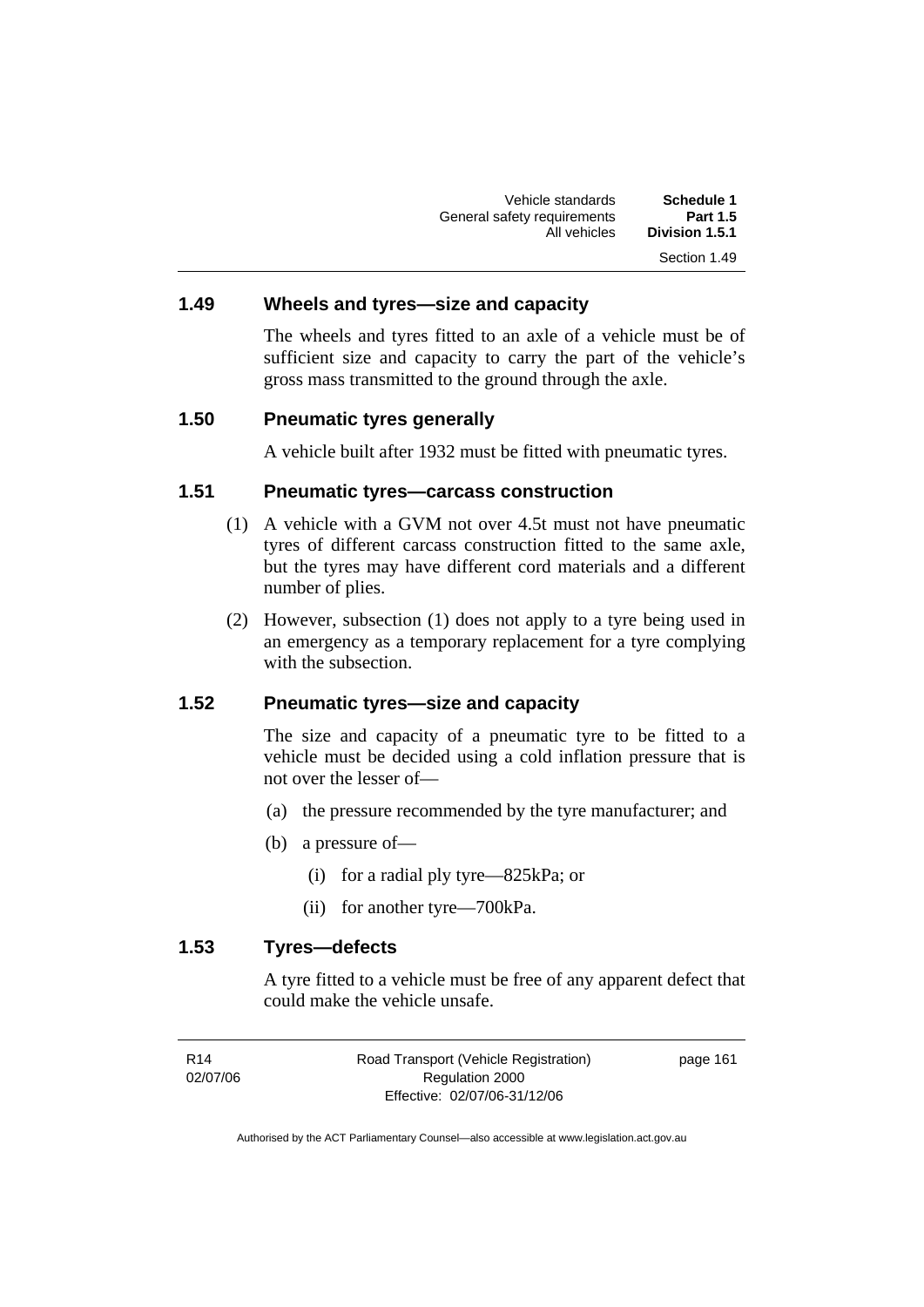### 1.49 Wheels and tyres—size and capacity

The wheels and tyres fitted to an axle of a vehicle must be of sufficient size and capacity to carry the part of the vehicle's gross mass transmitted to the ground through the axle.

### 1.50 Pneumatic tyres generally

A vehicle built after 1932 must be fitted with pneumatic tyres.

### 1.51 Pneumatic tyres—carcass construction

(1) A vehicle with a GVM not over 4.5t must not have pneumatic tyres of different carcass construction fitted to the same axle, but the tyres may have different cord materials and a different number of plies.

(2) However, subsection (1) does not apply to a tyre being used in an emergency as a temporary replacement for a tyre complying with the subsection.

### 1.52 Pneumatic tyres—size and capacity

The size and capacity of a pneumatic tyre to be fitted to a vehicle must be decided using a cold inflation pressure that is not over the lesser of—

(a) the pressure recommended by the tyre manufacturer; and

(b) a pressure of—

(i) for a radial ply tyre—825kPa; or

(ii) for another tyre—700kPa.

### 1.53 Tyres—defects

A tyre fitted to a vehicle must be free of any apparent defect that could make the vehicle unsafe.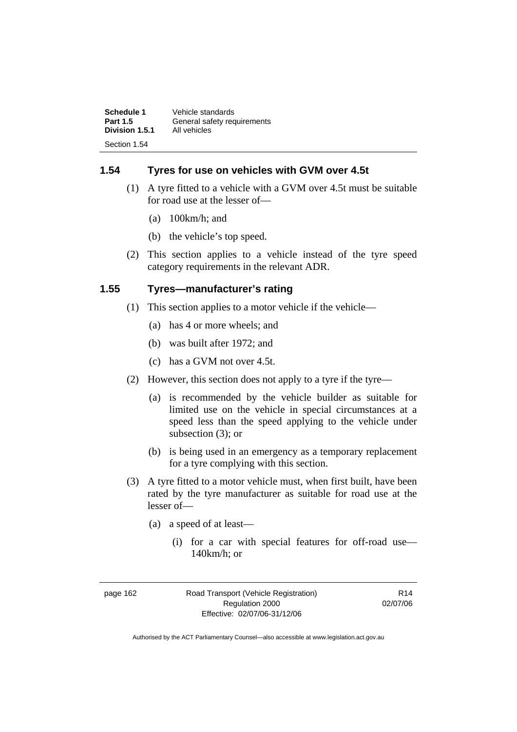## 1.54 Tyres for use on vehicles with GVM over 4.5t

(1) A tyre fitted to a vehicle with a GVM over 4.5t must be suitable for road use at the lesser of—

(a) 100km/h; and

(b) the vehicle's top speed.

(2) This section applies to a vehicle instead of the tyre speed category requirements in the relevant ADR.

## 1.55 Tyres—manufacturer's rating

(1) This section applies to a motor vehicle if the vehicle—

(a) has 4 or more wheels; and

(b) was built after 1972; and

(c) has a GVM not over 4.5t.

(2) However, this section does not apply to a tyre if the tyre—

(a) is recommended by the vehicle builder as suitable for limited use on the vehicle in special circumstances at a speed less than the speed applying to the vehicle under subsection (3); or

(b) is being used in an emergency as a temporary replacement for a tyre complying with this section.

(3) A tyre fitted to a motor vehicle must, when first built, have been rated by the tyre manufacturer as suitable for road use at the lesser of—

(a) a speed of at least—

(i) for a car with special features for off-road use—140km/h; or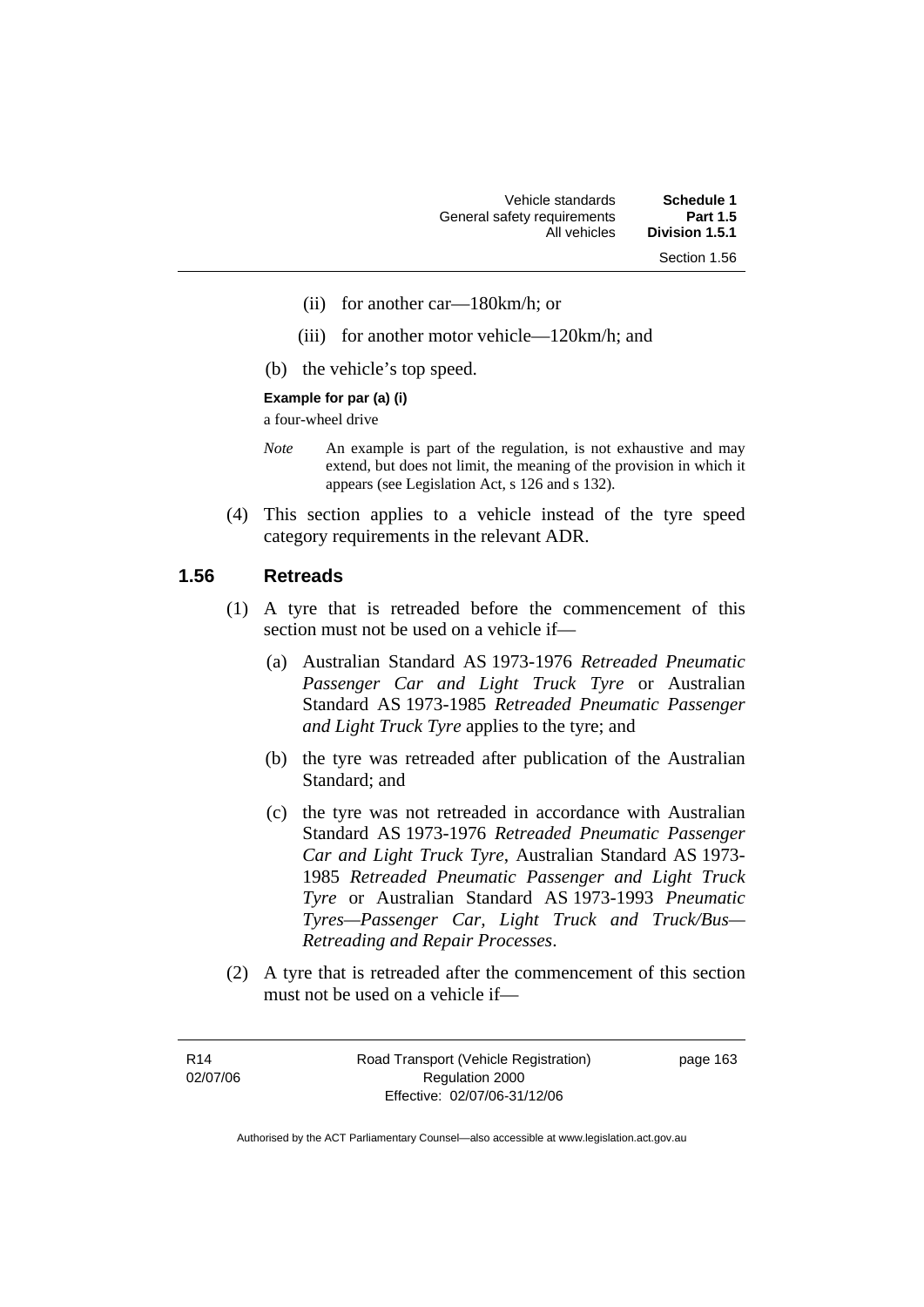(ii) for another car—180km/h; or

(iii) for another motor vehicle—120km/h; and

(b) the vehicle's top speed.

**Example for par (a) (i)**

a four-wheel drive

*Note* An example is part of the regulation, is not exhaustive and may extend, but does not limit, the meaning of the provision in which it appears (see Legislation Act, s 126 and s 132).

(4) This section applies to a vehicle instead of the tyre speed category requirements in the relevant ADR.

## 1.56 Retreads

(1) A tyre that is retreaded before the commencement of this section must not be used on a vehicle if—

(a) Australian Standard AS 1973-1976 *Retreaded Pneumatic Passenger Car and Light Truck Tyre* or Australian Standard AS 1973-1985 *Retreaded Pneumatic Passenger and Light Truck Tyre* applies to the tyre; and

(b) the tyre was retreaded after publication of the Australian Standard; and

(c) the tyre was not retreaded in accordance with Australian Standard AS 1973-1976 *Retreaded Pneumatic Passenger Car and Light Truck Tyre*, Australian Standard AS 1973-1985 *Retreaded Pneumatic Passenger and Light Truck Tyre* or Australian Standard AS 1973-1993 *Pneumatic Tyres—Passenger Car, Light Truck and Truck/Bus—Retreading and Repair Processes*.

(2) A tyre that is retreaded after the commencement of this section must not be used on a vehicle if—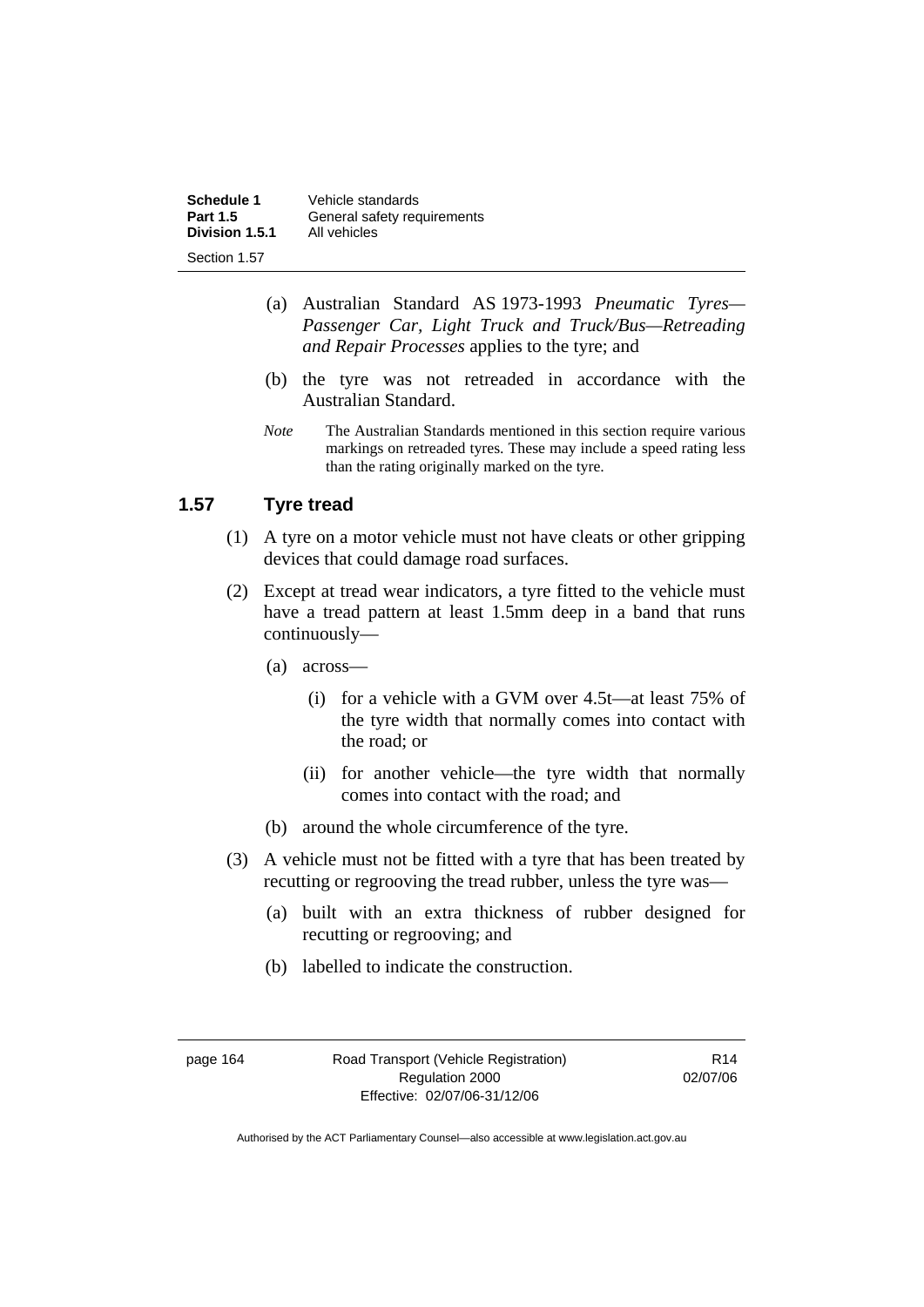(a) Australian Standard AS 1973-1993 *Pneumatic Tyres—Passenger Car, Light Truck and Truck/Bus—Retreading and Repair Processes* applies to the tyre; and

(b) the tyre was not retreaded in accordance with the Australian Standard.

*Note* The Australian Standards mentioned in this section require various markings on retreaded tyres. These may include a speed rating less than the rating originally marked on the tyre.

## 1.57 Tyre tread

(1) A tyre on a motor vehicle must not have cleats or other gripping devices that could damage road surfaces.

(2) Except at tread wear indicators, a tyre fitted to the vehicle must have a tread pattern at least 1.5mm deep in a band that runs continuously—

(a) across—

(i) for a vehicle with a GVM over 4.5t—at least 75% of the tyre width that normally comes into contact with the road; or

(ii) for another vehicle—the tyre width that normally comes into contact with the road; and

(b) around the whole circumference of the tyre.

(3) A vehicle must not be fitted with a tyre that has been treated by recutting or regrooving the tread rubber, unless the tyre was—

(a) built with an extra thickness of rubber designed for recutting or regrooving; and

(b) labelled to indicate the construction.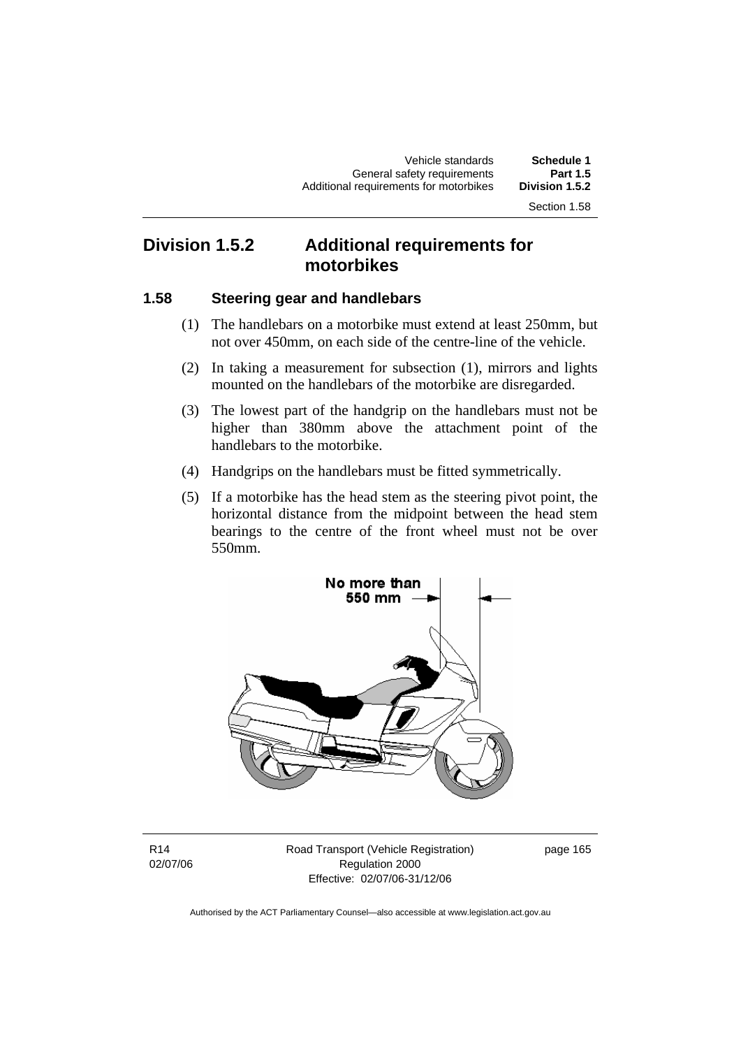## Division 1.5.2 Additional requirements for motorbikes

### 1.58 Steering gear and handlebars

(1) The handlebars on a motorbike must extend at least 250mm, but not over 450mm, on each side of the centre-line of the vehicle.

(2) In taking a measurement for subsection (1), mirrors and lights mounted on the handlebars of the motorbike are disregarded.

(3) The lowest part of the handgrip on the handlebars must not be higher than 380mm above the attachment point of the handlebars to the motorbike.

(4) Handgrips on the handlebars must be fitted symmetrically.

(5) If a motorbike has the head stem as the steering pivot point, the horizontal distance from the midpoint between the head stem bearings to the centre of the front wheel must not be over 550mm.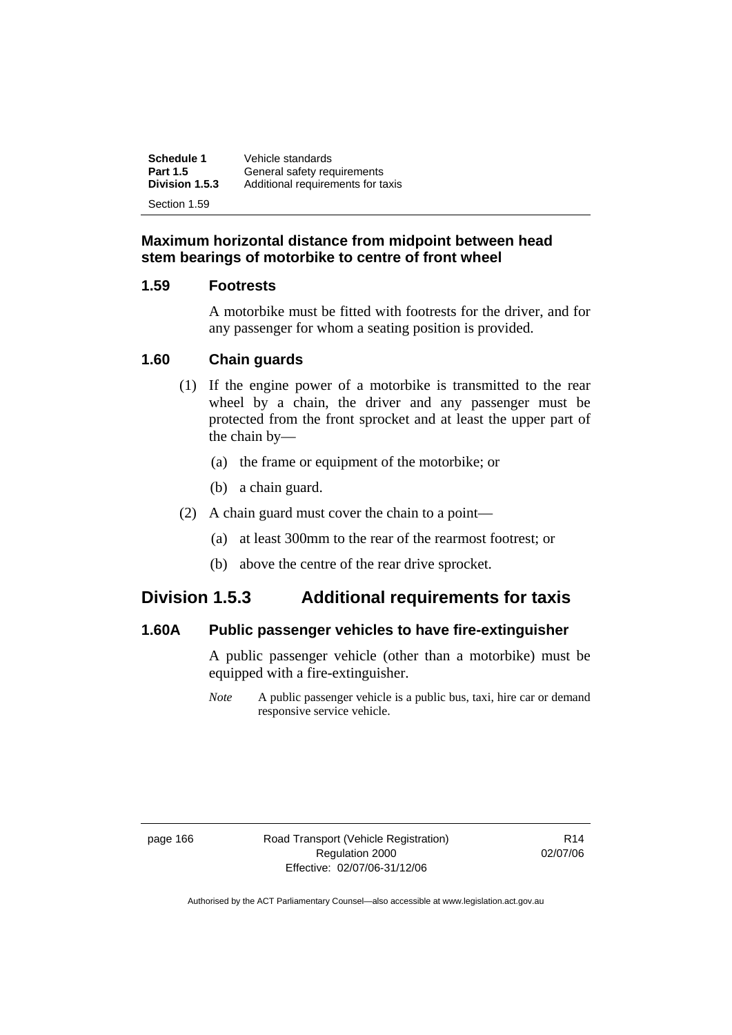**Maximum horizontal distance from midpoint between head stem bearings of motorbike to centre of front wheel**

### 1.59 Footrests

A motorbike must be fitted with footrests for the driver, and for any passenger for whom a seating position is provided.

### 1.60 Chain guards

(1) If the engine power of a motorbike is transmitted to the rear wheel by a chain, the driver and any passenger must be protected from the front sprocket and at least the upper part of the chain by—

(a) the frame or equipment of the motorbike; or

(b) a chain guard.

(2) A chain guard must cover the chain to a point—

(a) at least 300mm to the rear of the rearmost footrest; or

(b) above the centre of the rear drive sprocket.

## Division 1.5.3 Additional requirements for taxis

### 1.60A Public passenger vehicles to have fire-extinguisher

A public passenger vehicle (other than a motorbike) must be equipped with a fire-extinguisher.

*Note* A public passenger vehicle is a public bus, taxi, hire car or demand responsive service vehicle.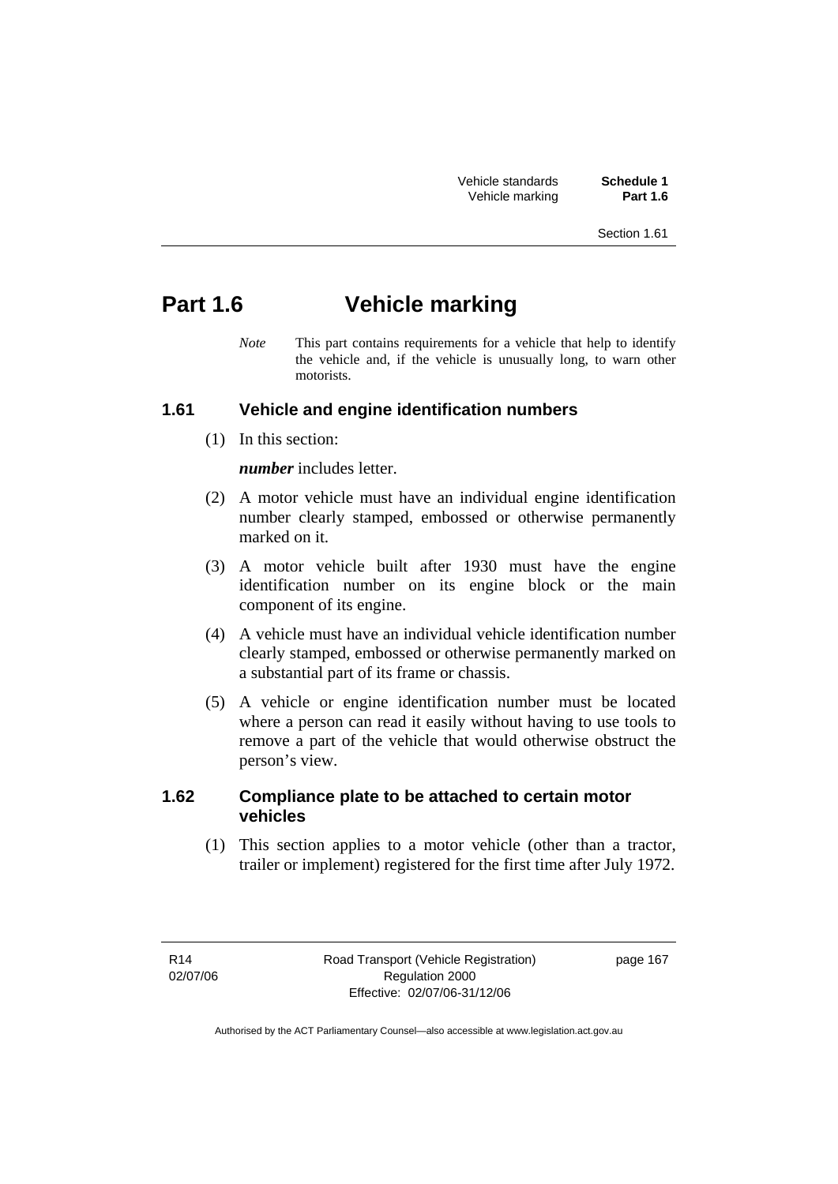# Part 1.6 Vehicle marking

*Note* This part contains requirements for a vehicle that help to identify the vehicle and, if the vehicle is unusually long, to warn other motorists.

## 1.61 Vehicle and engine identification numbers

(1) In this section:

***number*** includes letter.

(2) A motor vehicle must have an individual engine identification number clearly stamped, embossed or otherwise permanently marked on it.

(3) A motor vehicle built after 1930 must have the engine identification number on its engine block or the main component of its engine.

(4) A vehicle must have an individual vehicle identification number clearly stamped, embossed or otherwise permanently marked on a substantial part of its frame or chassis.

(5) A vehicle or engine identification number must be located where a person can read it easily without having to use tools to remove a part of the vehicle that would otherwise obstruct the person's view.

## 1.62 Compliance plate to be attached to certain motor vehicles

(1) This section applies to a motor vehicle (other than a tractor, trailer or implement) registered for the first time after July 1972.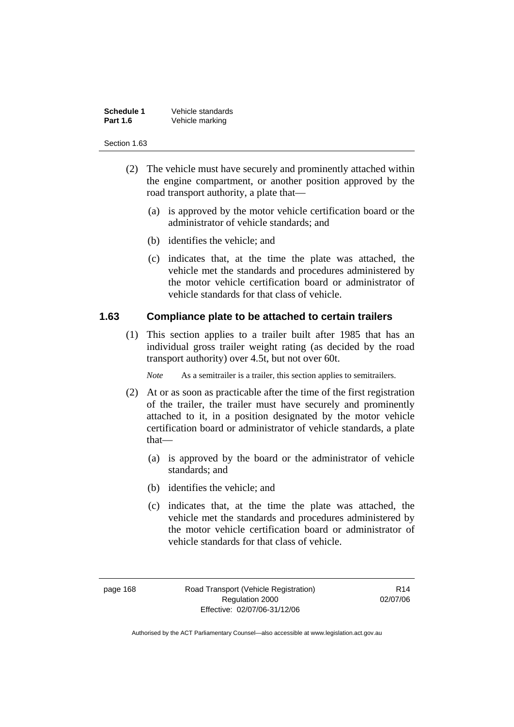(2) The vehicle must have securely and prominently attached within the engine compartment, or another position approved by the road transport authority, a plate that—

(a) is approved by the motor vehicle certification board or the administrator of vehicle standards; and

(b) identifies the vehicle; and

(c) indicates that, at the time the plate was attached, the vehicle met the standards and procedures administered by the motor vehicle certification board or administrator of vehicle standards for that class of vehicle.

### 1.63 Compliance plate to be attached to certain trailers

(1) This section applies to a trailer built after 1985 that has an individual gross trailer weight rating (as decided by the road transport authority) over 4.5t, but not over 60t.

*Note* As a semitrailer is a trailer, this section applies to semitrailers.

(2) At or as soon as practicable after the time of the first registration of the trailer, the trailer must have securely and prominently attached to it, in a position designated by the motor vehicle certification board or administrator of vehicle standards, a plate that—

(a) is approved by the board or the administrator of vehicle standards; and

(b) identifies the vehicle; and

(c) indicates that, at the time the plate was attached, the vehicle met the standards and procedures administered by the motor vehicle certification board or administrator of vehicle standards for that class of vehicle.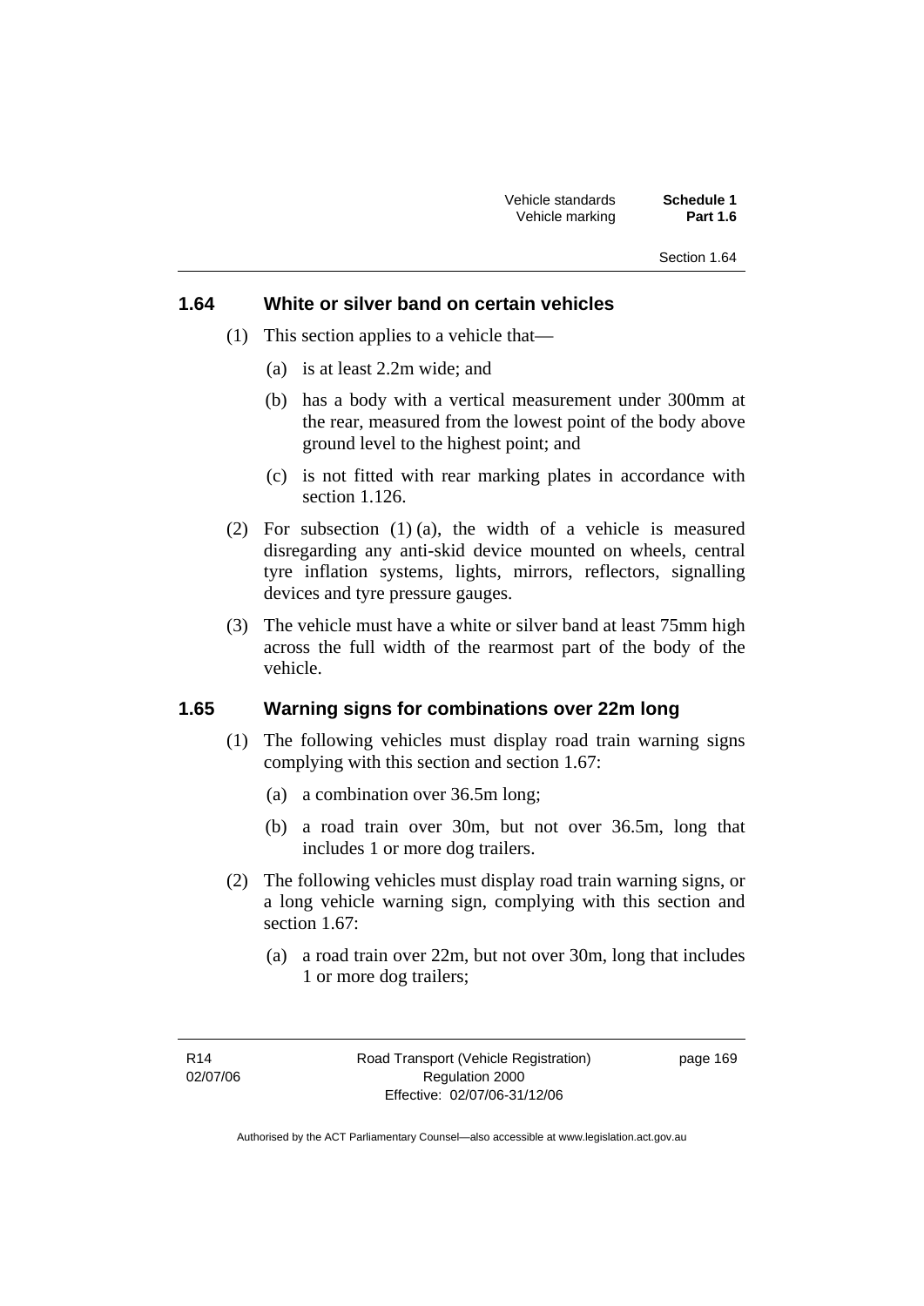## 1.64 White or silver band on certain vehicles

(1) This section applies to a vehicle that—

(a) is at least 2.2m wide; and

(b) has a body with a vertical measurement under 300mm at the rear, measured from the lowest point of the body above ground level to the highest point; and

(c) is not fitted with rear marking plates in accordance with section 1.126.

(2) For subsection (1) (a), the width of a vehicle is measured disregarding any anti-skid device mounted on wheels, central tyre inflation systems, lights, mirrors, reflectors, signalling devices and tyre pressure gauges.

(3) The vehicle must have a white or silver band at least 75mm high across the full width of the rearmost part of the body of the vehicle.

## 1.65 Warning signs for combinations over 22m long

(1) The following vehicles must display road train warning signs complying with this section and section 1.67:

(a) a combination over 36.5m long;

(b) a road train over 30m, but not over 36.5m, long that includes 1 or more dog trailers.

(2) The following vehicles must display road train warning signs, or a long vehicle warning sign, complying with this section and section 1.67:

(a) a road train over 22m, but not over 30m, long that includes 1 or more dog trailers;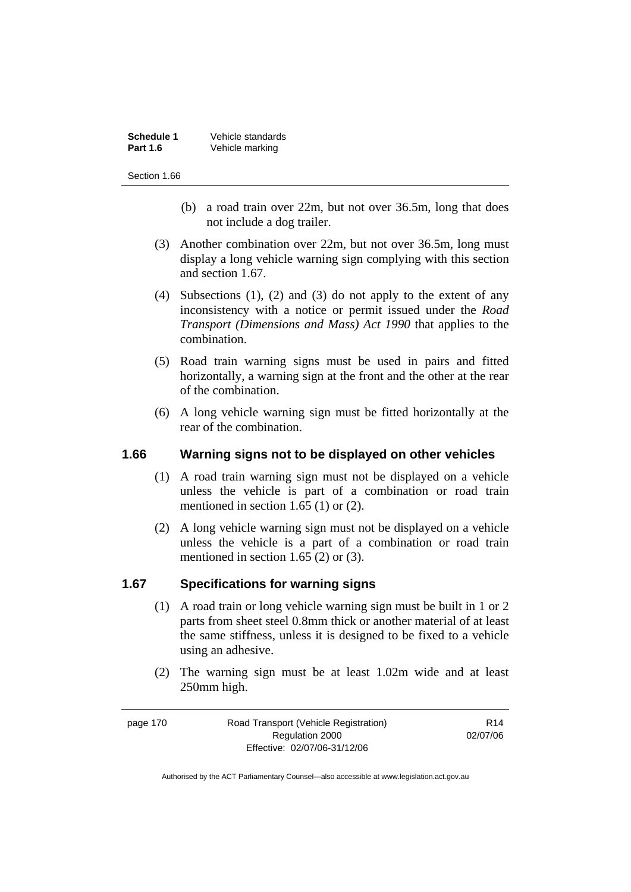(b) a road train over 22m, but not over 36.5m, long that does not include a dog trailer.

(3) Another combination over 22m, but not over 36.5m, long must display a long vehicle warning sign complying with this section and section 1.67.

(4) Subsections (1), (2) and (3) do not apply to the extent of any inconsistency with a notice or permit issued under the *Road Transport (Dimensions and Mass) Act 1990* that applies to the combination.

(5) Road train warning signs must be used in pairs and fitted horizontally, a warning sign at the front and the other at the rear of the combination.

(6) A long vehicle warning sign must be fitted horizontally at the rear of the combination.

### 1.66 Warning signs not to be displayed on other vehicles

(1) A road train warning sign must not be displayed on a vehicle unless the vehicle is part of a combination or road train mentioned in section 1.65 (1) or (2).

(2) A long vehicle warning sign must not be displayed on a vehicle unless the vehicle is a part of a combination or road train mentioned in section 1.65 (2) or (3).

### 1.67 Specifications for warning signs

(1) A road train or long vehicle warning sign must be built in 1 or 2 parts from sheet steel 0.8mm thick or another material of at least the same stiffness, unless it is designed to be fixed to a vehicle using an adhesive.

(2) The warning sign must be at least 1.02m wide and at least 250mm high.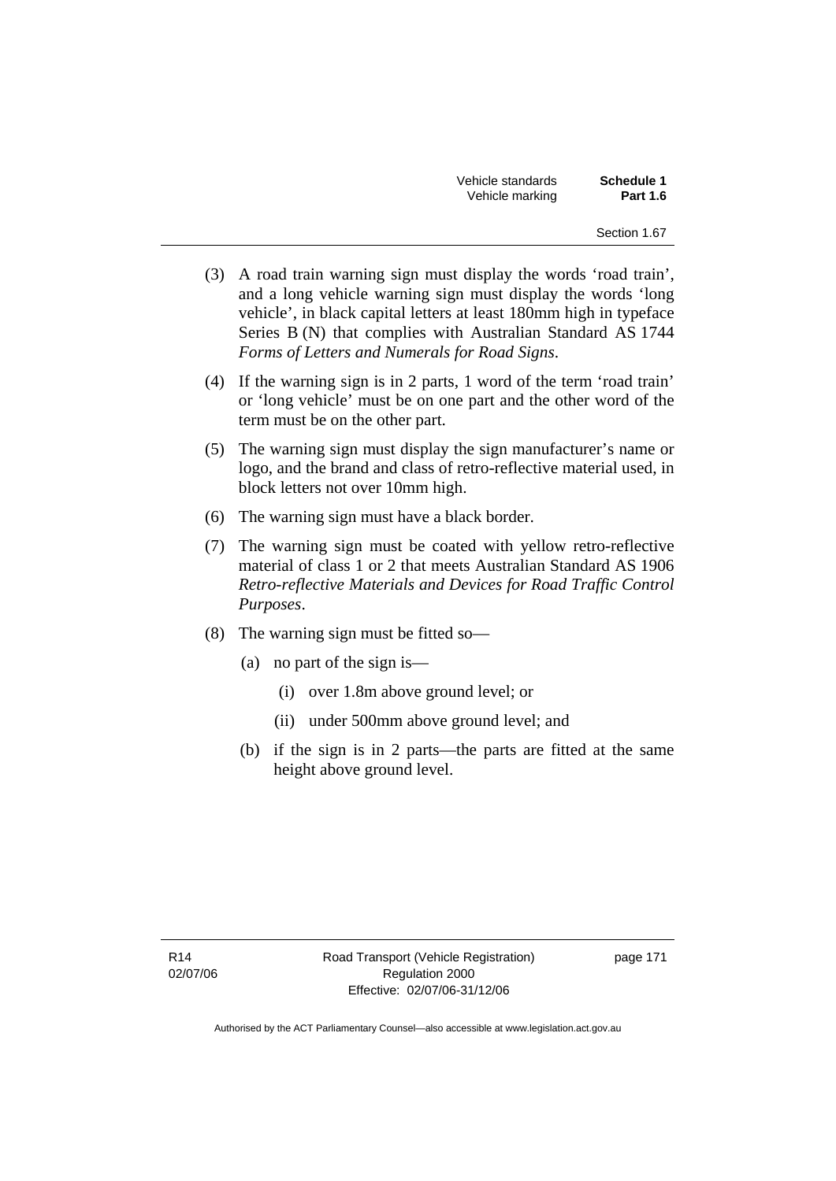(3) A road train warning sign must display the words 'road train', and a long vehicle warning sign must display the words 'long vehicle', in black capital letters at least 180mm high in typeface Series B (N) that complies with Australian Standard AS 1744 *Forms of Letters and Numerals for Road Signs*.

(4) If the warning sign is in 2 parts, 1 word of the term 'road train' or 'long vehicle' must be on one part and the other word of the term must be on the other part.

(5) The warning sign must display the sign manufacturer's name or logo, and the brand and class of retro-reflective material used, in block letters not over 10mm high.

(6) The warning sign must have a black border.

(7) The warning sign must be coated with yellow retro-reflective material of class 1 or 2 that meets Australian Standard AS 1906 *Retro-reflective Materials and Devices for Road Traffic Control Purposes*.

(8) The warning sign must be fitted so—

- (a) no part of the sign is—
  - (i) over 1.8m above ground level; or
  - (ii) under 500mm above ground level; and
- (b) if the sign is in 2 parts—the parts are fitted at the same height above ground level.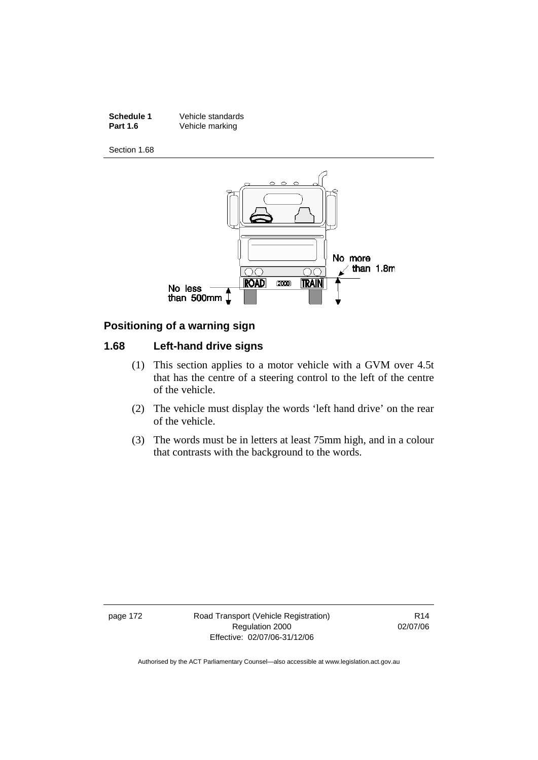## Positioning of a warning sign

### 1.68 Left-hand drive signs

(1) This section applies to a motor vehicle with a GVM over 4.5t that has the centre of a steering control to the left of the centre of the vehicle.

(2) The vehicle must display the words 'left hand drive' on the rear of the vehicle.

(3) The words must be in letters at least 75mm high, and in a colour that contrasts with the background to the words.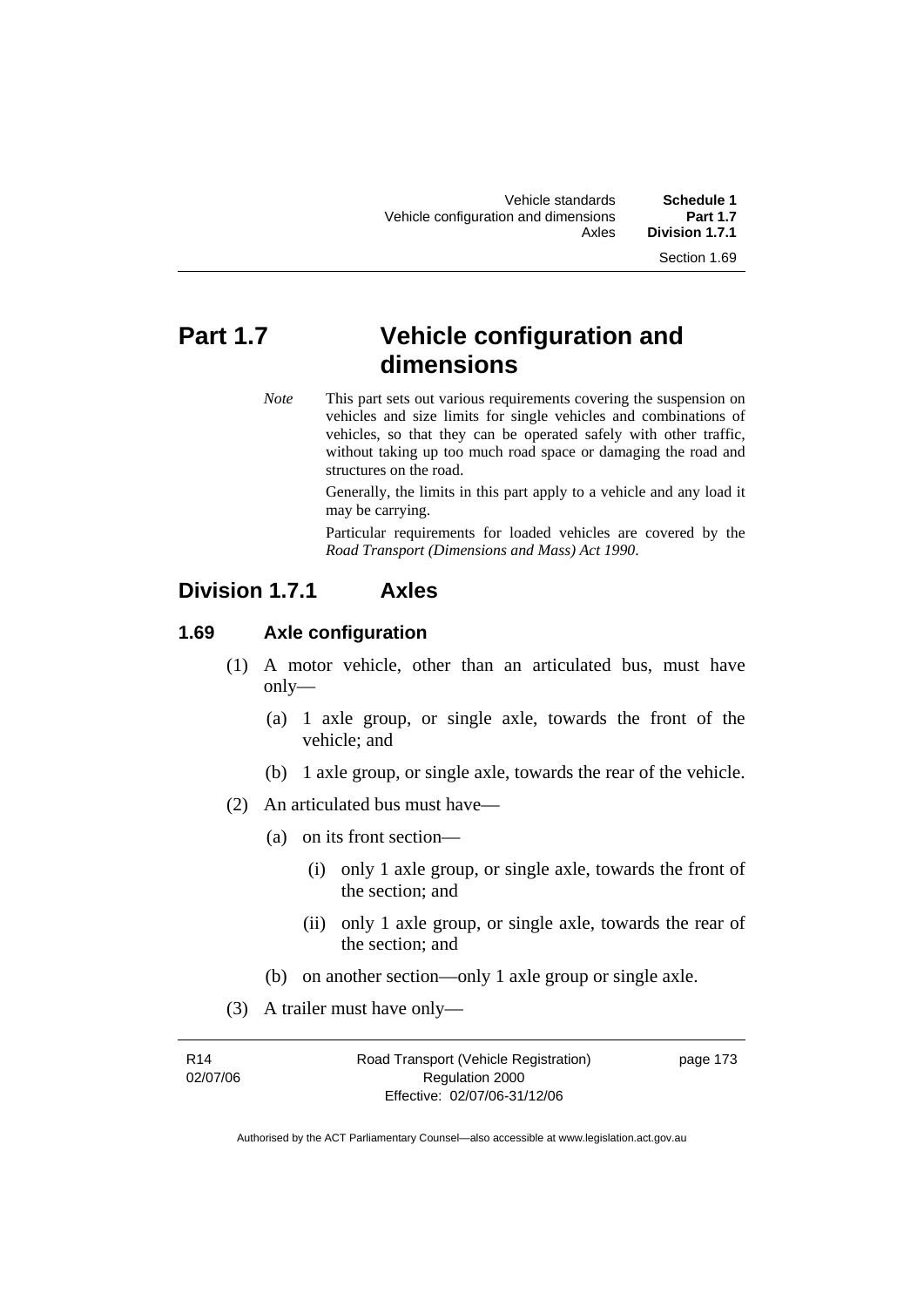# Part 1.7 Vehicle configuration and dimensions

*Note* This part sets out various requirements covering the suspension on vehicles and size limits for single vehicles and combinations of vehicles, so that they can be operated safely with other traffic, without taking up too much road space or damaging the road and structures on the road.

Generally, the limits in this part apply to a vehicle and any load it may be carrying.

Particular requirements for loaded vehicles are covered by the *Road Transport (Dimensions and Mass) Act 1990*.

## Division 1.7.1 Axles

### 1.69 Axle configuration

(1) A motor vehicle, other than an articulated bus, must have only—

(a) 1 axle group, or single axle, towards the front of the vehicle; and

(b) 1 axle group, or single axle, towards the rear of the vehicle.

(2) An articulated bus must have—

(a) on its front section—

(i) only 1 axle group, or single axle, towards the front of the section; and

(ii) only 1 axle group, or single axle, towards the rear of the section; and

(b) on another section—only 1 axle group or single axle.

(3) A trailer must have only—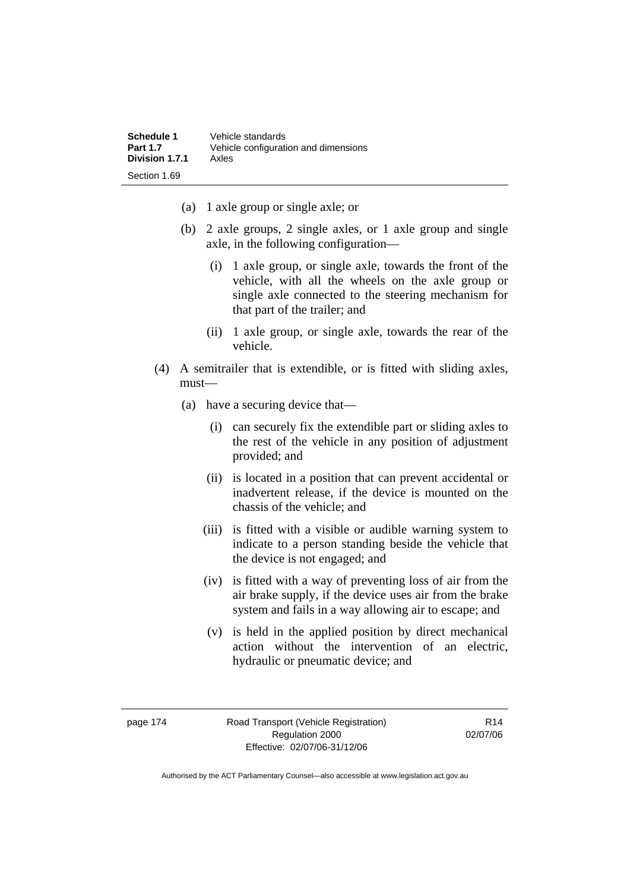(a) 1 axle group or single axle; or

(b) 2 axle groups, 2 single axles, or 1 axle group and single axle, in the following configuration—

   (i) 1 axle group, or single axle, towards the front of the vehicle, with all the wheels on the axle group or single axle connected to the steering mechanism for that part of the trailer; and

   (ii) 1 axle group, or single axle, towards the rear of the vehicle.

(4) A semitrailer that is extendible, or is fitted with sliding axles, must—

(a) have a securing device that—

   (i) can securely fix the extendible part or sliding axles to the rest of the vehicle in any position of adjustment provided; and

   (ii) is located in a position that can prevent accidental or inadvertent release, if the device is mounted on the chassis of the vehicle; and

   (iii) is fitted with a visible or audible warning system to indicate to a person standing beside the vehicle that the device is not engaged; and

   (iv) is fitted with a way of preventing loss of air from the air brake supply, if the device uses air from the brake system and fails in a way allowing air to escape; and

   (v) is held in the applied position by direct mechanical action without the intervention of an electric, hydraulic or pneumatic device; and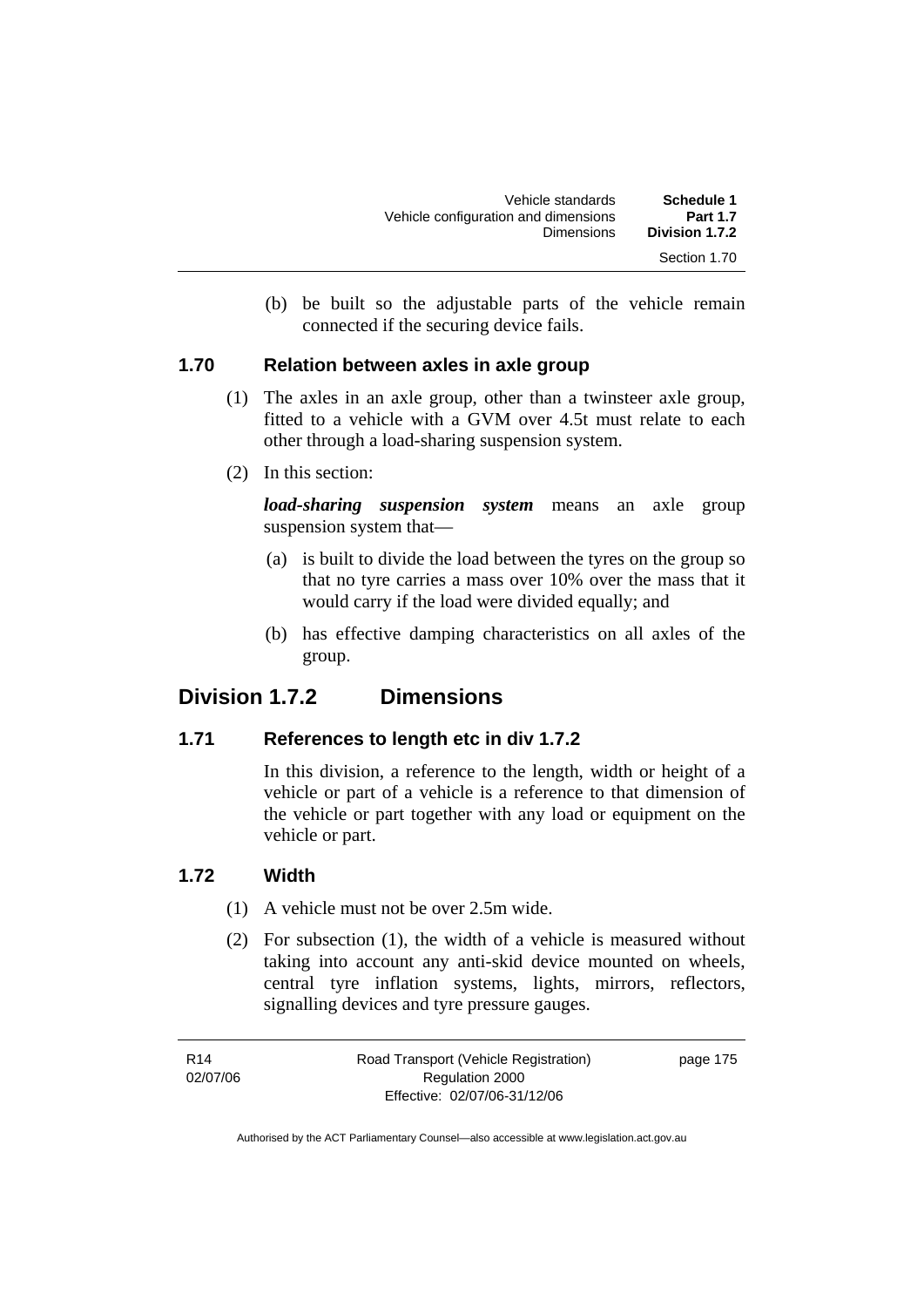(b) be built so the adjustable parts of the vehicle remain connected if the securing device fails.

### 1.70 Relation between axles in axle group

(1) The axles in an axle group, other than a twinsteer axle group, fitted to a vehicle with a GVM over 4.5t must relate to each other through a load-sharing suspension system.

(2) In this section:

***load-sharing suspension system*** means an axle group suspension system that—

(a) is built to divide the load between the tyres on the group so that no tyre carries a mass over 10% over the mass that it would carry if the load were divided equally; and

(b) has effective damping characteristics on all axles of the group.

## Division 1.7.2 Dimensions

### 1.71 References to length etc in div 1.7.2

In this division, a reference to the length, width or height of a vehicle or part of a vehicle is a reference to that dimension of the vehicle or part together with any load or equipment on the vehicle or part.

### 1.72 Width

(1) A vehicle must not be over 2.5m wide.

(2) For subsection (1), the width of a vehicle is measured without taking into account any anti-skid device mounted on wheels, central tyre inflation systems, lights, mirrors, reflectors, signalling devices and tyre pressure gauges.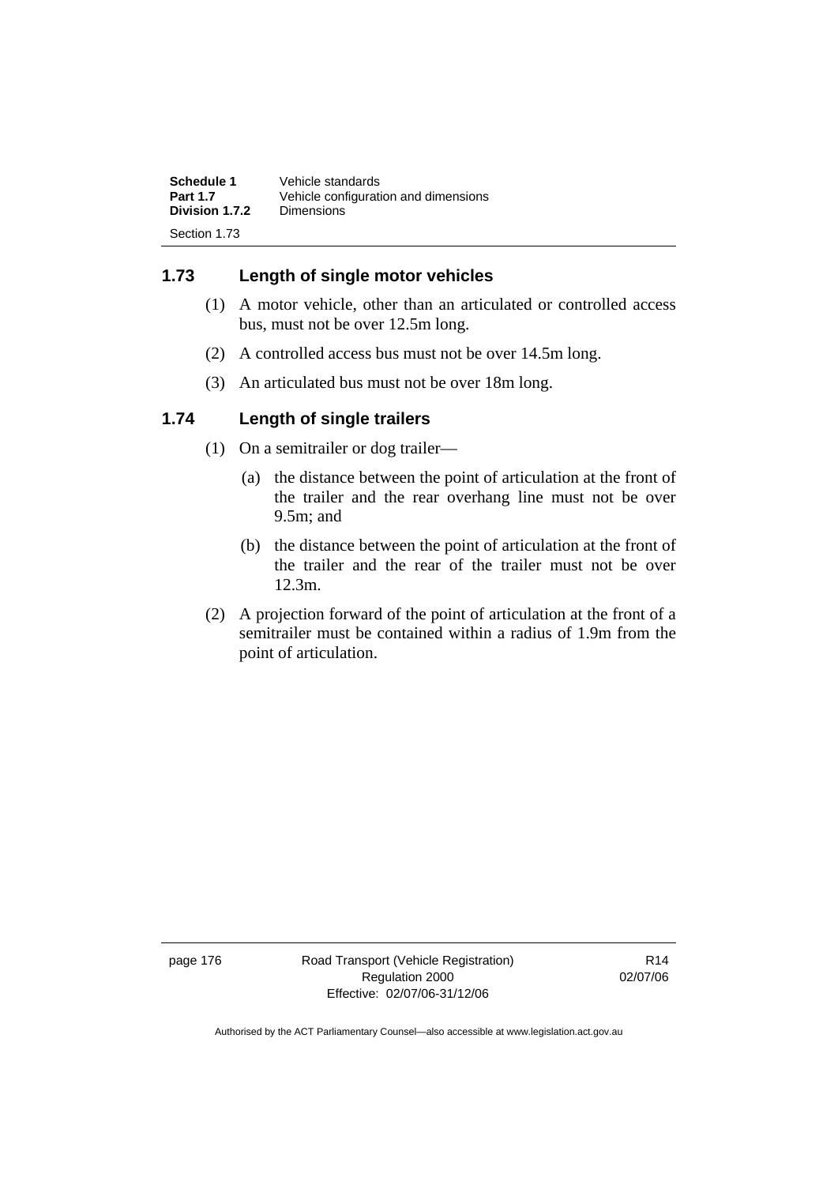## 1.73 Length of single motor vehicles

(1) A motor vehicle, other than an articulated or controlled access bus, must not be over 12.5m long.

(2) A controlled access bus must not be over 14.5m long.

(3) An articulated bus must not be over 18m long.

## 1.74 Length of single trailers

(1) On a semitrailer or dog trailer—

(a) the distance between the point of articulation at the front of the trailer and the rear overhang line must not be over 9.5m; and

(b) the distance between the point of articulation at the front of the trailer and the rear of the trailer must not be over 12.3m.

(2) A projection forward of the point of articulation at the front of a semitrailer must be contained within a radius of 1.9m from the point of articulation.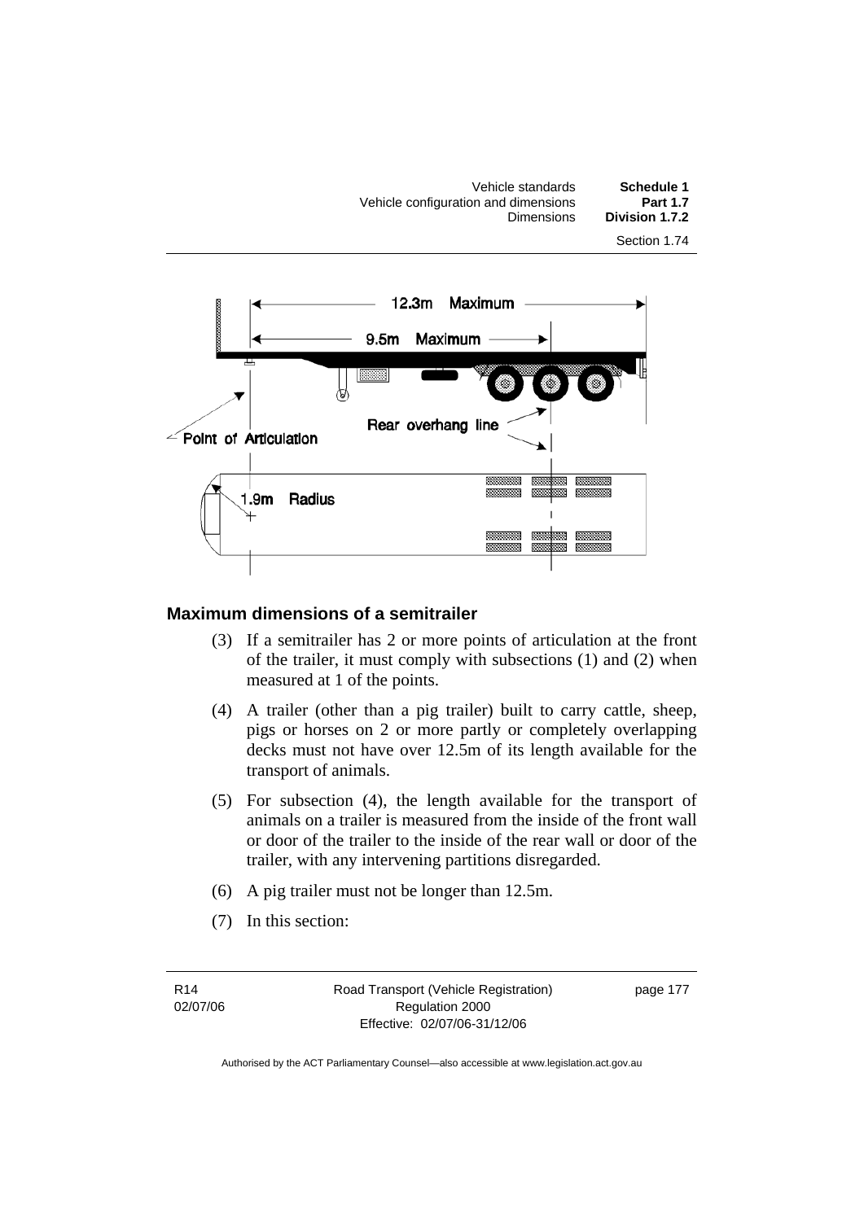## Maximum dimensions of a semitrailer

(3) If a semitrailer has 2 or more points of articulation at the front of the trailer, it must comply with subsections (1) and (2) when measured at 1 of the points.

(4) A trailer (other than a pig trailer) built to carry cattle, sheep, pigs or horses on 2 or more partly or completely overlapping decks must not have over 12.5m of its length available for the transport of animals.

(5) For subsection (4), the length available for the transport of animals on a trailer is measured from the inside of the front wall or door of the trailer to the inside of the rear wall or door of the trailer, with any intervening partitions disregarded.

(6) A pig trailer must not be longer than 12.5m.

(7) In this section: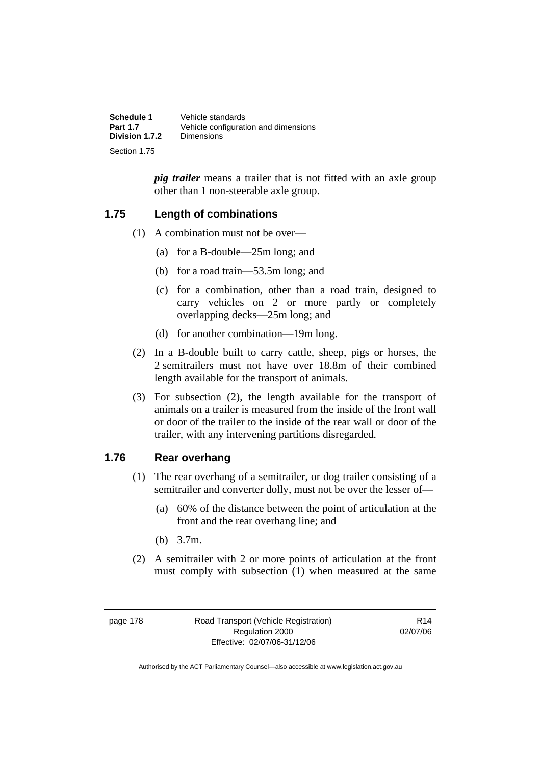***pig trailer*** means a trailer that is not fitted with an axle group other than 1 non-steerable axle group.

### 1.75 Length of combinations

(1) A combination must not be over—

(a) for a B-double—25m long; and

(b) for a road train—53.5m long; and

(c) for a combination, other than a road train, designed to carry vehicles on 2 or more partly or completely overlapping decks—25m long; and

(d) for another combination—19m long.

(2) In a B-double built to carry cattle, sheep, pigs or horses, the 2 semitrailers must not have over 18.8m of their combined length available for the transport of animals.

(3) For subsection (2), the length available for the transport of animals on a trailer is measured from the inside of the front wall or door of the trailer to the inside of the rear wall or door of the trailer, with any intervening partitions disregarded.

### 1.76 Rear overhang

(1) The rear overhang of a semitrailer, or dog trailer consisting of a semitrailer and converter dolly, must not be over the lesser of—

(a) 60% of the distance between the point of articulation at the front and the rear overhang line; and

(b) 3.7m.

(2) A semitrailer with 2 or more points of articulation at the front must comply with subsection (1) when measured at the same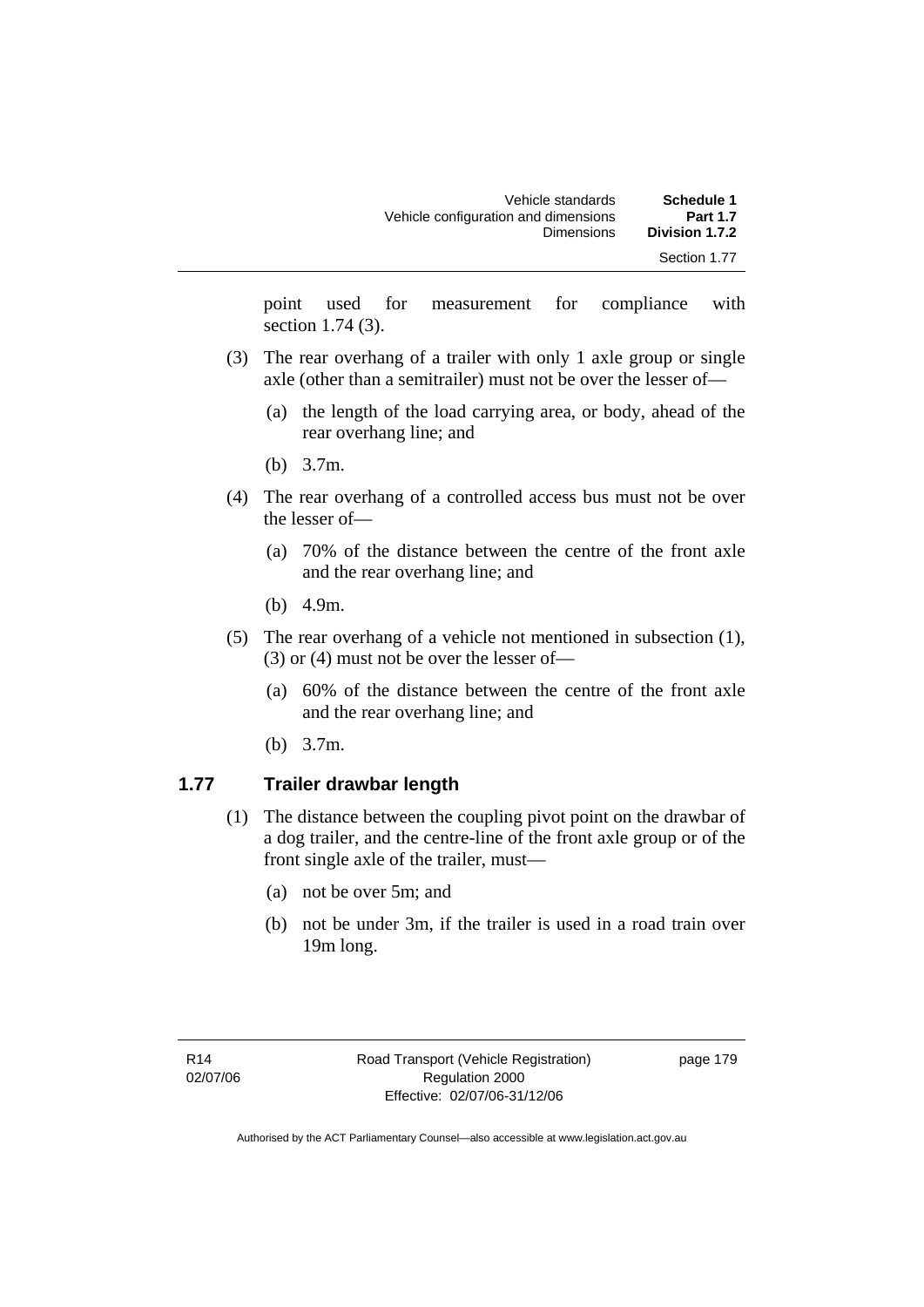point used for measurement for compliance with section 1.74 (3).

(3) The rear overhang of a trailer with only 1 axle group or single axle (other than a semitrailer) must not be over the lesser of—

(a) the length of the load carrying area, or body, ahead of the rear overhang line; and

(b) 3.7m.

(4) The rear overhang of a controlled access bus must not be over the lesser of—

(a) 70% of the distance between the centre of the front axle and the rear overhang line; and

(b) 4.9m.

(5) The rear overhang of a vehicle not mentioned in subsection (1), (3) or (4) must not be over the lesser of—

(a) 60% of the distance between the centre of the front axle and the rear overhang line; and

(b) 3.7m.

## 1.77 Trailer drawbar length

(1) The distance between the coupling pivot point on the drawbar of a dog trailer, and the centre-line of the front axle group or of the front single axle of the trailer, must—

(a) not be over 5m; and

(b) not be under 3m, if the trailer is used in a road train over 19m long.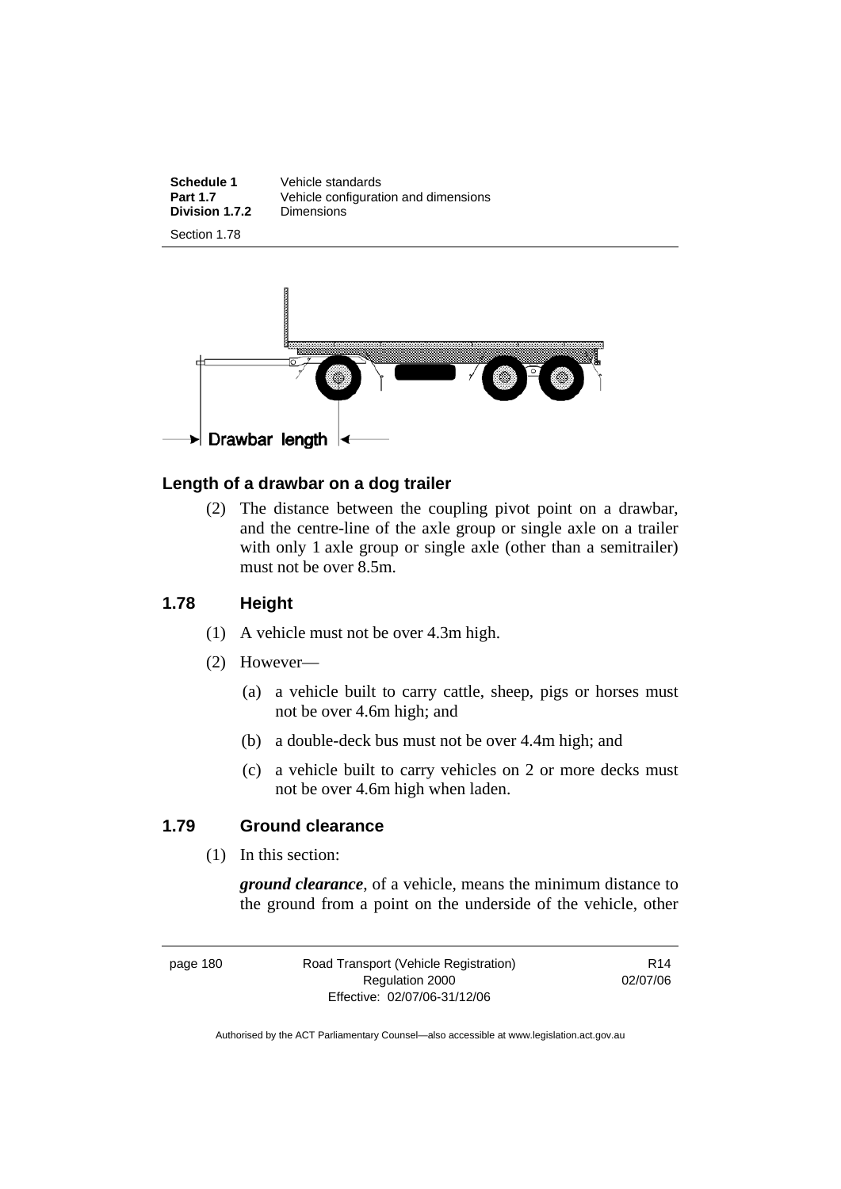Drawbar length

## Length of a drawbar on a dog trailer

(2) The distance between the coupling pivot point on a drawbar, and the centre-line of the axle group or single axle on a trailer with only 1 axle group or single axle (other than a semitrailer) must not be over 8.5m.

## 1.78 Height

(1) A vehicle must not be over 4.3m high.

(2) However—

(a) a vehicle built to carry cattle, sheep, pigs or horses must not be over 4.6m high; and

(b) a double-deck bus must not be over 4.4m high; and

(c) a vehicle built to carry vehicles on 2 or more decks must not be over 4.6m high when laden.

## 1.79 Ground clearance

(1) In this section:

***ground clearance***, of a vehicle, means the minimum distance to the ground from a point on the underside of the vehicle, other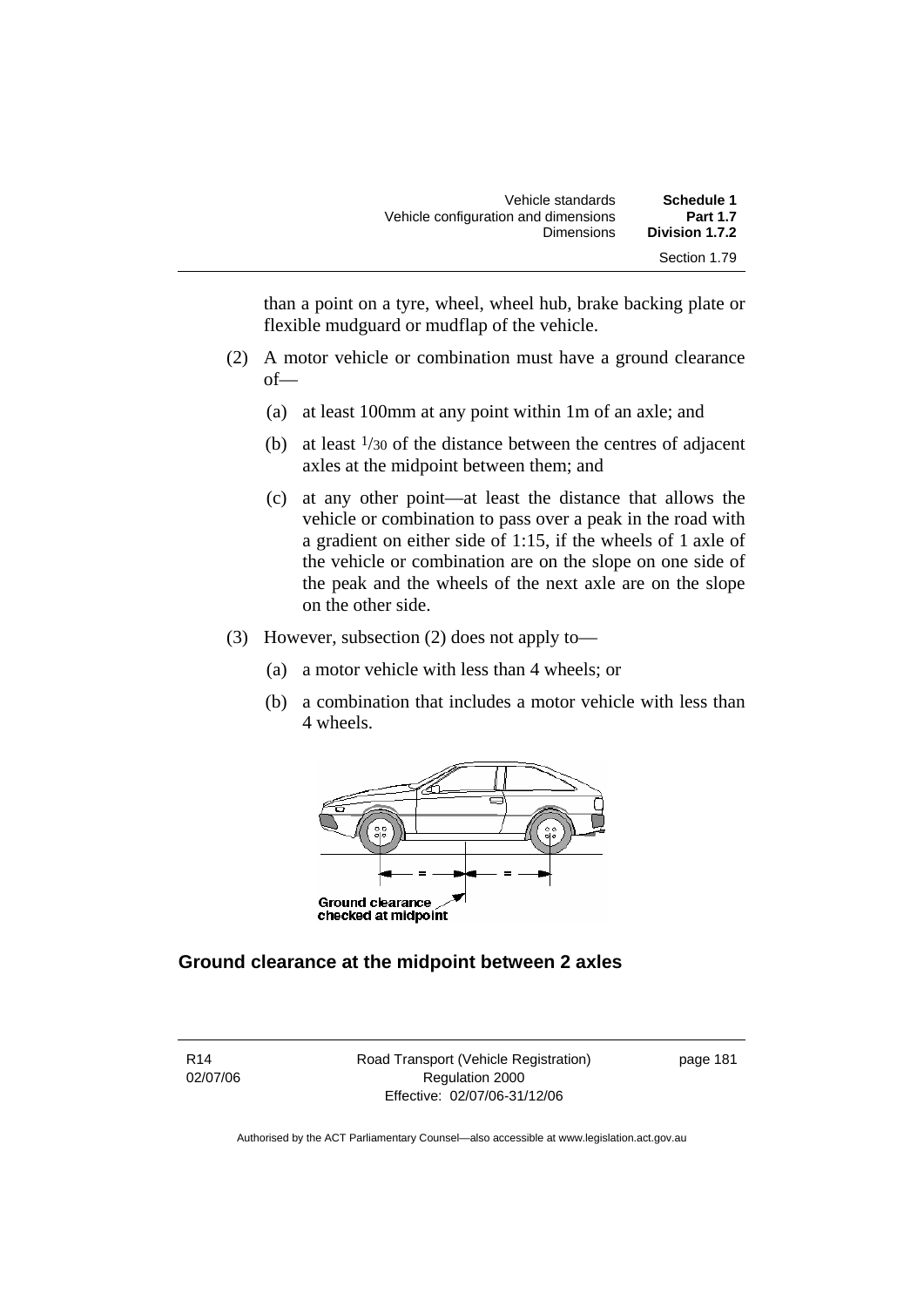than a point on a tyre, wheel, wheel hub, brake backing plate or flexible mudguard or mudflap of the vehicle.

(2) A motor vehicle or combination must have a ground clearance of—

(a) at least 100mm at any point within 1m of an axle; and

(b) at least $^1/_{30}$ of the distance between the centres of adjacent axles at the midpoint between them; and

(c) at any other point—at least the distance that allows the vehicle or combination to pass over a peak in the road with a gradient on either side of 1:15, if the wheels of 1 axle of the vehicle or combination are on the slope on one side of the peak and the wheels of the next axle are on the slope on the other side.

(3) However, subsection (2) does not apply to—

(a) a motor vehicle with less than 4 wheels; or

(b) a combination that includes a motor vehicle with less than 4 wheels.

Ground clearance checked at midpoint

**Ground clearance at the midpoint between 2 axles**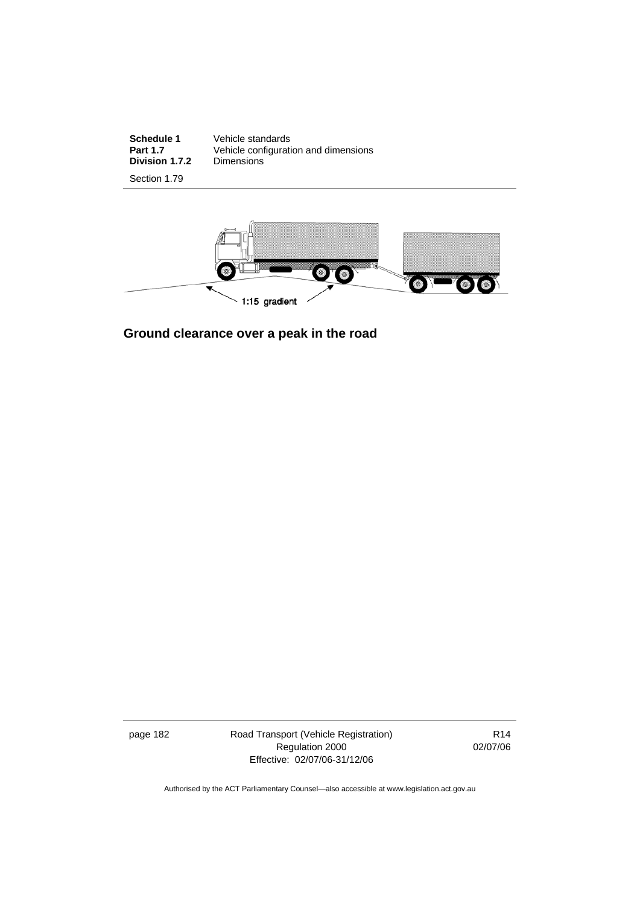1:15 gradient

## Ground clearance over a peak in the road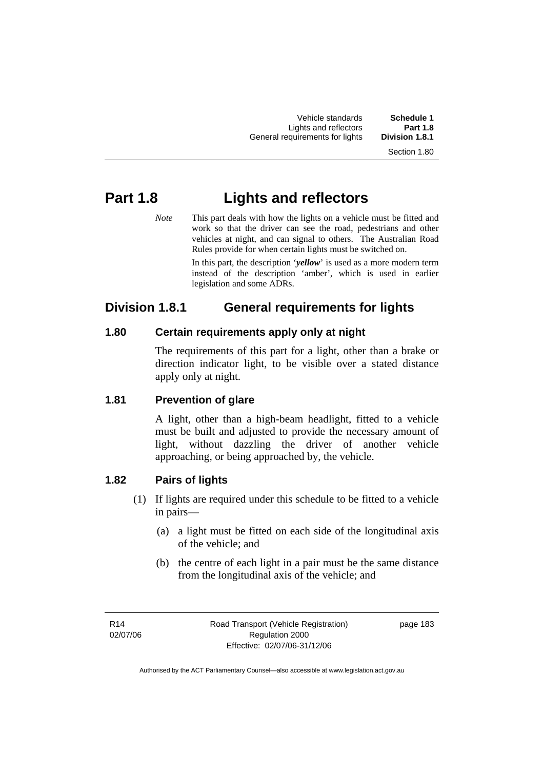# Part 1.8 Lights and reflectors

*Note* This part deals with how the lights on a vehicle must be fitted and work so that the driver can see the road, pedestrians and other vehicles at night, and can signal to others. The Australian Road Rules provide for when certain lights must be switched on.

In this part, the description '***yellow***' is used as a more modern term instead of the description 'amber', which is used in earlier legislation and some ADRs.

## Division 1.8.1 General requirements for lights

### 1.80 Certain requirements apply only at night

The requirements of this part for a light, other than a brake or direction indicator light, to be visible over a stated distance apply only at night.

### 1.81 Prevention of glare

A light, other than a high-beam headlight, fitted to a vehicle must be built and adjusted to provide the necessary amount of light, without dazzling the driver of another vehicle approaching, or being approached by, the vehicle.

### 1.82 Pairs of lights

(1) If lights are required under this schedule to be fitted to a vehicle in pairs—

(a) a light must be fitted on each side of the longitudinal axis of the vehicle; and

(b) the centre of each light in a pair must be the same distance from the longitudinal axis of the vehicle; and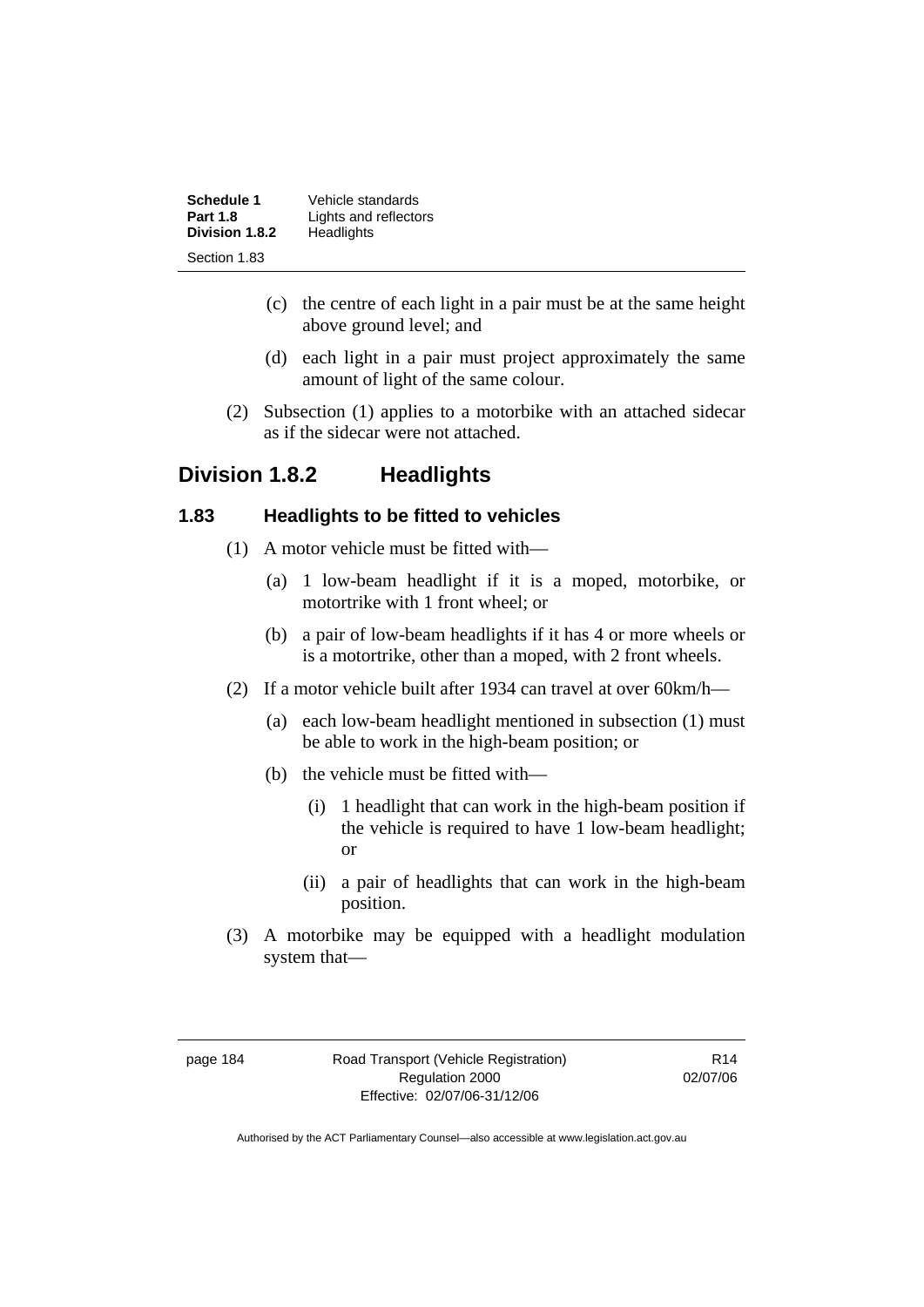(c) the centre of each light in a pair must be at the same height above ground level; and

(d) each light in a pair must project approximately the same amount of light of the same colour.

(2) Subsection (1) applies to a motorbike with an attached sidecar as if the sidecar were not attached.

## Division 1.8.2 Headlights

### 1.83 Headlights to be fitted to vehicles

(1) A motor vehicle must be fitted with—

(a) 1 low-beam headlight if it is a moped, motorbike, or motortrike with 1 front wheel; or

(b) a pair of low-beam headlights if it has 4 or more wheels or is a motortrike, other than a moped, with 2 front wheels.

(2) If a motor vehicle built after 1934 can travel at over 60km/h—

(a) each low-beam headlight mentioned in subsection (1) must be able to work in the high-beam position; or

(b) the vehicle must be fitted with—

(i) 1 headlight that can work in the high-beam position if the vehicle is required to have 1 low-beam headlight; or

(ii) a pair of headlights that can work in the high-beam position.

(3) A motorbike may be equipped with a headlight modulation system that—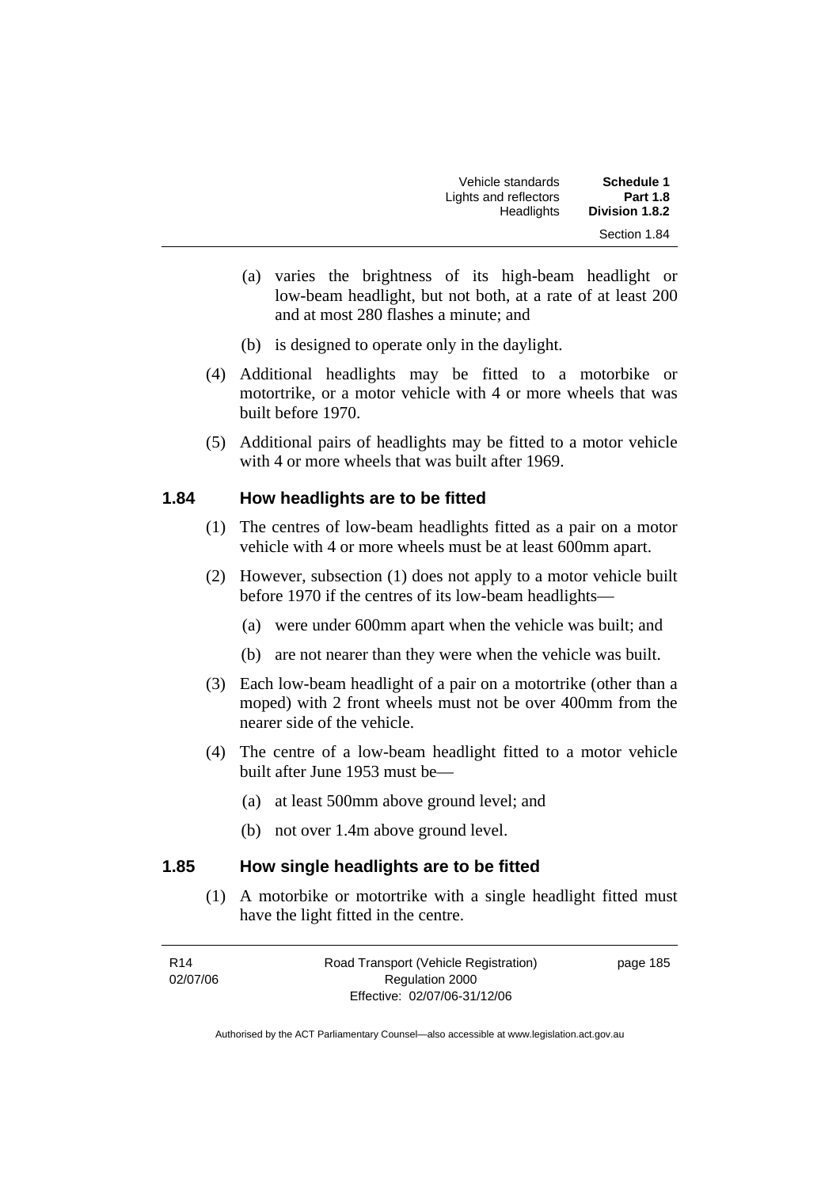(a) varies the brightness of its high-beam headlight or low-beam headlight, but not both, at a rate of at least 200 and at most 280 flashes a minute; and

(b) is designed to operate only in the daylight.

(4) Additional headlights may be fitted to a motorbike or motortrike, or a motor vehicle with 4 or more wheels that was built before 1970.

(5) Additional pairs of headlights may be fitted to a motor vehicle with 4 or more wheels that was built after 1969.

## 1.84 How headlights are to be fitted

(1) The centres of low-beam headlights fitted as a pair on a motor vehicle with 4 or more wheels must be at least 600mm apart.

(2) However, subsection (1) does not apply to a motor vehicle built before 1970 if the centres of its low-beam headlights—

(a) were under 600mm apart when the vehicle was built; and

(b) are not nearer than they were when the vehicle was built.

(3) Each low-beam headlight of a pair on a motortrike (other than a moped) with 2 front wheels must not be over 400mm from the nearer side of the vehicle.

(4) The centre of a low-beam headlight fitted to a motor vehicle built after June 1953 must be—

(a) at least 500mm above ground level; and

(b) not over 1.4m above ground level.

## 1.85 How single headlights are to be fitted

(1) A motorbike or motortrike with a single headlight fitted must have the light fitted in the centre.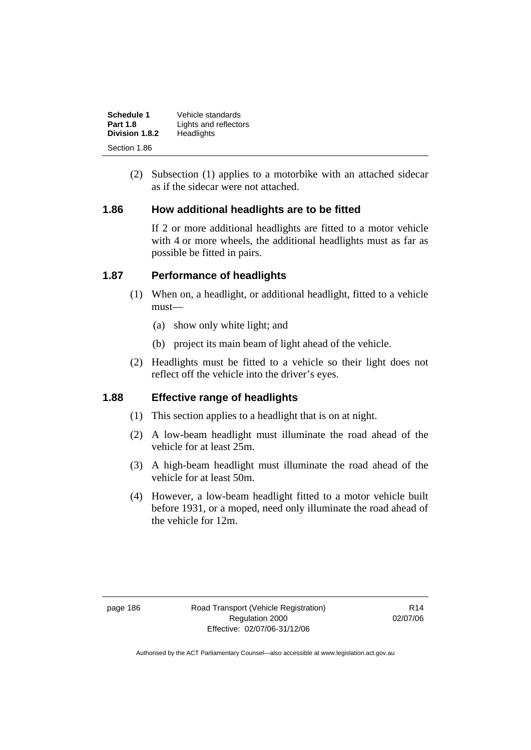(2) Subsection (1) applies to a motorbike with an attached sidecar as if the sidecar were not attached.

### 1.86 How additional headlights are to be fitted

If 2 or more additional headlights are fitted to a motor vehicle with 4 or more wheels, the additional headlights must as far as possible be fitted in pairs.

### 1.87 Performance of headlights

(1) When on, a headlight, or additional headlight, fitted to a vehicle must—

(a) show only white light; and

(b) project its main beam of light ahead of the vehicle.

(2) Headlights must be fitted to a vehicle so their light does not reflect off the vehicle into the driver's eyes.

### 1.88 Effective range of headlights

(1) This section applies to a headlight that is on at night.

(2) A low-beam headlight must illuminate the road ahead of the vehicle for at least 25m.

(3) A high-beam headlight must illuminate the road ahead of the vehicle for at least 50m.

(4) However, a low-beam headlight fitted to a motor vehicle built before 1931, or a moped, need only illuminate the road ahead of the vehicle for 12m.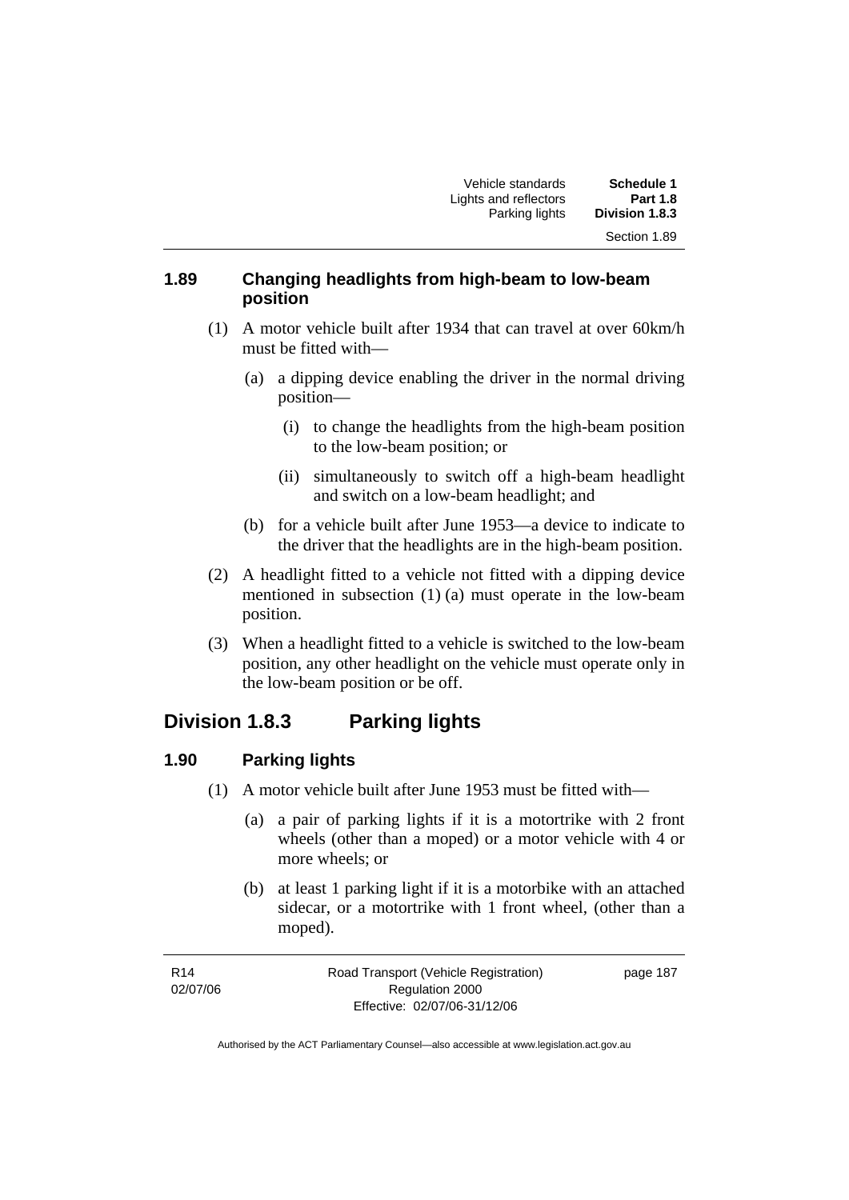### 1.89 Changing headlights from high-beam to low-beam position

(1) A motor vehicle built after 1934 that can travel at over 60km/h must be fitted with—

(a) a dipping device enabling the driver in the normal driving position—

(i) to change the headlights from the high-beam position to the low-beam position; or

(ii) simultaneously to switch off a high-beam headlight and switch on a low-beam headlight; and

(b) for a vehicle built after June 1953—a device to indicate to the driver that the headlights are in the high-beam position.

(2) A headlight fitted to a vehicle not fitted with a dipping device mentioned in subsection (1) (a) must operate in the low-beam position.

(3) When a headlight fitted to a vehicle is switched to the low-beam position, any other headlight on the vehicle must operate only in the low-beam position or be off.

## Division 1.8.3 Parking lights

### 1.90 Parking lights

(1) A motor vehicle built after June 1953 must be fitted with—

(a) a pair of parking lights if it is a motortrike with 2 front wheels (other than a moped) or a motor vehicle with 4 or more wheels; or

(b) at least 1 parking light if it is a motorbike with an attached sidecar, or a motortrike with 1 front wheel, (other than a moped).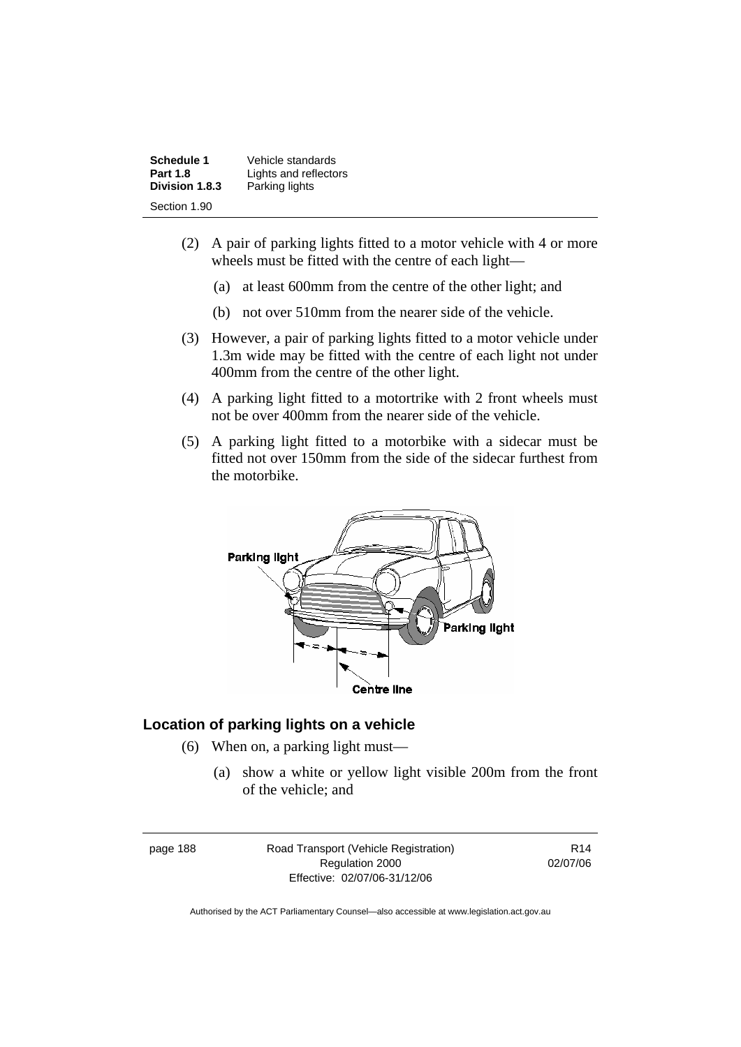(2) A pair of parking lights fitted to a motor vehicle with 4 or more wheels must be fitted with the centre of each light—

(a) at least 600mm from the centre of the other light; and

(b) not over 510mm from the nearer side of the vehicle.

(3) However, a pair of parking lights fitted to a motor vehicle under 1.3m wide may be fitted with the centre of each light not under 400mm from the centre of the other light.

(4) A parking light fitted to a motortrike with 2 front wheels must not be over 400mm from the nearer side of the vehicle.

(5) A parking light fitted to a motorbike with a sidecar must be fitted not over 150mm from the side of the sidecar furthest from the motorbike.

### Location of parking lights on a vehicle

(6) When on, a parking light must—

(a) show a white or yellow light visible 200m from the front of the vehicle; and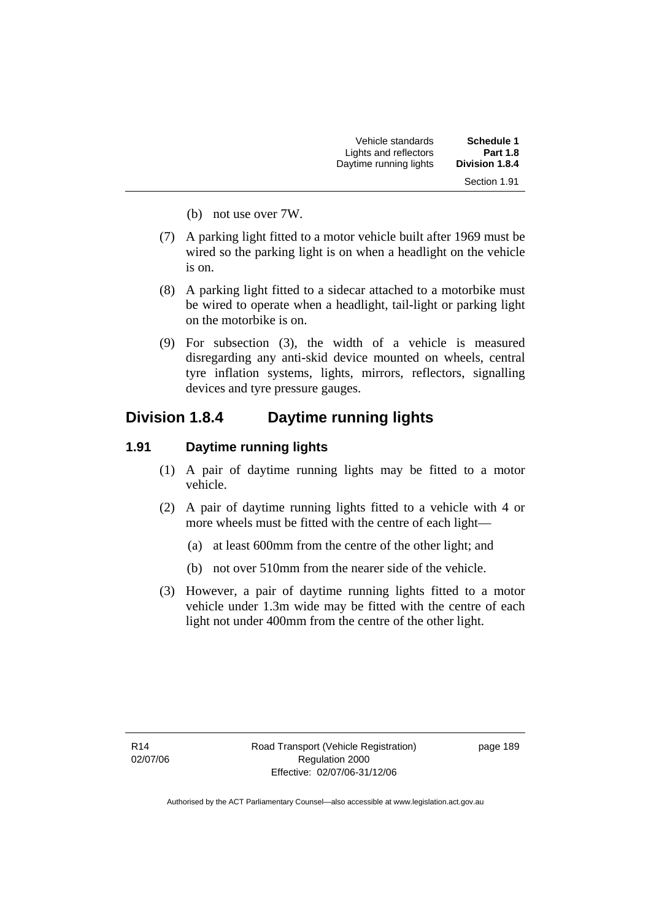(b) not use over 7W.

(7) A parking light fitted to a motor vehicle built after 1969 must be wired so the parking light is on when a headlight on the vehicle is on.

(8) A parking light fitted to a sidecar attached to a motorbike must be wired to operate when a headlight, tail-light or parking light on the motorbike is on.

(9) For subsection (3), the width of a vehicle is measured disregarding any anti-skid device mounted on wheels, central tyre inflation systems, lights, mirrors, reflectors, signalling devices and tyre pressure gauges.

## Division 1.8.4 Daytime running lights

### 1.91 Daytime running lights

(1) A pair of daytime running lights may be fitted to a motor vehicle.

(2) A pair of daytime running lights fitted to a vehicle with 4 or more wheels must be fitted with the centre of each light—

(a) at least 600mm from the centre of the other light; and

(b) not over 510mm from the nearer side of the vehicle.

(3) However, a pair of daytime running lights fitted to a motor vehicle under 1.3m wide may be fitted with the centre of each light not under 400mm from the centre of the other light.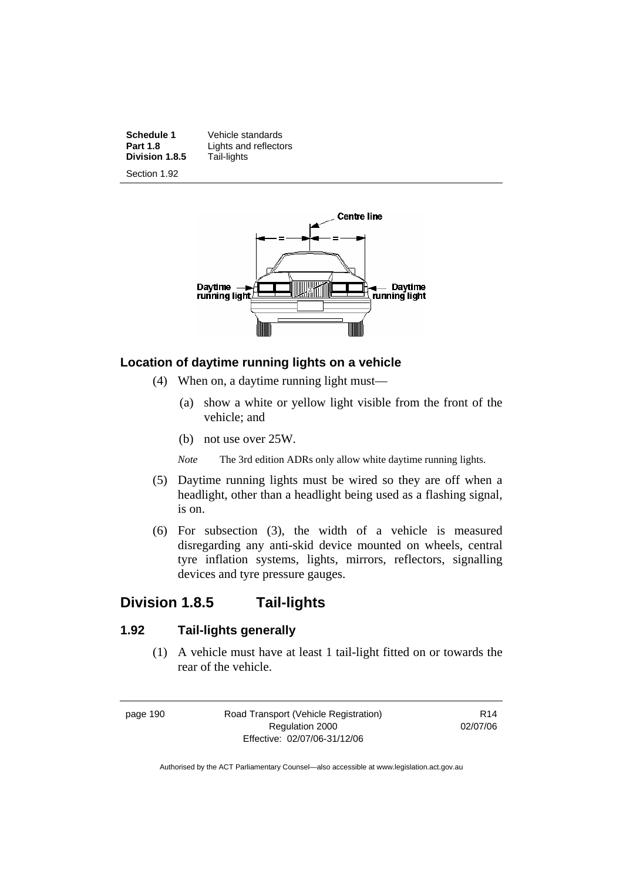## Location of daytime running lights on a vehicle

(4) When on, a daytime running light must—

(a) show a white or yellow light visible from the front of the vehicle; and

(b) not use over 25W.

*Note* The 3rd edition ADRs only allow white daytime running lights.

(5) Daytime running lights must be wired so they are off when a headlight, other than a headlight being used as a flashing signal, is on.

(6) For subsection (3), the width of a vehicle is measured disregarding any anti-skid device mounted on wheels, central tyre inflation systems, lights, mirrors, reflectors, signalling devices and tyre pressure gauges.

# Division 1.8.5 Tail-lights

## 1.92 Tail-lights generally

(1) A vehicle must have at least 1 tail-light fitted on or towards the rear of the vehicle.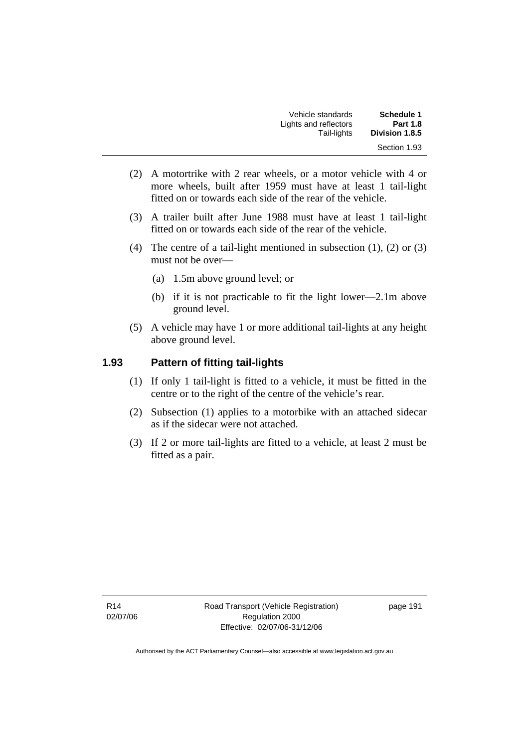(2) A motortrike with 2 rear wheels, or a motor vehicle with 4 or more wheels, built after 1959 must have at least 1 tail-light fitted on or towards each side of the rear of the vehicle.

(3) A trailer built after June 1988 must have at least 1 tail-light fitted on or towards each side of the rear of the vehicle.

(4) The centre of a tail-light mentioned in subsection (1), (2) or (3) must not be over—

(a) 1.5m above ground level; or

(b) if it is not practicable to fit the light lower—2.1m above ground level.

(5) A vehicle may have 1 or more additional tail-lights at any height above ground level.

### 1.93 Pattern of fitting tail-lights

(1) If only 1 tail-light is fitted to a vehicle, it must be fitted in the centre or to the right of the centre of the vehicle's rear.

(2) Subsection (1) applies to a motorbike with an attached sidecar as if the sidecar were not attached.

(3) If 2 or more tail-lights are fitted to a vehicle, at least 2 must be fitted as a pair.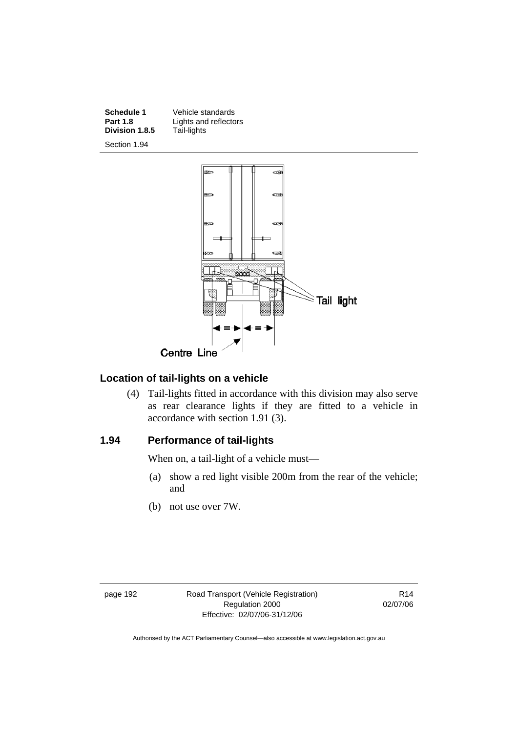Tail light

Centre Line

## Location of tail-lights on a vehicle

(4) Tail-lights fitted in accordance with this division may also serve as rear clearance lights if they are fitted to a vehicle in accordance with section 1.91 (3).

## 1.94 Performance of tail-lights

When on, a tail-light of a vehicle must—

(a) show a red light visible 200m from the rear of the vehicle; and

(b) not use over 7W.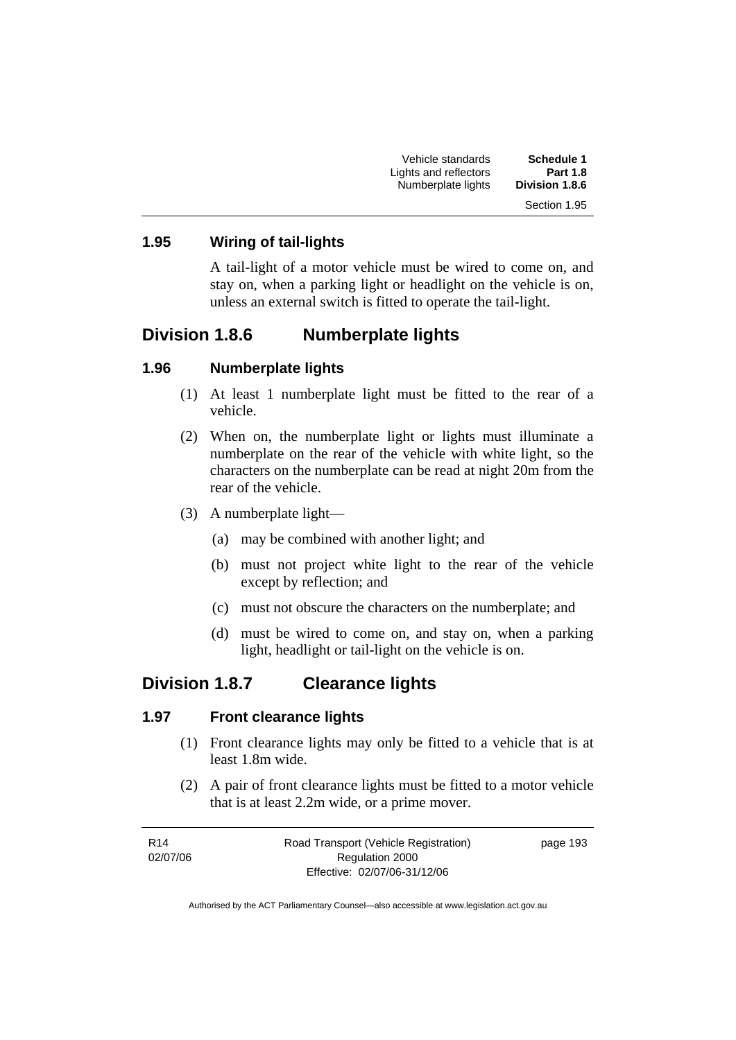### 1.95 Wiring of tail-lights

A tail-light of a motor vehicle must be wired to come on, and stay on, when a parking light or headlight on the vehicle is on, unless an external switch is fitted to operate the tail-light.

## Division 1.8.6 Numberplate lights

### 1.96 Numberplate lights

(1) At least 1 numberplate light must be fitted to the rear of a vehicle.

(2) When on, the numberplate light or lights must illuminate a numberplate on the rear of the vehicle with white light, so the characters on the numberplate can be read at night 20m from the rear of the vehicle.

(3) A numberplate light—

(a) may be combined with another light; and

(b) must not project white light to the rear of the vehicle except by reflection; and

(c) must not obscure the characters on the numberplate; and

(d) must be wired to come on, and stay on, when a parking light, headlight or tail-light on the vehicle is on.

## Division 1.8.7 Clearance lights

### 1.97 Front clearance lights

(1) Front clearance lights may only be fitted to a vehicle that is at least 1.8m wide.

(2) A pair of front clearance lights must be fitted to a motor vehicle that is at least 2.2m wide, or a prime mover.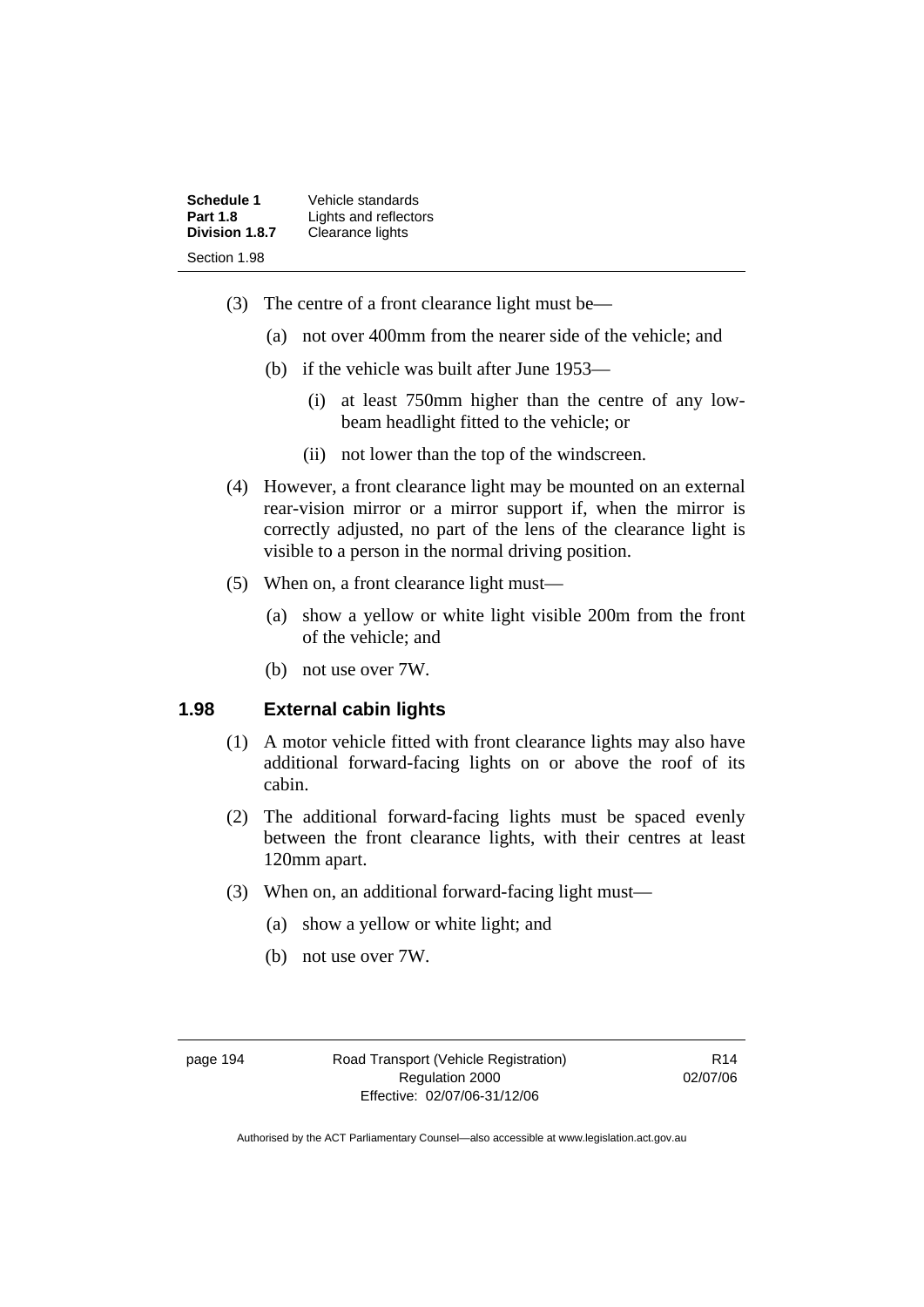(3) The centre of a front clearance light must be—

   (a) not over 400mm from the nearer side of the vehicle; and

   (b) if the vehicle was built after June 1953—

      (i) at least 750mm higher than the centre of any low-beam headlight fitted to the vehicle; or

      (ii) not lower than the top of the windscreen.

(4) However, a front clearance light may be mounted on an external rear-vision mirror or a mirror support if, when the mirror is correctly adjusted, no part of the lens of the clearance light is visible to a person in the normal driving position.

(5) When on, a front clearance light must—

   (a) show a yellow or white light visible 200m from the front of the vehicle; and

   (b) not use over 7W.

## 1.98 External cabin lights

(1) A motor vehicle fitted with front clearance lights may also have additional forward-facing lights on or above the roof of its cabin.

(2) The additional forward-facing lights must be spaced evenly between the front clearance lights, with their centres at least 120mm apart.

(3) When on, an additional forward-facing light must—

   (a) show a yellow or white light; and

   (b) not use over 7W.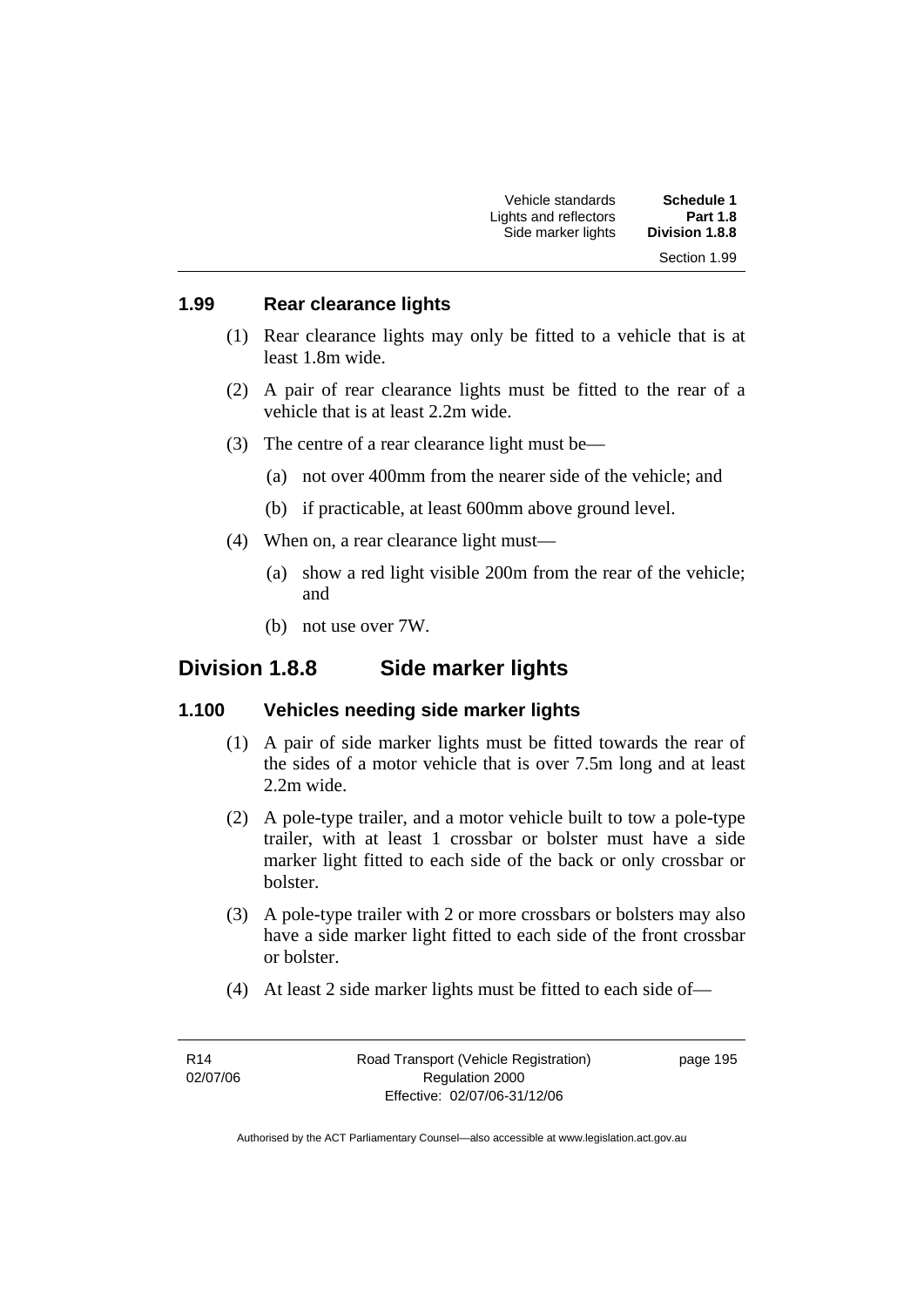### 1.99 Rear clearance lights

(1) Rear clearance lights may only be fitted to a vehicle that is at least 1.8m wide.

(2) A pair of rear clearance lights must be fitted to the rear of a vehicle that is at least 2.2m wide.

(3) The centre of a rear clearance light must be—

(a) not over 400mm from the nearer side of the vehicle; and

(b) if practicable, at least 600mm above ground level.

(4) When on, a rear clearance light must—

(a) show a red light visible 200m from the rear of the vehicle; and

(b) not use over 7W.

## Division 1.8.8 Side marker lights

### 1.100 Vehicles needing side marker lights

(1) A pair of side marker lights must be fitted towards the rear of the sides of a motor vehicle that is over 7.5m long and at least 2.2m wide.

(2) A pole-type trailer, and a motor vehicle built to tow a pole-type trailer, with at least 1 crossbar or bolster must have a side marker light fitted to each side of the back or only crossbar or bolster.

(3) A pole-type trailer with 2 or more crossbars or bolsters may also have a side marker light fitted to each side of the front crossbar or bolster.

(4) At least 2 side marker lights must be fitted to each side of—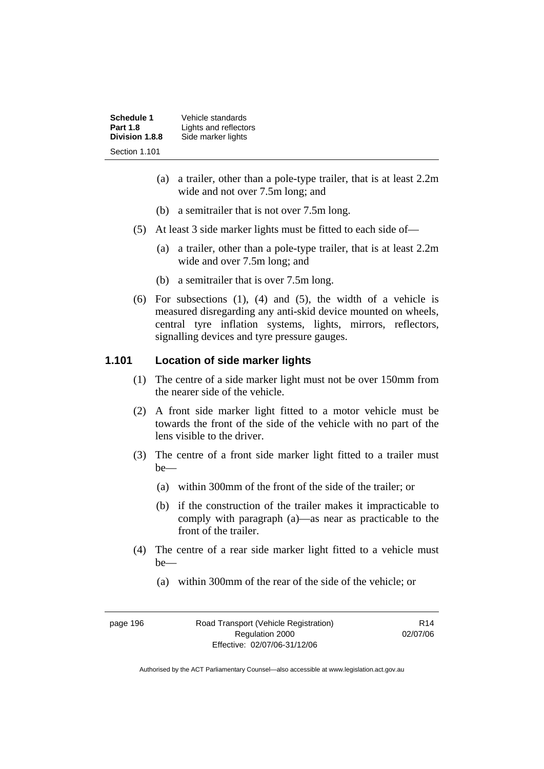(a) a trailer, other than a pole-type trailer, that is at least 2.2m wide and not over 7.5m long; and

(b) a semitrailer that is not over 7.5m long.

(5) At least 3 side marker lights must be fitted to each side of—

(a) a trailer, other than a pole-type trailer, that is at least 2.2m wide and over 7.5m long; and

(b) a semitrailer that is over 7.5m long.

(6) For subsections (1), (4) and (5), the width of a vehicle is measured disregarding any anti-skid device mounted on wheels, central tyre inflation systems, lights, mirrors, reflectors, signalling devices and tyre pressure gauges.

### 1.101 Location of side marker lights

(1) The centre of a side marker light must not be over 150mm from the nearer side of the vehicle.

(2) A front side marker light fitted to a motor vehicle must be towards the front of the side of the vehicle with no part of the lens visible to the driver.

(3) The centre of a front side marker light fitted to a trailer must be—

(a) within 300mm of the front of the side of the trailer; or

(b) if the construction of the trailer makes it impracticable to comply with paragraph (a)—as near as practicable to the front of the trailer.

(4) The centre of a rear side marker light fitted to a vehicle must be—

(a) within 300mm of the rear of the side of the vehicle; or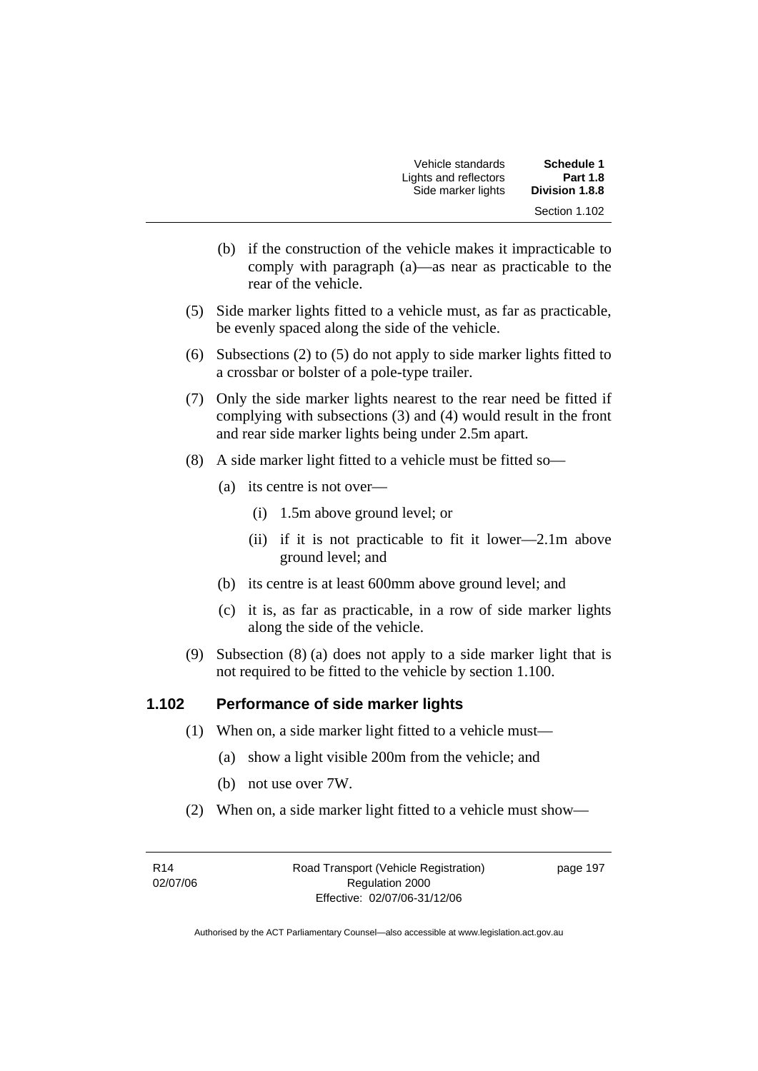(b) if the construction of the vehicle makes it impracticable to comply with paragraph (a)—as near as practicable to the rear of the vehicle.

(5) Side marker lights fitted to a vehicle must, as far as practicable, be evenly spaced along the side of the vehicle.

(6) Subsections (2) to (5) do not apply to side marker lights fitted to a crossbar or bolster of a pole-type trailer.

(7) Only the side marker lights nearest to the rear need be fitted if complying with subsections (3) and (4) would result in the front and rear side marker lights being under 2.5m apart.

(8) A side marker light fitted to a vehicle must be fitted so—

(a) its centre is not over—

(i) 1.5m above ground level; or

(ii) if it is not practicable to fit it lower—2.1m above ground level; and

(b) its centre is at least 600mm above ground level; and

(c) it is, as far as practicable, in a row of side marker lights along the side of the vehicle.

(9) Subsection (8) (a) does not apply to a side marker light that is not required to be fitted to the vehicle by section 1.100.

## 1.102 Performance of side marker lights

(1) When on, a side marker light fitted to a vehicle must—

(a) show a light visible 200m from the vehicle; and

(b) not use over 7W.

(2) When on, a side marker light fitted to a vehicle must show—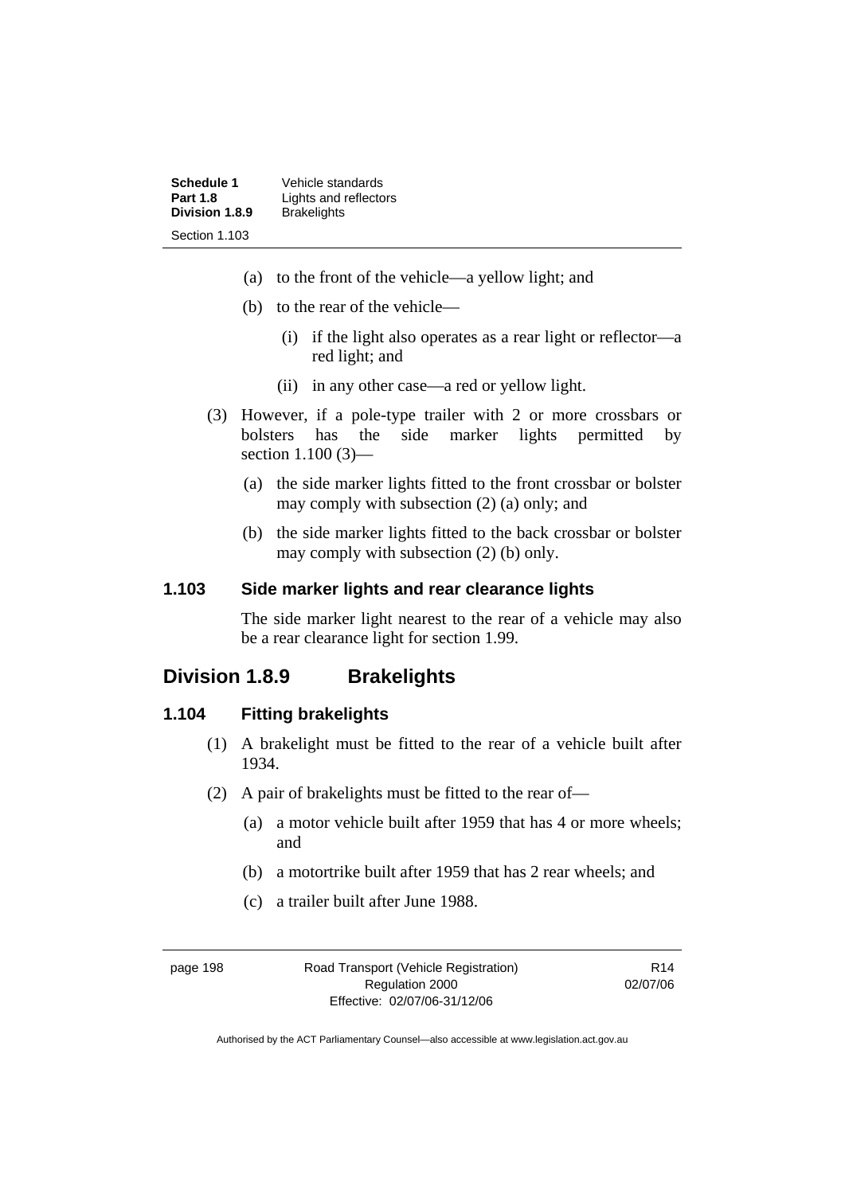(a) to the front of the vehicle—a yellow light; and

(b) to the rear of the vehicle—

(i) if the light also operates as a rear light or reflector—a red light; and

(ii) in any other case—a red or yellow light.

(3) However, if a pole-type trailer with 2 or more crossbars or bolsters has the side marker lights permitted by section 1.100 (3)—

(a) the side marker lights fitted to the front crossbar or bolster may comply with subsection (2) (a) only; and

(b) the side marker lights fitted to the back crossbar or bolster may comply with subsection (2) (b) only.

### 1.103 Side marker lights and rear clearance lights

The side marker light nearest to the rear of a vehicle may also be a rear clearance light for section 1.99.

## Division 1.8.9 Brakelights

### 1.104 Fitting brakelights

(1) A brakelight must be fitted to the rear of a vehicle built after 1934.

(2) A pair of brakelights must be fitted to the rear of—

(a) a motor vehicle built after 1959 that has 4 or more wheels; and

(b) a motortrike built after 1959 that has 2 rear wheels; and

(c) a trailer built after June 1988.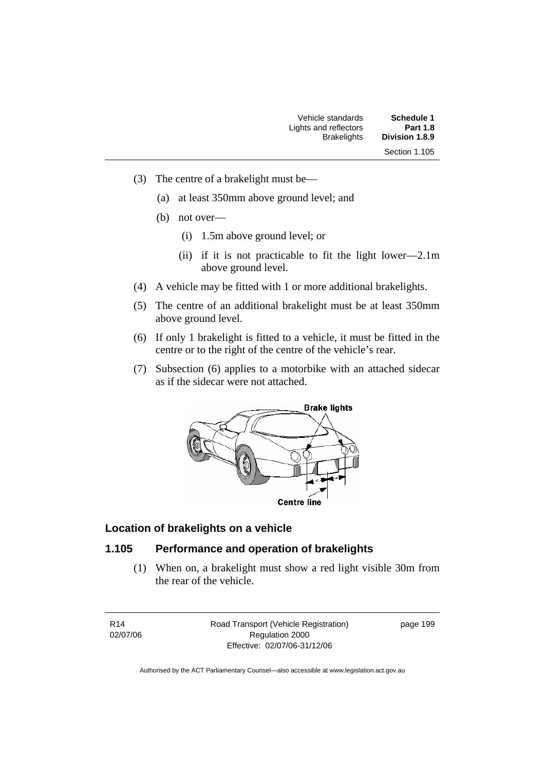(3) The centre of a brakelight must be—

  (a) at least 350mm above ground level; and

  (b) not over—

    (i) 1.5m above ground level; or

    (ii) if it is not practicable to fit the light lower—2.1m above ground level.

(4) A vehicle may be fitted with 1 or more additional brakelights.

(5) The centre of an additional brakelight must be at least 350mm above ground level.

(6) If only 1 brakelight is fitted to a vehicle, it must be fitted in the centre or to the right of the centre of the vehicle's rear.

(7) Subsection (6) applies to a motorbike with an attached sidecar as if the sidecar were not attached.

Brake lights

Centre line

### Location of brakelights on a vehicle

## 1.105 Performance and operation of brakelights

(1) When on, a brakelight must show a red light visible 30m from the rear of the vehicle.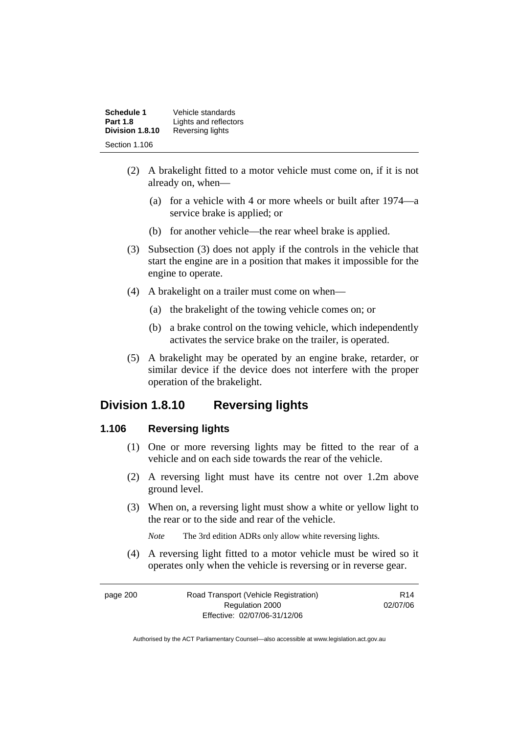(2) A brakelight fitted to a motor vehicle must come on, if it is not already on, when—

(a) for a vehicle with 4 or more wheels or built after 1974—a service brake is applied; or

(b) for another vehicle—the rear wheel brake is applied.

(3) Subsection (3) does not apply if the controls in the vehicle that start the engine are in a position that makes it impossible for the engine to operate.

(4) A brakelight on a trailer must come on when—

(a) the brakelight of the towing vehicle comes on; or

(b) a brake control on the towing vehicle, which independently activates the service brake on the trailer, is operated.

(5) A brakelight may be operated by an engine brake, retarder, or similar device if the device does not interfere with the proper operation of the brakelight.

## Division 1.8.10 Reversing lights

### 1.106 Reversing lights

(1) One or more reversing lights may be fitted to the rear of a vehicle and on each side towards the rear of the vehicle.

(2) A reversing light must have its centre not over 1.2m above ground level.

(3) When on, a reversing light must show a white or yellow light to the rear or to the side and rear of the vehicle.

*Note* The 3rd edition ADRs only allow white reversing lights.

(4) A reversing light fitted to a motor vehicle must be wired so it operates only when the vehicle is reversing or in reverse gear.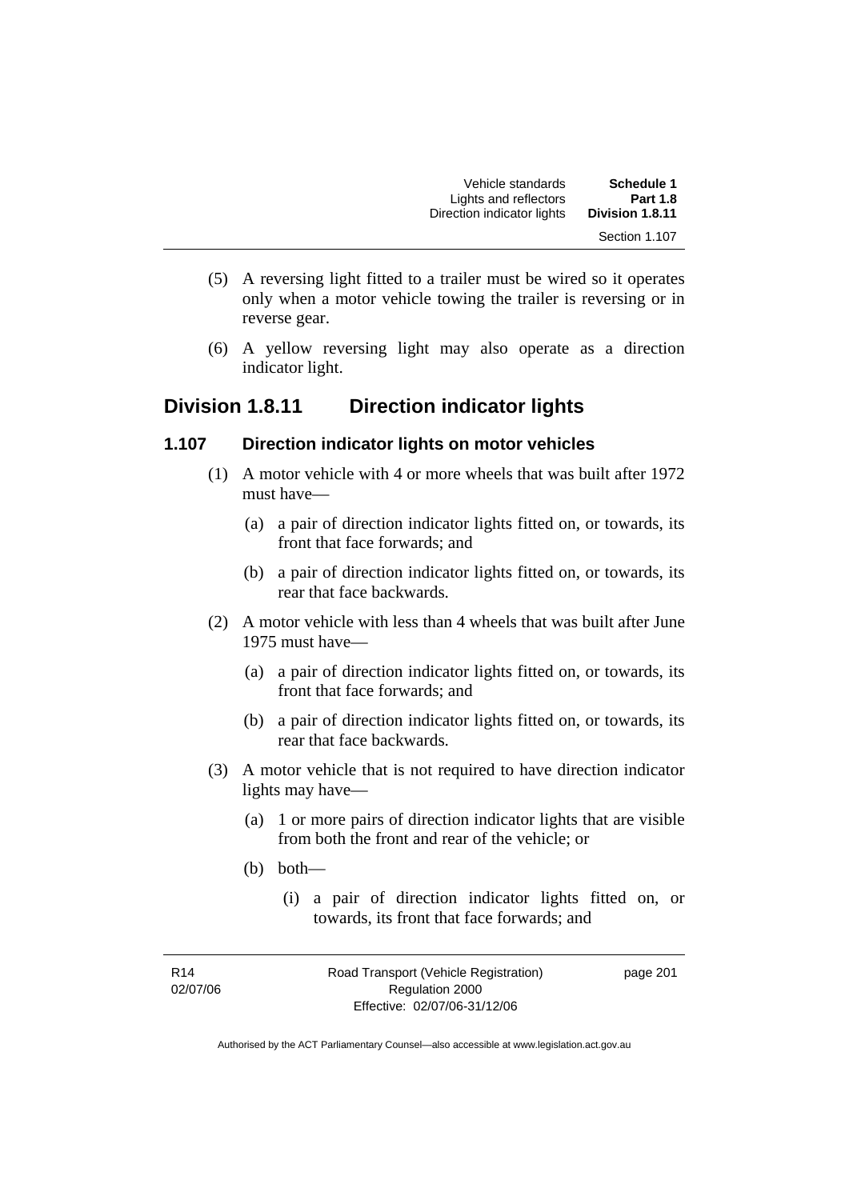(5) A reversing light fitted to a trailer must be wired so it operates only when a motor vehicle towing the trailer is reversing or in reverse gear.

(6) A yellow reversing light may also operate as a direction indicator light.

## Division 1.8.11 Direction indicator lights

### 1.107 Direction indicator lights on motor vehicles

(1) A motor vehicle with 4 or more wheels that was built after 1972 must have—

(a) a pair of direction indicator lights fitted on, or towards, its front that face forwards; and

(b) a pair of direction indicator lights fitted on, or towards, its rear that face backwards.

(2) A motor vehicle with less than 4 wheels that was built after June 1975 must have—

(a) a pair of direction indicator lights fitted on, or towards, its front that face forwards; and

(b) a pair of direction indicator lights fitted on, or towards, its rear that face backwards.

(3) A motor vehicle that is not required to have direction indicator lights may have—

(a) 1 or more pairs of direction indicator lights that are visible from both the front and rear of the vehicle; or

(b) both—

(i) a pair of direction indicator lights fitted on, or towards, its front that face forwards; and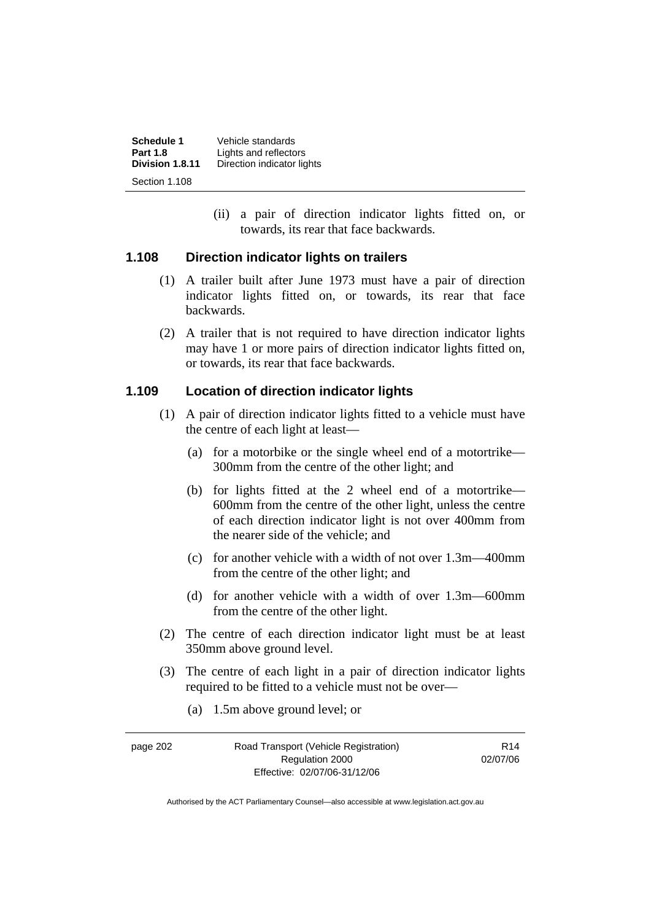(ii) a pair of direction indicator lights fitted on, or towards, its rear that face backwards.

### 1.108 Direction indicator lights on trailers

(1) A trailer built after June 1973 must have a pair of direction indicator lights fitted on, or towards, its rear that face backwards.

(2) A trailer that is not required to have direction indicator lights may have 1 or more pairs of direction indicator lights fitted on, or towards, its rear that face backwards.

### 1.109 Location of direction indicator lights

(1) A pair of direction indicator lights fitted to a vehicle must have the centre of each light at least—

(a) for a motorbike or the single wheel end of a motortrike—300mm from the centre of the other light; and

(b) for lights fitted at the 2 wheel end of a motortrike—600mm from the centre of the other light, unless the centre of each direction indicator light is not over 400mm from the nearer side of the vehicle; and

(c) for another vehicle with a width of not over 1.3m—400mm from the centre of the other light; and

(d) for another vehicle with a width of over 1.3m—600mm from the centre of the other light.

(2) The centre of each direction indicator light must be at least 350mm above ground level.

(3) The centre of each light in a pair of direction indicator lights required to be fitted to a vehicle must not be over—

(a) 1.5m above ground level; or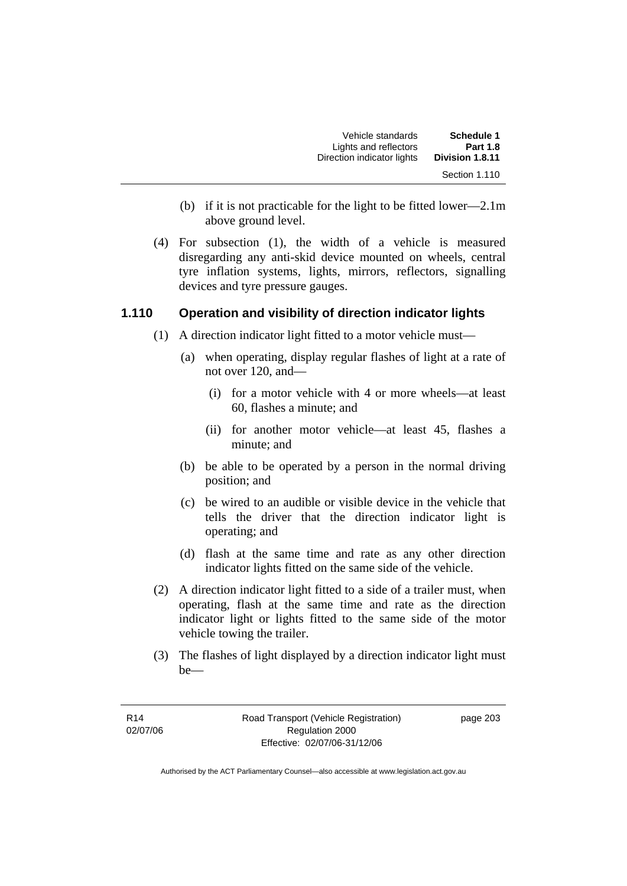(b) if it is not practicable for the light to be fitted lower—2.1m above ground level.

(4) For subsection (1), the width of a vehicle is measured disregarding any anti-skid device mounted on wheels, central tyre inflation systems, lights, mirrors, reflectors, signalling devices and tyre pressure gauges.

### 1.110 Operation and visibility of direction indicator lights

(1) A direction indicator light fitted to a motor vehicle must—

(a) when operating, display regular flashes of light at a rate of not over 120, and—

(i) for a motor vehicle with 4 or more wheels—at least 60, flashes a minute; and

(ii) for another motor vehicle—at least 45, flashes a minute; and

(b) be able to be operated by a person in the normal driving position; and

(c) be wired to an audible or visible device in the vehicle that tells the driver that the direction indicator light is operating; and

(d) flash at the same time and rate as any other direction indicator lights fitted on the same side of the vehicle.

(2) A direction indicator light fitted to a side of a trailer must, when operating, flash at the same time and rate as the direction indicator light or lights fitted to the same side of the motor vehicle towing the trailer.

(3) The flashes of light displayed by a direction indicator light must be—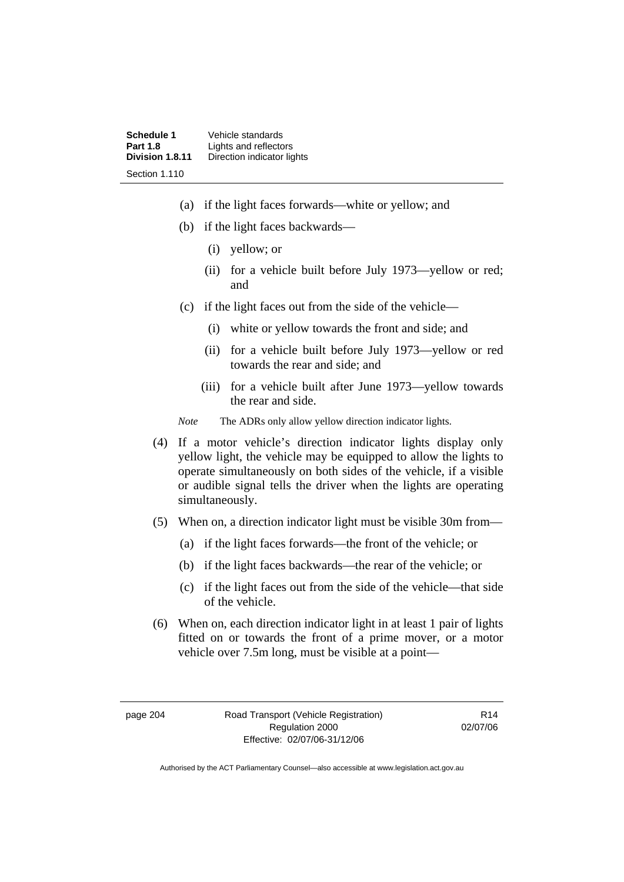(a) if the light faces forwards—white or yellow; and

(b) if the light faces backwards—

(i) yellow; or

(ii) for a vehicle built before July 1973—yellow or red; and

(c) if the light faces out from the side of the vehicle—

(i) white or yellow towards the front and side; and

(ii) for a vehicle built before July 1973—yellow or red towards the rear and side; and

(iii) for a vehicle built after June 1973—yellow towards the rear and side.

*Note* The ADRs only allow yellow direction indicator lights.

(4) If a motor vehicle's direction indicator lights display only yellow light, the vehicle may be equipped to allow the lights to operate simultaneously on both sides of the vehicle, if a visible or audible signal tells the driver when the lights are operating simultaneously.

(5) When on, a direction indicator light must be visible 30m from—

(a) if the light faces forwards—the front of the vehicle; or

(b) if the light faces backwards—the rear of the vehicle; or

(c) if the light faces out from the side of the vehicle—that side of the vehicle.

(6) When on, each direction indicator light in at least 1 pair of lights fitted on or towards the front of a prime mover, or a motor vehicle over 7.5m long, must be visible at a point—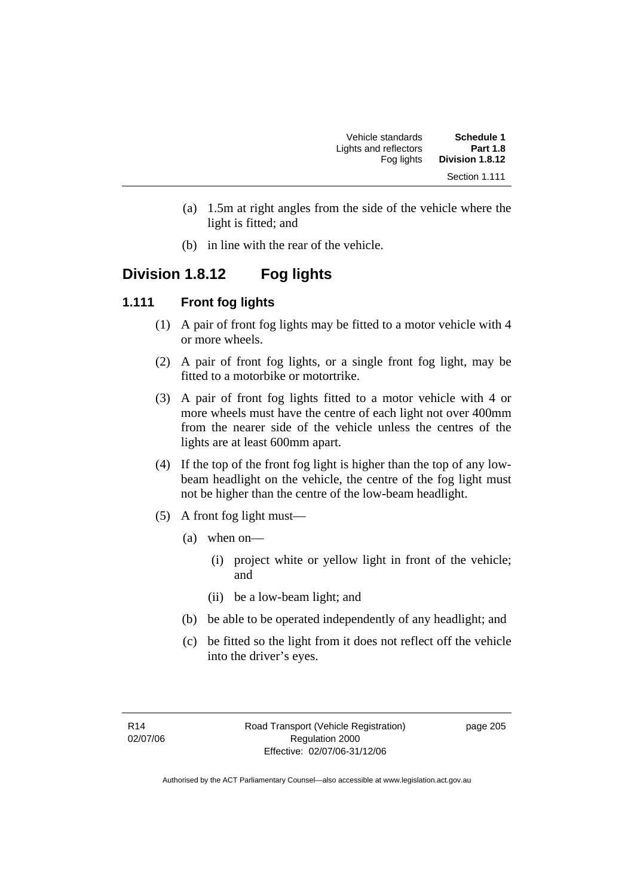(a) 1.5m at right angles from the side of the vehicle where the light is fitted; and

(b) in line with the rear of the vehicle.

## Division 1.8.12 Fog lights

### 1.111 Front fog lights

(1) A pair of front fog lights may be fitted to a motor vehicle with 4 or more wheels.

(2) A pair of front fog lights, or a single front fog light, may be fitted to a motorbike or motortrike.

(3) A pair of front fog lights fitted to a motor vehicle with 4 or more wheels must have the centre of each light not over 400mm from the nearer side of the vehicle unless the centres of the lights are at least 600mm apart.

(4) If the top of the front fog light is higher than the top of any low-beam headlight on the vehicle, the centre of the fog light must not be higher than the centre of the low-beam headlight.

(5) A front fog light must—

- (a) when on—
  - (i) project white or yellow light in front of the vehicle; and
  - (ii) be a low-beam light; and
- (b) be able to be operated independently of any headlight; and
- (c) be fitted so the light from it does not reflect off the vehicle into the driver's eyes.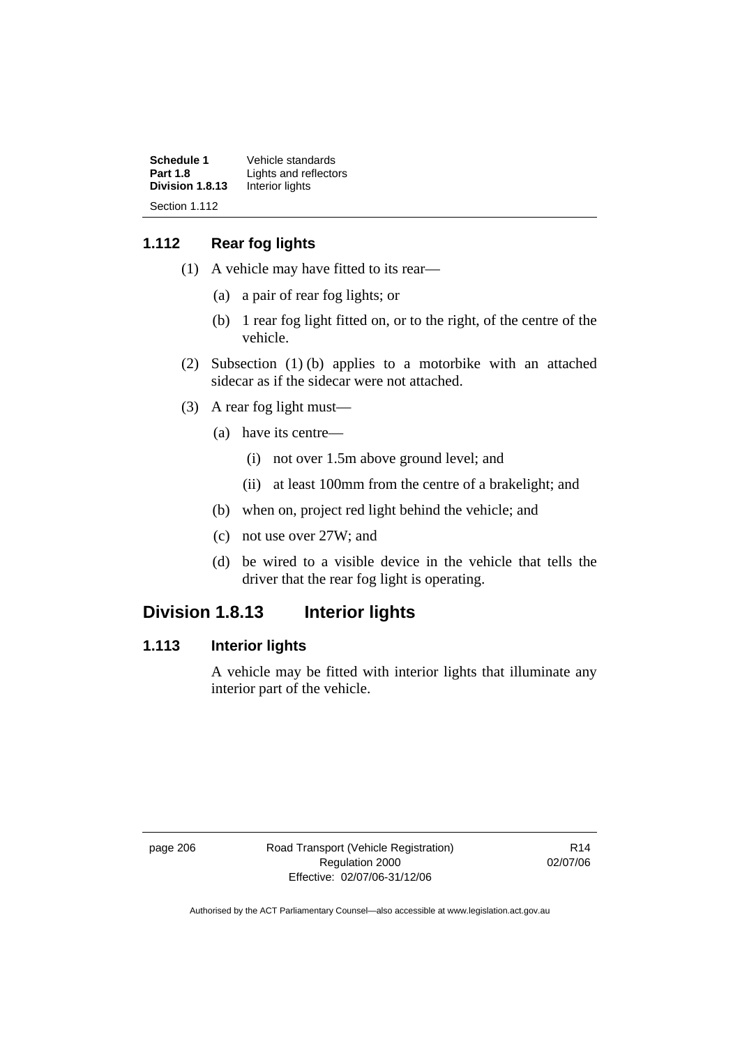## 1.112 Rear fog lights

(1) A vehicle may have fitted to its rear—

(a) a pair of rear fog lights; or

(b) 1 rear fog light fitted on, or to the right, of the centre of the vehicle.

(2) Subsection (1) (b) applies to a motorbike with an attached sidecar as if the sidecar were not attached.

(3) A rear fog light must—

(a) have its centre—

(i) not over 1.5m above ground level; and

(ii) at least 100mm from the centre of a brakelight; and

(b) when on, project red light behind the vehicle; and

(c) not use over 27W; and

(d) be wired to a visible device in the vehicle that tells the driver that the rear fog light is operating.

# Division 1.8.13 Interior lights

## 1.113 Interior lights

A vehicle may be fitted with interior lights that illuminate any interior part of the vehicle.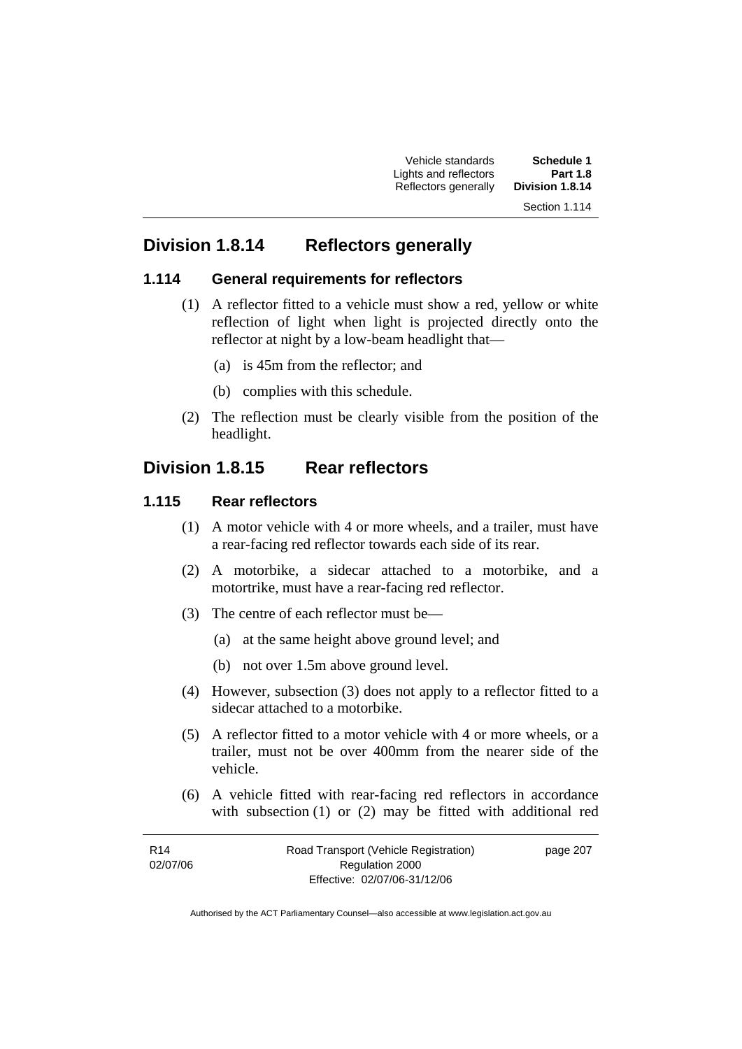## Division 1.8.14 Reflectors generally

### 1.114 General requirements for reflectors

(1) A reflector fitted to a vehicle must show a red, yellow or white reflection of light when light is projected directly onto the reflector at night by a low-beam headlight that—

(a) is 45m from the reflector; and

(b) complies with this schedule.

(2) The reflection must be clearly visible from the position of the headlight.

## Division 1.8.15 Rear reflectors

### 1.115 Rear reflectors

(1) A motor vehicle with 4 or more wheels, and a trailer, must have a rear-facing red reflector towards each side of its rear.

(2) A motorbike, a sidecar attached to a motorbike, and a motortrike, must have a rear-facing red reflector.

(3) The centre of each reflector must be—

(a) at the same height above ground level; and

(b) not over 1.5m above ground level.

(4) However, subsection (3) does not apply to a reflector fitted to a sidecar attached to a motorbike.

(5) A reflector fitted to a motor vehicle with 4 or more wheels, or a trailer, must not be over 400mm from the nearer side of the vehicle.

(6) A vehicle fitted with rear-facing red reflectors in accordance with subsection (1) or (2) may be fitted with additional red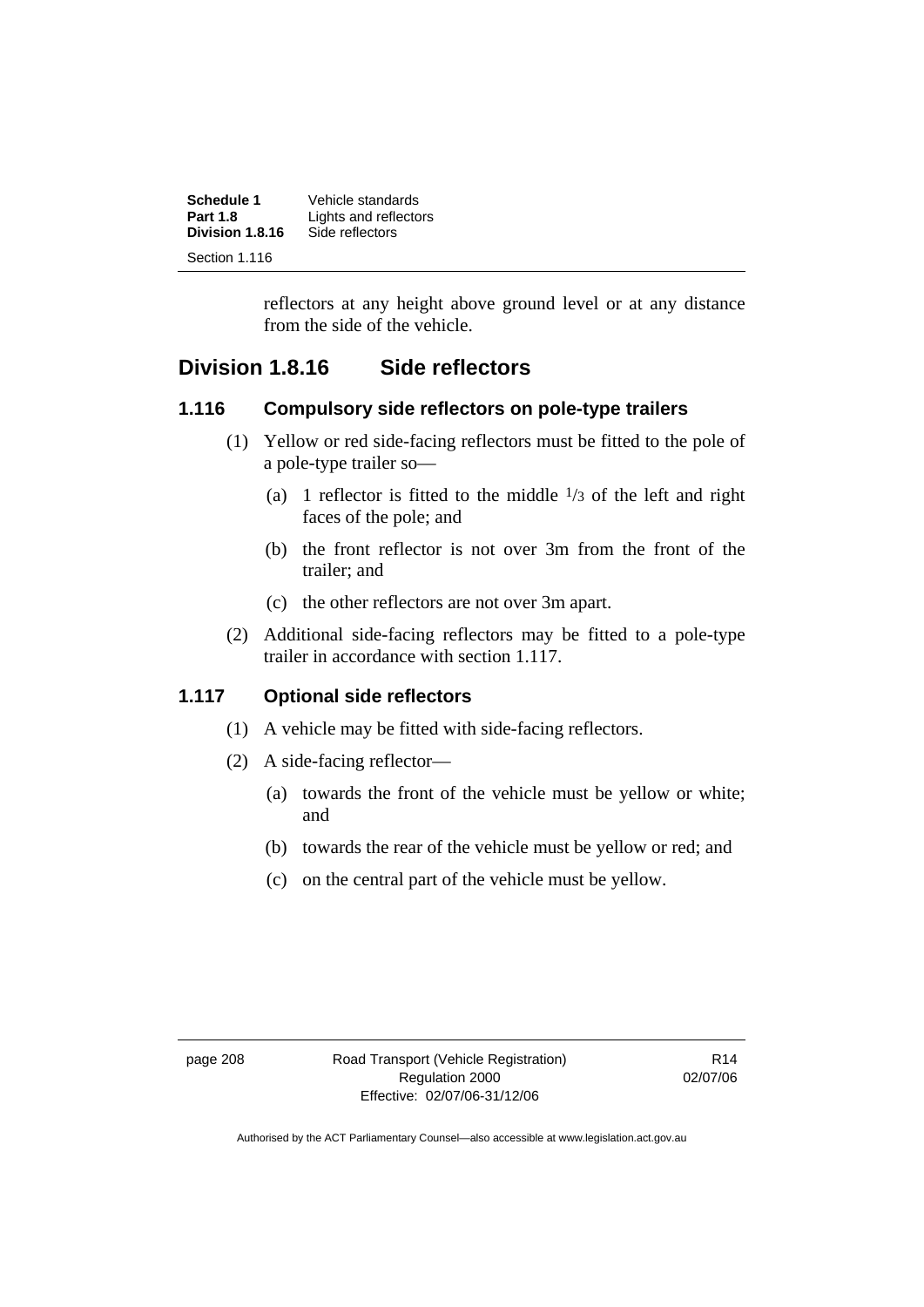reflectors at any height above ground level or at any distance from the side of the vehicle.

## Division 1.8.16 Side reflectors

### 1.116 Compulsory side reflectors on pole-type trailers

(1) Yellow or red side-facing reflectors must be fitted to the pole of a pole-type trailer so—

(a) 1 reflector is fitted to the middle $1/3$ of the left and right faces of the pole; and

(b) the front reflector is not over 3m from the front of the trailer; and

(c) the other reflectors are not over 3m apart.

(2) Additional side-facing reflectors may be fitted to a pole-type trailer in accordance with section 1.117.

### 1.117 Optional side reflectors

(1) A vehicle may be fitted with side-facing reflectors.

(2) A side-facing reflector—

(a) towards the front of the vehicle must be yellow or white; and

(b) towards the rear of the vehicle must be yellow or red; and

(c) on the central part of the vehicle must be yellow.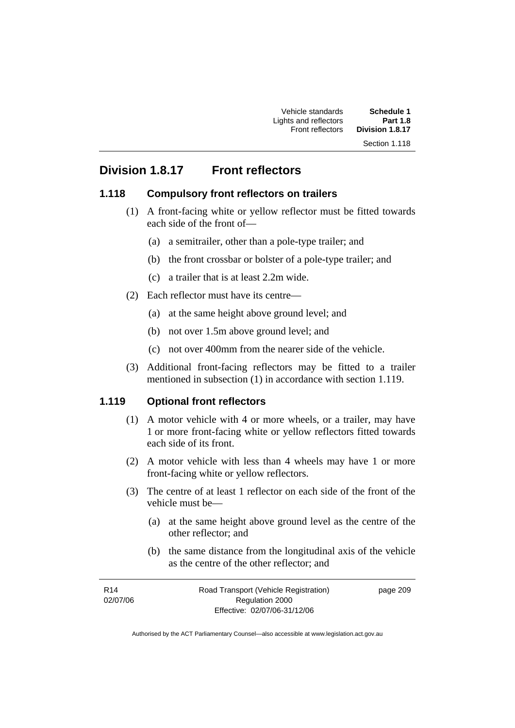## Division 1.8.17 Front reflectors

### 1.118 Compulsory front reflectors on trailers

(1) A front-facing white or yellow reflector must be fitted towards each side of the front of—

(a) a semitrailer, other than a pole-type trailer; and

(b) the front crossbar or bolster of a pole-type trailer; and

(c) a trailer that is at least 2.2m wide.

(2) Each reflector must have its centre—

(a) at the same height above ground level; and

(b) not over 1.5m above ground level; and

(c) not over 400mm from the nearer side of the vehicle.

(3) Additional front-facing reflectors may be fitted to a trailer mentioned in subsection (1) in accordance with section 1.119.

### 1.119 Optional front reflectors

(1) A motor vehicle with 4 or more wheels, or a trailer, may have 1 or more front-facing white or yellow reflectors fitted towards each side of its front.

(2) A motor vehicle with less than 4 wheels may have 1 or more front-facing white or yellow reflectors.

(3) The centre of at least 1 reflector on each side of the front of the vehicle must be—

(a) at the same height above ground level as the centre of the other reflector; and

(b) the same distance from the longitudinal axis of the vehicle as the centre of the other reflector; and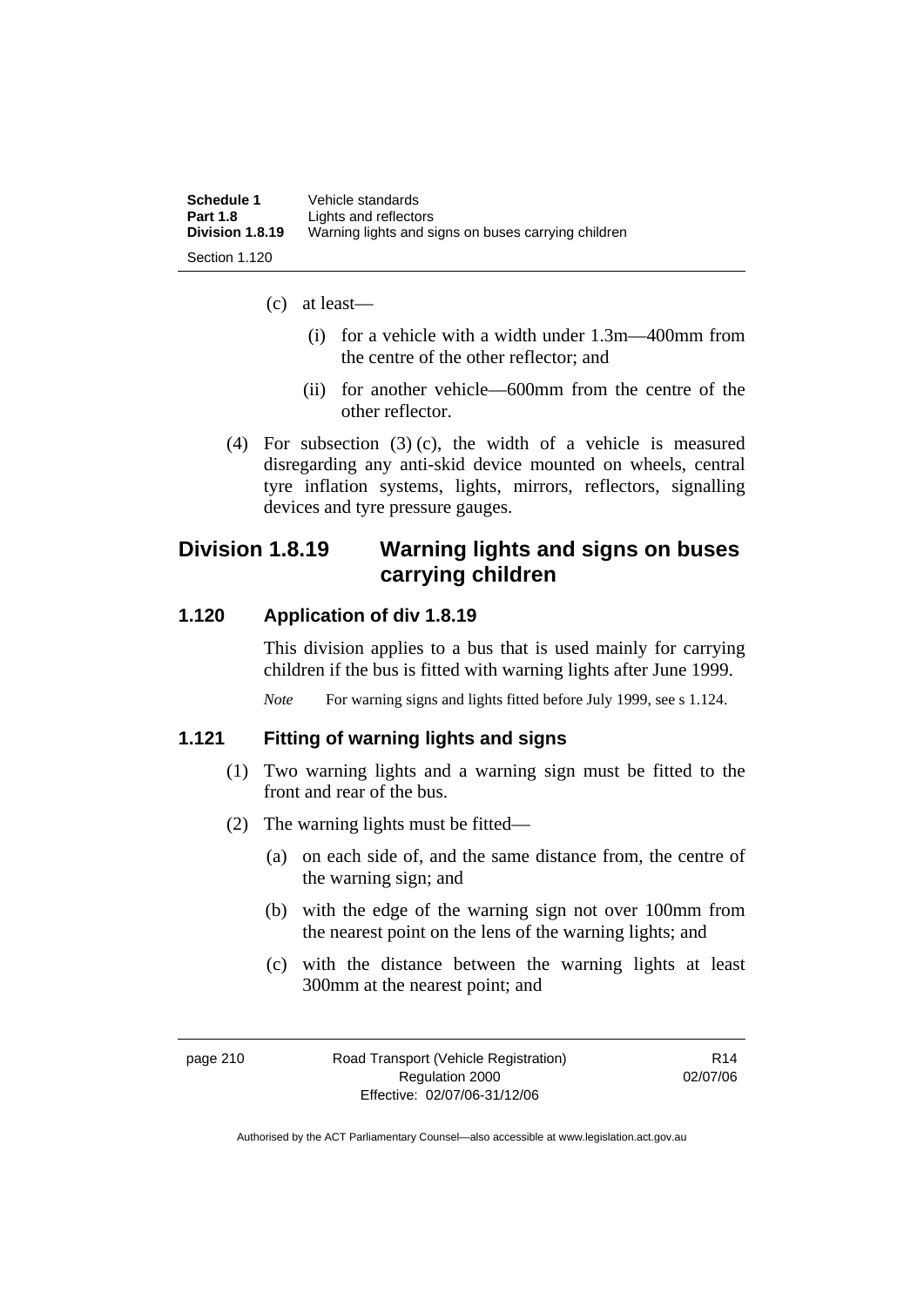(c) at least—

(i) for a vehicle with a width under 1.3m—400mm from the centre of the other reflector; and

(ii) for another vehicle—600mm from the centre of the other reflector.

(4) For subsection (3) (c), the width of a vehicle is measured disregarding any anti-skid device mounted on wheels, central tyre inflation systems, lights, mirrors, reflectors, signalling devices and tyre pressure gauges.

## Division 1.8.19 Warning lights and signs on buses carrying children

### 1.120 Application of div 1.8.19

This division applies to a bus that is used mainly for carrying children if the bus is fitted with warning lights after June 1999.

*Note* For warning signs and lights fitted before July 1999, see s 1.124.

### 1.121 Fitting of warning lights and signs

(1) Two warning lights and a warning sign must be fitted to the front and rear of the bus.

(2) The warning lights must be fitted—

(a) on each side of, and the same distance from, the centre of the warning sign; and

(b) with the edge of the warning sign not over 100mm from the nearest point on the lens of the warning lights; and

(c) with the distance between the warning lights at least 300mm at the nearest point; and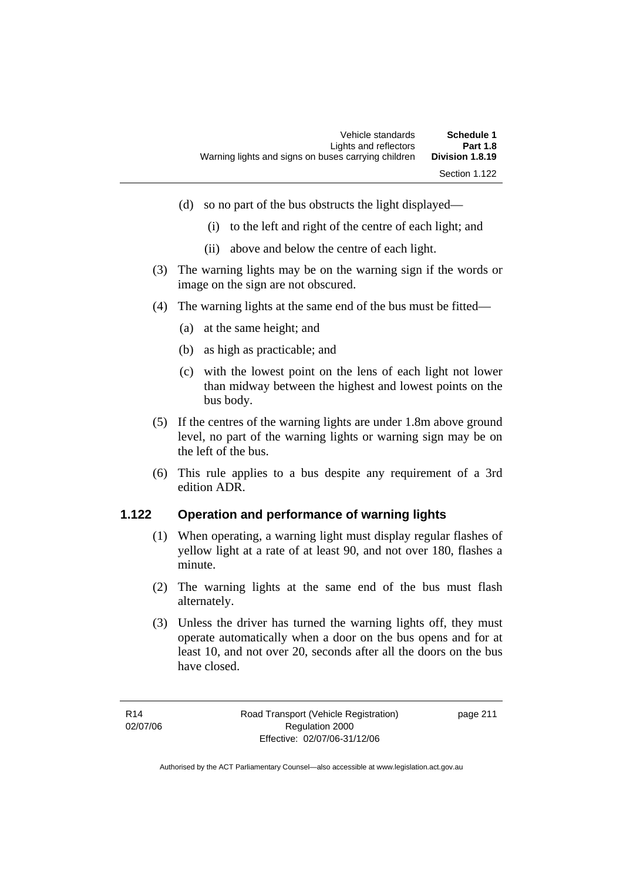(d) so no part of the bus obstructs the light displayed—

 (i) to the left and right of the centre of each light; and

 (ii) above and below the centre of each light.

(3) The warning lights may be on the warning sign if the words or image on the sign are not obscured.

(4) The warning lights at the same end of the bus must be fitted—

 (a) at the same height; and

 (b) as high as practicable; and

 (c) with the lowest point on the lens of each light not lower than midway between the highest and lowest points on the bus body.

(5) If the centres of the warning lights are under 1.8m above ground level, no part of the warning lights or warning sign may be on the left of the bus.

(6) This rule applies to a bus despite any requirement of a 3rd edition ADR.

### 1.122 Operation and performance of warning lights

(1) When operating, a warning light must display regular flashes of yellow light at a rate of at least 90, and not over 180, flashes a minute.

(2) The warning lights at the same end of the bus must flash alternately.

(3) Unless the driver has turned the warning lights off, they must operate automatically when a door on the bus opens and for at least 10, and not over 20, seconds after all the doors on the bus have closed.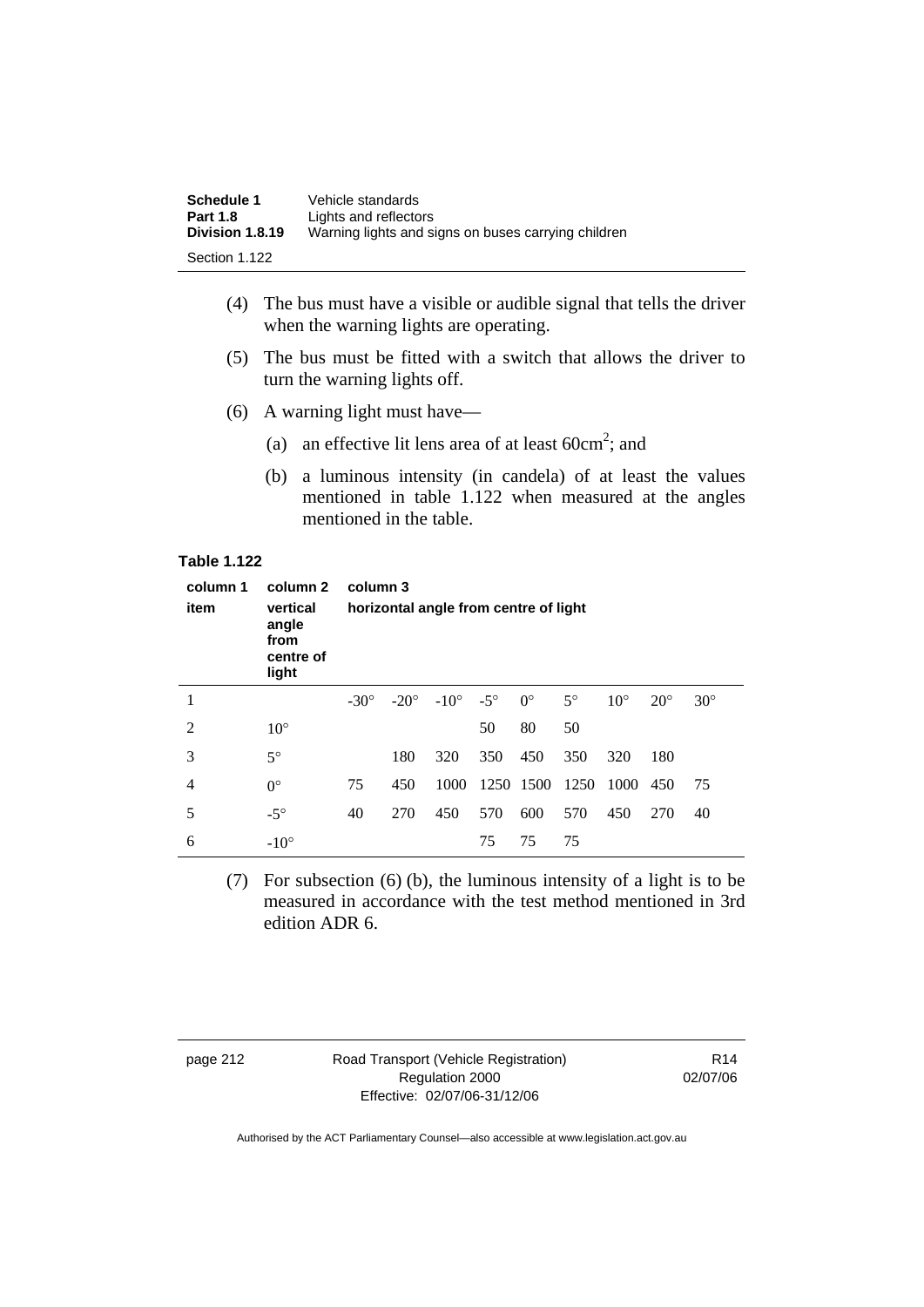(4) The bus must have a visible or audible signal that tells the driver when the warning lights are operating.

(5) The bus must be fitted with a switch that allows the driver to turn the warning lights off.

(6) A warning light must have—

(a) an effective lit lens area of at least $60cm^2$; and

(b) a luminous intensity (in candela) of at least the values mentioned in table 1.122 when measured at the angles mentioned in the table.

**Table 1.122**

| column 1<br>**item** | column 2<br>**vertical angle from centre of light** | column 3<br>**horizontal angle from centre of light** | | | | | | | | |
|---|---|---|---|---|---|---|---|---|---|---|
| 1 | | -30° | -20° | -10° | -5° | 0° | 5° | 10° | 20° | 30° |
| 2 | 10° | | | | 50 | 80 | 50 | | | |
| 3 | 5° | | 180 | 320 | 350 | 450 | 350 | 320 | 180 | |
| 4 | 0° | 75 | 450 | 1000 | 1250 | 1500 | 1250 | 1000 | 450 | 75 |
| 5 | -5° | 40 | 270 | 450 | 570 | 600 | 570 | 450 | 270 | 40 |
| 6 | -10° | | | | 75 | 75 | 75 | | | |

(7) For subsection (6) (b), the luminous intensity of a light is to be measured in accordance with the test method mentioned in 3rd edition ADR 6.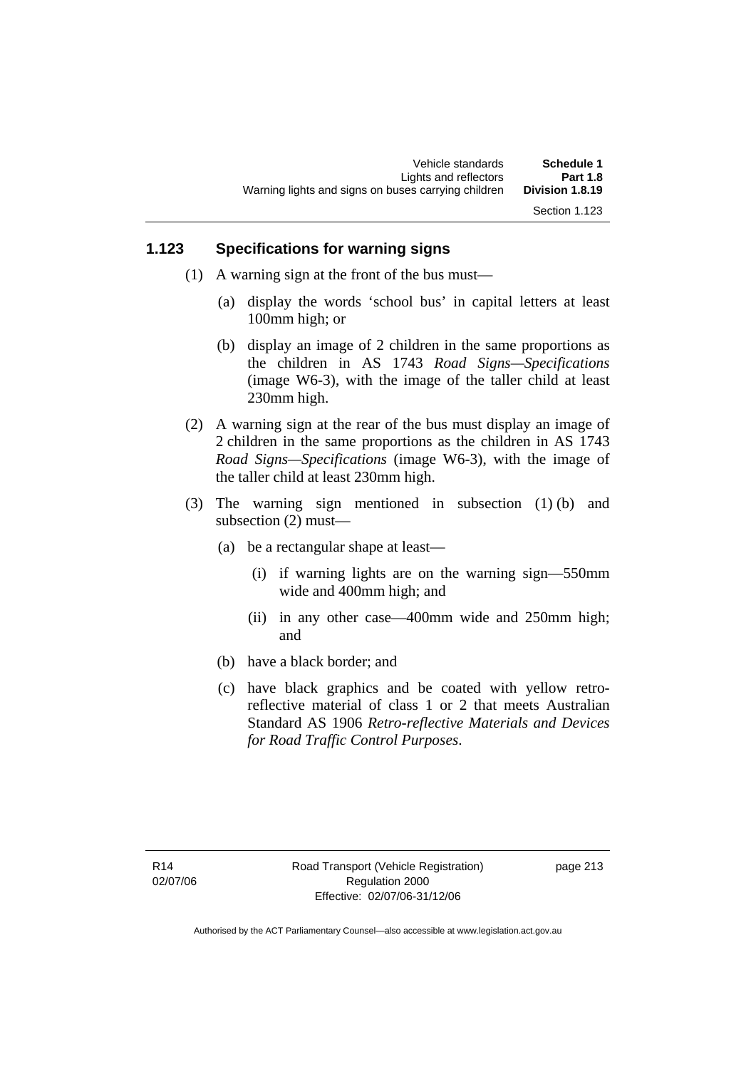### 1.123 Specifications for warning signs

(1) A warning sign at the front of the bus must—

(a) display the words 'school bus' in capital letters at least 100mm high; or

(b) display an image of 2 children in the same proportions as the children in AS 1743 *Road Signs—Specifications* (image W6-3), with the image of the taller child at least 230mm high.

(2) A warning sign at the rear of the bus must display an image of 2 children in the same proportions as the children in AS 1743 *Road Signs—Specifications* (image W6-3), with the image of the taller child at least 230mm high.

(3) The warning sign mentioned in subsection (1) (b) and subsection (2) must—

(a) be a rectangular shape at least—

(i) if warning lights are on the warning sign—550mm wide and 400mm high; and

(ii) in any other case—400mm wide and 250mm high; and

(b) have a black border; and

(c) have black graphics and be coated with yellow retro-reflective material of class 1 or 2 that meets Australian Standard AS 1906 *Retro-reflective Materials and Devices for Road Traffic Control Purposes*.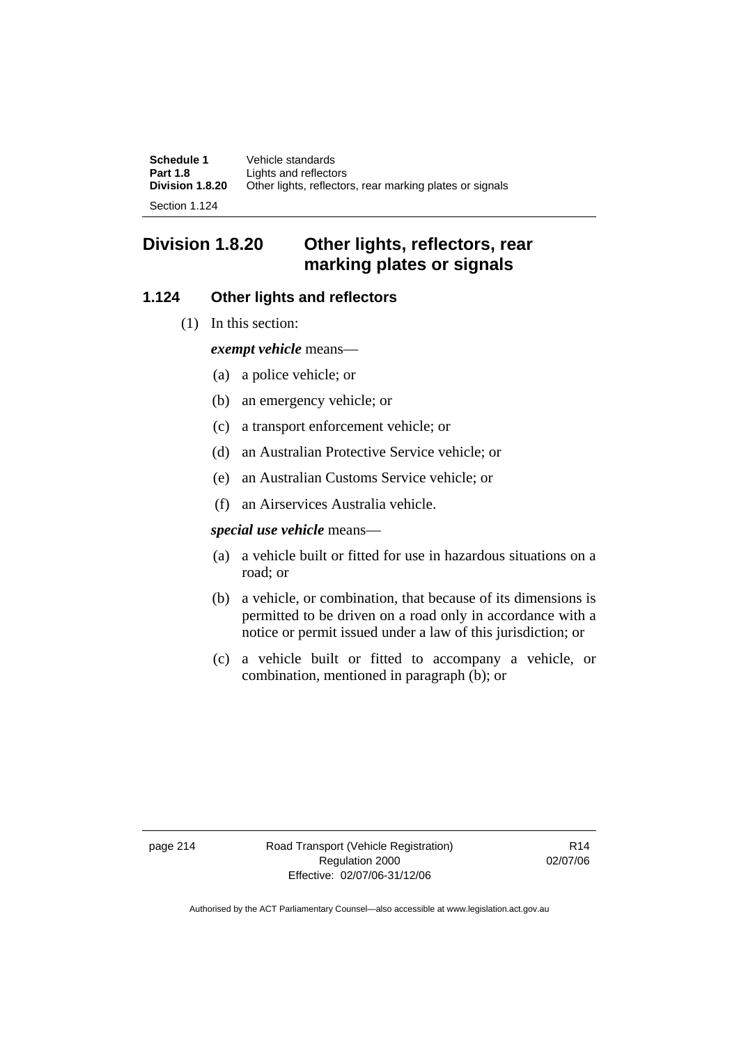## Division 1.8.20 Other lights, reflectors, rear marking plates or signals

### 1.124 Other lights and reflectors

(1) In this section:

***exempt vehicle*** means—

(a) a police vehicle; or

(b) an emergency vehicle; or

(c) a transport enforcement vehicle; or

(d) an Australian Protective Service vehicle; or

(e) an Australian Customs Service vehicle; or

(f) an Airservices Australia vehicle.

***special use vehicle*** means—

(a) a vehicle built or fitted for use in hazardous situations on a road; or

(b) a vehicle, or combination, that because of its dimensions is permitted to be driven on a road only in accordance with a notice or permit issued under a law of this jurisdiction; or

(c) a vehicle built or fitted to accompany a vehicle, or combination, mentioned in paragraph (b); or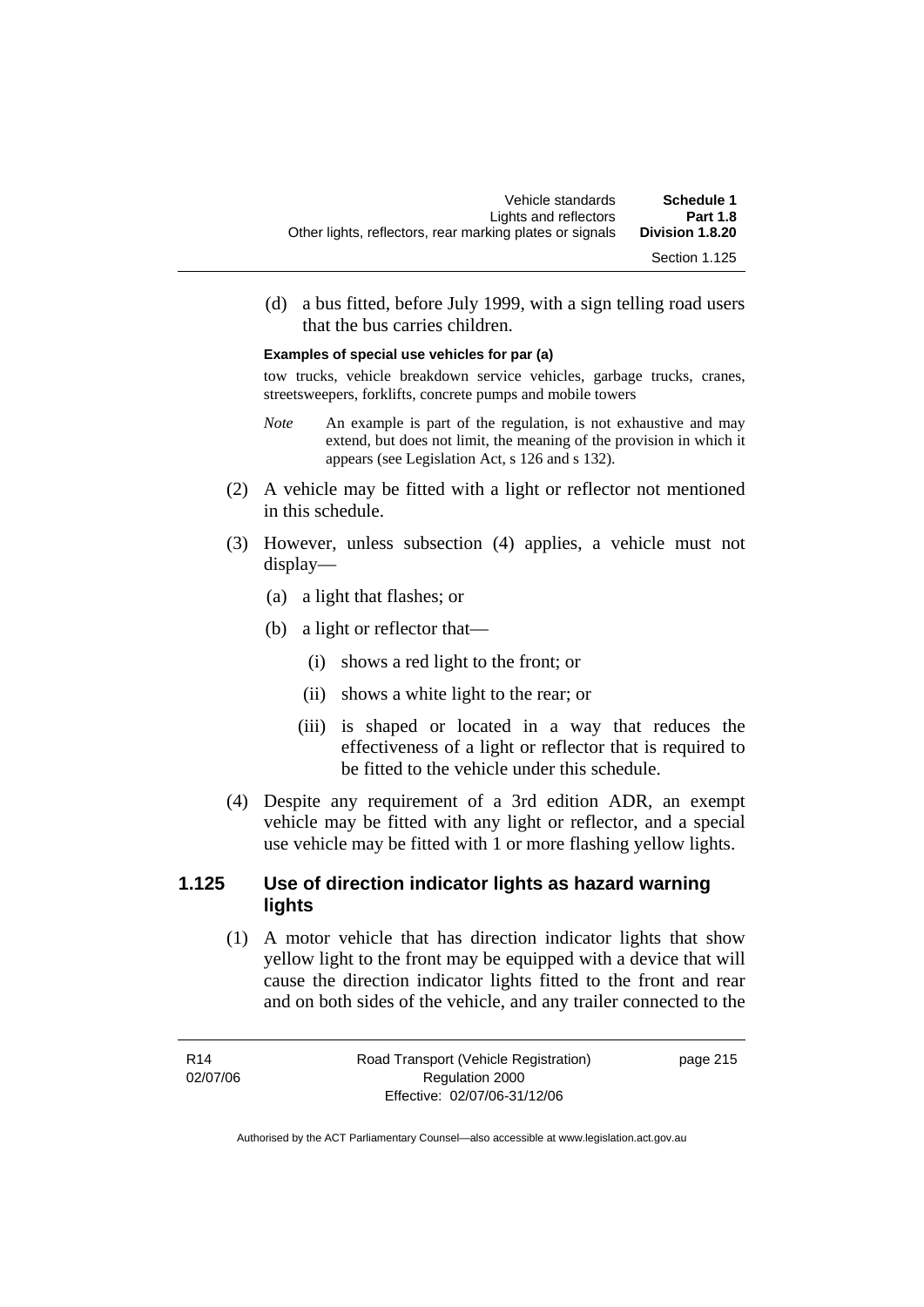(d) a bus fitted, before July 1999, with a sign telling road users that the bus carries children.

**Examples of special use vehicles for par (a)**

tow trucks, vehicle breakdown service vehicles, garbage trucks, cranes, streetsweepers, forklifts, concrete pumps and mobile towers

*Note* An example is part of the regulation, is not exhaustive and may extend, but does not limit, the meaning of the provision in which it appears (see Legislation Act, s 126 and s 132).

(2) A vehicle may be fitted with a light or reflector not mentioned in this schedule.

(3) However, unless subsection (4) applies, a vehicle must not display—

(a) a light that flashes; or

(b) a light or reflector that—

(i) shows a red light to the front; or

(ii) shows a white light to the rear; or

(iii) is shaped or located in a way that reduces the effectiveness of a light or reflector that is required to be fitted to the vehicle under this schedule.

(4) Despite any requirement of a 3rd edition ADR, an exempt vehicle may be fitted with any light or reflector, and a special use vehicle may be fitted with 1 or more flashing yellow lights.

## 1.125 Use of direction indicator lights as hazard warning lights

(1) A motor vehicle that has direction indicator lights that show yellow light to the front may be equipped with a device that will cause the direction indicator lights fitted to the front and rear and on both sides of the vehicle, and any trailer connected to the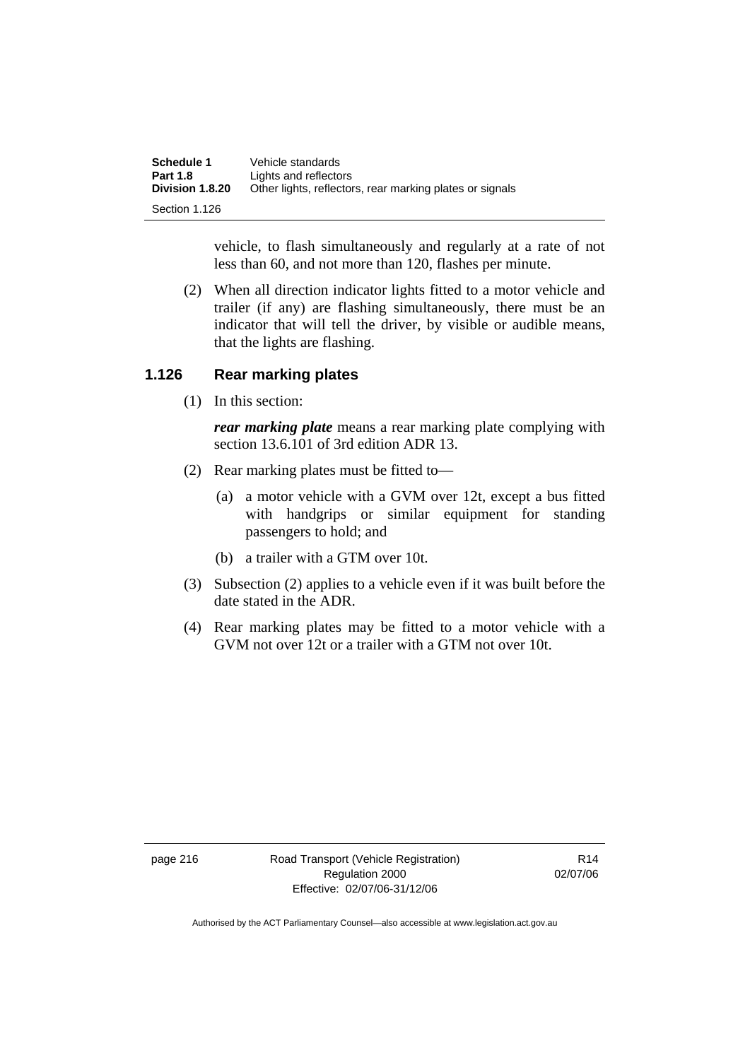vehicle, to flash simultaneously and regularly at a rate of not less than 60, and not more than 120, flashes per minute.

(2) When all direction indicator lights fitted to a motor vehicle and trailer (if any) are flashing simultaneously, there must be an indicator that will tell the driver, by visible or audible means, that the lights are flashing.

### 1.126 Rear marking plates

(1) In this section:

***rear marking plate*** means a rear marking plate complying with section 13.6.101 of 3rd edition ADR 13.

(2) Rear marking plates must be fitted to—

(a) a motor vehicle with a GVM over 12t, except a bus fitted with handgrips or similar equipment for standing passengers to hold; and

(b) a trailer with a GTM over 10t.

(3) Subsection (2) applies to a vehicle even if it was built before the date stated in the ADR.

(4) Rear marking plates may be fitted to a motor vehicle with a GVM not over 12t or a trailer with a GTM not over 10t.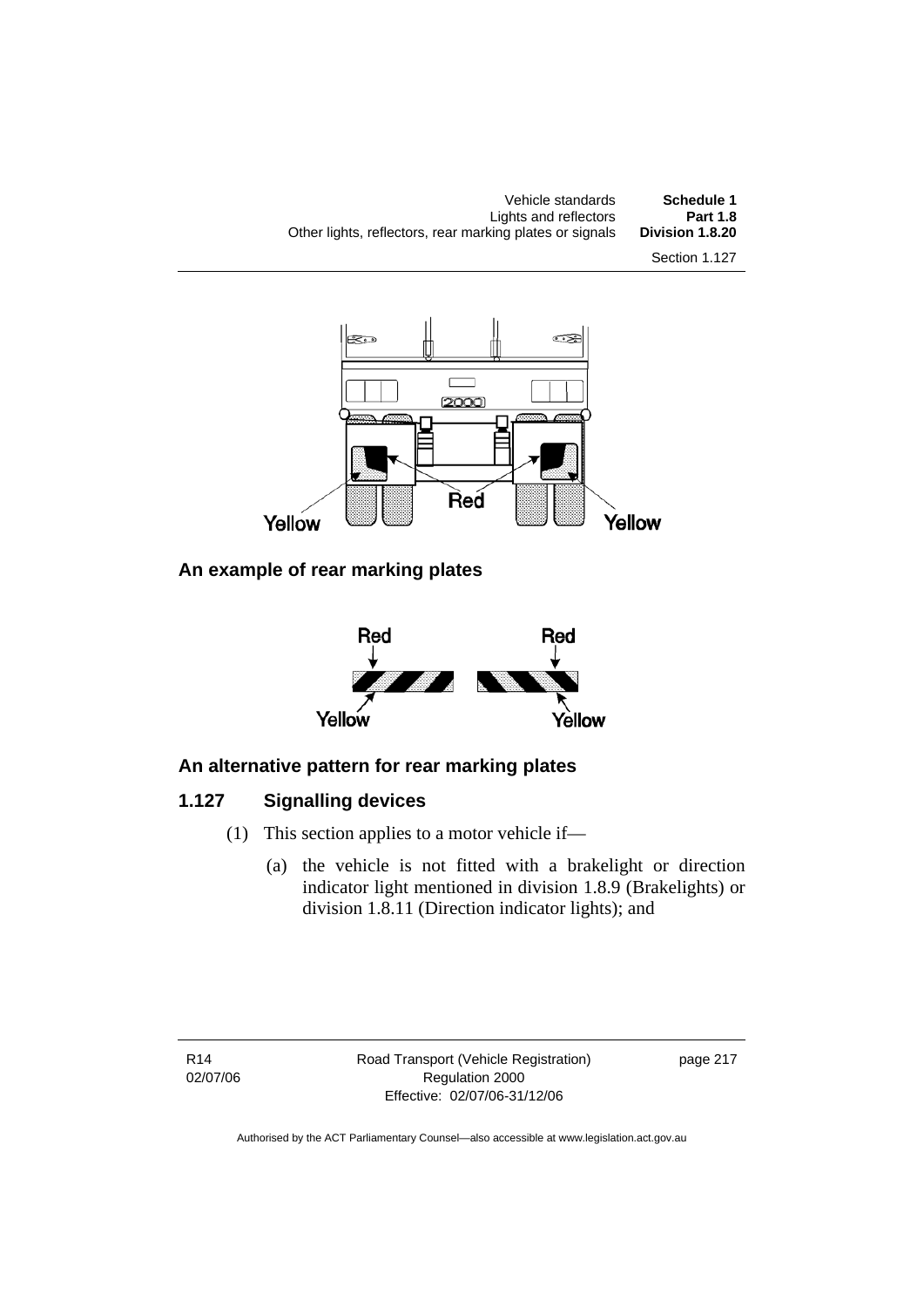**An example of rear marking plates**

**An alternative pattern for rear marking plates**

### 1.127 Signalling devices

(1) This section applies to a motor vehicle if—

(a) the vehicle is not fitted with a brakelight or direction indicator light mentioned in division 1.8.9 (Brakelights) or division 1.8.11 (Direction indicator lights); and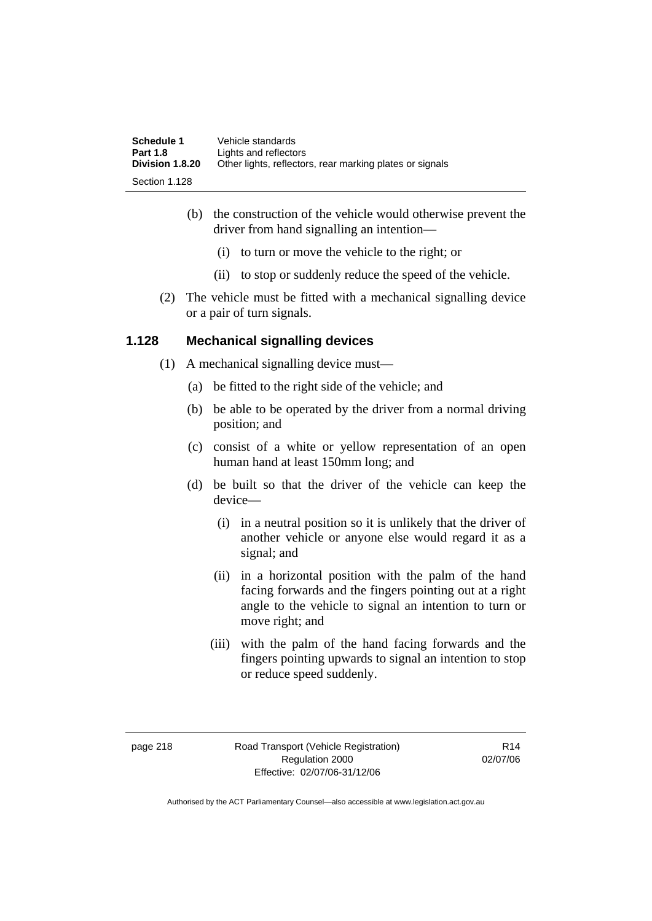(b) the construction of the vehicle would otherwise prevent the driver from hand signalling an intention—

  (i) to turn or move the vehicle to the right; or

  (ii) to stop or suddenly reduce the speed of the vehicle.

(2) The vehicle must be fitted with a mechanical signalling device or a pair of turn signals.

## 1.128 Mechanical signalling devices

(1) A mechanical signalling device must—

  (a) be fitted to the right side of the vehicle; and

  (b) be able to be operated by the driver from a normal driving position; and

  (c) consist of a white or yellow representation of an open human hand at least 150mm long; and

  (d) be built so that the driver of the vehicle can keep the device—

    (i) in a neutral position so it is unlikely that the driver of another vehicle or anyone else would regard it as a signal; and

    (ii) in a horizontal position with the palm of the hand facing forwards and the fingers pointing out at a right angle to the vehicle to signal an intention to turn or move right; and

    (iii) with the palm of the hand facing forwards and the fingers pointing upwards to signal an intention to stop or reduce speed suddenly.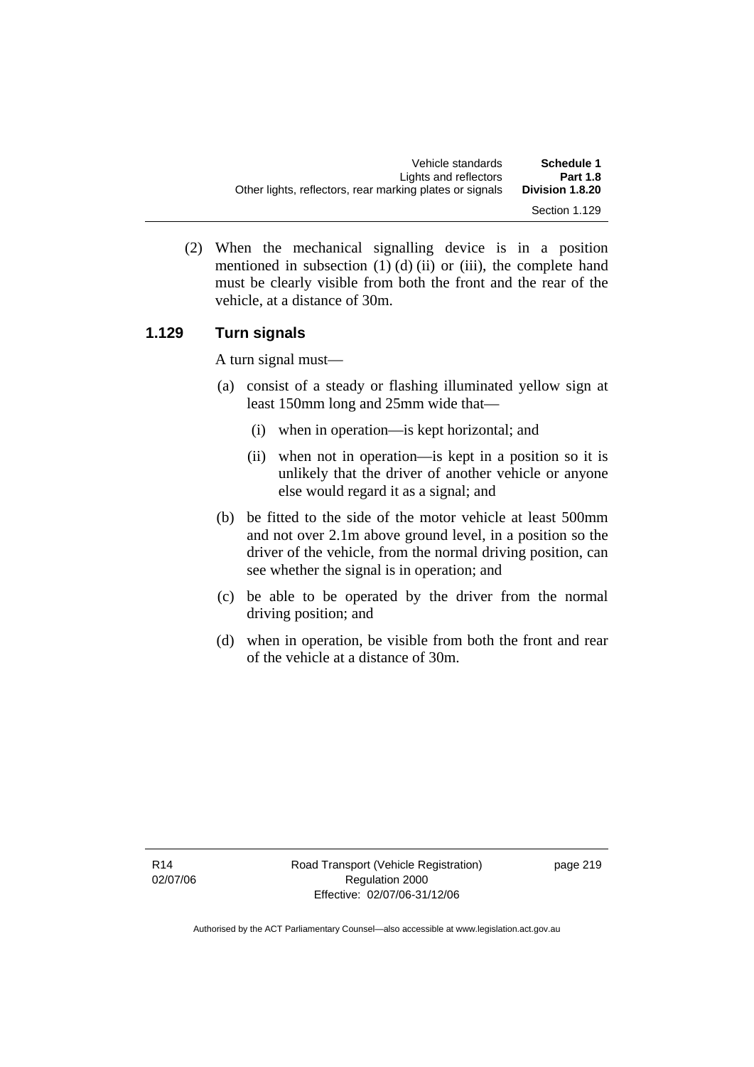(2) When the mechanical signalling device is in a position mentioned in subsection (1) (d) (ii) or (iii), the complete hand must be clearly visible from both the front and the rear of the vehicle, at a distance of 30m.

### 1.129 Turn signals

A turn signal must—

(a) consist of a steady or flashing illuminated yellow sign at least 150mm long and 25mm wide that—

(i) when in operation—is kept horizontal; and

(ii) when not in operation—is kept in a position so it is unlikely that the driver of another vehicle or anyone else would regard it as a signal; and

(b) be fitted to the side of the motor vehicle at least 500mm and not over 2.1m above ground level, in a position so the driver of the vehicle, from the normal driving position, can see whether the signal is in operation; and

(c) be able to be operated by the driver from the normal driving position; and

(d) when in operation, be visible from both the front and rear of the vehicle at a distance of 30m.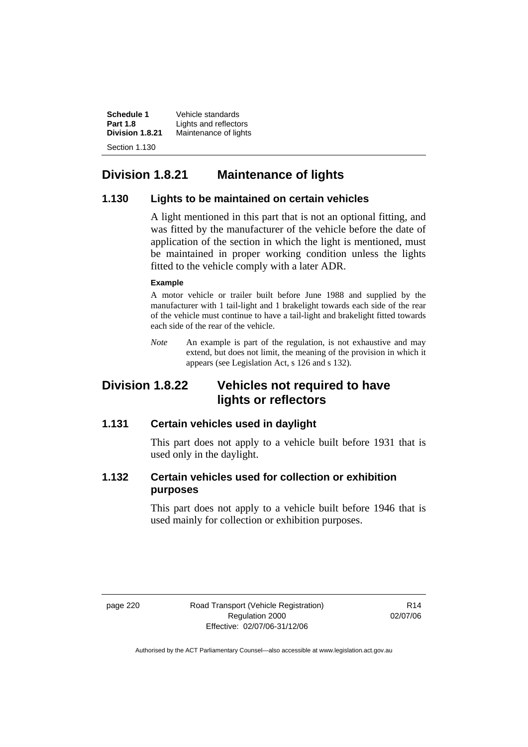## Division 1.8.21 Maintenance of lights

### 1.130 Lights to be maintained on certain vehicles

A light mentioned in this part that is not an optional fitting, and was fitted by the manufacturer of the vehicle before the date of application of the section in which the light is mentioned, must be maintained in proper working condition unless the lights fitted to the vehicle comply with a later ADR.

**Example**

A motor vehicle or trailer built before June 1988 and supplied by the manufacturer with 1 tail-light and 1 brakelight towards each side of the rear of the vehicle must continue to have a tail-light and brakelight fitted towards each side of the rear of the vehicle.

*Note* An example is part of the regulation, is not exhaustive and may extend, but does not limit, the meaning of the provision in which it appears (see Legislation Act, s 126 and s 132).

## Division 1.8.22 Vehicles not required to have lights or reflectors

### 1.131 Certain vehicles used in daylight

This part does not apply to a vehicle built before 1931 that is used only in the daylight.

### 1.132 Certain vehicles used for collection or exhibition purposes

This part does not apply to a vehicle built before 1946 that is used mainly for collection or exhibition purposes.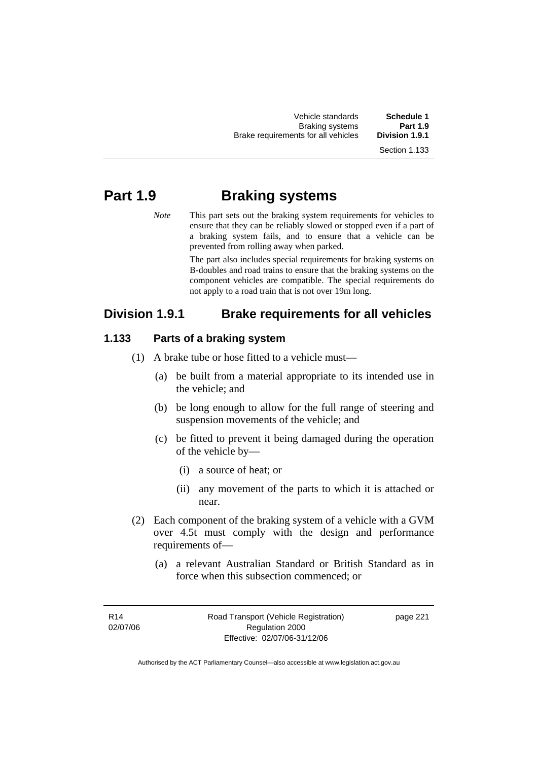# Part 1.9 Braking systems

*Note* This part sets out the braking system requirements for vehicles to ensure that they can be reliably slowed or stopped even if a part of a braking system fails, and to ensure that a vehicle can be prevented from rolling away when parked.

The part also includes special requirements for braking systems on B-doubles and road trains to ensure that the braking systems on the component vehicles are compatible. The special requirements do not apply to a road train that is not over 19m long.

## Division 1.9.1 Brake requirements for all vehicles

### 1.133 Parts of a braking system

(1) A brake tube or hose fitted to a vehicle must—

(a) be built from a material appropriate to its intended use in the vehicle; and

(b) be long enough to allow for the full range of steering and suspension movements of the vehicle; and

(c) be fitted to prevent it being damaged during the operation of the vehicle by—

(i) a source of heat; or

(ii) any movement of the parts to which it is attached or near.

(2) Each component of the braking system of a vehicle with a GVM over 4.5t must comply with the design and performance requirements of—

(a) a relevant Australian Standard or British Standard as in force when this subsection commenced; or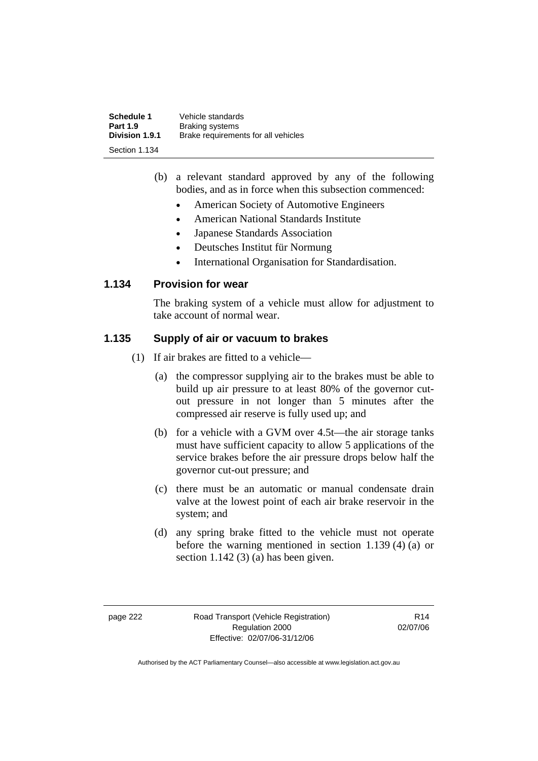(b) a relevant standard approved by any of the following bodies, and as in force when this subsection commenced:

- American Society of Automotive Engineers
- American National Standards Institute
- Japanese Standards Association
- Deutsches Institut für Normung
- International Organisation for Standardisation.

### 1.134 Provision for wear

The braking system of a vehicle must allow for adjustment to take account of normal wear.

### 1.135 Supply of air or vacuum to brakes

(1) If air brakes are fitted to a vehicle—

(a) the compressor supplying air to the brakes must be able to build up air pressure to at least 80% of the governor cut-out pressure in not longer than 5 minutes after the compressed air reserve is fully used up; and

(b) for a vehicle with a GVM over 4.5t—the air storage tanks must have sufficient capacity to allow 5 applications of the service brakes before the air pressure drops below half the governor cut-out pressure; and

(c) there must be an automatic or manual condensate drain valve at the lowest point of each air brake reservoir in the system; and

(d) any spring brake fitted to the vehicle must not operate before the warning mentioned in section 1.139 (4) (a) or section 1.142 (3) (a) has been given.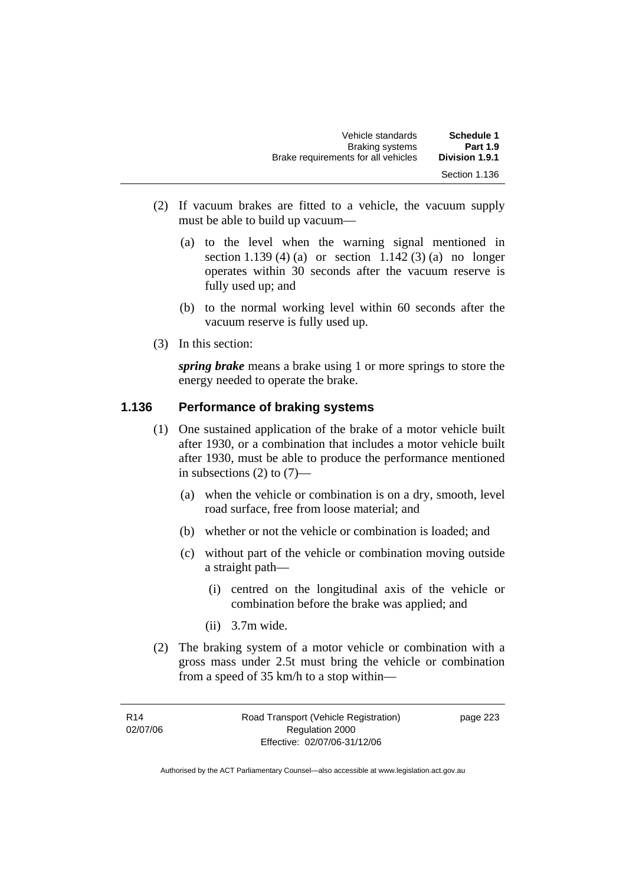(2) If vacuum brakes are fitted to a vehicle, the vacuum supply must be able to build up vacuum—

(a) to the level when the warning signal mentioned in section 1.139 (4) (a) or section 1.142 (3) (a) no longer operates within 30 seconds after the vacuum reserve is fully used up; and

(b) to the normal working level within 60 seconds after the vacuum reserve is fully used up.

(3) In this section:

***spring brake*** means a brake using 1 or more springs to store the energy needed to operate the brake.

## 1.136 Performance of braking systems

(1) One sustained application of the brake of a motor vehicle built after 1930, or a combination that includes a motor vehicle built after 1930, must be able to produce the performance mentioned in subsections (2) to (7)—

(a) when the vehicle or combination is on a dry, smooth, level road surface, free from loose material; and

(b) whether or not the vehicle or combination is loaded; and

(c) without part of the vehicle or combination moving outside a straight path—

(i) centred on the longitudinal axis of the vehicle or combination before the brake was applied; and

(ii) 3.7m wide.

(2) The braking system of a motor vehicle or combination with a gross mass under 2.5t must bring the vehicle or combination from a speed of 35 km/h to a stop within—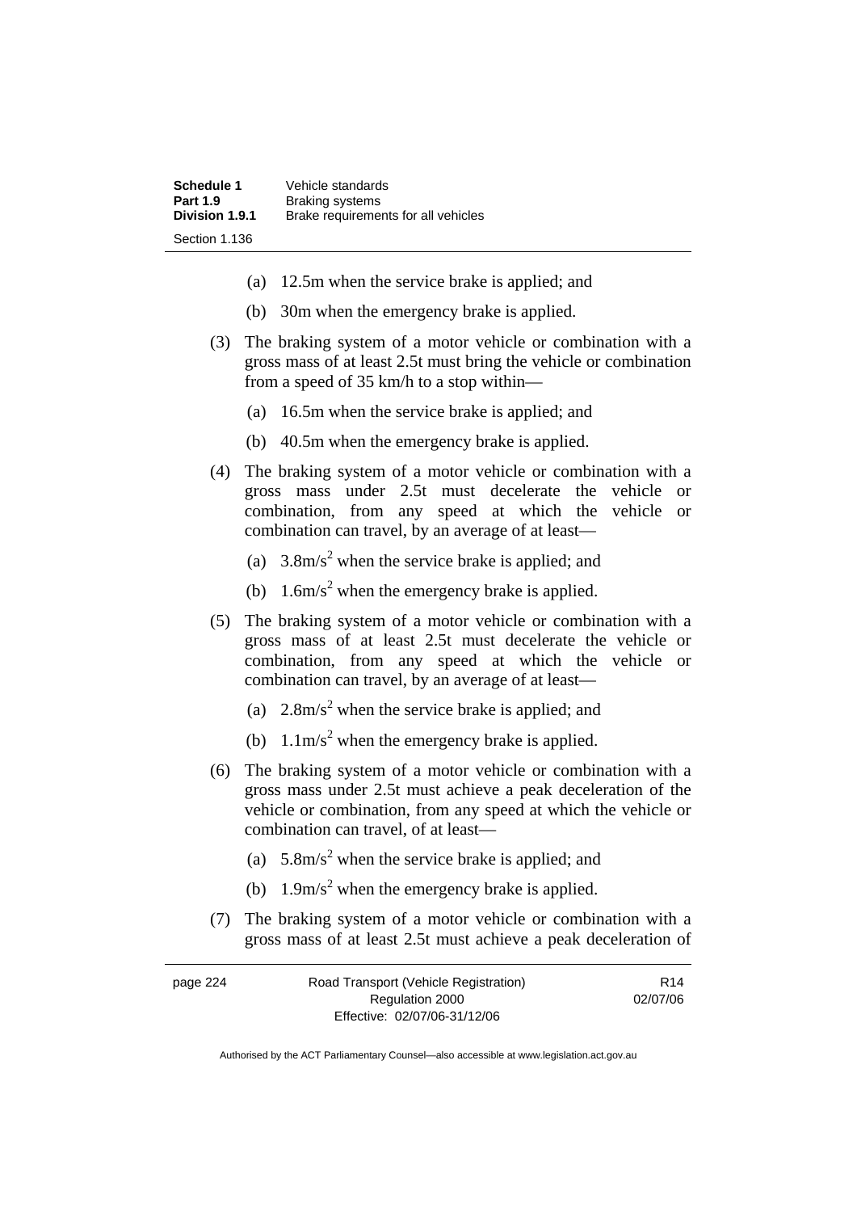(a) 12.5m when the service brake is applied; and

(b) 30m when the emergency brake is applied.

(3) The braking system of a motor vehicle or combination with a gross mass of at least 2.5t must bring the vehicle or combination from a speed of 35 km/h to a stop within—

(a) 16.5m when the service brake is applied; and

(b) 40.5m when the emergency brake is applied.

(4) The braking system of a motor vehicle or combination with a gross mass under 2.5t must decelerate the vehicle or combination, from any speed at which the vehicle or combination can travel, by an average of at least—

(a) $3.8m/s^2$ when the service brake is applied; and

(b) $1.6m/s^2$ when the emergency brake is applied.

(5) The braking system of a motor vehicle or combination with a gross mass of at least 2.5t must decelerate the vehicle or combination, from any speed at which the vehicle or combination can travel, by an average of at least—

(a) $2.8m/s^2$ when the service brake is applied; and

(b) $1.1m/s^2$ when the emergency brake is applied.

(6) The braking system of a motor vehicle or combination with a gross mass under 2.5t must achieve a peak deceleration of the vehicle or combination, from any speed at which the vehicle or combination can travel, of at least—

(a) $5.8m/s^2$ when the service brake is applied; and

(b) $1.9m/s^2$ when the emergency brake is applied.

(7) The braking system of a motor vehicle or combination with a gross mass of at least 2.5t must achieve a peak deceleration of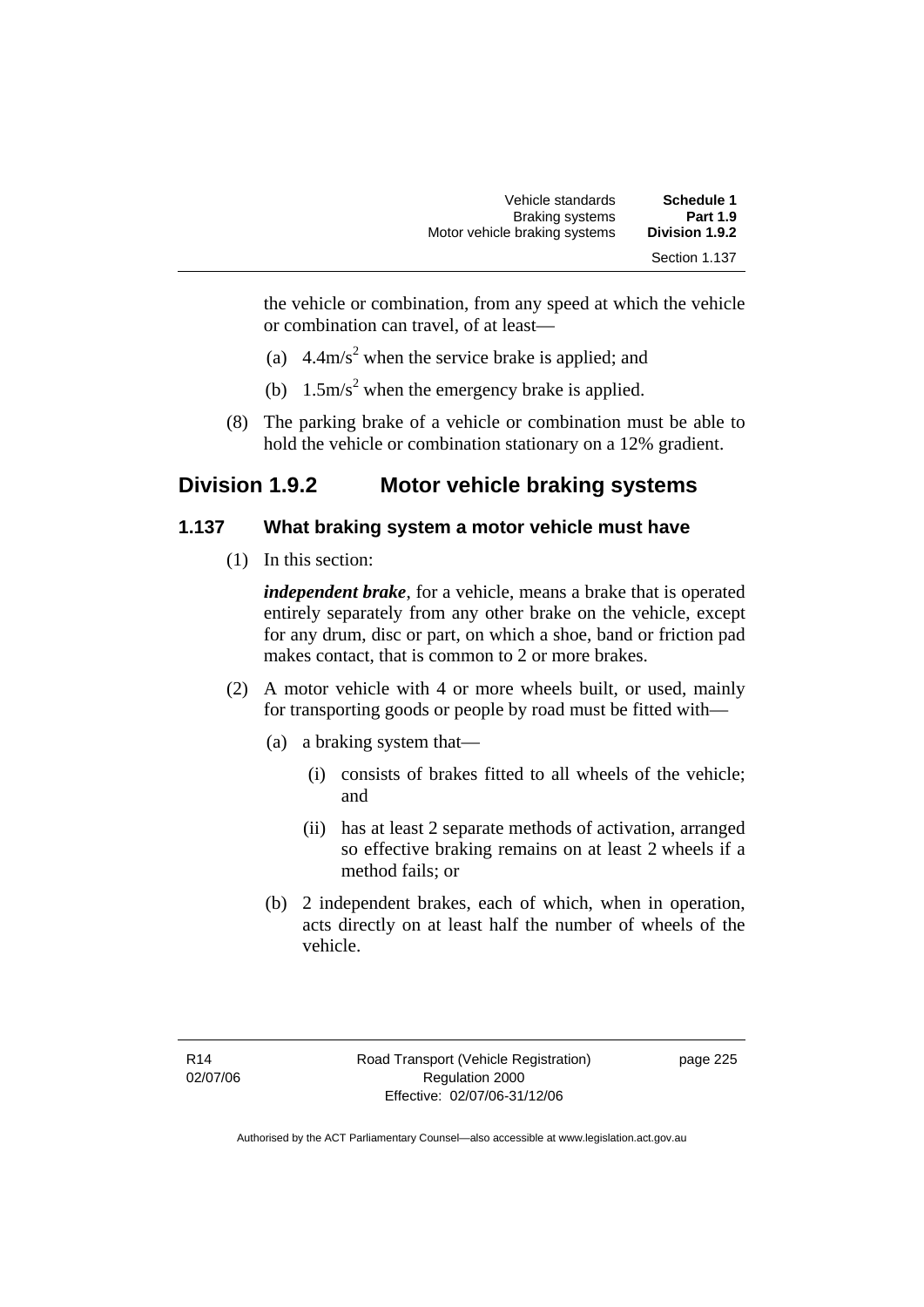the vehicle or combination, from any speed at which the vehicle or combination can travel, of at least—

(a) $4.4m/s^2$ when the service brake is applied; and

(b) $1.5m/s^2$ when the emergency brake is applied.

(8) The parking brake of a vehicle or combination must be able to hold the vehicle or combination stationary on a 12% gradient.

## Division 1.9.2 Motor vehicle braking systems

### 1.137 What braking system a motor vehicle must have

(1) In this section:

***independent brake***, for a vehicle, means a brake that is operated entirely separately from any other brake on the vehicle, except for any drum, disc or part, on which a shoe, band or friction pad makes contact, that is common to 2 or more brakes.

(2) A motor vehicle with 4 or more wheels built, or used, mainly for transporting goods or people by road must be fitted with—

(a) a braking system that—

(i) consists of brakes fitted to all wheels of the vehicle; and

(ii) has at least 2 separate methods of activation, arranged so effective braking remains on at least 2 wheels if a method fails; or

(b) 2 independent brakes, each of which, when in operation, acts directly on at least half the number of wheels of the vehicle.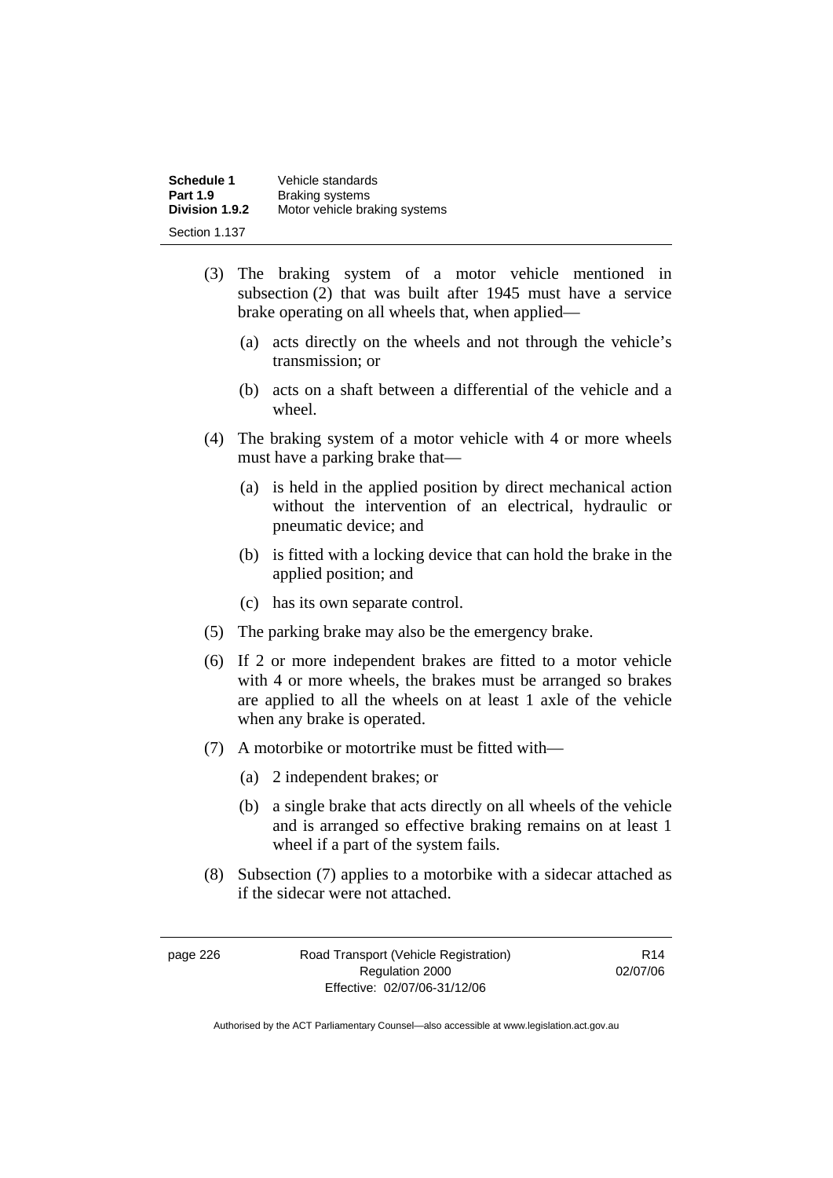(3) The braking system of a motor vehicle mentioned in subsection (2) that was built after 1945 must have a service brake operating on all wheels that, when applied—

   (a) acts directly on the wheels and not through the vehicle's transmission; or

   (b) acts on a shaft between a differential of the vehicle and a wheel.

(4) The braking system of a motor vehicle with 4 or more wheels must have a parking brake that—

   (a) is held in the applied position by direct mechanical action without the intervention of an electrical, hydraulic or pneumatic device; and

   (b) is fitted with a locking device that can hold the brake in the applied position; and

   (c) has its own separate control.

(5) The parking brake may also be the emergency brake.

(6) If 2 or more independent brakes are fitted to a motor vehicle with 4 or more wheels, the brakes must be arranged so brakes are applied to all the wheels on at least 1 axle of the vehicle when any brake is operated.

(7) A motorbike or motortrike must be fitted with—

   (a) 2 independent brakes; or

   (b) a single brake that acts directly on all wheels of the vehicle and is arranged so effective braking remains on at least 1 wheel if a part of the system fails.

(8) Subsection (7) applies to a motorbike with a sidecar attached as if the sidecar were not attached.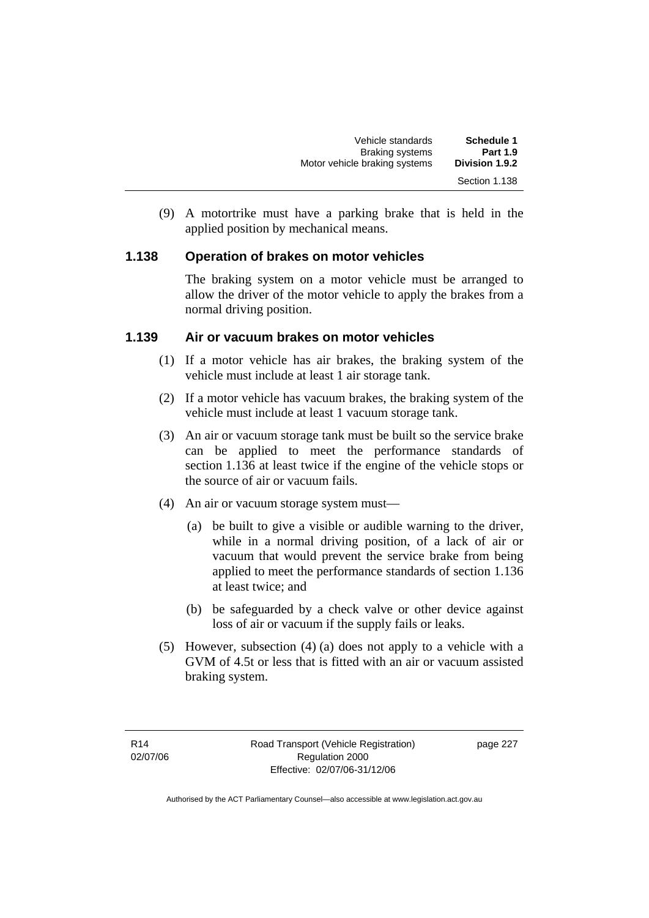(9) A motortrike must have a parking brake that is held in the applied position by mechanical means.

### 1.138 Operation of brakes on motor vehicles

The braking system on a motor vehicle must be arranged to allow the driver of the motor vehicle to apply the brakes from a normal driving position.

### 1.139 Air or vacuum brakes on motor vehicles

(1) If a motor vehicle has air brakes, the braking system of the vehicle must include at least 1 air storage tank.

(2) If a motor vehicle has vacuum brakes, the braking system of the vehicle must include at least 1 vacuum storage tank.

(3) An air or vacuum storage tank must be built so the service brake can be applied to meet the performance standards of section 1.136 at least twice if the engine of the vehicle stops or the source of air or vacuum fails.

(4) An air or vacuum storage system must—

(a) be built to give a visible or audible warning to the driver, while in a normal driving position, of a lack of air or vacuum that would prevent the service brake from being applied to meet the performance standards of section 1.136 at least twice; and

(b) be safeguarded by a check valve or other device against loss of air or vacuum if the supply fails or leaks.

(5) However, subsection (4) (a) does not apply to a vehicle with a GVM of 4.5t or less that is fitted with an air or vacuum assisted braking system.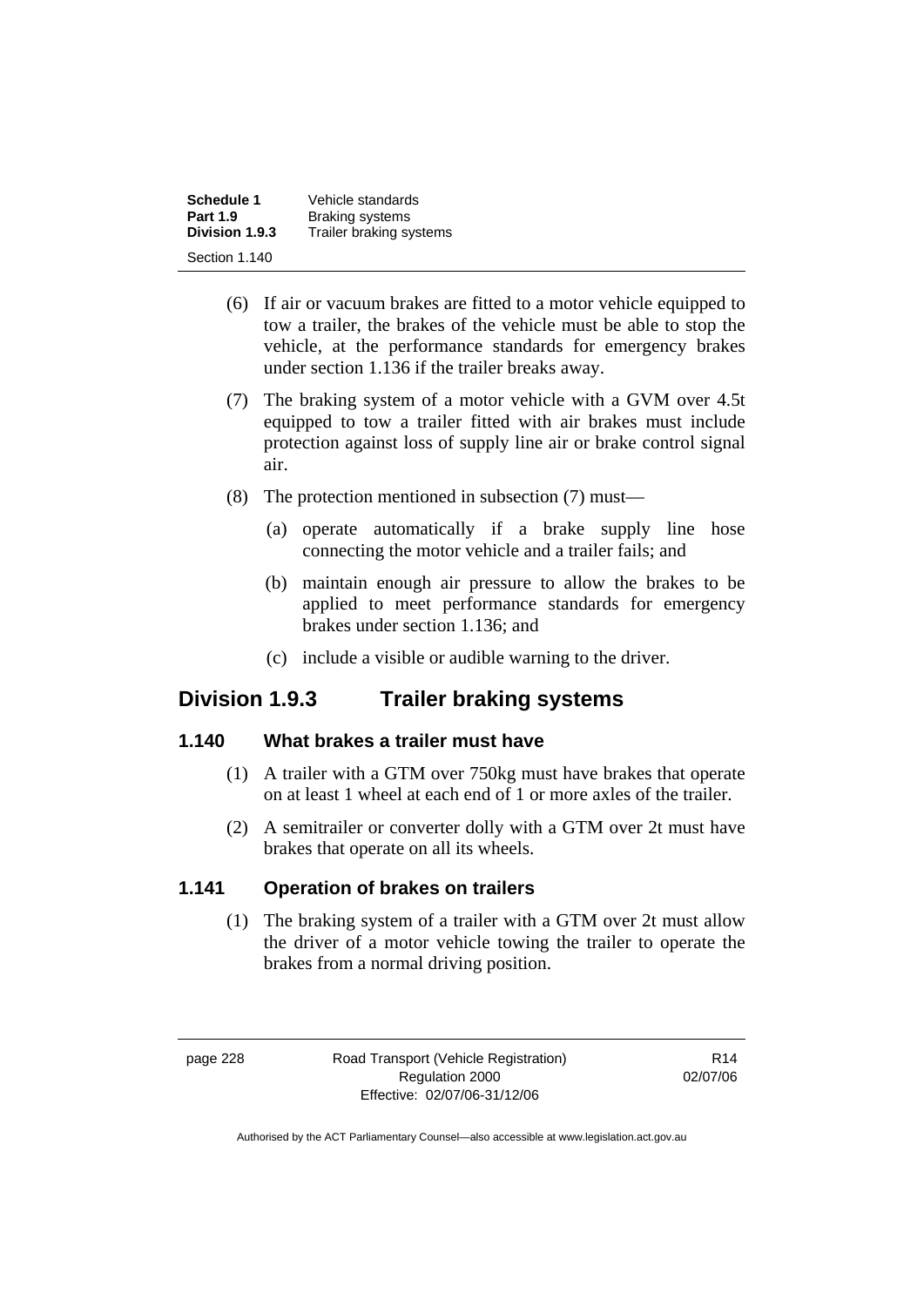(6) If air or vacuum brakes are fitted to a motor vehicle equipped to tow a trailer, the brakes of the vehicle must be able to stop the vehicle, at the performance standards for emergency brakes under section 1.136 if the trailer breaks away.

(7) The braking system of a motor vehicle with a GVM over 4.5t equipped to tow a trailer fitted with air brakes must include protection against loss of supply line air or brake control signal air.

(8) The protection mentioned in subsection (7) must—

(a) operate automatically if a brake supply line hose connecting the motor vehicle and a trailer fails; and

(b) maintain enough air pressure to allow the brakes to be applied to meet performance standards for emergency brakes under section 1.136; and

(c) include a visible or audible warning to the driver.

## Division 1.9.3 Trailer braking systems

### 1.140 What brakes a trailer must have

(1) A trailer with a GTM over 750kg must have brakes that operate on at least 1 wheel at each end of 1 or more axles of the trailer.

(2) A semitrailer or converter dolly with a GTM over 2t must have brakes that operate on all its wheels.

### 1.141 Operation of brakes on trailers

(1) The braking system of a trailer with a GTM over 2t must allow the driver of a motor vehicle towing the trailer to operate the brakes from a normal driving position.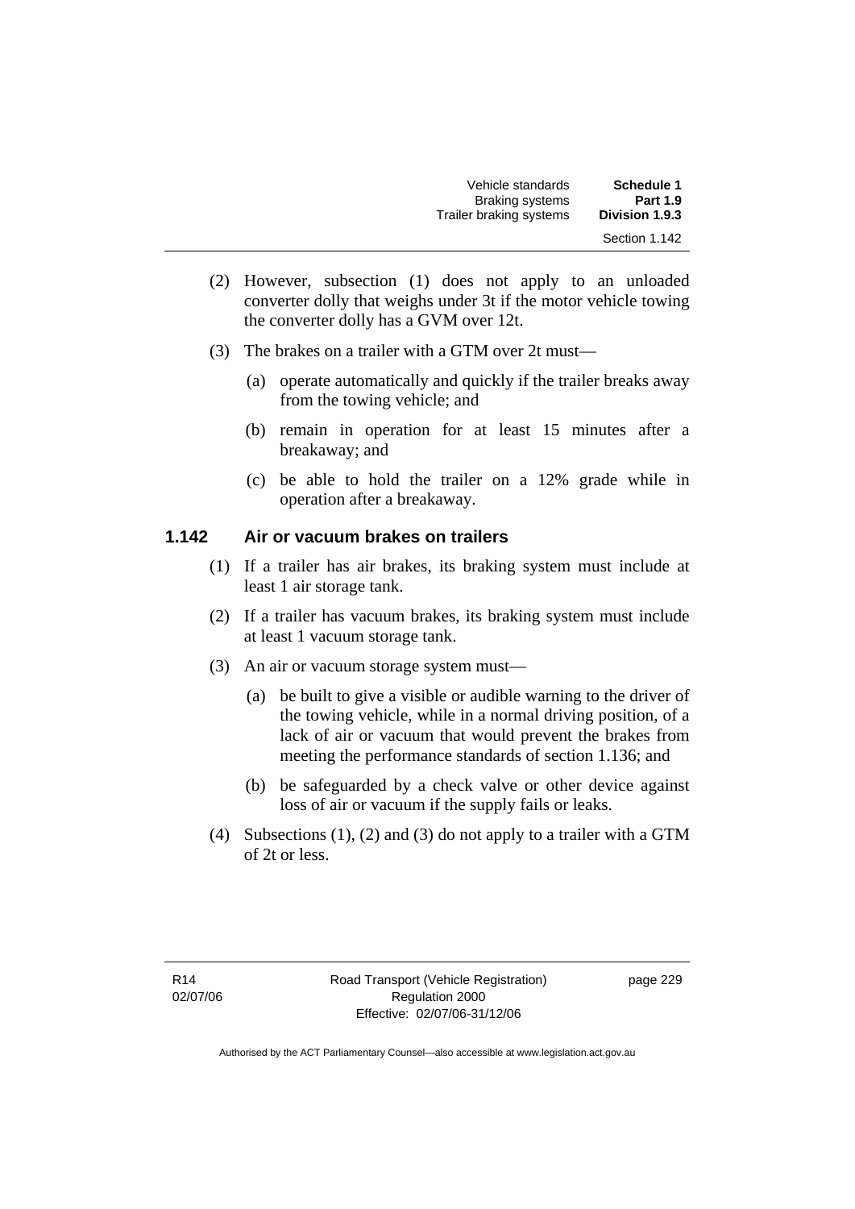(2) However, subsection (1) does not apply to an unloaded converter dolly that weighs under 3t if the motor vehicle towing the converter dolly has a GVM over 12t.

(3) The brakes on a trailer with a GTM over 2t must—

   (a) operate automatically and quickly if the trailer breaks away from the towing vehicle; and

   (b) remain in operation for at least 15 minutes after a breakaway; and

   (c) be able to hold the trailer on a 12% grade while in operation after a breakaway.

### 1.142 Air or vacuum brakes on trailers

(1) If a trailer has air brakes, its braking system must include at least 1 air storage tank.

(2) If a trailer has vacuum brakes, its braking system must include at least 1 vacuum storage tank.

(3) An air or vacuum storage system must—

   (a) be built to give a visible or audible warning to the driver of the towing vehicle, while in a normal driving position, of a lack of air or vacuum that would prevent the brakes from meeting the performance standards of section 1.136; and

   (b) be safeguarded by a check valve or other device against loss of air or vacuum if the supply fails or leaks.

(4) Subsections (1), (2) and (3) do not apply to a trailer with a GTM of 2t or less.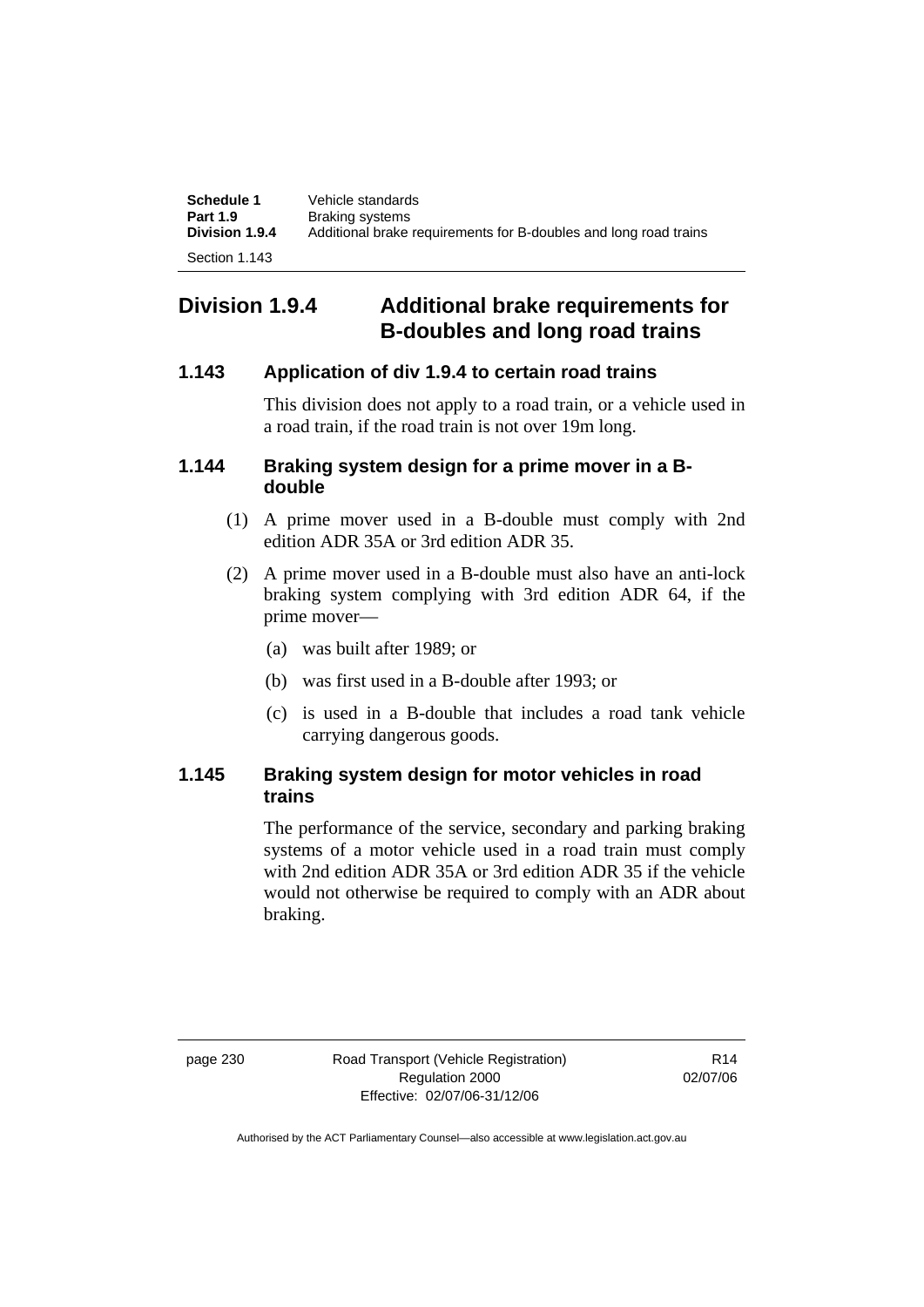## Division 1.9.4 Additional brake requirements for B-doubles and long road trains

### 1.143 Application of div 1.9.4 to certain road trains

This division does not apply to a road train, or a vehicle used in a road train, if the road train is not over 19m long.

### 1.144 Braking system design for a prime mover in a B-double

(1) A prime mover used in a B-double must comply with 2nd edition ADR 35A or 3rd edition ADR 35.

(2) A prime mover used in a B-double must also have an anti-lock braking system complying with 3rd edition ADR 64, if the prime mover—

(a) was built after 1989; or

(b) was first used in a B-double after 1993; or

(c) is used in a B-double that includes a road tank vehicle carrying dangerous goods.

### 1.145 Braking system design for motor vehicles in road trains

The performance of the service, secondary and parking braking systems of a motor vehicle used in a road train must comply with 2nd edition ADR 35A or 3rd edition ADR 35 if the vehicle would not otherwise be required to comply with an ADR about braking.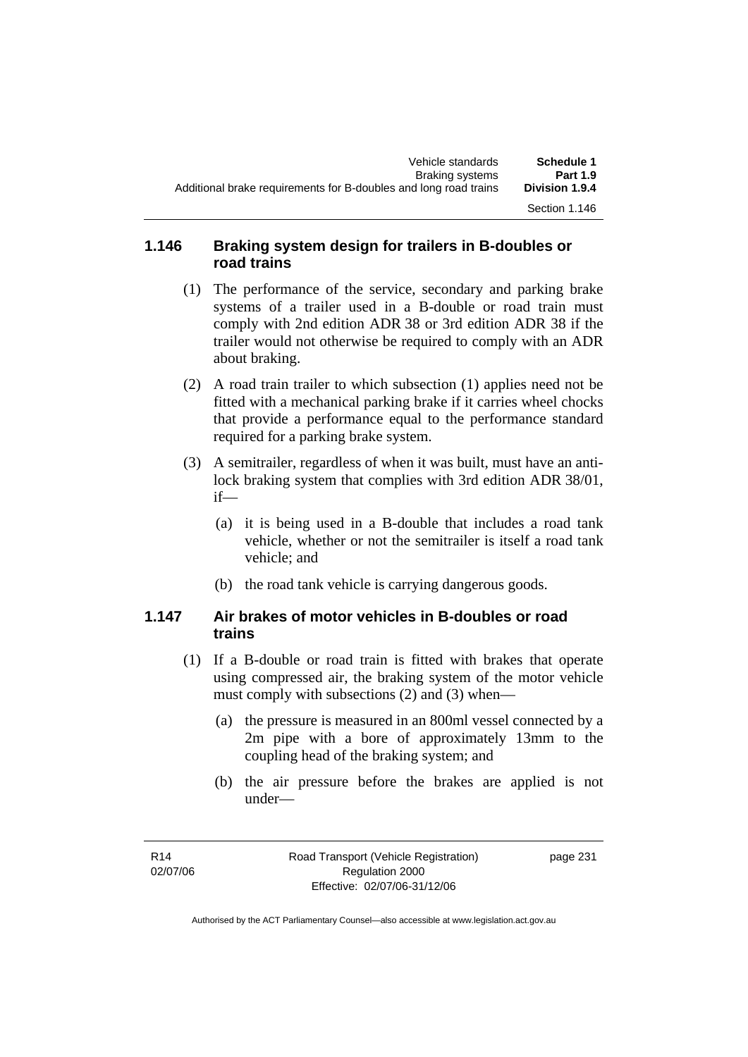### 1.146 Braking system design for trailers in B-doubles or road trains

(1) The performance of the service, secondary and parking brake systems of a trailer used in a B-double or road train must comply with 2nd edition ADR 38 or 3rd edition ADR 38 if the trailer would not otherwise be required to comply with an ADR about braking.

(2) A road train trailer to which subsection (1) applies need not be fitted with a mechanical parking brake if it carries wheel chocks that provide a performance equal to the performance standard required for a parking brake system.

(3) A semitrailer, regardless of when it was built, must have an anti-lock braking system that complies with 3rd edition ADR 38/01, if—

(a) it is being used in a B-double that includes a road tank vehicle, whether or not the semitrailer is itself a road tank vehicle; and

(b) the road tank vehicle is carrying dangerous goods.

### 1.147 Air brakes of motor vehicles in B-doubles or road trains

(1) If a B-double or road train is fitted with brakes that operate using compressed air, the braking system of the motor vehicle must comply with subsections (2) and (3) when—

(a) the pressure is measured in an 800ml vessel connected by a 2m pipe with a bore of approximately 13mm to the coupling head of the braking system; and

(b) the air pressure before the brakes are applied is not under—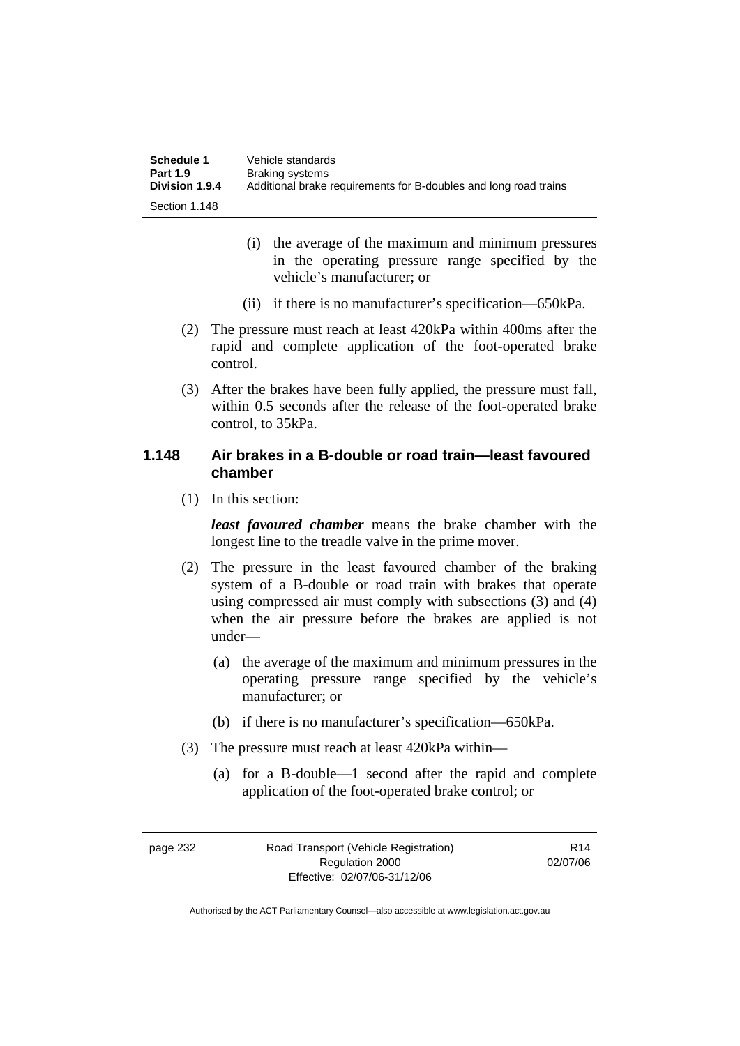(i) the average of the maximum and minimum pressures in the operating pressure range specified by the vehicle's manufacturer; or

(ii) if there is no manufacturer's specification—650kPa.

(2) The pressure must reach at least 420kPa within 400ms after the rapid and complete application of the foot-operated brake control.

(3) After the brakes have been fully applied, the pressure must fall, within 0.5 seconds after the release of the foot-operated brake control, to 35kPa.

### 1.148 Air brakes in a B-double or road train—least favoured chamber

(1) In this section:

***least favoured chamber*** means the brake chamber with the longest line to the treadle valve in the prime mover.

(2) The pressure in the least favoured chamber of the braking system of a B-double or road train with brakes that operate using compressed air must comply with subsections (3) and (4) when the air pressure before the brakes are applied is not under—

(a) the average of the maximum and minimum pressures in the operating pressure range specified by the vehicle's manufacturer; or

(b) if there is no manufacturer's specification—650kPa.

(3) The pressure must reach at least 420kPa within—

(a) for a B-double—1 second after the rapid and complete application of the foot-operated brake control; or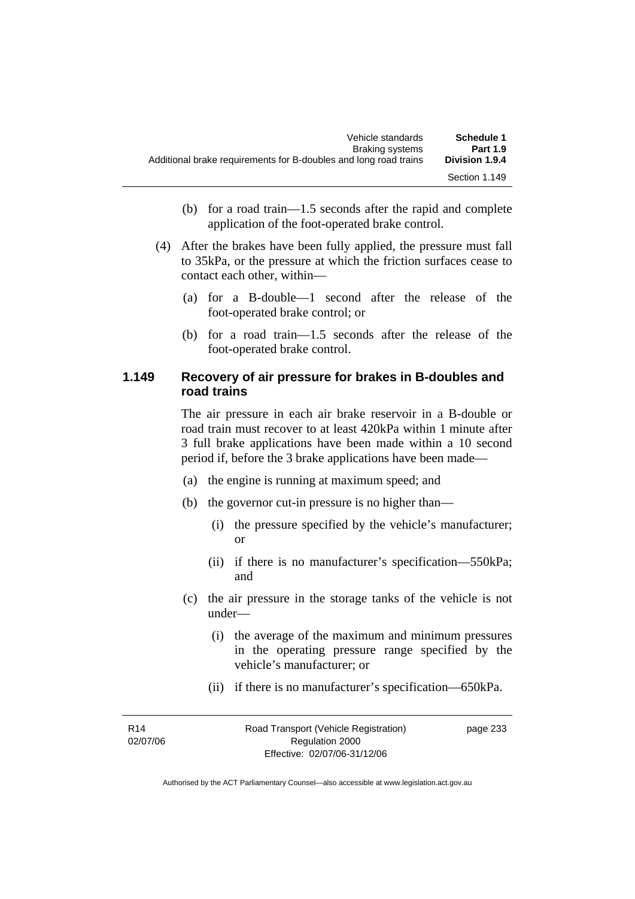(b) for a road train—1.5 seconds after the rapid and complete application of the foot-operated brake control.

(4) After the brakes have been fully applied, the pressure must fall to 35kPa, or the pressure at which the friction surfaces cease to contact each other, within—

(a) for a B-double—1 second after the release of the foot-operated brake control; or

(b) for a road train—1.5 seconds after the release of the foot-operated brake control.

### 1.149 Recovery of air pressure for brakes in B-doubles and road trains

The air pressure in each air brake reservoir in a B-double or road train must recover to at least 420kPa within 1 minute after 3 full brake applications have been made within a 10 second period if, before the 3 brake applications have been made—

(a) the engine is running at maximum speed; and

(b) the governor cut-in pressure is no higher than—

(i) the pressure specified by the vehicle's manufacturer; or

(ii) if there is no manufacturer's specification—550kPa; and

(c) the air pressure in the storage tanks of the vehicle is not under—

(i) the average of the maximum and minimum pressures in the operating pressure range specified by the vehicle's manufacturer; or

(ii) if there is no manufacturer's specification—650kPa.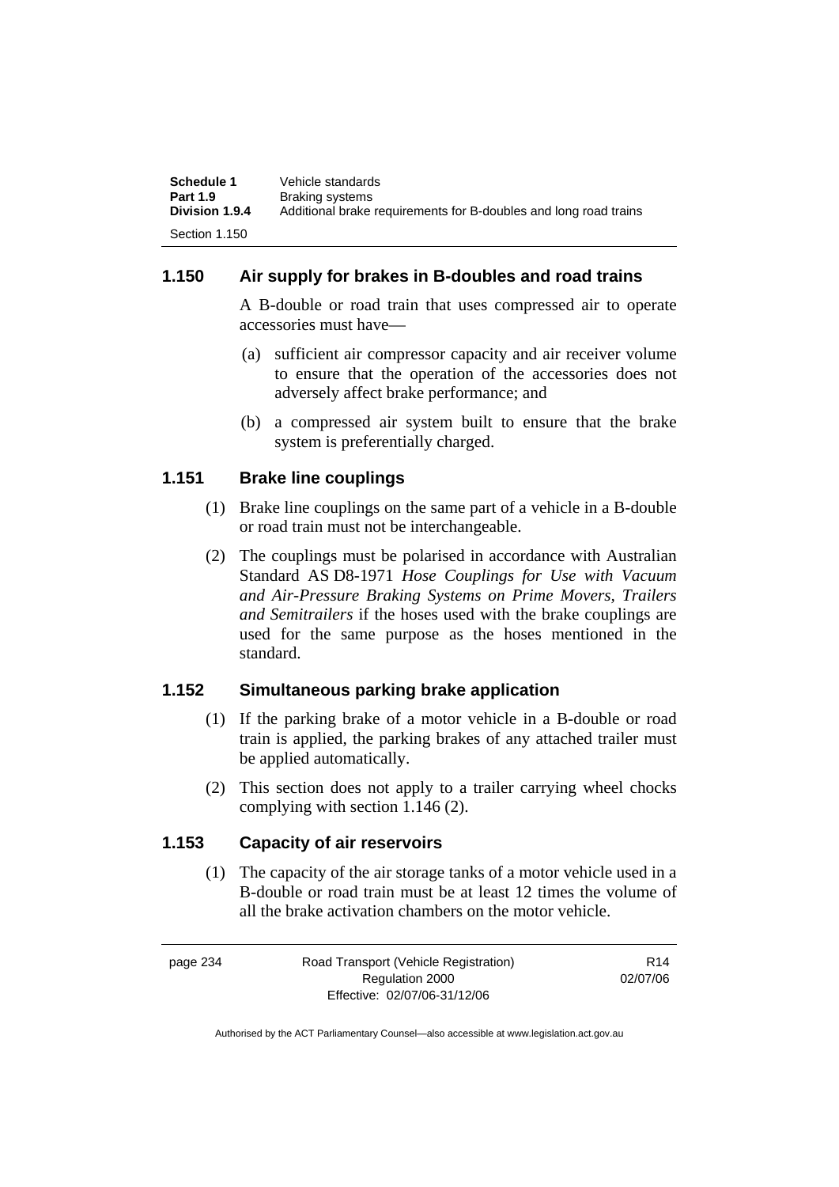## 1.150 Air supply for brakes in B-doubles and road trains

A B-double or road train that uses compressed air to operate accessories must have—

(a) sufficient air compressor capacity and air receiver volume to ensure that the operation of the accessories does not adversely affect brake performance; and

(b) a compressed air system built to ensure that the brake system is preferentially charged.

## 1.151 Brake line couplings

(1) Brake line couplings on the same part of a vehicle in a B-double or road train must not be interchangeable.

(2) The couplings must be polarised in accordance with Australian Standard AS D8-1971 *Hose Couplings for Use with Vacuum and Air-Pressure Braking Systems on Prime Movers, Trailers and Semitrailers* if the hoses used with the brake couplings are used for the same purpose as the hoses mentioned in the standard.

## 1.152 Simultaneous parking brake application

(1) If the parking brake of a motor vehicle in a B-double or road train is applied, the parking brakes of any attached trailer must be applied automatically.

(2) This section does not apply to a trailer carrying wheel chocks complying with section 1.146 (2).

## 1.153 Capacity of air reservoirs

(1) The capacity of the air storage tanks of a motor vehicle used in a B-double or road train must be at least 12 times the volume of all the brake activation chambers on the motor vehicle.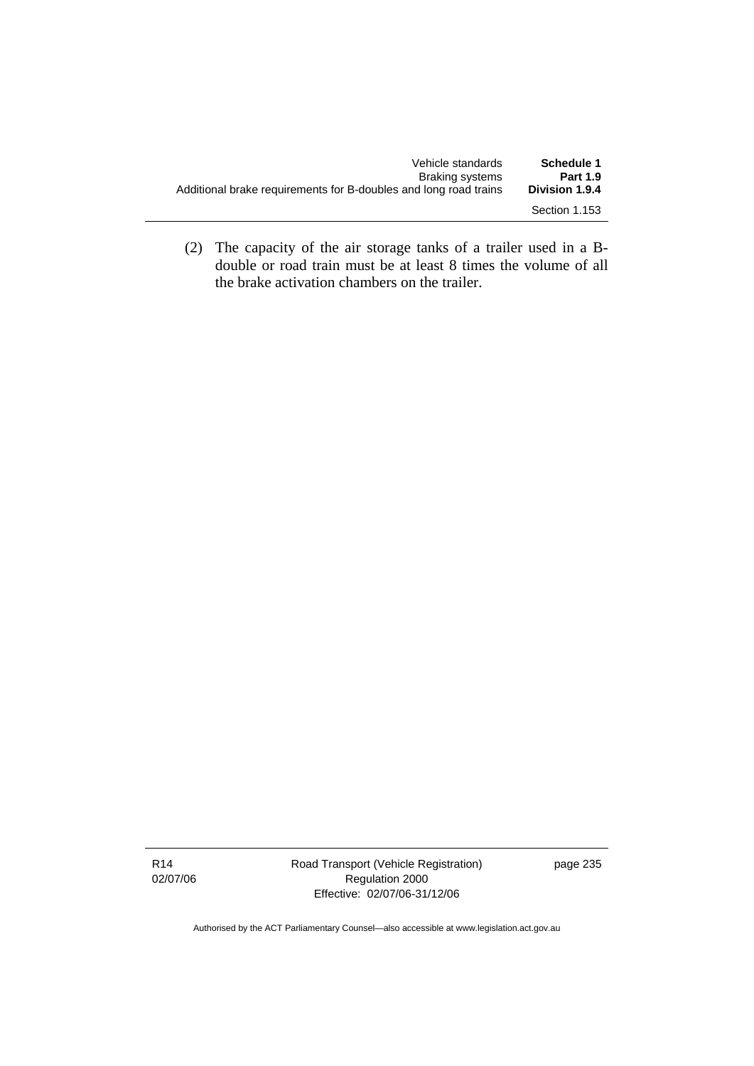(2) The capacity of the air storage tanks of a trailer used in a B-double or road train must be at least 8 times the volume of all the brake activation chambers on the trailer.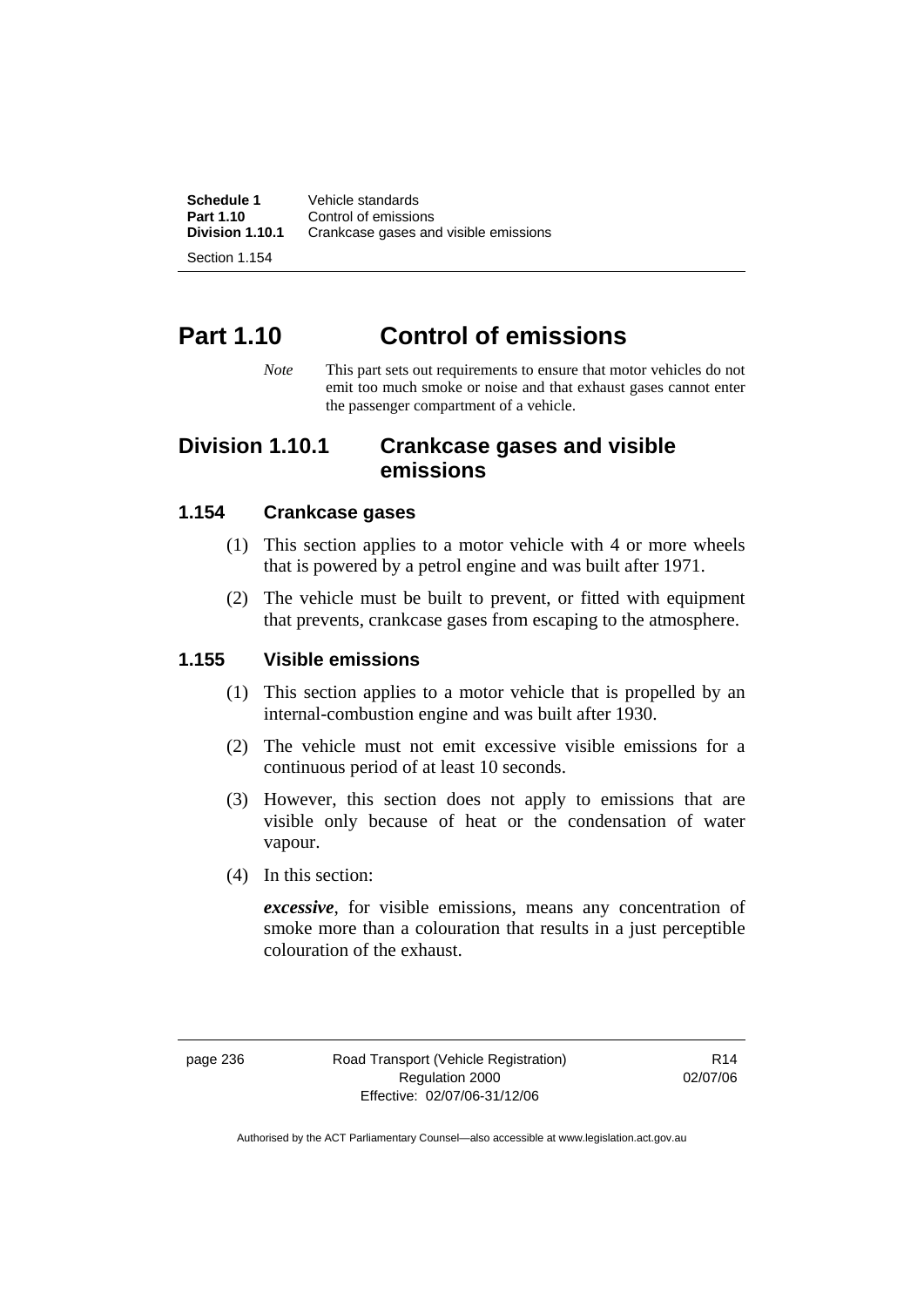# Part 1.10 Control of emissions

*Note* This part sets out requirements to ensure that motor vehicles do not emit too much smoke or noise and that exhaust gases cannot enter the passenger compartment of a vehicle.

## Division 1.10.1 Crankcase gases and visible emissions

### 1.154 Crankcase gases

(1) This section applies to a motor vehicle with 4 or more wheels that is powered by a petrol engine and was built after 1971.

(2) The vehicle must be built to prevent, or fitted with equipment that prevents, crankcase gases from escaping to the atmosphere.

### 1.155 Visible emissions

(1) This section applies to a motor vehicle that is propelled by an internal-combustion engine and was built after 1930.

(2) The vehicle must not emit excessive visible emissions for a continuous period of at least 10 seconds.

(3) However, this section does not apply to emissions that are visible only because of heat or the condensation of water vapour.

(4) In this section:

***excessive***, for visible emissions, means any concentration of smoke more than a colouration that results in a just perceptible colouration of the exhaust.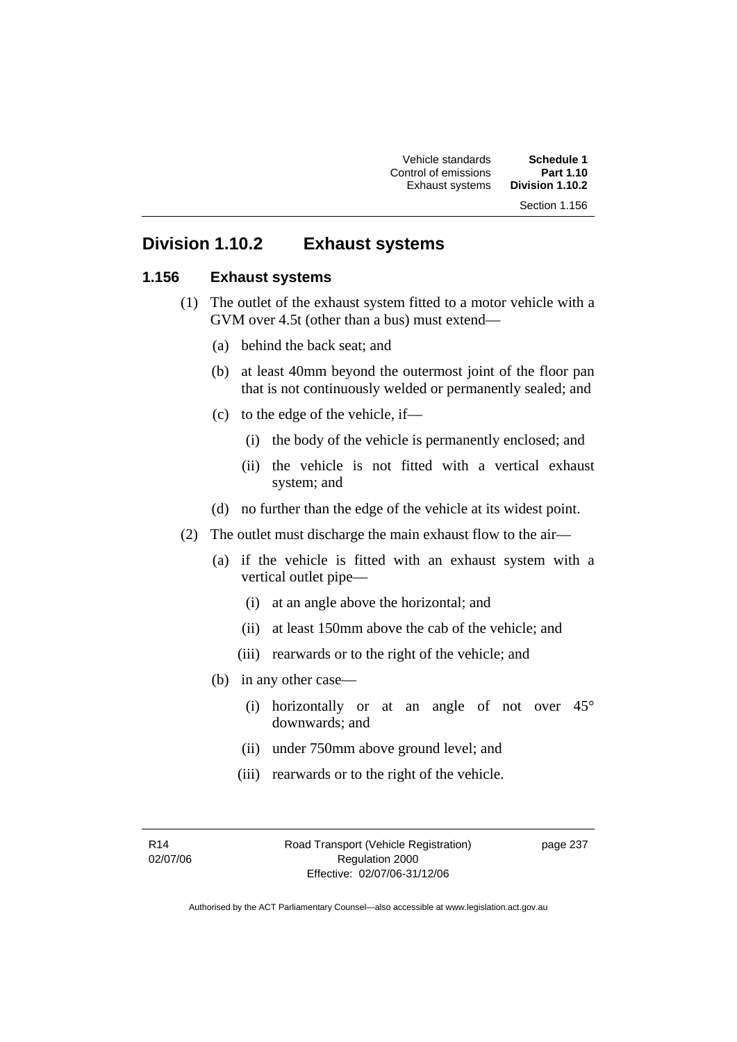## Division 1.10.2 Exhaustive systems

### 1.156 Exhaust systems

(1) The outlet of the exhaust system fitted to a motor vehicle with a GVM over 4.5t (other than a bus) must extend—

(a) behind the back seat; and

(b) at least 40mm beyond the outermost joint of the floor pan that is not continuously welded or permanently sealed; and

(c) to the edge of the vehicle, if—

(i) the body of the vehicle is permanently enclosed; and

(ii) the vehicle is not fitted with a vertical exhaust system; and

(d) no further than the edge of the vehicle at its widest point.

(2) The outlet must discharge the main exhaust flow to the air—

(a) if the vehicle is fitted with an exhaust system with a vertical outlet pipe—

(i) at an angle above the horizontal; and

(ii) at least 150mm above the cab of the vehicle; and

(iii) rearwards or to the right of the vehicle; and

(b) in any other case—

(i) horizontally or at an angle of not over 45° downwards; and

(ii) under 750mm above ground level; and

(iii) rearwards or to the right of the vehicle.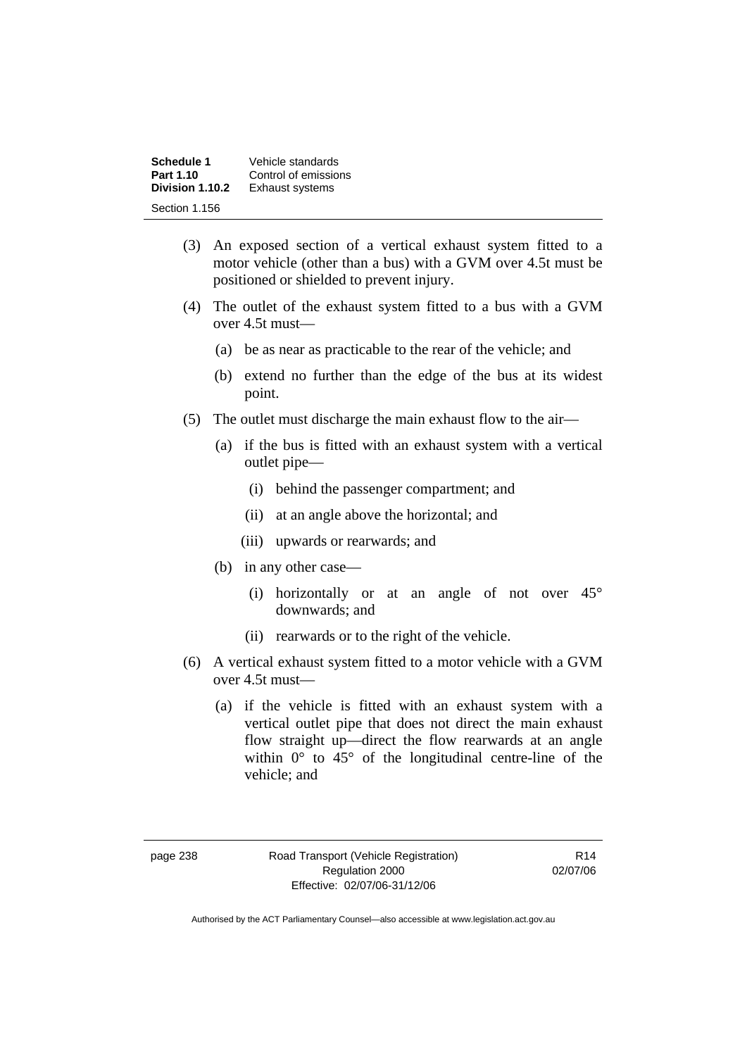(3) An exposed section of a vertical exhaust system fitted to a motor vehicle (other than a bus) with a GVM over 4.5t must be positioned or shielded to prevent injury.

(4) The outlet of the exhaust system fitted to a bus with a GVM over 4.5t must—

(a) be as near as practicable to the rear of the vehicle; and

(b) extend no further than the edge of the bus at its widest point.

(5) The outlet must discharge the main exhaust flow to the air—

(a) if the bus is fitted with an exhaust system with a vertical outlet pipe—

(i) behind the passenger compartment; and

(ii) at an angle above the horizontal; and

(iii) upwards or rearwards; and

(b) in any other case—

(i) horizontally or at an angle of not over 45° downwards; and

(ii) rearwards or to the right of the vehicle.

(6) A vertical exhaust system fitted to a motor vehicle with a GVM over 4.5t must—

(a) if the vehicle is fitted with an exhaust system with a vertical outlet pipe that does not direct the main exhaust flow straight up—direct the flow rearwards at an angle within 0° to 45° of the longitudinal centre-line of the vehicle; and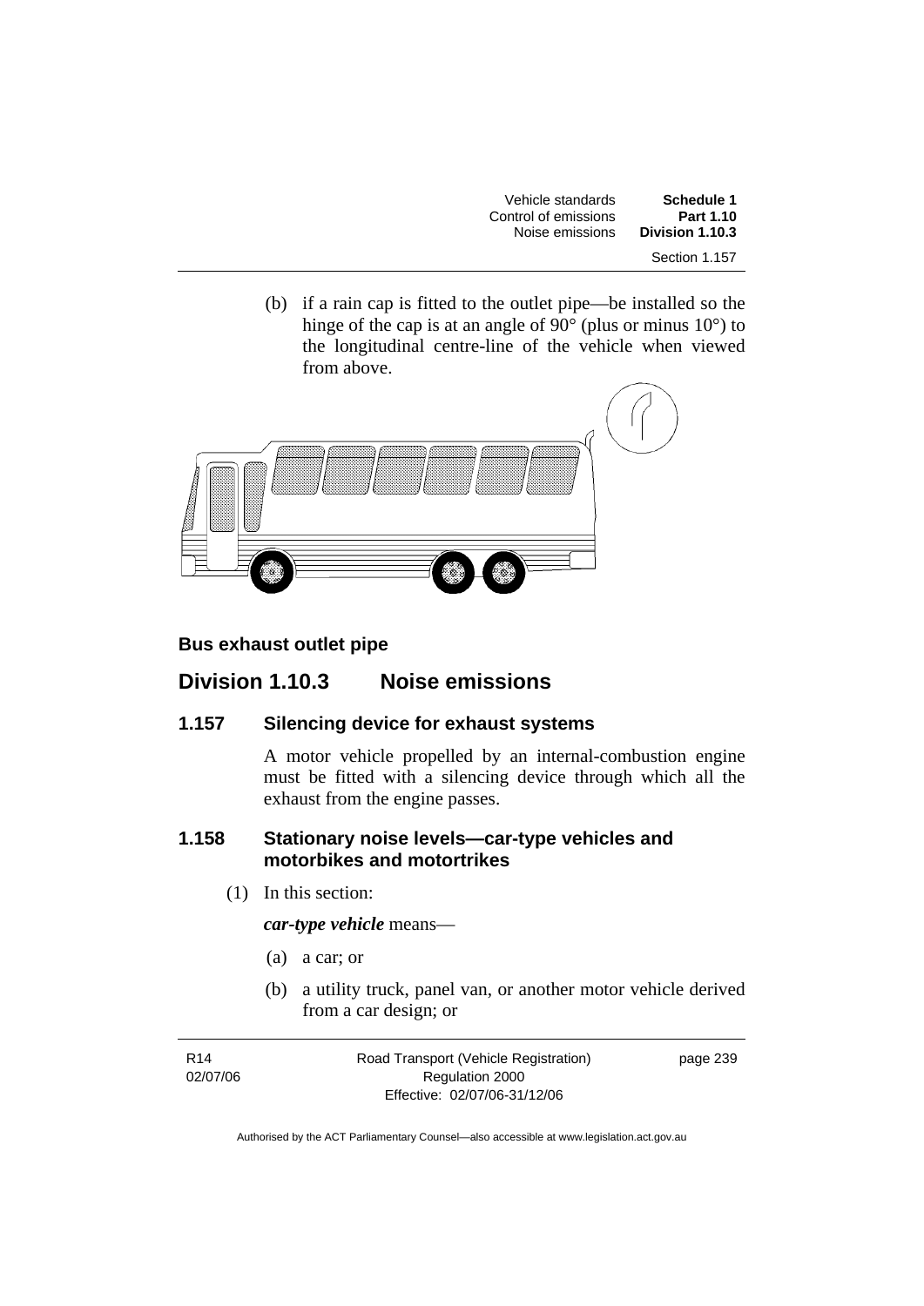(b) if a rain cap is fitted to the outlet pipe—be installed so the hinge of the cap is at an angle of 90° (plus or minus 10°) to the longitudinal centre-line of the vehicle when viewed from above.

**Bus exhaust outlet pipe**

## Division 1.10.3 Noise emissions

### 1.157 Silencing device for exhaust systems

A motor vehicle propelled by an internal-combustion engine must be fitted with a silencing device through which all the exhaust from the engine passes.

### 1.158 Stationary noise levels—car-type vehicles and motorbikes and motortrikes

(1) In this section:

***car-type vehicle*** means—

(a) a car; or

(b) a utility truck, panel van, or another motor vehicle derived from a car design; or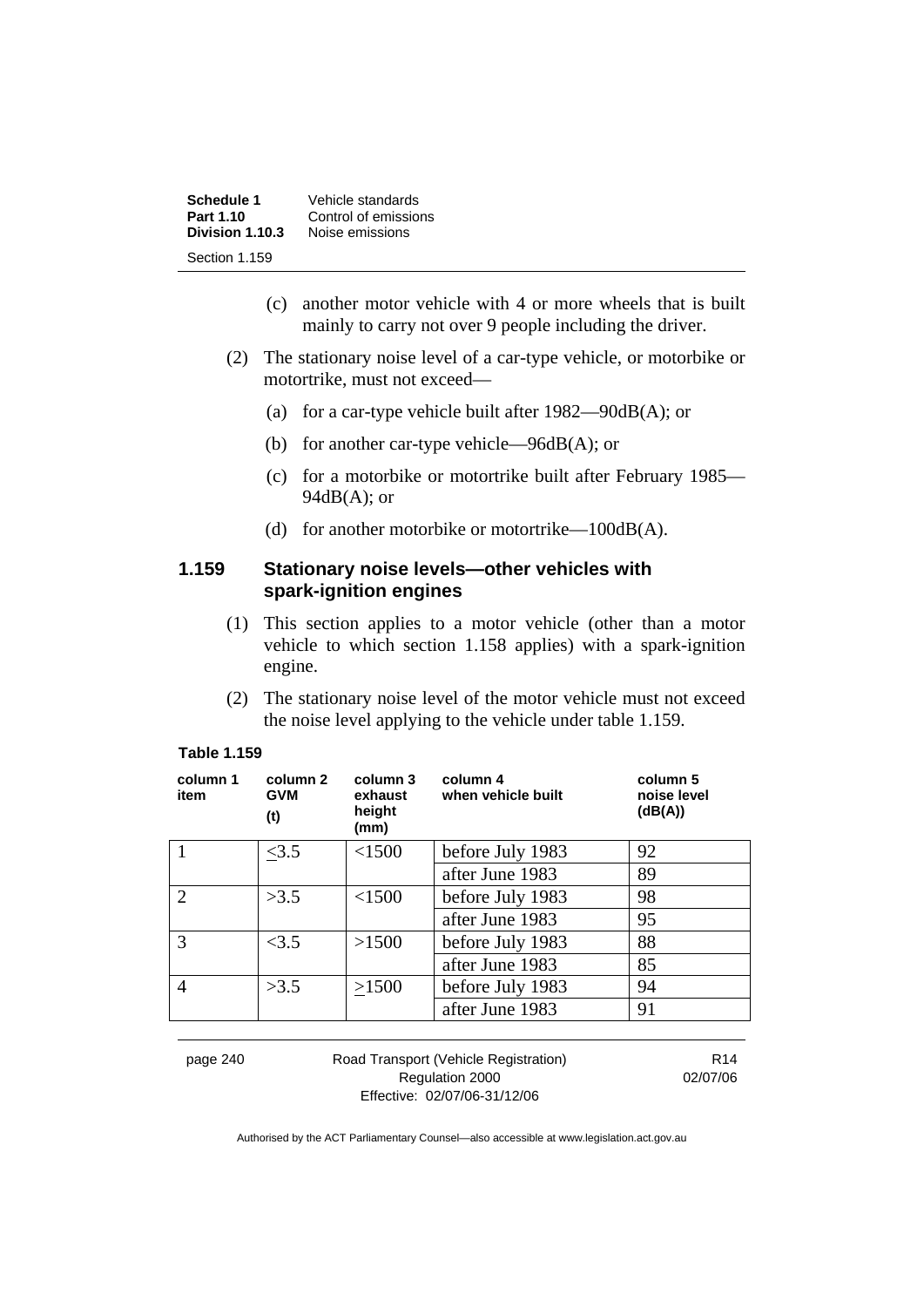(c) another motor vehicle with 4 or more wheels that is built mainly to carry not over 9 people including the driver.

(2) The stationary noise level of a car-type vehicle, or motorbike or motortrike, must not exceed—

(a) for a car-type vehicle built after 1982—90dB(A); or

(b) for another car-type vehicle—96dB(A); or

(c) for a motorbike or motortrike built after February 1985—94dB(A); or

(d) for another motorbike or motortrike—100dB(A).

### 1.159 Stationary noise levels—other vehicles with spark-ignition engines

(1) This section applies to a motor vehicle (other than a motor vehicle to which section 1.158 applies) with a spark-ignition engine.

(2) The stationary noise level of the motor vehicle must not exceed the noise level applying to the vehicle under table 1.159.

**Table 1.159**

| column 1 item | column 2 GVM (t) | column 3 exhaust height (mm) | column 4 when vehicle built | column 5 noise level (dB(A)) |
|---|---|---|---|---|
| 1 | ≤3.5 | <1500 | before July 1983 | 92 |
| | | | after June 1983 | 89 |
| 2 | >3.5 | <1500 | before July 1983 | 98 |
| | | | after June 1983 | 95 |
| 3 | <3.5 | >1500 | before July 1983 | 88 |
| | | | after June 1983 | 85 |
| 4 | >3.5 | ≥1500 | before July 1983 | 94 |
| | | | after June 1983 | 91 |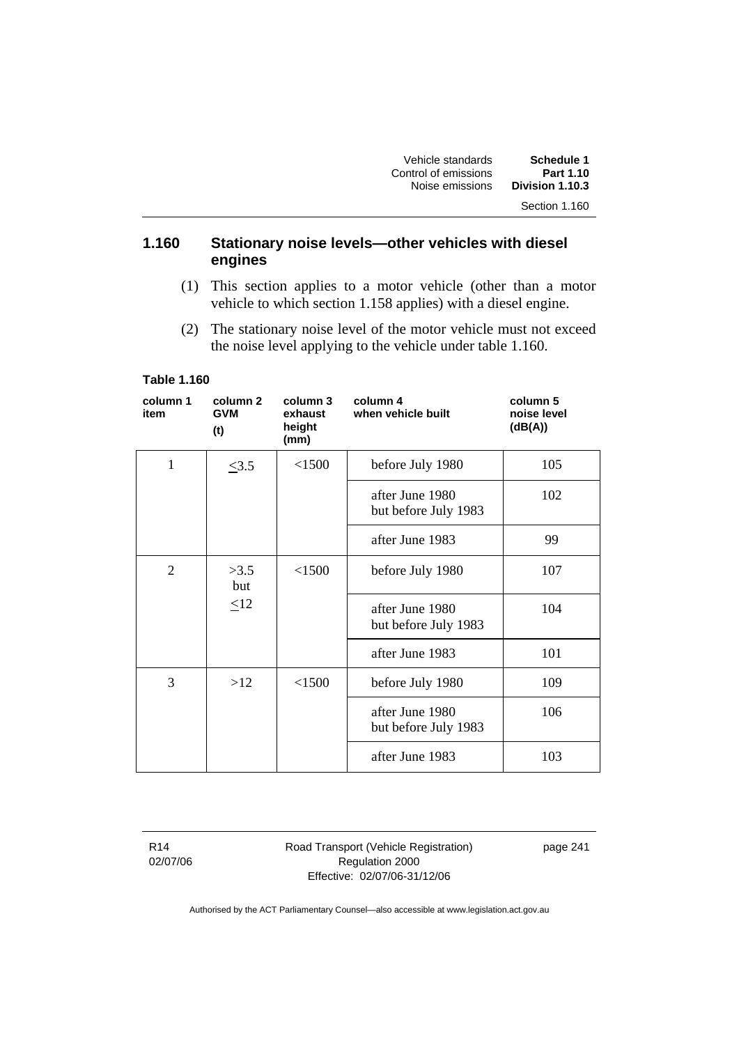## 1.160 Stationary noise levels—other vehicles with diesel engines

(1) This section applies to a motor vehicle (other than a motor vehicle to which section 1.158 applies) with a diesel engine.

(2) The stationary noise level of the motor vehicle must not exceed the noise level applying to the vehicle under table 1.160.

**Table 1.160**

| column 1 item | column 2 GVM (t) | column 3 exhaust height (mm) | column 4 when vehicle built | column 5 noise level (dB(A)) |
|---|---|---|---|---|
| 1 | ≤3.5 | <1500 | before July 1980 | 105 |
| | | | after June 1980 but before July 1983 | 102 |
| | | | after June 1983 | 99 |
| 2 | >3.5 but ≤12 | <1500 | before July 1980 | 107 |
| | | | after June 1980 but before July 1983 | 104 |
| | | | after June 1983 | 101 |
| 3 | >12 | <1500 | before July 1980 | 109 |
| | | | after June 1980 but before July 1983 | 106 |
| | | | after June 1983 | 103 |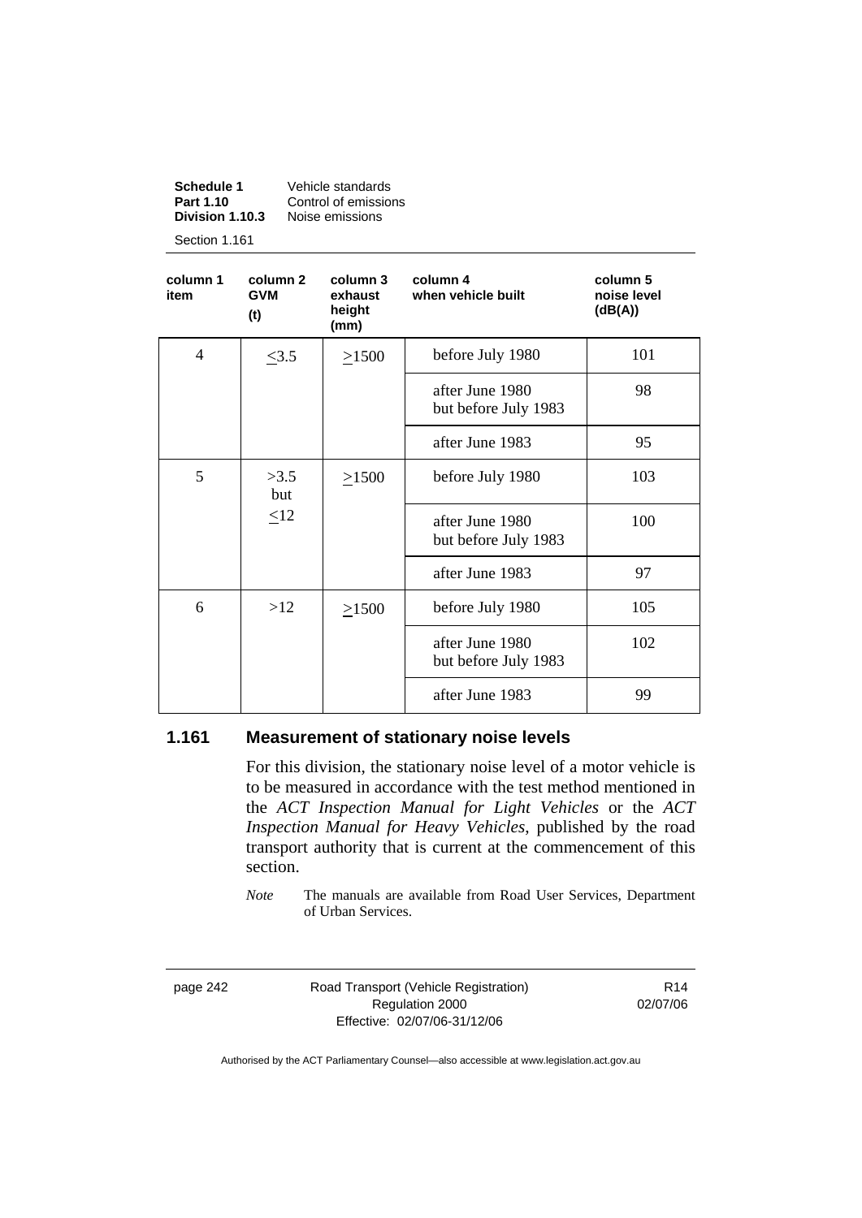| column 1 item | column 2 GVM (t) | column 3 exhaust height (mm) | column 4 when vehicle built | column 5 noise level (dB(A)) |
|---|---|---|---|---|
| 4 | ≤3.5 | ≥1500 | before July 1980 | 101 |
| | | | after June 1980 but before July 1983 | 98 |
| | | | after June 1983 | 95 |
| 5 | >3.5 but ≤12 | ≥1500 | before July 1980 | 103 |
| | | | after June 1980 but before July 1983 | 100 |
| | | | after June 1983 | 97 |
| 6 | >12 | ≥1500 | before July 1980 | 105 |
| | | | after June 1980 but before July 1983 | 102 |
| | | | after June 1983 | 99 |

### 1.161 Measurement of stationary noise levels

For this division, the stationary noise level of a motor vehicle is to be measured in accordance with the test method mentioned in the *ACT Inspection Manual for Light Vehicles* or the *ACT Inspection Manual for Heavy Vehicles*, published by the road transport authority that is current at the commencement of this section.

*Note* The manuals are available from Road User Services, Department of Urban Services.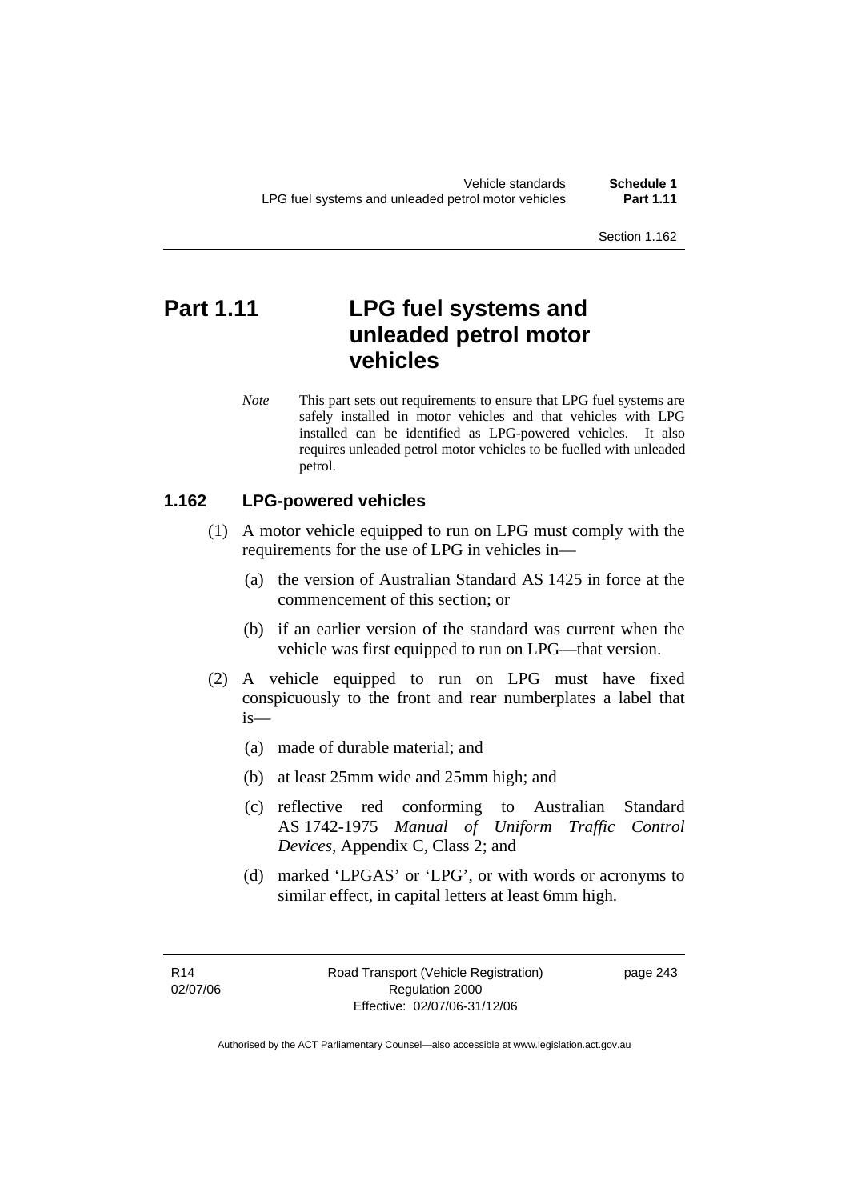# Part 1.11 LPG fuel systems and unleaded petrol motor vehicles

*Note* This part sets out requirements to ensure that LPG fuel systems are safely installed in motor vehicles and that vehicles with LPG installed can be identified as LPG-powered vehicles. It also requires unleaded petrol motor vehicles to be fuelled with unleaded petrol.

## 1.162 LPG-powered vehicles

(1) A motor vehicle equipped to run on LPG must comply with the requirements for the use of LPG in vehicles in—

(a) the version of Australian Standard AS 1425 in force at the commencement of this section; or

(b) if an earlier version of the standard was current when the vehicle was first equipped to run on LPG—that version.

(2) A vehicle equipped to run on LPG must have fixed conspicuously to the front and rear numberplates a label that is—

(a) made of durable material; and

(b) at least 25mm wide and 25mm high; and

(c) reflective red conforming to Australian Standard AS 1742-1975 *Manual of Uniform Traffic Control Devices*, Appendix C, Class 2; and

(d) marked 'LPGAS' or 'LPG', or with words or acronyms to similar effect, in capital letters at least 6mm high.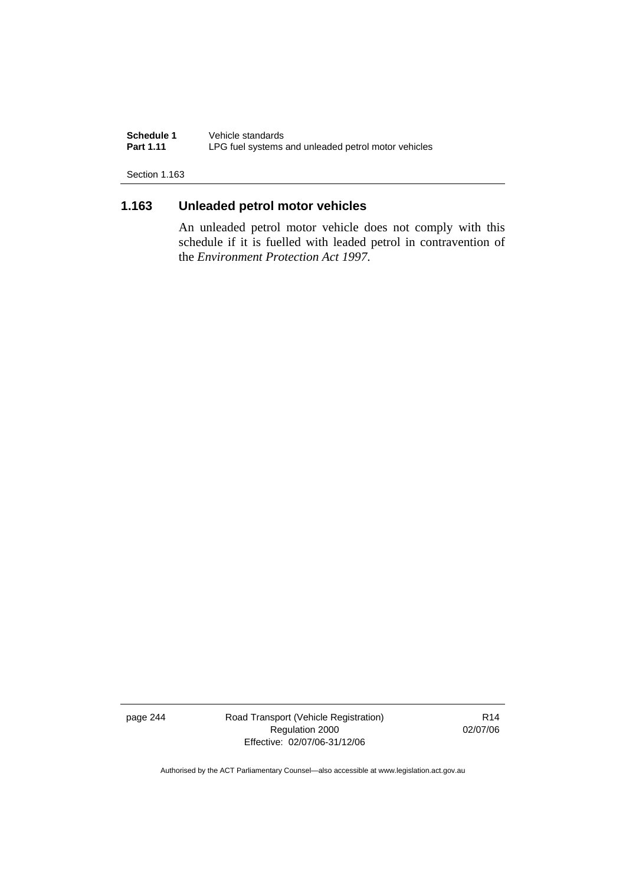## 1.163 Unleaded petrol motor vehicles

An unleaded petrol motor vehicle does not comply with this schedule if it is fuelled with leaded petrol in contravention of the *Environment Protection Act 1997*.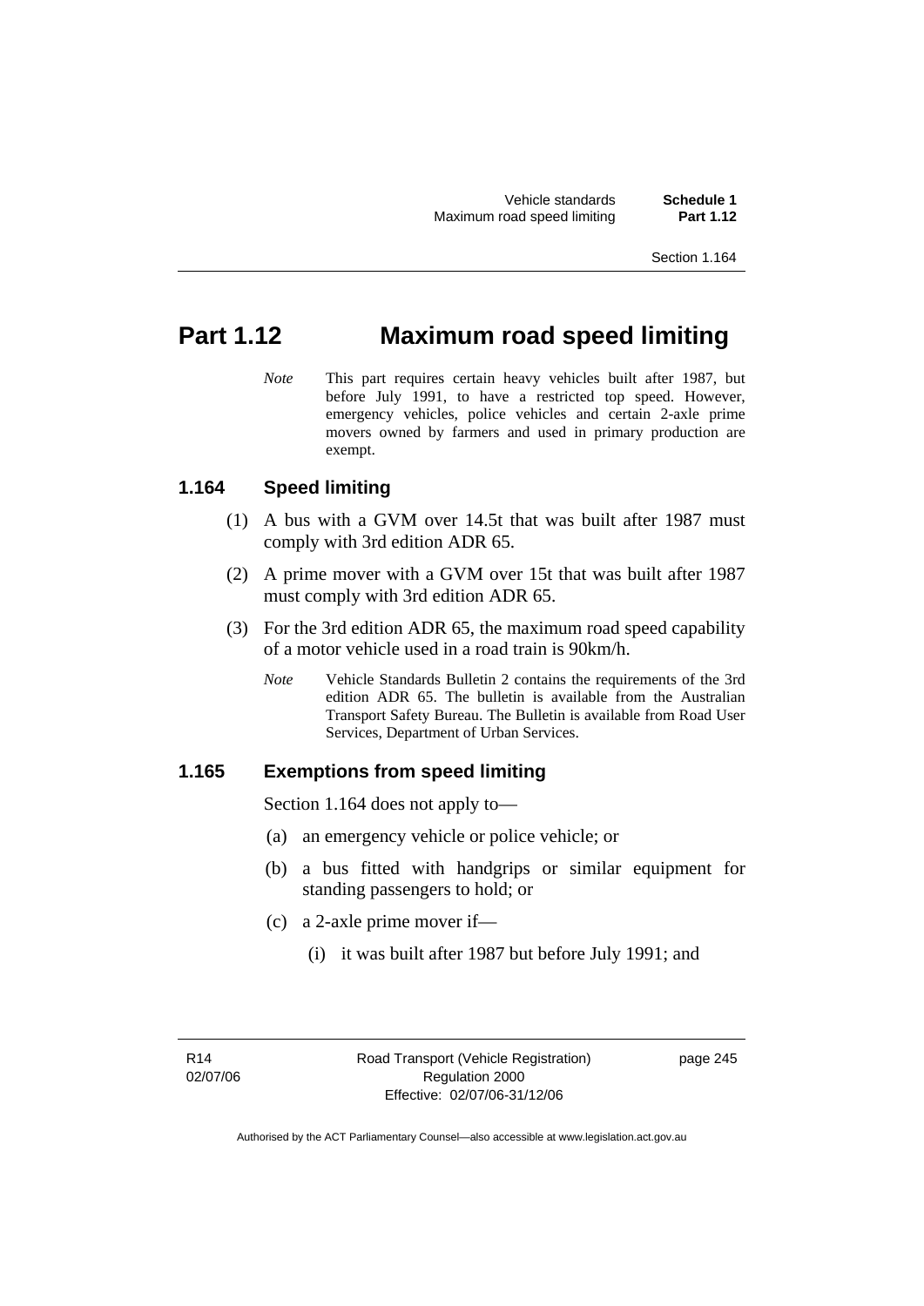# Part 1.12 Maximum road speed limiting

*Note* This part requires certain heavy vehicles built after 1987, but before July 1991, to have a restricted top speed. However, emergency vehicles, police vehicles and certain 2-axle prime movers owned by farmers and used in primary production are exempt.

## 1.164 Speed limiting

(1) A bus with a GVM over 14.5t that was built after 1987 must comply with 3rd edition ADR 65.

(2) A prime mover with a GVM over 15t that was built after 1987 must comply with 3rd edition ADR 65.

(3) For the 3rd edition ADR 65, the maximum road speed capability of a motor vehicle used in a road train is 90km/h.

*Note* Vehicle Standards Bulletin 2 contains the requirements of the 3rd edition ADR 65. The bulletin is available from the Australian Transport Safety Bureau. The Bulletin is available from Road User Services, Department of Urban Services.

## 1.165 Exemptions from speed limiting

Section 1.164 does not apply to—

(a) an emergency vehicle or police vehicle; or

(b) a bus fitted with handgrips or similar equipment for standing passengers to hold; or

(c) a 2-axle prime mover if—

(i) it was built after 1987 but before July 1991; and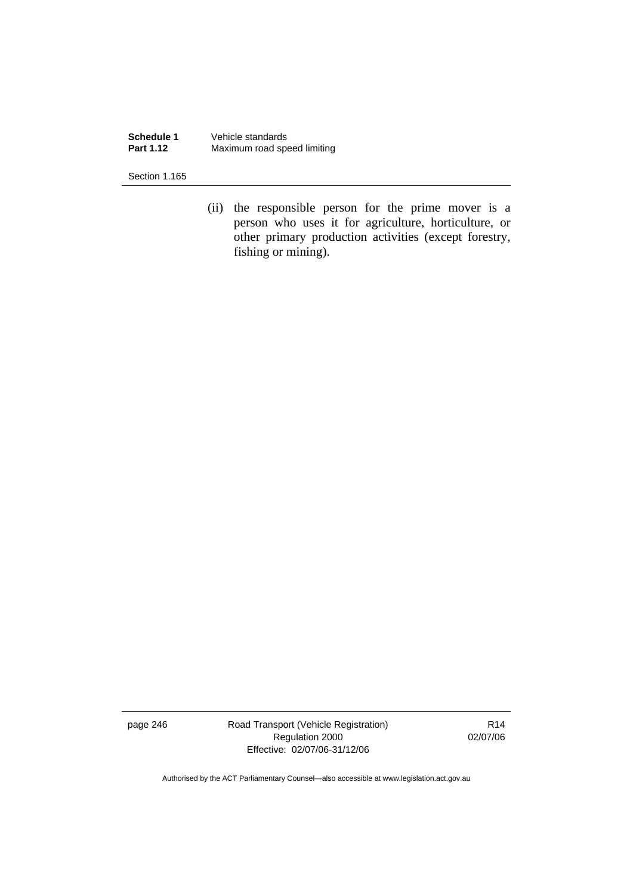(ii) the responsible person for the prime mover is a person who uses it for agriculture, horticulture, or other primary production activities (except forestry, fishing or mining).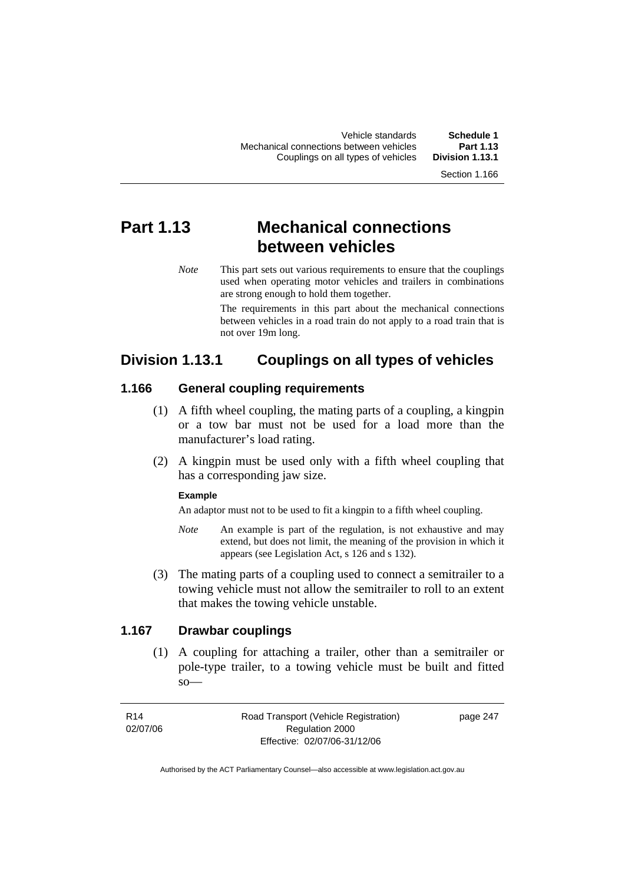# Part 1.13 Mechanical connections between vehicles

*Note* This part sets out various requirements to ensure that the couplings used when operating motor vehicles and trailers in combinations are strong enough to hold them together.

The requirements in this part about the mechanical connections between vehicles in a road train do not apply to a road train that is not over 19m long.

## Division 1.13.1 Couplings on all types of vehicles

### 1.166 General coupling requirements

(1) A fifth wheel coupling, the mating parts of a coupling, a kingpin or a tow bar must not be used for a load more than the manufacturer's load rating.

(2) A kingpin must be used only with a fifth wheel coupling that has a corresponding jaw size.

**Example**

An adaptor must not to be used to fit a kingpin to a fifth wheel coupling.

*Note* An example is part of the regulation, is not exhaustive and may extend, but does not limit, the meaning of the provision in which it appears (see Legislation Act, s 126 and s 132).

(3) The mating parts of a coupling used to connect a semitrailer to a towing vehicle must not allow the semitrailer to roll to an extent that makes the towing vehicle unstable.

### 1.167 Drawbar couplings

(1) A coupling for attaching a trailer, other than a semitrailer or pole-type trailer, to a towing vehicle must be built and fitted so—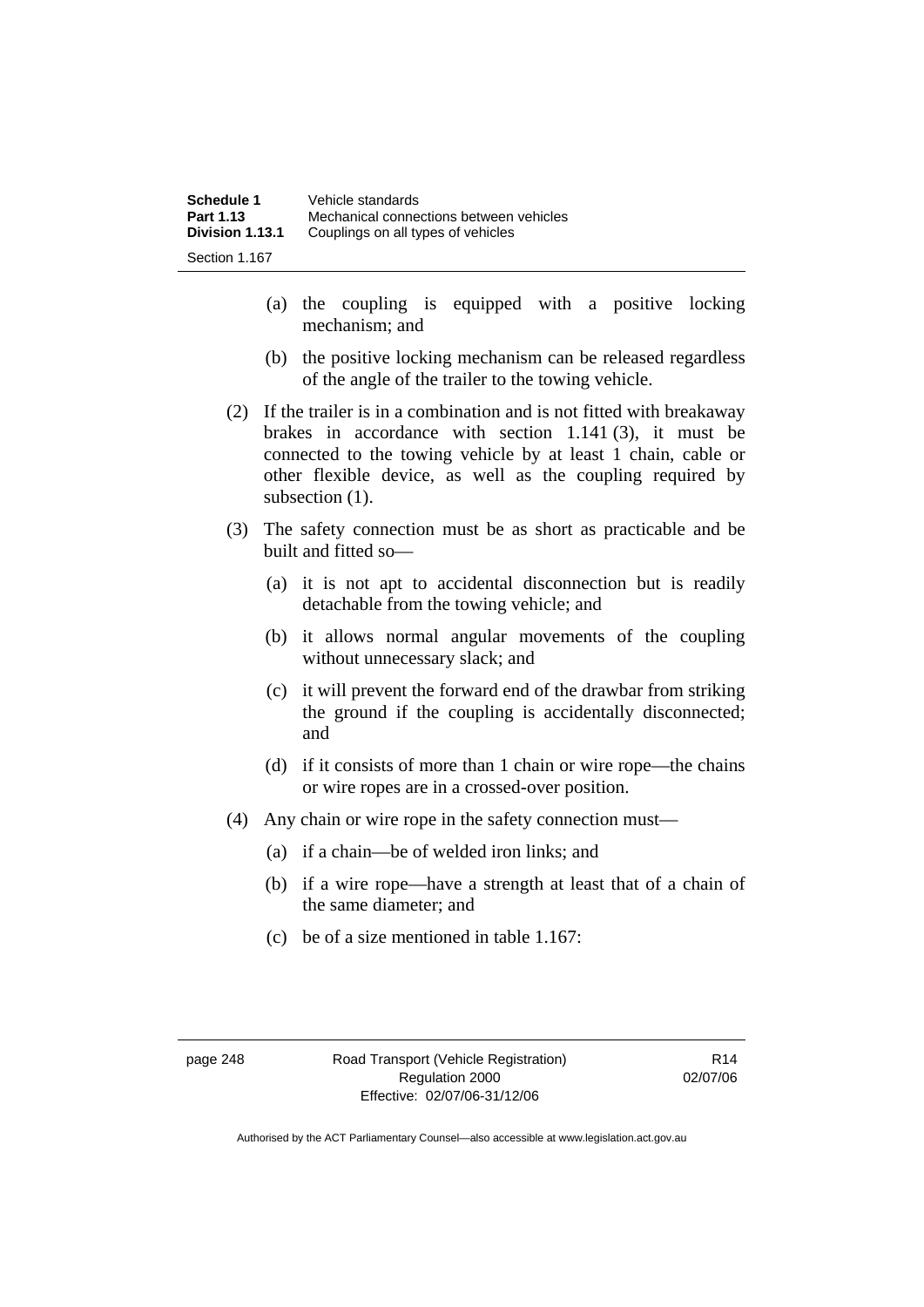(a) the coupling is equipped with a positive locking mechanism; and

(b) the positive locking mechanism can be released regardless of the angle of the trailer to the towing vehicle.

(2) If the trailer is in a combination and is not fitted with breakaway brakes in accordance with section 1.141 (3), it must be connected to the towing vehicle by at least 1 chain, cable or other flexible device, as well as the coupling required by subsection (1).

(3) The safety connection must be as short as practicable and be built and fitted so—

(a) it is not apt to accidental disconnection but is readily detachable from the towing vehicle; and

(b) it allows normal angular movements of the coupling without unnecessary slack; and

(c) it will prevent the forward end of the drawbar from striking the ground if the coupling is accidentally disconnected; and

(d) if it consists of more than 1 chain or wire rope—the chains or wire ropes are in a crossed-over position.

(4) Any chain or wire rope in the safety connection must—

(a) if a chain—be of welded iron links; and

(b) if a wire rope—have a strength at least that of a chain of the same diameter; and

(c) be of a size mentioned in table 1.167: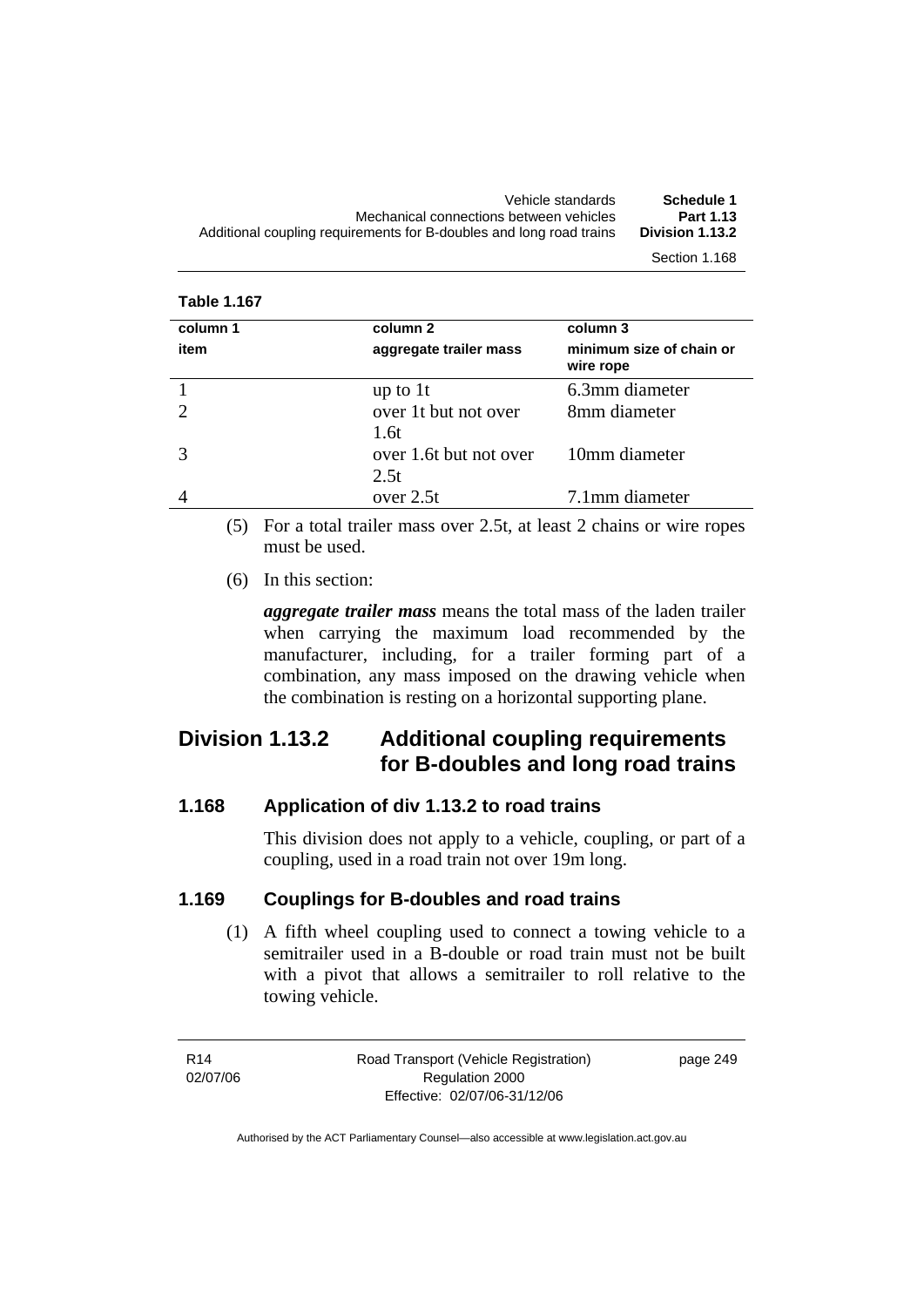**Table 1.167**

| column 1<br>item | column 2<br>aggregate trailer mass | column 3<br>minimum size of chain or wire rope |
|---|---|---|
| 1 | up to 1t | 6.3mm diameter |
| 2 | over 1t but not over 1.6t | 8mm diameter |
| 3 | over 1.6t but not over 2.5t | 10mm diameter |
| 4 | over 2.5t | 7.1mm diameter |

(5) For a total trailer mass over 2.5t, at least 2 chains or wire ropes must be used.

(6) In this section:

***aggregate trailer mass*** means the total mass of the laden trailer when carrying the maximum load recommended by the manufacturer, including, for a trailer forming part of a combination, any mass imposed on the drawing vehicle when the combination is resting on a horizontal supporting plane.

## Division 1.13.2 Additional coupling requirements for B-doubles and long road trains

### 1.168 Application of div 1.13.2 to road trains

This division does not apply to a vehicle, coupling, or part of a coupling, used in a road train not over 19m long.

### 1.169 Couplings for B-doubles and road trains

(1) A fifth wheel coupling used to connect a towing vehicle to a semitrailer used in a B-double or road train must not be built with a pivot that allows a semitrailer to roll relative to the towing vehicle.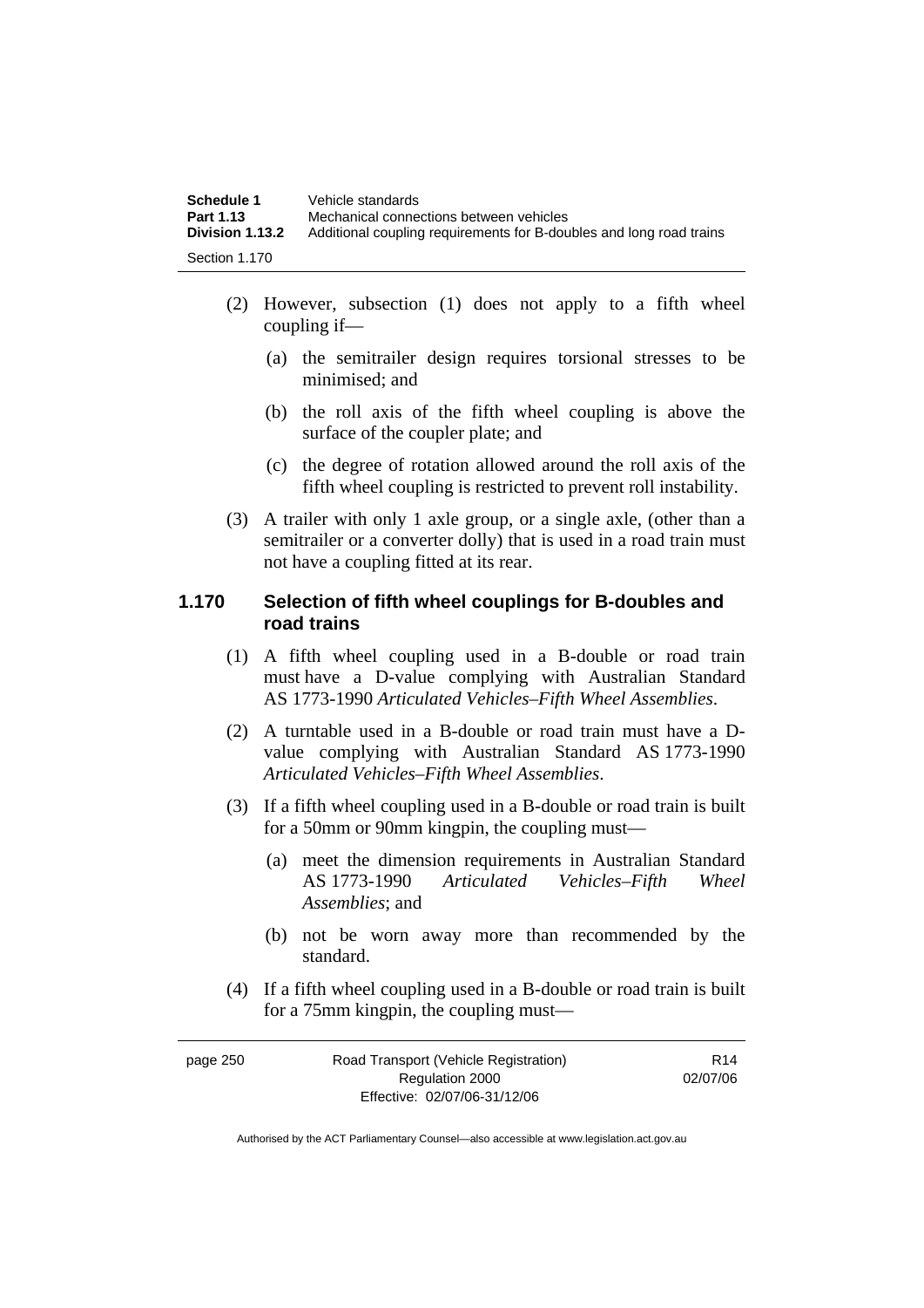(2) However, subsection (1) does not apply to a fifth wheel coupling if—

(a) the semitrailer design requires torsional stresses to be minimised; and

(b) the roll axis of the fifth wheel coupling is above the surface of the coupler plate; and

(c) the degree of rotation allowed around the roll axis of the fifth wheel coupling is restricted to prevent roll instability.

(3) A trailer with only 1 axle group, or a single axle, (other than a semitrailer or a converter dolly) that is used in a road train must not have a coupling fitted at its rear.

### 1.170 Selection of fifth wheel couplings for B-doubles and road trains

(1) A fifth wheel coupling used in a B-double or road train must have a D-value complying with Australian Standard AS 1773-1990 *Articulated Vehicles–Fifth Wheel Assemblies*.

(2) A turntable used in a B-double or road train must have a D-value complying with Australian Standard AS 1773-1990 *Articulated Vehicles–Fifth Wheel Assemblies*.

(3) If a fifth wheel coupling used in a B-double or road train is built for a 50mm or 90mm kingpin, the coupling must—

(a) meet the dimension requirements in Australian Standard AS 1773-1990 *Articulated Vehicles–Fifth Wheel Assemblies*; and

(b) not be worn away more than recommended by the standard.

(4) If a fifth wheel coupling used in a B-double or road train is built for a 75mm kingpin, the coupling must—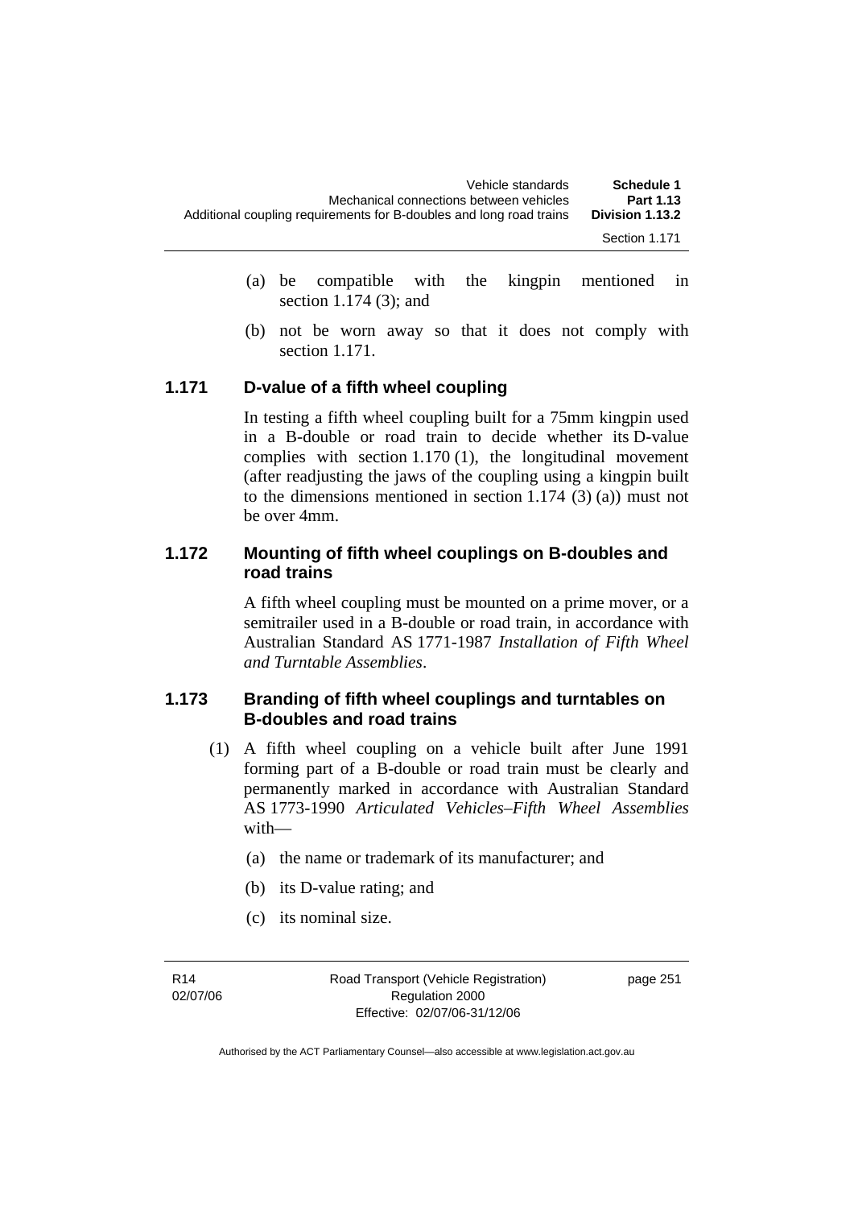(a) be compatible with the kingpin mentioned in section 1.174 (3); and

(b) not be worn away so that it does not comply with section 1.171.

## 1.171 D-value of a fifth wheel coupling

In testing a fifth wheel coupling built for a 75mm kingpin used in a B-double or road train to decide whether its D-value complies with section 1.170 (1), the longitudinal movement (after readjusting the jaws of the coupling using a kingpin built to the dimensions mentioned in section 1.174 (3) (a)) must not be over 4mm.

## 1.172 Mounting of fifth wheel couplings on B-doubles and road trains

A fifth wheel coupling must be mounted on a prime mover, or a semitrailer used in a B-double or road train, in accordance with Australian Standard AS 1771-1987 *Installation of Fifth Wheel and Turntable Assemblies*.

## 1.173 Branding of fifth wheel couplings and turntables on B-doubles and road trains

(1) A fifth wheel coupling on a vehicle built after June 1991 forming part of a B-double or road train must be clearly and permanently marked in accordance with Australian Standard AS 1773-1990 *Articulated Vehicles–Fifth Wheel Assemblies* with—

(a) the name or trademark of its manufacturer; and

(b) its D-value rating; and

(c) its nominal size.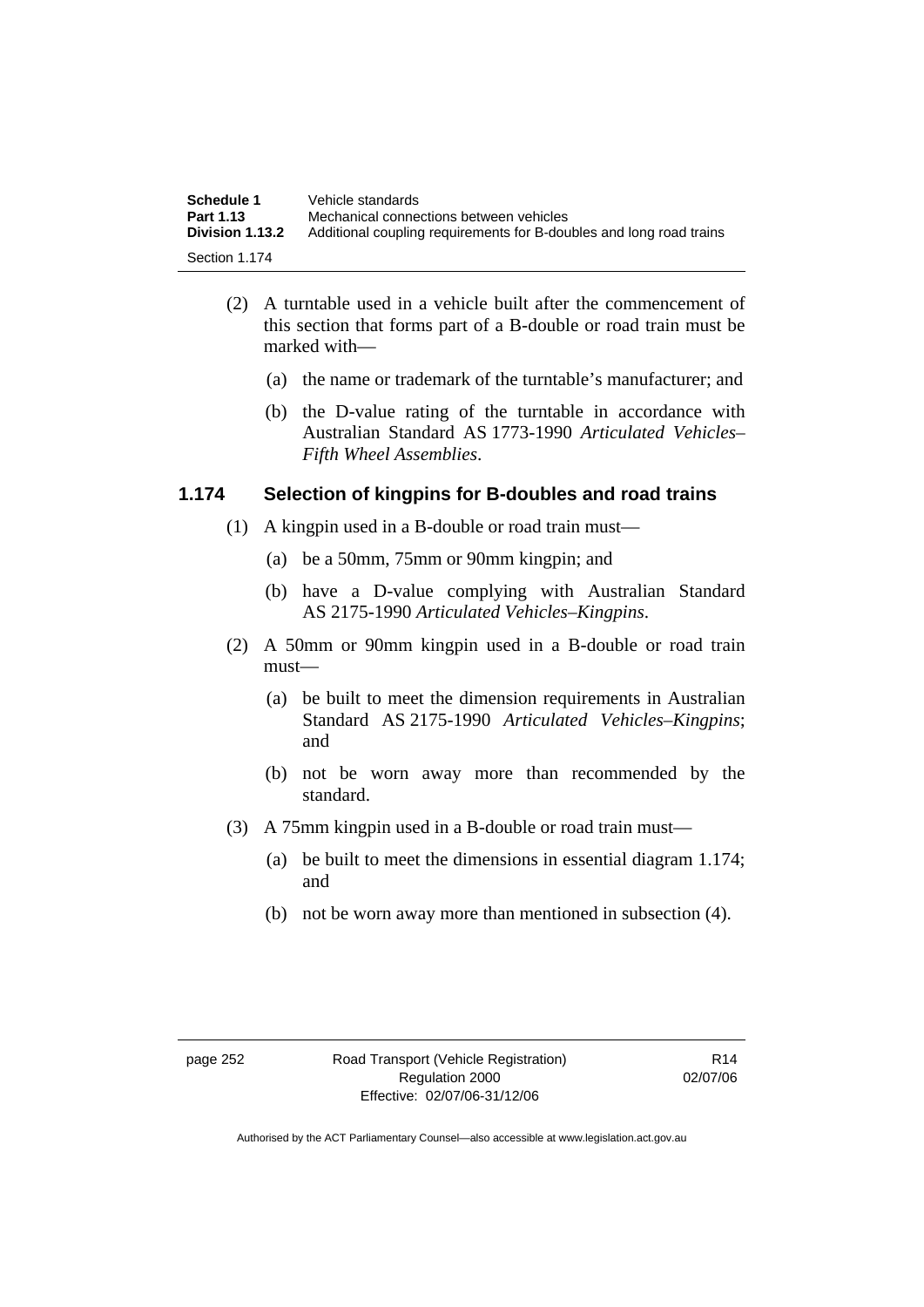(2) A turntable used in a vehicle built after the commencement of this section that forms part of a B-double or road train must be marked with—

(a) the name or trademark of the turntable's manufacturer; and

(b) the D-value rating of the turntable in accordance with Australian Standard AS 1773-1990 *Articulated Vehicles–Fifth Wheel Assemblies*.

### 1.174 Selection of kingpins for B-doubles and road trains

(1) A kingpin used in a B-double or road train must—

(a) be a 50mm, 75mm or 90mm kingpin; and

(b) have a D-value complying with Australian Standard AS 2175-1990 *Articulated Vehicles–Kingpins*.

(2) A 50mm or 90mm kingpin used in a B-double or road train must—

(a) be built to meet the dimension requirements in Australian Standard AS 2175-1990 *Articulated Vehicles–Kingpins*; and

(b) not be worn away more than recommended by the standard.

(3) A 75mm kingpin used in a B-double or road train must—

(a) be built to meet the dimensions in essential diagram 1.174; and

(b) not be worn away more than mentioned in subsection (4).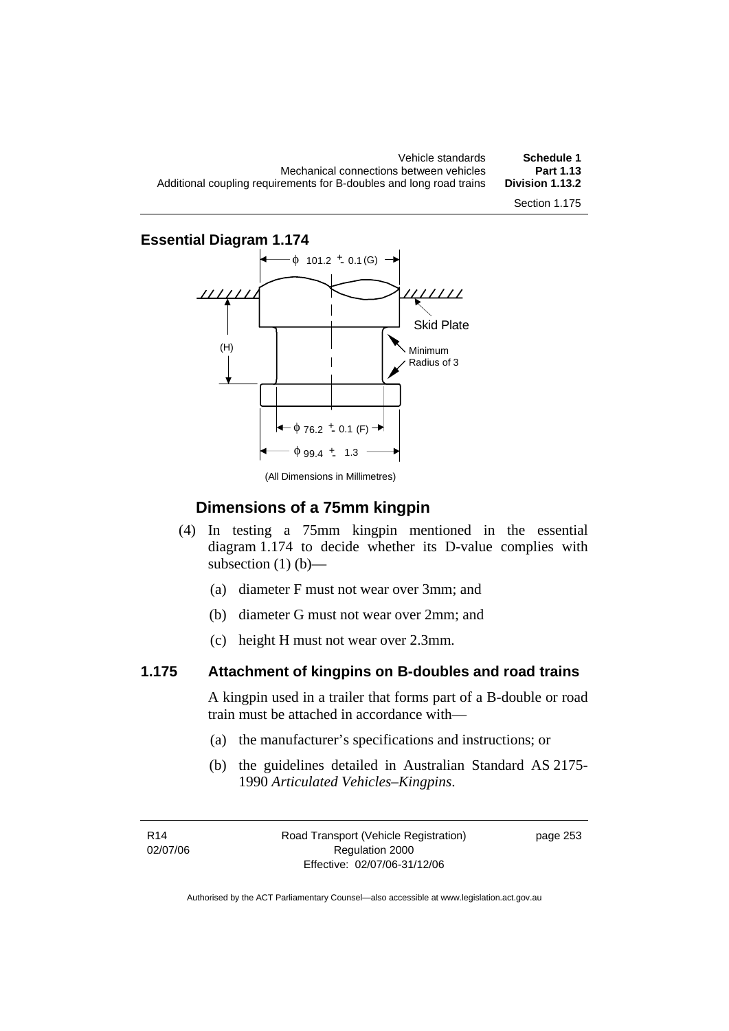**Essential Diagram 1.174**

ϕ 101.2 ± 0.1 (G)

Skid Plate

(H)

Minimum Radius of 3

ϕ 76.2 ± 0.1 (F)

ϕ 99.4 ± 1.3

(All Dimensions in Millimetres)

## Dimensions of a 75mm kingpin

(4) In testing a 75mm kingpin mentioned in the essential diagram 1.174 to decide whether its D-value complies with subsection (1) (b)—

(a) diameter F must not wear over 3mm; and

(b) diameter G must not wear over 2mm; and

(c) height H must not wear over 2.3mm.

### 1.175 Attachment of kingpins on B-doubles and road trains

A kingpin used in a trailer that forms part of a B-double or road train must be attached in accordance with—

(a) the manufacturer's specifications and instructions; or

(b) the guidelines detailed in Australian Standard AS 2175-1990 *Articulated Vehicles–Kingpins*.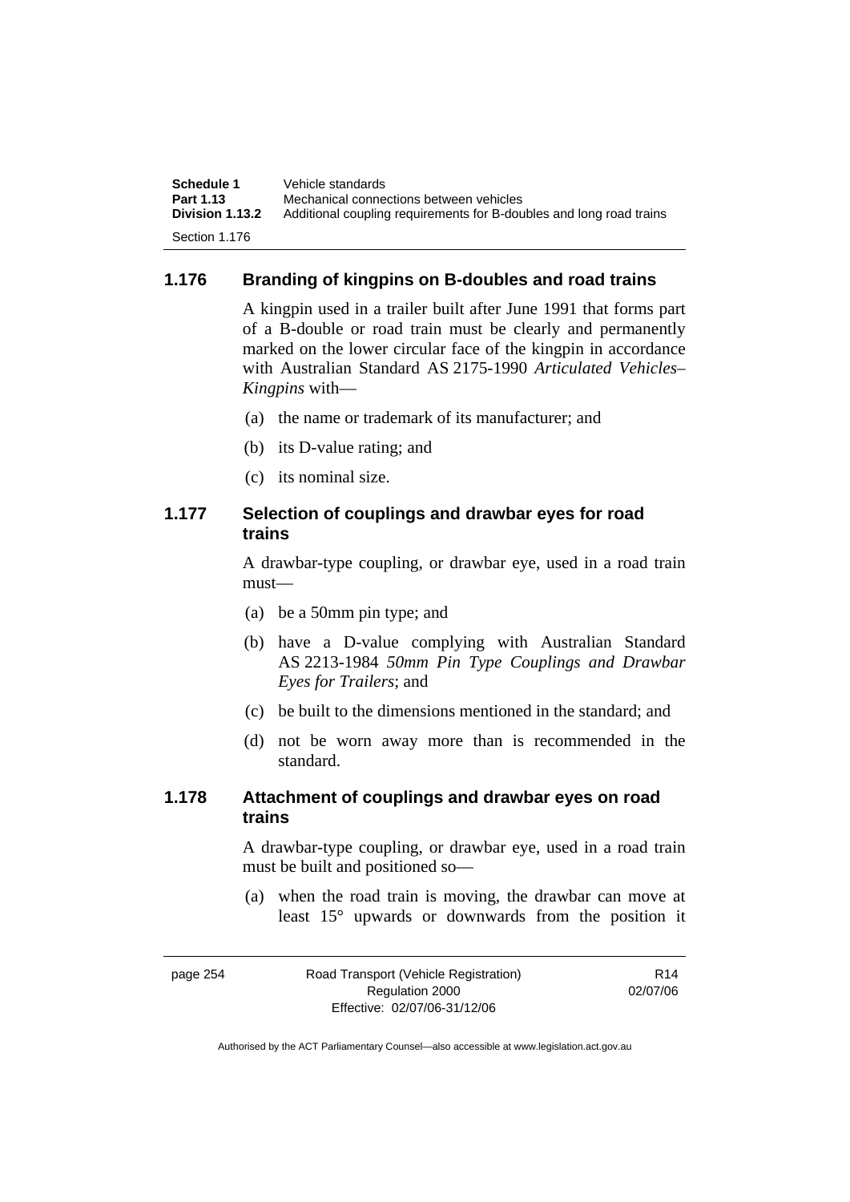## 1.176 Branding of kingpins on B-doubles and road trains

A kingpin used in a trailer built after June 1991 that forms part of a B-double or road train must be clearly and permanently marked on the lower circular face of the kingpin in accordance with Australian Standard AS 2175-1990 *Articulated Vehicles–Kingpins* with—

(a) the name or trademark of its manufacturer; and

(b) its D-value rating; and

(c) its nominal size.

## 1.177 Selection of couplings and drawbar eyes for road trains

A drawbar-type coupling, or drawbar eye, used in a road train must—

(a) be a 50mm pin type; and

(b) have a D-value complying with Australian Standard AS 2213-1984 *50mm Pin Type Couplings and Drawbar Eyes for Trailers*; and

(c) be built to the dimensions mentioned in the standard; and

(d) not be worn away more than is recommended in the standard.

## 1.178 Attachment of couplings and drawbar eyes on road trains

A drawbar-type coupling, or drawbar eye, used in a road train must be built and positioned so—

(a) when the road train is moving, the drawbar can move at least 15° upwards or downwards from the position it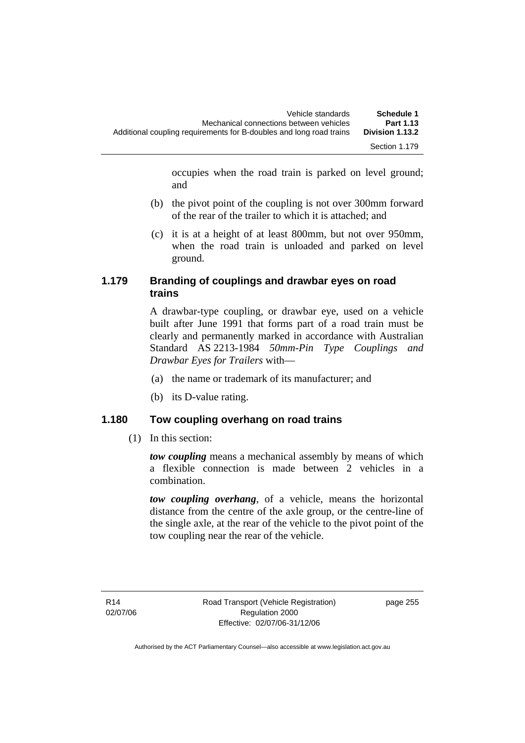occupies when the road train is parked on level ground; and

(b) the pivot point of the coupling is not over 300mm forward of the rear of the trailer to which it is attached; and

(c) it is at a height of at least 800mm, but not over 950mm, when the road train is unloaded and parked on level ground.

### 1.179 Branding of couplings and drawbar eyes on road trains

A drawbar-type coupling, or drawbar eye, used on a vehicle built after June 1991 that forms part of a road train must be clearly and permanently marked in accordance with Australian Standard AS 2213-1984 *50mm-Pin Type Couplings and Drawbar Eyes for Trailers* with—

(a) the name or trademark of its manufacturer; and

(b) its D-value rating.

### 1.180 Tow coupling overhang on road trains

(1) In this section:

***tow coupling*** means a mechanical assembly by means of which a flexible connection is made between 2 vehicles in a combination.

***tow coupling overhang***, of a vehicle, means the horizontal distance from the centre of the axle group, or the centre-line of the single axle, at the rear of the vehicle to the pivot point of the tow coupling near the rear of the vehicle.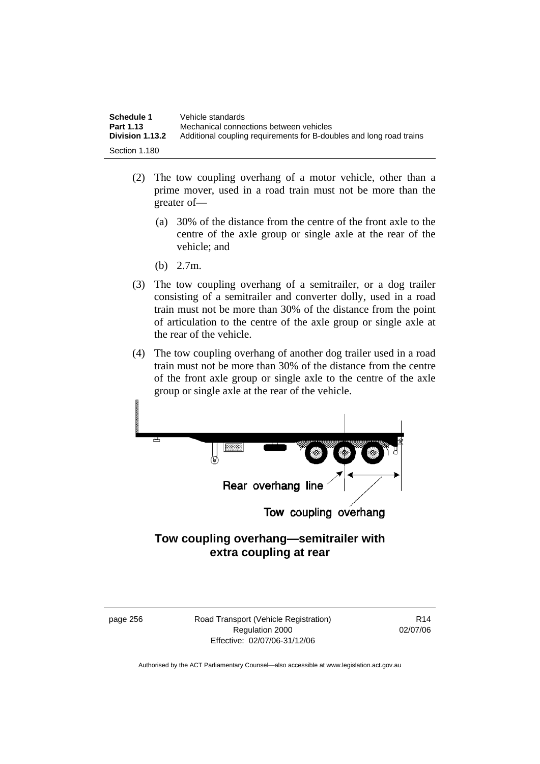(2) The tow coupling overhang of a motor vehicle, other than a prime mover, used in a road train must not be more than the greater of—

   (a) 30% of the distance from the centre of the front axle to the centre of the axle group or single axle at the rear of the vehicle; and

   (b) 2.7m.

(3) The tow coupling overhang of a semitrailer, or a dog trailer consisting of a semitrailer and converter dolly, used in a road train must not be more than 30% of the distance from the point of articulation to the centre of the axle group or single axle at the rear of the vehicle.

(4) The tow coupling overhang of another dog trailer used in a road train must not be more than 30% of the distance from the centre of the front axle group or single axle to the centre of the axle group or single axle at the rear of the vehicle.

Rear overhang line

Tow coupling overhang

**Tow coupling overhang—semitrailer with extra coupling at rear**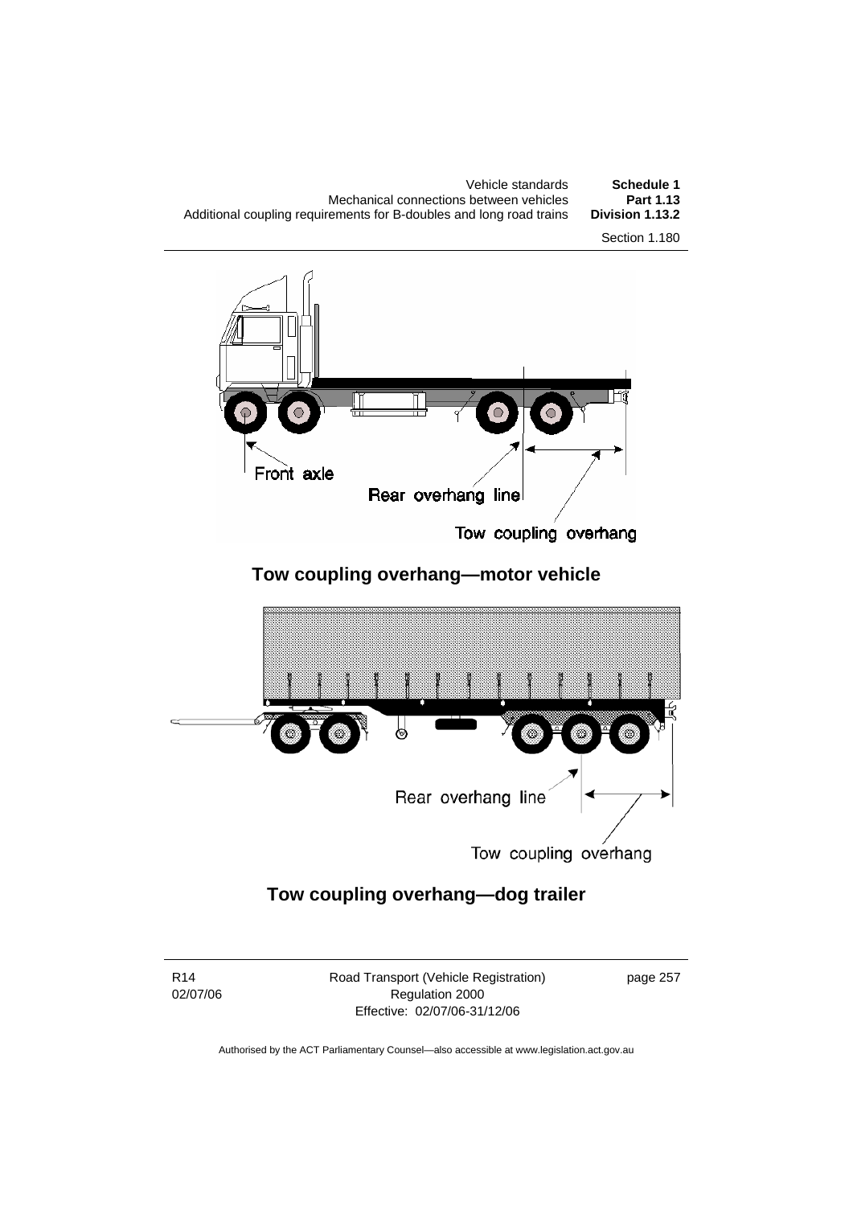Front axle

Rear overhang line

Tow coupling overhang

**Tow coupling overhang—motor vehicle**

Rear overhang line

Tow coupling overhang

**Tow coupling overhang—dog trailer**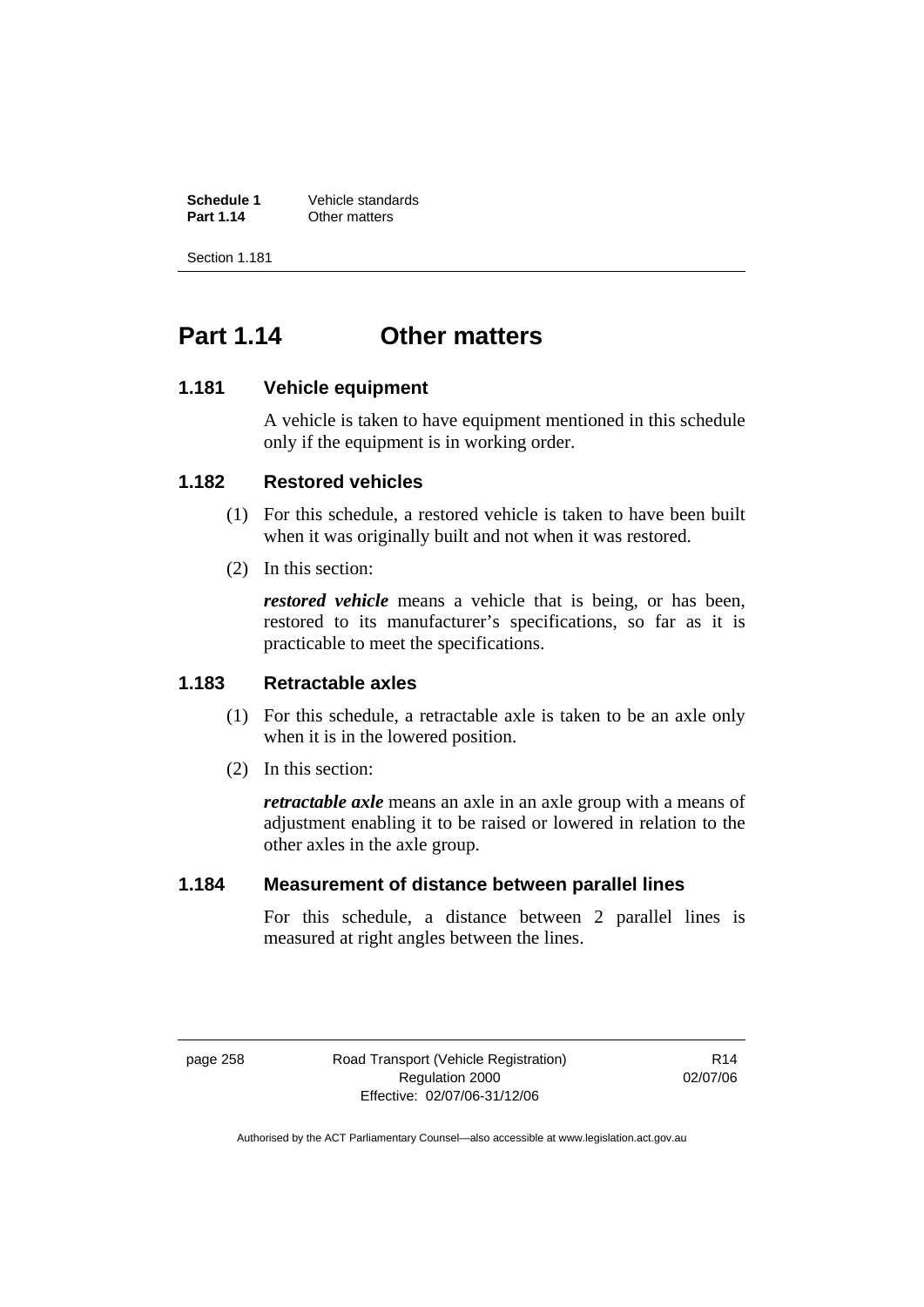# Part 1.14 Other matters

## 1.181 Vehicle equipment

A vehicle is taken to have equipment mentioned in this schedule only if the equipment is in working order.

## 1.182 Restored vehicles

(1) For this schedule, a restored vehicle is taken to have been built when it was originally built and not when it was restored.

(2) In this section:

***restored vehicle*** means a vehicle that is being, or has been, restored to its manufacturer's specifications, so far as it is practicable to meet the specifications.

## 1.183 Retractable axles

(1) For this schedule, a retractable axle is taken to be an axle only when it is in the lowered position.

(2) In this section:

***retractable axle*** means an axle in an axle group with a means of adjustment enabling it to be raised or lowered in relation to the other axles in the axle group.

## 1.184 Measurement of distance between parallel lines

For this schedule, a distance between 2 parallel lines is measured at right angles between the lines.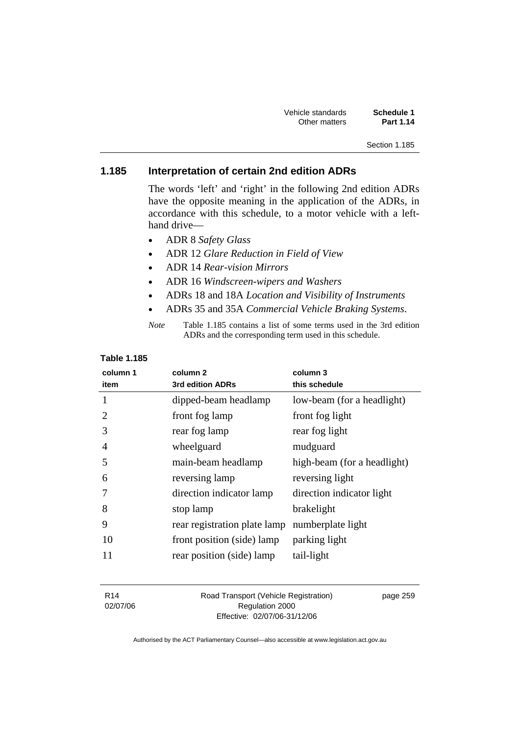## 1.185 Interpretation of certain 2nd edition ADRs

The words 'left' and 'right' in the following 2nd edition ADRs have the opposite meaning in the application of the ADRs, in accordance with this schedule, to a motor vehicle with a left-hand drive—

- ADR 8 *Safety Glass*
- ADR 12 *Glare Reduction in Field of View*
- ADR 14 *Rear-vision Mirrors*
- ADR 16 *Windscreen-wipers and Washers*
- ADRs 18 and 18A *Location and Visibility of Instruments*
- ADRs 35 and 35A *Commercial Vehicle Braking Systems*.

*Note* Table 1.185 contains a list of some terms used in the 3rd edition ADRs and the corresponding term used in this schedule.

**Table 1.185**

| column 1 item | column 2 3rd edition ADRs | column 3 this schedule |
|---|---|---|
| 1 | dipped-beam headlamp | low-beam (for a headlight) |
| 2 | front fog lamp | front fog light |
| 3 | rear fog lamp | rear fog light |
| 4 | wheelguard | mudguard |
| 5 | main-beam headlamp | high-beam (for a headlight) |
| 6 | reversing lamp | reversing light |
| 7 | direction indicator lamp | direction indicator light |
| 8 | stop lamp | brakelight |
| 9 | rear registration plate lamp | numberplate light |
| 10 | front position (side) lamp | parking light |
| 11 | rear position (side) lamp | tail-light |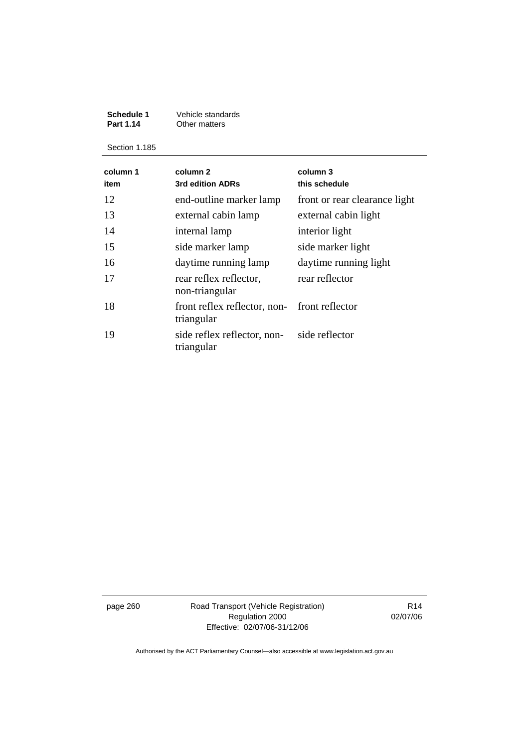| column 1 item | column 2 3rd edition ADRs | column 3 this schedule |
|---|---|---|
| 12 | end-outline marker lamp | front or rear clearance light |
| 13 | external cabin lamp | external cabin light |
| 14 | internal lamp | interior light |
| 15 | side marker lamp | side marker light |
| 16 | daytime running lamp | daytime running light |
| 17 | rear reflex reflector, non-triangular | rear reflector |
| 18 | front reflex reflector, non-triangular | front reflector |
| 19 | side reflex reflector, non-triangular | side reflector |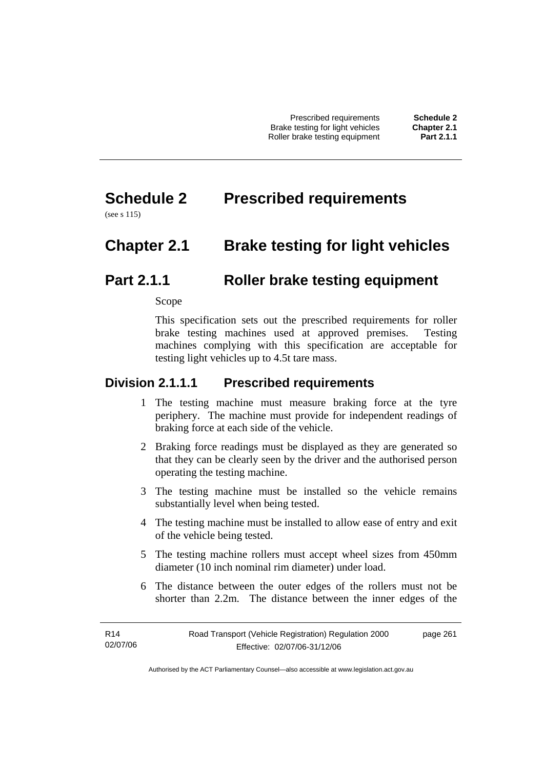# Schedule 2 Prescribed requirements

(see s 115)

# Chapter 2.1 Brake testing for light vehicles

## Part 2.1.1 Roller brake testing equipment

Scope

This specification sets out the prescribed requirements for roller brake testing machines used at approved premises. Testing machines complying with this specification are acceptable for testing light vehicles up to 4.5t tare mass.

### Division 2.1.1.1 Prescribed requirements

1 The testing machine must measure braking force at the tyre periphery. The machine must provide for independent readings of braking force at each side of the vehicle.

2 Braking force readings must be displayed as they are generated so that they can be clearly seen by the driver and the authorised person operating the testing machine.

3 The testing machine must be installed so the vehicle remains substantially level when being tested.

4 The testing machine must be installed to allow ease of entry and exit of the vehicle being tested.

5 The testing machine rollers must accept wheel sizes from 450mm diameter (10 inch nominal rim diameter) under load.

6 The distance between the outer edges of the rollers must not be shorter than 2.2m. The distance between the inner edges of the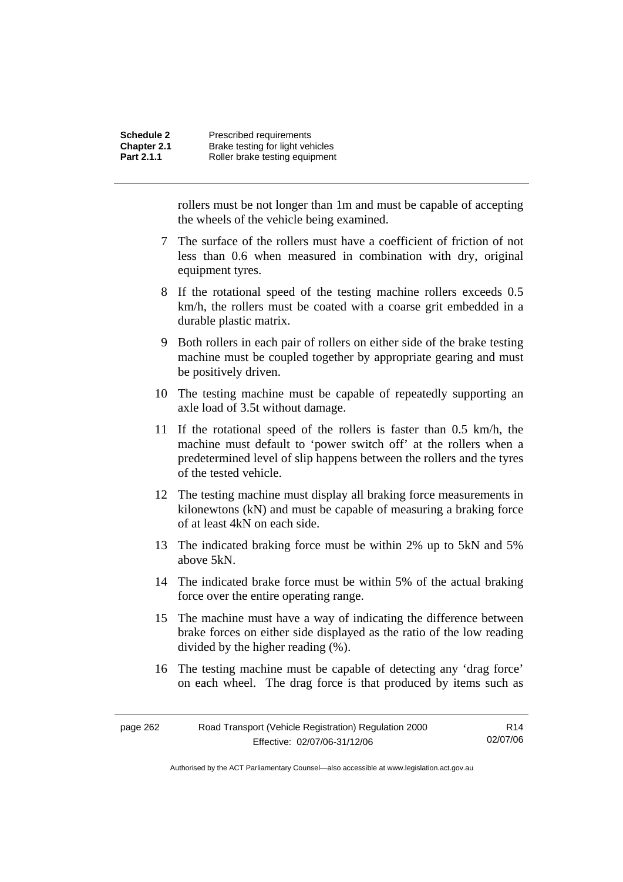rollers must be not longer than 1m and must be capable of accepting the wheels of the vehicle being examined.

7 The surface of the rollers must have a coefficient of friction of not less than 0.6 when measured in combination with dry, original equipment tyres.

8 If the rotational speed of the testing machine rollers exceeds 0.5 km/h, the rollers must be coated with a coarse grit embedded in a durable plastic matrix.

9 Both rollers in each pair of rollers on either side of the brake testing machine must be coupled together by appropriate gearing and must be positively driven.

10 The testing machine must be capable of repeatedly supporting an axle load of 3.5t without damage.

11 If the rotational speed of the rollers is faster than 0.5 km/h, the machine must default to 'power switch off' at the rollers when a predetermined level of slip happens between the rollers and the tyres of the tested vehicle.

12 The testing machine must display all braking force measurements in kilonewtons (kN) and must be capable of measuring a braking force of at least 4kN on each side.

13 The indicated braking force must be within 2% up to 5kN and 5% above 5kN.

14 The indicated brake force must be within 5% of the actual braking force over the entire operating range.

15 The machine must have a way of indicating the difference between brake forces on either side displayed as the ratio of the low reading divided by the higher reading (%).

16 The testing machine must be capable of detecting any 'drag force' on each wheel. The drag force is that produced by items such as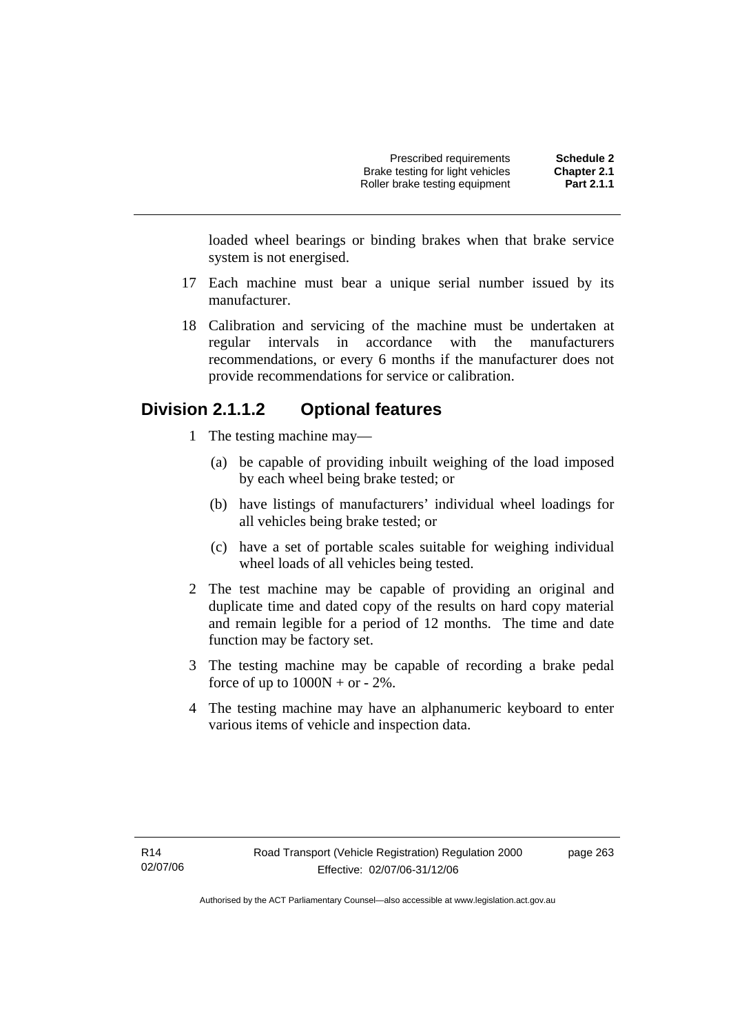loaded wheel bearings or binding brakes when that brake service system is not energised.

17 Each machine must bear a unique serial number issued by its manufacturer.

18 Calibration and servicing of the machine must be undertaken at regular intervals in accordance with the manufacturers recommendations, or every 6 months if the manufacturer does not provide recommendations for service or calibration.

## Division 2.1.1.2 Optional features

1 The testing machine may—

(a) be capable of providing inbuilt weighing of the load imposed by each wheel being brake tested; or

(b) have listings of manufacturers' individual wheel loadings for all vehicles being brake tested; or

(c) have a set of portable scales suitable for weighing individual wheel loads of all vehicles being tested.

2 The test machine may be capable of providing an original and duplicate time and dated copy of the results on hard copy material and remain legible for a period of 12 months. The time and date function may be factory set.

3 The testing machine may be capable of recording a brake pedal force of up to 1000N + or - 2%.

4 The testing machine may have an alphanumeric keyboard to enter various items of vehicle and inspection data.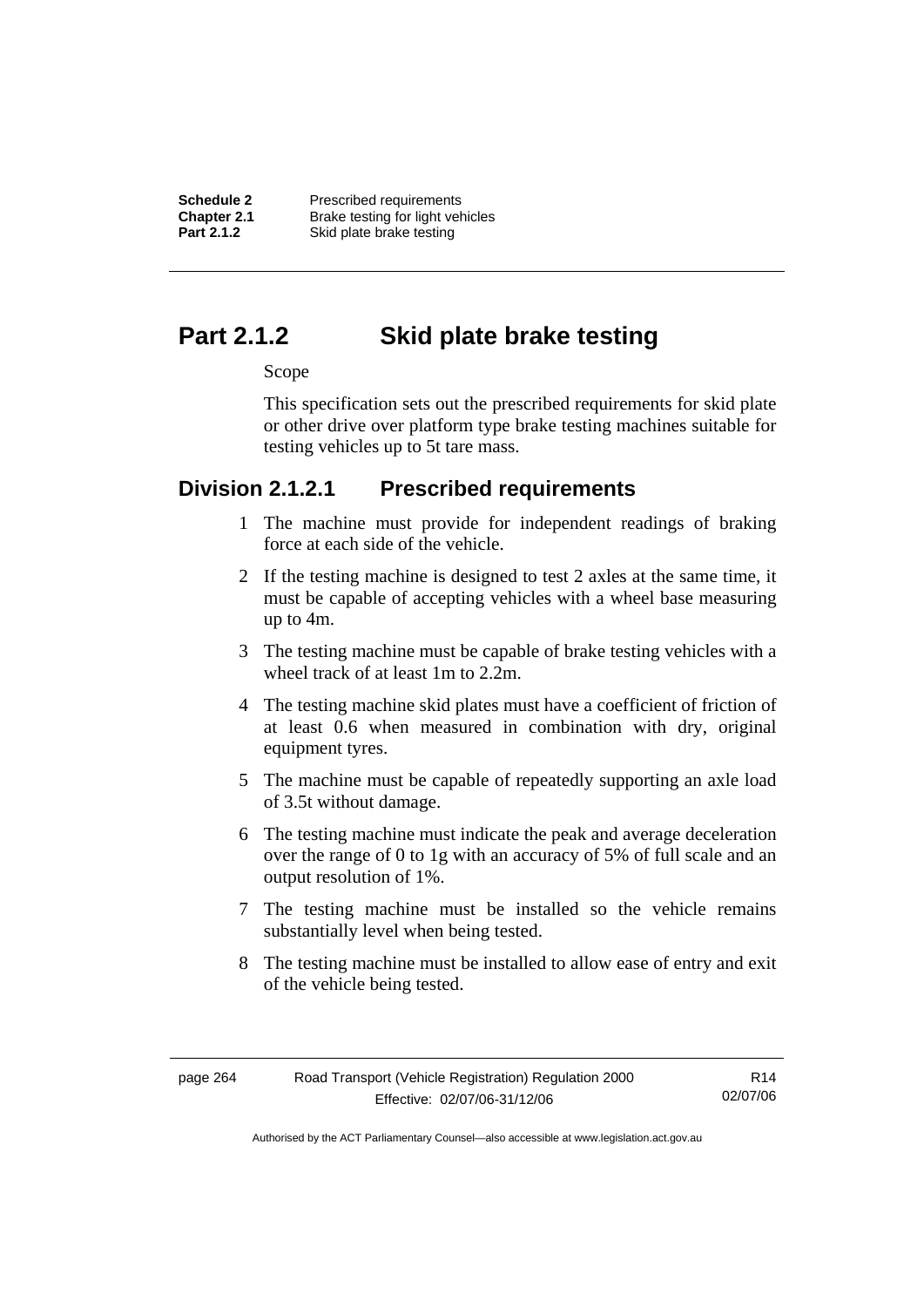# Part 2.1.2 Skid plate brake testing

Scope

This specification sets out the prescribed requirements for skid plate or other drive over platform type brake testing machines suitable for testing vehicles up to 5t tare mass.

## Division 2.1.2.1 Prescribed requirements

1 The machine must provide for independent readings of braking force at each side of the vehicle.

2 If the testing machine is designed to test 2 axles at the same time, it must be capable of accepting vehicles with a wheel base measuring up to 4m.

3 The testing machine must be capable of brake testing vehicles with a wheel track of at least 1m to 2.2m.

4 The testing machine skid plates must have a coefficient of friction of at least 0.6 when measured in combination with dry, original equipment tyres.

5 The machine must be capable of repeatedly supporting an axle load of 3.5t without damage.

6 The testing machine must indicate the peak and average deceleration over the range of 0 to 1g with an accuracy of 5% of full scale and an output resolution of 1%.

7 The testing machine must be installed so the vehicle remains substantially level when being tested.

8 The testing machine must be installed to allow ease of entry and exit of the vehicle being tested.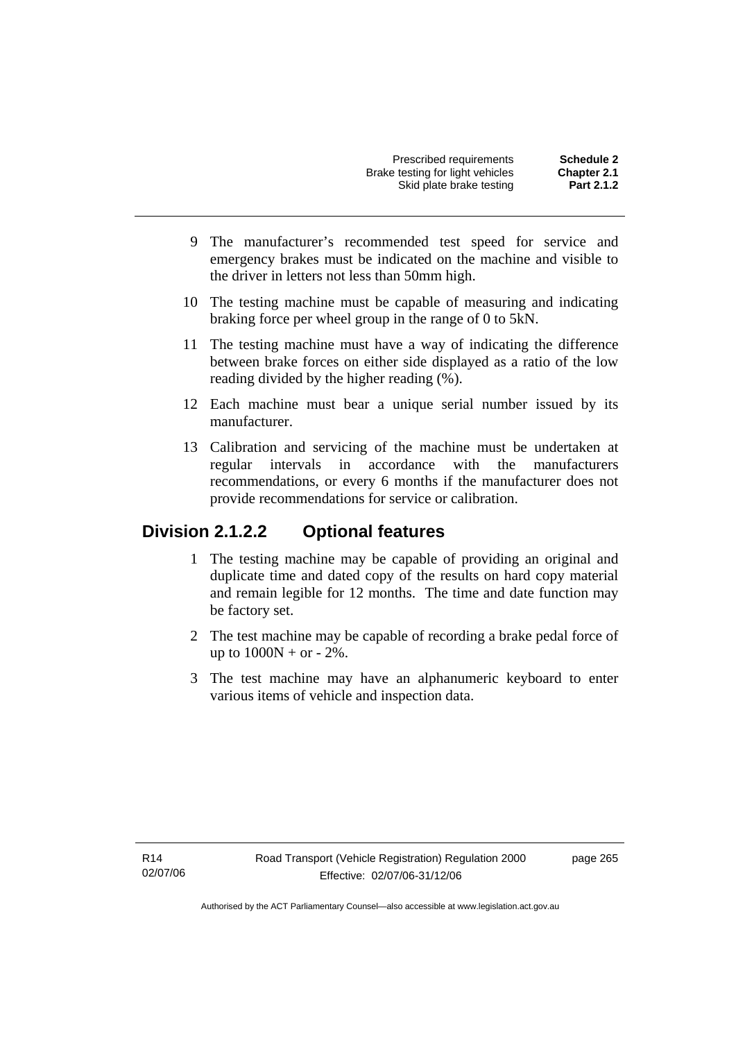9 The manufacturer's recommended test speed for service and emergency brakes must be indicated on the machine and visible to the driver in letters not less than 50mm high.

10 The testing machine must be capable of measuring and indicating braking force per wheel group in the range of 0 to 5kN.

11 The testing machine must have a way of indicating the difference between brake forces on either side displayed as a ratio of the low reading divided by the higher reading (%).

12 Each machine must bear a unique serial number issued by its manufacturer.

13 Calibration and servicing of the machine must be undertaken at regular intervals in accordance with the manufacturers recommendations, or every 6 months if the manufacturer does not provide recommendations for service or calibration.

## Division 2.1.2.2 Optional features

1 The testing machine may be capable of providing an original and duplicate time and dated copy of the results on hard copy material and remain legible for 12 months. The time and date function may be factory set.

2 The test machine may be capable of recording a brake pedal force of up to 1000N + or - 2%.

3 The test machine may have an alphanumeric keyboard to enter various items of vehicle and inspection data.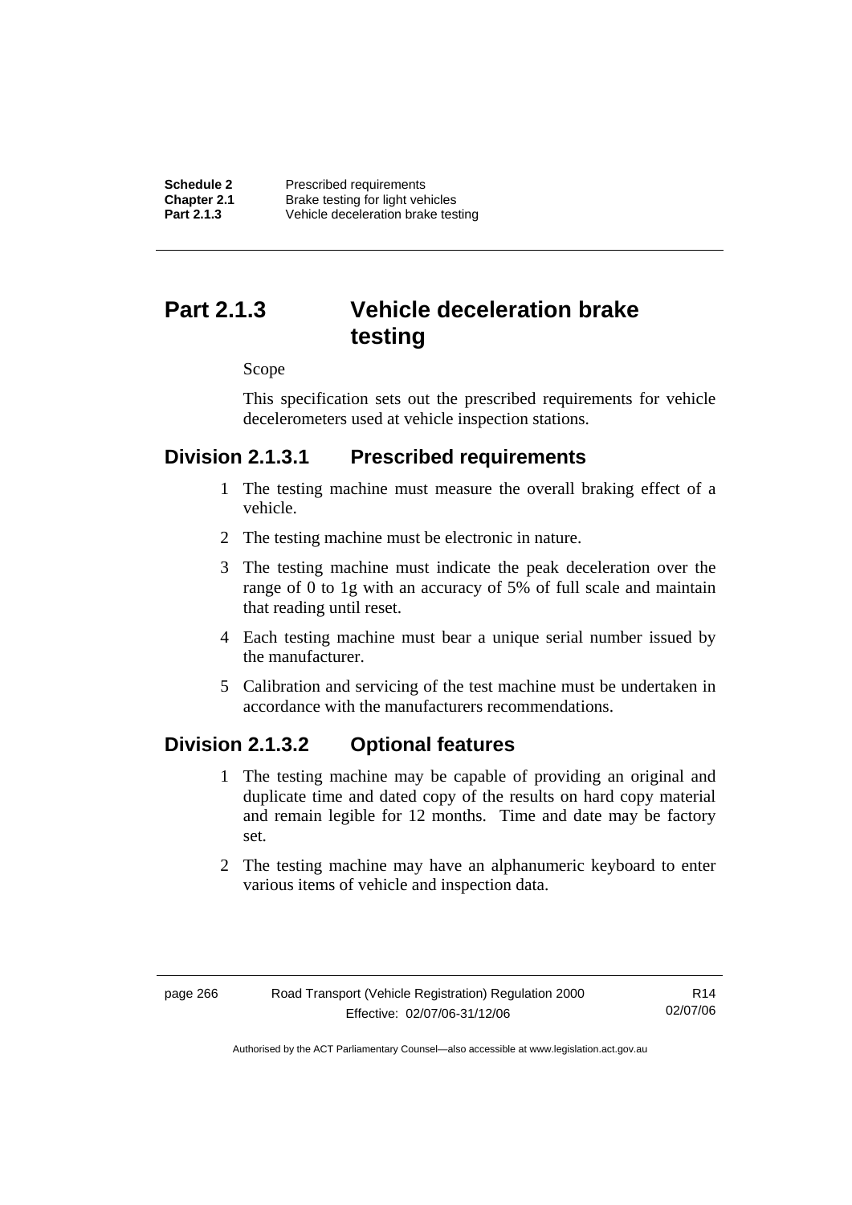# Part 2.1.3 Vehicle deceleration brake testing

Scope

This specification sets out the prescribed requirements for vehicle decelerometers used at vehicle inspection stations.

## Division 2.1.3.1 Prescribed requirements

1 The testing machine must measure the overall braking effect of a vehicle.

2 The testing machine must be electronic in nature.

3 The testing machine must indicate the peak deceleration over the range of 0 to 1g with an accuracy of 5% of full scale and maintain that reading until reset.

4 Each testing machine must bear a unique serial number issued by the manufacturer.

5 Calibration and servicing of the test machine must be undertaken in accordance with the manufacturers recommendations.

## Division 2.1.3.2 Optional features

1 The testing machine may be capable of providing an original and duplicate time and dated copy of the results on hard copy material and remain legible for 12 months. Time and date may be factory set.

2 The testing machine may have an alphanumeric keyboard to enter various items of vehicle and inspection data.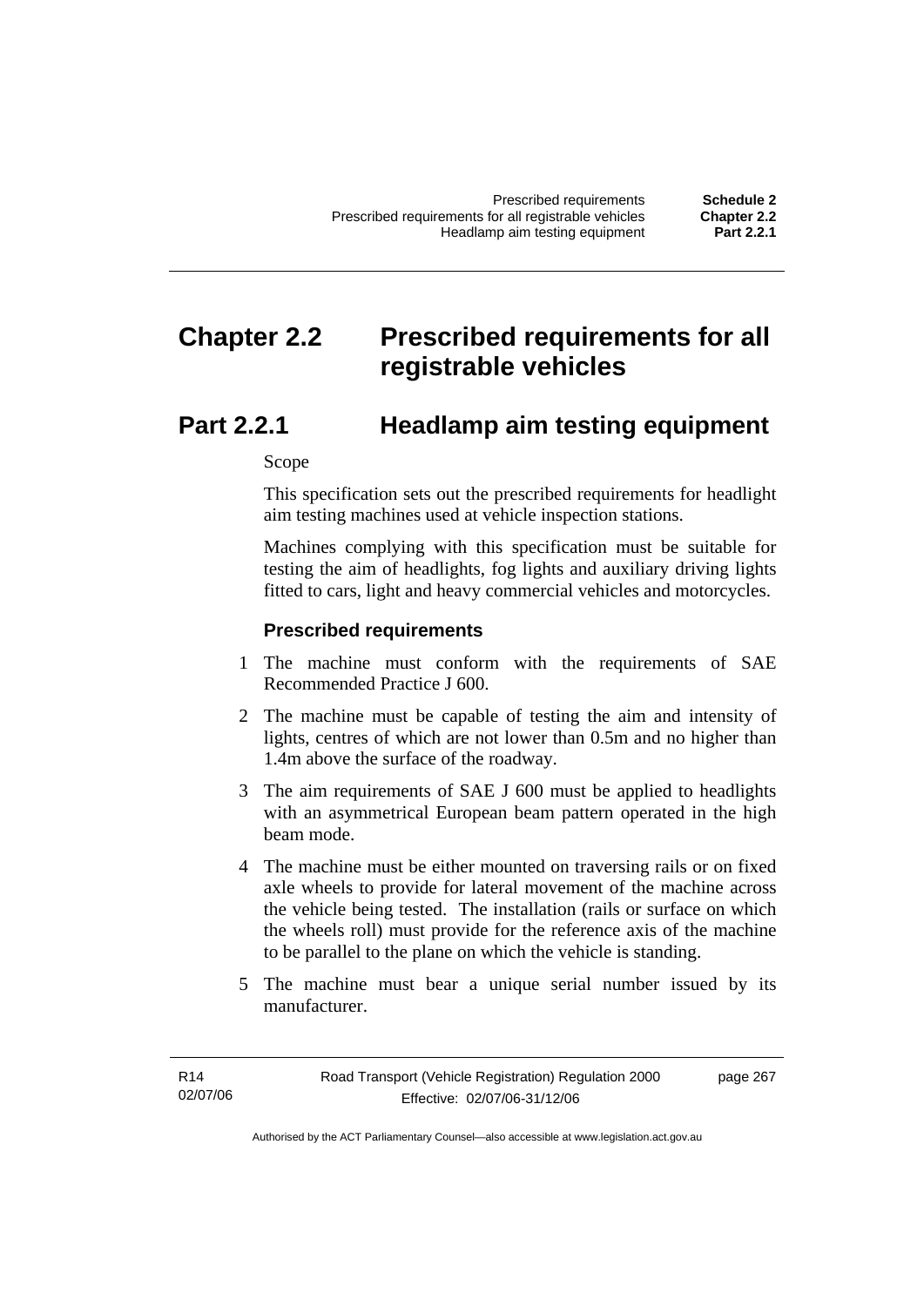# Chapter 2.2 Prescribed requirements for all registrable vehicles

## Part 2.2.1 Headlamp aim testing equipment

Scope

This specification sets out the prescribed requirements for headlight aim testing machines used at vehicle inspection stations.

Machines complying with this specification must be suitable for testing the aim of headlights, fog lights and auxiliary driving lights fitted to cars, light and heavy commercial vehicles and motorcycles.

### Prescribed requirements

1 The machine must conform with the requirements of SAE Recommended Practice J 600.

2 The machine must be capable of testing the aim and intensity of lights, centres of which are not lower than 0.5m and no higher than 1.4m above the surface of the roadway.

3 The aim requirements of SAE J 600 must be applied to headlights with an asymmetrical European beam pattern operated in the high beam mode.

4 The machine must be either mounted on traversing rails or on fixed axle wheels to provide for lateral movement of the machine across the vehicle being tested. The installation (rails or surface on which the wheels roll) must provide for the reference axis of the machine to be parallel to the plane on which the vehicle is standing.

5 The machine must bear a unique serial number issued by its manufacturer.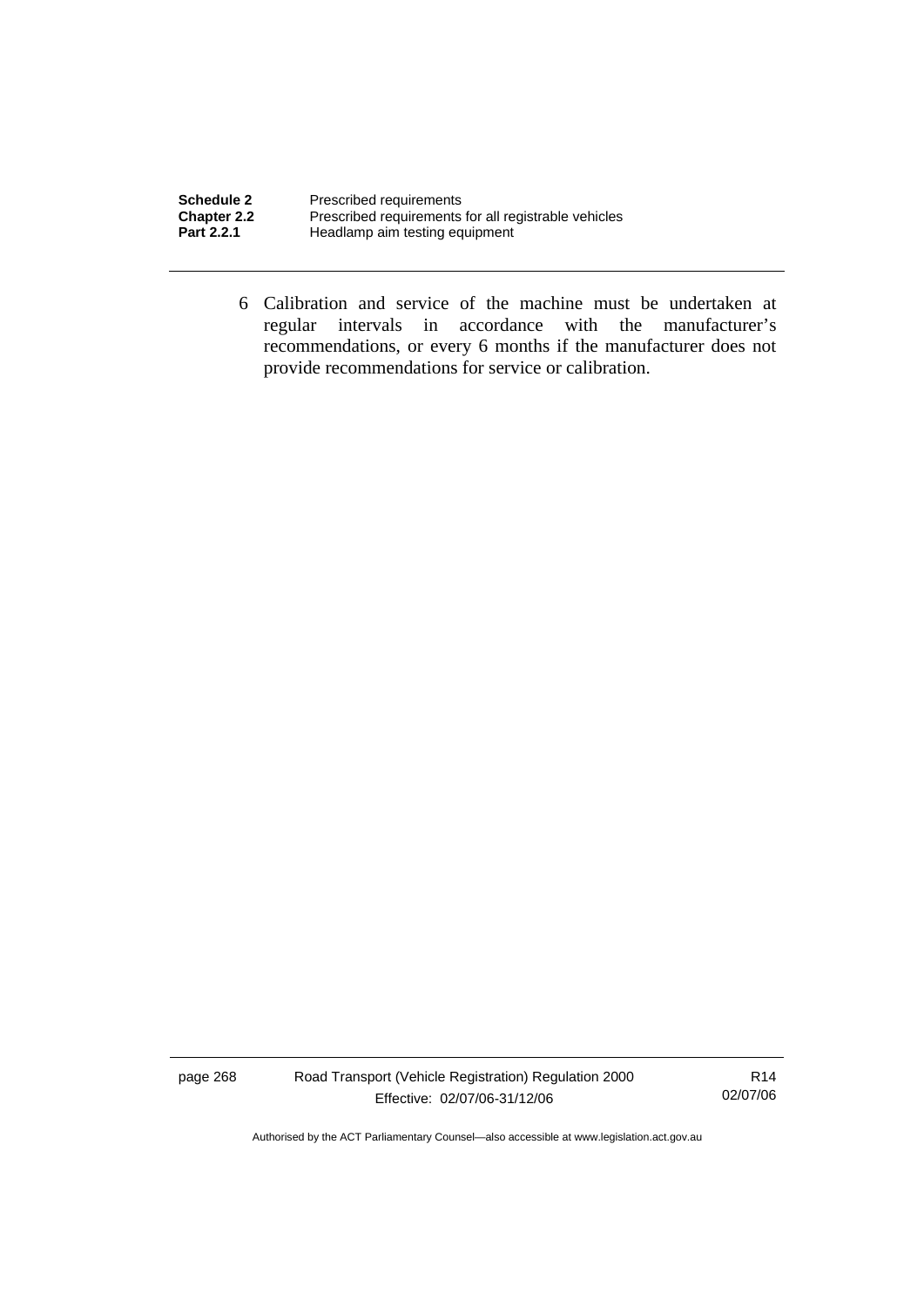6 Calibration and service of the machine must be undertaken at regular intervals in accordance with the manufacturer's recommendations, or every 6 months if the manufacturer does not provide recommendations for service or calibration.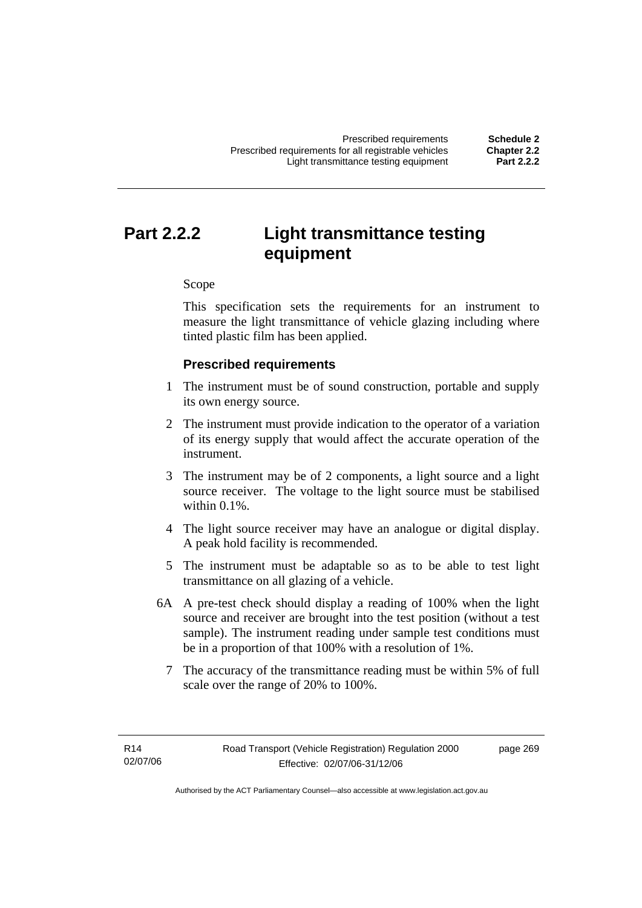# Part 2.2.2 Light transmittance testing equipment

Scope

This specification sets the requirements for an instrument to measure the light transmittance of vehicle glazing including where tinted plastic film has been applied.

### Prescribed requirements

1 The instrument must be of sound construction, portable and supply its own energy source.

2 The instrument must provide indication to the operator of a variation of its energy supply that would affect the accurate operation of the instrument.

3 The instrument may be of 2 components, a light source and a light source receiver. The voltage to the light source must be stabilised within 0.1%.

4 The light source receiver may have an analogue or digital display. A peak hold facility is recommended.

5 The instrument must be adaptable so as to be able to test light transmittance on all glazing of a vehicle.

6A A pre-test check should display a reading of 100% when the light source and receiver are brought into the test position (without a test sample). The instrument reading under sample test conditions must be in a proportion of that 100% with a resolution of 1%.

7 The accuracy of the transmittance reading must be within 5% of full scale over the range of 20% to 100%.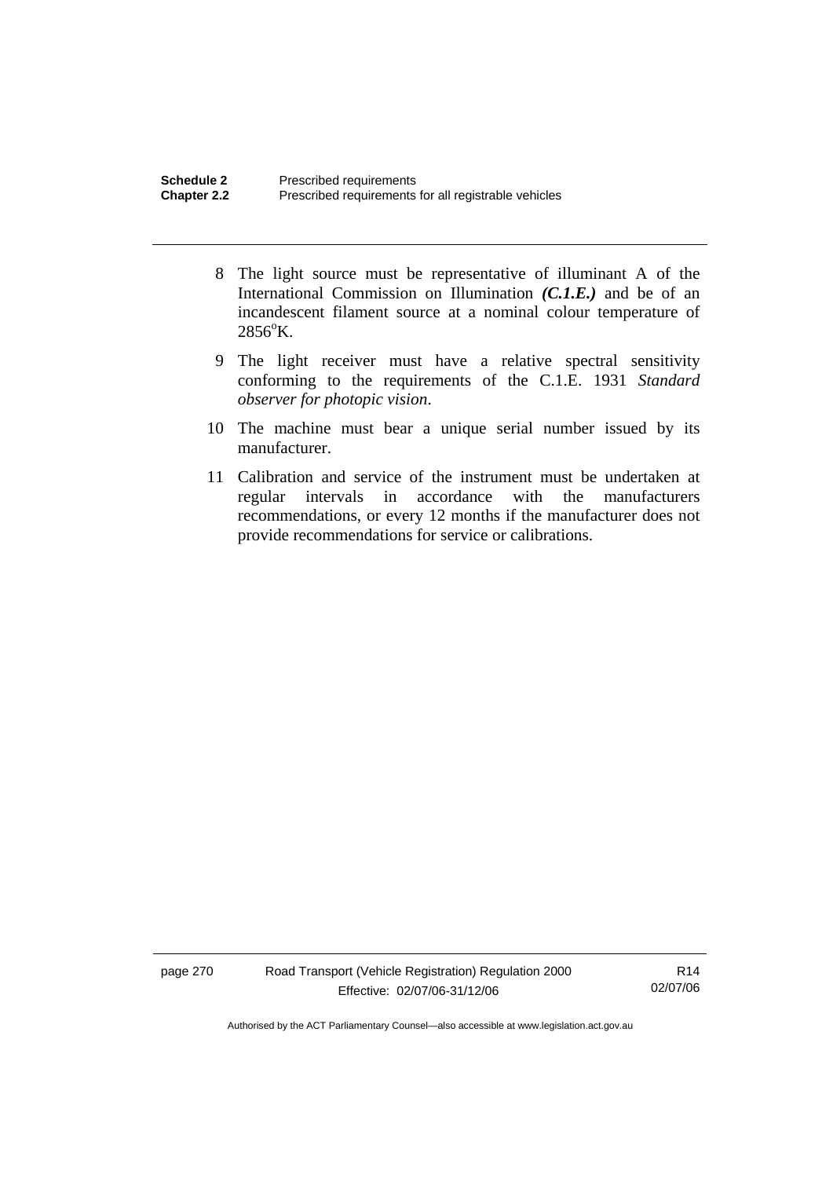8 The light source must be representative of illuminant A of the International Commission on Illumination ***(C.1.E.)*** and be of an incandescent filament source at a nominal colour temperature of $2856^{o}K$.

9 The light receiver must have a relative spectral sensitivity conforming to the requirements of the C.1.E. 1931 *Standard observer for photopic vision*.

10 The machine must bear a unique serial number issued by its manufacturer.

11 Calibration and service of the instrument must be undertaken at regular intervals in accordance with the manufacturers recommendations, or every 12 months if the manufacturer does not provide recommendations for service or calibrations.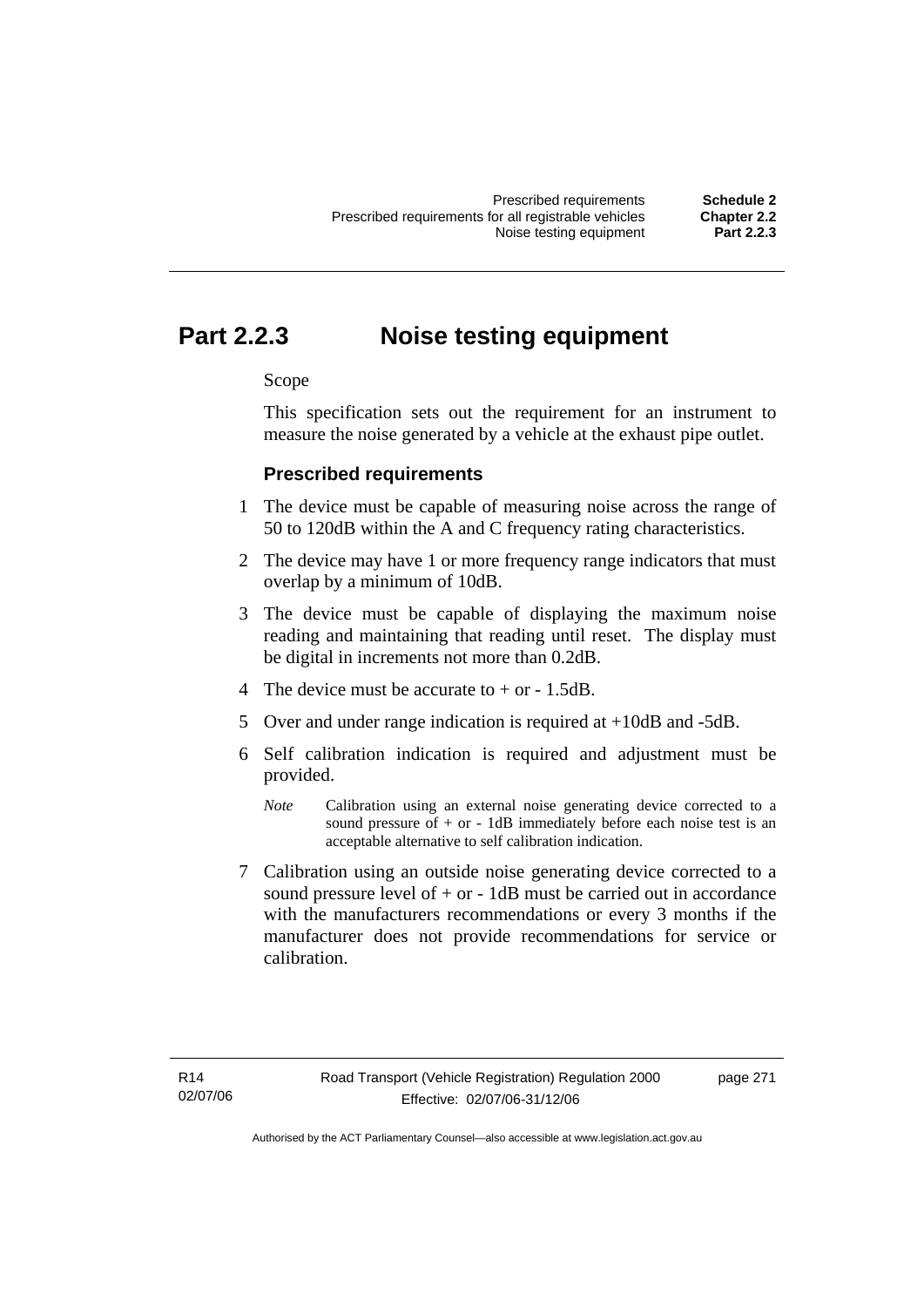# Part 2.2.3 Noise testing equipment

Scope

This specification sets out the requirement for an instrument to measure the noise generated by a vehicle at the exhaust pipe outlet.

### Prescribed requirements

1 The device must be capable of measuring noise across the range of 50 to 120dB within the A and C frequency rating characteristics.

2 The device may have 1 or more frequency range indicators that must overlap by a minimum of 10dB.

3 The device must be capable of displaying the maximum noise reading and maintaining that reading until reset. The display must be digital in increments not more than 0.2dB.

4 The device must be accurate to + or - 1.5dB.

5 Over and under range indication is required at +10dB and -5dB.

6 Self calibration indication is required and adjustment must be provided.

*Note* Calibration using an external noise generating device corrected to a sound pressure of + or - 1dB immediately before each noise test is an acceptable alternative to self calibration indication.

7 Calibration using an outside noise generating device corrected to a sound pressure level of + or - 1dB must be carried out in accordance with the manufacturers recommendations or every 3 months if the manufacturer does not provide recommendations for service or calibration.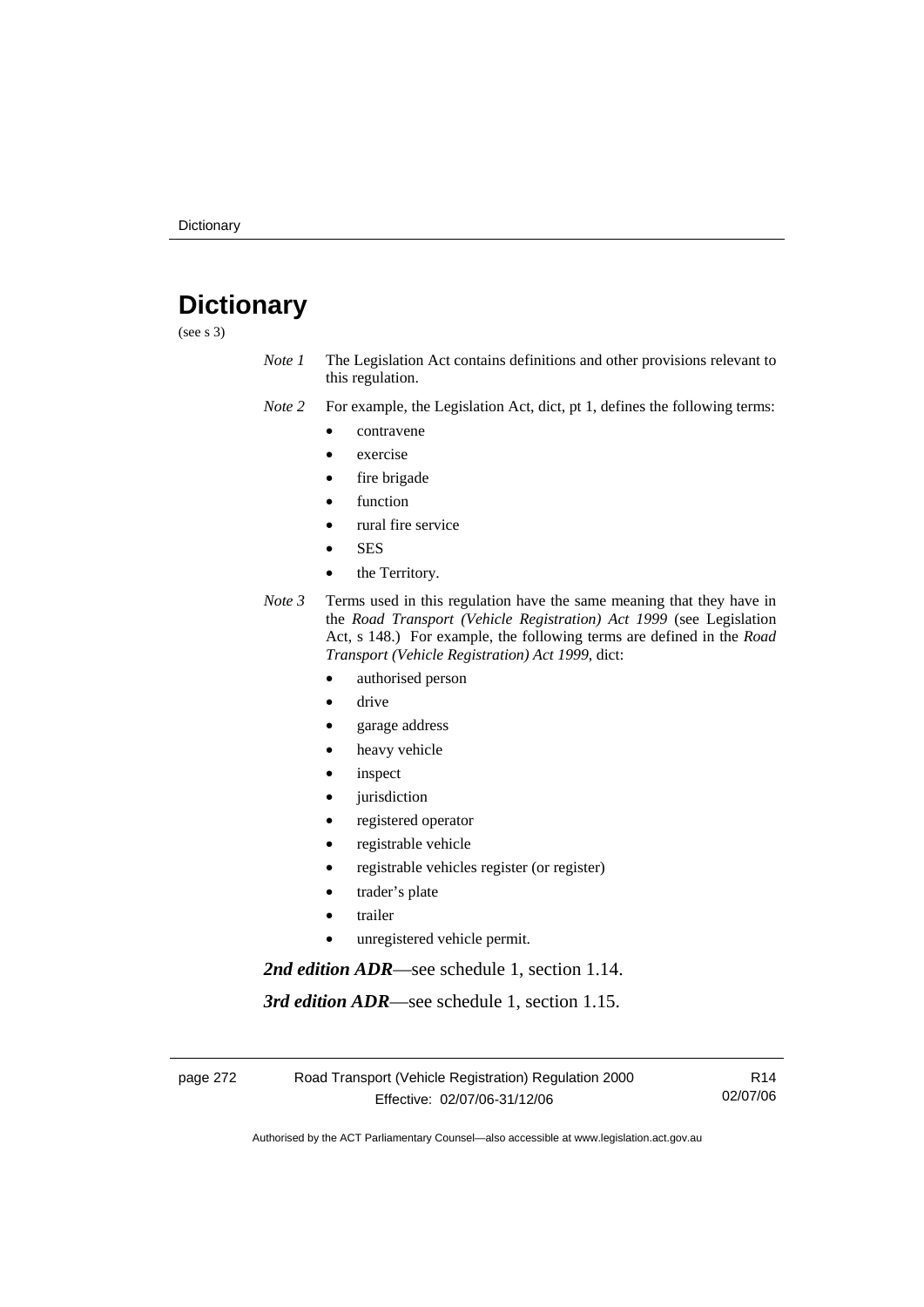# Dictionary

(see s 3)

*Note 1* The Legislation Act contains definitions and other provisions relevant to this regulation.

*Note 2* For example, the Legislation Act, dict, pt 1, defines the following terms:

- contravene
- exercise
- fire brigade
- function
- rural fire service
- SES
- the Territory.

*Note 3* Terms used in this regulation have the same meaning that they have in the *Road Transport (Vehicle Registration) Act 1999* (see Legislation Act, s 148.) For example, the following terms are defined in the *Road Transport (Vehicle Registration) Act 1999*, dict:

- authorised person
- drive
- garage address
- heavy vehicle
- inspect
- jurisdiction
- registered operator
- registrable vehicle
- registrable vehicles register (or register)
- trader's plate
- trailer
- unregistered vehicle permit.

***2nd edition ADR***—see schedule 1, section 1.14.

***3rd edition ADR***—see schedule 1, section 1.15.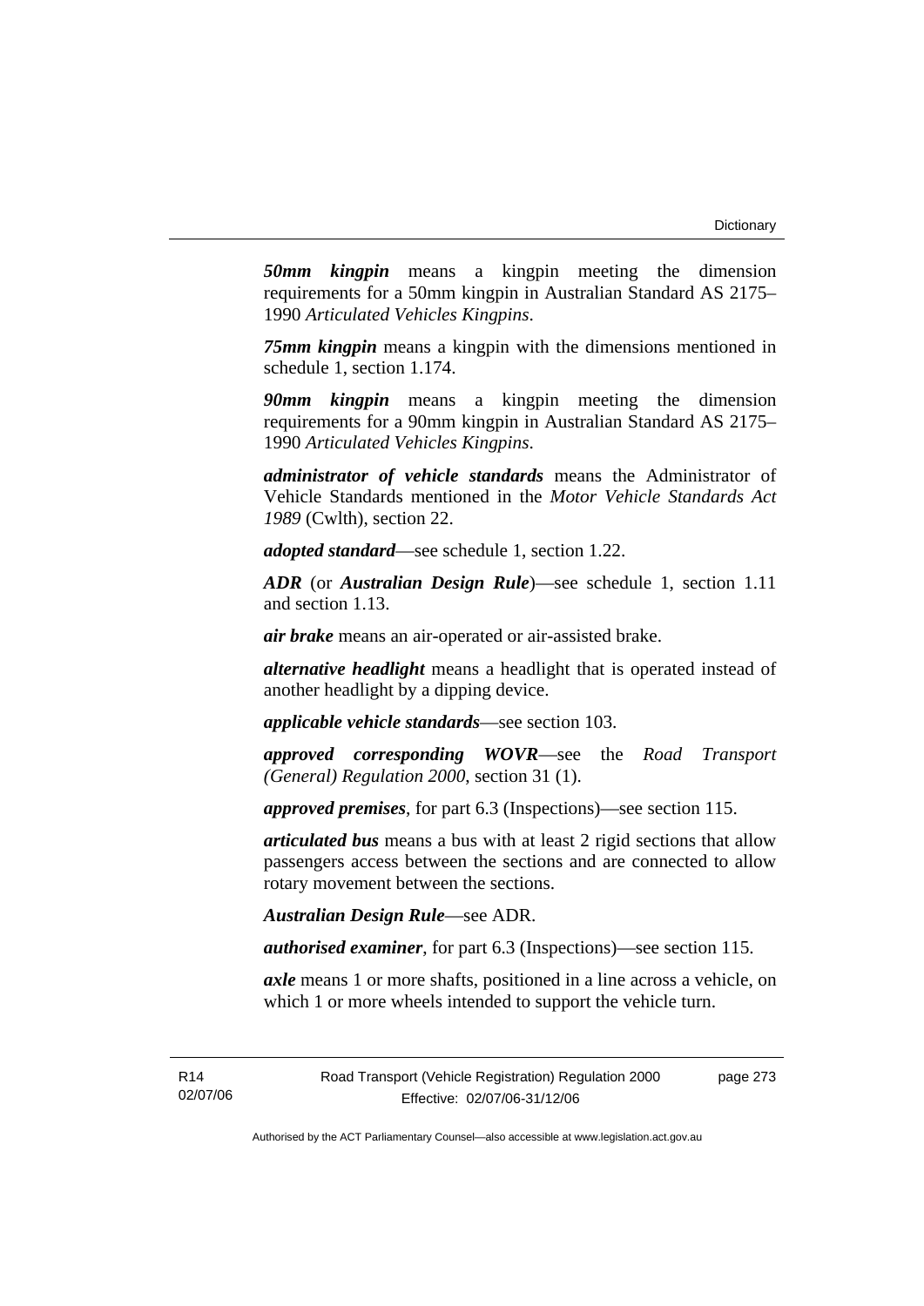***50mm kingpin*** means a kingpin meeting the dimension requirements for a 50mm kingpin in Australian Standard AS 2175–1990 *Articulated Vehicles Kingpins*.

***75mm kingpin*** means a kingpin with the dimensions mentioned in schedule 1, section 1.174.

***90mm kingpin*** means a kingpin meeting the dimension requirements for a 90mm kingpin in Australian Standard AS 2175–1990 *Articulated Vehicles Kingpins*.

***administrator of vehicle standards*** means the Administrator of Vehicle Standards mentioned in the *Motor Vehicle Standards Act 1989* (Cwlth), section 22.

***adopted standard***—see schedule 1, section 1.22.

***ADR*** (or ***Australian Design Rule***)—see schedule 1, section 1.11 and section 1.13.

***air brake*** means an air-operated or air-assisted brake.

***alternative headlight*** means a headlight that is operated instead of another headlight by a dipping device.

***applicable vehicle standards***—see section 103.

***approved corresponding WOVR***—see the *Road Transport (General) Regulation 2000*, section 31 (1).

***approved premises***, for part 6.3 (Inspections)—see section 115.

***articulated bus*** means a bus with at least 2 rigid sections that allow passengers access between the sections and are connected to allow rotary movement between the sections.

***Australian Design Rule***—see ADR.

***authorised examiner***, for part 6.3 (Inspections)—see section 115.

***axle*** means 1 or more shafts, positioned in a line across a vehicle, on which 1 or more wheels intended to support the vehicle turn.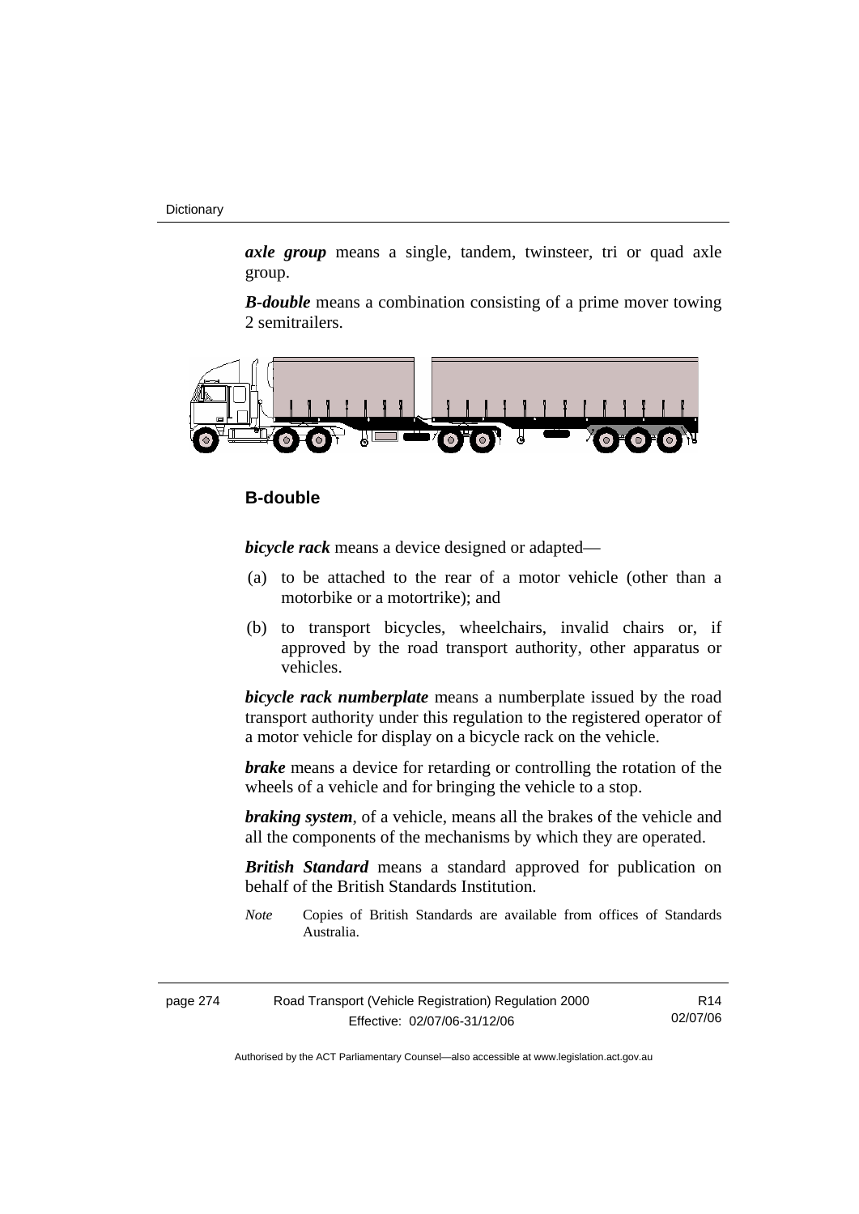***axle group*** means a single, tandem, twinsteer, tri or quad axle group.

***B-double*** means a combination consisting of a prime mover towing 2 semitrailers.

**B-double**

***bicycle rack*** means a device designed or adapted—

(a) to be attached to the rear of a motor vehicle (other than a motorbike or a motortrike); and

(b) to transport bicycles, wheelchairs, invalid chairs or, if approved by the road transport authority, other apparatus or vehicles.

***bicycle rack numberplate*** means a numberplate issued by the road transport authority under this regulation to the registered operator of a motor vehicle for display on a bicycle rack on the vehicle.

***brake*** means a device for retarding or controlling the rotation of the wheels of a vehicle and for bringing the vehicle to a stop.

***braking system***, of a vehicle, means all the brakes of the vehicle and all the components of the mechanisms by which they are operated.

***British Standard*** means a standard approved for publication on behalf of the British Standards Institution.

*Note* Copies of British Standards are available from offices of Standards Australia.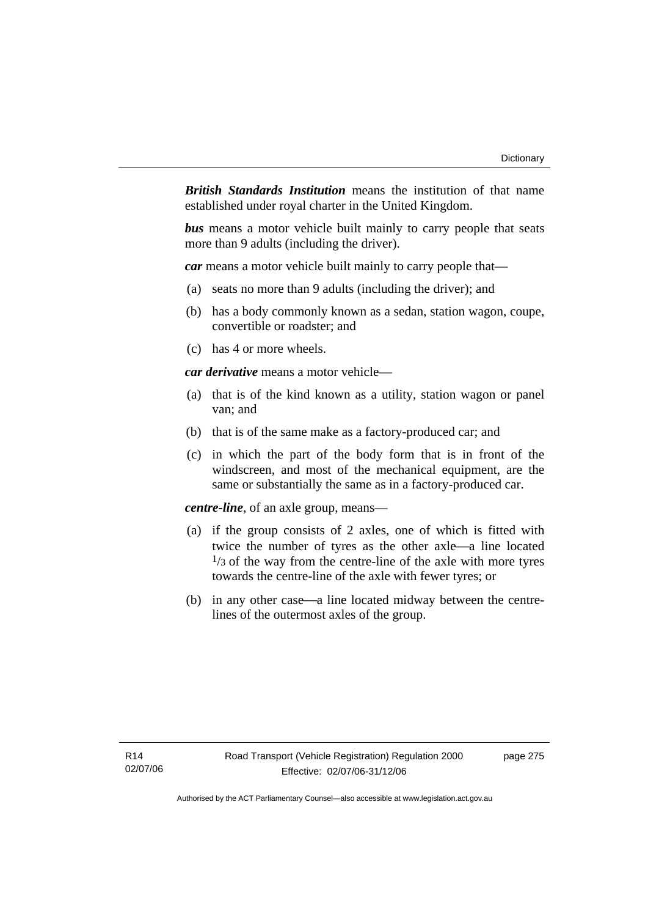***British Standards Institution*** means the institution of that name established under royal charter in the United Kingdom.

***bus*** means a motor vehicle built mainly to carry people that seats more than 9 adults (including the driver).

***car*** means a motor vehicle built mainly to carry people that—

(a) seats no more than 9 adults (including the driver); and

(b) has a body commonly known as a sedan, station wagon, coupe, convertible or roadster; and

(c) has 4 or more wheels.

***car derivative*** means a motor vehicle—

(a) that is of the kind known as a utility, station wagon or panel van; and

(b) that is of the same make as a factory-produced car; and

(c) in which the part of the body form that is in front of the windscreen, and most of the mechanical equipment, are the same or substantially the same as in a factory-produced car.

***centre-line***, of an axle group, means—

(a) if the group consists of 2 axles, one of which is fitted with twice the number of tyres as the other axle—a line located $^1/_3$ of the way from the centre-line of the axle with more tyres towards the centre-line of the axle with fewer tyres; or

(b) in any other case—a line located midway between the centre-lines of the outermost axles of the group.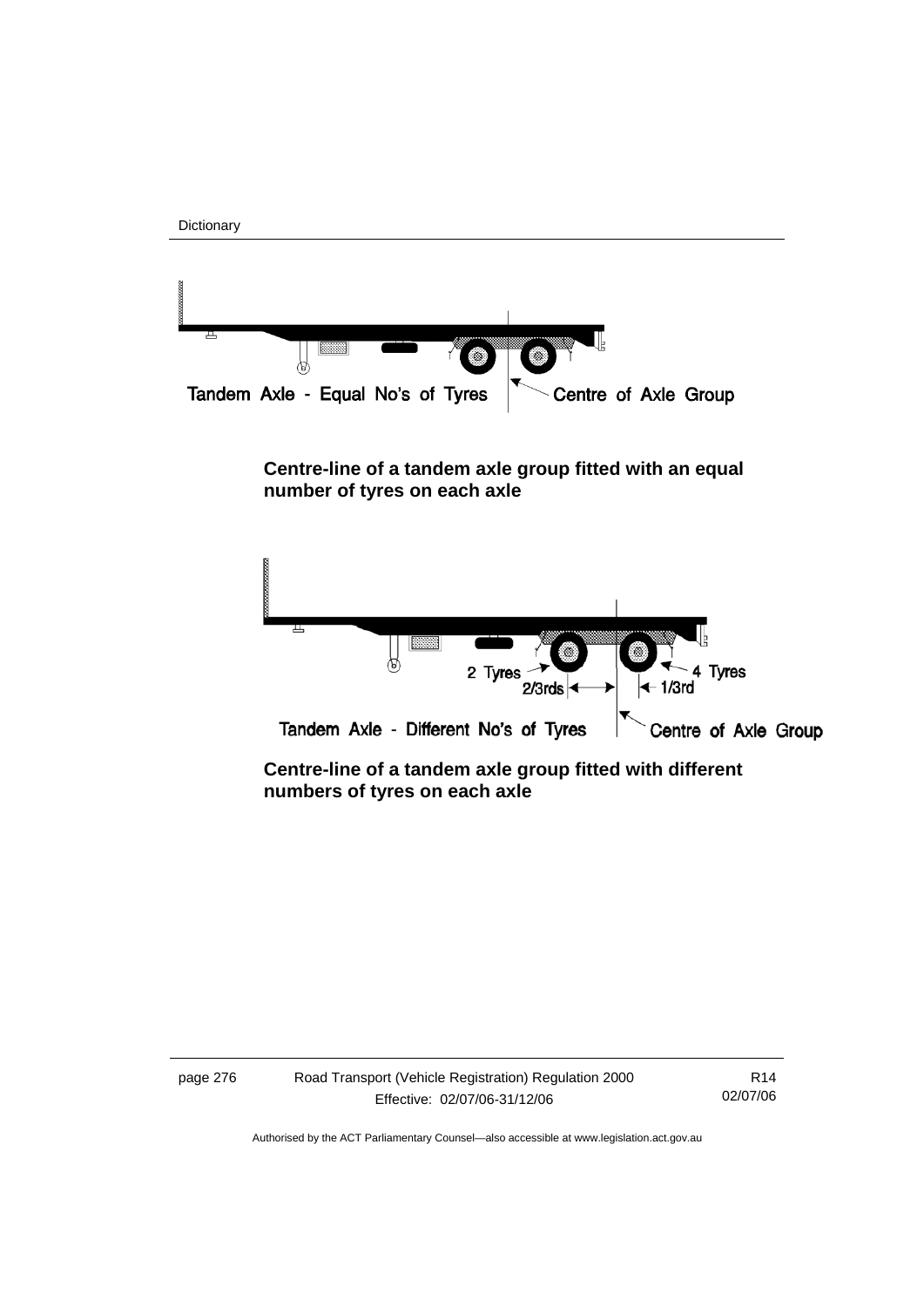Tandem Axle - Equal No's of Tyres    Centre of Axle Group

**Centre-line of a tandem axle group fitted with an equal number of tyres on each axle**

2 Tyres    4 Tyres
2/3rds    1/3rd

Tandem Axle - Different No's of Tyres    Centre of Axle Group

**Centre-line of a tandem axle group fitted with different numbers of tyres on each axle**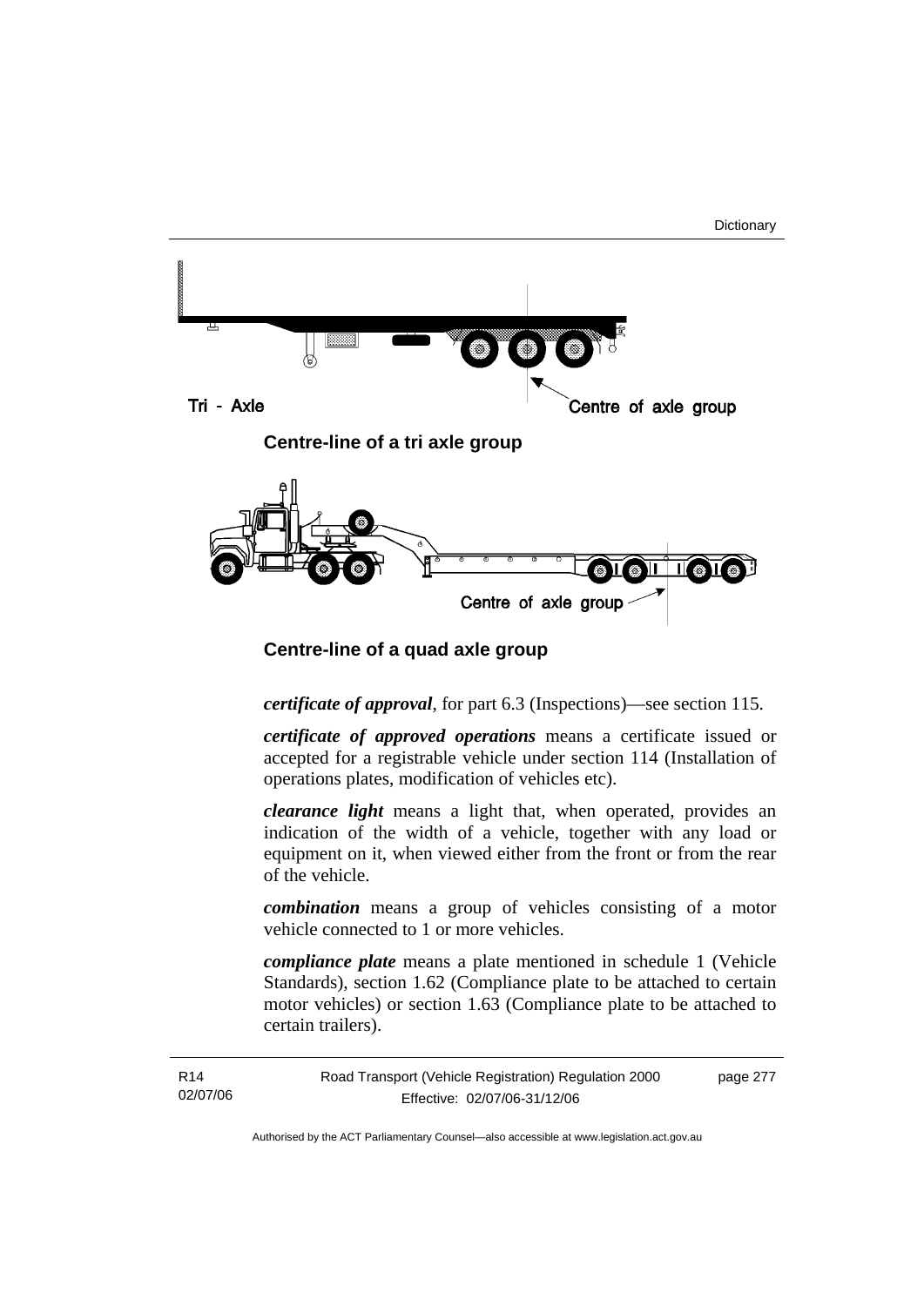**Centre-line of a tri axle group**

**Centre-line of a quad axle group**

***certificate of approval***, for part 6.3 (Inspections)—see section 115.

***certificate of approved operations*** means a certificate issued or accepted for a registrable vehicle under section 114 (Installation of operations plates, modification of vehicles etc).

***clearance light*** means a light that, when operated, provides an indication of the width of a vehicle, together with any load or equipment on it, when viewed either from the front or from the rear of the vehicle.

***combination*** means a group of vehicles consisting of a motor vehicle connected to 1 or more vehicles.

***compliance plate*** means a plate mentioned in schedule 1 (Vehicle Standards), section 1.62 (Compliance plate to be attached to certain motor vehicles) or section 1.63 (Compliance plate to be attached to certain trailers).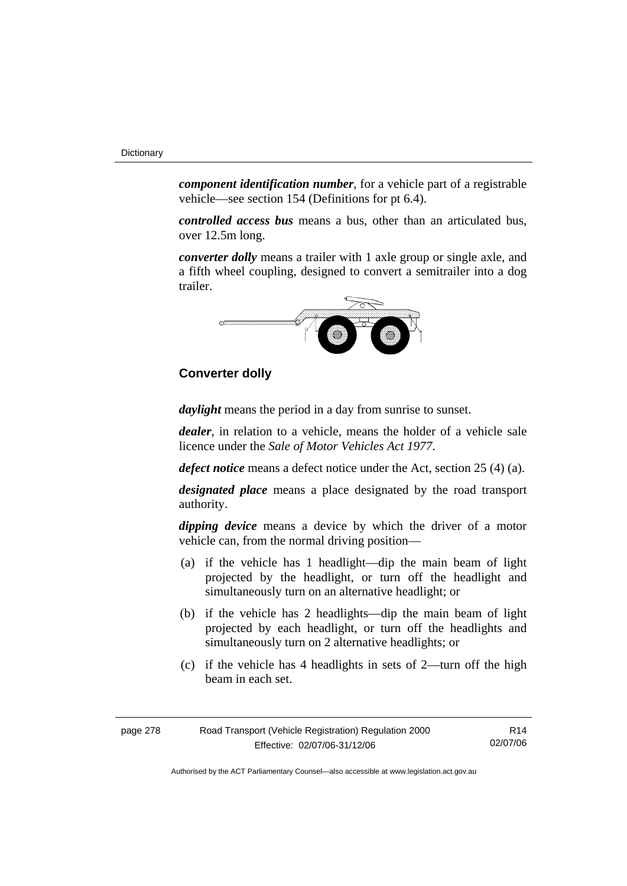***component identification number***, for a vehicle part of a registrable vehicle—see section 154 (Definitions for pt 6.4).

***controlled access bus*** means a bus, other than an articulated bus, over 12.5m long.

***converter dolly*** means a trailer with 1 axle group or single axle, and a fifth wheel coupling, designed to convert a semitrailer into a dog trailer.

**Converter dolly**

***daylight*** means the period in a day from sunrise to sunset.

***dealer***, in relation to a vehicle, means the holder of a vehicle sale licence under the *Sale of Motor Vehicles Act 1977*.

***defect notice*** means a defect notice under the Act, section 25 (4) (a).

***designated place*** means a place designated by the road transport authority.

***dipping device*** means a device by which the driver of a motor vehicle can, from the normal driving position—

(a) if the vehicle has 1 headlight—dip the main beam of light projected by the headlight, or turn off the headlight and simultaneously turn on an alternative headlight; or

(b) if the vehicle has 2 headlights—dip the main beam of light projected by each headlight, or turn off the headlights and simultaneously turn on 2 alternative headlights; or

(c) if the vehicle has 4 headlights in sets of 2—turn off the high beam in each set.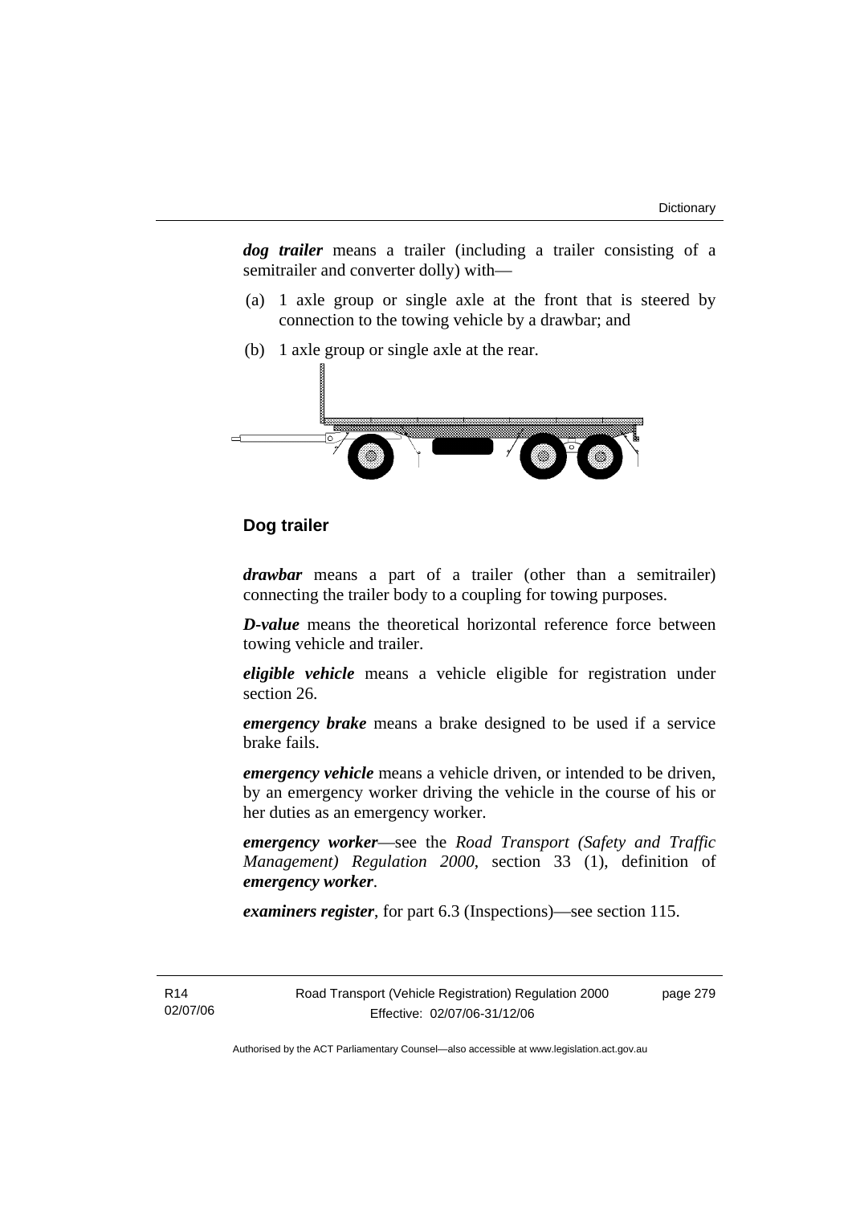***dog trailer*** means a trailer (including a trailer consisting of a semitrailer and converter dolly) with—

(a) 1 axle group or single axle at the front that is steered by connection to the towing vehicle by a drawbar; and

(b) 1 axle group or single axle at the rear.

**Dog trailer**

***drawbar*** means a part of a trailer (other than a semitrailer) connecting the trailer body to a coupling for towing purposes.

***D-value*** means the theoretical horizontal reference force between towing vehicle and trailer.

***eligible vehicle*** means a vehicle eligible for registration under section 26.

***emergency brake*** means a brake designed to be used if a service brake fails.

***emergency vehicle*** means a vehicle driven, or intended to be driven, by an emergency worker driving the vehicle in the course of his or her duties as an emergency worker.

***emergency worker***—see the *Road Transport (Safety and Traffic Management) Regulation 2000*, section 33 (1), definition of ***emergency worker***.

***examiners register***, for part 6.3 (Inspections)—see section 115.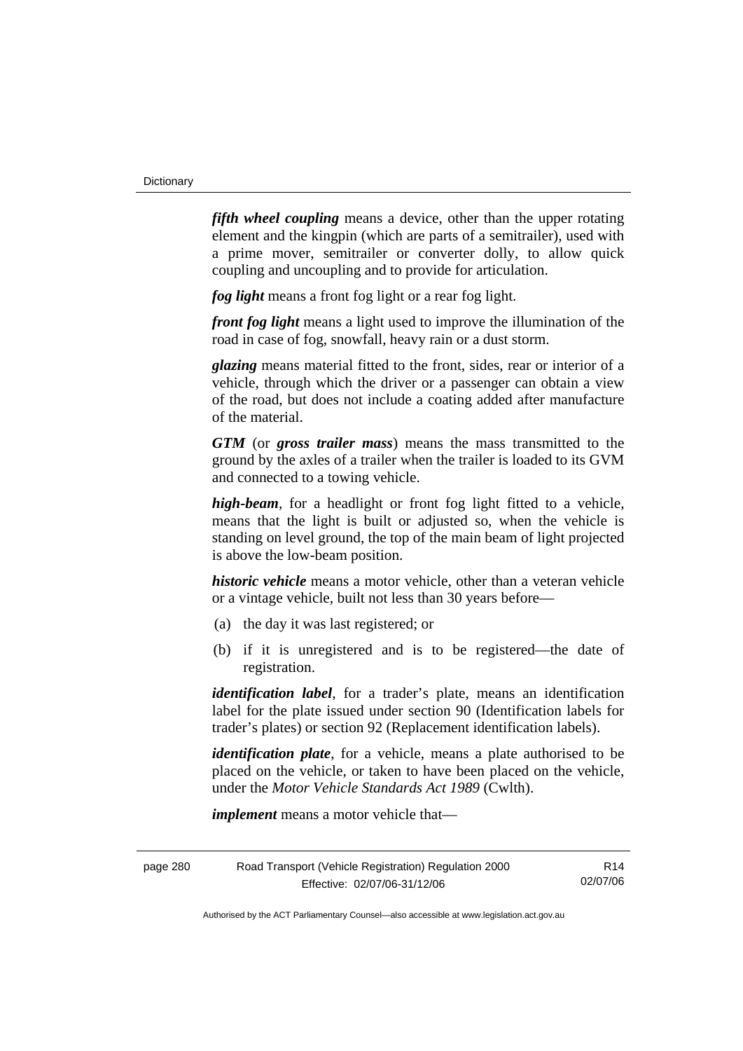***fifth wheel coupling*** means a device, other than the upper rotating element and the kingpin (which are parts of a semitrailer), used with a prime mover, semitrailer or converter dolly, to allow quick coupling and uncoupling and to provide for articulation.

***fog light*** means a front fog light or a rear fog light.

***front fog light*** means a light used to improve the illumination of the road in case of fog, snowfall, heavy rain or a dust storm.

***glazing*** means material fitted to the front, sides, rear or interior of a vehicle, through which the driver or a passenger can obtain a view of the road, but does not include a coating added after manufacture of the material.

***GTM*** (or ***gross trailer mass***) means the mass transmitted to the ground by the axles of a trailer when the trailer is loaded to its GVM and connected to a towing vehicle.

***high-beam***, for a headlight or front fog light fitted to a vehicle, means that the light is built or adjusted so, when the vehicle is standing on level ground, the top of the main beam of light projected is above the low-beam position.

***historic vehicle*** means a motor vehicle, other than a veteran vehicle or a vintage vehicle, built not less than 30 years before—

(a) the day it was last registered; or

(b) if it is unregistered and is to be registered—the date of registration.

***identification label***, for a trader's plate, means an identification label for the plate issued under section 90 (Identification labels for trader's plates) or section 92 (Replacement identification labels).

***identification plate***, for a vehicle, means a plate authorised to be placed on the vehicle, or taken to have been placed on the vehicle, under the *Motor Vehicle Standards Act 1989* (Cwlth).

***implement*** means a motor vehicle that—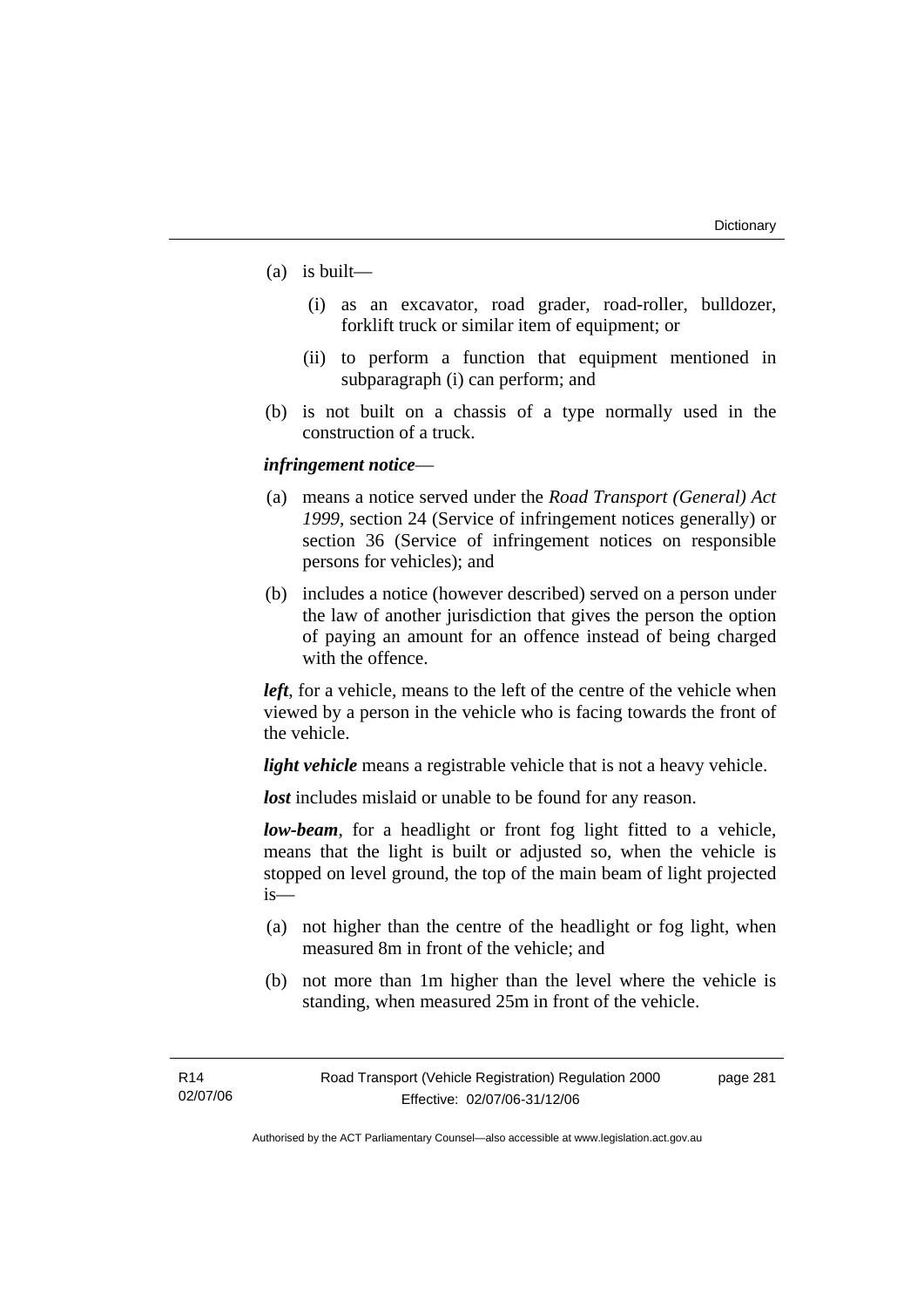(a) is built—

  (i) as an excavator, road grader, road-roller, bulldozer, forklift truck or similar item of equipment; or

  (ii) to perform a function that equipment mentioned in subparagraph (i) can perform; and

(b) is not built on a chassis of a type normally used in the construction of a truck.

***infringement notice***—

(a) means a notice served under the *Road Transport (General) Act 1999*, section 24 (Service of infringement notices generally) or section 36 (Service of infringement notices on responsible persons for vehicles); and

(b) includes a notice (however described) served on a person under the law of another jurisdiction that gives the person the option of paying an amount for an offence instead of being charged with the offence.

***left***, for a vehicle, means to the left of the centre of the vehicle when viewed by a person in the vehicle who is facing towards the front of the vehicle.

***light vehicle*** means a registrable vehicle that is not a heavy vehicle.

***lost*** includes mislaid or unable to be found for any reason.

***low-beam***, for a headlight or front fog light fitted to a vehicle, means that the light is built or adjusted so, when the vehicle is stopped on level ground, the top of the main beam of light projected is—

(a) not higher than the centre of the headlight or fog light, when measured 8m in front of the vehicle; and

(b) not more than 1m higher than the level where the vehicle is standing, when measured 25m in front of the vehicle.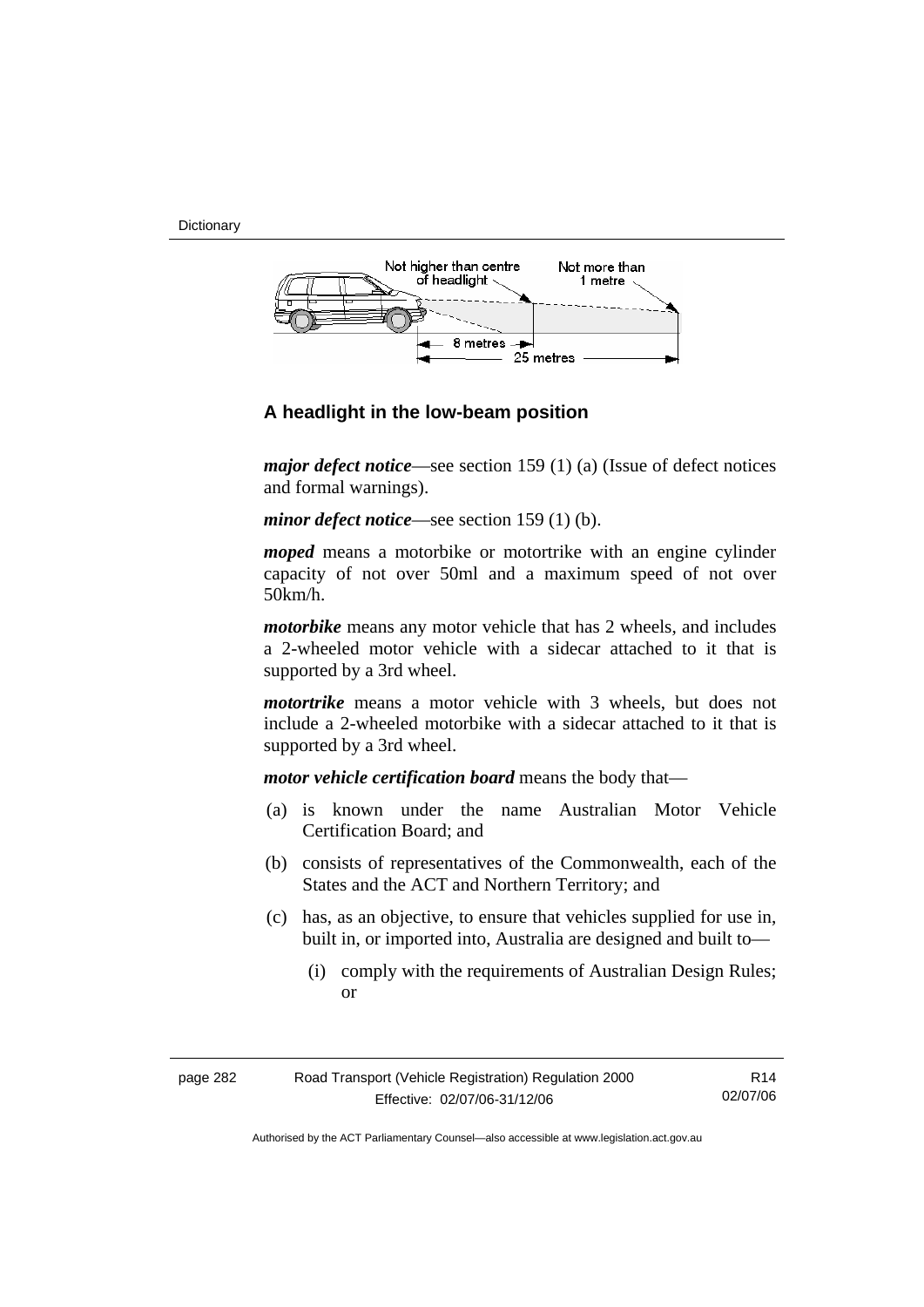Not higher than centre of headlight

Not more than 1 metre

8 metres

25 metres

**A headlight in the low-beam position**

***major defect notice***—see section 159 (1) (a) (Issue of defect notices and formal warnings).

***minor defect notice***—see section 159 (1) (b).

***moped*** means a motorbike or motortrike with an engine cylinder capacity of not over 50ml and a maximum speed of not over 50km/h.

***motorbike*** means any motor vehicle that has 2 wheels, and includes a 2-wheeled motor vehicle with a sidecar attached to it that is supported by a 3rd wheel.

***motortrike*** means a motor vehicle with 3 wheels, but does not include a 2-wheeled motorbike with a sidecar attached to it that is supported by a 3rd wheel.

***motor vehicle certification board*** means the body that—

(a) is known under the name Australian Motor Vehicle Certification Board; and

(b) consists of representatives of the Commonwealth, each of the States and the ACT and Northern Territory; and

(c) has, as an objective, to ensure that vehicles supplied for use in, built in, or imported into, Australia are designed and built to—

 (i) comply with the requirements of Australian Design Rules; or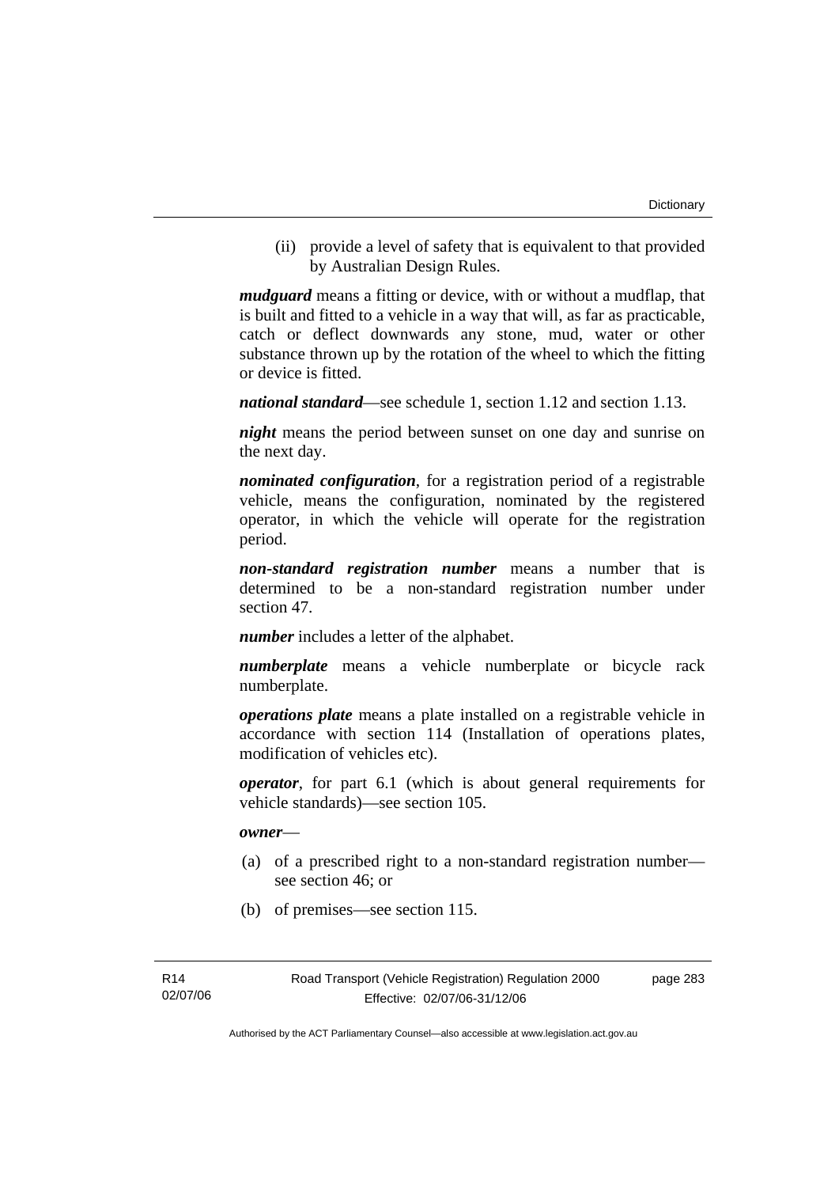(ii) provide a level of safety that is equivalent to that provided by Australian Design Rules.

***mudguard*** means a fitting or device, with or without a mudflap, that is built and fitted to a vehicle in a way that will, as far as practicable, catch or deflect downwards any stone, mud, water or other substance thrown up by the rotation of the wheel to which the fitting or device is fitted.

***national standard***—see schedule 1, section 1.12 and section 1.13.

***night*** means the period between sunset on one day and sunrise on the next day.

***nominated configuration***, for a registration period of a registrable vehicle, means the configuration, nominated by the registered operator, in which the vehicle will operate for the registration period.

***non-standard registration number*** means a number that is determined to be a non-standard registration number under section 47.

***number*** includes a letter of the alphabet.

***numberplate*** means a vehicle numberplate or bicycle rack numberplate.

***operations plate*** means a plate installed on a registrable vehicle in accordance with section 114 (Installation of operations plates, modification of vehicles etc).

***operator***, for part 6.1 (which is about general requirements for vehicle standards)—see section 105.

***owner***—

(a) of a prescribed right to a non-standard registration number—see section 46; or

(b) of premises—see section 115.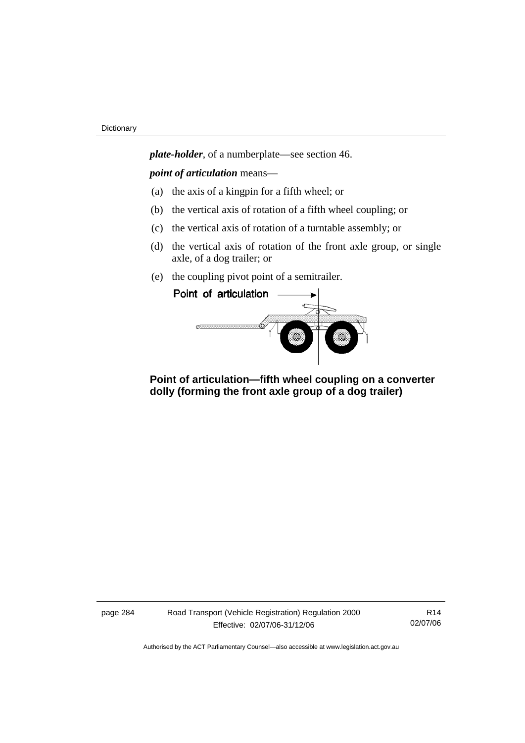***plate-holder***, of a numberplate—see section 46.

***point of articulation*** means—

(a) the axis of a kingpin for a fifth wheel; or

(b) the vertical axis of rotation of a fifth wheel coupling; or

(c) the vertical axis of rotation of a turntable assembly; or

(d) the vertical axis of rotation of the front axle group, or single axle, of a dog trailer; or

(e) the coupling pivot point of a semitrailer.

**Point of articulation—fifth wheel coupling on a converter dolly (forming the front axle group of a dog trailer)**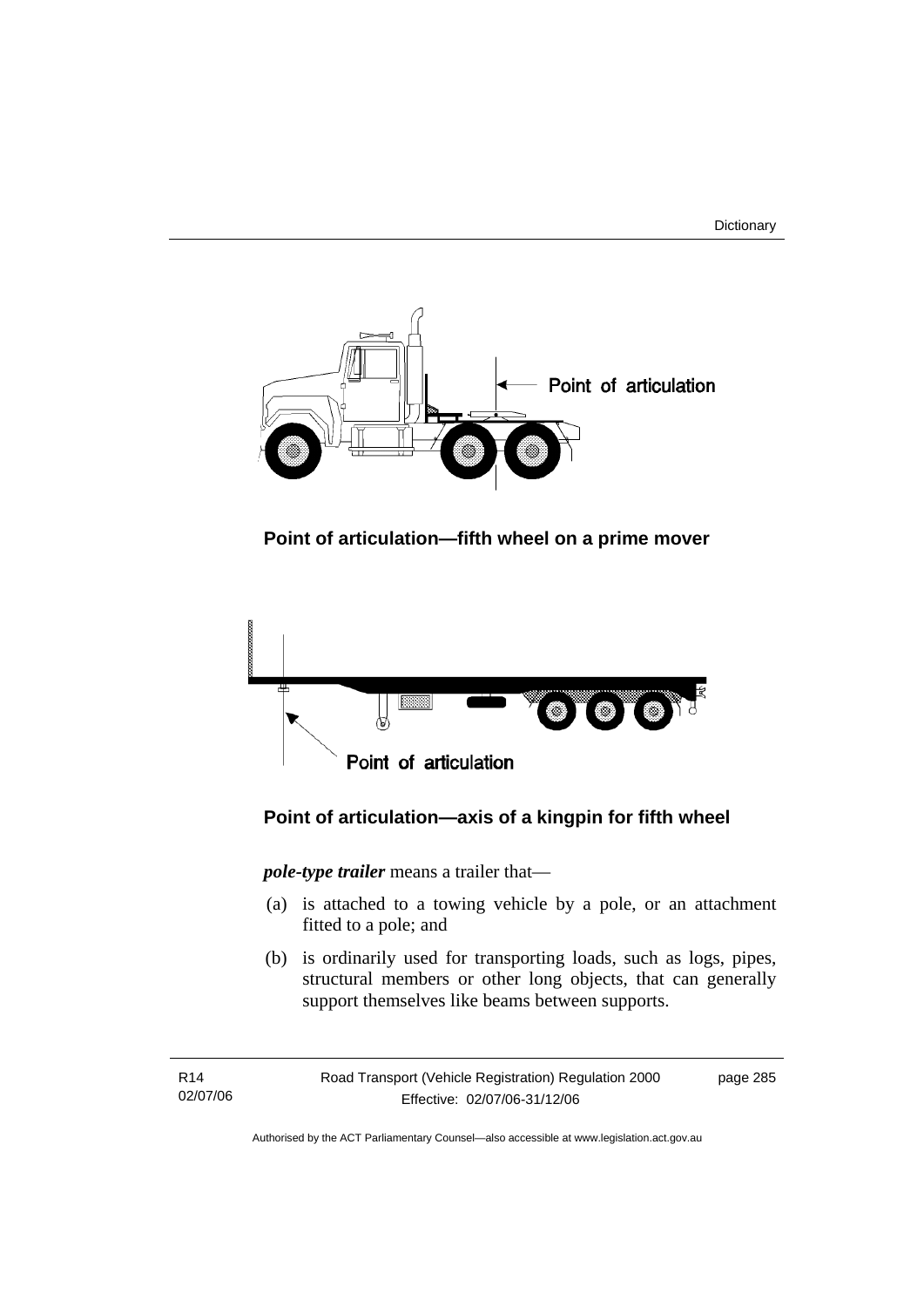**Point of articulation—fifth wheel on a prime mover**

**Point of articulation—axis of a kingpin for fifth wheel**

***pole-type trailer*** means a trailer that—

(a) is attached to a towing vehicle by a pole, or an attachment fitted to a pole; and

(b) is ordinarily used for transporting loads, such as logs, pipes, structural members or other long objects, that can generally support themselves like beams between supports.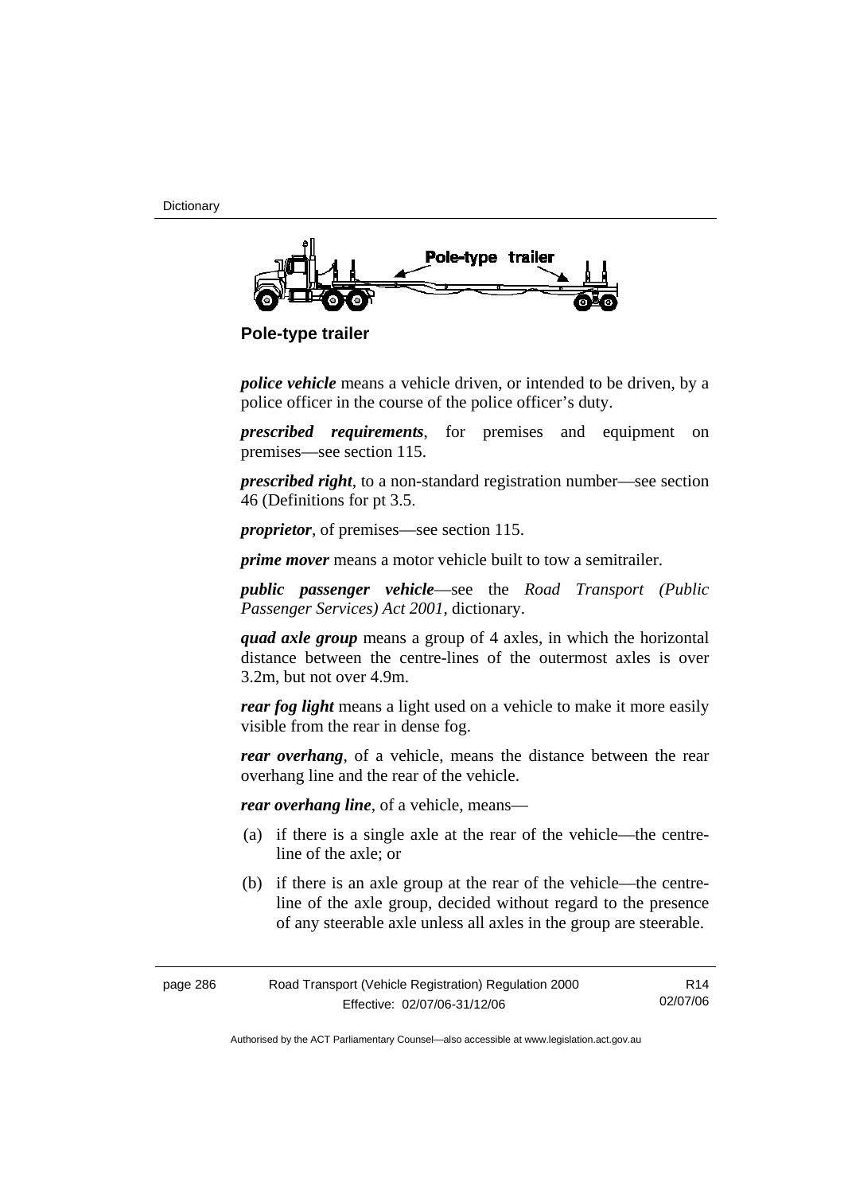**Pole-type trailer**

***police vehicle*** means a vehicle driven, or intended to be driven, by a police officer in the course of the police officer's duty.

***prescribed requirements***, for premises and equipment on premises—see section 115.

***prescribed right***, to a non-standard registration number—see section 46 (Definitions for pt 3.5.

***proprietor***, of premises—see section 115.

***prime mover*** means a motor vehicle built to tow a semitrailer.

***public passenger vehicle***—see the *Road Transport (Public Passenger Services) Act 2001*, dictionary.

***quad axle group*** means a group of 4 axles, in which the horizontal distance between the centre-lines of the outermost axles is over 3.2m, but not over 4.9m.

***rear fog light*** means a light used on a vehicle to make it more easily visible from the rear in dense fog.

***rear overhang***, of a vehicle, means the distance between the rear overhang line and the rear of the vehicle.

***rear overhang line***, of a vehicle, means—

(a) if there is a single axle at the rear of the vehicle—the centre-line of the axle; or

(b) if there is an axle group at the rear of the vehicle—the centre-line of the axle group, decided without regard to the presence of any steerable axle unless all axles in the group are steerable.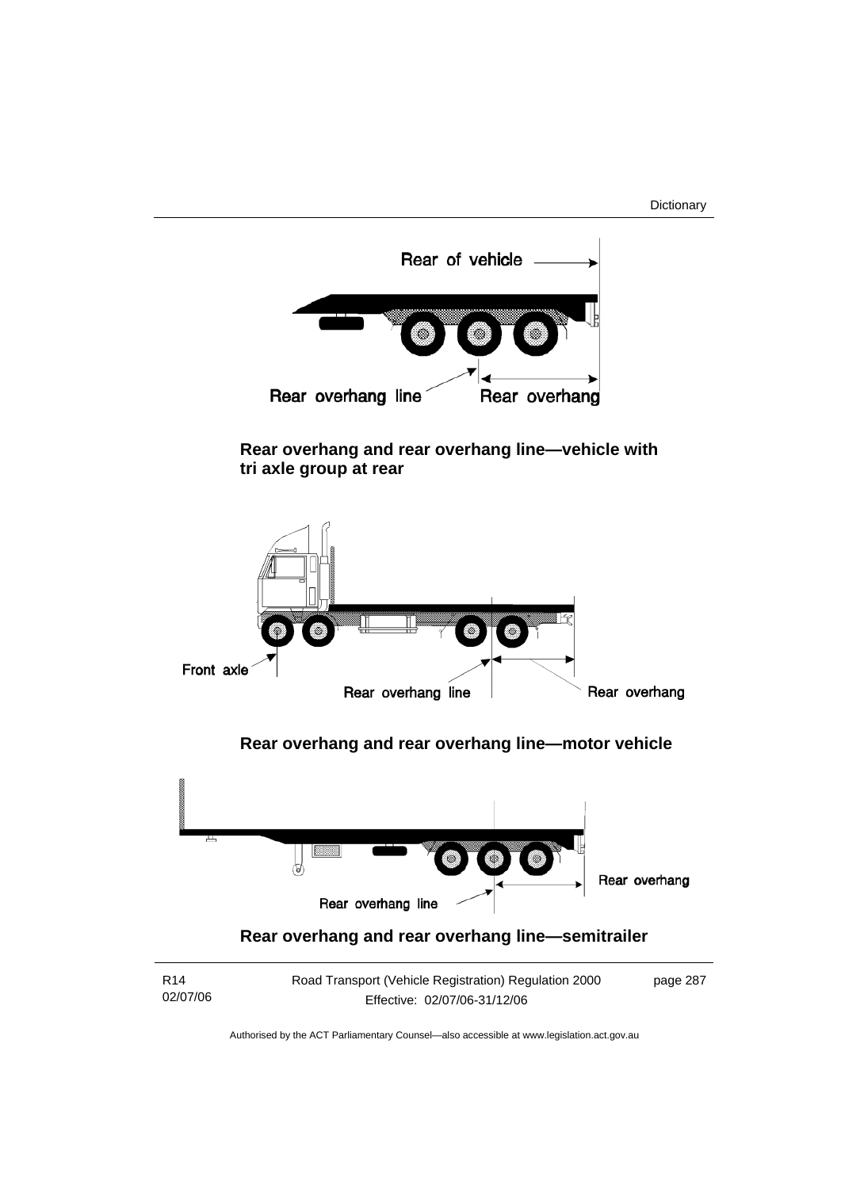Rear overhang and rear overhang line—vehicle with tri axle group at rear

Rear overhang and rear overhang line—motor vehicle

Rear overhang and rear overhang line—semitrailer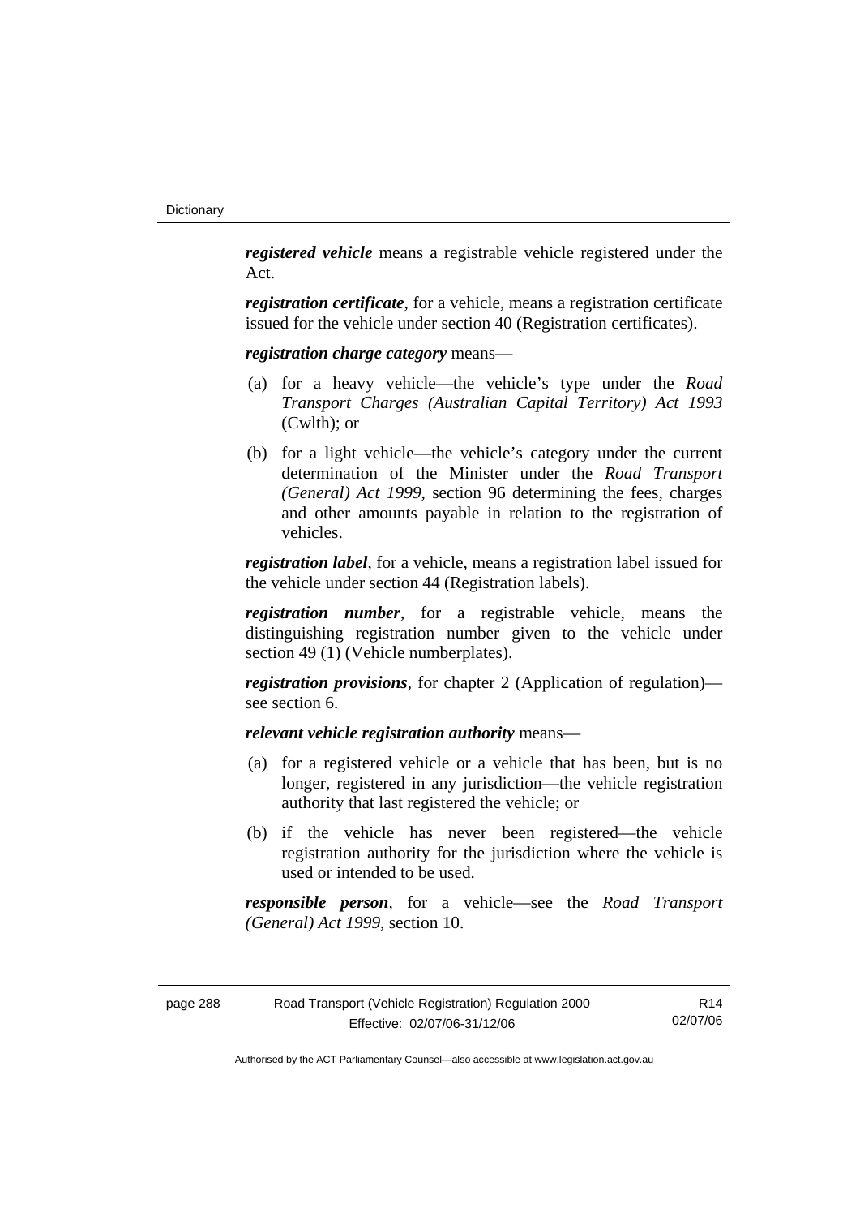***registered vehicle*** means a registrable vehicle registered under the Act.

***registration certificate***, for a vehicle, means a registration certificate issued for the vehicle under section 40 (Registration certificates).

***registration charge category*** means—

(a) for a heavy vehicle—the vehicle's type under the *Road Transport Charges (Australian Capital Territory) Act 1993* (Cwlth); or

(b) for a light vehicle—the vehicle's category under the current determination of the Minister under the *Road Transport (General) Act 1999*, section 96 determining the fees, charges and other amounts payable in relation to the registration of vehicles.

***registration label***, for a vehicle, means a registration label issued for the vehicle under section 44 (Registration labels).

***registration number***, for a registrable vehicle, means the distinguishing registration number given to the vehicle under section 49 (1) (Vehicle numberplates).

***registration provisions***, for chapter 2 (Application of regulation)—see section 6.

***relevant vehicle registration authority*** means—

(a) for a registered vehicle or a vehicle that has been, but is no longer, registered in any jurisdiction—the vehicle registration authority that last registered the vehicle; or

(b) if the vehicle has never been registered—the vehicle registration authority for the jurisdiction where the vehicle is used or intended to be used.

***responsible person***, for a vehicle—see the *Road Transport (General) Act 1999*, section 10.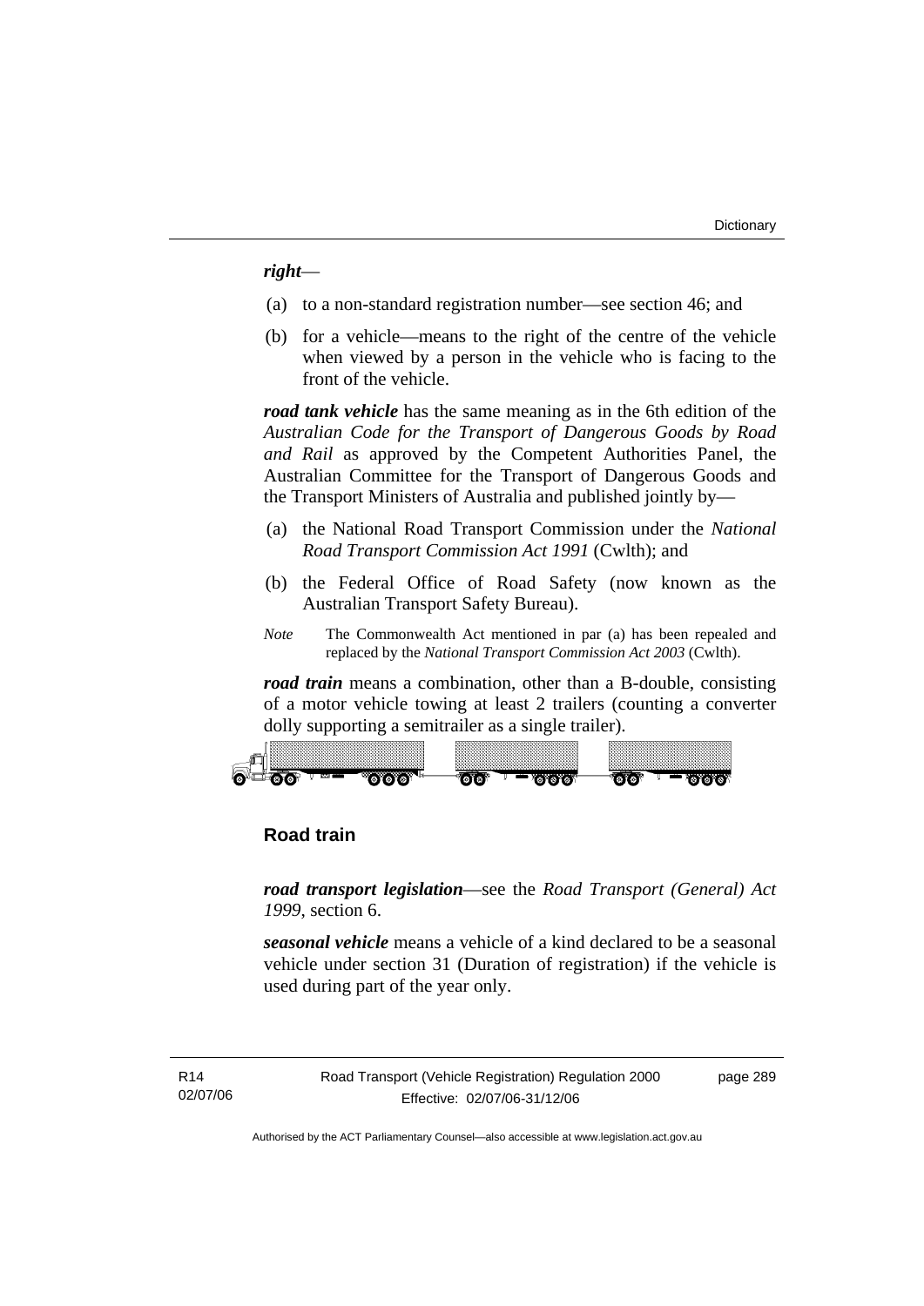***right***—

(a) to a non-standard registration number—see section 46; and

(b) for a vehicle—means to the right of the centre of the vehicle when viewed by a person in the vehicle who is facing to the front of the vehicle.

***road tank vehicle*** has the same meaning as in the 6th edition of the *Australian Code for the Transport of Dangerous Goods by Road and Rail* as approved by the Competent Authorities Panel, the Australian Committee for the Transport of Dangerous Goods and the Transport Ministers of Australia and published jointly by—

(a) the National Road Transport Commission under the *National Road Transport Commission Act 1991* (Cwlth); and

(b) the Federal Office of Road Safety (now known as the Australian Transport Safety Bureau).

*Note* The Commonwealth Act mentioned in par (a) has been repealed and replaced by the *National Transport Commission Act 2003* (Cwlth).

***road train*** means a combination, other than a B-double, consisting of a motor vehicle towing at least 2 trailers (counting a converter dolly supporting a semitrailer as a single trailer).

**Road train**

***road transport legislation***—see the *Road Transport (General) Act 1999*, section 6.

***seasonal vehicle*** means a vehicle of a kind declared to be a seasonal vehicle under section 31 (Duration of registration) if the vehicle is used during part of the year only.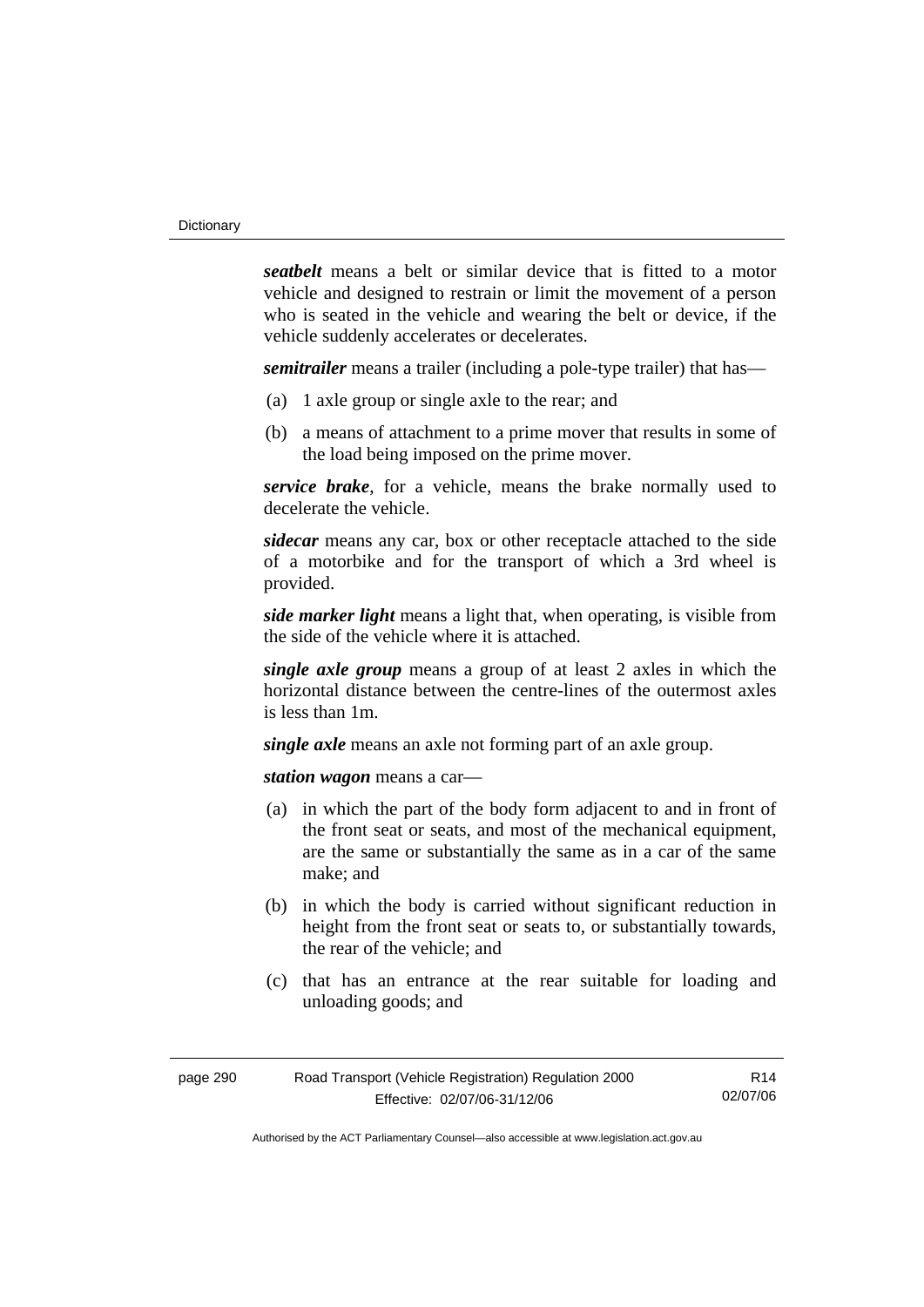***seatbelt*** means a belt or similar device that is fitted to a motor vehicle and designed to restrain or limit the movement of a person who is seated in the vehicle and wearing the belt or device, if the vehicle suddenly accelerates or decelerates.

***semitrailer*** means a trailer (including a pole-type trailer) that has—

(a) 1 axle group or single axle to the rear; and

(b) a means of attachment to a prime mover that results in some of the load being imposed on the prime mover.

***service brake***, for a vehicle, means the brake normally used to decelerate the vehicle.

***sidecar*** means any car, box or other receptacle attached to the side of a motorbike and for the transport of which a 3rd wheel is provided.

***side marker light*** means a light that, when operating, is visible from the side of the vehicle where it is attached.

***single axle group*** means a group of at least 2 axles in which the horizontal distance between the centre-lines of the outermost axles is less than 1m.

***single axle*** means an axle not forming part of an axle group.

***station wagon*** means a car—

(a) in which the part of the body form adjacent to and in front of the front seat or seats, and most of the mechanical equipment, are the same or substantially the same as in a car of the same make; and

(b) in which the body is carried without significant reduction in height from the front seat or seats to, or substantially towards, the rear of the vehicle; and

(c) that has an entrance at the rear suitable for loading and unloading goods; and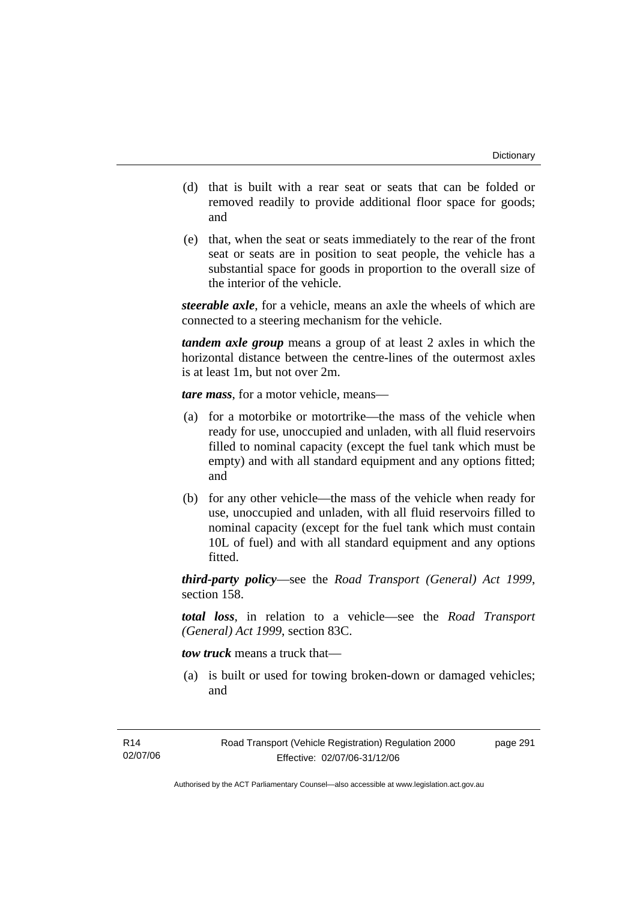(d) that is built with a rear seat or seats that can be folded or removed readily to provide additional floor space for goods; and

(e) that, when the seat or seats immediately to the rear of the front seat or seats are in position to seat people, the vehicle has a substantial space for goods in proportion to the overall size of the interior of the vehicle.

***steerable axle***, for a vehicle, means an axle the wheels of which are connected to a steering mechanism for the vehicle.

***tandem axle group*** means a group of at least 2 axles in which the horizontal distance between the centre-lines of the outermost axles is at least 1m, but not over 2m.

***tare mass***, for a motor vehicle, means—

(a) for a motorbike or motortrike—the mass of the vehicle when ready for use, unoccupied and unladen, with all fluid reservoirs filled to nominal capacity (except the fuel tank which must be empty) and with all standard equipment and any options fitted; and

(b) for any other vehicle—the mass of the vehicle when ready for use, unoccupied and unladen, with all fluid reservoirs filled to nominal capacity (except for the fuel tank which must contain 10L of fuel) and with all standard equipment and any options fitted.

***third-party policy***—see the *Road Transport (General) Act 1999*, section 158.

***total loss***, in relation to a vehicle—see the *Road Transport (General) Act 1999*, section 83C.

***tow truck*** means a truck that—

(a) is built or used for towing broken-down or damaged vehicles; and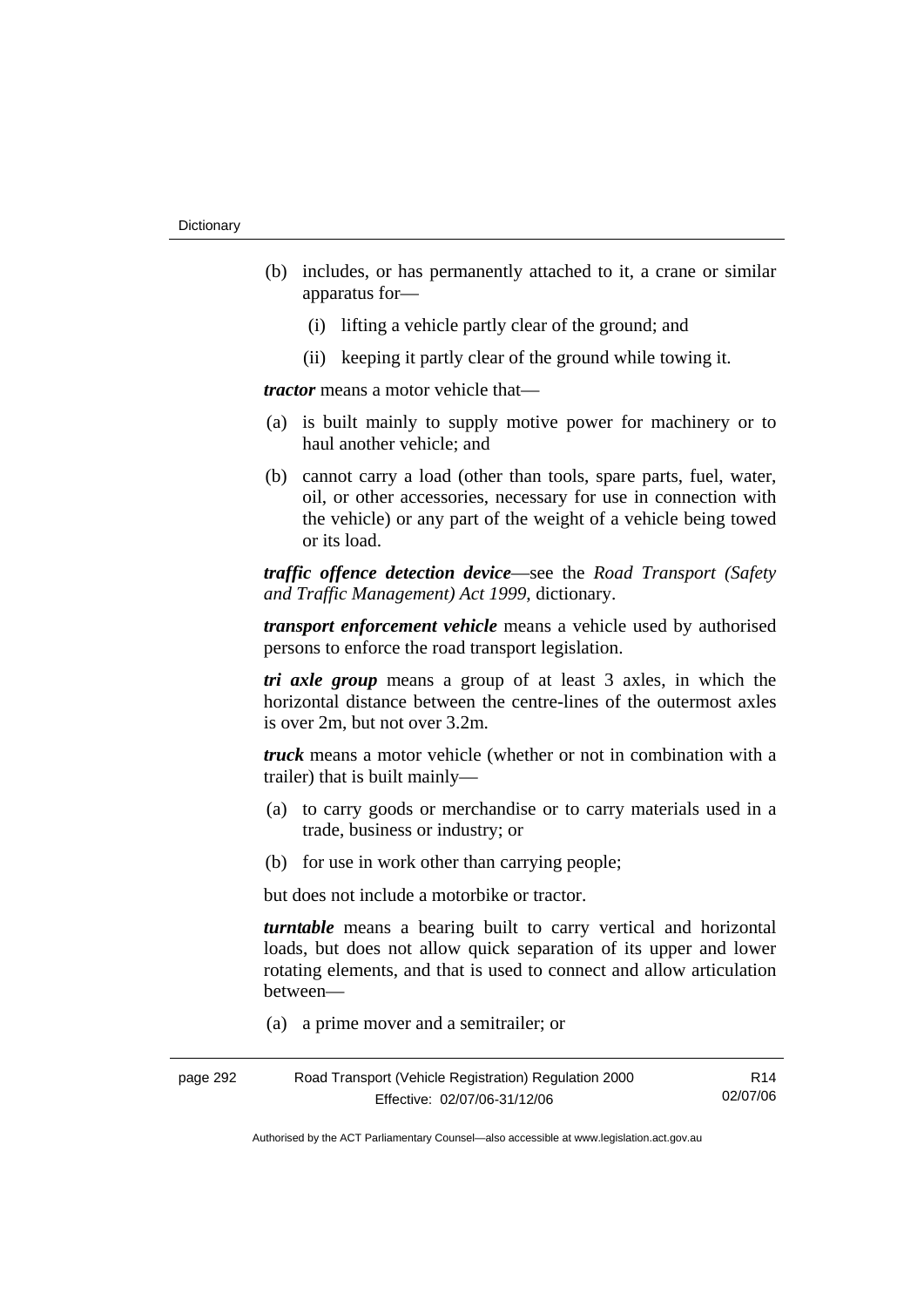(b) includes, or has permanently attached to it, a crane or similar apparatus for—

  (i) lifting a vehicle partly clear of the ground; and

  (ii) keeping it partly clear of the ground while towing it.

***tractor*** means a motor vehicle that—

(a) is built mainly to supply motive power for machinery or to haul another vehicle; and

(b) cannot carry a load (other than tools, spare parts, fuel, water, oil, or other accessories, necessary for use in connection with the vehicle) or any part of the weight of a vehicle being towed or its load.

***traffic offence detection device***—see the *Road Transport (Safety and Traffic Management) Act 1999*, dictionary.

***transport enforcement vehicle*** means a vehicle used by authorised persons to enforce the road transport legislation.

***tri axle group*** means a group of at least 3 axles, in which the horizontal distance between the centre-lines of the outermost axles is over 2m, but not over 3.2m.

***truck*** means a motor vehicle (whether or not in combination with a trailer) that is built mainly—

(a) to carry goods or merchandise or to carry materials used in a trade, business or industry; or

(b) for use in work other than carrying people;

but does not include a motorbike or tractor.

***turntable*** means a bearing built to carry vertical and horizontal loads, but does not allow quick separation of its upper and lower rotating elements, and that is used to connect and allow articulation between—

(a) a prime mover and a semitrailer; or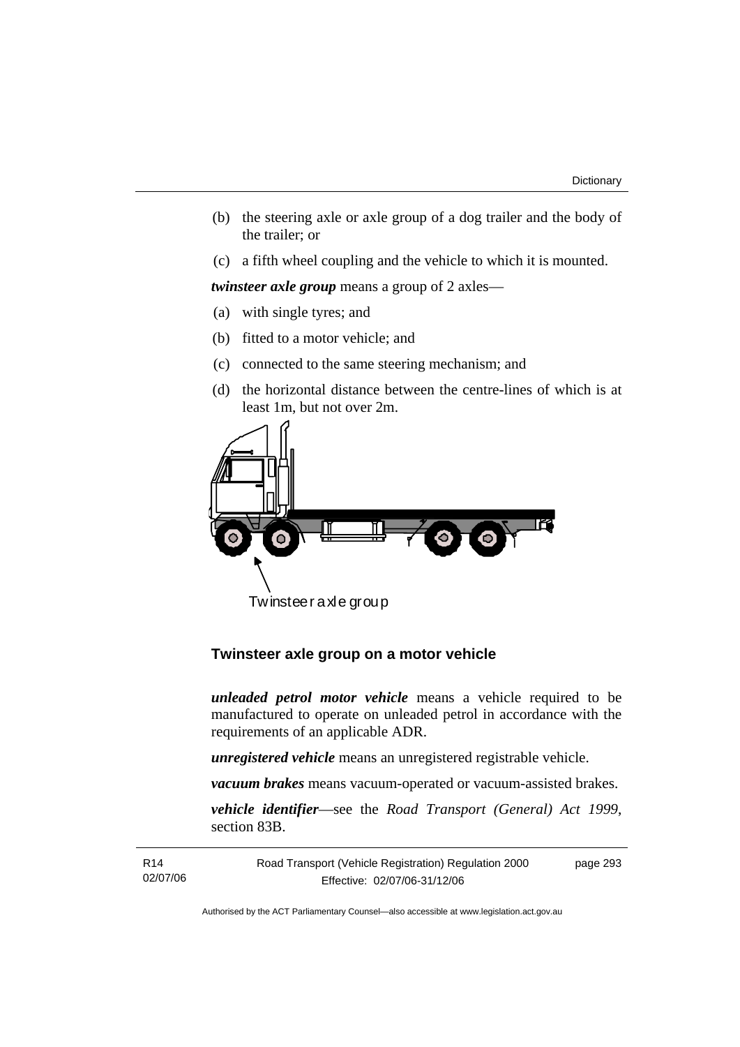(b) the steering axle or axle group of a dog trailer and the body of the trailer; or

(c) a fifth wheel coupling and the vehicle to which it is mounted.

***twinsteer axle group*** means a group of 2 axles—

(a) with single tyres; and

(b) fitted to a motor vehicle; and

(c) connected to the same steering mechanism; and

(d) the horizontal distance between the centre-lines of which is at least 1m, but not over 2m.

Twinsteer axle group

**Twinsteer axle group on a motor vehicle**

***unleaded petrol motor vehicle*** means a vehicle required to be manufactured to operate on unleaded petrol in accordance with the requirements of an applicable ADR.

***unregistered vehicle*** means an unregistered registrable vehicle.

***vacuum brakes*** means vacuum-operated or vacuum-assisted brakes.

***vehicle identifier***—see the *Road Transport (General) Act 1999*, section 83B.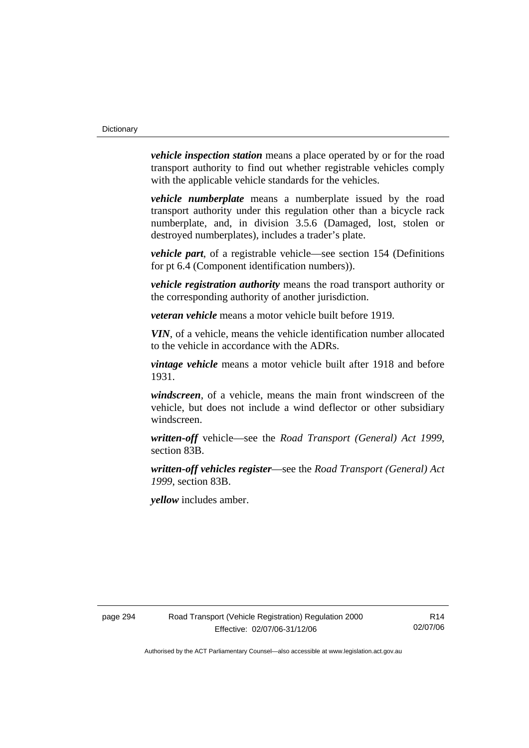***vehicle inspection station*** means a place operated by or for the road transport authority to find out whether registrable vehicles comply with the applicable vehicle standards for the vehicles.

***vehicle numberplate*** means a numberplate issued by the road transport authority under this regulation other than a bicycle rack numberplate, and, in division 3.5.6 (Damaged, lost, stolen or destroyed numberplates), includes a trader's plate.

***vehicle part***, of a registrable vehicle—see section 154 (Definitions for pt 6.4 (Component identification numbers)).

***vehicle registration authority*** means the road transport authority or the corresponding authority of another jurisdiction.

***veteran vehicle*** means a motor vehicle built before 1919.

***VIN***, of a vehicle, means the vehicle identification number allocated to the vehicle in accordance with the ADRs.

***vintage vehicle*** means a motor vehicle built after 1918 and before 1931.

***windscreen***, of a vehicle, means the main front windscreen of the vehicle, but does not include a wind deflector or other subsidiary windscreen.

***written-off*** vehicle—see the *Road Transport (General) Act 1999*, section 83B.

***written-off vehicles register***—see the *Road Transport (General) Act 1999*, section 83B.

***yellow*** includes amber.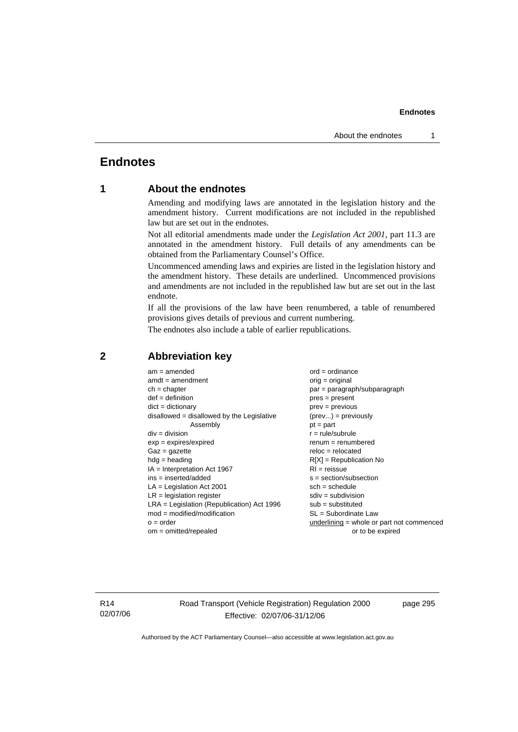# Endnotes

## 1 About the endnotes

Amending and modifying laws are annotated in the legislation history and the amendment history. Current modifications are not included in the republished law but are set out in the endnotes.

Not all editorial amendments made under the *Legislation Act 2001*, part 11.3 are annotated in the amendment history. Full details of any amendments can be obtained from the Parliamentary Counsel's Office.

Uncommenced amending laws and expiries are listed in the legislation history and the amendment history. These details are underlined. Uncommenced provisions and amendments are not included in the republished law but are set out in the last endnote.

If all the provisions of the law have been renumbered, a table of renumbered provisions gives details of previous and current numbering.

The endnotes also include a table of earlier republications.

## 2 Abbreviation key

am = amended
amdt = amendment
ch = chapter
def = definition
dict = dictionary
disallowed = disallowed by the Legislative Assembly
div = division
exp = expires/expired
Gaz = gazette
hdg = heading
IA = Interpretation Act 1967
ins = inserted/added
LA = Legislation Act 2001
LR = legislation register
LRA = Legislation (Republication) Act 1996
mod = modified/modification
o = order
om = omitted/repealed
ord = ordinance
orig = original
par = paragraph/subparagraph
pres = present
prev = previous
(prev...) = previously
pt = part
r = rule/subrule
renum = renumbered
reloc = relocated
R[X] = Republication No
RI = reissue
s = section/subsection
sch = schedule
sdiv = subdivision
sub = substituted
SL = Subordinate Law
underlining = whole or part not commenced or to be expired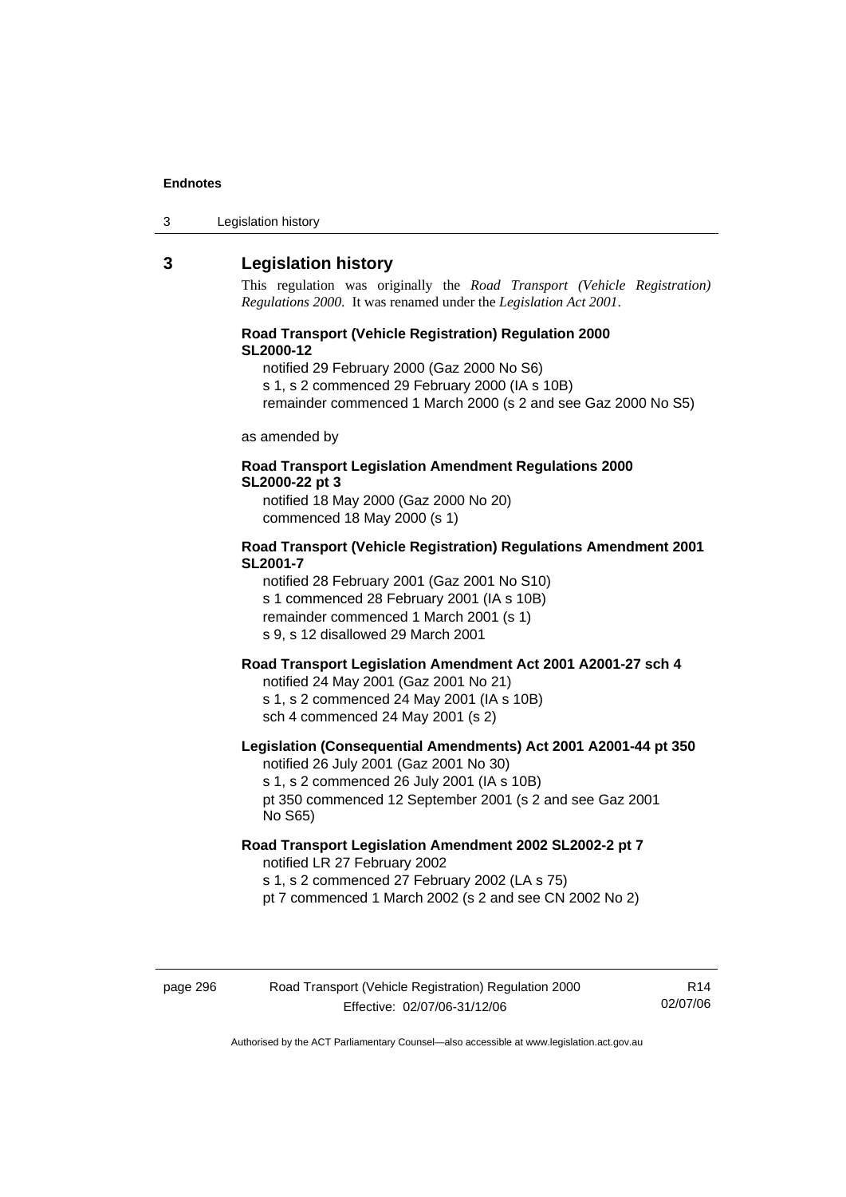## 3 Legislation history

This regulation was originally the *Road Transport (Vehicle Registration) Regulations 2000*. It was renamed under the *Legislation Act 2001*.

**Road Transport (Vehicle Registration) Regulation 2000 SL2000-12**

notified 29 February 2000 (Gaz 2000 No S6)
s 1, s 2 commenced 29 February 2000 (IA s 10B)
remainder commenced 1 March 2000 (s 2 and see Gaz 2000 No S5)

as amended by

**Road Transport Legislation Amendment Regulations 2000 SL2000-22 pt 3**

notified 18 May 2000 (Gaz 2000 No 20)
commenced 18 May 2000 (s 1)

**Road Transport (Vehicle Registration) Regulations Amendment 2001 SL2001-7**

notified 28 February 2001 (Gaz 2001 No S10)
s 1 commenced 28 February 2001 (IA s 10B)
remainder commenced 1 March 2001 (s 1)
s 9, s 12 disallowed 29 March 2001

**Road Transport Legislation Amendment Act 2001 A2001-27 sch 4**

notified 24 May 2001 (Gaz 2001 No 21)
s 1, s 2 commenced 24 May 2001 (IA s 10B)
sch 4 commenced 24 May 2001 (s 2)

**Legislation (Consequential Amendments) Act 2001 A2001-44 pt 350**

notified 26 July 2001 (Gaz 2001 No 30)
s 1, s 2 commenced 26 July 2001 (IA s 10B)
pt 350 commenced 12 September 2001 (s 2 and see Gaz 2001 No S65)

**Road Transport Legislation Amendment 2002 SL2002-2 pt 7**

notified LR 27 February 2002
s 1, s 2 commenced 27 February 2002 (LA s 75)
pt 7 commenced 1 March 2002 (s 2 and see CN 2002 No 2)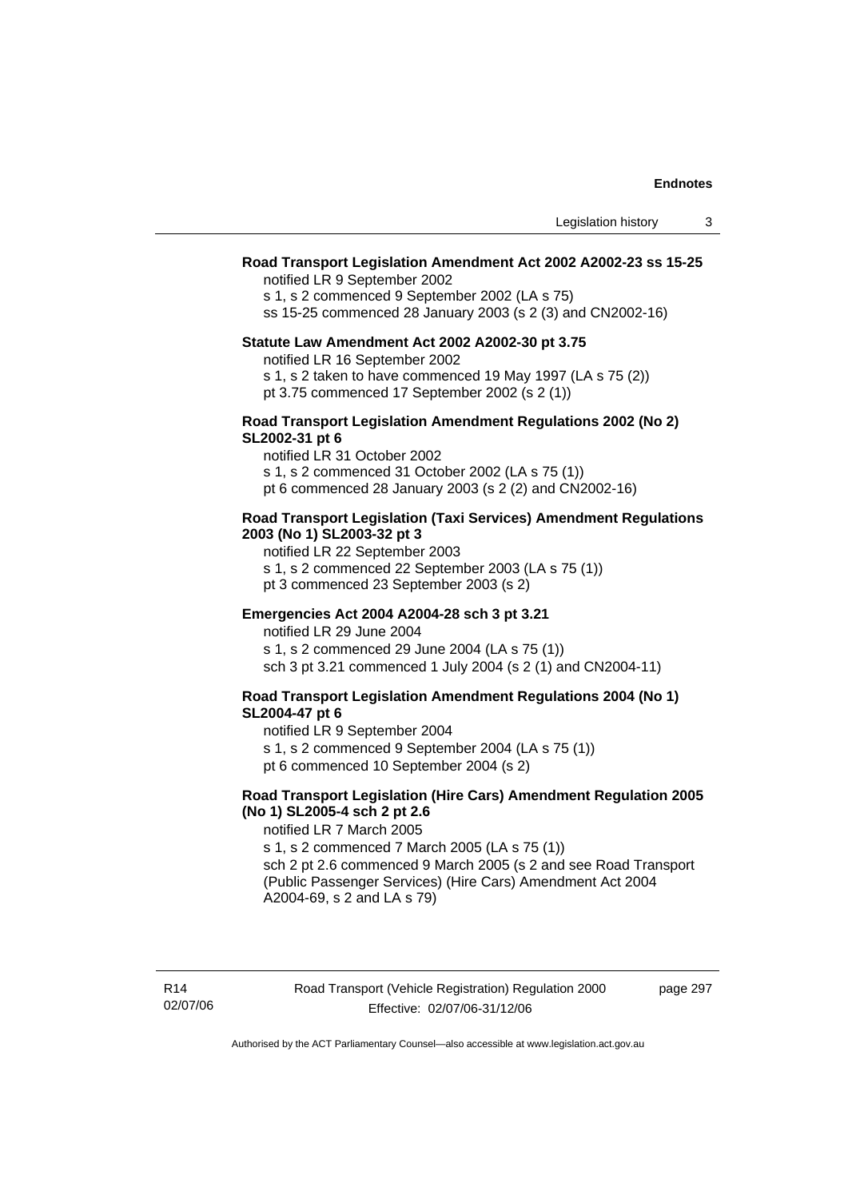**Road Transport Legislation Amendment Act 2002 A2002-23 ss 15-25**

notified LR 9 September 2002

s 1, s 2 commenced 9 September 2002 (LA s 75)

ss 15-25 commenced 28 January 2003 (s 2 (3) and CN2002-16)

**Statute Law Amendment Act 2002 A2002-30 pt 3.75**

notified LR 16 September 2002

s 1, s 2 taken to have commenced 19 May 1997 (LA s 75 (2))

pt 3.75 commenced 17 September 2002 (s 2 (1))

**Road Transport Legislation Amendment Regulations 2002 (No 2) SL2002-31 pt 6**

notified LR 31 October 2002

s 1, s 2 commenced 31 October 2002 (LA s 75 (1))

pt 6 commenced 28 January 2003 (s 2 (2) and CN2002-16)

**Road Transport Legislation (Taxi Services) Amendment Regulations 2003 (No 1) SL2003-32 pt 3**

notified LR 22 September 2003

s 1, s 2 commenced 22 September 2003 (LA s 75 (1))

pt 3 commenced 23 September 2003 (s 2)

**Emergencies Act 2004 A2004-28 sch 3 pt 3.21**

notified LR 29 June 2004

s 1, s 2 commenced 29 June 2004 (LA s 75 (1))

sch 3 pt 3.21 commenced 1 July 2004 (s 2 (1) and CN2004-11)

**Road Transport Legislation Amendment Regulations 2004 (No 1) SL2004-47 pt 6**

notified LR 9 September 2004

s 1, s 2 commenced 9 September 2004 (LA s 75 (1))

pt 6 commenced 10 September 2004 (s 2)

**Road Transport Legislation (Hire Cars) Amendment Regulation 2005 (No 1) SL2005-4 sch 2 pt 2.6**

notified LR 7 March 2005

s 1, s 2 commenced 7 March 2005 (LA s 75 (1))

sch 2 pt 2.6 commenced 9 March 2005 (s 2 and see Road Transport (Public Passenger Services) (Hire Cars) Amendment Act 2004 A2004-69, s 2 and LA s 79)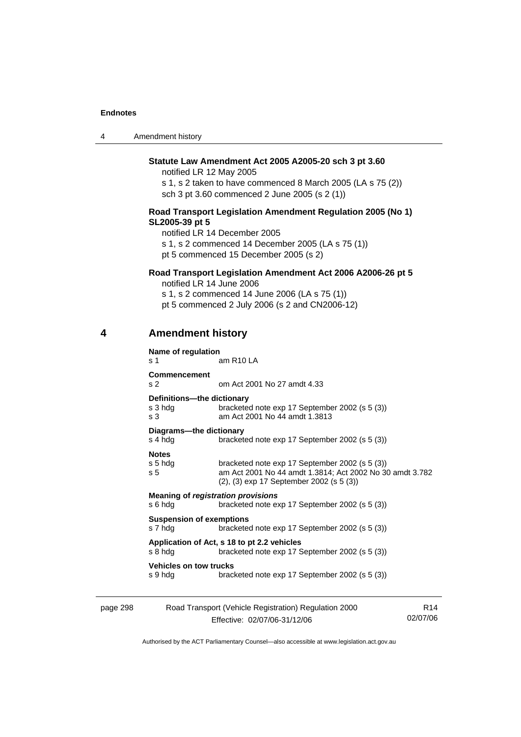**Statute Law Amendment Act 2005 A2005-20 sch 3 pt 3.60**

notified LR 12 May 2005

s 1, s 2 taken to have commenced 8 March 2005 (LA s 75 (2))

sch 3 pt 3.60 commenced 2 June 2005 (s 2 (1))

**Road Transport Legislation Amendment Regulation 2005 (No 1) SL2005-39 pt 5**

notified LR 14 December 2005

s 1, s 2 commenced 14 December 2005 (LA s 75 (1))

pt 5 commenced 15 December 2005 (s 2)

**Road Transport Legislation Amendment Act 2006 A2006-26 pt 5**

notified LR 14 June 2006

s 1, s 2 commenced 14 June 2006 (LA s 75 (1))

pt 5 commenced 2 July 2006 (s 2 and CN2006-12)

## 4 Amendment history

**Name of regulation**

s 1 — am R10 LA

**Commencement**

s 2 — om Act 2001 No 27 amdt 4.33

**Definitions—the dictionary**

s 3 hdg — bracketed note exp 17 September 2002 (s 5 (3))

s 3 — am Act 2001 No 44 amdt 1.3813

**Diagrams—the dictionary**

s 4 hdg — bracketed note exp 17 September 2002 (s 5 (3))

**Notes**

s 5 hdg — bracketed note exp 17 September 2002 (s 5 (3))

s 5 — am Act 2001 No 44 amdt 1.3814; Act 2002 No 30 amdt 3.782 (2), (3) exp 17 September 2002 (s 5 (3))

**Meaning of *registration provisions***

s 6 hdg — bracketed note exp 17 September 2002 (s 5 (3))

**Suspension of exemptions**

s 7 hdg — bracketed note exp 17 September 2002 (s 5 (3))

**Application of Act, s 18 to pt 2.2 vehicles**

s 8 hdg — bracketed note exp 17 September 2002 (s 5 (3))

**Vehicles on tow trucks**

s 9 hdg — bracketed note exp 17 September 2002 (s 5 (3))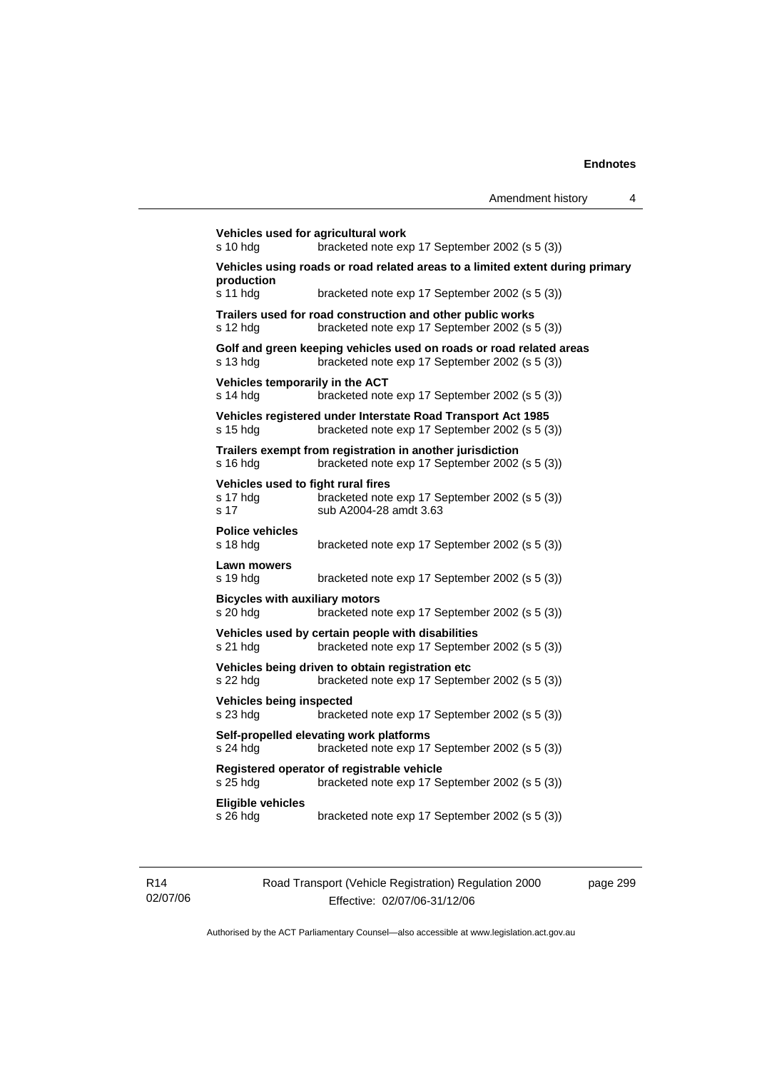**Vehicles used for agricultural work**

s 10 hdg bracketed note exp 17 September 2002 (s 5 (3))

**Vehicles using roads or road related areas to a limited extent during primary production**

s 11 hdg bracketed note exp 17 September 2002 (s 5 (3))

**Trailers used for road construction and other public works**

s 12 hdg bracketed note exp 17 September 2002 (s 5 (3))

**Golf and green keeping vehicles used on roads or road related areas**

s 13 hdg bracketed note exp 17 September 2002 (s 5 (3))

**Vehicles temporarily in the ACT**

s 14 hdg bracketed note exp 17 September 2002 (s 5 (3))

**Vehicles registered under Interstate Road Transport Act 1985**

s 15 hdg bracketed note exp 17 September 2002 (s 5 (3))

**Trailers exempt from registration in another jurisdiction**

s 16 hdg bracketed note exp 17 September 2002 (s 5 (3))

**Vehicles used to fight rural fires**

s 17 hdg bracketed note exp 17 September 2002 (s 5 (3))
s 17 sub A2004-28 amdt 3.63

**Police vehicles**

s 18 hdg bracketed note exp 17 September 2002 (s 5 (3))

**Lawn mowers**

s 19 hdg bracketed note exp 17 September 2002 (s 5 (3))

**Bicycles with auxiliary motors**

s 20 hdg bracketed note exp 17 September 2002 (s 5 (3))

**Vehicles used by certain people with disabilities**

s 21 hdg bracketed note exp 17 September 2002 (s 5 (3))

**Vehicles being driven to obtain registration etc**

s 22 hdg bracketed note exp 17 September 2002 (s 5 (3))

**Vehicles being inspected**

s 23 hdg bracketed note exp 17 September 2002 (s 5 (3))

**Self-propelled elevating work platforms**

s 24 hdg bracketed note exp 17 September 2002 (s 5 (3))

**Registered operator of registrable vehicle**

s 25 hdg bracketed note exp 17 September 2002 (s 5 (3))

**Eligible vehicles**

s 26 hdg bracketed note exp 17 September 2002 (s 5 (3))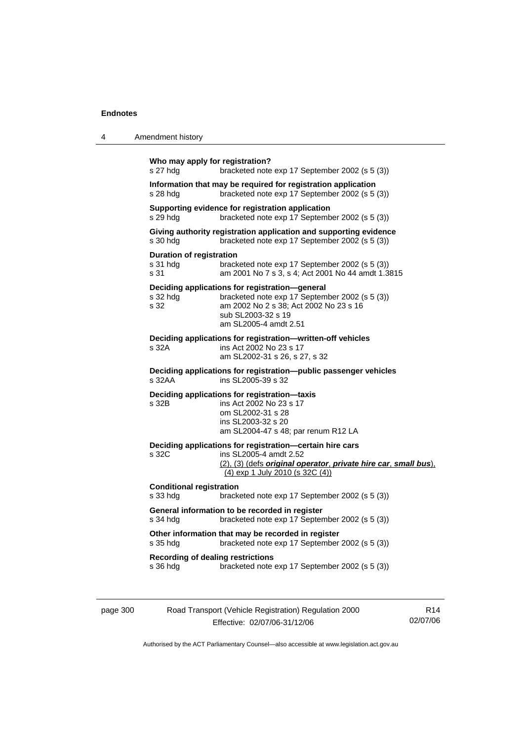**Who may apply for registration?**

s 27 hdg bracketed note exp 17 September 2002 (s 5 (3))

**Information that may be required for registration application**

s 28 hdg bracketed note exp 17 September 2002 (s 5 (3))

**Supporting evidence for registration application**

s 29 hdg bracketed note exp 17 September 2002 (s 5 (3))

**Giving authority registration application and supporting evidence**

s 30 hdg bracketed note exp 17 September 2002 (s 5 (3))

**Duration of registration**

s 31 hdg bracketed note exp 17 September 2002 (s 5 (3))
s 31 am 2001 No 7 s 3, s 4; Act 2001 No 44 amdt 1.3815

**Deciding applications for registration—general**

s 32 hdg bracketed note exp 17 September 2002 (s 5 (3))
s 32 am 2002 No 2 s 38; Act 2002 No 23 s 16
sub SL2003-32 s 19
am SL2005-4 amdt 2.51

**Deciding applications for registration—written-off vehicles**

s 32A ins Act 2002 No 23 s 17
am SL2002-31 s 26, s 27, s 32

**Deciding applications for registration—public passenger vehicles**

s 32AA ins SL2005-39 s 32

**Deciding applications for registration—taxis**

s 32B ins Act 2002 No 23 s 17
om SL2002-31 s 28
ins SL2003-32 s 20
am SL2004-47 s 48; par renum R12 LA

**Deciding applications for registration—certain hire cars**

s 32C ins SL2005-4 amdt 2.52
(2), (3) (defs ***original operator***, ***private hire car***, ***small bus***), (4) exp 1 July 2010 (s 32C (4))

**Conditional registration**

s 33 hdg bracketed note exp 17 September 2002 (s 5 (3))

**General information to be recorded in register**

s 34 hdg bracketed note exp 17 September 2002 (s 5 (3))

**Other information that may be recorded in register**

s 35 hdg bracketed note exp 17 September 2002 (s 5 (3))

**Recording of dealing restrictions**

s 36 hdg bracketed note exp 17 September 2002 (s 5 (3))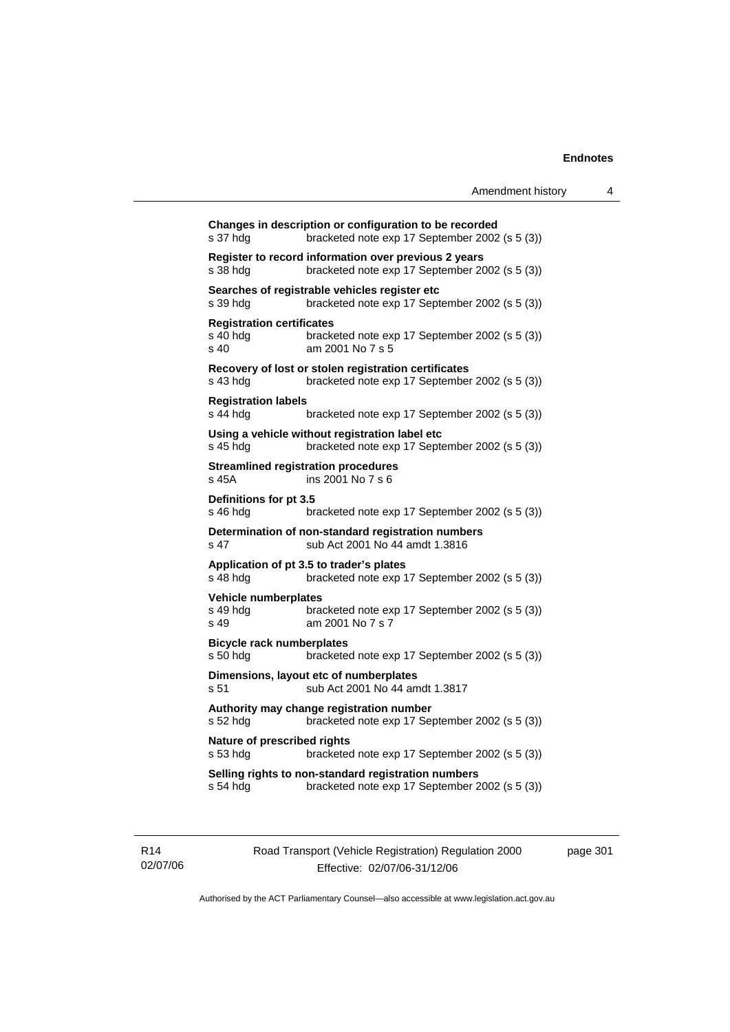**Changes in description or configuration to be recorded**
s 37 hdg bracketed note exp 17 September 2002 (s 5 (3))

**Register to record information over previous 2 years**
s 38 hdg bracketed note exp 17 September 2002 (s 5 (3))

**Searches of registrable vehicles register etc**
s 39 hdg bracketed note exp 17 September 2002 (s 5 (3))

**Registration certificates**
s 40 hdg bracketed note exp 17 September 2002 (s 5 (3))
s 40 am 2001 No 7 s 5

**Recovery of lost or stolen registration certificates**
s 43 hdg bracketed note exp 17 September 2002 (s 5 (3))

**Registration labels**
s 44 hdg bracketed note exp 17 September 2002 (s 5 (3))

**Using a vehicle without registration label etc**
s 45 hdg bracketed note exp 17 September 2002 (s 5 (3))

**Streamlined registration procedures**
s 45A ins 2001 No 7 s 6

**Definitions for pt 3.5**
s 46 hdg bracketed note exp 17 September 2002 (s 5 (3))

**Determination of non-standard registration numbers**
s 47 sub Act 2001 No 44 amdt 1.3816

**Application of pt 3.5 to trader's plates**
s 48 hdg bracketed note exp 17 September 2002 (s 5 (3))

**Vehicle numberplates**
s 49 hdg bracketed note exp 17 September 2002 (s 5 (3))
s 49 am 2001 No 7 s 7

**Bicycle rack numberplates**
s 50 hdg bracketed note exp 17 September 2002 (s 5 (3))

**Dimensions, layout etc of numberplates**
s 51 sub Act 2001 No 44 amdt 1.3817

**Authority may change registration number**
s 52 hdg bracketed note exp 17 September 2002 (s 5 (3))

**Nature of prescribed rights**
s 53 hdg bracketed note exp 17 September 2002 (s 5 (3))

**Selling rights to non-standard registration numbers**
s 54 hdg bracketed note exp 17 September 2002 (s 5 (3))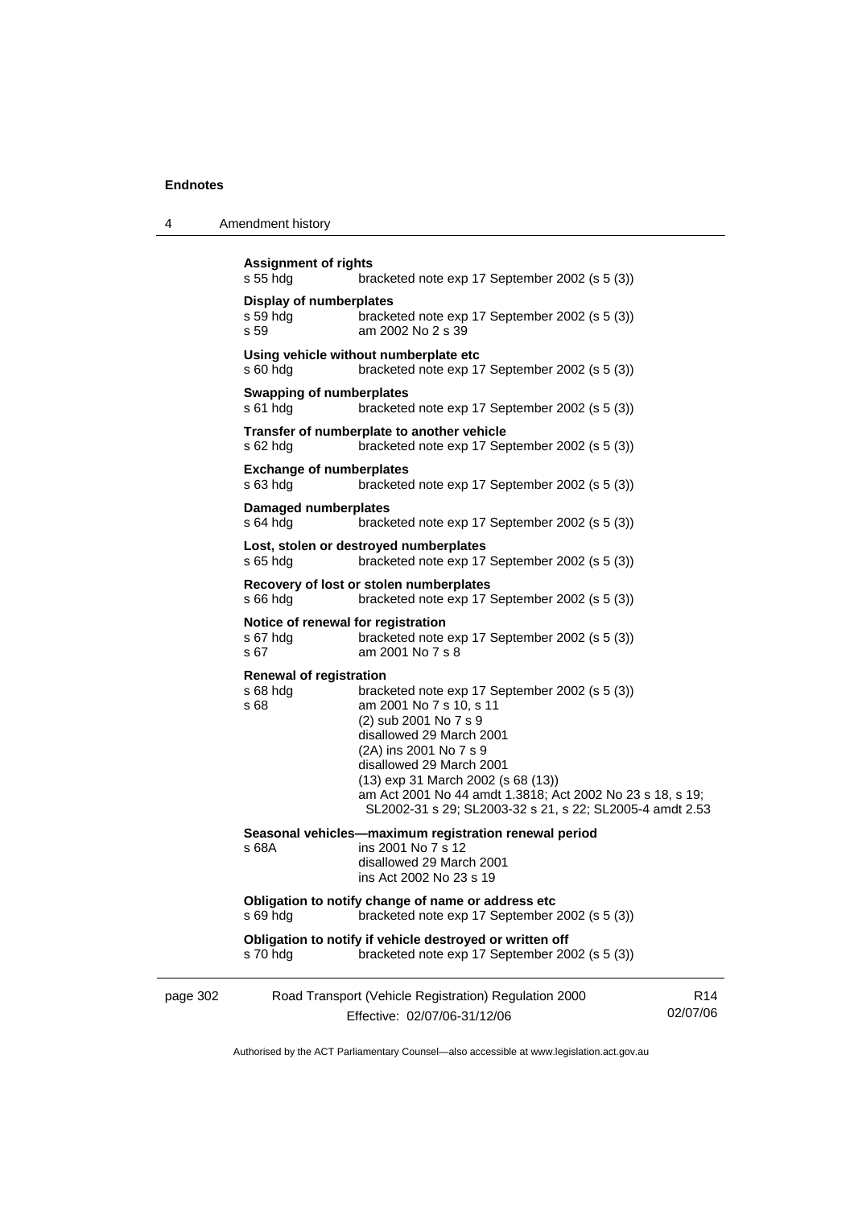**Assignment of rights**
s 55 hdg bracketed note exp 17 September 2002 (s 5 (3))

**Display of numberplates**
s 59 hdg bracketed note exp 17 September 2002 (s 5 (3))
s 59 am 2002 No 2 s 39

**Using vehicle without numberplate etc**
s 60 hdg bracketed note exp 17 September 2002 (s 5 (3))

**Swapping of numberplates**
s 61 hdg bracketed note exp 17 September 2002 (s 5 (3))

**Transfer of numberplate to another vehicle**
s 62 hdg bracketed note exp 17 September 2002 (s 5 (3))

**Exchange of numberplates**
s 63 hdg bracketed note exp 17 September 2002 (s 5 (3))

**Damaged numberplates**
s 64 hdg bracketed note exp 17 September 2002 (s 5 (3))

**Lost, stolen or destroyed numberplates**
s 65 hdg bracketed note exp 17 September 2002 (s 5 (3))

**Recovery of lost or stolen numberplates**
s 66 hdg bracketed note exp 17 September 2002 (s 5 (3))

**Notice of renewal for registration**
s 67 hdg bracketed note exp 17 September 2002 (s 5 (3))
s 67 am 2001 No 7 s 8

**Renewal of registration**
s 68 hdg bracketed note exp 17 September 2002 (s 5 (3))
s 68 am 2001 No 7 s 10, s 11
(2) sub 2001 No 7 s 9
disallowed 29 March 2001
(2A) ins 2001 No 7 s 9
disallowed 29 March 2001
(13) exp 31 March 2002 (s 68 (13))
am Act 2001 No 44 amdt 1.3818; Act 2002 No 23 s 18, s 19; SL2002-31 s 29; SL2003-32 s 21, s 22; SL2005-4 amdt 2.53

**Seasonal vehicles—maximum registration renewal period**
s 68A ins 2001 No 7 s 12
disallowed 29 March 2001
ins Act 2002 No 23 s 19

**Obligation to notify change of name or address etc**
s 69 hdg bracketed note exp 17 September 2002 (s 5 (3))

**Obligation to notify if vehicle destroyed or written off**
s 70 hdg bracketed note exp 17 September 2002 (s 5 (3))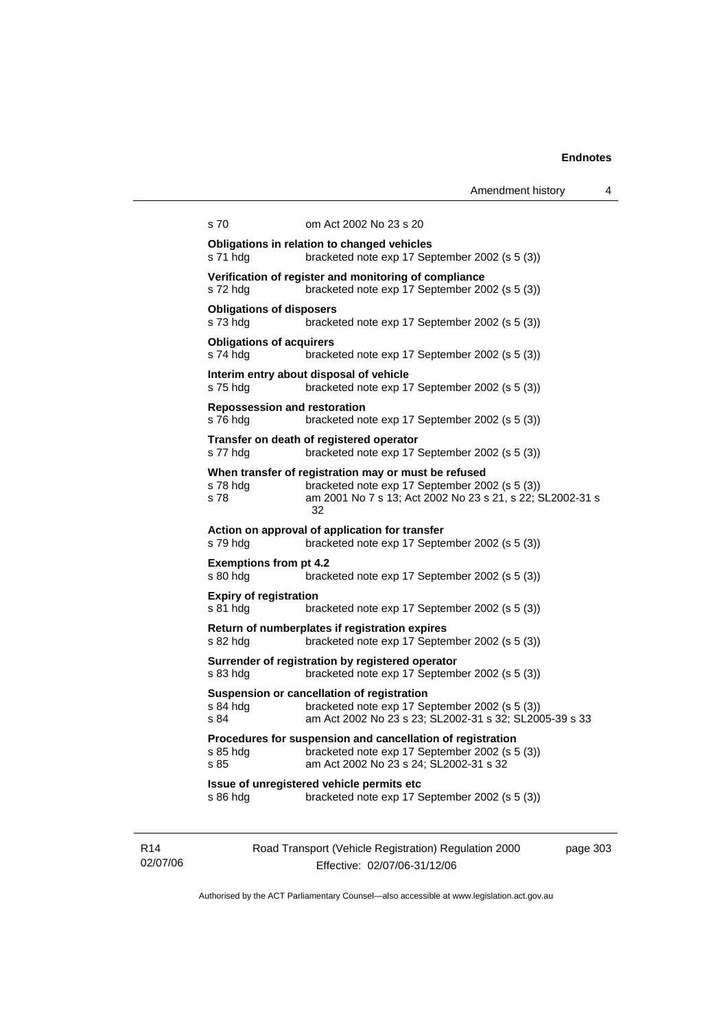s 70 om Act 2002 No 23 s 20

**Obligations in relation to changed vehicles**
s 71 hdg bracketed note exp 17 September 2002 (s 5 (3))

**Verification of register and monitoring of compliance**
s 72 hdg bracketed note exp 17 September 2002 (s 5 (3))

**Obligations of disposers**
s 73 hdg bracketed note exp 17 September 2002 (s 5 (3))

**Obligations of acquirers**
s 74 hdg bracketed note exp 17 September 2002 (s 5 (3))

**Interim entry about disposal of vehicle**
s 75 hdg bracketed note exp 17 September 2002 (s 5 (3))

**Repossession and restoration**
s 76 hdg bracketed note exp 17 September 2002 (s 5 (3))

**Transfer on death of registered operator**
s 77 hdg bracketed note exp 17 September 2002 (s 5 (3))

**When transfer of registration may or must be refused**
s 78 hdg bracketed note exp 17 September 2002 (s 5 (3))
s 78 am 2001 No 7 s 13; Act 2002 No 23 s 21, s 22; SL2002-31 s 32

**Action on approval of application for transfer**
s 79 hdg bracketed note exp 17 September 2002 (s 5 (3))

**Exemptions from pt 4.2**
s 80 hdg bracketed note exp 17 September 2002 (s 5 (3))

**Expiry of registration**
s 81 hdg bracketed note exp 17 September 2002 (s 5 (3))

**Return of numberplates if registration expires**
s 82 hdg bracketed note exp 17 September 2002 (s 5 (3))

**Surrender of registration by registered operator**
s 83 hdg bracketed note exp 17 September 2002 (s 5 (3))

**Suspension or cancellation of registration**
s 84 hdg bracketed note exp 17 September 2002 (s 5 (3))
s 84 am Act 2002 No 23 s 23; SL2002-31 s 32; SL2005-39 s 33

**Procedures for suspension and cancellation of registration**
s 85 hdg bracketed note exp 17 September 2002 (s 5 (3))
s 85 am Act 2002 No 23 s 24; SL2002-31 s 32

**Issue of unregistered vehicle permits etc**
s 86 hdg bracketed note exp 17 September 2002 (s 5 (3))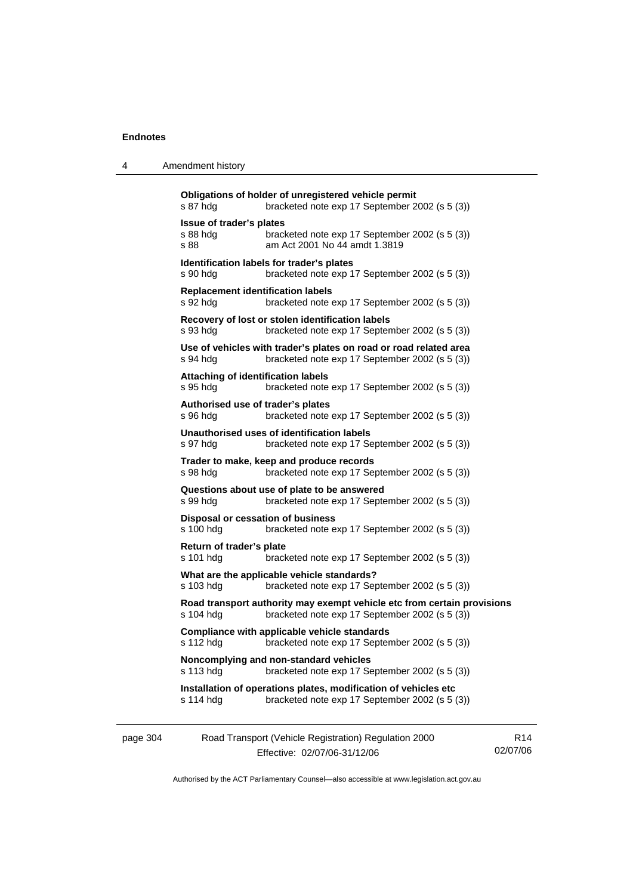**Obligations of holder of unregistered vehicle permit**
s 87 hdg bracketed note exp 17 September 2002 (s 5 (3))

**Issue of trader's plates**
s 88 hdg bracketed note exp 17 September 2002 (s 5 (3))
s 88 am Act 2001 No 44 amdt 1.3819

**Identification labels for trader's plates**
s 90 hdg bracketed note exp 17 September 2002 (s 5 (3))

**Replacement identification labels**
s 92 hdg bracketed note exp 17 September 2002 (s 5 (3))

**Recovery of lost or stolen identification labels**
s 93 hdg bracketed note exp 17 September 2002 (s 5 (3))

**Use of vehicles with trader's plates on road or road related area**
s 94 hdg bracketed note exp 17 September 2002 (s 5 (3))

**Attaching of identification labels**
s 95 hdg bracketed note exp 17 September 2002 (s 5 (3))

**Authorised use of trader's plates**
s 96 hdg bracketed note exp 17 September 2002 (s 5 (3))

**Unauthorised uses of identification labels**
s 97 hdg bracketed note exp 17 September 2002 (s 5 (3))

**Trader to make, keep and produce records**
s 98 hdg bracketed note exp 17 September 2002 (s 5 (3))

**Questions about use of plate to be answered**
s 99 hdg bracketed note exp 17 September 2002 (s 5 (3))

**Disposal or cessation of business**
s 100 hdg bracketed note exp 17 September 2002 (s 5 (3))

**Return of trader's plate**
s 101 hdg bracketed note exp 17 September 2002 (s 5 (3))

**What are the applicable vehicle standards?**
s 103 hdg bracketed note exp 17 September 2002 (s 5 (3))

**Road transport authority may exempt vehicle etc from certain provisions**
s 104 hdg bracketed note exp 17 September 2002 (s 5 (3))

**Compliance with applicable vehicle standards**
s 112 hdg bracketed note exp 17 September 2002 (s 5 (3))

**Noncomplying and non-standard vehicles**
s 113 hdg bracketed note exp 17 September 2002 (s 5 (3))

**Installation of operations plates, modification of vehicles etc**
s 114 hdg bracketed note exp 17 September 2002 (s 5 (3))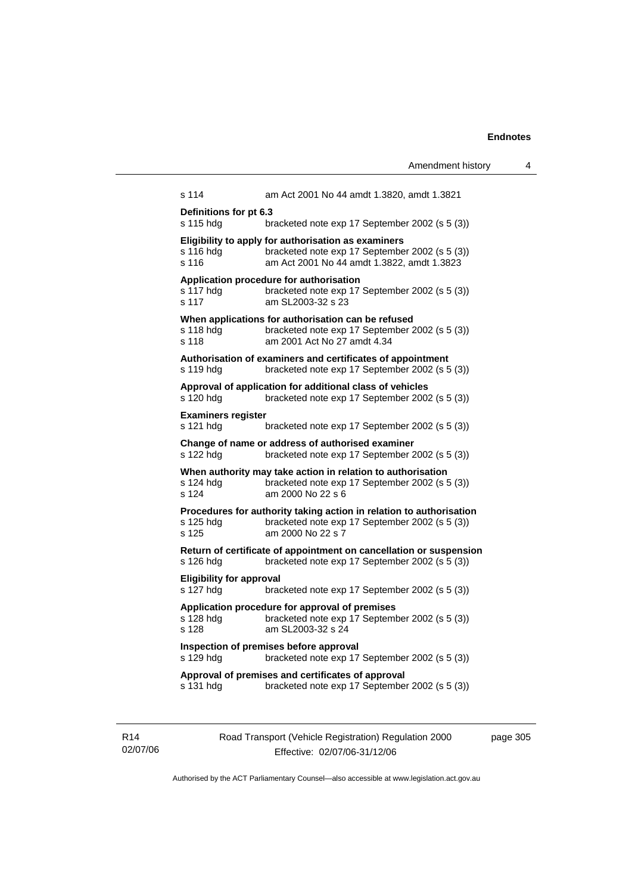s 114 am Act 2001 No 44 amdt 1.3820, amdt 1.3821

**Definitions for pt 6.3**
s 115 hdg bracketed note exp 17 September 2002 (s 5 (3))

**Eligibility to apply for authorisation as examiners**
s 116 hdg bracketed note exp 17 September 2002 (s 5 (3))
s 116 am Act 2001 No 44 amdt 1.3822, amdt 1.3823

**Application procedure for authorisation**
s 117 hdg bracketed note exp 17 September 2002 (s 5 (3))
s 117 am SL2003-32 s 23

**When applications for authorisation can be refused**
s 118 hdg bracketed note exp 17 September 2002 (s 5 (3))
s 118 am 2001 Act No 27 amdt 4.34

**Authorisation of examiners and certificates of appointment**
s 119 hdg bracketed note exp 17 September 2002 (s 5 (3))

**Approval of application for additional class of vehicles**
s 120 hdg bracketed note exp 17 September 2002 (s 5 (3))

**Examiners register**
s 121 hdg bracketed note exp 17 September 2002 (s 5 (3))

**Change of name or address of authorised examiner**
s 122 hdg bracketed note exp 17 September 2002 (s 5 (3))

**When authority may take action in relation to authorisation**
s 124 hdg bracketed note exp 17 September 2002 (s 5 (3))
s 124 am 2000 No 22 s 6

**Procedures for authority taking action in relation to authorisation**
s 125 hdg bracketed note exp 17 September 2002 (s 5 (3))
s 125 am 2000 No 22 s 7

**Return of certificate of appointment on cancellation or suspension**
s 126 hdg bracketed note exp 17 September 2002 (s 5 (3))

**Eligibility for approval**
s 127 hdg bracketed note exp 17 September 2002 (s 5 (3))

**Application procedure for approval of premises**
s 128 hdg bracketed note exp 17 September 2002 (s 5 (3))
s 128 am SL2003-32 s 24

**Inspection of premises before approval**
s 129 hdg bracketed note exp 17 September 2002 (s 5 (3))

**Approval of premises and certificates of approval**
s 131 hdg bracketed note exp 17 September 2002 (s 5 (3))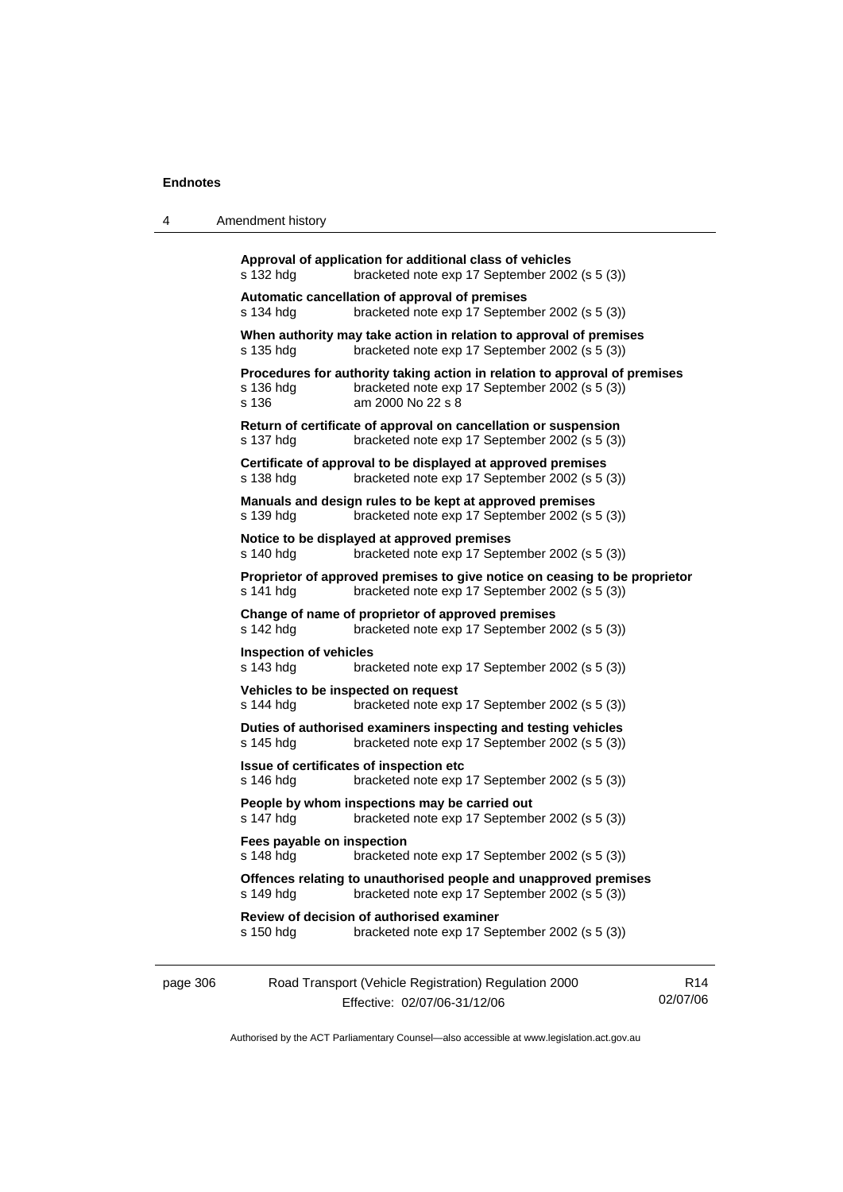**Approval of application for additional class of vehicles**
s 132 hdg bracketed note exp 17 September 2002 (s 5 (3))

**Automatic cancellation of approval of premises**
s 134 hdg bracketed note exp 17 September 2002 (s 5 (3))

**When authority may take action in relation to approval of premises**
s 135 hdg bracketed note exp 17 September 2002 (s 5 (3))

**Procedures for authority taking action in relation to approval of premises**
s 136 hdg bracketed note exp 17 September 2002 (s 5 (3))
s 136 am 2000 No 22 s 8

**Return of certificate of approval on cancellation or suspension**
s 137 hdg bracketed note exp 17 September 2002 (s 5 (3))

**Certificate of approval to be displayed at approved premises**
s 138 hdg bracketed note exp 17 September 2002 (s 5 (3))

**Manuals and design rules to be kept at approved premises**
s 139 hdg bracketed note exp 17 September 2002 (s 5 (3))

**Notice to be displayed at approved premises**
s 140 hdg bracketed note exp 17 September 2002 (s 5 (3))

**Proprietor of approved premises to give notice on ceasing to be proprietor**
s 141 hdg bracketed note exp 17 September 2002 (s 5 (3))

**Change of name of proprietor of approved premises**
s 142 hdg bracketed note exp 17 September 2002 (s 5 (3))

**Inspection of vehicles**
s 143 hdg bracketed note exp 17 September 2002 (s 5 (3))

**Vehicles to be inspected on request**
s 144 hdg bracketed note exp 17 September 2002 (s 5 (3))

**Duties of authorised examiners inspecting and testing vehicles**
s 145 hdg bracketed note exp 17 September 2002 (s 5 (3))

**Issue of certificates of inspection etc**
s 146 hdg bracketed note exp 17 September 2002 (s 5 (3))

**People by whom inspections may be carried out**
s 147 hdg bracketed note exp 17 September 2002 (s 5 (3))

**Fees payable on inspection**
s 148 hdg bracketed note exp 17 September 2002 (s 5 (3))

**Offences relating to unauthorised people and unapproved premises**
s 149 hdg bracketed note exp 17 September 2002 (s 5 (3))

**Review of decision of authorised examiner**
s 150 hdg bracketed note exp 17 September 2002 (s 5 (3))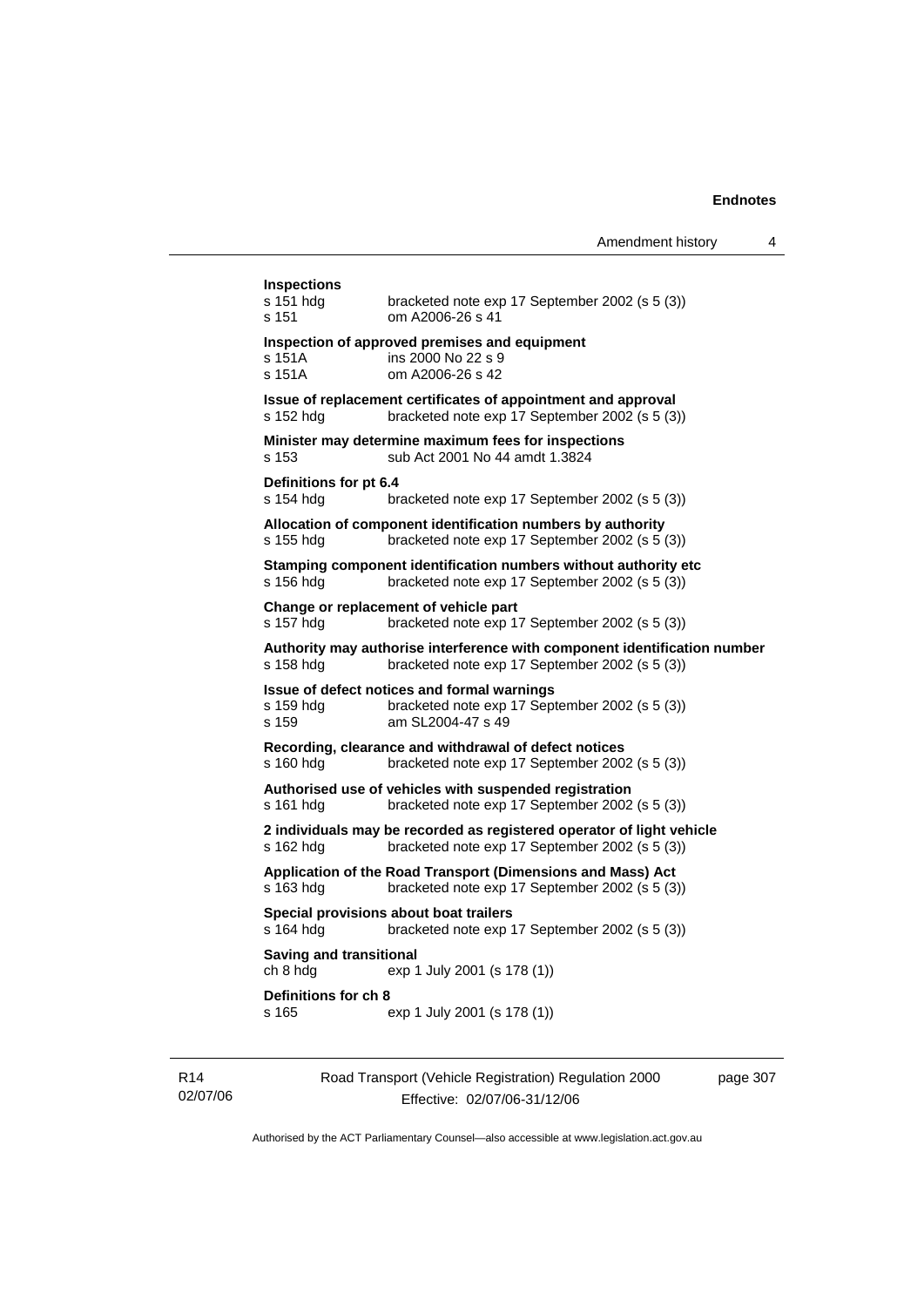**Inspections**

| | |
|---|---|
| s 151 hdg | bracketed note exp 17 September 2002 (s 5 (3)) |
| s 151 | om A2006-26 s 41 |

**Inspection of approved premises and equipment**

| | |
|---|---|
| s 151A | ins 2000 No 22 s 9 |
| s 151A | om A2006-26 s 42 |

**Issue of replacement certificates of appointment and approval**

| | |
|---|---|
| s 152 hdg | bracketed note exp 17 September 2002 (s 5 (3)) |

**Minister may determine maximum fees for inspections**

| | |
|---|---|
| s 153 | sub Act 2001 No 44 amdt 1.3824 |

**Definitions for pt 6.4**

| | |
|---|---|
| s 154 hdg | bracketed note exp 17 September 2002 (s 5 (3)) |

**Allocation of component identification numbers by authority**

| | |
|---|---|
| s 155 hdg | bracketed note exp 17 September 2002 (s 5 (3)) |

**Stamping component identification numbers without authority etc**

| | |
|---|---|
| s 156 hdg | bracketed note exp 17 September 2002 (s 5 (3)) |

**Change or replacement of vehicle part**

| | |
|---|---|
| s 157 hdg | bracketed note exp 17 September 2002 (s 5 (3)) |

**Authority may authorise interference with component identification number**

| | |
|---|---|
| s 158 hdg | bracketed note exp 17 September 2002 (s 5 (3)) |

**Issue of defect notices and formal warnings**

| | |
|---|---|
| s 159 hdg | bracketed note exp 17 September 2002 (s 5 (3)) |
| s 159 | am SL2004-47 s 49 |

**Recording, clearance and withdrawal of defect notices**

| | |
|---|---|
| s 160 hdg | bracketed note exp 17 September 2002 (s 5 (3)) |

**Authorised use of vehicles with suspended registration**

| | |
|---|---|
| s 161 hdg | bracketed note exp 17 September 2002 (s 5 (3)) |

**2 individuals may be recorded as registered operator of light vehicle**

| | |
|---|---|
| s 162 hdg | bracketed note exp 17 September 2002 (s 5 (3)) |

**Application of the Road Transport (Dimensions and Mass) Act**

| | |
|---|---|
| s 163 hdg | bracketed note exp 17 September 2002 (s 5 (3)) |

**Special provisions about boat trailers**

| | |
|---|---|
| s 164 hdg | bracketed note exp 17 September 2002 (s 5 (3)) |

**Saving and transitional**

| | |
|---|---|
| ch 8 hdg | exp 1 July 2001 (s 178 (1)) |

**Definitions for ch 8**

| | |
|---|---|
| s 165 | exp 1 July 2001 (s 178 (1)) |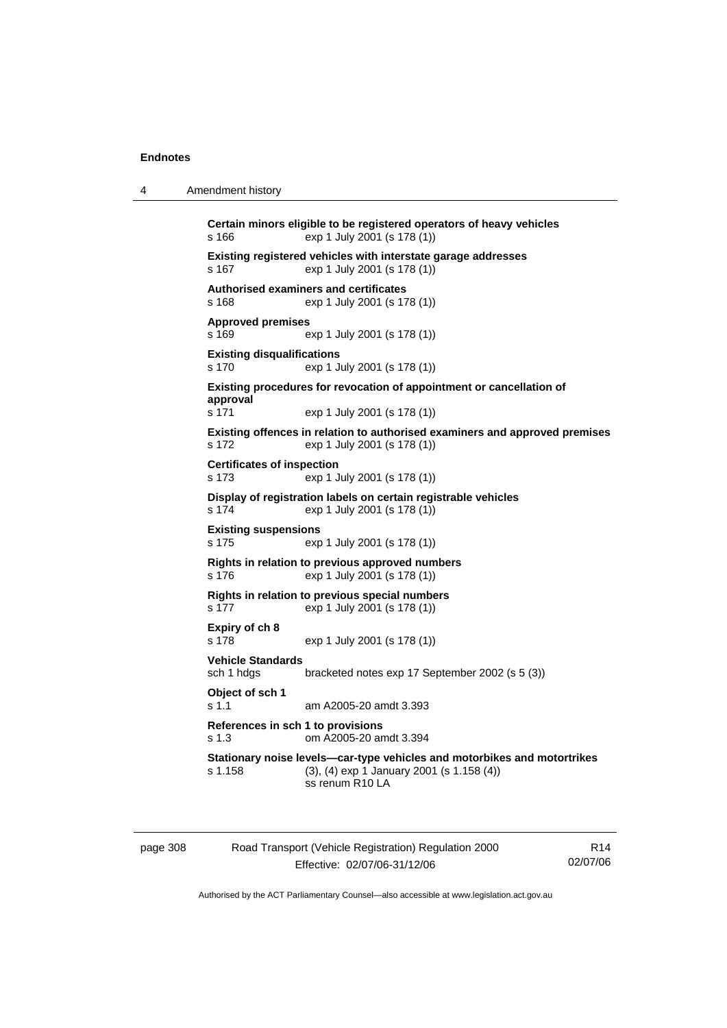**Certain minors eligible to be registered operators of heavy vehicles**
s 166 exp 1 July 2001 (s 178 (1))

**Existing registered vehicles with interstate garage addresses**
s 167 exp 1 July 2001 (s 178 (1))

**Authorised examiners and certificates**
s 168 exp 1 July 2001 (s 178 (1))

**Approved premises**
s 169 exp 1 July 2001 (s 178 (1))

**Existing disqualifications**
s 170 exp 1 July 2001 (s 178 (1))

**Existing procedures for revocation of appointment or cancellation of approval**
s 171 exp 1 July 2001 (s 178 (1))

**Existing offences in relation to authorised examiners and approved premises**
s 172 exp 1 July 2001 (s 178 (1))

**Certificates of inspection**
s 173 exp 1 July 2001 (s 178 (1))

**Display of registration labels on certain registrable vehicles**
s 174 exp 1 July 2001 (s 178 (1))

**Existing suspensions**
s 175 exp 1 July 2001 (s 178 (1))

**Rights in relation to previous approved numbers**
s 176 exp 1 July 2001 (s 178 (1))

**Rights in relation to previous special numbers**
s 177 exp 1 July 2001 (s 178 (1))

**Expiry of ch 8**
s 178 exp 1 July 2001 (s 178 (1))

**Vehicle Standards**
sch 1 hdgs bracketed notes exp 17 September 2002 (s 5 (3))

**Object of sch 1**
s 1.1 am A2005-20 amdt 3.393

**References in sch 1 to provisions**
s 1.3 om A2005-20 amdt 3.394

**Stationary noise levels—car-type vehicles and motorbikes and motortrikes**
s 1.158 (3), (4) exp 1 January 2001 (s 1.158 (4))
ss renum R10 LA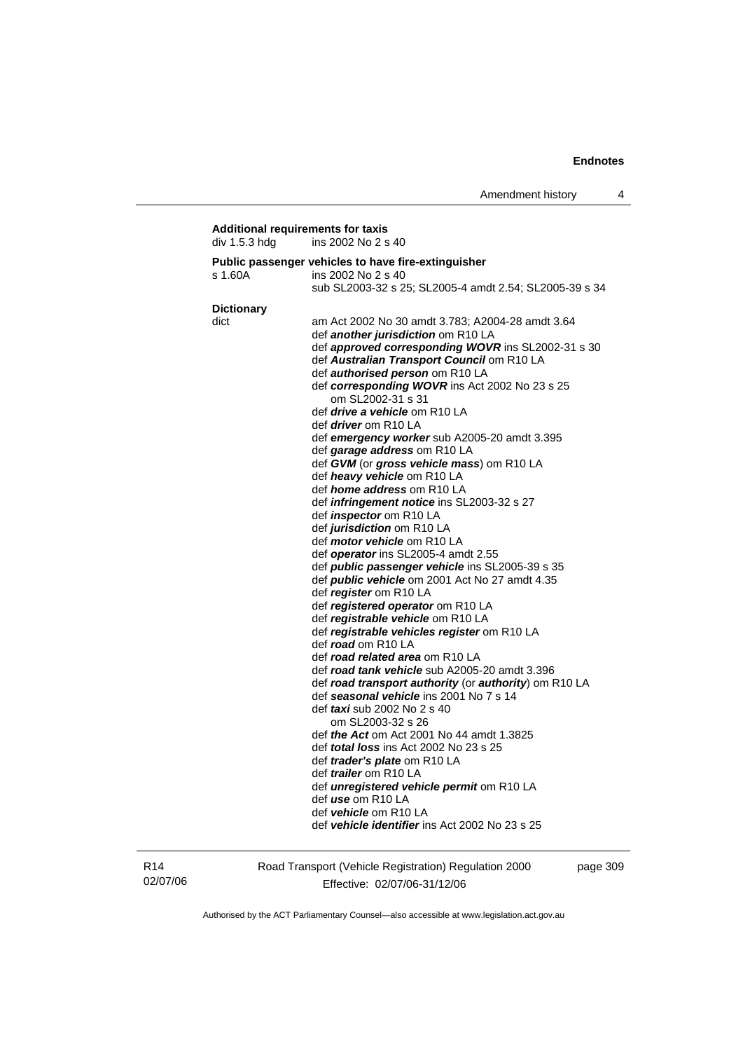**Additional requirements for taxis**

div 1.5.3 hdg ins 2002 No 2 s 40

**Public passenger vehicles to have fire-extinguisher**

s 1.60A ins 2002 No 2 s 40
sub SL2003-32 s 25; SL2005-4 amdt 2.54; SL2005-39 s 34

**Dictionary**

dict am Act 2002 No 30 amdt 3.783; A2004-28 amdt 3.64
def ***another jurisdiction*** om R10 LA
def ***approved corresponding WOVR*** ins SL2002-31 s 30
def ***Australian Transport Council*** om R10 LA
def ***authorised person*** om R10 LA
def ***corresponding WOVR*** ins Act 2002 No 23 s 25
om SL2002-31 s 31
def ***drive a vehicle*** om R10 LA
def ***driver*** om R10 LA
def ***emergency worker*** sub A2005-20 amdt 3.395
def ***garage address*** om R10 LA
def ***GVM*** (or ***gross vehicle mass***) om R10 LA
def ***heavy vehicle*** om R10 LA
def ***home address*** om R10 LA
def ***infringement notice*** ins SL2003-32 s 27
def ***inspector*** om R10 LA
def ***jurisdiction*** om R10 LA
def ***motor vehicle*** om R10 LA
def ***operator*** ins SL2005-4 amdt 2.55
def ***public passenger vehicle*** ins SL2005-39 s 35
def ***public vehicle*** om 2001 Act No 27 amdt 4.35
def ***register*** om R10 LA
def ***registered operator*** om R10 LA
def ***registrable vehicle*** om R10 LA
def ***registrable vehicles register*** om R10 LA
def ***road*** om R10 LA
def ***road related area*** om R10 LA
def ***road tank vehicle*** sub A2005-20 amdt 3.396
def ***road transport authority*** (or ***authority***) om R10 LA
def ***seasonal vehicle*** ins 2001 No 7 s 14
def ***taxi*** sub 2002 No 2 s 40
om SL2003-32 s 26
def ***the Act*** om Act 2001 No 44 amdt 1.3825
def ***total loss*** ins Act 2002 No 23 s 25
def ***trader's plate*** om R10 LA
def ***trailer*** om R10 LA
def ***unregistered vehicle permit*** om R10 LA
def ***use*** om R10 LA
def ***vehicle*** om R10 LA
def ***vehicle identifier*** ins Act 2002 No 23 s 25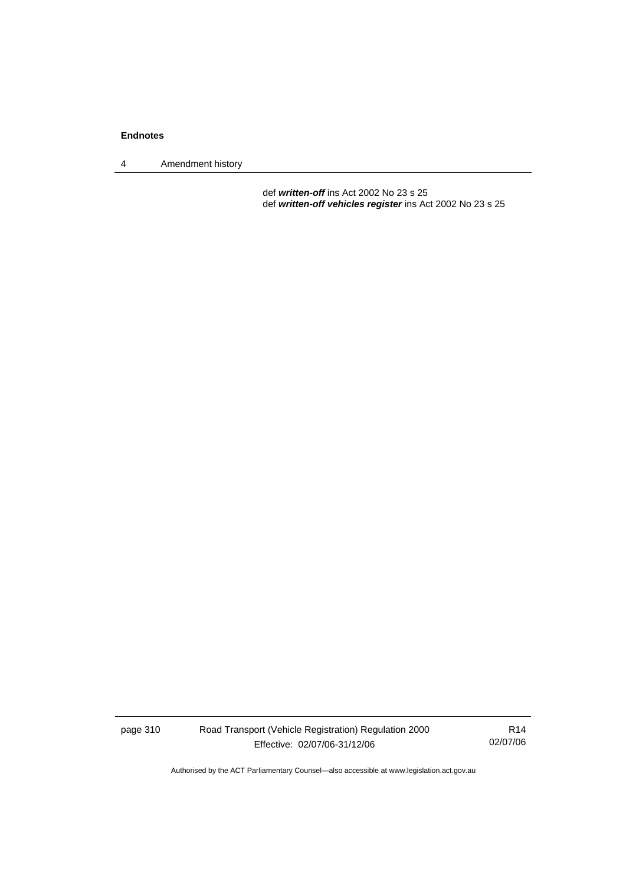def ***written-off*** ins Act 2002 No 23 s 25
def ***written-off vehicles register*** ins Act 2002 No 23 s 25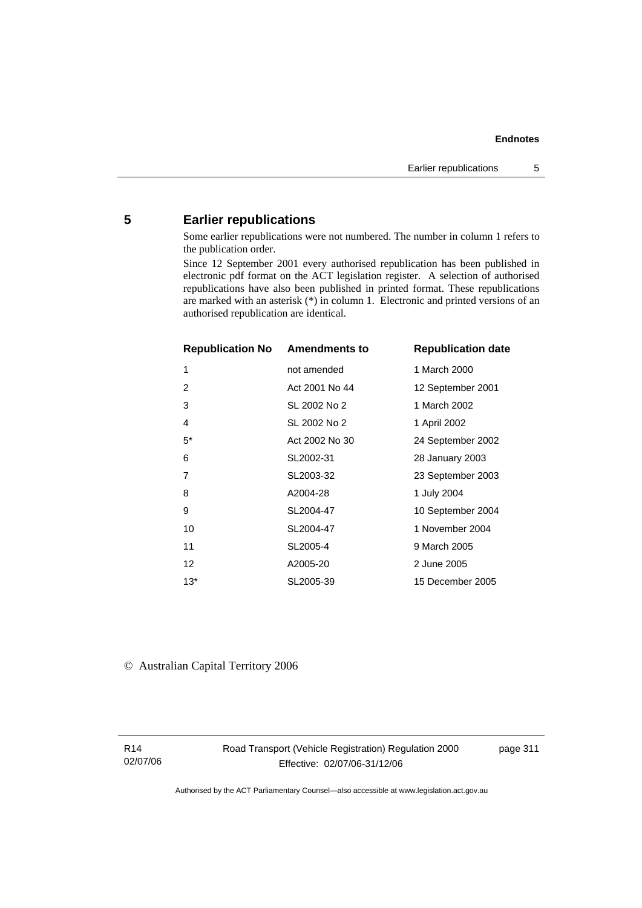## 5 Earlier republications

Some earlier republications were not numbered. The number in column 1 refers to the publication order.

Since 12 September 2001 every authorised republication has been published in electronic pdf format on the ACT legislation register. A selection of authorised republications have also been published in printed format. These republications are marked with an asterisk (*) in column 1. Electronic and printed versions of an authorised republication are identical.

| Republication No | Amendments to | Republication date |
|---|---|---|
| 1 | not amended | 1 March 2000 |
| 2 | Act 2001 No 44 | 12 September 2001 |
| 3 | SL 2002 No 2 | 1 March 2002 |
| 4 | SL 2002 No 2 | 1 April 2002 |
| 5* | Act 2002 No 30 | 24 September 2002 |
| 6 | SL2002-31 | 28 January 2003 |
| 7 | SL2003-32 | 23 September 2003 |
| 8 | A2004-28 | 1 July 2004 |
| 9 | SL2004-47 | 10 September 2004 |
| 10 | SL2004-47 | 1 November 2004 |
| 11 | SL2005-4 | 9 March 2005 |
| 12 | A2005-20 | 2 June 2005 |
| 13* | SL2005-39 | 15 December 2005 |

© Australian Capital Territory 2006